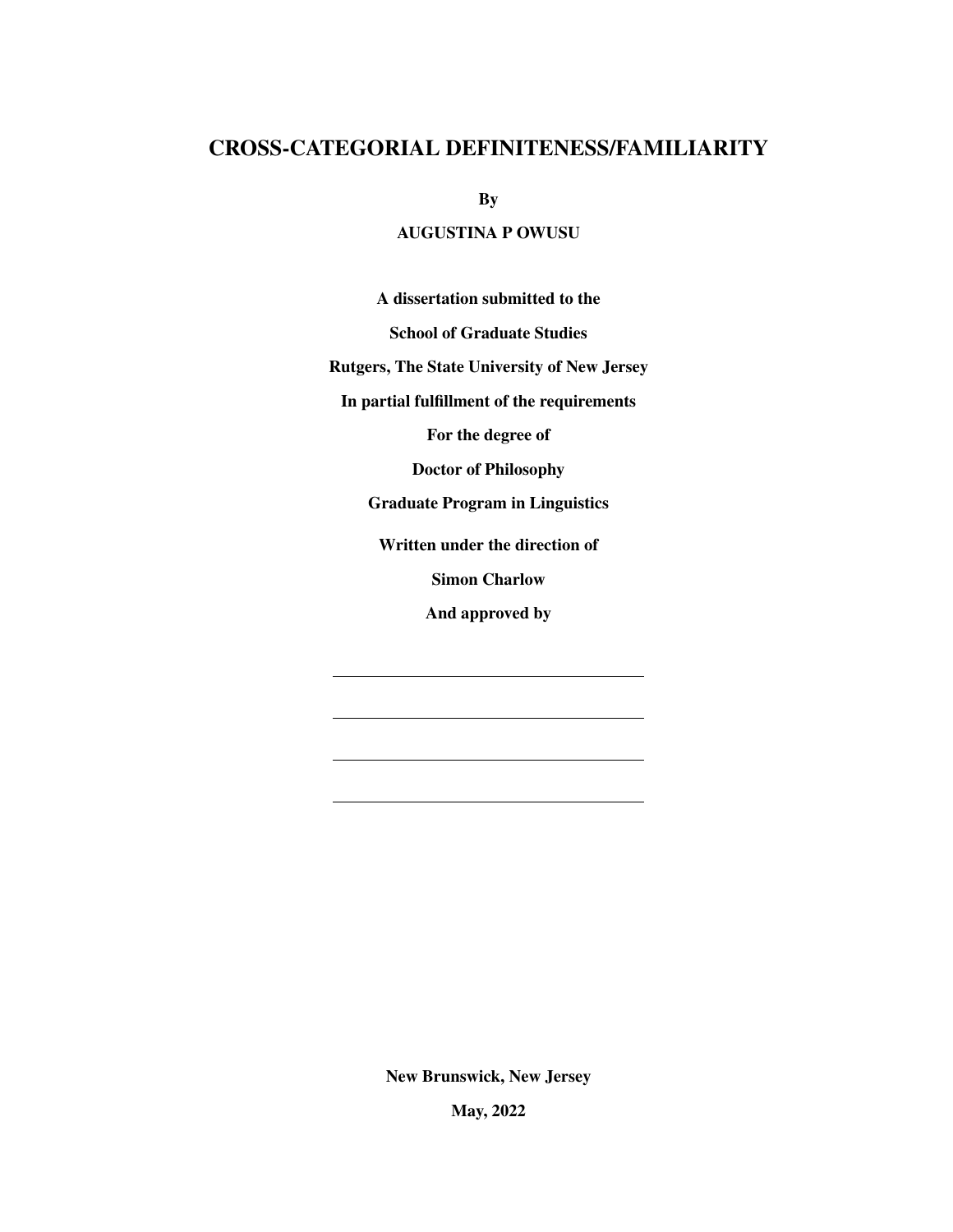# CROSS-CATEGORIAL DEFINITENESS/FAMILIARITY

**By**

**AUGUSTINA P OWUSU**

**A dissertation submitted to the**

**School of Graduate Studies**

**Rutgers, The State University of New Jersey**

**In partial fulfillment of the requirements**

**For the degree of**

**Doctor of Philosophy**

**Graduate Program in Linguistics**

**Written under the direction of**

**Simon Charlow**

**And approved by**

\_\_\_\_\_\_\_\_\_\_\_\_\_\_\_\_\_\_\_\_\_\_\_\_\_\_\_\_\_\_\_\_\_\_\_\_\_\_\_\_

\_\_\_\_\_\_\_\_\_\_\_\_\_\_\_\_\_\_\_\_\_\_\_\_\_\_\_\_\_\_\_\_\_\_\_\_\_\_\_\_

\_\_\_\_\_\_\_\_\_\_\_\_\_\_\_\_\_\_\_\_\_\_\_\_\_\_\_\_\_\_\_\_\_\_\_\_\_\_\_\_

\_\_\_\_\_\_\_\_\_\_\_\_\_\_\_\_\_\_\_\_\_\_\_\_\_\_\_\_\_\_\_\_\_\_\_\_\_\_\_\_

**New Brunswick, New Jersey**

**May, 2022**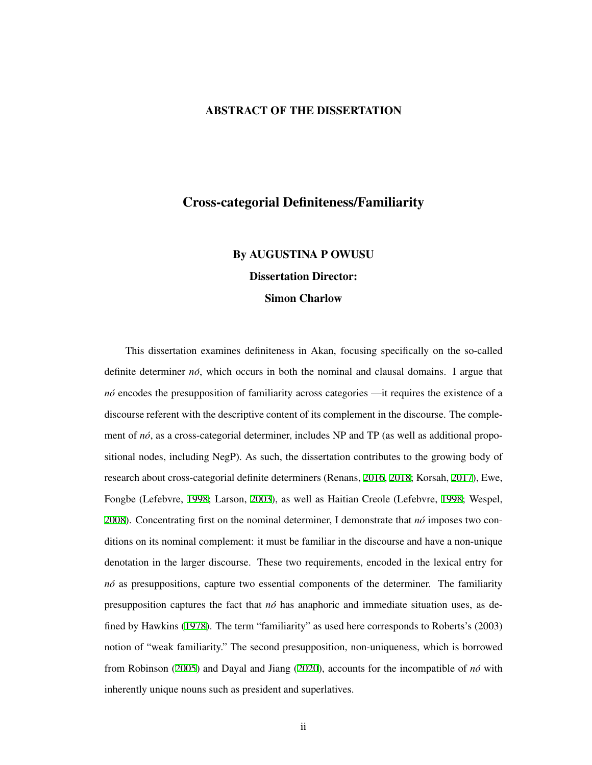## ABSTRACT OF THE DISSERTATION

# Cross-categorial Definiteness/Familiarity

**By AUGUSTINA P OWUSU**

**Dissertation Director:**

**Simon Charlow**

This dissertation examines definiteness in Akan, focusing specifically on the so-called definite determiner *nó*, which occurs in both the nominal and clausal domains. I argue that *nó* encodes the presupposition of familiarity across categories —it requires the existence of a discourse referent with the descriptive content of its complement in the discourse. The complement of *nó*, as a cross-categorial determiner, includes NP and TP (as well as additional propositional nodes, including NegP). As such, the dissertation contributes to the growing body of research about cross-categorial definite determiners (Renans, 2016, 2018; Korsah, 2017), Ewe, Fongbe (Lefebvre, 1998; Larson, 2003), as well as Haitian Creole (Lefebvre, 1998; Wespel, 2008). Concentrating first on the nominal determiner, I demonstrate that *nó* imposes two conditions on its nominal complement: it must be familiar in the discourse and have a non-unique denotation in the larger discourse. These two requirements, encoded in the lexical entry for *nó* as presuppositions, capture two essential components of the determiner. The familiarity presupposition captures the fact that *nó* has anaphoric and immediate situation uses, as defined by Hawkins (1978). The term "familiarity" as used here corresponds to Roberts's (2003) notion of "weak familiarity." The second presupposition, non-uniqueness, which is borrowed from Robinson (2005) and Dayal and Jiang (2020), accounts for the incompatible of *nó* with inherently unique nouns such as president and superlatives.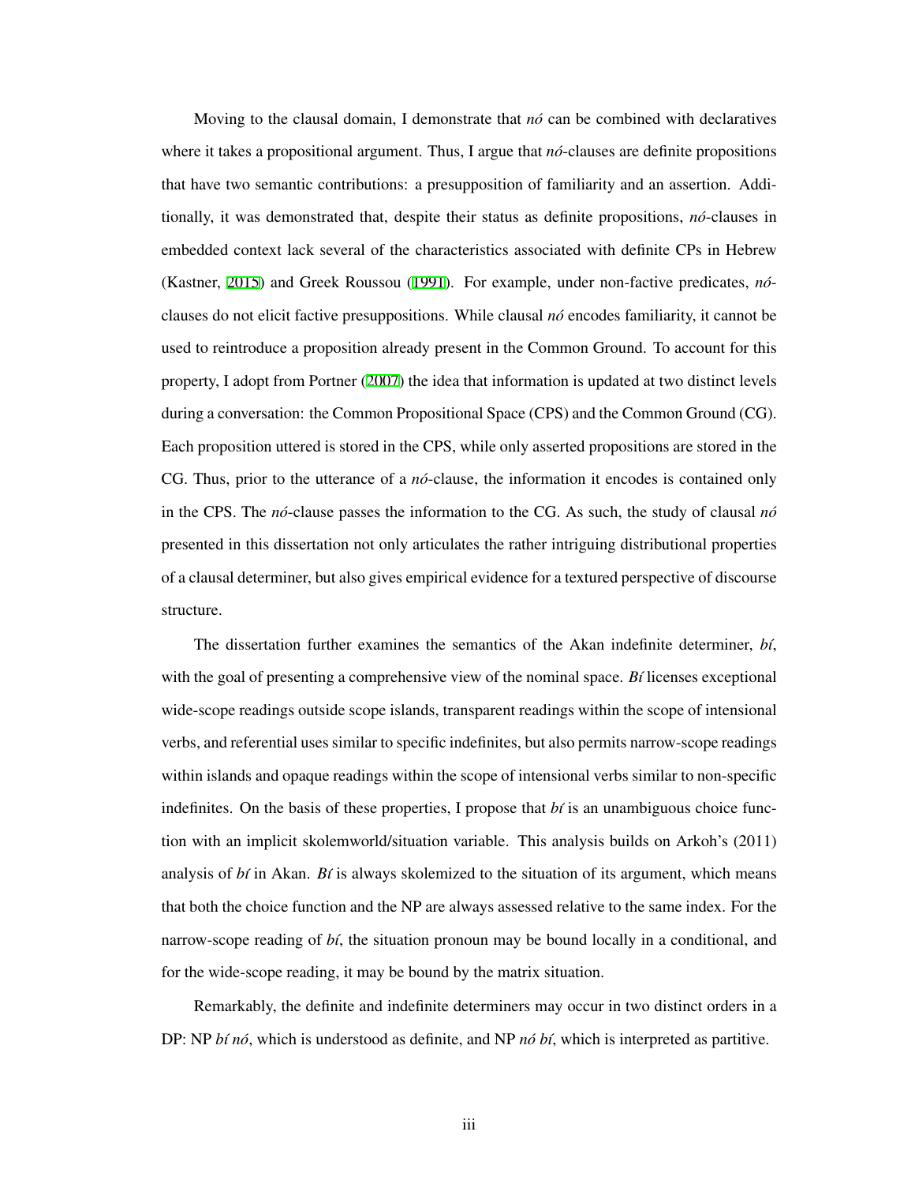Moving to the clausal domain, I demonstrate that *nó* can be combined with declaratives where it takes a propositional argument. Thus, I argue that *nó*-clauses are definite propositions that have two semantic contributions: a presupposition of familiarity and an assertion. Additionally, it was demonstrated that, despite their status as definite propositions, *nó*-clauses in embedded context lack several of the characteristics associated with definite CPs in Hebrew (Kastner, 2015) and Greek Roussou (1991). For example, under non-factive predicates, *nó*-clauses do not elicit factive presuppositions. While clausal *nó* encodes familiarity, it cannot be used to reintroduce a proposition already present in the Common Ground. To account for this property, I adopt from Portner (2007) the idea that information is updated at two distinct levels during a conversation: the Common Propositional Space (CPS) and the Common Ground (CG). Each proposition uttered is stored in the CPS, while only asserted propositions are stored in the CG. Thus, prior to the utterance of a *nó*-clause, the information it encodes is contained only in the CPS. The *nó*-clause passes the information to the CG. As such, the study of clausal *nó* presented in this dissertation not only articulates the rather intriguing distributional properties of a clausal determiner, but also gives empirical evidence for a textured perspective of discourse structure.

The dissertation further examines the semantics of the Akan indefinite determiner, *bí*, with the goal of presenting a comprehensive view of the nominal space. *Bí* licenses exceptional wide-scope readings outside scope islands, transparent readings within the scope of intensional verbs, and referential uses similar to specific indefinites, but also permits narrow-scope readings within islands and opaque readings within the scope of intensional verbs similar to non-specific indefinites. On the basis of these properties, I propose that *bí* is an unambiguous choice function with an implicit skolemworld/situation variable. This analysis builds on Arkoh's (2011) analysis of *bí* in Akan. *Bí* is always skolemized to the situation of its argument, which means that both the choice function and the NP are always assessed relative to the same index. For the narrow-scope reading of *bí*, the situation pronoun may be bound locally in a conditional, and for the wide-scope reading, it may be bound by the matrix situation.

Remarkably, the definite and indefinite determiners may occur in two distinct orders in a DP: NP *bí nó*, which is understood as definite, and NP *nó bí*, which is interpreted as partitive.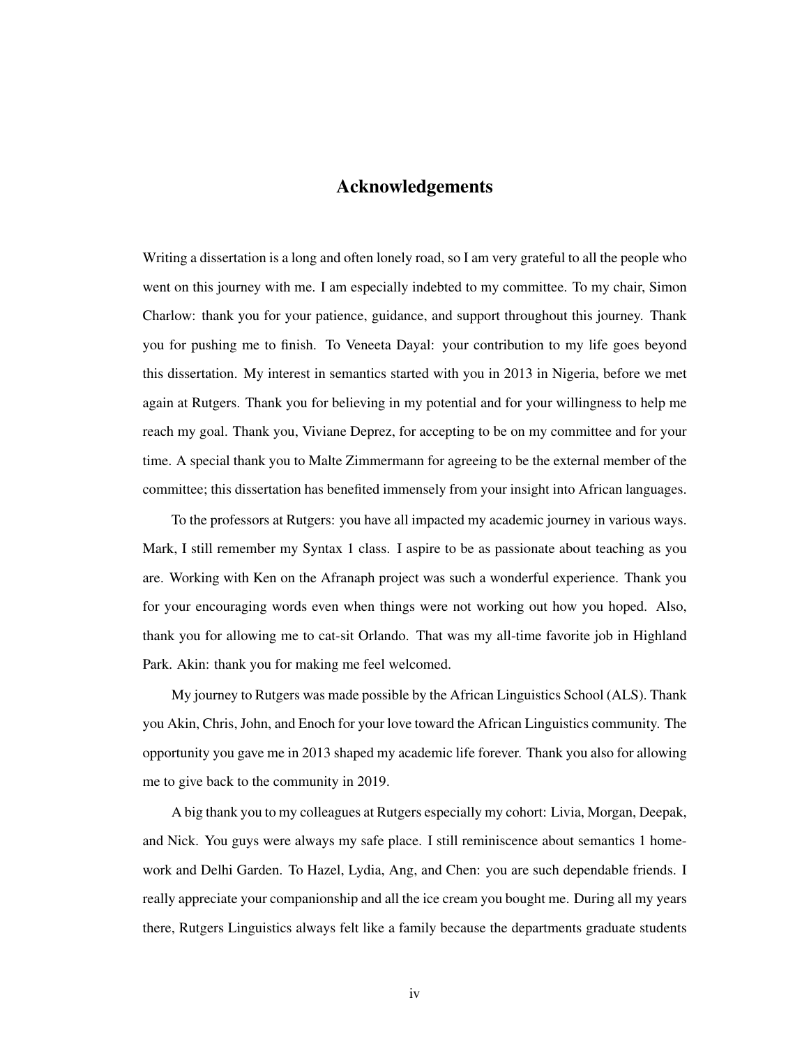# Acknowledgements

Writing a dissertation is a long and often lonely road, so I am very grateful to all the people who went on this journey with me. I am especially indebted to my committee. To my chair, Simon Charlow: thank you for your patience, guidance, and support throughout this journey. Thank you for pushing me to finish. To Veneeta Dayal: your contribution to my life goes beyond this dissertation. My interest in semantics started with you in 2013 in Nigeria, before we met again at Rutgers. Thank you for believing in my potential and for your willingness to help me reach my goal. Thank you, Viviane Deprez, for accepting to be on my committee and for your time. A special thank you to Malte Zimmermann for agreeing to be the external member of the committee; this dissertation has benefited immensely from your insight into African languages.

To the professors at Rutgers: you have all impacted my academic journey in various ways. Mark, I still remember my Syntax 1 class. I aspire to be as passionate about teaching as you are. Working with Ken on the Afranaph project was such a wonderful experience. Thank you for your encouraging words even when things were not working out how you hoped. Also, thank you for allowing me to cat-sit Orlando. That was my all-time favorite job in Highland Park. Akin: thank you for making me feel welcomed.

My journey to Rutgers was made possible by the African Linguistics School (ALS). Thank you Akin, Chris, John, and Enoch for your love toward the African Linguistics community. The opportunity you gave me in 2013 shaped my academic life forever. Thank you also for allowing me to give back to the community in 2019.

A big thank you to my colleagues at Rutgers especially my cohort: Livia, Morgan, Deepak, and Nick. You guys were always my safe place. I still reminiscence about semantics 1 homework and Delhi Garden. To Hazel, Lydia, Ang, and Chen: you are such dependable friends. I really appreciate your companionship and all the ice cream you bought me. During all my years there, Rutgers Linguistics always felt like a family because the departments graduate students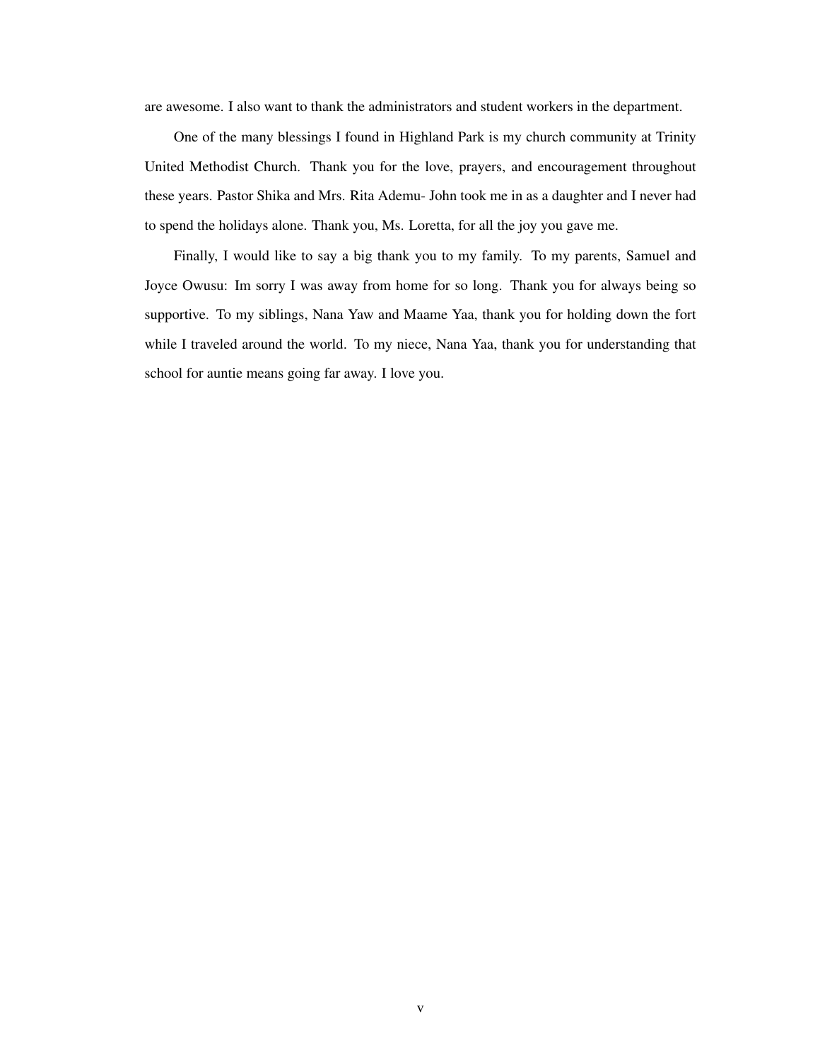are awesome. I also want to thank the administrators and student workers in the department.

One of the many blessings I found in Highland Park is my church community at Trinity United Methodist Church. Thank you for the love, prayers, and encouragement throughout these years. Pastor Shika and Mrs. Rita Ademu- John took me in as a daughter and I never had to spend the holidays alone. Thank you, Ms. Loretta, for all the joy you gave me.

Finally, I would like to say a big thank you to my family. To my parents, Samuel and Joyce Owusu: Im sorry I was away from home for so long. Thank you for always being so supportive. To my siblings, Nana Yaw and Maame Yaa, thank you for holding down the fort while I traveled around the world. To my niece, Nana Yaa, thank you for understanding that school for auntie means going far away. I love you.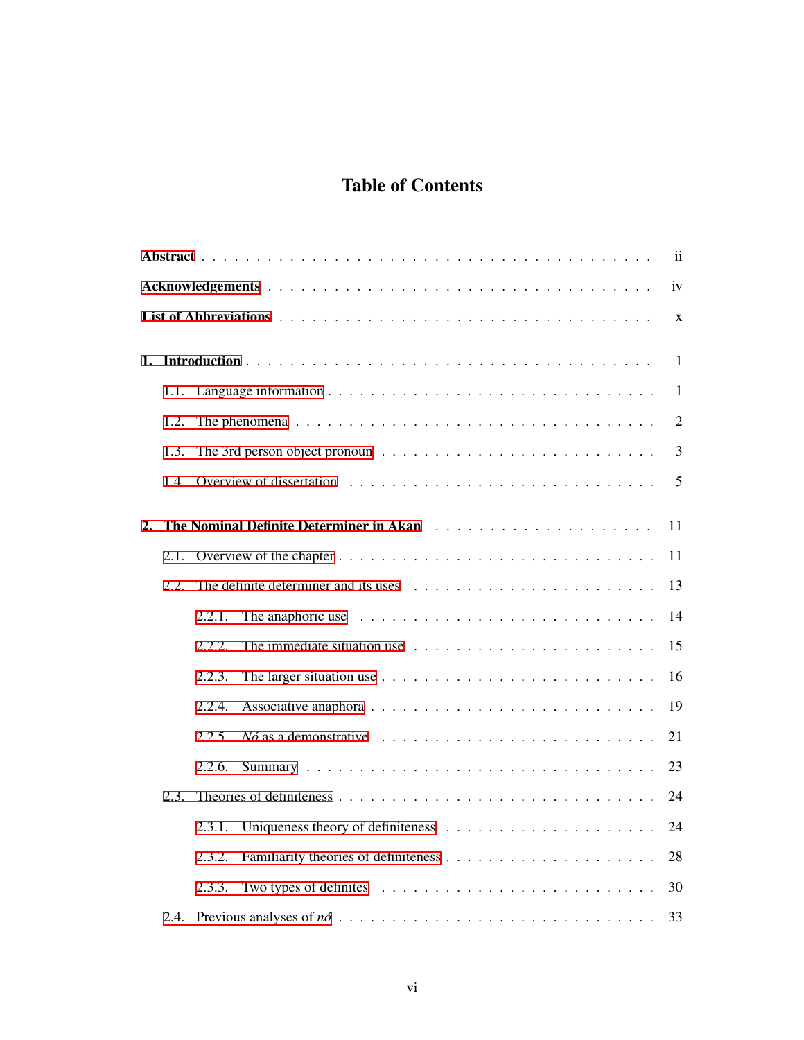# Table of Contents

**Abstract** . . . . . . . . . . . . . . . . . . . . . . . . . . . . . . . . . . . . . . ii

**Acknowledgements** . . . . . . . . . . . . . . . . . . . . . . . . . . . . . . . . . iv

**List of Abbreviations** . . . . . . . . . . . . . . . . . . . . . . . . . . . . . . . x

**1. Introduction** . . . . . . . . . . . . . . . . . . . . . . . . . . . . . . . . . . . 1

- 1.1. Language information . . . . . . . . . . . . . . . . . . . . . . . . . . . . . 1
- 1.2. The phenomena . . . . . . . . . . . . . . . . . . . . . . . . . . . . . . . . 2
- 1.3. The 3rd person object pronoun . . . . . . . . . . . . . . . . . . . . . . . . 3
- 1.4. Overview of dissertation . . . . . . . . . . . . . . . . . . . . . . . . . . . 5

**2. The Nominal Definite Determiner in Akan** . . . . . . . . . . . . . . . . . . . 11

- 2.1. Overview of the chapter . . . . . . . . . . . . . . . . . . . . . . . . . . . . 11
- 2.2. The definite determiner and its uses . . . . . . . . . . . . . . . . . . . . . 13
  - 2.2.1. The anaphoric use . . . . . . . . . . . . . . . . . . . . . . . . . . . 14
  - 2.2.2. The immediate situation use . . . . . . . . . . . . . . . . . . . . . . 15
  - 2.2.3. The larger situation use . . . . . . . . . . . . . . . . . . . . . . . . 16
  - 2.2.4. Associative anaphora . . . . . . . . . . . . . . . . . . . . . . . . . . 19
  - 2.2.5. *Nó* as a demonstrative . . . . . . . . . . . . . . . . . . . . . . . . 21
  - 2.2.6. Summary . . . . . . . . . . . . . . . . . . . . . . . . . . . . . . . . 23
- 2.3. Theories of definiteness . . . . . . . . . . . . . . . . . . . . . . . . . . . . 24
  - 2.3.1. Uniqueness theory of definiteness . . . . . . . . . . . . . . . . . . . . 24
  - 2.3.2. Familiarity theories of definiteness . . . . . . . . . . . . . . . . . . . 28
  - 2.3.3. Two types of definites . . . . . . . . . . . . . . . . . . . . . . . . . . 30
- 2.4. Previous analyses of *nó* . . . . . . . . . . . . . . . . . . . . . . . . . . . 33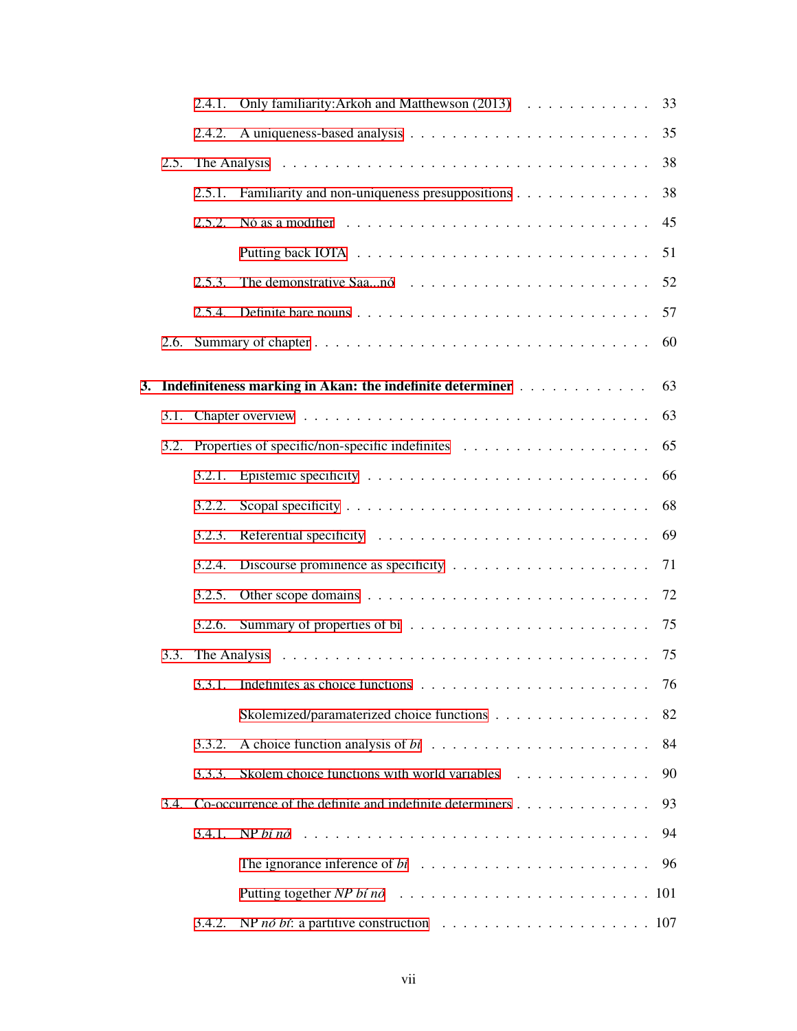2.4.1. Only familiarity:Arkoh and Matthewson (2013) . . . . . . . . . . . . 33

2.4.2. A uniqueness-based analysis . . . . . . . . . . . . . . . . . . . . . . . . 35

2.5. The Analysis . . . . . . . . . . . . . . . . . . . . . . . . . . . . . . . . 38

2.5.1. Familiarity and non-uniqueness presuppositions . . . . . . . . . . . . . 38

2.5.2. Nó as a modifier . . . . . . . . . . . . . . . . . . . . . . . . . . . . 45

Putting back IOTA . . . . . . . . . . . . . . . . . . . . . . . . . . . . 51

2.5.3. The demonstrative Saa...nó . . . . . . . . . . . . . . . . . . . . . . . 52

2.5.4. Definite bare nouns . . . . . . . . . . . . . . . . . . . . . . . . . . . 57

2.6. Summary of chapter . . . . . . . . . . . . . . . . . . . . . . . . . . . . . 60

**3. Indefiniteness marking in Akan: the indefinite determiner** . . . . . . . . . . . . 63

3.1. Chapter overview . . . . . . . . . . . . . . . . . . . . . . . . . . . . . . 63

3.2. Properties of specific/non-specific indefinites . . . . . . . . . . . . . . . . 65

3.2.1. Epistemic specificity . . . . . . . . . . . . . . . . . . . . . . . . . . 66

3.2.2. Scopal specificity . . . . . . . . . . . . . . . . . . . . . . . . . . . . 68

3.2.3. Referential specificity . . . . . . . . . . . . . . . . . . . . . . . . . . 69

3.2.4. Discourse prominence as specificity . . . . . . . . . . . . . . . . . . . 71

3.2.5. Other scope domains . . . . . . . . . . . . . . . . . . . . . . . . . . . 72

3.2.6. Summary of properties of bi . . . . . . . . . . . . . . . . . . . . . . . 75

3.3. The Analysis . . . . . . . . . . . . . . . . . . . . . . . . . . . . . . . . 75

3.3.1. Indefinites as choice functions . . . . . . . . . . . . . . . . . . . . . . 76

Skolemized/paramaterized choice functions . . . . . . . . . . . . . . . . 82

3.3.2. A choice function analysis of *bi* . . . . . . . . . . . . . . . . . . . . . 84

3.3.3. Skolem choice functions with world variables . . . . . . . . . . . . . . 90

3.4. Co-occurrence of the definite and indefinite determiners . . . . . . . . . . . . 93

3.4.1. NP *bí nó* . . . . . . . . . . . . . . . . . . . . . . . . . . . . . . . . 94

The ignorance inference of *bi* . . . . . . . . . . . . . . . . . . . . . . 96

Putting together *NP bí nó* . . . . . . . . . . . . . . . . . . . . . . . . 101

3.4.2. NP *nó bí*: a partitive construction . . . . . . . . . . . . . . . . . . . . 107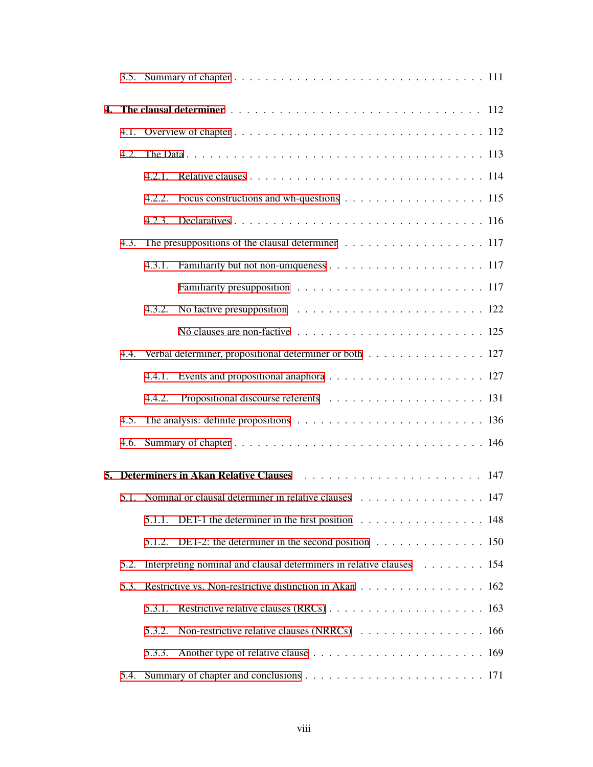3.5. Summary of chapter . . . . . . . . . . . . . . . . . . . . . . . . . . . . . . . 111

**4. The clausal determiner** . . . . . . . . . . . . . . . . . . . . . . . . . . . . . 112

4.1. Overview of chapter . . . . . . . . . . . . . . . . . . . . . . . . . . . . . . . 112

4.2. The Data . . . . . . . . . . . . . . . . . . . . . . . . . . . . . . . . . . . . 113

4.2.1. Relative clauses . . . . . . . . . . . . . . . . . . . . . . . . . . . . . 114

4.2.2. Focus constructions and wh-questions . . . . . . . . . . . . . . . . . 115

4.2.3. Declaratives . . . . . . . . . . . . . . . . . . . . . . . . . . . . . . 116

4.3. The presuppositions of the clausal determiner . . . . . . . . . . . . . . . . . 117

4.3.1. Familiarity but not non-uniqueness . . . . . . . . . . . . . . . . . . . 117

Familiarity presupposition . . . . . . . . . . . . . . . . . . . . . . . 117

4.3.2. No factive presupposition . . . . . . . . . . . . . . . . . . . . . . . 122

Nó clauses are non-factive . . . . . . . . . . . . . . . . . . . . . . . 125

4.4. Verbal determiner, propositional determiner or both . . . . . . . . . . . . . . 127

4.4.1. Events and propositional anaphora . . . . . . . . . . . . . . . . . . . 127

4.4.2. Propositional discourse referents . . . . . . . . . . . . . . . . . . . . 131

4.5. The analysis: definite propositions . . . . . . . . . . . . . . . . . . . . . . . 136

4.6. Summary of chapter . . . . . . . . . . . . . . . . . . . . . . . . . . . . . . . 146

**5. Determiners in Akan Relative Clauses** . . . . . . . . . . . . . . . . . . . . . 147

5.1. Nominal or clausal determiner in relative clauses . . . . . . . . . . . . . . . 147

5.1.1. DET-1 the determiner in the first position . . . . . . . . . . . . . . . 148

5.1.2. DET-2: the determiner in the second position . . . . . . . . . . . . . . 150

5.2. Interpreting nominal and clausal determiners in relative clauses . . . . . . . . 154

5.3. Restrictive vs. Non-restrictive distinction in Akan . . . . . . . . . . . . . . . 162

5.3.1. Restrictive relative clauses (RRCs) . . . . . . . . . . . . . . . . . . . 163

5.3.2. Non-restrictive relative clauses (NRRCs) . . . . . . . . . . . . . . . . 166

5.3.3. Another type of relative clause . . . . . . . . . . . . . . . . . . . . . 169

5.4. Summary of chapter and conclusions . . . . . . . . . . . . . . . . . . . . . . 171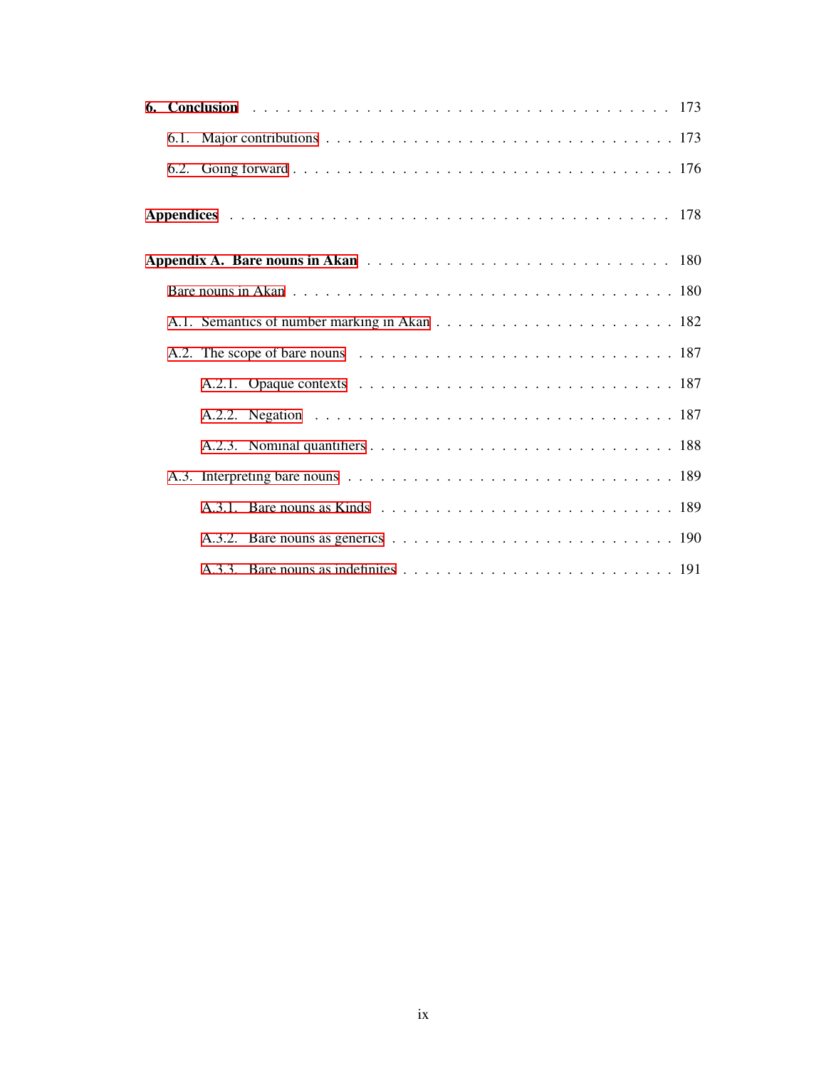**6. Conclusion** . . . . . . . . . . . . . . . . . . . . . . . . . . . . . . . . . . . 173

6.1. Major contributions . . . . . . . . . . . . . . . . . . . . . . . . . . . . . . . . 173

6.2. Going forward . . . . . . . . . . . . . . . . . . . . . . . . . . . . . . . . . . . 176

**Appendices** . . . . . . . . . . . . . . . . . . . . . . . . . . . . . . . . . . . . . 178

**Appendix A. Bare nouns in Akan** . . . . . . . . . . . . . . . . . . . . . . . . . . 180

Bare nouns in Akan . . . . . . . . . . . . . . . . . . . . . . . . . . . . . . . . . . 180

A.1. Semantics of number marking in Akan . . . . . . . . . . . . . . . . . . . . . 182

A.2. The scope of bare nouns . . . . . . . . . . . . . . . . . . . . . . . . . . . . 187

A.2.1. Opaque contexts . . . . . . . . . . . . . . . . . . . . . . . . . . . . 187

A.2.2. Negation . . . . . . . . . . . . . . . . . . . . . . . . . . . . . . . . 187

A.2.3. Nominal quantifiers . . . . . . . . . . . . . . . . . . . . . . . . . . 188

A.3. Interpreting bare nouns . . . . . . . . . . . . . . . . . . . . . . . . . . . . 189

A.3.1. Bare nouns as Kinds . . . . . . . . . . . . . . . . . . . . . . . . . . 189

A.3.2. Bare nouns as generics . . . . . . . . . . . . . . . . . . . . . . . . . 190

A.3.3. Bare nouns as indefinites . . . . . . . . . . . . . . . . . . . . . . . . 191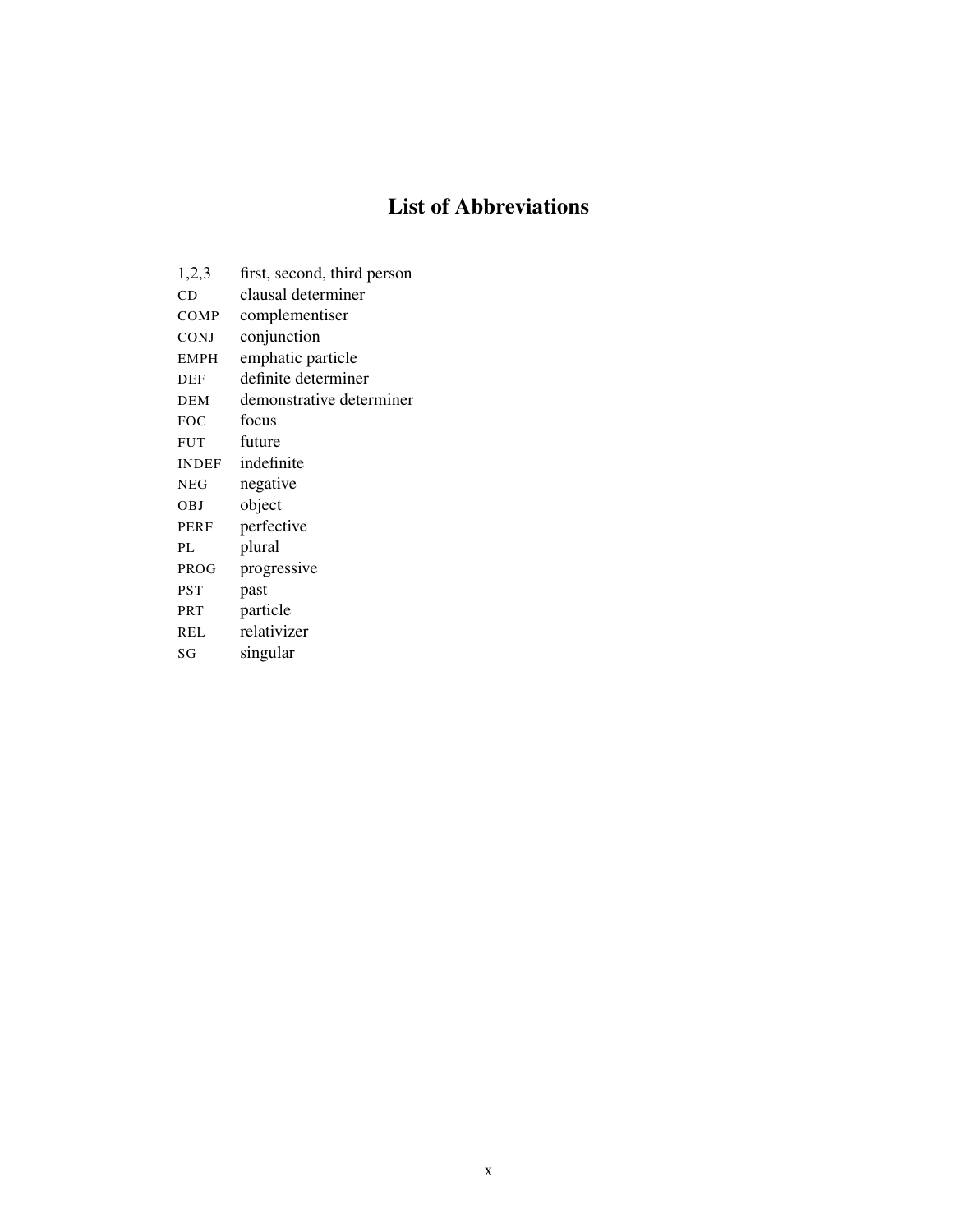# List of Abbreviations

| | |
|---|---|
| 1,2,3 | first, second, third person |
| CD | clausal determiner |
| COMP | complementiser |
| CONJ | conjunction |
| EMPH | emphatic particle |
| DEF | definite determiner |
| DEM | demonstrative determiner |
| FOC | focus |
| FUT | future |
| INDEF | indefinite |
| NEG | negative |
| OBJ | object |
| PERF | perfective |
| PL | plural |
| PROG | progressive |
| PST | past |
| PRT | particle |
| REL | relativizer |
| SG | singular |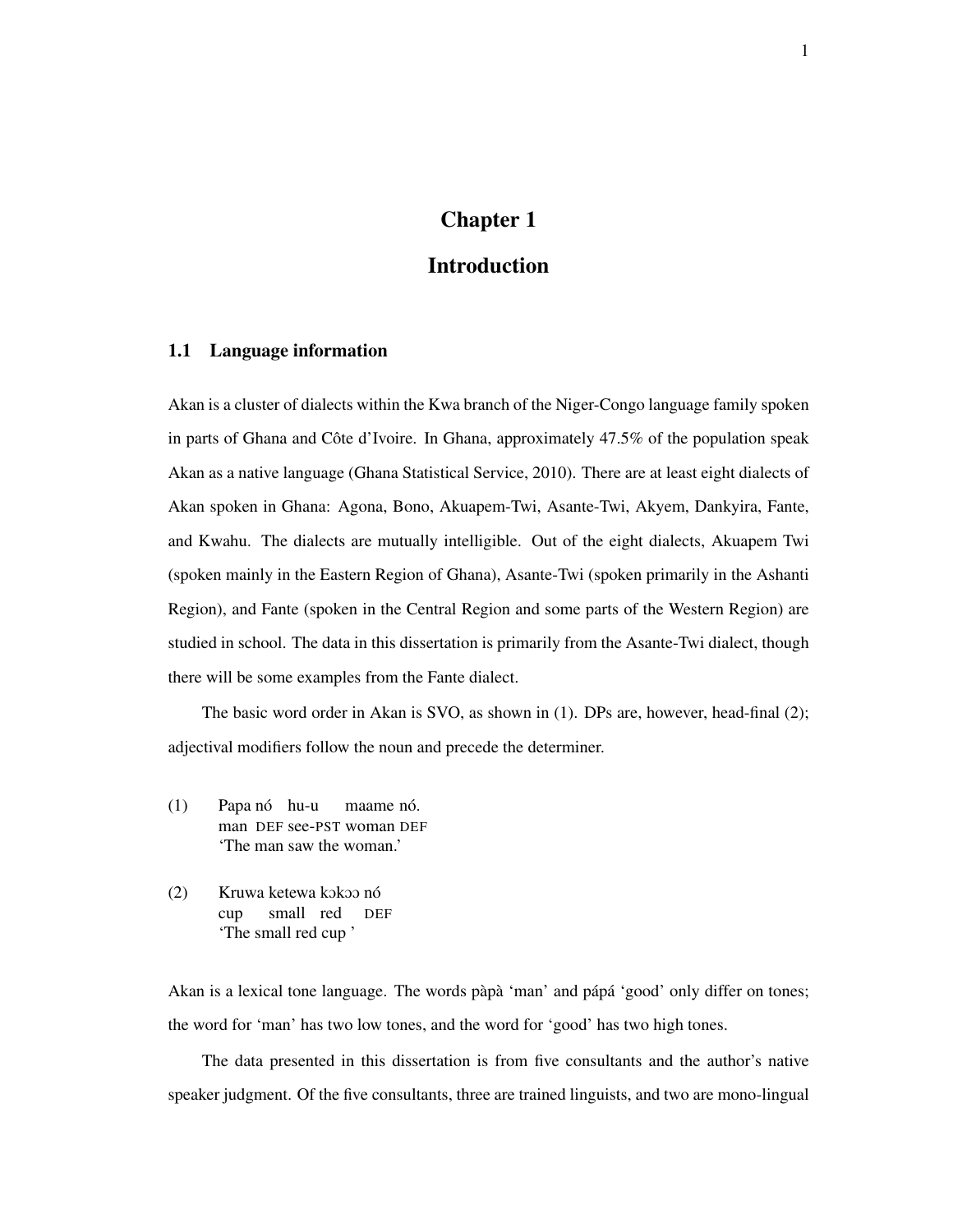# Chapter 1

# Introduction

## 1.1 Language information

Akan is a cluster of dialects within the Kwa branch of the Niger-Congo language family spoken in parts of Ghana and Côte d'Ivoire. In Ghana, approximately 47.5% of the population speak Akan as a native language (Ghana Statistical Service, 2010). There are at least eight dialects of Akan spoken in Ghana: Agona, Bono, Akuapem-Twi, Asante-Twi, Akyem, Dankyira, Fante, and Kwahu. The dialects are mutually intelligible. Out of the eight dialects, Akuapem Twi (spoken mainly in the Eastern Region of Ghana), Asante-Twi (spoken primarily in the Ashanti Region), and Fante (spoken in the Central Region and some parts of the Western Region) are studied in school. The data in this dissertation is primarily from the Asante-Twi dialect, though there will be some examples from the Fante dialect.

The basic word order in Akan is SVO, as shown in (1). DPs are, however, head-final (2); adjectival modifiers follow the noun and precede the determiner.

(1) Papa nó hu-u maame nó.
  man DEF see-PST woman DEF
  'The man saw the woman.'

(2) Kruwa ketewa kɔkɔɔ nó
  cup small red DEF
  'The small red cup '

Akan is a lexical tone language. The words pàpà 'man' and pápá 'good' only differ on tones; the word for 'man' has two low tones, and the word for 'good' has two high tones.

The data presented in this dissertation is from five consultants and the author's native speaker judgment. Of the five consultants, three are trained linguists, and two are mono-lingual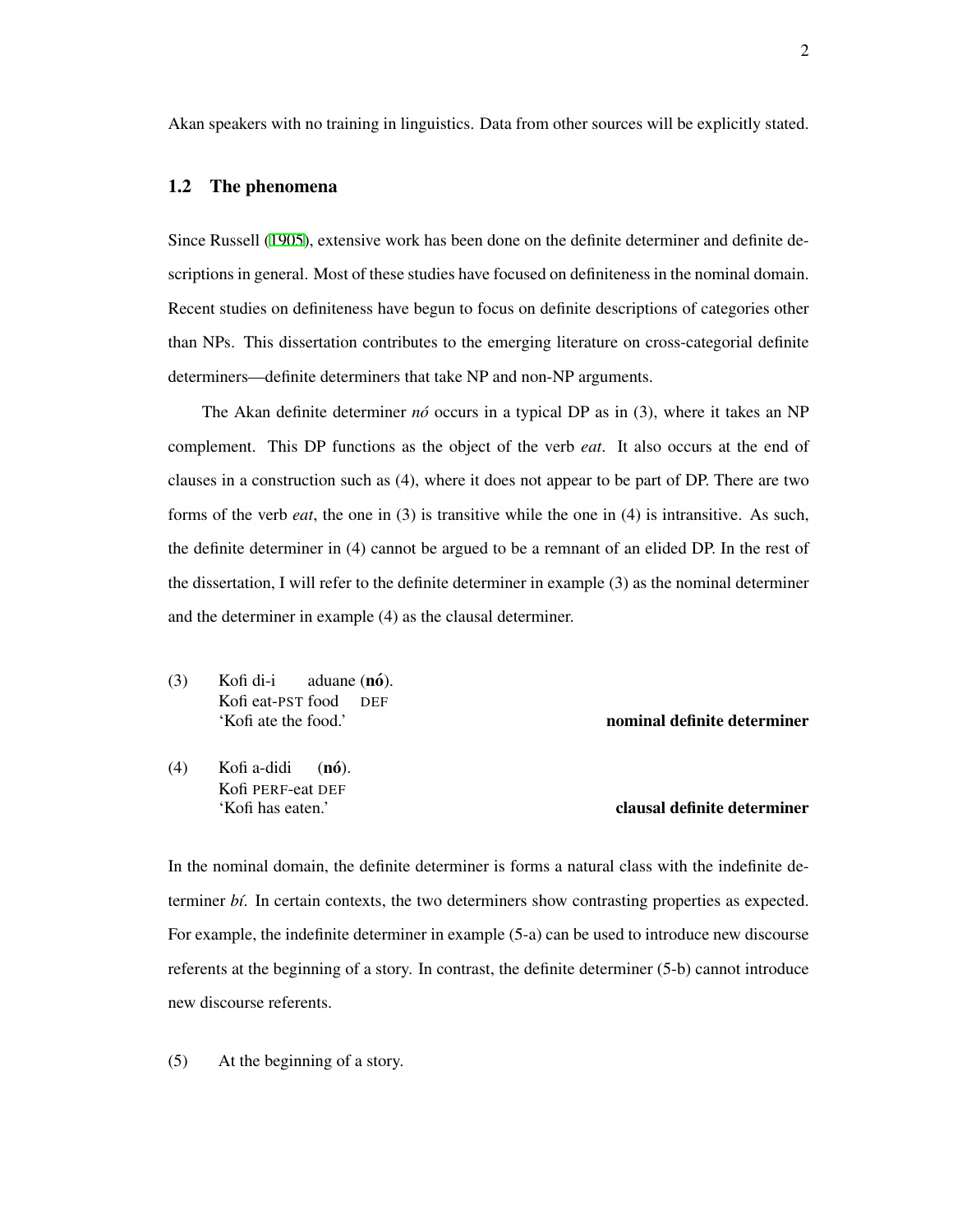Akan speakers with no training in linguistics. Data from other sources will be explicitly stated.

## 1.2 The phenomena

Since Russell (1905), extensive work has been done on the definite determiner and definite descriptions in general. Most of these studies have focused on definiteness in the nominal domain. Recent studies on definiteness have begun to focus on definite descriptions of categories other than NPs. This dissertation contributes to the emerging literature on cross-categorial definite determiners—definite determiners that take NP and non-NP arguments.

The Akan definite determiner *nó* occurs in a typical DP as in (3), where it takes an NP complement. This DP functions as the object of the verb *eat*. It also occurs at the end of clauses in a construction such as (4), where it does not appear to be part of DP. There are two forms of the verb *eat*, the one in (3) is transitive while the one in (4) is intransitive. As such, the definite determiner in (4) cannot be argued to be a remnant of an elided DP. In the rest of the dissertation, I will refer to the definite determiner in example (3) as the nominal determiner and the determiner in example (4) as the clausal determiner.

(3) Kofi di-i aduane (**nó**).
Kofi eat-PST food DEF
'Kofi ate the food.' **nominal definite determiner**

(4) Kofi a-didi (**nó**).
Kofi PERF-eat DEF
'Kofi has eaten.' **clausal definite determiner**

In the nominal domain, the definite determiner is forms a natural class with the indefinite determiner *bí*. In certain contexts, the two determiners show contrasting properties as expected. For example, the indefinite determiner in example (5-a) can be used to introduce new discourse referents at the beginning of a story. In contrast, the definite determiner (5-b) cannot introduce new discourse referents.

(5) At the beginning of a story.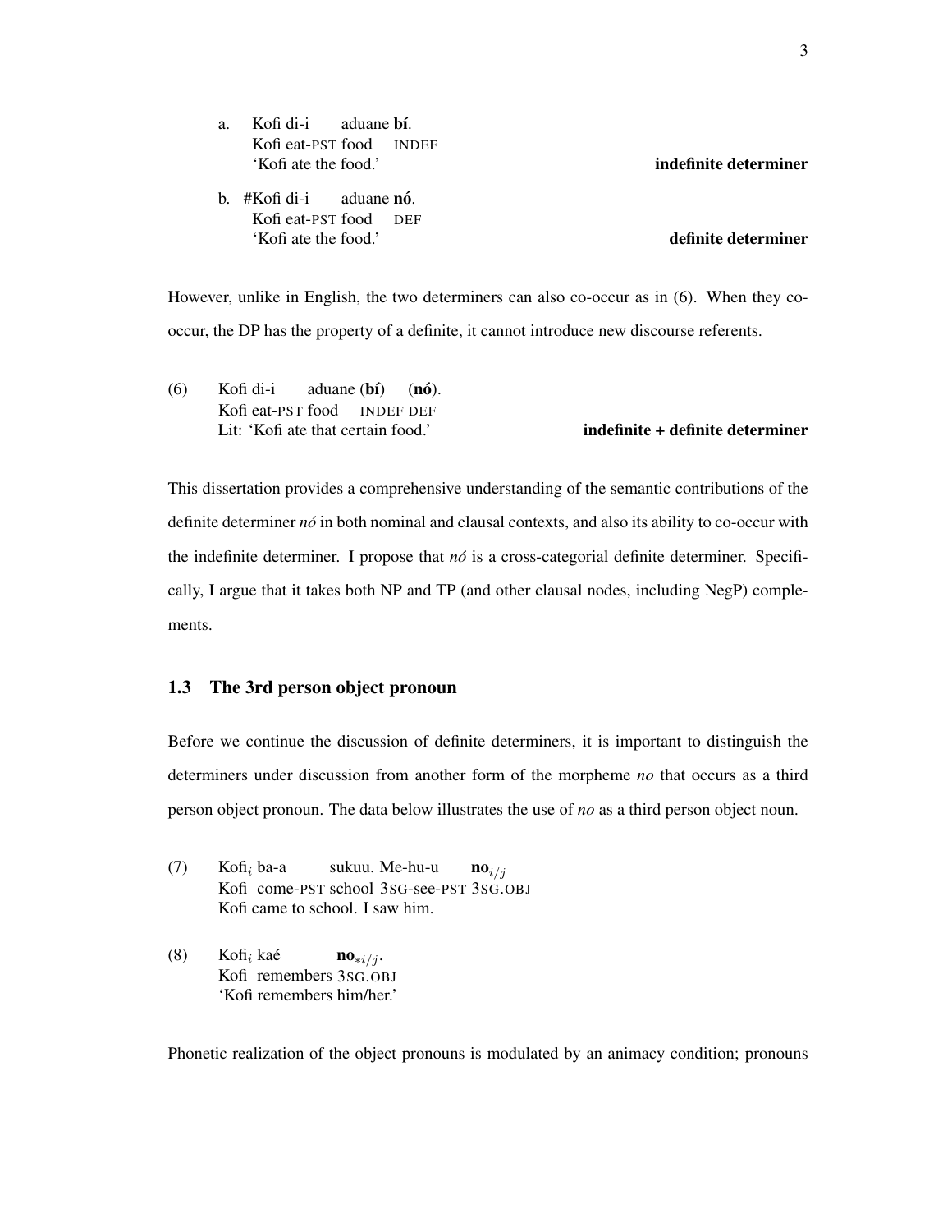a. Kofi di-i aduane **bí**.
   Kofi eat-PST food INDEF
   'Kofi ate the food.' **indefinite determiner**

b. #Kofi di-i aduane **nó**.
   Kofi eat-PST food DEF
   'Kofi ate the food.' **definite determiner**

However, unlike in English, the two determiners can also co-occur as in (6). When they co-occur, the DP has the property of a definite, it cannot introduce new discourse referents.

(6) Kofi di-i aduane (**bí**) (**nó**).
    Kofi eat-PST food INDEF DEF
    Lit: 'Kofi ate that certain food.' **indefinite + definite determiner**

This dissertation provides a comprehensive understanding of the semantic contributions of the definite determiner *nó* in both nominal and clausal contexts, and also its ability to co-occur with the indefinite determiner. I propose that *nó* is a cross-categorial definite determiner. Specifically, I argue that it takes both NP and TP (and other clausal nodes, including NegP) complements.

## 1.3 The 3rd person object pronoun

Before we continue the discussion of definite determiners, it is important to distinguish the determiners under discussion from another form of the morpheme *no* that occurs as a third person object pronoun. The data below illustrates the use of *no* as a third person object noun.

(7) Kofi$_i$ ba-a sukuu. Me-hu-u **no**$_{i/j}$
    Kofi come-PST school 3SG-see-PST 3SG.OBJ
    Kofi came to school. I saw him.

(8) Kofi$_i$ kaé **no**$_{*i/j}$.
    Kofi remembers 3SG.OBJ
    'Kofi remembers him/her.'

Phonetic realization of the object pronouns is modulated by an animacy condition; pronouns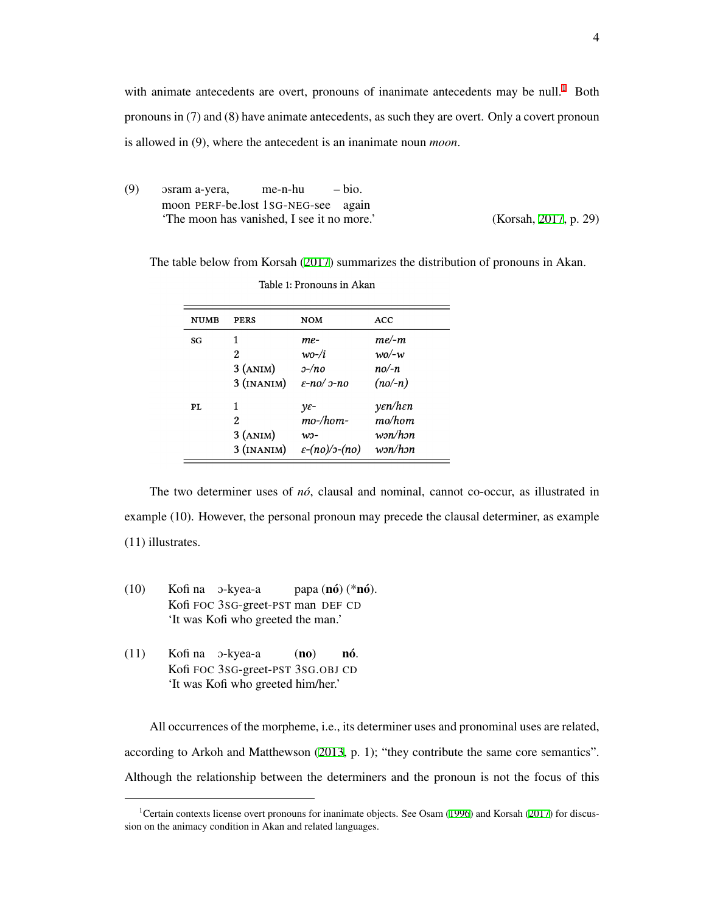with animate antecedents are overt, pronouns of inanimate antecedents may be null.[1] Both pronouns in (7) and (8) have animate antecedents, as such they are overt. Only a covert pronoun is allowed in (9), where the antecedent is an inanimate noun *moon*.

(9) ɔsram a-yera, me-n-hu – bio.
moon PERF-be.lost 1SG-NEG-see again
'The moon has vanished, I see it no more.' (Korsah, 2017, p. 29)

The table below from Korsah (2017) summarizes the distribution of pronouns in Akan.

Table 1: Pronouns in Akan

| NUMB | PERS | NOM | ACC |
|---|---|---|---|
| SG | 1 | *me-* | *me/-m* |
| | 2 | *wo-/i* | *wo/-w* |
| | 3 (ANIM) | *ɔ-/no* | *no/-n* |
| | 3 (INANIM) | *ɛ-no/ ɔ-no* | *(no/-n)* |
| PL | 1 | *yɛ-* | *yɛn/hɛn* |
| | 2 | *mo-/hom-* | *mo/hom* |
| | 3 (ANIM) | *wɔ-* | *wɔn/hɔn* |
| | 3 (INANIM) | *ɛ-(no)/ɔ-(no)* | *wɔn/hɔn* |

The two determiner uses of *nó*, clausal and nominal, cannot co-occur, as illustrated in example (10). However, the personal pronoun may precede the clausal determiner, as example (11) illustrates.

(10) Kofi na ɔ-kyea-a papa (**nó**) (\***nó**).
Kofi FOC 3SG-greet-PST man DEF CD
'It was Kofi who greeted the man.'

(11) Kofi na ɔ-kyea-a (**no**) **nó**.
Kofi FOC 3SG-greet-PST 3SG.OBJ CD
'It was Kofi who greeted him/her.'

All occurrences of the morpheme, i.e., its determiner uses and pronominal uses are related, according to Arkoh and Matthewson (2013, p. 1); "they contribute the same core semantics". Although the relationship between the determiners and the pronoun is not the focus of this

[1] Certain contexts license overt pronouns for inanimate objects. See Osam (1996) and Korsah (2017) for discussion on the animacy condition in Akan and related languages.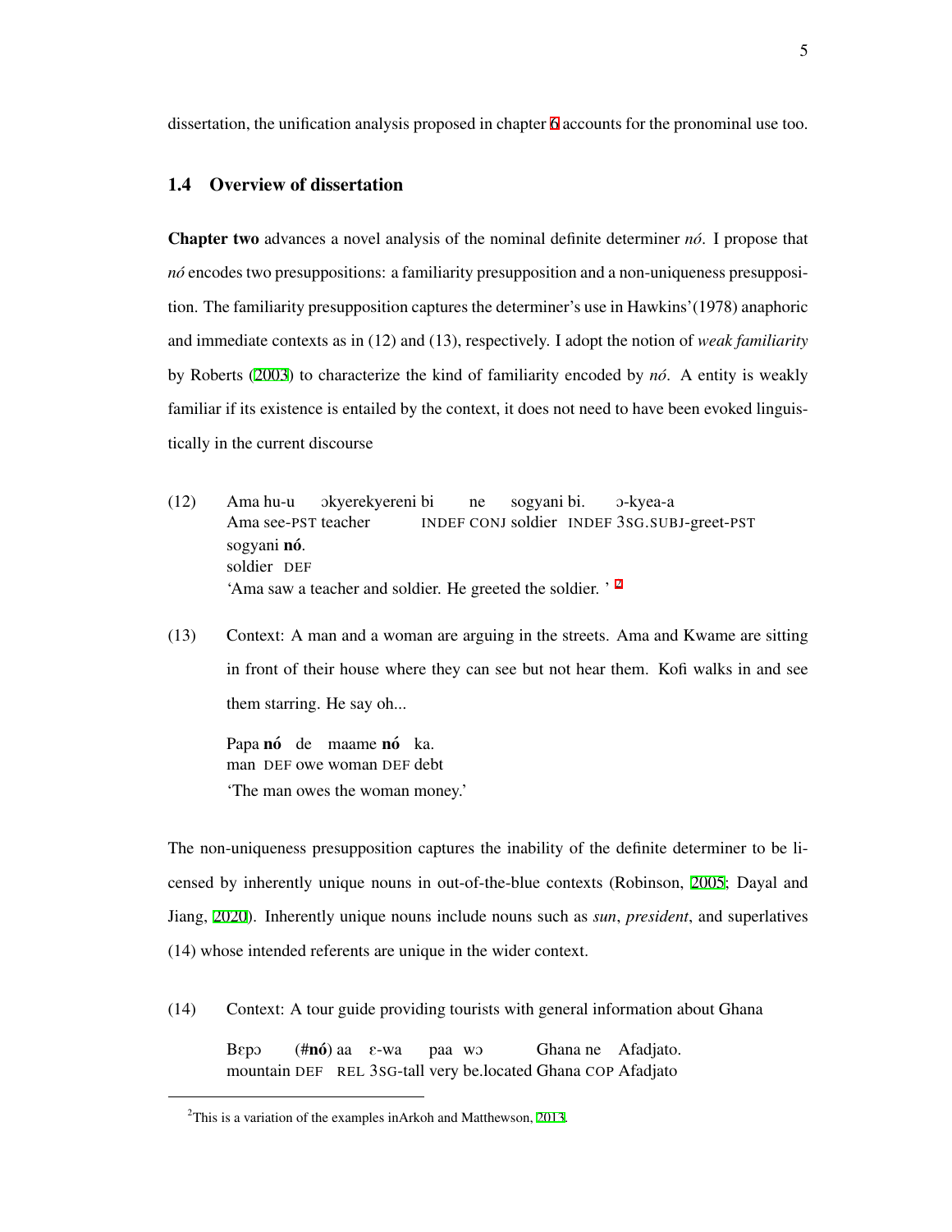dissertation, the unification analysis proposed in chapter 6 accounts for the pronominal use too.

## 1.4 Overview of dissertation

**Chapter two** advances a novel analysis of the nominal definite determiner *nó*. I propose that *nó* encodes two presuppositions: a familiarity presupposition and a non-uniqueness presupposition. The familiarity presupposition captures the determiner's use in Hawkins'(1978) anaphoric and immediate contexts as in (12) and (13), respectively. I adopt the notion of *weak familiarity* by Roberts (2003) to characterize the kind of familiarity encoded by *nó*. A entity is weakly familiar if its existence is entailed by the context, it does not need to have been evoked linguistically in the current discourse

(12) Ama hu-u ɔkyerekyereni bi ne sogyani bi. ɔ-kyea-a
Ama see-PST teacher INDEF CONJ soldier INDEF 3SG.SUBJ-greet-PST
sogyani **nó**.
soldier DEF
'Ama saw a teacher and soldier. He greeted the soldier. ' [2]

(13) Context: A man and a woman are arguing in the streets. Ama and Kwame are sitting in front of their house where they can see but not hear them. Kofi walks in and see them starring. He say oh...

Papa **nó** de maame **nó** ka.
man DEF owe woman DEF debt
'The man owes the woman money.'

The non-uniqueness presupposition captures the inability of the definite determiner to be licensed by inherently unique nouns in out-of-the-blue contexts (Robinson, 2005; Dayal and Jiang, 2020). Inherently unique nouns include nouns such as *sun*, *president*, and superlatives (14) whose intended referents are unique in the wider context.

(14) Context: A tour guide providing tourists with general information about Ghana

Bɛpɔ (#**nó**) aa ɛ-wa paa wɔ Ghana ne Afadjato.
mountain DEF REL 3SG-tall very be.located Ghana COP Afadjato

[2] This is a variation of the examples inArkoh and Matthewson, 2013.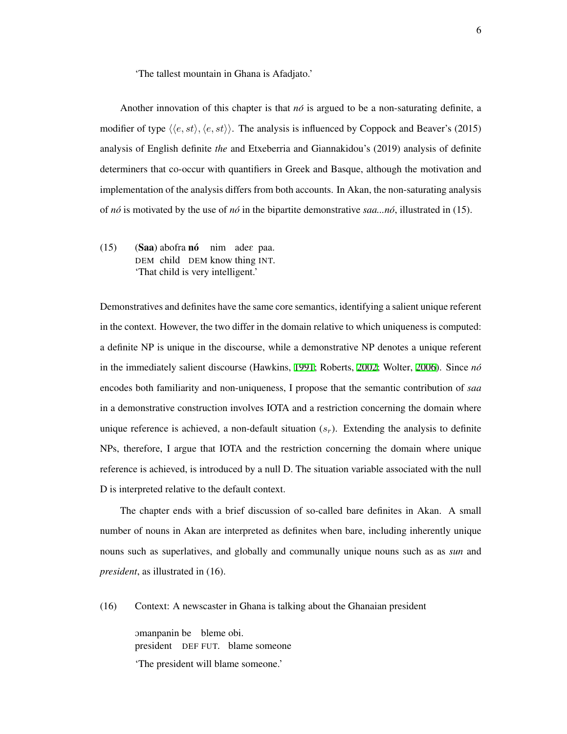'The tallest mountain in Ghana is Afadjato.'

Another innovation of this chapter is that *nó* is argued to be a non-saturating definite, a modifier of type $\langle\langle e, st\rangle, \langle e, st\rangle\rangle$. The analysis is influenced by Coppock and Beaver's (2015) analysis of English definite *the* and Etxeberria and Giannakidou's (2019) analysis of definite determiners that co-occur with quantifiers in Greek and Basque, although the motivation and implementation of the analysis differs from both accounts. In Akan, the non-saturating analysis of *nó* is motivated by the use of *nó* in the bipartite demonstrative *saa...nó*, illustrated in (15).

(15) (**Saa**) abofra **nó** nim adeɛ paa.
DEM child DEM know thing INT.
'That child is very intelligent.'

Demonstratives and definites have the same core semantics, identifying a salient unique referent in the context. However, the two differ in the domain relative to which uniqueness is computed: a definite NP is unique in the discourse, while a demonstrative NP denotes a unique referent in the immediately salient discourse (Hawkins, 1991; Roberts, 2002; Wolter, 2006). Since *nó* encodes both familiarity and non-uniqueness, I propose that the semantic contribution of *saa* in a demonstrative construction involves IOTA and a restriction concerning the domain where unique reference is achieved, a non-default situation ($s_r$). Extending the analysis to definite NPs, therefore, I argue that IOTA and the restriction concerning the domain where unique reference is achieved, is introduced by a null D. The situation variable associated with the null D is interpreted relative to the default context.

The chapter ends with a brief discussion of so-called bare definites in Akan. A small number of nouns in Akan are interpreted as definites when bare, including inherently unique nouns such as superlatives, and globally and communally unique nouns such as as *sun* and *president*, as illustrated in (16).

(16) Context: A newscaster in Ghana is talking about the Ghanaian president

ɔmanpanin be bleme obi.
president DEF FUT. blame someone
'The president will blame someone.'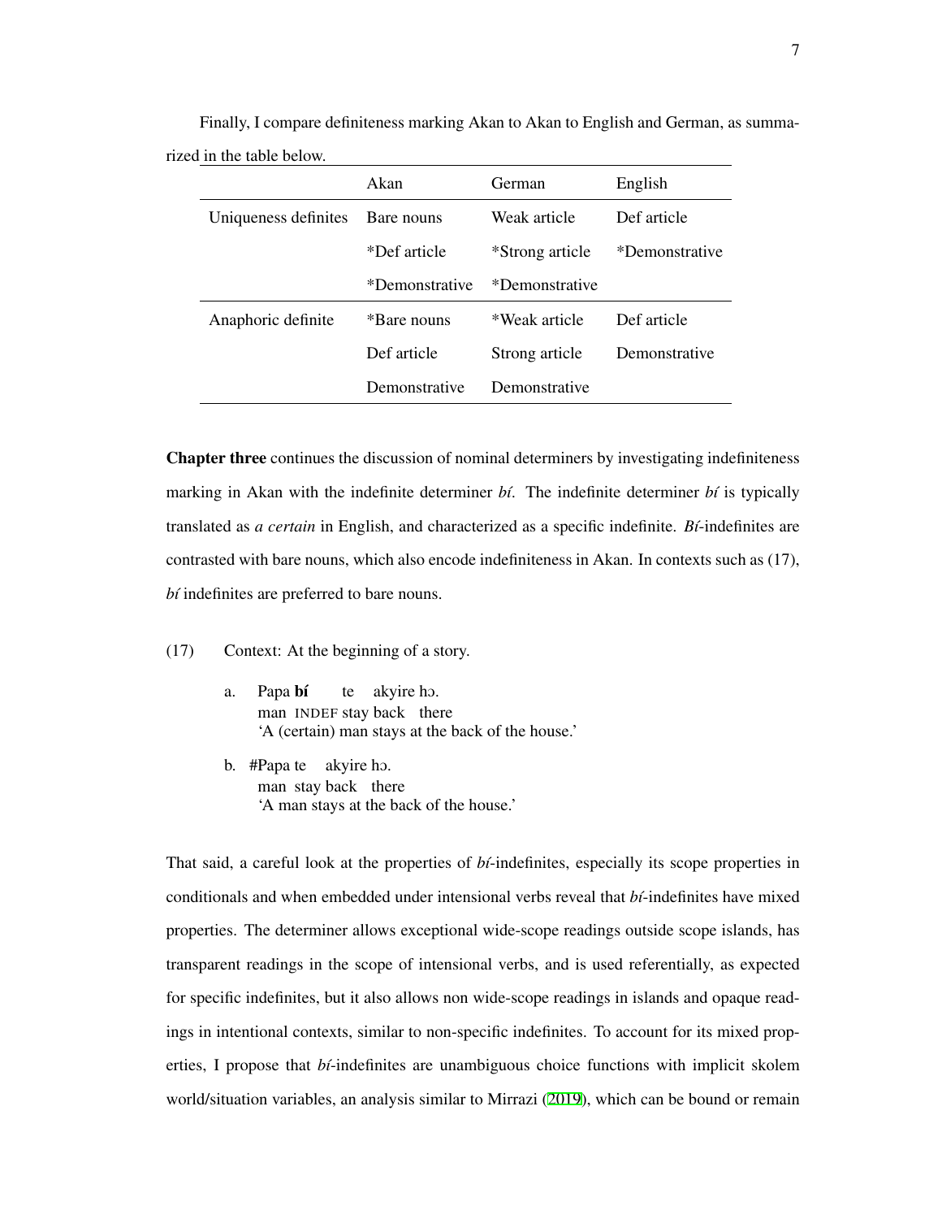Finally, I compare definiteness marking Akan to Akan to English and German, as summarized in the table below.

| | Akan | German | English |
|---|---|---|---|
| Uniqueness definites | Bare nouns | Weak article | Def article |
| | *Def article | *Strong article | *Demonstrative |
| | *Demonstrative | *Demonstrative | |
| Anaphoric definite | *Bare nouns | *Weak article | Def article |
| | Def article | Strong article | Demonstrative |
| | Demonstrative | Demonstrative | |

**Chapter three** continues the discussion of nominal determiners by investigating indefiniteness marking in Akan with the indefinite determiner *bí*. The indefinite determiner *bí* is typically translated as *a certain* in English, and characterized as a specific indefinite. *Bí*-indefinites are contrasted with bare nouns, which also encode indefiniteness in Akan. In contexts such as (17), *bí* indefinites are preferred to bare nouns.

(17) Context: At the beginning of a story.

a. Papa **bí** te akyire hɔ.
   man INDEF stay back there
   'A (certain) man stays at the back of the house.'

b. #Papa te akyire hɔ.
   man stay back there
   'A man stays at the back of the house.'

That said, a careful look at the properties of *bí*-indefinites, especially its scope properties in conditionals and when embedded under intensional verbs reveal that *bí*-indefinites have mixed properties. The determiner allows exceptional wide-scope readings outside scope islands, has transparent readings in the scope of intensional verbs, and is used referentially, as expected for specific indefinites, but it also allows non wide-scope readings in islands and opaque readings in intentional contexts, similar to non-specific indefinites. To account for its mixed properties, I propose that *bí*-indefinites are unambiguous choice functions with implicit skolem world/situation variables, an analysis similar to Mirrazi (2019), which can be bound or remain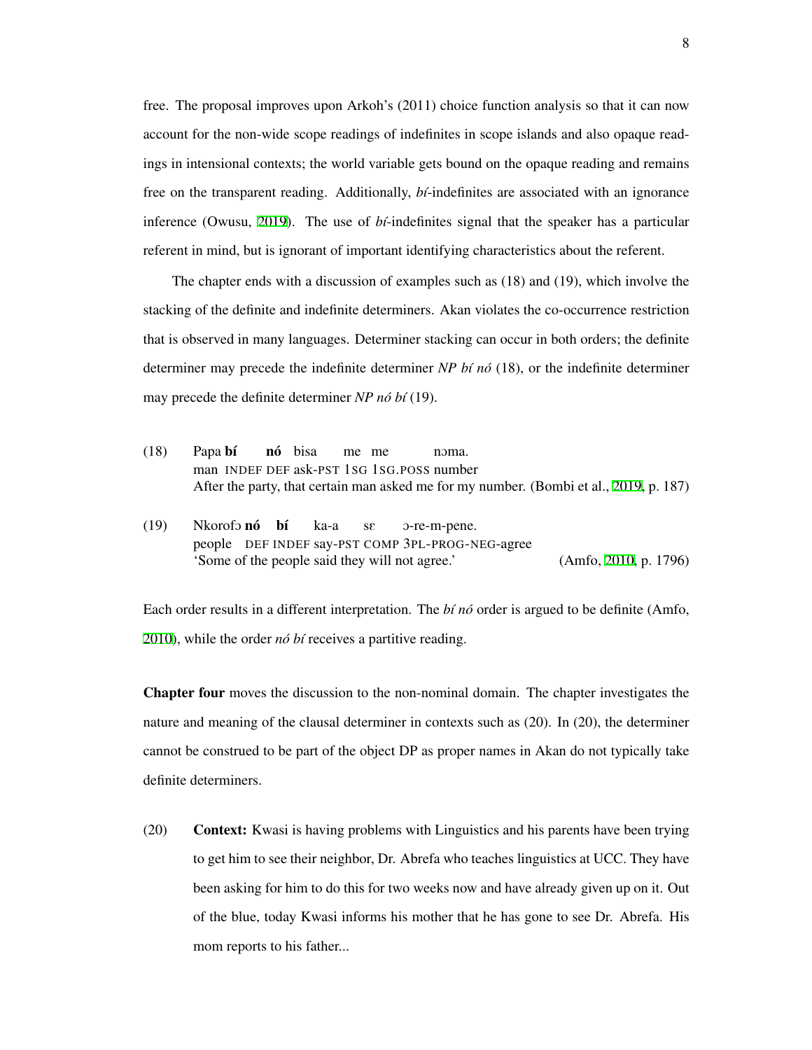free. The proposal improves upon Arkoh's (2011) choice function analysis so that it can now account for the non-wide scope readings of indefinites in scope islands and also opaque readings in intensional contexts; the world variable gets bound on the opaque reading and remains free on the transparent reading. Additionally, *bí*-indefinites are associated with an ignorance inference (Owusu, 2019). The use of *bí*-indefinites signal that the speaker has a particular referent in mind, but is ignorant of important identifying characteristics about the referent.

The chapter ends with a discussion of examples such as (18) and (19), which involve the stacking of the definite and indefinite determiners. Akan violates the co-occurrence restriction that is observed in many languages. Determiner stacking can occur in both orders; the definite determiner may precede the indefinite determiner *NP bí nó* (18), or the indefinite determiner may precede the definite determiner *NP nó bí* (19).

(18) Papa **bí** **nó** bisa me me nɔma.
man INDEF DEF ask-PST 1SG 1SG.POSS number
After the party, that certain man asked me for my number. (Bombi et al., 2019, p. 187)

(19) Nkorofɔ **nó** **bí** ka-a sɛ ɔ-re-m-pene.
people DEF INDEF say-PST COMP 3PL-PROG-NEG-agree
'Some of the people said they will not agree.' (Amfo, 2010, p. 1796)

Each order results in a different interpretation. The *bí nó* order is argued to be definite (Amfo, 2010), while the order *nó bí* receives a partitive reading.

**Chapter four** moves the discussion to the non-nominal domain. The chapter investigates the nature and meaning of the clausal determiner in contexts such as (20). In (20), the determiner cannot be construed to be part of the object DP as proper names in Akan do not typically take definite determiners.

(20) **Context:** Kwasi is having problems with Linguistics and his parents have been trying to get him to see their neighbor, Dr. Abrefa who teaches linguistics at UCC. They have been asking for him to do this for two weeks now and have already given up on it. Out of the blue, today Kwasi informs his mother that he has gone to see Dr. Abrefa. His mom reports to his father...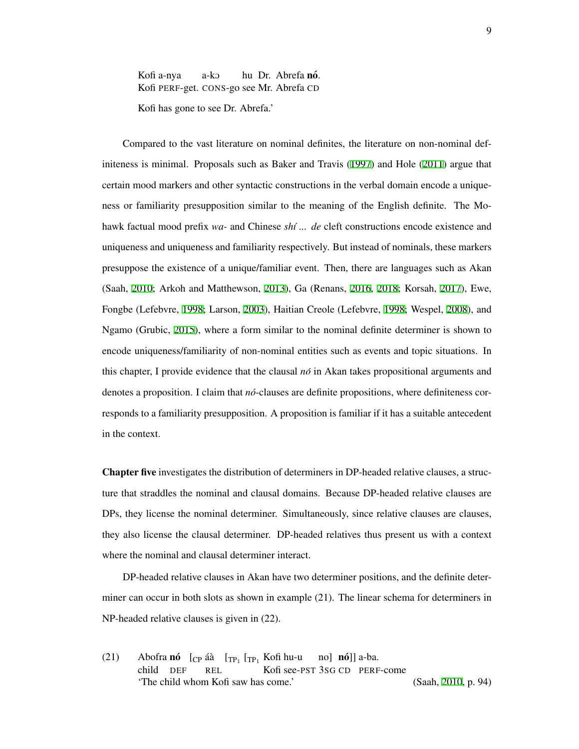Kofi a-nya a-kɔ hu Dr. Abrefa **nó**.
Kofi PERF-get. CONS-go see Mr. Abrefa CD

Kofi has gone to see Dr. Abrefa.'

Compared to the vast literature on nominal definites, the literature on non-nominal definiteness is minimal. Proposals such as Baker and Travis (1997) and Hole (2011) argue that certain mood markers and other syntactic constructions in the verbal domain encode a uniqueness or familiarity presupposition similar to the meaning of the English definite. The Mohawk factual mood prefix *wa-* and Chinese *shí ... de* cleft constructions encode existence and uniqueness and uniqueness and familiarity respectively. But instead of nominals, these markers presuppose the existence of a unique/familiar event. Then, there are languages such as Akan (Saah, 2010; Arkoh and Matthewson, 2013), Ga (Renans, 2016, 2018; Korsah, 2017), Ewe, Fongbe (Lefebvre, 1998; Larson, 2003), Haitian Creole (Lefebvre, 1998; Wespel, 2008), and Ngamo (Grubic, 2015), where a form similar to the nominal definite determiner is shown to encode uniqueness/familiarity of non-nominal entities such as events and topic situations. In this chapter, I provide evidence that the clausal *nó* in Akan takes propositional arguments and denotes a proposition. I claim that *nó*-clauses are definite propositions, where definiteness corresponds to a familiarity presupposition. A proposition is familiar if it has a suitable antecedent in the context.

**Chapter five** investigates the distribution of determiners in DP-headed relative clauses, a structure that straddles the nominal and clausal domains. Because DP-headed relative clauses are DPs, they license the nominal determiner. Simultaneously, since relative clauses are clauses, they also license the clausal determiner. DP-headed relatives thus present us with a context where the nominal and clausal determiner interact.

DP-headed relative clauses in Akan have two determiner positions, and the definite determiner can occur in both slots as shown in example (21). The linear schema for determiners in NP-headed relative clauses is given in (22).

(21) Abofra **nó** [$_{\text{CP}}$ áà [$_{\text{TP}_1}$ [$_{\text{TP}_1}$ Kofi hu-u no] **nó**]] a-ba.
child DEF REL Kofi see-PST 3SG CD PERF-come
'The child whom Kofi saw has come.' (Saah, 2010, p. 94)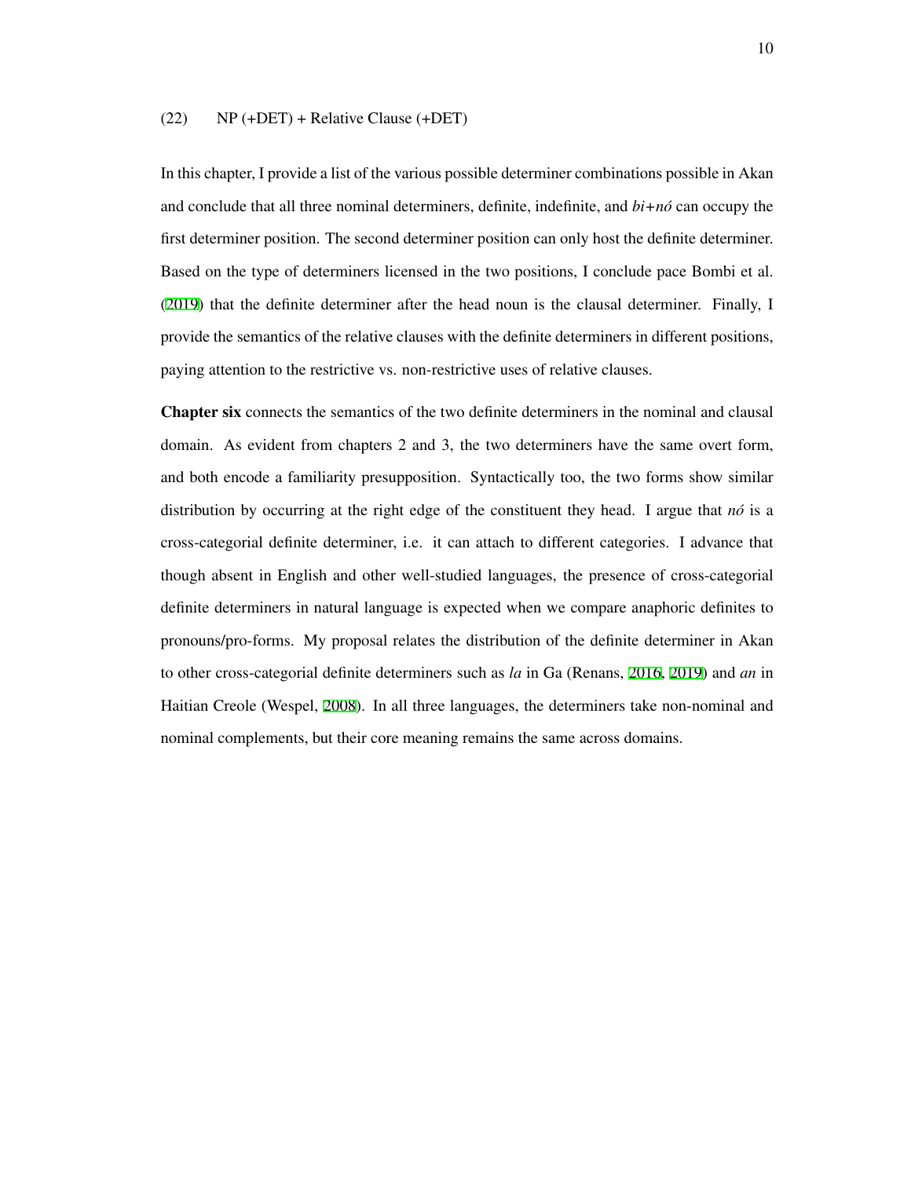(22) NP (+DET) + Relative Clause (+DET)

In this chapter, I provide a list of the various possible determiner combinations possible in Akan and conclude that all three nominal determiners, definite, indefinite, and *bi+nó* can occupy the first determiner position. The second determiner position can only host the definite determiner. Based on the type of determiners licensed in the two positions, I conclude pace Bombi et al. (2019) that the definite determiner after the head noun is the clausal determiner. Finally, I provide the semantics of the relative clauses with the definite determiners in different positions, paying attention to the restrictive vs. non-restrictive uses of relative clauses.

**Chapter six** connects the semantics of the two definite determiners in the nominal and clausal domain. As evident from chapters 2 and 3, the two determiners have the same overt form, and both encode a familiarity presupposition. Syntactically too, the two forms show similar distribution by occurring at the right edge of the constituent they head. I argue that *nó* is a cross-categorial definite determiner, i.e. it can attach to different categories. I advance that though absent in English and other well-studied languages, the presence of cross-categorial definite determiners in natural language is expected when we compare anaphoric definites to pronouns/pro-forms. My proposal relates the distribution of the definite determiner in Akan to other cross-categorial definite determiners such as *la* in Ga (Renans, 2016, 2019) and *an* in Haitian Creole (Wespel, 2008). In all three languages, the determiners take non-nominal and nominal complements, but their core meaning remains the same across domains.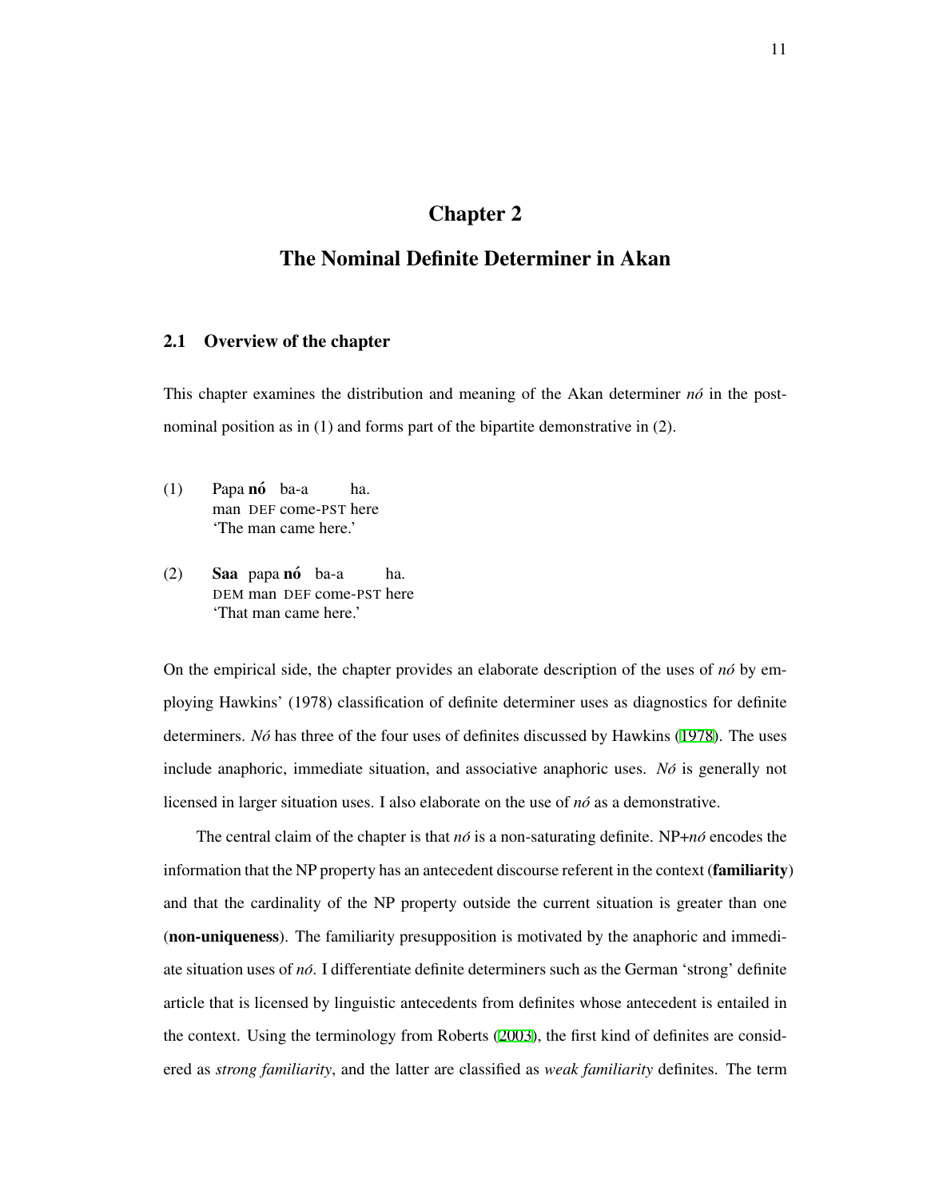# Chapter 2

# The Nominal Definite Determiner in Akan

## 2.1 Overview of the chapter

This chapter examines the distribution and meaning of the Akan determiner *nó* in the post-nominal position as in (1) and forms part of the bipartite demonstrative in (2).

(1) Papa **nó** ba-a ha.
man DEF come-PST here
'The man came here.'

(2) **Saa** papa **nó** ba-a ha.
DEM man DEF come-PST here
'That man came here.'

On the empirical side, the chapter provides an elaborate description of the uses of *nó* by employing Hawkins' (1978) classification of definite determiner uses as diagnostics for definite determiners. *Nó* has three of the four uses of definites discussed by Hawkins (1978). The uses include anaphoric, immediate situation, and associative anaphoric uses. *Nó* is generally not licensed in larger situation uses. I also elaborate on the use of *nó* as a demonstrative.

The central claim of the chapter is that *nó* is a non-saturating definite. NP+*nó* encodes the information that the NP property has an antecedent discourse referent in the context (**familiarity**) and that the cardinality of the NP property outside the current situation is greater than one (**non-uniqueness**). The familiarity presupposition is motivated by the anaphoric and immediate situation uses of *nó*. I differentiate definite determiners such as the German 'strong' definite article that is licensed by linguistic antecedents from definites whose antecedent is entailed in the context. Using the terminology from Roberts (2003), the first kind of definites are considered as *strong familiarity*, and the latter are classified as *weak familiarity* definites. The term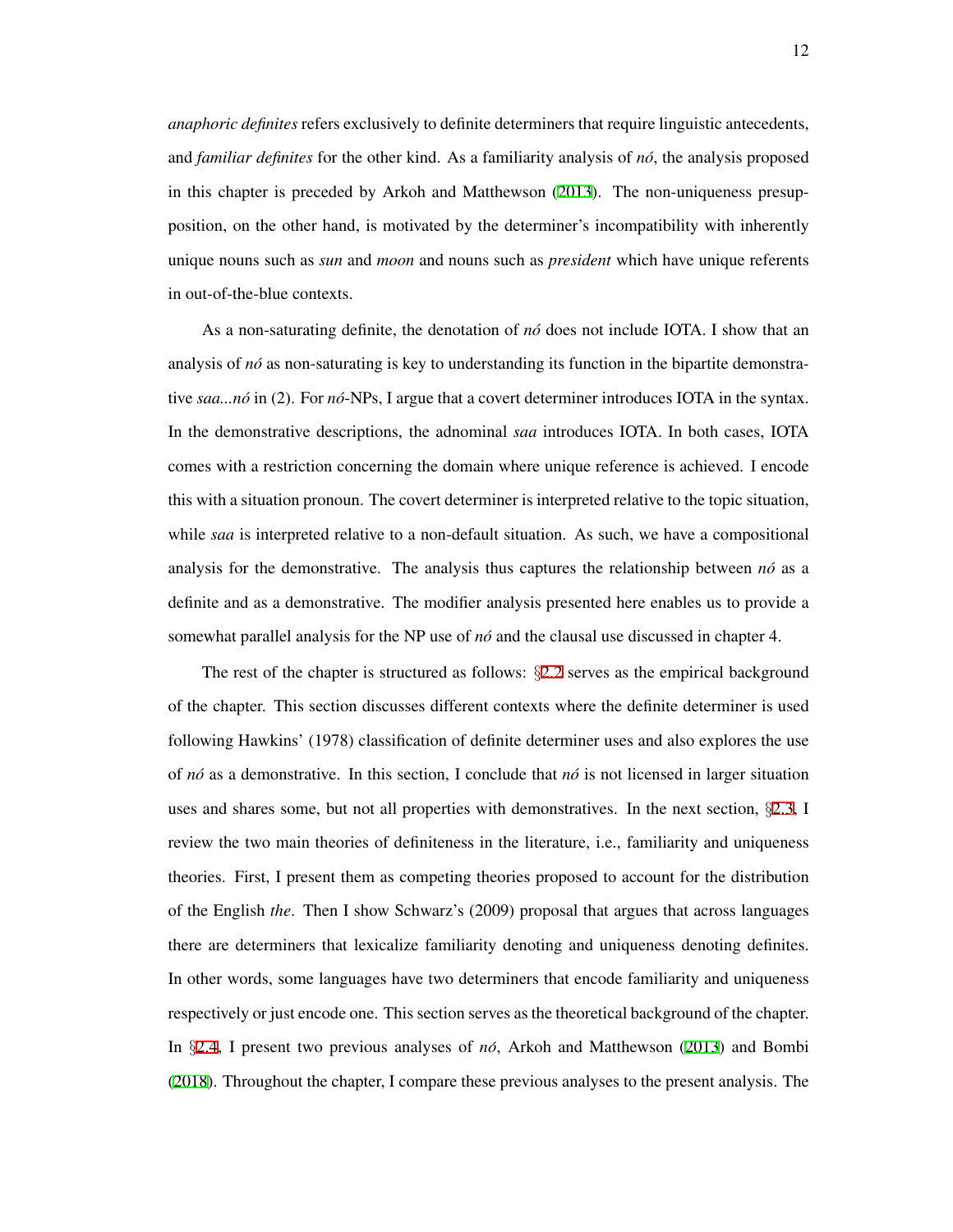*anaphoric definites* refers exclusively to definite determiners that require linguistic antecedents, and *familiar definites* for the other kind. As a familiarity analysis of *nó*, the analysis proposed in this chapter is preceded by Arkoh and Matthewson (2013). The non-uniqueness presupposition, on the other hand, is motivated by the determiner's incompatibility with inherently unique nouns such as *sun* and *moon* and nouns such as *president* which have unique referents in out-of-the-blue contexts.

As a non-saturating definite, the denotation of *nó* does not include IOTA. I show that an analysis of *nó* as non-saturating is key to understanding its function in the bipartite demonstrative *saa...nó* in (2). For *nó*-NPs, I argue that a covert determiner introduces IOTA in the syntax. In the demonstrative descriptions, the adnominal *saa* introduces IOTA. In both cases, IOTA comes with a restriction concerning the domain where unique reference is achieved. I encode this with a situation pronoun. The covert determiner is interpreted relative to the topic situation, while *saa* is interpreted relative to a non-default situation. As such, we have a compositional analysis for the demonstrative. The analysis thus captures the relationship between *nó* as a definite and as a demonstrative. The modifier analysis presented here enables us to provide a somewhat parallel analysis for the NP use of *nó* and the clausal use discussed in chapter 4.

The rest of the chapter is structured as follows: §2.2 serves as the empirical background of the chapter. This section discusses different contexts where the definite determiner is used following Hawkins' (1978) classification of definite determiner uses and also explores the use of *nó* as a demonstrative. In this section, I conclude that *nó* is not licensed in larger situation uses and shares some, but not all properties with demonstratives. In the next section, §2.3, I review the two main theories of definiteness in the literature, i.e., familiarity and uniqueness theories. First, I present them as competing theories proposed to account for the distribution of the English *the*. Then I show Schwarz's (2009) proposal that argues that across languages there are determiners that lexicalize familiarity denoting and uniqueness denoting definites. In other words, some languages have two determiners that encode familiarity and uniqueness respectively or just encode one. This section serves as the theoretical background of the chapter. In §2.4, I present two previous analyses of *nó*, Arkoh and Matthewson (2013) and Bombi (2018). Throughout the chapter, I compare these previous analyses to the present analysis. The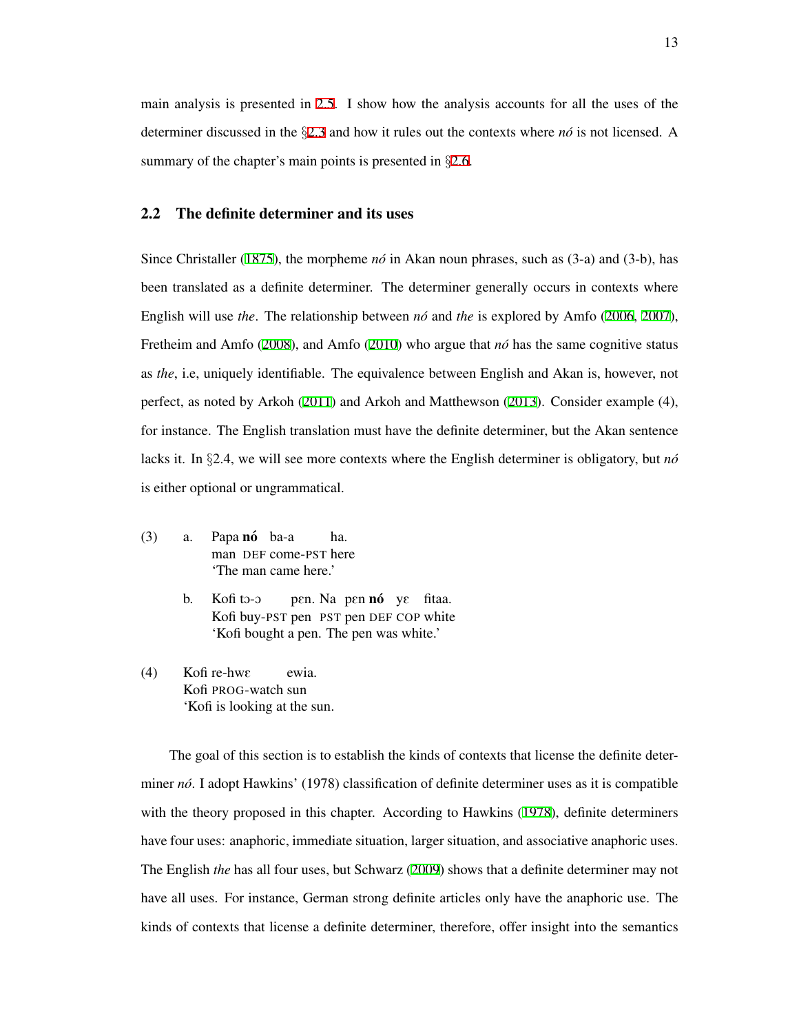main analysis is presented in 2.5. I show how the analysis accounts for all the uses of the determiner discussed in the §2.3 and how it rules out the contexts where *nó* is not licensed. A summary of the chapter's main points is presented in §2.6.

## 2.2 The definite determiner and its uses

Since Christaller (1875), the morpheme *nó* in Akan noun phrases, such as (3-a) and (3-b), has been translated as a definite determiner. The determiner generally occurs in contexts where English will use *the*. The relationship between *nó* and *the* is explored by Amfo (2006, 2007), Fretheim and Amfo (2008), and Amfo (2010) who argue that *nó* has the same cognitive status as *the*, i.e, uniquely identifiable. The equivalence between English and Akan is, however, not perfect, as noted by Arkoh (2011) and Arkoh and Matthewson (2013). Consider example (4), for instance. The English translation must have the definite determiner, but the Akan sentence lacks it. In §2.4, we will see more contexts where the English determiner is obligatory, but *nó* is either optional or ungrammatical.

(3) a. Papa **nó** ba-a ha.
   man DEF come-PST here
   'The man came here.'

   b. Kofi tɔ-ɔ pɛn. Na pɛn **nó** yɛ fitaa.
   Kofi buy-PST pen PST pen DEF COP white
   'Kofi bought a pen. The pen was white.'

(4) Kofi re-hwɛ ewia.
   Kofi PROG-watch sun
   'Kofi is looking at the sun.

The goal of this section is to establish the kinds of contexts that license the definite determiner *nó*. I adopt Hawkins' (1978) classification of definite determiner uses as it is compatible with the theory proposed in this chapter. According to Hawkins (1978), definite determiners have four uses: anaphoric, immediate situation, larger situation, and associative anaphoric uses. The English *the* has all four uses, but Schwarz (2009) shows that a definite determiner may not have all uses. For instance, German strong definite articles only have the anaphoric use. The kinds of contexts that license a definite determiner, therefore, offer insight into the semantics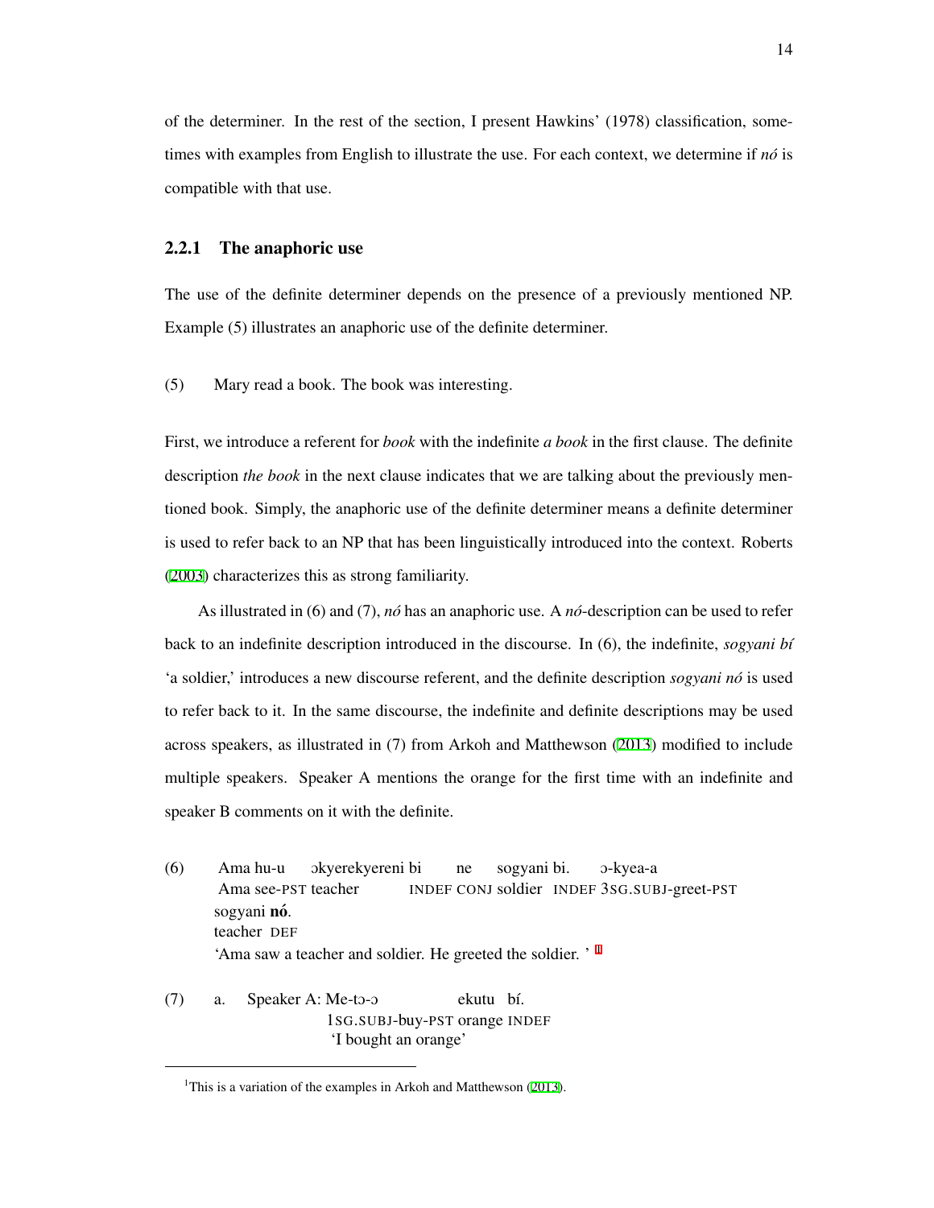of the determiner. In the rest of the section, I present Hawkins' (1978) classification, sometimes with examples from English to illustrate the use. For each context, we determine if *nó* is compatible with that use.

### 2.2.1 The anaphoric use

The use of the definite determiner depends on the presence of a previously mentioned NP. Example (5) illustrates an anaphoric use of the definite determiner.

(5) Mary read a book. The book was interesting.

First, we introduce a referent for *book* with the indefinite *a book* in the first clause. The definite description *the book* in the next clause indicates that we are talking about the previously mentioned book. Simply, the anaphoric use of the definite determiner means a definite determiner is used to refer back to an NP that has been linguistically introduced into the context. Roberts (2003) characterizes this as strong familiarity.

As illustrated in (6) and (7), *nó* has an anaphoric use. A *nó*-description can be used to refer back to an indefinite description introduced in the discourse. In (6), the indefinite, *sogyani bí* 'a soldier,' introduces a new discourse referent, and the definite description *sogyani nó* is used to refer back to it. In the same discourse, the indefinite and definite descriptions may be used across speakers, as illustrated in (7) from Arkoh and Matthewson (2013) modified to include multiple speakers. Speaker A mentions the orange for the first time with an indefinite and speaker B comments on it with the definite.

(6) Ama hu-u ɔkyerekyereni bi ne sogyani bi. ɔ-kyea-a
    Ama see-PST teacher INDEF CONJ soldier INDEF 3SG.SUBJ-greet-PST
    sogyani **nó**.
    teacher DEF
    'Ama saw a teacher and soldier. He greeted the soldier. '[1]

(7) a. Speaker A: Me-tɔ-ɔ ekutu bí.
    1SG.SUBJ-buy-PST orange INDEF
    'I bought an orange'

[1]This is a variation of the examples in Arkoh and Matthewson (2013).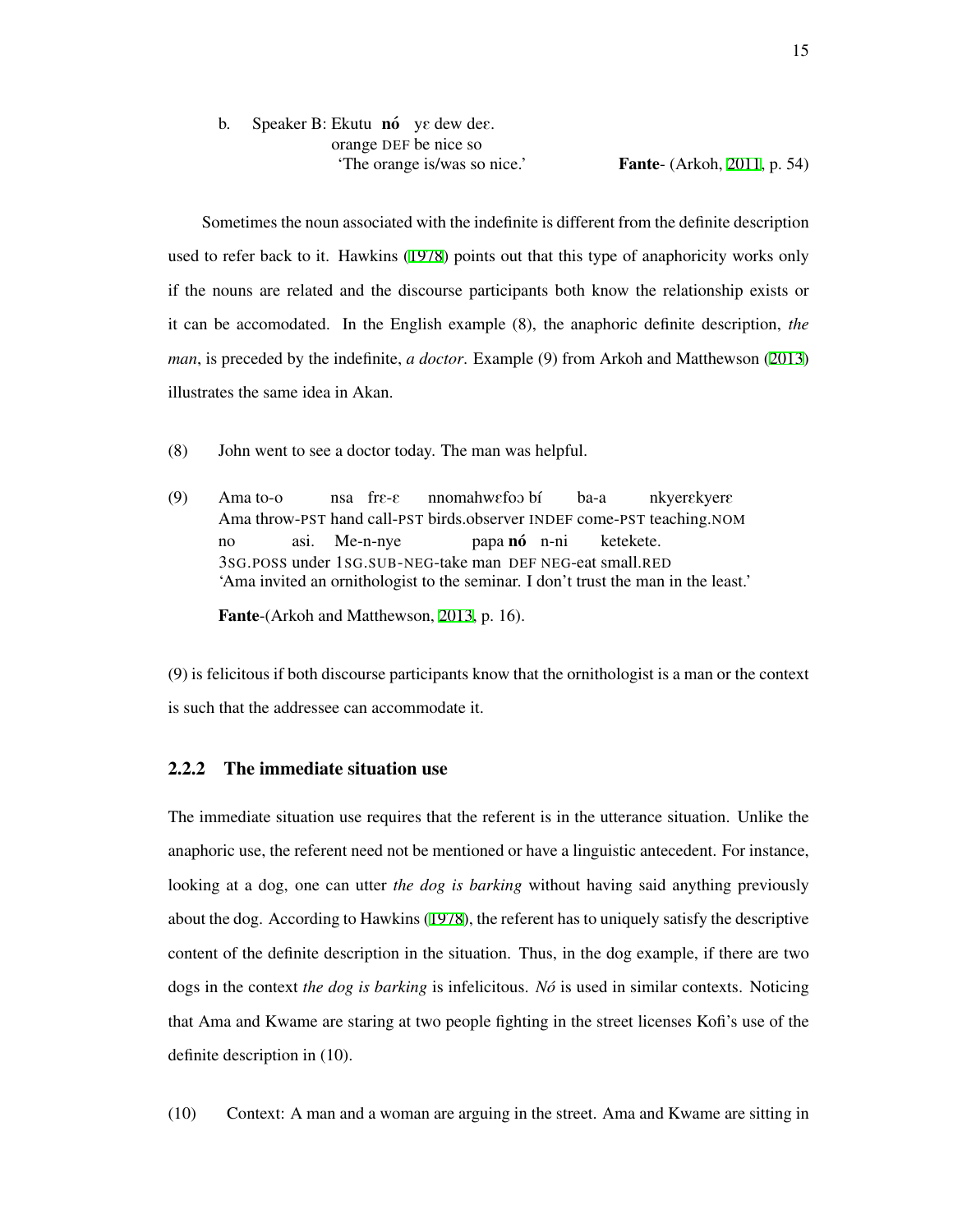b. Speaker B: Ekutu **nó** yɛ dew deɛ.
orange DEF be nice so
'The orange is/was so nice.' **Fante**- (Arkoh, 2011, p. 54)

Sometimes the noun associated with the indefinite is different from the definite description used to refer back to it. Hawkins (1978) points out that this type of anaphoricity works only if the nouns are related and the discourse participants both know the relationship exists or it can be accomodated. In the English example (8), the anaphoric definite description, *the man*, is preceded by the indefinite, *a doctor*. Example (9) from Arkoh and Matthewson (2013) illustrates the same idea in Akan.

(8) John went to see a doctor today. The man was helpful.

(9) Ama to-o nsa frɛ-ɛ nnomahwɛfoɔ bí ba-a nkyerɛkyerɛ
Ama throw-PST hand call-PST birds.observer INDEF come-PST teaching.NOM
no asi. Me-n-nye papa **nó** n-ni ketekete.
3SG.POSS under 1SG.SUB-NEG-take man DEF NEG-eat small.RED
'Ama invited an ornithologist to the seminar. I don't trust the man in the least.'

**Fante**-(Arkoh and Matthewson, 2013, p. 16).

(9) is felicitous if both discourse participants know that the ornithologist is a man or the context is such that the addressee can accommodate it.

### 2.2.2 The immediate situation use

The immediate situation use requires that the referent is in the utterance situation. Unlike the anaphoric use, the referent need not be mentioned or have a linguistic antecedent. For instance, looking at a dog, one can utter *the dog is barking* without having said anything previously about the dog. According to Hawkins (1978), the referent has to uniquely satisfy the descriptive content of the definite description in the situation. Thus, in the dog example, if there are two dogs in the context *the dog is barking* is infelicitous. *Nó* is used in similar contexts. Noticing that Ama and Kwame are staring at two people fighting in the street licenses Kofi's use of the definite description in (10).

(10) Context: A man and a woman are arguing in the street. Ama and Kwame are sitting in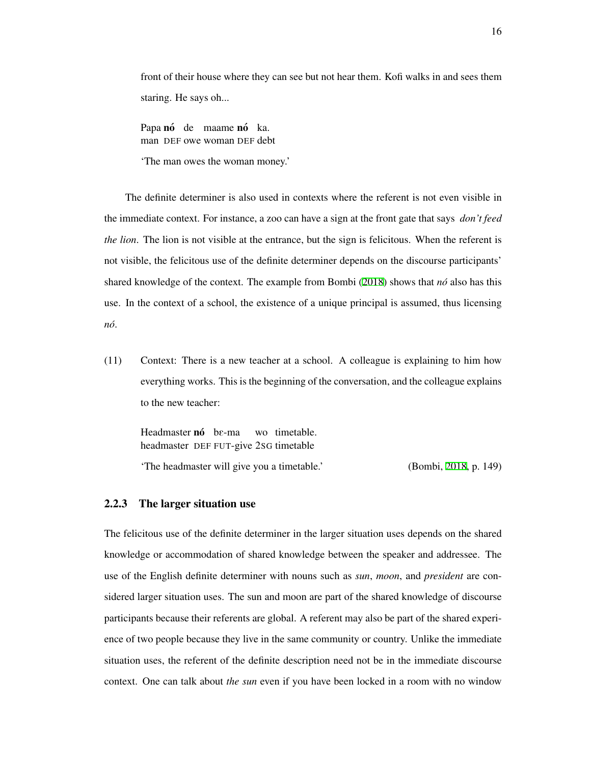front of their house where they can see but not hear them. Kofi walks in and sees them staring. He says oh...

Papa **nó** de maame **nó** ka.
man DEF owe woman DEF debt

'The man owes the woman money.'

The definite determiner is also used in contexts where the referent is not even visible in the immediate context. For instance, a zoo can have a sign at the front gate that says *don't feed the lion*. The lion is not visible at the entrance, but the sign is felicitous. When the referent is not visible, the felicitous use of the definite determiner depends on the discourse participants' shared knowledge of the context. The example from Bombi (2018) shows that *nó* also has this use. In the context of a school, the existence of a unique principal is assumed, thus licensing *nó*.

(11) Context: There is a new teacher at a school. A colleague is explaining to him how everything works. This is the beginning of the conversation, and the colleague explains to the new teacher:

Headmaster **nó** bɛ-ma wo timetable.
headmaster DEF FUT-give 2SG timetable

'The headmaster will give you a timetable.' (Bombi, 2018, p. 149)

### 2.2.3 The larger situation use

The felicitous use of the definite determiner in the larger situation uses depends on the shared knowledge or accommodation of shared knowledge between the speaker and addressee. The use of the English definite determiner with nouns such as *sun*, *moon*, and *president* are considered larger situation uses. The sun and moon are part of the shared knowledge of discourse participants because their referents are global. A referent may also be part of the shared experience of two people because they live in the same community or country. Unlike the immediate situation uses, the referent of the definite description need not be in the immediate discourse context. One can talk about *the sun* even if you have been locked in a room with no window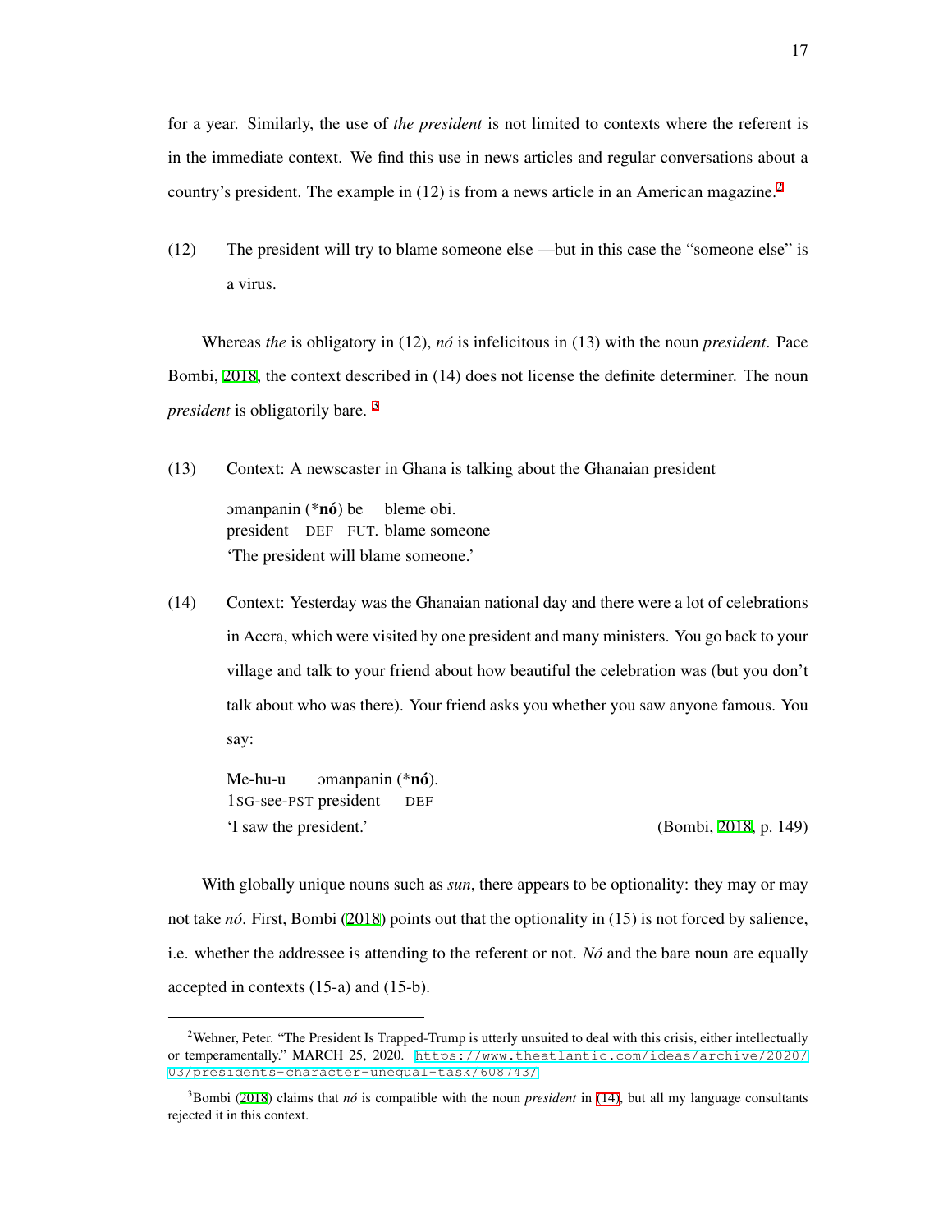for a year. Similarly, the use of *the president* is not limited to contexts where the referent is in the immediate context. We find this use in news articles and regular conversations about a country's president. The example in (12) is from a news article in an American magazine.[2]

(12) The president will try to blame someone else —but in this case the "someone else" is a virus.

Whereas *the* is obligatory in (12), *nó* is infelicitous in (13) with the noun *president*. Pace Bombi, 2018, the context described in (14) does not license the definite determiner. The noun *president* is obligatorily bare. [3]

(13) Context: A newscaster in Ghana is talking about the Ghanaian president

ɔmanpanin (\***nó**) be bleme obi.
president DEF FUT. blame someone
'The president will blame someone.'

(14) Context: Yesterday was the Ghanaian national day and there were a lot of celebrations in Accra, which were visited by one president and many ministers. You go back to your village and talk to your friend about how beautiful the celebration was (but you don't talk about who was there). Your friend asks you whether you saw anyone famous. You say:

Me-hu-u ɔmanpanin (\***nó**).
1SG-see-PST president DEF
'I saw the president.' (Bombi, 2018, p. 149)

With globally unique nouns such as *sun*, there appears to be optionality: they may or may not take *nó*. First, Bombi (2018) points out that the optionality in (15) is not forced by salience, i.e. whether the addressee is attending to the referent or not. *Nó* and the bare noun are equally accepted in contexts (15-a) and (15-b).

---

[2] Wehner, Peter. "The President Is Trapped-Trump is utterly unsuited to deal with this crisis, either intellectually or temperamentally." MARCH 25, 2020. https://www.theatlantic.com/ideas/archive/2020/03/presidents-character-unequal-task/608743/

[3] Bombi (2018) claims that *nó* is compatible with the noun *president* in (14), but all my language consultants rejected it in this context.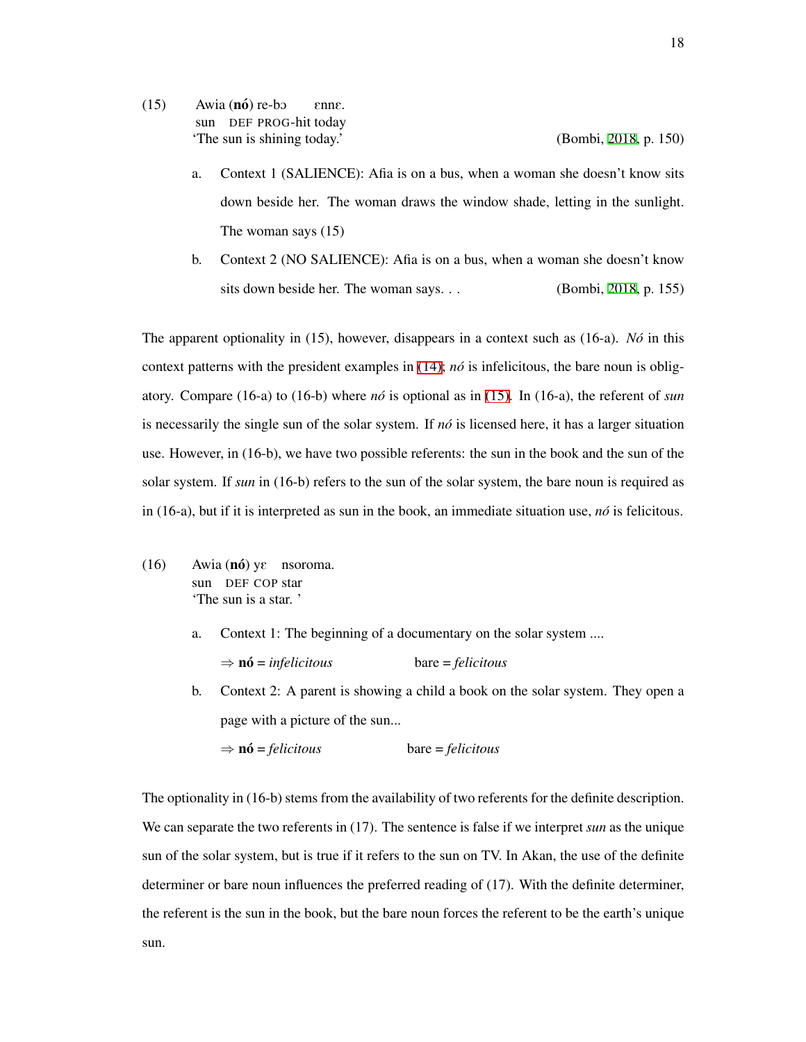(15) Awia (**nó**) re-bɔ ɛnnɛ.
sun DEF PROG-hit today
'The sun is shining today.' (Bombi, 2018, p. 150)

a. Context 1 (SALIENCE): Afia is on a bus, when a woman she doesn't know sits down beside her. The woman draws the window shade, letting in the sunlight. The woman says (15)

b. Context 2 (NO SALIENCE): Afia is on a bus, when a woman she doesn't know sits down beside her. The woman says. . . (Bombi, 2018, p. 155)

The apparent optionality in (15), however, disappears in a context such as (16-a). *Nó* in this context patterns with the president examples in (14); *nó* is infelicitous, the bare noun is obligatory. Compare (16-a) to (16-b) where *nó* is optional as in (15). In (16-a), the referent of *sun* is necessarily the single sun of the solar system. If *nó* is licensed here, it has a larger situation use. However, in (16-b), we have two possible referents: the sun in the book and the sun of the solar system. If *sun* in (16-b) refers to the sun of the solar system, the bare noun is required as in (16-a), but if it is interpreted as sun in the book, an immediate situation use, *nó* is felicitous.

(16) Awia (**nó**) yɛ nsoroma.
sun DEF COP star
'The sun is a star. '

a. Context 1: The beginning of a documentary on the solar system ....

⇒ **nó** = *infelicitous* bare = *felicitous*

b. Context 2: A parent is showing a child a book on the solar system. They open a page with a picture of the sun...

⇒ **nó** = *felicitous* bare = *felicitous*

The optionality in (16-b) stems from the availability of two referents for the definite description. We can separate the two referents in (17). The sentence is false if we interpret *sun* as the unique sun of the solar system, but is true if it refers to the sun on TV. In Akan, the use of the definite determiner or bare noun influences the preferred reading of (17). With the definite determiner, the referent is the sun in the book, but the bare noun forces the referent to be the earth's unique sun.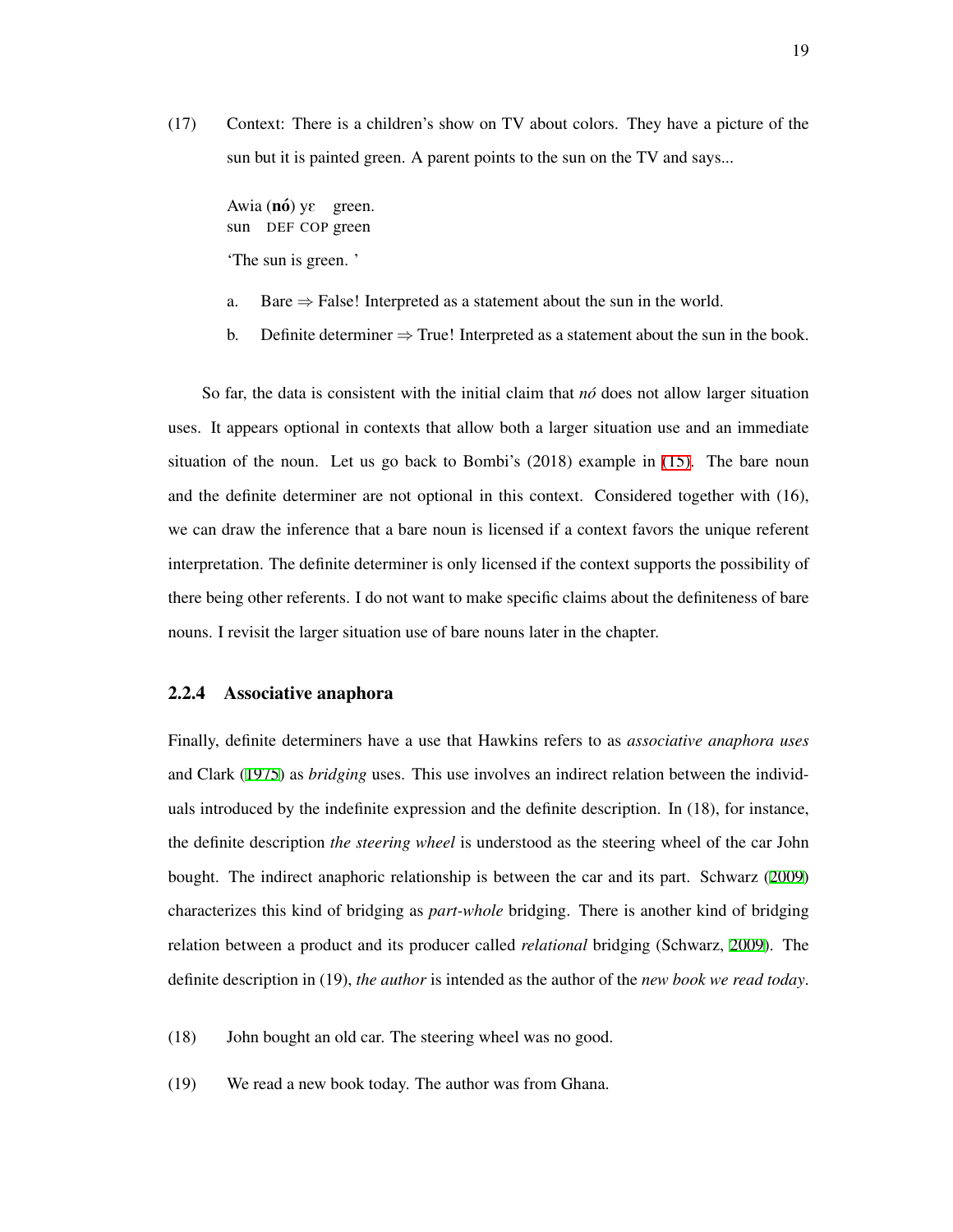(17) Context: There is a children's show on TV about colors. They have a picture of the sun but it is painted green. A parent points to the sun on the TV and says...

Awia (**nó**) yɛ green.
sun DEF COP green

'The sun is green. '

a. Bare ⇒ False! Interpreted as a statement about the sun in the world.

b. Definite determiner ⇒ True! Interpreted as a statement about the sun in the book.

So far, the data is consistent with the initial claim that *nó* does not allow larger situation uses. It appears optional in contexts that allow both a larger situation use and an immediate situation of the noun. Let us go back to Bombi's (2018) example in (15). The bare noun and the definite determiner are not optional in this context. Considered together with (16), we can draw the inference that a bare noun is licensed if a context favors the unique referent interpretation. The definite determiner is only licensed if the context supports the possibility of there being other referents. I do not want to make specific claims about the definiteness of bare nouns. I revisit the larger situation use of bare nouns later in the chapter.

### 2.2.4 Associative anaphora

Finally, definite determiners have a use that Hawkins refers to as *associative anaphora uses* and Clark (1975) as *bridging* uses. This use involves an indirect relation between the individuals introduced by the indefinite expression and the definite description. In (18), for instance, the definite description *the steering wheel* is understood as the steering wheel of the car John bought. The indirect anaphoric relationship is between the car and its part. Schwarz (2009) characterizes this kind of bridging as *part-whole* bridging. There is another kind of bridging relation between a product and its producer called *relational* bridging (Schwarz, 2009). The definite description in (19), *the author* is intended as the author of the *new book we read today*.

(18) John bought an old car. The steering wheel was no good.

(19) We read a new book today. The author was from Ghana.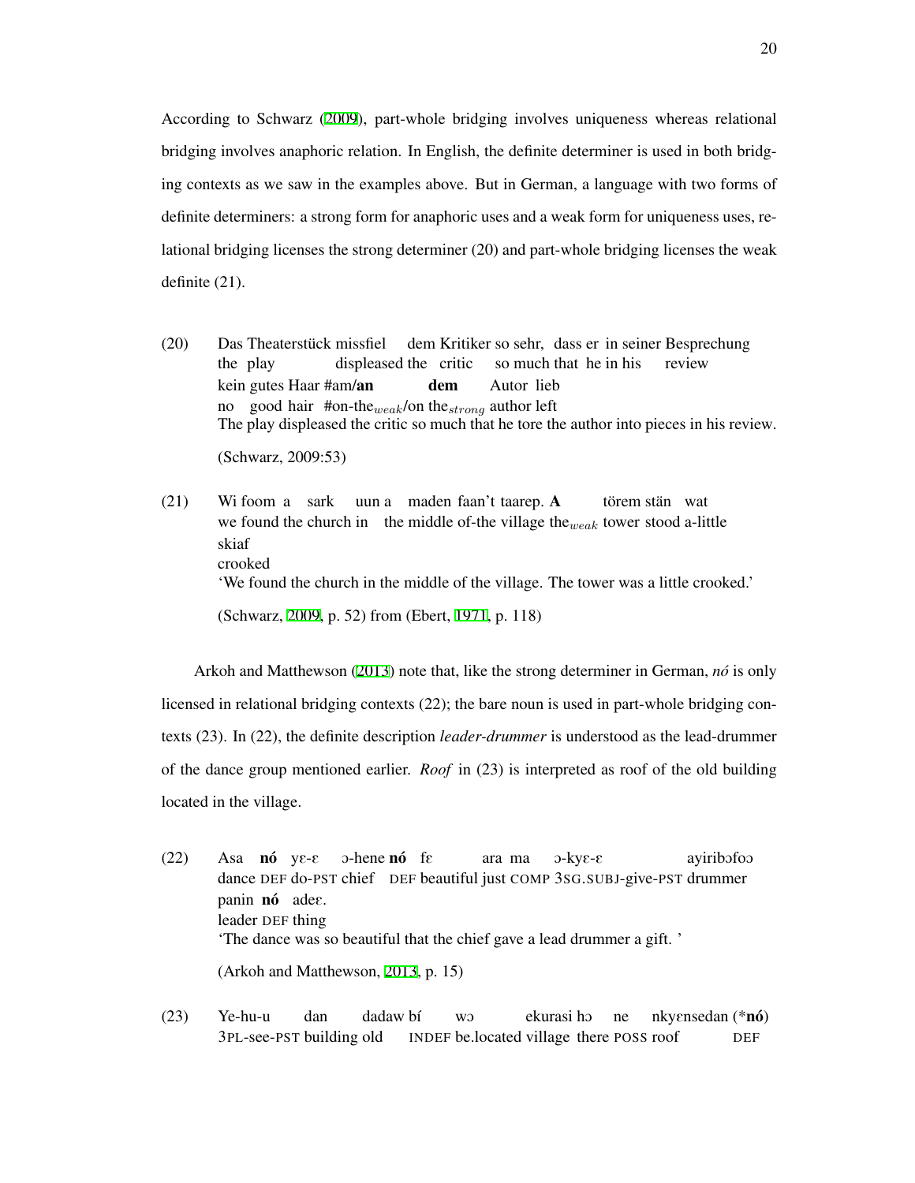According to Schwarz (2009), part-whole bridging involves uniqueness whereas relational bridging involves anaphoric relation. In English, the definite determiner is used in both bridging contexts as we saw in the examples above. But in German, a language with two forms of definite determiners: a strong form for anaphoric uses and a weak form for uniqueness uses, relational bridging licenses the strong determiner (20) and part-whole bridging licenses the weak definite (21).

(20) Das Theaterstück missfiel dem Kritiker so sehr, dass er in seiner Besprechung
the play displeased the critic so much that he in his review
kein gutes Haar #am/**an** **dem** Autor lieb
no good hair #on-the$_{weak}$/on the$_{strong}$ author left
The play displeased the critic so much that he tore the author into pieces in his review.

(Schwarz, 2009:53)

(21) Wi foom a sark uun a maden faan't taarep. **A** törem stän wat skiaf
we found the church in the middle of-the village the$_{weak}$ tower stood a-little crooked
'We found the church in the middle of the village. The tower was a little crooked.'

(Schwarz, 2009, p. 52) from (Ebert, 1971, p. 118)

Arkoh and Matthewson (2013) note that, like the strong determiner in German, *nó* is only licensed in relational bridging contexts (22); the bare noun is used in part-whole bridging contexts (23). In (22), the definite description *leader-drummer* is understood as the lead-drummer of the dance group mentioned earlier. *Roof* in (23) is interpreted as roof of the old building located in the village.

(22) Asa **nó** yɛ-ɛ ɔ-hene **nó** fɛ ara ma ɔ-kyɛ-ɛ ayiribɔfoɔ panin **nó** adeɛ.
dance DEF do-PST chief DEF beautiful just COMP 3SG.SUBJ-give-PST drummer leader DEF thing
'The dance was so beautiful that the chief gave a lead drummer a gift. '

(Arkoh and Matthewson, 2013, p. 15)

(23) Ye-hu-u dan dadaw bí wɔ ekurasi hɔ ne nkyɛnsedan (\***nó**)
3PL-see-PST building old INDEF be.located village there POSS roof DEF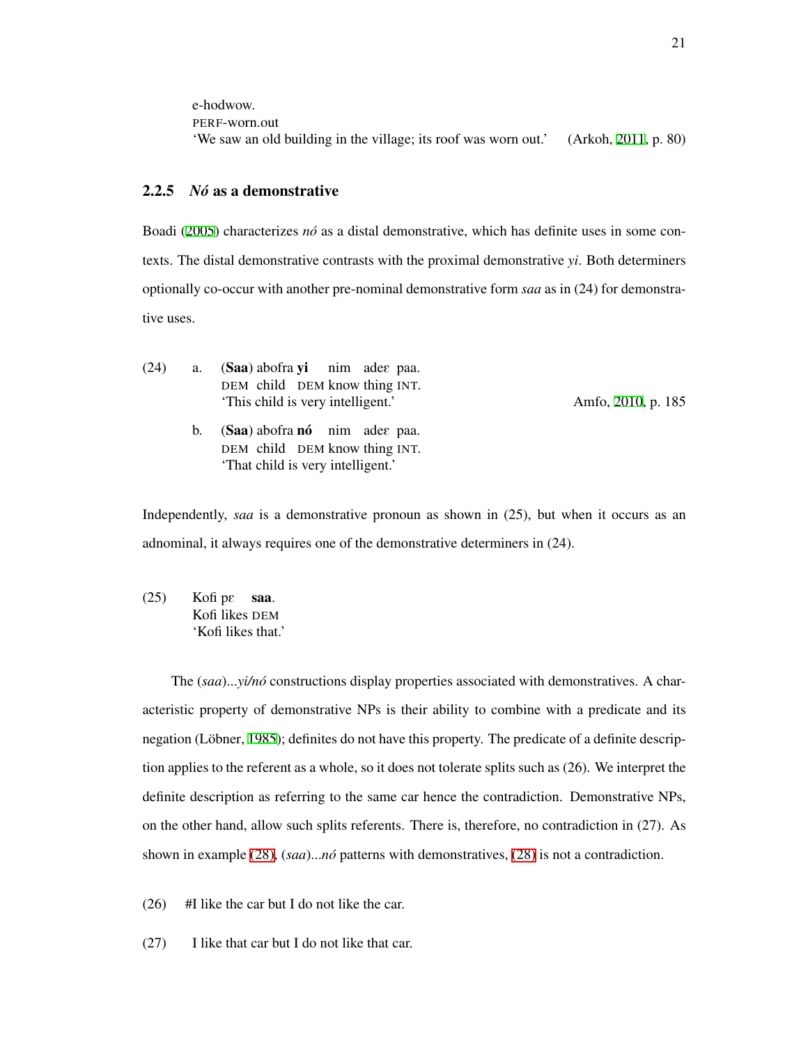e-hodwow.
PERF-worn.out
'We saw an old building in the village; its roof was worn out.' (Arkoh, 2011, p. 80)

### 2.2.5 *Nó* as a demonstrative

Boadi (2005) characterizes *nó* as a distal demonstrative, which has definite uses in some contexts. The distal demonstrative contrasts with the proximal demonstrative *yi*. Both determiners optionally co-occur with another pre-nominal demonstrative form *saa* as in (24) for demonstrative uses.

(24) a. (**Saa**) abofra **yi** nim adeɛ paa.
DEM child DEM know thing INT.
'This child is very intelligent.' Amfo, 2010, p. 185

b. (**Saa**) abofra **nó** nim adeɛ paa.
DEM child DEM know thing INT.
'That child is very intelligent.'

Independently, *saa* is a demonstrative pronoun as shown in (25), but when it occurs as an adnominal, it always requires one of the demonstrative determiners in (24).

(25) Kofi pɛ **saa**.
Kofi likes DEM
'Kofi likes that.'

The (*saa*)...*yi/nó* constructions display properties associated with demonstratives. A characteristic property of demonstrative NPs is their ability to combine with a predicate and its negation (Löbner, 1985); definites do not have this property. The predicate of a definite description applies to the referent as a whole, so it does not tolerate splits such as (26). We interpret the definite description as referring to the same car hence the contradiction. Demonstrative NPs, on the other hand, allow such splits referents. There is, therefore, no contradiction in (27). As shown in example (28), (*saa*)...*nó* patterns with demonstratives, (28) is not a contradiction.

(26) #I like the car but I do not like the car.

(27) I like that car but I do not like that car.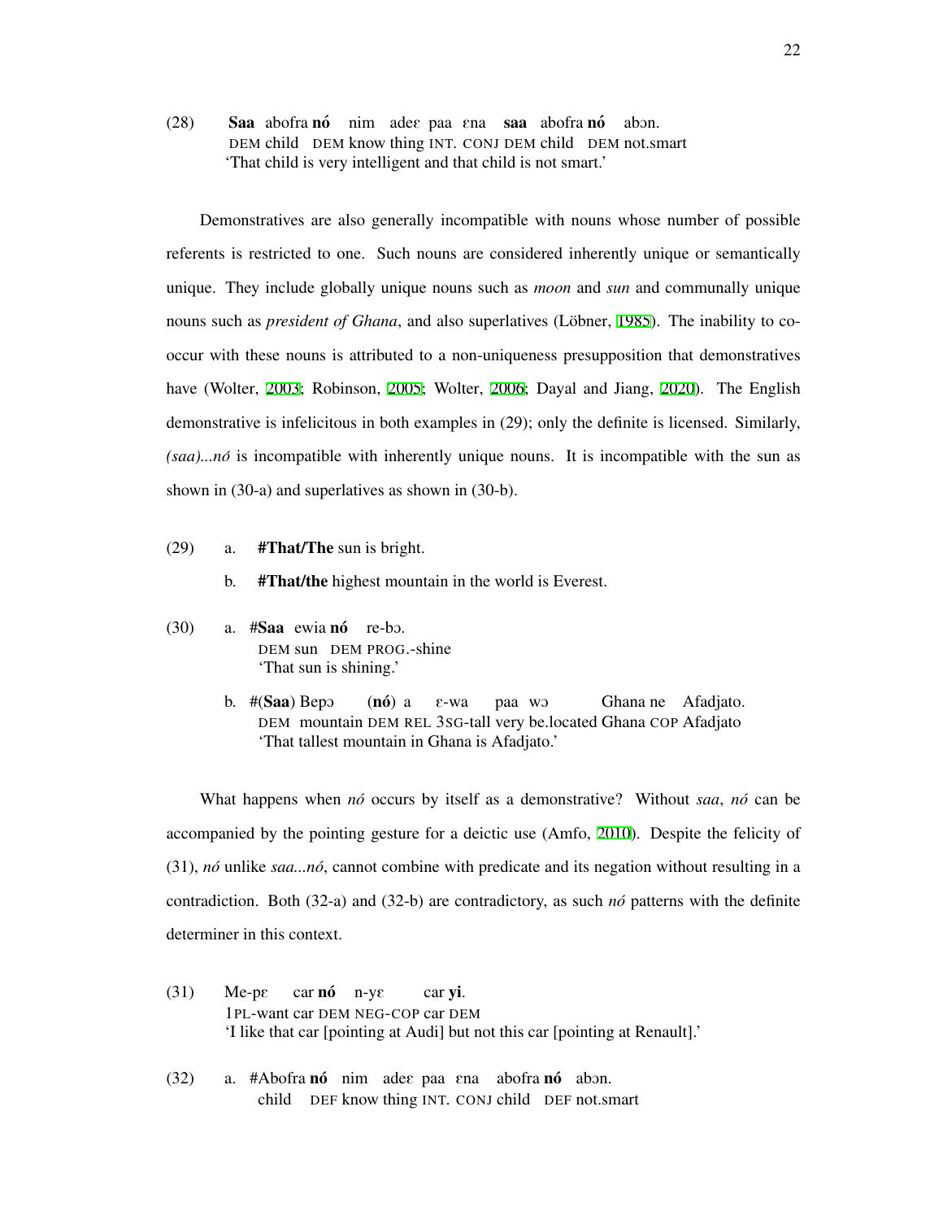(28) **Saa** abofra **nó** nim adeɛ paa ɛna **saa** abofra **nó** abɔn.
DEM child DEM know thing INT. CONJ DEM child DEM not.smart
'That child is very intelligent and that child is not smart.'

Demonstratives are also generally incompatible with nouns whose number of possible referents is restricted to one. Such nouns are considered inherently unique or semantically unique. They include globally unique nouns such as *moon* and *sun* and communally unique nouns such as *president of Ghana*, and also superlatives (Löbner, 1985). The inability to co-occur with these nouns is attributed to a non-uniqueness presupposition that demonstratives have (Wolter, 2003; Robinson, 2005; Wolter, 2006; Dayal and Jiang, 2020). The English demonstrative is infelicitous in both examples in (29); only the definite is licensed. Similarly, *(saa)...nó* is incompatible with inherently unique nouns. It is incompatible with the sun as shown in (30-a) and superlatives as shown in (30-b).

(29) a. **#That/The** sun is bright.

b. **#That/the** highest mountain in the world is Everest.

(30) a. #**Saa** ewia **nó** re-bɔ.
DEM sun DEM PROG.-shine
'That sun is shining.'

b. #(**Saa**) Bepɔ (**nó**) a ɛ-wa paa wɔ Ghana ne Afadjato.
DEM mountain DEM REL 3SG-tall very be.located Ghana COP Afadjato
'That tallest mountain in Ghana is Afadjato.'

What happens when *nó* occurs by itself as a demonstrative? Without *saa*, *nó* can be accompanied by the pointing gesture for a deictic use (Amfo, 2010). Despite the felicity of (31), *nó* unlike *saa...nó*, cannot combine with predicate and its negation without resulting in a contradiction. Both (32-a) and (32-b) are contradictory, as such *nó* patterns with the definite determiner in this context.

(31) Me-pɛ car **nó** n-yɛ car **yi**.
1PL-want car DEM NEG-COP car DEM
'I like that car [pointing at Audi] but not this car [pointing at Renault].'

(32) a. #Abofra **nó** nim adeɛ paa ɛna abofra **nó** abɔn.
child DEF know thing INT. CONJ child DEF not.smart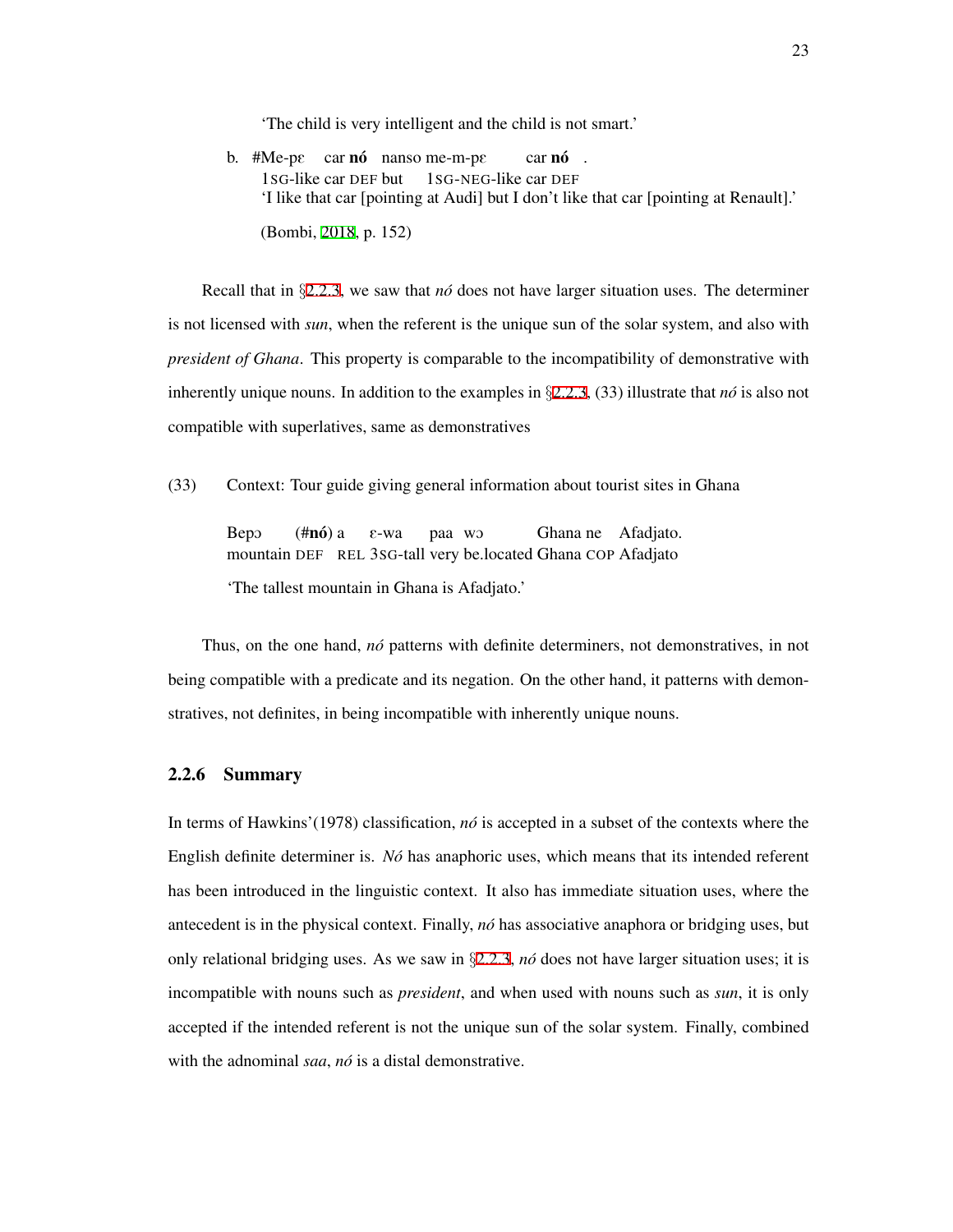'The child is very intelligent and the child is not smart.'

b. #Me-pɛ car **nó** nanso me-m-pɛ car **nó** .
1SG-like car DEF but 1SG-NEG-like car DEF
'I like that car [pointing at Audi] but I don't like that car [pointing at Renault].'

(Bombi, 2018, p. 152)

Recall that in §2.2.3, we saw that *nó* does not have larger situation uses. The determiner is not licensed with *sun*, when the referent is the unique sun of the solar system, and also with *president of Ghana*. This property is comparable to the incompatibility of demonstrative with inherently unique nouns. In addition to the examples in §2.2.3, (33) illustrate that *nó* is also not compatible with superlatives, same as demonstratives

(33) Context: Tour guide giving general information about tourist sites in Ghana

Bepɔ (#**nó**) a ɛ-wa paa wɔ Ghana ne Afadjato.
mountain DEF REL 3SG-tall very be.located Ghana COP Afadjato

'The tallest mountain in Ghana is Afadjato.'

Thus, on the one hand, *nó* patterns with definite determiners, not demonstratives, in not being compatible with a predicate and its negation. On the other hand, it patterns with demonstratives, not definites, in being incompatible with inherently unique nouns.

### 2.2.6 Summary

In terms of Hawkins'(1978) classification, *nó* is accepted in a subset of the contexts where the English definite determiner is. *Nó* has anaphoric uses, which means that its intended referent has been introduced in the linguistic context. It also has immediate situation uses, where the antecedent is in the physical context. Finally, *nó* has associative anaphora or bridging uses, but only relational bridging uses. As we saw in §2.2.3, *nó* does not have larger situation uses; it is incompatible with nouns such as *president*, and when used with nouns such as *sun*, it is only accepted if the intended referent is not the unique sun of the solar system. Finally, combined with the adnominal *saa*, *nó* is a distal demonstrative.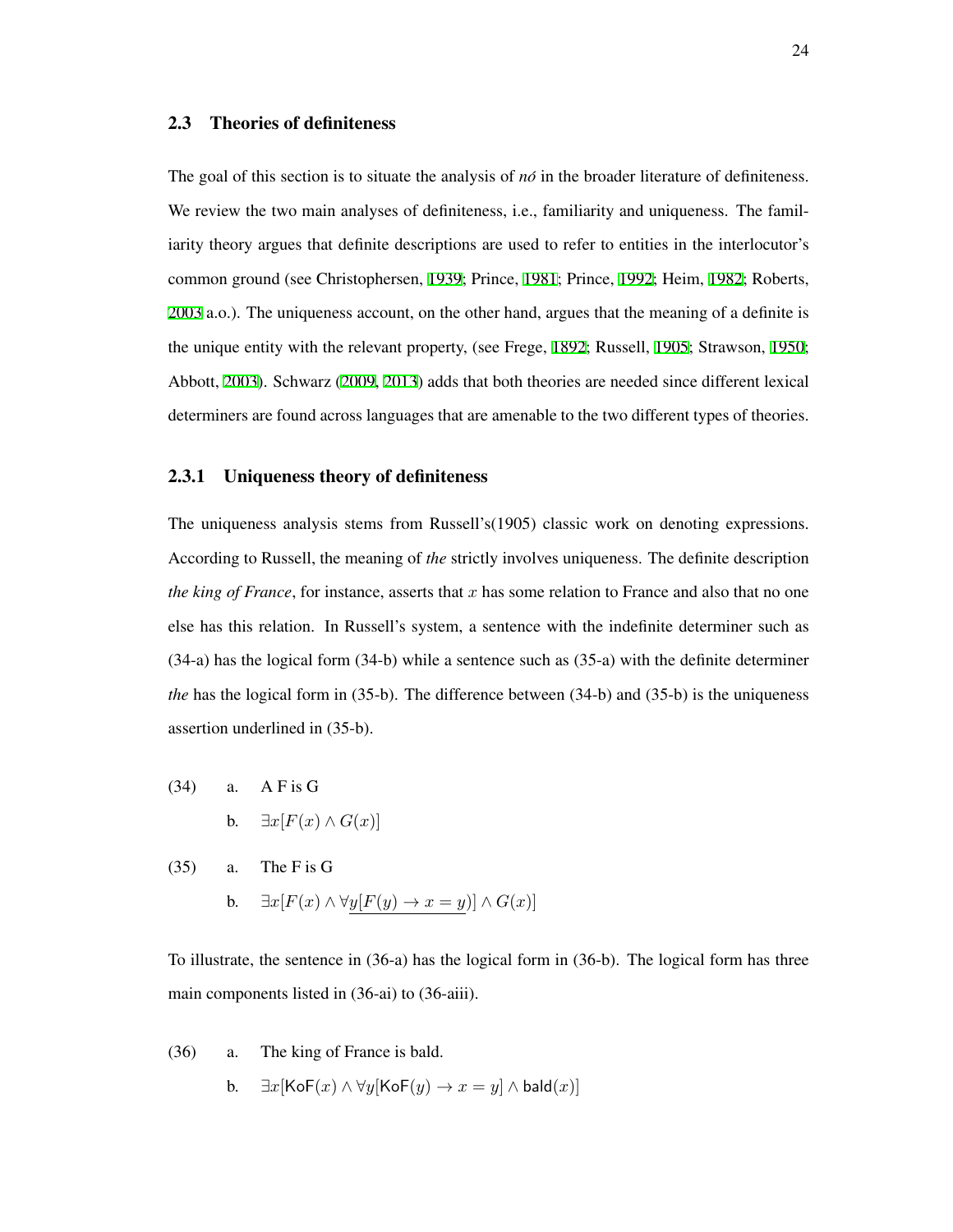## 2.3 Theories of definiteness

The goal of this section is to situate the analysis of *nó* in the broader literature of definiteness. We review the two main analyses of definiteness, i.e., familiarity and uniqueness. The familiarity theory argues that definite descriptions are used to refer to entities in the interlocutor's common ground (see Christophersen, 1939; Prince, 1981; Prince, 1992; Heim, 1982; Roberts, 2003 a.o.). The uniqueness account, on the other hand, argues that the meaning of a definite is the unique entity with the relevant property, (see Frege, 1892; Russell, 1905; Strawson, 1950; Abbott, 2003). Schwarz (2009, 2013) adds that both theories are needed since different lexical determiners are found across languages that are amenable to the two different types of theories.

### 2.3.1 Uniqueness theory of definiteness

The uniqueness analysis stems from Russell's(1905) classic work on denoting expressions. According to Russell, the meaning of *the* strictly involves uniqueness. The definite description *the king of France*, for instance, asserts that $x$ has some relation to France and also that no one else has this relation. In Russell's system, a sentence with the indefinite determiner such as (34-a) has the logical form (34-b) while a sentence such as (35-a) with the definite determiner *the* has the logical form in (35-b). The difference between (34-b) and (35-b) is the uniqueness assertion underlined in (35-b).

(34) a. A F is G

b. $\exists x[F(x) \wedge G(x)]$

(35) a. The F is G

b. $\exists x[F(x) \wedge \underline{\forall y[F(y) \rightarrow x = y)}] \wedge G(x)]$

To illustrate, the sentence in (36-a) has the logical form in (36-b). The logical form has three main components listed in (36-ai) to (36-aiii).

(36) a. The king of France is bald.

b. $\exists x[\mathsf{KoF}(x) \wedge \forall y[\mathsf{KoF}(y) \rightarrow x = y] \wedge \mathsf{bald}(x)]$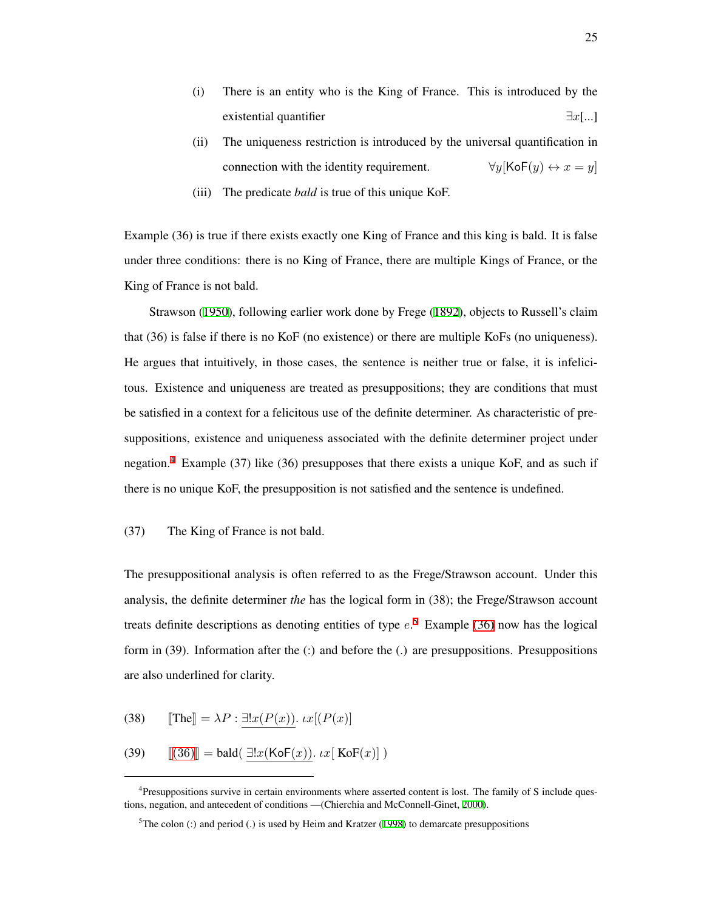(i) There is an entity who is the King of France. This is introduced by the existential quantifier $\exists x[...]$

(ii) The uniqueness restriction is introduced by the universal quantification in connection with the identity requirement. $\forall y[\mathsf{KoF}(y) \leftrightarrow x = y]$

(iii) The predicate *bald* is true of this unique KoF.

Example (36) is true if there exists exactly one King of France and this king is bald. It is false under three conditions: there is no King of France, there are multiple Kings of France, or the King of France is not bald.

Strawson (1950), following earlier work done by Frege (1892), objects to Russell's claim that (36) is false if there is no KoF (no existence) or there are multiple KoFs (no uniqueness). He argues that intuitively, in those cases, the sentence is neither true or false, it is infelicitous. Existence and uniqueness are treated as presuppositions; they are conditions that must be satisfied in a context for a felicitous use of the definite determiner. As characteristic of presuppositions, existence and uniqueness associated with the definite determiner project under negation.[4] Example (37) like (36) presupposes that there exists a unique KoF, and as such if there is no unique KoF, the presupposition is not satisfied and the sentence is undefined.

(37) The King of France is not bald.

The presuppositional analysis is often referred to as the Frege/Strawson account. Under this analysis, the definite determiner *the* has the logical form in (38); the Frege/Strawson account treats definite descriptions as denoting entities of type $e$.[5] Example (36) now has the logical form in (39). Information after the (:) and before the (.) are presuppositions. Presuppositions are also underlined for clarity.

(38) $[\![\text{The}]\!] = \lambda P : \underline{\exists! x(P(x))}.\ \iota x[(P(x)]$

(39) $[\![(36)]\!] = \text{bald}(\ \underline{\exists! x(\mathsf{KoF}(x))}.\ \iota x[\ \mathsf{KoF}(x)]\ )$

---

[4] Presuppositions survive in certain environments where asserted content is lost. The family of S include questions, negation, and antecedent of conditions —(Chierchia and McConnell-Ginet, 2000).

[5] The colon (:) and period (.) is used by Heim and Kratzer (1998) to demarcate presuppositions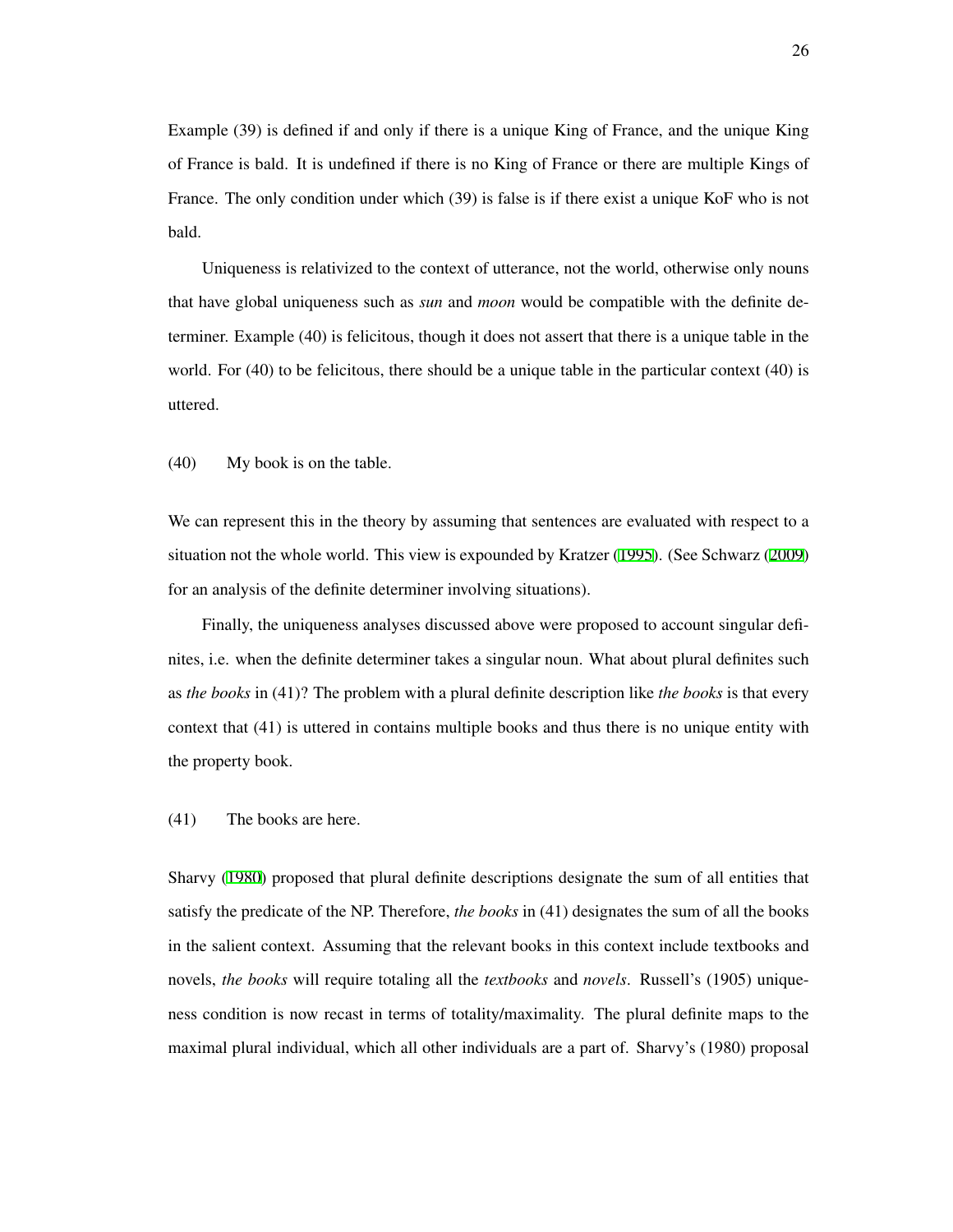Example (39) is defined if and only if there is a unique King of France, and the unique King of France is bald. It is undefined if there is no King of France or there are multiple Kings of France. The only condition under which (39) is false is if there exist a unique KoF who is not bald.

Uniqueness is relativized to the context of utterance, not the world, otherwise only nouns that have global uniqueness such as *sun* and *moon* would be compatible with the definite determiner. Example (40) is felicitous, though it does not assert that there is a unique table in the world. For (40) to be felicitous, there should be a unique table in the particular context (40) is uttered.

(40) My book is on the table.

We can represent this in the theory by assuming that sentences are evaluated with respect to a situation not the whole world. This view is expounded by Kratzer (1995). (See Schwarz (2009) for an analysis of the definite determiner involving situations).

Finally, the uniqueness analyses discussed above were proposed to account singular definites, i.e. when the definite determiner takes a singular noun. What about plural definites such as *the books* in (41)? The problem with a plural definite description like *the books* is that every context that (41) is uttered in contains multiple books and thus there is no unique entity with the property book.

(41) The books are here.

Sharvy (1980) proposed that plural definite descriptions designate the sum of all entities that satisfy the predicate of the NP. Therefore, *the books* in (41) designates the sum of all the books in the salient context. Assuming that the relevant books in this context include textbooks and novels, *the books* will require totaling all the *textbooks* and *novels*. Russell's (1905) uniqueness condition is now recast in terms of totality/maximality. The plural definite maps to the maximal plural individual, which all other individuals are a part of. Sharvy's (1980) proposal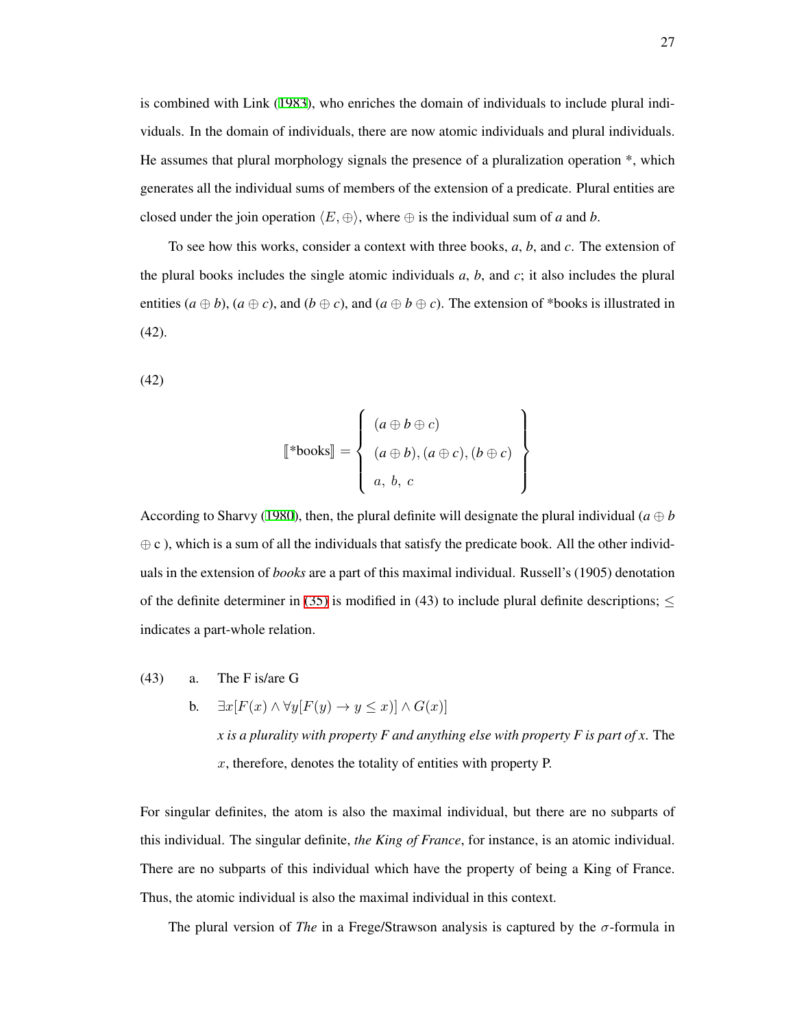is combined with Link (1983), who enriches the domain of individuals to include plural individuals. In the domain of individuals, there are now atomic individuals and plural individuals. He assumes that plural morphology signals the presence of a pluralization operation *, which generates all the individual sums of members of the extension of a predicate. Plural entities are closed under the join operation $\langle E, \oplus \rangle$, where $\oplus$ is the individual sum of *a* and *b*.

To see how this works, consider a context with three books, *a*, *b*, and *c*. The extension of the plural books includes the single atomic individuals *a*, *b*, and *c*; it also includes the plural entities ($a \oplus b$), ($a \oplus c$), and ($b \oplus c$), and ($a \oplus b \oplus c$). The extension of *books is illustrated in (42).

(42)

$$[\![\text{*books}]\!] = \left\{ \begin{array}{l} (a \oplus b \oplus c) \\ (a \oplus b), (a \oplus c), (b \oplus c) \\ a,\ b,\ c \end{array} \right\}$$

According to Sharvy (1980), then, the plural definite will designate the plural individual ($a \oplus b \oplus c$ ), which is a sum of all the individuals that satisfy the predicate book. All the other individuals in the extension of *books* are a part of this maximal individual. Russell's (1905) denotation of the definite determiner in (35) is modified in (43) to include plural definite descriptions; $\leq$ indicates a part-whole relation.

(43) a. The F is/are G

b. $\exists x[F(x) \wedge \forall y[F(y) \rightarrow y \leq x)] \wedge G(x)]$

*x is a plurality with property F and anything else with property F is part of x*. The $x$, therefore, denotes the totality of entities with property P.

For singular definites, the atom is also the maximal individual, but there are no subparts of this individual. The singular definite, *the King of France*, for instance, is an atomic individual. There are no subparts of this individual which have the property of being a King of France. Thus, the atomic individual is also the maximal individual in this context.

The plural version of *The* in a Frege/Strawson analysis is captured by the $\sigma$-formula in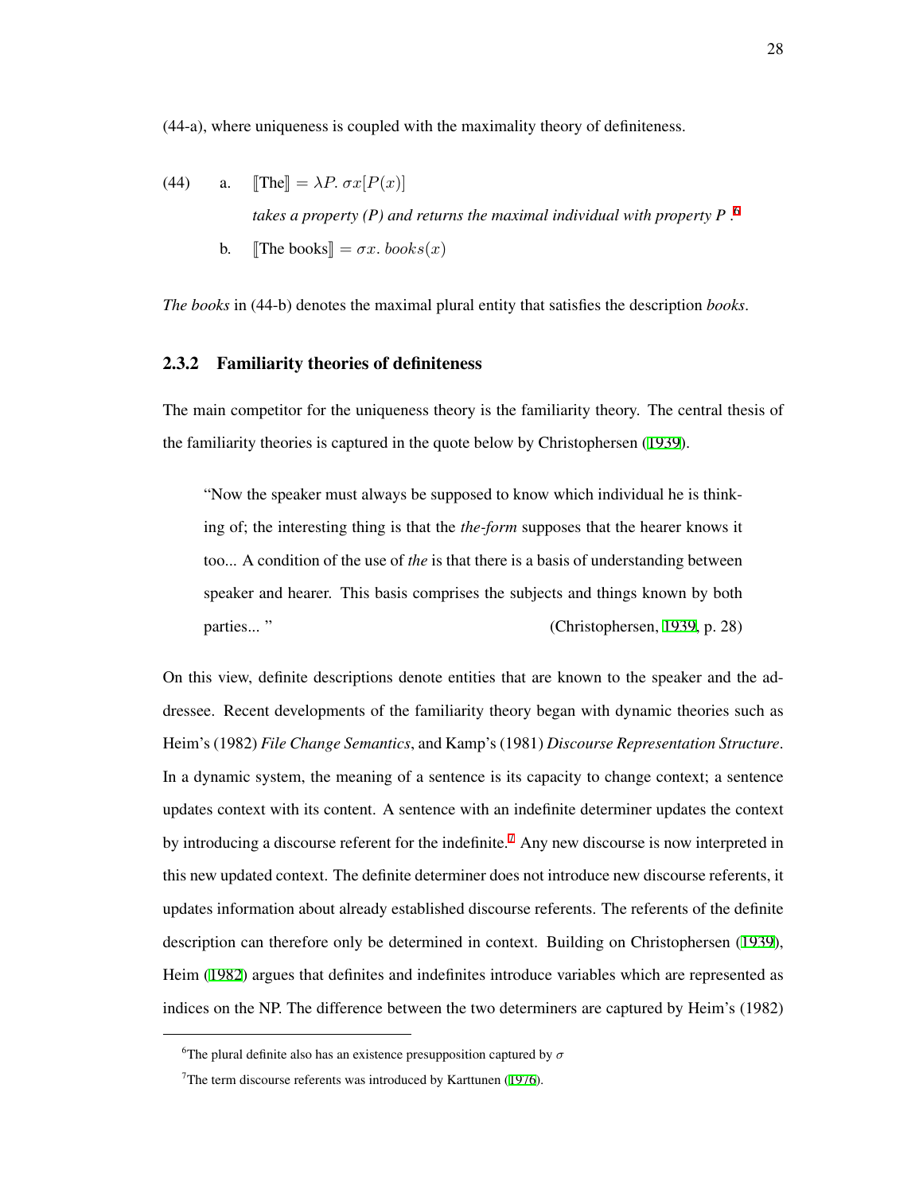(44-a), where uniqueness is coupled with the maximality theory of definiteness.

(44) a. $[\![\text{The}]\!] = \lambda P.\ \sigma x[P(x)]$

*takes a property (P) and returns the maximal individual with property P*.[6]

b. $[\![\text{The books}]\!] = \sigma x.\ books(x)$

*The books* in (44-b) denotes the maximal plural entity that satisfies the description *books*.

### 2.3.2 Familiarity theories of definiteness

The main competitor for the uniqueness theory is the familiarity theory. The central thesis of the familiarity theories is captured in the quote below by Christophersen (1939).

> "Now the speaker must always be supposed to know which individual he is thinking of; the interesting thing is that the *the-form* supposes that the hearer knows it too... A condition of the use of *the* is that there is a basis of understanding between speaker and hearer. This basis comprises the subjects and things known by both parties... " (Christophersen, 1939, p. 28)

On this view, definite descriptions denote entities that are known to the speaker and the addressee. Recent developments of the familiarity theory began with dynamic theories such as Heim's (1982) *File Change Semantics*, and Kamp's (1981) *Discourse Representation Structure*. In a dynamic system, the meaning of a sentence is its capacity to change context; a sentence updates context with its content. A sentence with an indefinite determiner updates the context by introducing a discourse referent for the indefinite.[7] Any new discourse is now interpreted in this new updated context. The definite determiner does not introduce new discourse referents, it updates information about already established discourse referents. The referents of the definite description can therefore only be determined in context. Building on Christophersen (1939), Heim (1982) argues that definites and indefinites introduce variables which are represented as indices on the NP. The difference between the two determiners are captured by Heim's (1982)

---

[6] The plural definite also has an existence presupposition captured by $\sigma$

[7] The term discourse referents was introduced by Karttunen (1976).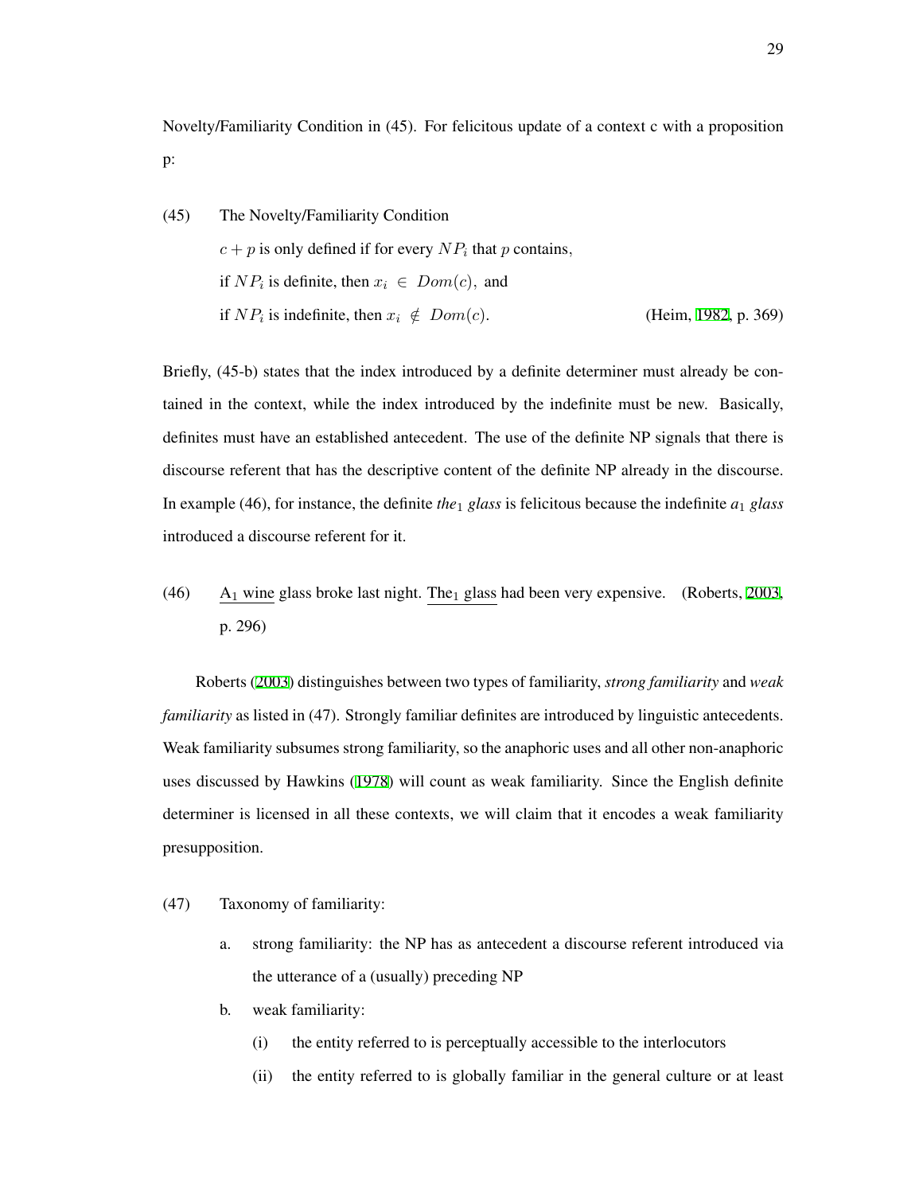Novelty/Familiarity Condition in (45). For felicitous update of a context c with a proposition p:

(45) The Novelty/Familiarity Condition

$c + p$ is only defined if for every $NP_i$ that $p$ contains,
if $NP_i$ is definite, then $x_i \in Dom(c)$, and
if $NP_i$ is indefinite, then $x_i \notin Dom(c)$. (Heim, 1982, p. 369)

Briefly, (45-b) states that the index introduced by a definite determiner must already be contained in the context, while the index introduced by the indefinite must be new. Basically, definites must have an established antecedent. The use of the definite NP signals that there is discourse referent that has the descriptive content of the definite NP already in the discourse. In example (46), for instance, the definite *the*$_1$ *glass* is felicitous because the indefinite *a*$_1$ *glass* introduced a discourse referent for it.

(46) A$_1$ wine glass broke last night. The$_1$ glass had been very expensive. (Roberts, 2003, p. 296)

Roberts (2003) distinguishes between two types of familiarity, *strong familiarity* and *weak familiarity* as listed in (47). Strongly familiar definites are introduced by linguistic antecedents. Weak familiarity subsumes strong familiarity, so the anaphoric uses and all other non-anaphoric uses discussed by Hawkins (1978) will count as weak familiarity. Since the English definite determiner is licensed in all these contexts, we will claim that it encodes a weak familiarity presupposition.

(47) Taxonomy of familiarity:

a. strong familiarity: the NP has as antecedent a discourse referent introduced via the utterance of a (usually) preceding NP

b. weak familiarity:

(i) the entity referred to is perceptually accessible to the interlocutors

(ii) the entity referred to is globally familiar in the general culture or at least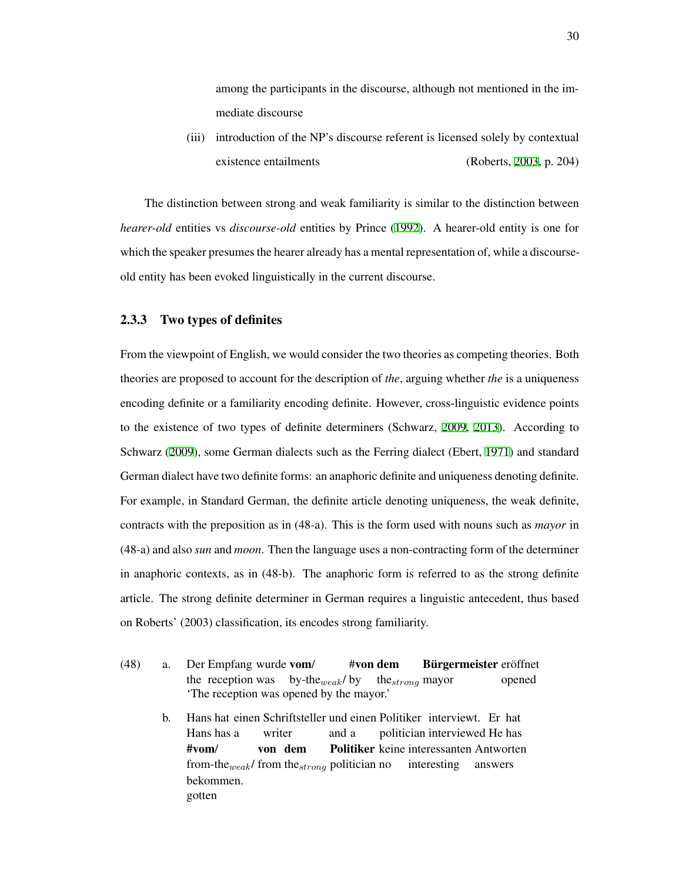among the participants in the discourse, although not mentioned in the immediate discourse

(iii) introduction of the NP's discourse referent is licensed solely by contextual existence entailments (Roberts, 2003, p. 204)

The distinction between strong and weak familiarity is similar to the distinction between *hearer-old* entities vs *discourse-old* entities by Prince (1992). A hearer-old entity is one for which the speaker presumes the hearer already has a mental representation of, while a discourse-old entity has been evoked linguistically in the current discourse.

### 2.3.3 Two types of definites

From the viewpoint of English, we would consider the two theories as competing theories. Both theories are proposed to account for the description of *the*, arguing whether *the* is a uniqueness encoding definite or a familiarity encoding definite. However, cross-linguistic evidence points to the existence of two types of definite determiners (Schwarz, 2009, 2013). According to Schwarz (2009), some German dialects such as the Ferring dialect (Ebert, 1971) and standard German dialect have two definite forms: an anaphoric definite and uniqueness denoting definite. For example, in Standard German, the definite article denoting uniqueness, the weak definite, contracts with the preposition as in (48-a). This is the form used with nouns such as *mayor* in (48-a) and also *sun* and *moon*. Then the language uses a non-contracting form of the determiner in anaphoric contexts, as in (48-b). The anaphoric form is referred to as the strong definite article. The strong definite determiner in German requires a linguistic antecedent, thus based on Roberts' (2003) classification, its encodes strong familiarity.

(48) a. Der Empfang wurde **vom/** **#von dem** **Bürgermeister** eröffnet
the reception was by-the$_{weak}$/ by the$_{strong}$ mayor opened
'The reception was opened by the mayor.'

b. Hans hat einen Schriftsteller und einen Politiker interviewt. Er hat **#vom/** **von dem** **Politiker** keine interessanten Antworten bekommen.
Hans has a writer and a politician interviewed He has from-the$_{weak}$/ from the$_{strong}$ politician no interesting answers gotten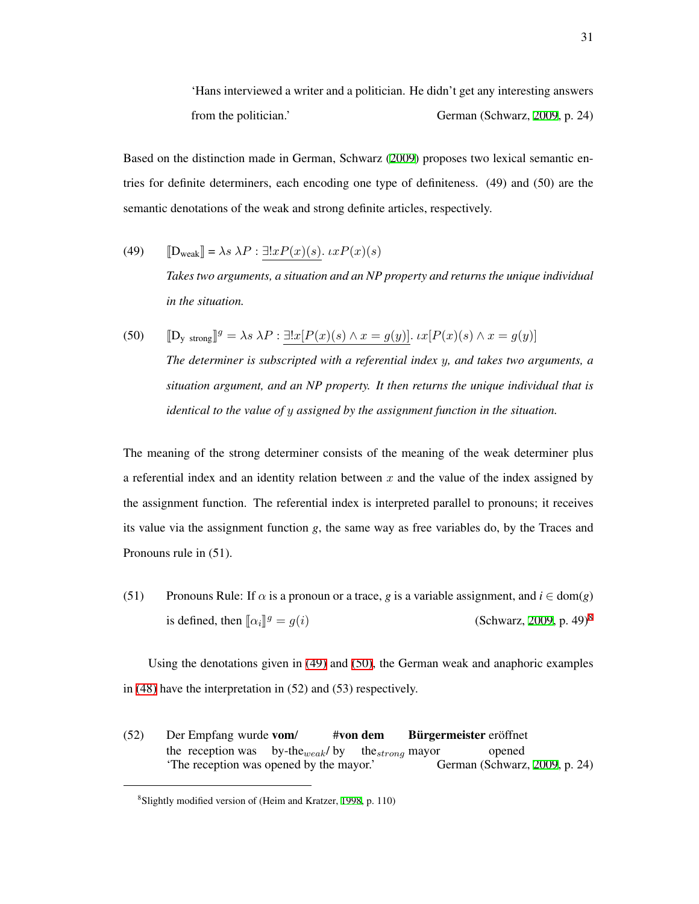'Hans interviewed a writer and a politician. He didn't get any interesting answers from the politician.' German (Schwarz, 2009, p. 24)

Based on the distinction made in German, Schwarz (2009) proposes two lexical semantic entries for definite determiners, each encoding one type of definiteness. (49) and (50) are the semantic denotations of the weak and strong definite articles, respectively.

(49) $[\![\text{D}_{\text{weak}}]\!] = \lambda s\ \lambda P : \underline{\exists! x P(x)(s)}.\ \iota x P(x)(s)$

*Takes two arguments, a situation and an NP property and returns the unique individual in the situation.*

(50) $[\![\text{D}_{\text{y strong}}]\!]^g = \lambda s\ \lambda P : \underline{\exists! x[P(x)(s) \wedge x = g(y)]}.\ \iota x[P(x)(s) \wedge x = g(y)]$

*The determiner is subscripted with a referential index $y$, and takes two arguments, a situation argument, and an NP property. It then returns the unique individual that is identical to the value of $y$ assigned by the assignment function in the situation.*

The meaning of the strong determiner consists of the meaning of the weak determiner plus a referential index and an identity relation between $x$ and the value of the index assigned by the assignment function. The referential index is interpreted parallel to pronouns; it receives its value via the assignment function $g$, the same way as free variables do, by the Traces and Pronouns rule in (51).

(51) Pronouns Rule: If $\alpha$ is a pronoun or a trace, $g$ is a variable assignment, and $i \in \text{dom}(g)$ is defined, then $[\![\alpha_i]\!]^g = g(i)$ (Schwarz, 2009, p. 49)[8]

Using the denotations given in (49) and (50), the German weak and anaphoric examples in (48) have the interpretation in (52) and (53) respectively.

(52) Der Empfang wurde **vom/** **#von dem** **Bürgermeister** eröffnet
the reception was by-the$_{weak}$/ by the$_{strong}$ mayor opened
'The reception was opened by the mayor.' German (Schwarz, 2009, p. 24)

[8] Slightly modified version of (Heim and Kratzer, 1998, p. 110)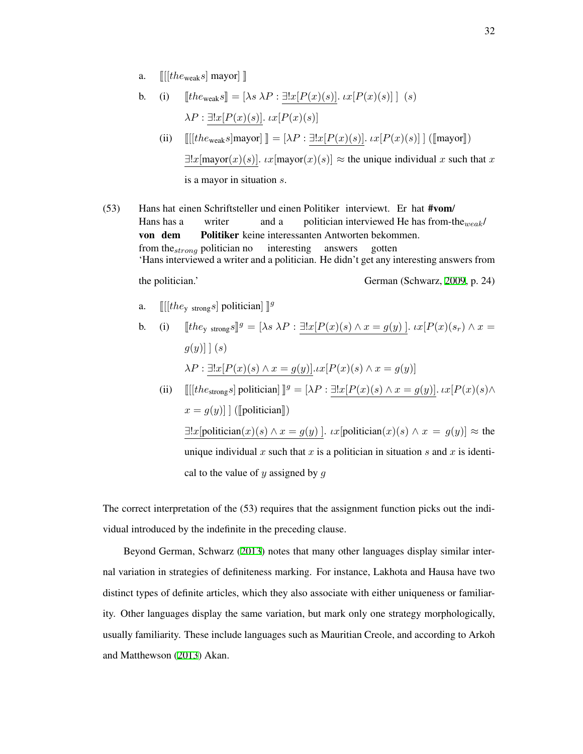a. $[\![ [[the_{\text{weak}} s] \text{ mayor}] ]\!]$

b. (i) $[\![ the_{\text{weak}} s ]\!] = [\lambda s\ \lambda P : \underline{\exists! x[P(x)(s)]}.\ \iota x[P(x)(s)]\ ]\ (s)$

$\lambda P : \underline{\exists! x[P(x)(s)]}.\ \iota x[P(x)(s)]$

(ii) $[\![ [[the_{\text{weak}} s]\text{mayor}] ]\!] = [\lambda P : \underline{\exists! x[P(x)(s)]}.\ \iota x[P(x)(s)]\ ]\ ([\![\text{mayor}]\!])$

$\underline{\exists! x[\text{mayor}(x)(s)]}.\ \iota x[\text{mayor}(x)(s)] \approx$ the unique individual $x$ such that $x$ is a mayor in situation $s$.

(53) Hans hat einen Schriftsteller und einen Politiker interviewt. Er hat **#vom/ von dem Politiker** keine interessanten Antworten bekommen.
Hans has a writer and a politician interviewed He has from-the$_{weak}$/ from the$_{strong}$ politician no interesting answers gotten
'Hans interviewed a writer and a politician. He didn't get any interesting answers from the politician.' German (Schwarz, 2009, p. 24)

a. $[\![ [[the_{\text{y strong}} s] \text{ politician}] ]\!]^g$

b. (i) $[\![ the_{\text{y strong}} s ]\!]^g = [\lambda s\ \lambda P : \underline{\exists! x[P(x)(s) \wedge x = g(y)\ ]}.\ \iota x[P(x)(s_r) \wedge x = g(y)]\ ]\ (s)$

$\lambda P : \underline{\exists! x[P(x)(s) \wedge x = g(y)]}.\iota x[P(x)(s) \wedge x = g(y)]$

(ii) $[\![ [[the_{\text{strong}} s] \text{ politician}] ]\!]^g = [\lambda P : \underline{\exists! x[P(x)(s) \wedge x = g(y)]}.\ \iota x[P(x)(s) \wedge x = g(y)]\ ]\ ([\![\text{politician}]\!])$

$\underline{\exists! x[\text{politician}(x)(s) \wedge x = g(y)\ ]}.\ \iota x[\text{politician}(x)(s) \wedge x = g(y)] \approx$ the unique individual $x$ such that $x$ is a politician in situation $s$ and $x$ is identical to the value of $y$ assigned by $g$

The correct interpretation of the (53) requires that the assignment function picks out the individual introduced by the indefinite in the preceding clause.

Beyond German, Schwarz (2013) notes that many other languages display similar internal variation in strategies of definiteness marking. For instance, Lakhota and Hausa have two distinct types of definite articles, which they also associate with either uniqueness or familiarity. Other languages display the same variation, but mark only one strategy morphologically, usually familiarity. These include languages such as Mauritian Creole, and according to Arkoh and Matthewson (2013) Akan.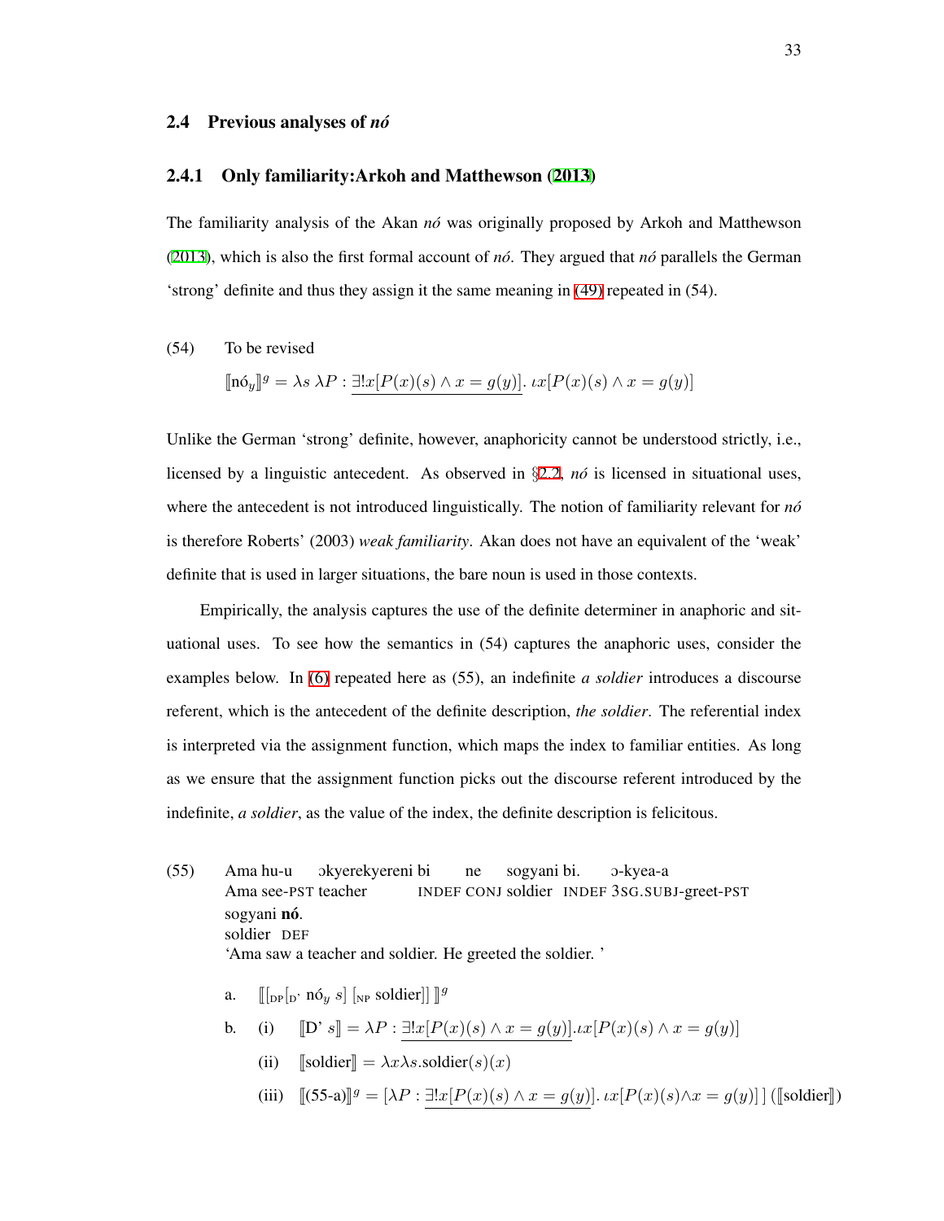## 2.4 Previous analyses of *nó*

### 2.4.1 Only familiarity: Arkoh and Matthewson (2013)

The familiarity analysis of the Akan *nó* was originally proposed by Arkoh and Matthewson (2013), which is also the first formal account of *nó*. They argued that *nó* parallels the German 'strong' definite and thus they assign it the same meaning in (49) repeated in (54).

(54) To be revised

$$[\![\text{nó}_y]\!]^g = \lambda s\ \lambda P : \underline{\exists! x[P(x)(s) \wedge x = g(y)]}.\ \iota x[P(x)(s) \wedge x = g(y)]$$

Unlike the German 'strong' definite, however, anaphoricity cannot be understood strictly, i.e., licensed by a linguistic antecedent. As observed in §2.2, *nó* is licensed in situational uses, where the antecedent is not introduced linguistically. The notion of familiarity relevant for *nó* is therefore Roberts' (2003) *weak familiarity*. Akan does not have an equivalent of the 'weak' definite that is used in larger situations, the bare noun is used in those contexts.

Empirically, the analysis captures the use of the definite determiner in anaphoric and situational uses. To see how the semantics in (54) captures the anaphoric uses, consider the examples below. In (6) repeated here as (55), an indefinite *a soldier* introduces a discourse referent, which is the antecedent of the definite description, *the soldier*. The referential index is interpreted via the assignment function, which maps the index to familiar entities. As long as we ensure that the assignment function picks out the discourse referent introduced by the indefinite, *a soldier*, as the value of the index, the definite description is felicitous.

(55) Ama hu-u ɔkyerekyereni bi ne sogyani bi. ɔ-kyea-a sogyani **nó**.
Ama see-PST teacher INDEF CONJ soldier INDEF 3SG.SUBJ-greet-PST soldier DEF
'Ama saw a teacher and soldier. He greeted the soldier.'

a. $[\![ [_{\text{DP}} [_{\text{D'}}\ \text{nó}_y\ s]\ [_{\text{NP}}\ \text{soldier}]] ]\!]^g$

b. (i) $[\![\text{D' } s]\!] = \lambda P : \underline{\exists! x[P(x)(s) \wedge x = g(y)]}.\iota x[P(x)(s) \wedge x = g(y)]$

(ii) $[\![\text{soldier}]\!] = \lambda x \lambda s.\text{soldier}(s)(x)$

(iii) $[\![\text{(55-a)}]\!]^g = [\lambda P : \underline{\exists! x[P(x)(s) \wedge x = g(y)]}.\ \iota x[P(x)(s) \wedge x = g(y)]\,]\ ([\![\text{soldier}]\!])$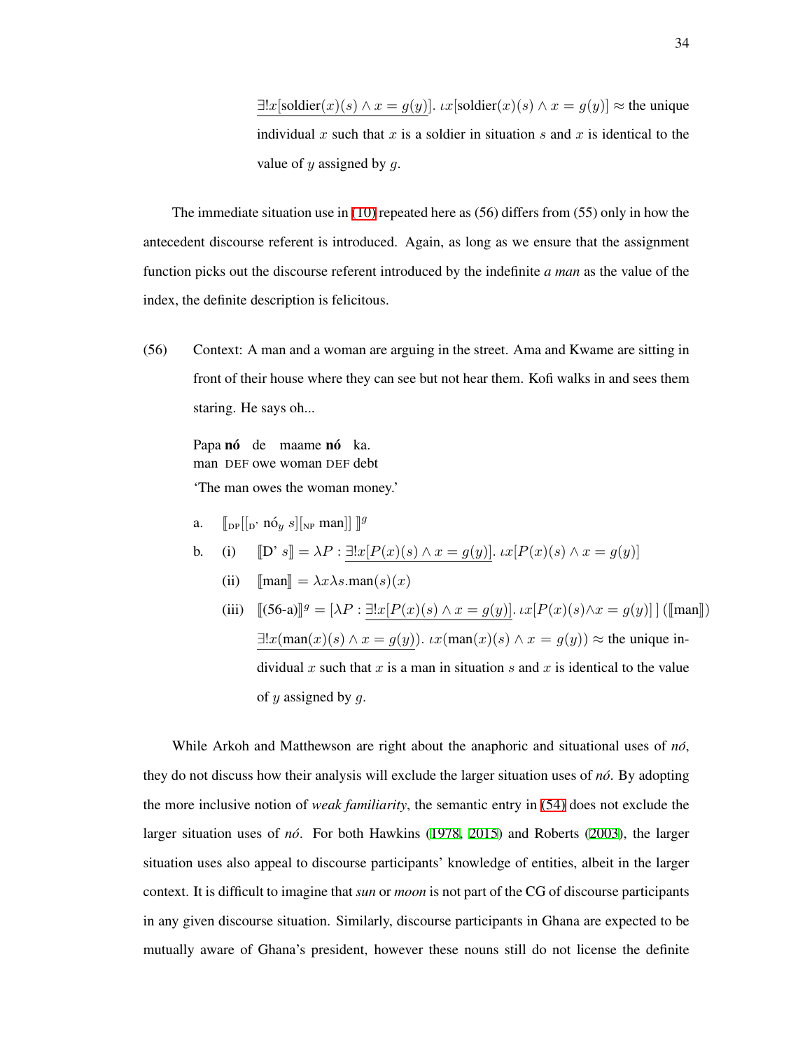$\underline{\exists! x[\text{soldier}(x)(s) \wedge x = g(y)]}$. $\iota x[\text{soldier}(x)(s) \wedge x = g(y)] \approx$ the unique individual $x$ such that $x$ is a soldier in situation $s$ and $x$ is identical to the value of $y$ assigned by $g$.

The immediate situation use in (10) repeated here as (56) differs from (55) only in how the antecedent discourse referent is introduced. Again, as long as we ensure that the assignment function picks out the discourse referent introduced by the indefinite *a man* as the value of the index, the definite description is felicitous.

(56) Context: A man and a woman are arguing in the street. Ama and Kwame are sitting in front of their house where they can see but not hear them. Kofi walks in and sees them staring. He says oh...

Papa **nó** de maame **nó** ka.
man DEF owe woman DEF debt
'The man owes the woman money.'

a. $[\![_{\text{DP}}[[_{\text{D'}}\ \text{nó}_y\ s][_{\text{NP}}\ \text{man}]]\ ]\!]^g$

b. (i) $[\![\text{D' } s]\!] = \lambda P : \underline{\exists! x[P(x)(s) \wedge x = g(y)]}.\ \iota x[P(x)(s) \wedge x = g(y)]$

(ii) $[\![\text{man}]\!] = \lambda x \lambda s.\text{man}(s)(x)$

(iii) $[\![\text{(56-a)}]\!]^g = [\lambda P : \underline{\exists! x[P(x)(s) \wedge x = g(y)]}.\ \iota x[P(x)(s) \wedge x = g(y)]\ ]\ ([\![\text{man}]\!])$
$\underline{\exists! x(\text{man}(x)(s) \wedge x = g(y))}.\ \iota x(\text{man}(x)(s) \wedge x = g(y)) \approx$ the unique individual $x$ such that $x$ is a man in situation $s$ and $x$ is identical to the value of $y$ assigned by $g$.

While Arkoh and Matthewson are right about the anaphoric and situational uses of *nó*, they do not discuss how their analysis will exclude the larger situation uses of *nó*. By adopting the more inclusive notion of *weak familiarity*, the semantic entry in (54) does not exclude the larger situation uses of *nó*. For both Hawkins (1978, 2015) and Roberts (2003), the larger situation uses also appeal to discourse participants' knowledge of entities, albeit in the larger context. It is difficult to imagine that *sun* or *moon* is not part of the CG of discourse participants in any given discourse situation. Similarly, discourse participants in Ghana are expected to be mutually aware of Ghana's president, however these nouns still do not license the definite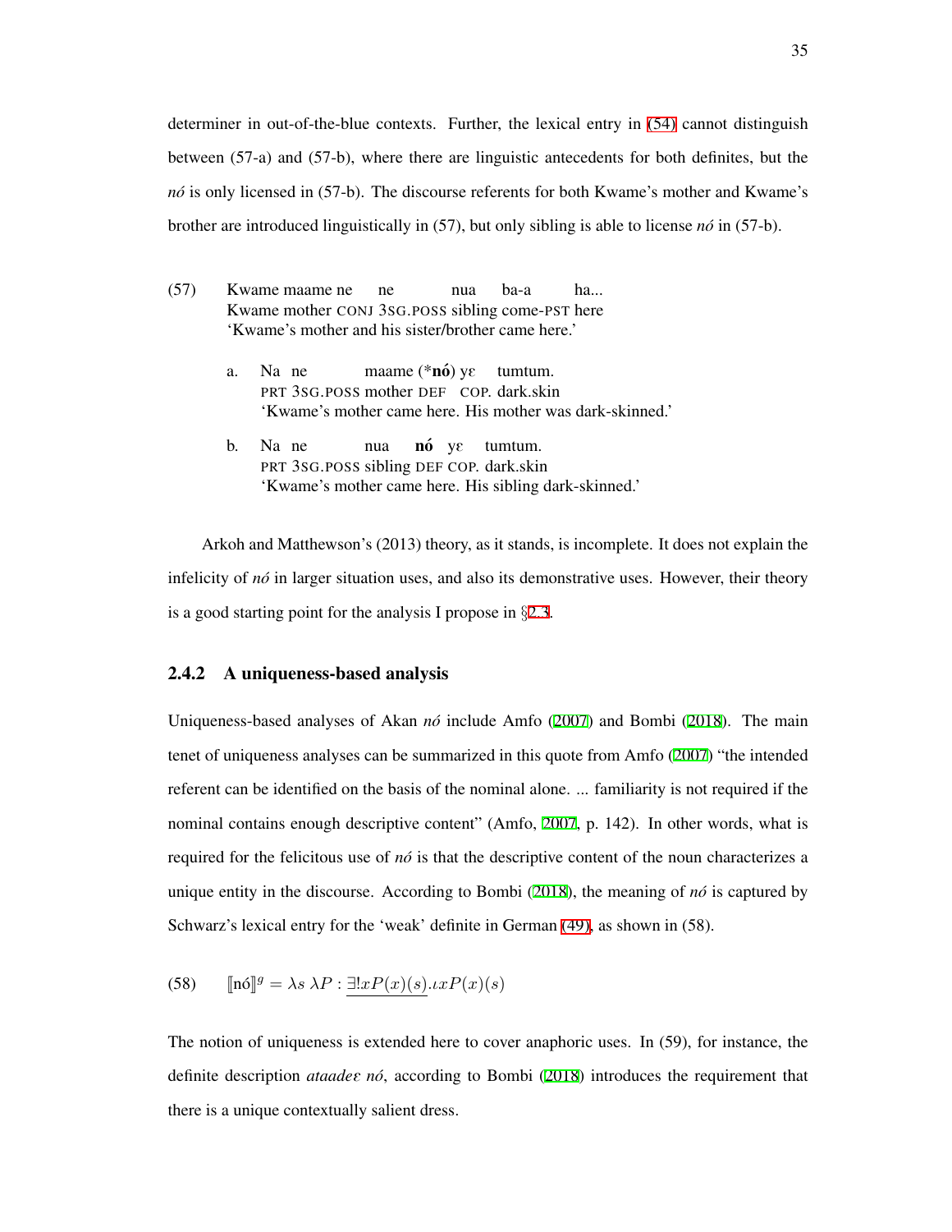determiner in out-of-the-blue contexts. Further, the lexical entry in (54) cannot distinguish between (57-a) and (57-b), where there are linguistic antecedents for both definites, but the *nó* is only licensed in (57-b). The discourse referents for both Kwame's mother and Kwame's brother are introduced linguistically in (57), but only sibling is able to license *nó* in (57-b).

(57) Kwame maame ne ne nua ba-a ha...
Kwame mother CONJ 3SG.POSS sibling come-PST here
'Kwame's mother and his sister/brother came here.'

a. Na ne maame (\***nó**) yɛ tumtum.
PRT 3SG.POSS mother DEF COP. dark.skin
'Kwame's mother came here. His mother was dark-skinned.'

b. Na ne nua **nó** yɛ tumtum.
PRT 3SG.POSS sibling DEF COP. dark.skin
'Kwame's mother came here. His sibling dark-skinned.'

Arkoh and Matthewson's (2013) theory, as it stands, is incomplete. It does not explain the infelicity of *nó* in larger situation uses, and also its demonstrative uses. However, their theory is a good starting point for the analysis I propose in §2.3.

### 2.4.2 A uniqueness-based analysis

Uniqueness-based analyses of Akan *nó* include Amfo (2007) and Bombi (2018). The main tenet of uniqueness analyses can be summarized in this quote from Amfo (2007) "the intended referent can be identified on the basis of the nominal alone. ... familiarity is not required if the nominal contains enough descriptive content" (Amfo, 2007, p. 142). In other words, what is required for the felicitous use of *nó* is that the descriptive content of the noun characterizes a unique entity in the discourse. According to Bombi (2018), the meaning of *nó* is captured by Schwarz's lexical entry for the 'weak' definite in German (49), as shown in (58).

(58) $$[\![\text{nó}]\!]^g = \lambda s\ \lambda P : \underline{\exists! x P(x)(s)}.\iota x P(x)(s)$$

The notion of uniqueness is extended here to cover anaphoric uses. In (59), for instance, the definite description *ataadeɛ nó*, according to Bombi (2018) introduces the requirement that there is a unique contextually salient dress.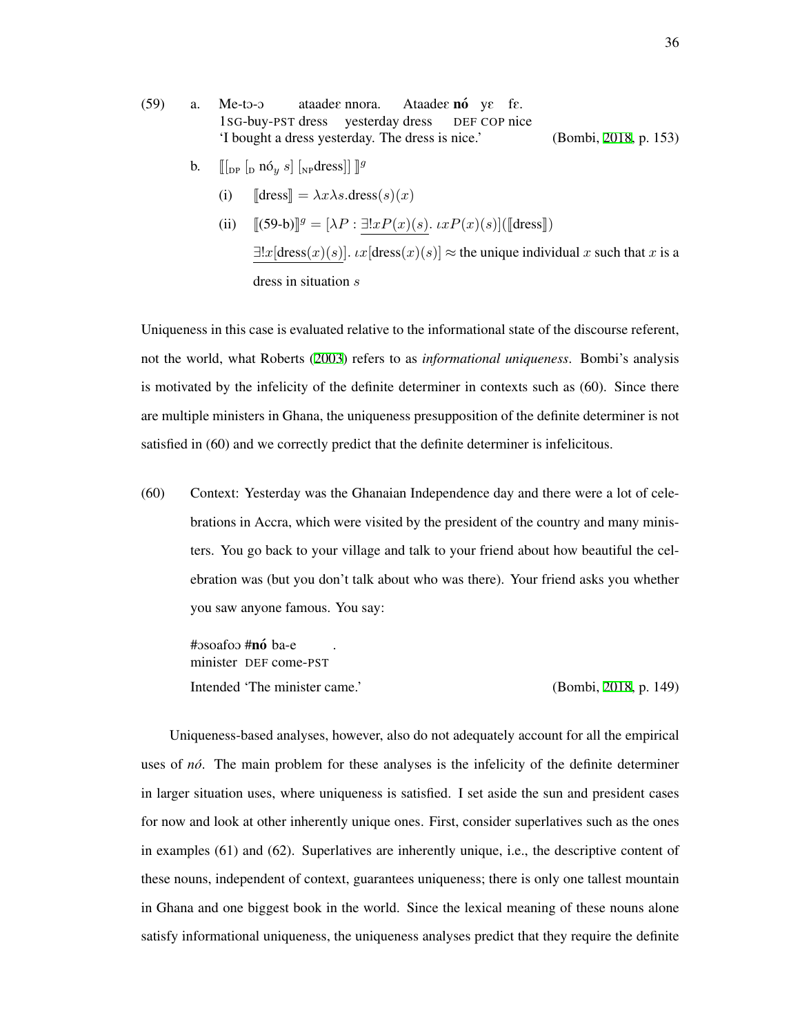(59) a. Me-tɔ-ɔ ataadeɛ nnora. Ataadeɛ **nó** yɛ fɛ.
1SG-buy-PST dress yesterday dress DEF COP nice
'I bought a dress yesterday. The dress is nice.' (Bombi, 2018, p. 153)

b. $[\![ [_{DP} [_{D}\ nó_{y}\ s]\ [_{NP} dress]] ]\!]^{g}$

(i) $[\![\text{dress}]\!] = \lambda x \lambda s.\text{dress}(s)(x)$

(ii) $[\![\text{(59-b)}]\!]^{g} = [\lambda P : \underline{\exists! x P(x)(s)}.\ \iota x P(x)(s)]([\![\text{dress}]\!])$

$\underline{\exists! x[\text{dress}(x)(s)]}.\ \iota x[\text{dress}(x)(s)] \approx$ the unique individual $x$ such that $x$ is a dress in situation $s$

Uniqueness in this case is evaluated relative to the informational state of the discourse referent, not the world, what Roberts (2003) refers to as *informational uniqueness*. Bombi's analysis is motivated by the infelicity of the definite determiner in contexts such as (60). Since there are multiple ministers in Ghana, the uniqueness presupposition of the definite determiner is not satisfied in (60) and we correctly predict that the definite determiner is infelicitous.

(60) Context: Yesterday was the Ghanaian Independence day and there were a lot of celebrations in Accra, which were visited by the president of the country and many ministers. You go back to your village and talk to your friend about how beautiful the celebration was (but you don't talk about who was there). Your friend asks you whether you saw anyone famous. You say:

#ɔsoafoɔ #**nó** ba-e .
minister DEF come-PST
Intended 'The minister came.' (Bombi, 2018, p. 149)

Uniqueness-based analyses, however, also do not adequately account for all the empirical uses of *nó*. The main problem for these analyses is the infelicity of the definite determiner in larger situation uses, where uniqueness is satisfied. I set aside the sun and president cases for now and look at other inherently unique ones. First, consider superlatives such as the ones in examples (61) and (62). Superlatives are inherently unique, i.e., the descriptive content of these nouns, independent of context, guarantees uniqueness; there is only one tallest mountain in Ghana and one biggest book in the world. Since the lexical meaning of these nouns alone satisfy informational uniqueness, the uniqueness analyses predict that they require the definite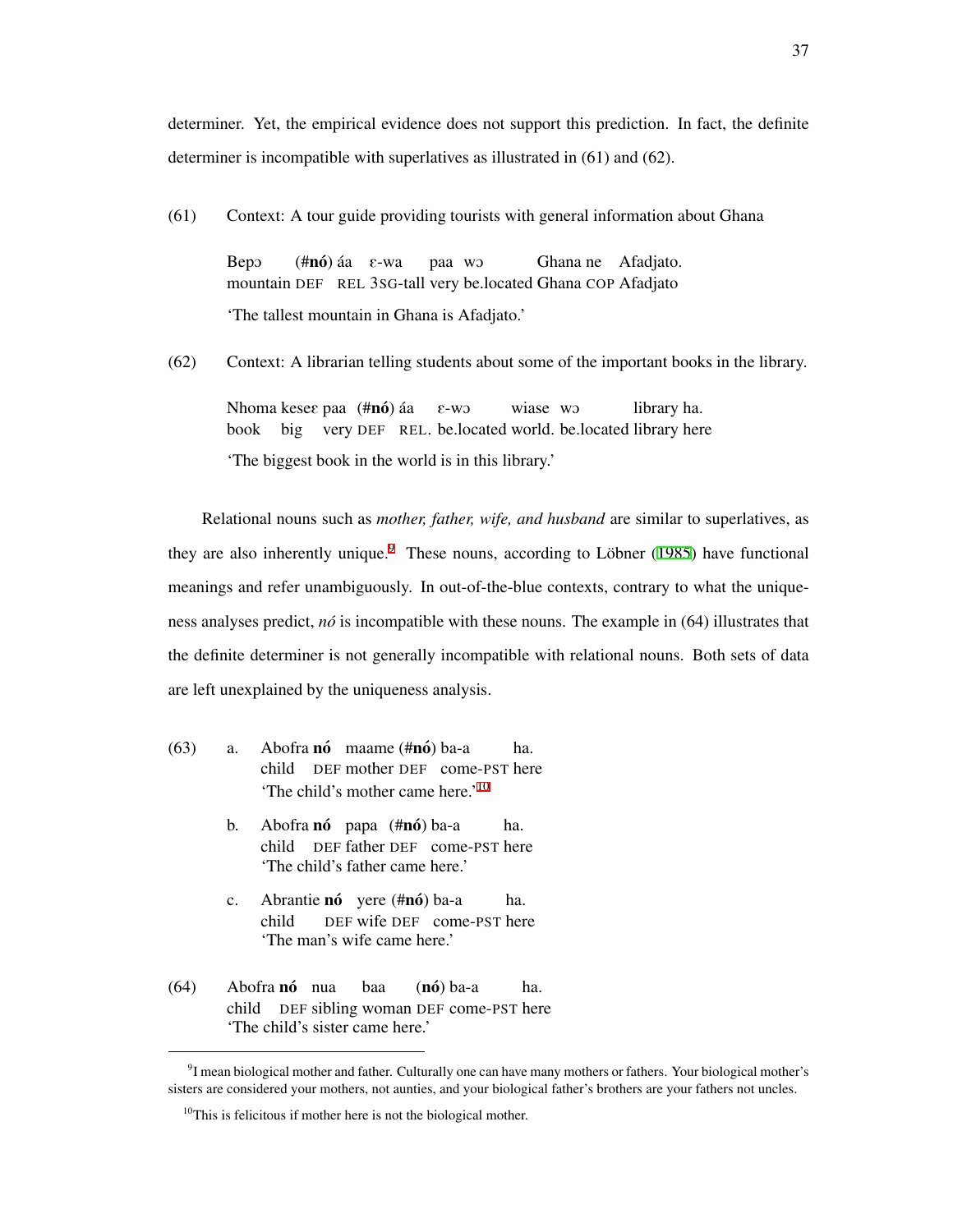determiner. Yet, the empirical evidence does not support this prediction. In fact, the definite determiner is incompatible with superlatives as illustrated in (61) and (62).

(61) Context: A tour guide providing tourists with general information about Ghana

Bepɔ (#**nó**) áa ɛ-wa paa wɔ Ghana ne Afadjato.
mountain DEF REL 3SG-tall very be.located Ghana COP Afadjato

'The tallest mountain in Ghana is Afadjato.'

(62) Context: A librarian telling students about some of the important books in the library.

Nhoma keseɛ paa (#**nó**) áa ɛ-wɔ wiase wɔ library ha.
book big very DEF REL. be.located world. be.located library here

'The biggest book in the world is in this library.'

Relational nouns such as *mother, father, wife, and husband* are similar to superlatives, as they are also inherently unique.[9] These nouns, according to Löbner (1985) have functional meanings and refer unambiguously. In out-of-the-blue contexts, contrary to what the uniqueness analyses predict, *nó* is incompatible with these nouns. The example in (64) illustrates that the definite determiner is not generally incompatible with relational nouns. Both sets of data are left unexplained by the uniqueness analysis.

(63) a. Abofra **nó** maame (#**nó**) ba-a ha.
child DEF mother DEF come-PST here
'The child's mother came here.'[10]

b. Abofra **nó** papa (#**nó**) ba-a ha.
child DEF father DEF come-PST here
'The child's father came here.'

c. Abrantie **nó** yere (#**nó**) ba-a ha.
child DEF wife DEF come-PST here
'The man's wife came here.'

(64) Abofra **nó** nua baa (**nó**) ba-a ha.
child DEF sibling woman DEF come-PST here
'The child's sister came here.'

---

[9] I mean biological mother and father. Culturally one can have many mothers or fathers. Your biological mother's sisters are considered your mothers, not aunties, and your biological father's brothers are your fathers not uncles.

[10] This is felicitous if mother here is not the biological mother.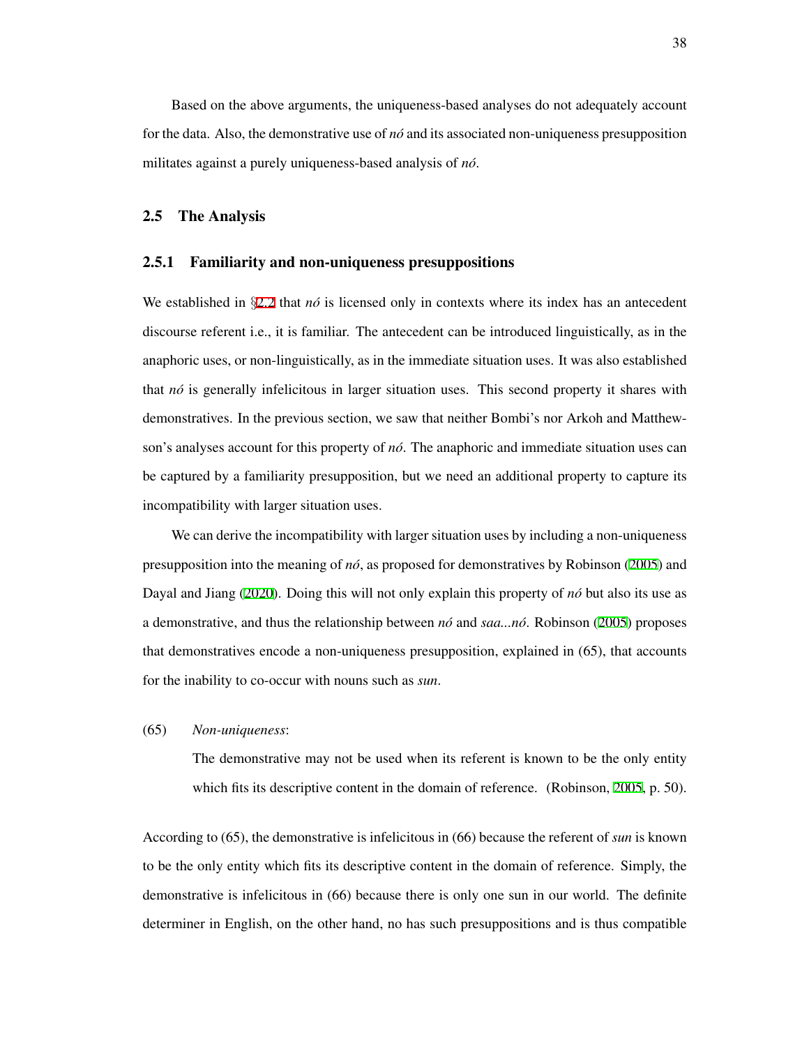Based on the above arguments, the uniqueness-based analyses do not adequately account for the data. Also, the demonstrative use of *nó* and its associated non-uniqueness presupposition militates against a purely uniqueness-based analysis of *nó*.

## 2.5 The Analysis

### 2.5.1 Familiarity and non-uniqueness presuppositions

We established in §2.2 that *nó* is licensed only in contexts where its index has an antecedent discourse referent i.e., it is familiar. The antecedent can be introduced linguistically, as in the anaphoric uses, or non-linguistically, as in the immediate situation uses. It was also established that *nó* is generally infelicitous in larger situation uses. This second property it shares with demonstratives. In the previous section, we saw that neither Bombi's nor Arkoh and Matthewson's analyses account for this property of *nó*. The anaphoric and immediate situation uses can be captured by a familiarity presupposition, but we need an additional property to capture its incompatibility with larger situation uses.

We can derive the incompatibility with larger situation uses by including a non-uniqueness presupposition into the meaning of *nó*, as proposed for demonstratives by Robinson (2005) and Dayal and Jiang (2020). Doing this will not only explain this property of *nó* but also its use as a demonstrative, and thus the relationship between *nó* and *saa...nó*. Robinson (2005) proposes that demonstratives encode a non-uniqueness presupposition, explained in (65), that accounts for the inability to co-occur with nouns such as *sun*.

(65) *Non-uniqueness*:

The demonstrative may not be used when its referent is known to be the only entity which fits its descriptive content in the domain of reference. (Robinson, 2005, p. 50).

According to (65), the demonstrative is infelicitous in (66) because the referent of *sun* is known to be the only entity which fits its descriptive content in the domain of reference. Simply, the demonstrative is infelicitous in (66) because there is only one sun in our world. The definite determiner in English, on the other hand, no has such presuppositions and is thus compatible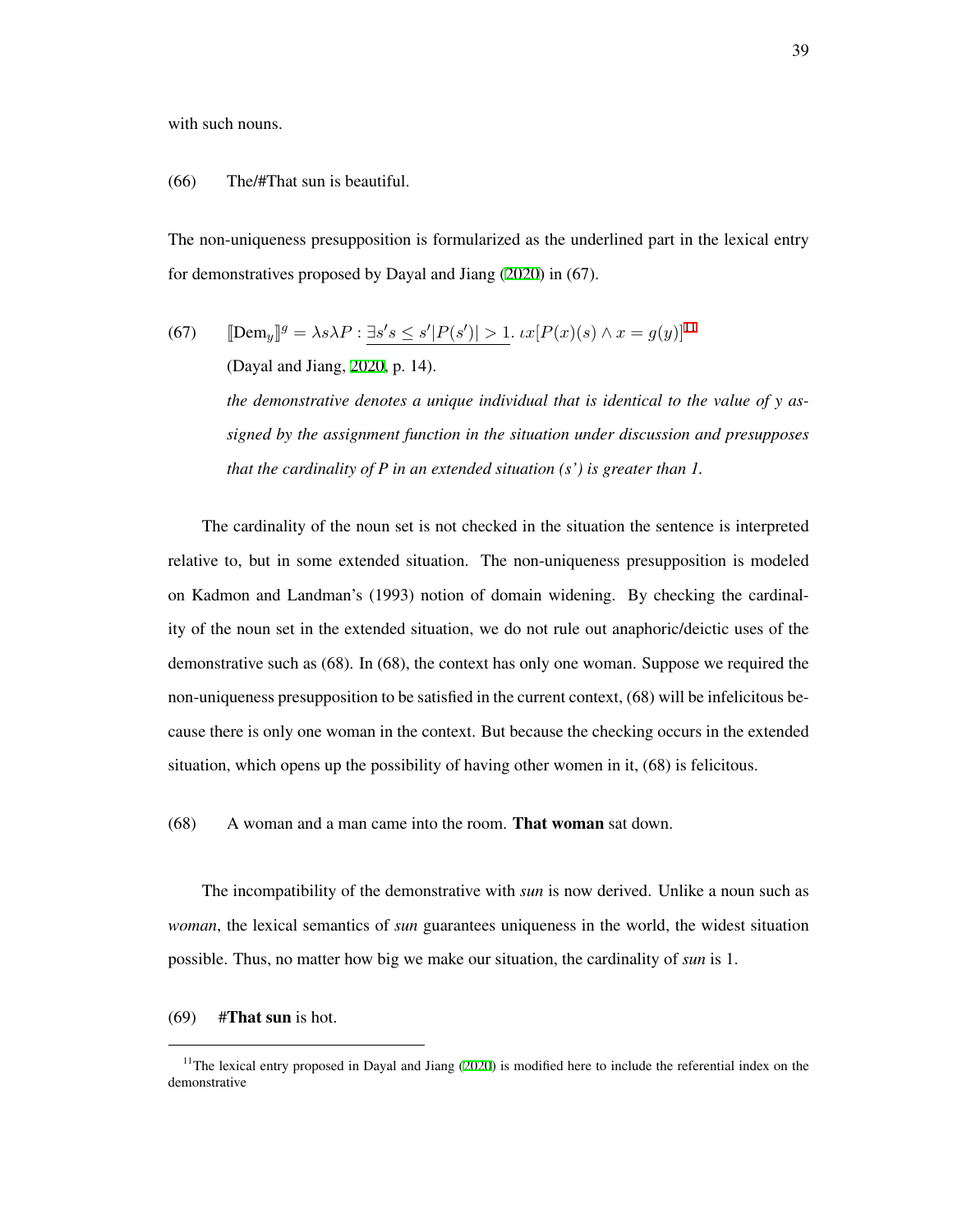with such nouns.

(66) The/#That sun is beautiful.

The non-uniqueness presupposition is formularized as the underlined part in the lexical entry for demonstratives proposed by Dayal and Jiang (2020) in (67).

(67) $[\![\text{Dem}_y]\!]^g = \lambda s \lambda P : \underline{\exists s' s \leq s' |P(s')| > 1}.\ \iota x[P(x)(s) \wedge x = g(y)]$[11]
(Dayal and Jiang, 2020, p. 14).
*the demonstrative denotes a unique individual that is identical to the value of y assigned by the assignment function in the situation under discussion and presupposes that the cardinality of P in an extended situation (s') is greater than 1.*

The cardinality of the noun set is not checked in the situation the sentence is interpreted relative to, but in some extended situation. The non-uniqueness presupposition is modeled on Kadmon and Landman's (1993) notion of domain widening. By checking the cardinality of the noun set in the extended situation, we do not rule out anaphoric/deictic uses of the demonstrative such as (68). In (68), the context has only one woman. Suppose we required the non-uniqueness presupposition to be satisfied in the current context, (68) will be infelicitous because there is only one woman in the context. But because the checking occurs in the extended situation, which opens up the possibility of having other women in it, (68) is felicitous.

(68) A woman and a man came into the room. **That woman** sat down.

The incompatibility of the demonstrative with *sun* is now derived. Unlike a noun such as *woman*, the lexical semantics of *sun* guarantees uniqueness in the world, the widest situation possible. Thus, no matter how big we make our situation, the cardinality of *sun* is 1.

(69) #**That sun** is hot.

[11] The lexical entry proposed in Dayal and Jiang (2020) is modified here to include the referential index on the demonstrative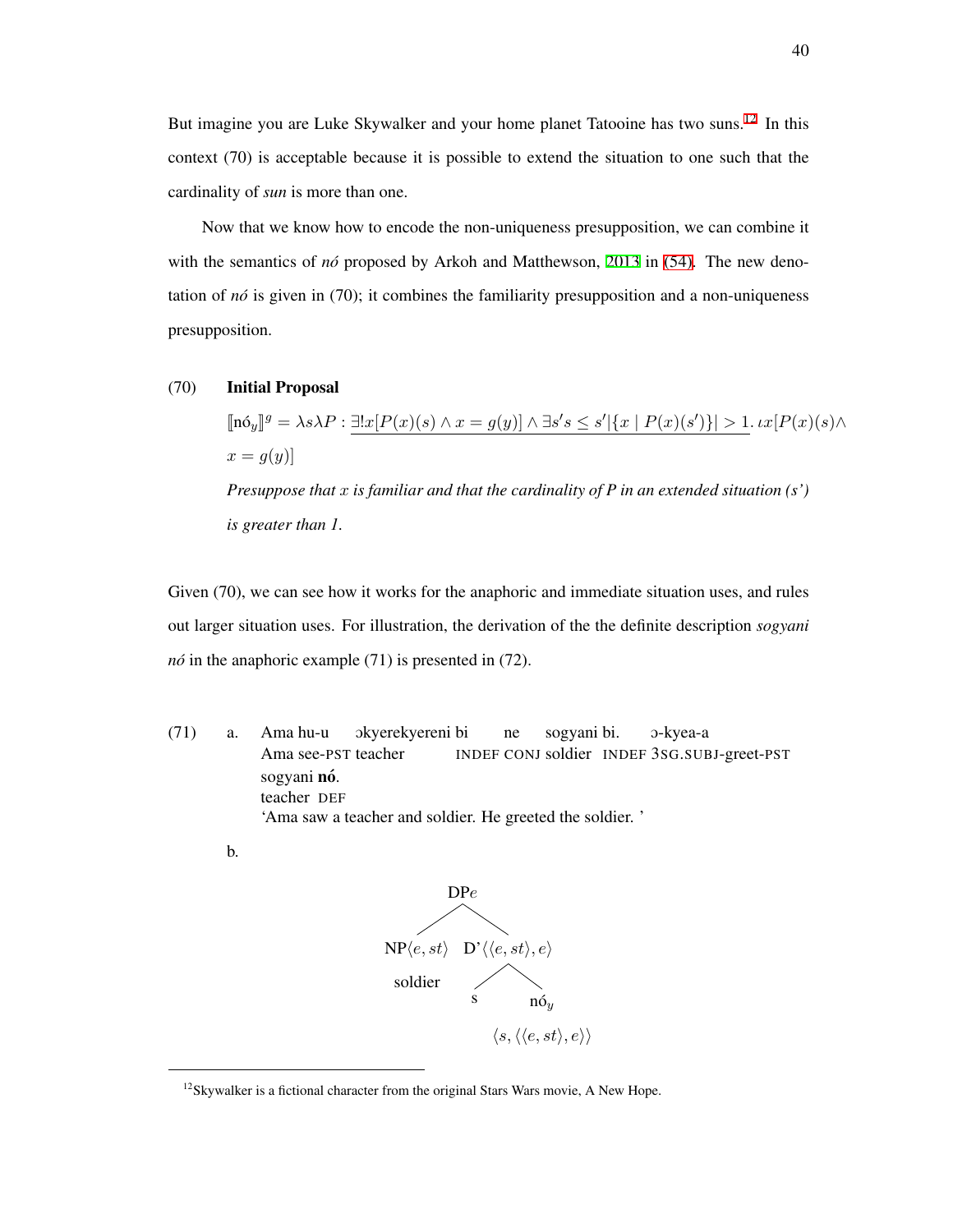But imagine you are Luke Skywalker and your home planet Tatooine has two suns.[12] In this context (70) is acceptable because it is possible to extend the situation to one such that the cardinality of *sun* is more than one.

Now that we know how to encode the non-uniqueness presupposition, we can combine it with the semantics of *nó* proposed by Arkoh and Matthewson, 2013 in (54). The new denotation of *nó* is given in (70); it combines the familiarity presupposition and a non-uniqueness presupposition.

(70) **Initial Proposal**

$$[\![\text{nó}_y]\!]^g = \lambda s \lambda P : \underline{\exists! x[P(x)(s) \wedge x = g(y)] \wedge \exists s' s \leq s' |\{x \mid P(x)(s')\}| > 1}. \iota x[P(x)(s) \wedge x = g(y)]$$

*Presuppose that $x$ is familiar and that the cardinality of P in an extended situation (s') is greater than 1.*

Given (70), we can see how it works for the anaphoric and immediate situation uses, and rules out larger situation uses. For illustration, the derivation of the the definite description *sogyani nó* in the anaphoric example (71) is presented in (72).

(71) a. Ama hu-u ɔkyerekyereni bi ne sogyani bi. ɔ-kyea-a sogyani **nó**.
Ama see-PST teacher INDEF CONJ soldier INDEF 3SG.SUBJ-greet-PST teacher DEF
'Ama saw a teacher and soldier. He greeted the soldier. '

b. [DP$e$ [NP$\langle e, st\rangle$ soldier] [D'$\langle\langle e, st\rangle, e\rangle$ s [nó$_y$ $\langle s, \langle\langle e, st\rangle, e\rangle\rangle$]]]

[12] Skywalker is a fictional character from the original Stars Wars movie, A New Hope.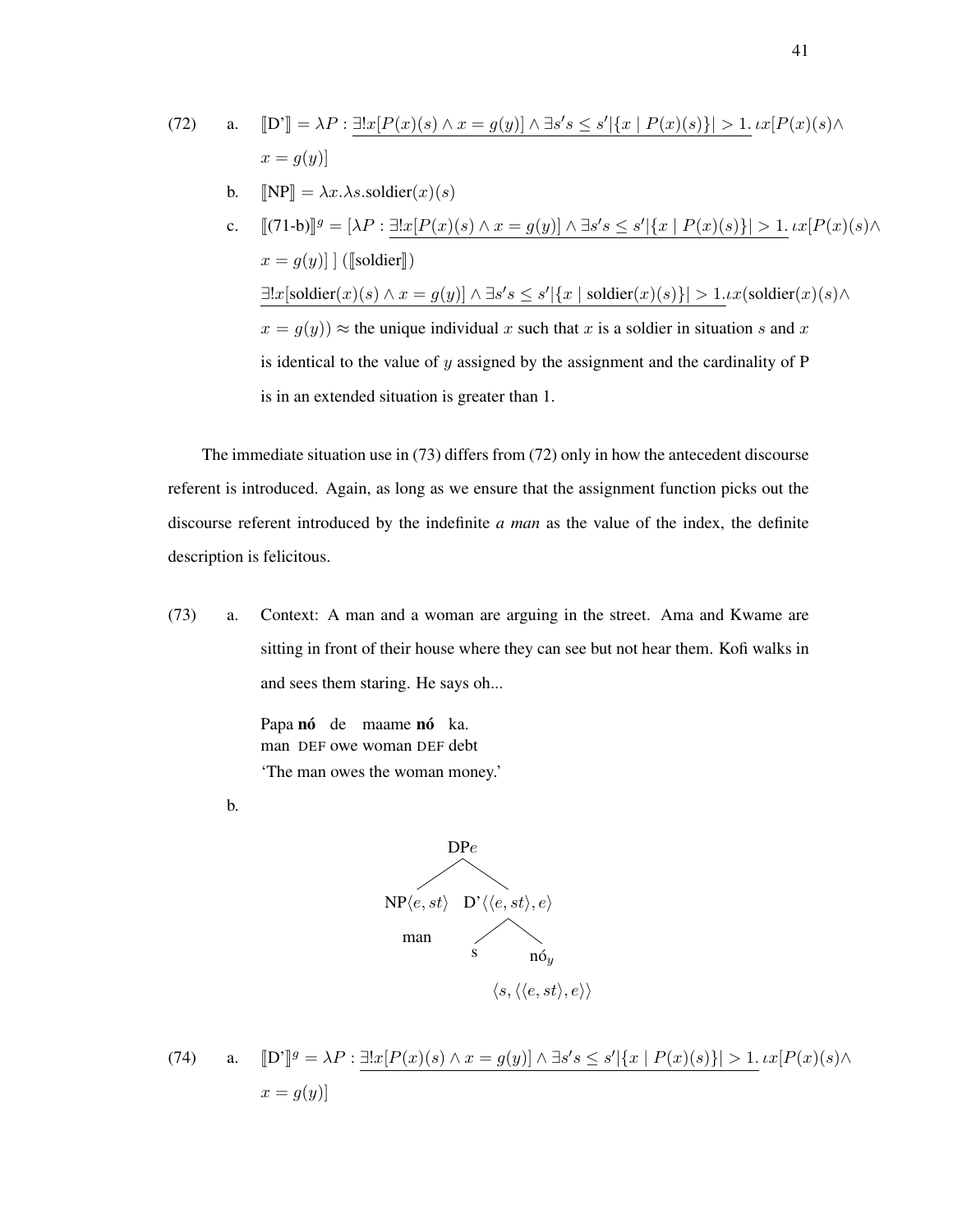(72) a. $[\![\text{D'}]\!] = \lambda P : \underline{\exists! x[P(x)(s) \wedge x = g(y)] \wedge \exists s' s \leq s' |\{x \mid P(x)(s)\}| > 1}.\ \iota x[P(x)(s) \wedge x = g(y)]$

b. $[\![\text{NP}]\!] = \lambda x.\lambda s.\text{soldier}(x)(s)$

c. $[\![\text{(71-b)}]\!]^g = [\lambda P : \underline{\exists! x[P(x)(s) \wedge x = g(y)] \wedge \exists s' s \leq s' |\{x \mid P(x)(s)\}| > 1}.\ \iota x[P(x)(s) \wedge x = g(y)]\ ]\ ([\![\text{soldier}]\!])$

$\underline{\exists! x[\text{soldier}(x)(s) \wedge x = g(y)] \wedge \exists s' s \leq s' |\{x \mid \text{soldier}(x)(s)\}| > 1}.\iota x(\text{soldier}(x)(s) \wedge x = g(y)) \approx$ the unique individual $x$ such that $x$ is a soldier in situation $s$ and $x$ is identical to the value of $y$ assigned by the assignment and the cardinality of P is in an extended situation is greater than 1.

The immediate situation use in (73) differs from (72) only in how the antecedent discourse referent is introduced. Again, as long as we ensure that the assignment function picks out the discourse referent introduced by the indefinite *a man* as the value of the index, the definite description is felicitous.

(73) a. Context: A man and a woman are arguing in the street. Ama and Kwame are sitting in front of their house where they can see but not hear them. Kofi walks in and sees them staring. He says oh...

Papa **nó** de maame **nó** ka.
man DEF owe woman DEF debt
'The man owes the woman money.'

b.

```
                DPe
              /     \
   NP⟨e,st⟩         D'⟨⟨e,st⟩,e⟩
     man            /        \
                   s          nó_y
                        ⟨s,⟨⟨e,st⟩,e⟩⟩
```

(74) a. $[\![\text{D'}]\!]^g = \lambda P : \underline{\exists! x[P(x)(s) \wedge x = g(y)] \wedge \exists s' s \leq s' |\{x \mid P(x)(s)\}| > 1}.\ \iota x[P(x)(s) \wedge x = g(y)]$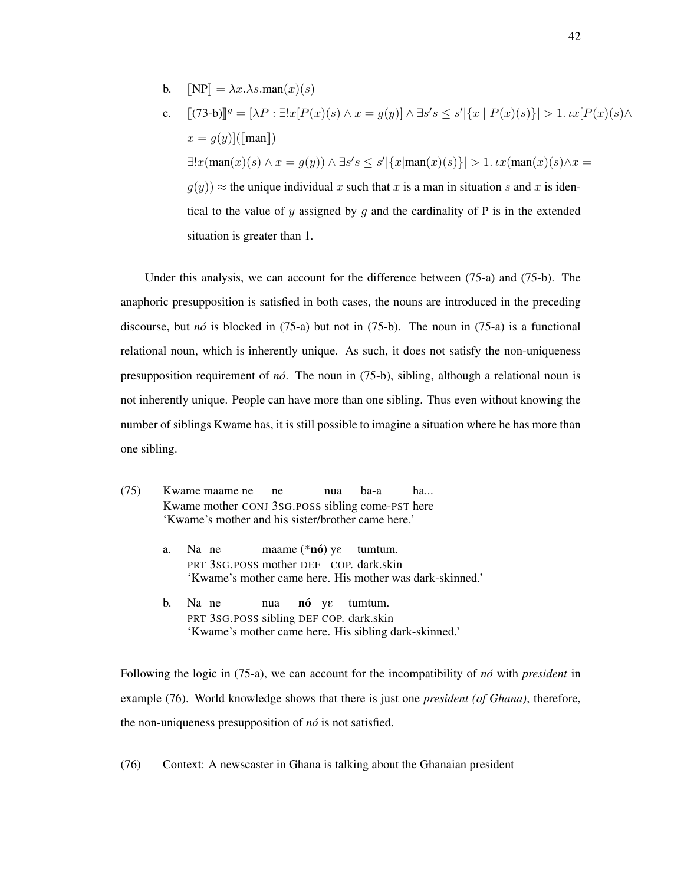b. $[\![\text{NP}]\!] = \lambda x.\lambda s.\text{man}(x)(s)$

c. $[\![\text{(73-b)}]\!]^g = [\lambda P : \underline{\exists! x[P(x)(s) \wedge x = g(y)] \wedge \exists s' s \leq s' |\{x \mid P(x)(s)\}| > 1}.\ \iota x[P(x)(s) \wedge x = g(y)]([\![\text{man}]\!])$

$\underline{\exists! x(\text{man}(x)(s) \wedge x = g(y)) \wedge \exists s' s \leq s' |\{x | \text{man}(x)(s)\}| > 1}.\ \iota x(\text{man}(x)(s) \wedge x = g(y)) \approx$ the unique individual $x$ such that $x$ is a man in situation $s$ and $x$ is identical to the value of $y$ assigned by $g$ and the cardinality of P is in the extended situation is greater than 1.

Under this analysis, we can account for the difference between (75-a) and (75-b). The anaphoric presupposition is satisfied in both cases, the nouns are introduced in the preceding discourse, but *nó* is blocked in (75-a) but not in (75-b). The noun in (75-a) is a functional relational noun, which is inherently unique. As such, it does not satisfy the non-uniqueness presupposition requirement of *nó*. The noun in (75-b), sibling, although a relational noun is not inherently unique. People can have more than one sibling. Thus even without knowing the number of siblings Kwame has, it is still possible to imagine a situation where he has more than one sibling.

(75) Kwame maame ne ne nua ba-a ha...
Kwame mother CONJ 3SG.POSS sibling come-PST here
'Kwame's mother and his sister/brother came here.'

a. Na ne maame (***nó**) yɛ tumtum.
PRT 3SG.POSS mother DEF COP. dark.skin
'Kwame's mother came here. His mother was dark-skinned.'

b. Na ne nua **nó** yɛ tumtum.
PRT 3SG.POSS sibling DEF COP. dark.skin
'Kwame's mother came here. His sibling dark-skinned.'

Following the logic in (75-a), we can account for the incompatibility of *nó* with *president* in example (76). World knowledge shows that there is just one *president (of Ghana)*, therefore, the non-uniqueness presupposition of *nó* is not satisfied.

(76) Context: A newscaster in Ghana is talking about the Ghanaian president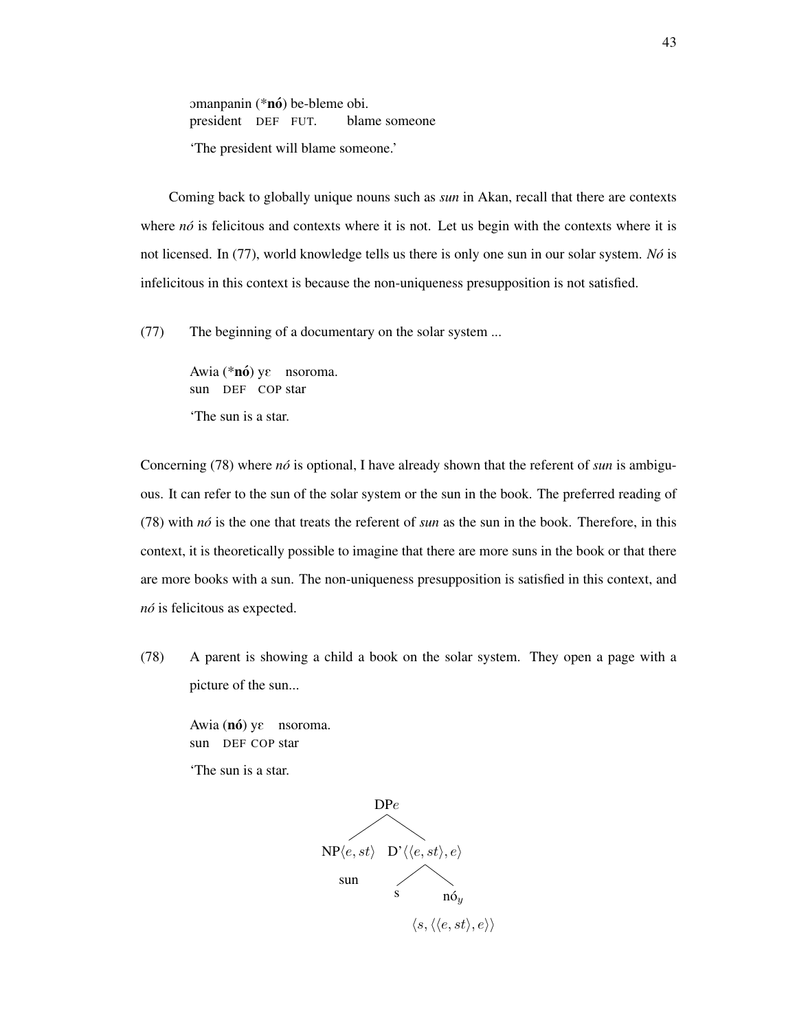ɔmanpanin (***nó**) be-bleme obi.
president DEF FUT. blame someone

'The president will blame someone.'

Coming back to globally unique nouns such as *sun* in Akan, recall that there are contexts where *nó* is felicitous and contexts where it is not. Let us begin with the contexts where it is not licensed. In (77), world knowledge tells us there is only one sun in our solar system. *Nó* is infelicitous in this context is because the non-uniqueness presupposition is not satisfied.

(77) The beginning of a documentary on the solar system ...

Awia (***nó**) yɛ nsoroma.
sun DEF COP star

'The sun is a star.

Concerning (78) where *nó* is optional, I have already shown that the referent of *sun* is ambiguous. It can refer to the sun of the solar system or the sun in the book. The preferred reading of (78) with *nó* is the one that treats the referent of *sun* as the sun in the book. Therefore, in this context, it is theoretically possible to imagine that there are more suns in the book or that there are more books with a sun. The non-uniqueness presupposition is satisfied in this context, and *nó* is felicitous as expected.

(78) A parent is showing a child a book on the solar system. They open a page with a picture of the sun...

Awia (**nó**) yɛ nsoroma.
sun DEF COP star

'The sun is a star.

```
              DPe
            /     \
NP⟨e,st⟩          D'⟨⟨e,st⟩,e⟩
  sun              /        \
                  s          nó_y
                             ⟨s,⟨⟨e,st⟩,e⟩⟩
```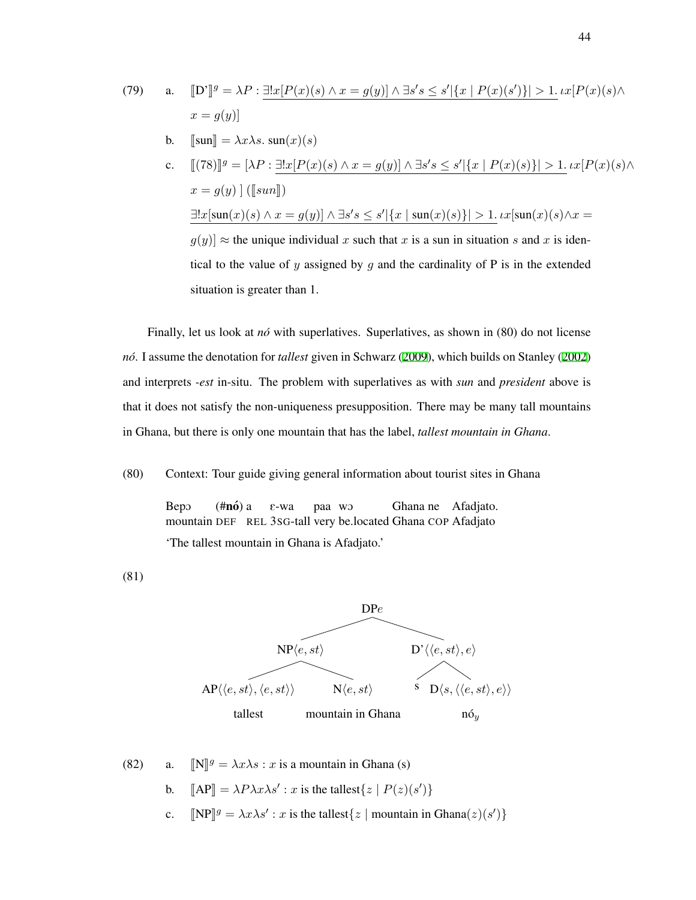(79) a. $[\![\text{D'}]\!]^g = \lambda P : \underline{\exists! x[P(x)(s) \wedge x = g(y)] \wedge \exists s' s \leq s' |\{x \mid P(x)(s')\}| > 1}.\ \iota x[P(x)(s) \wedge x = g(y)]$

b. $[\![\text{sun}]\!] = \lambda x \lambda s.\ \text{sun}(x)(s)$

c. $[\![(78)]\!]^g = [\lambda P : \underline{\exists! x[P(x)(s) \wedge x = g(y)] \wedge \exists s' s \leq s' |\{x \mid P(x)(s)\}| > 1}.\ \iota x[P(x)(s) \wedge x = g(y)\ ]\ ([\![sun]\!])$

$\underline{\exists! x[\text{sun}(x)(s) \wedge x = g(y)] \wedge \exists s' s \leq s' |\{x \mid \text{sun}(x)(s)\}| > 1}.\ \iota x[\text{sun}(x)(s) \wedge x = g(y)] \approx$ the unique individual $x$ such that $x$ is a sun in situation $s$ and $x$ is identical to the value of $y$ assigned by $g$ and the cardinality of P is in the extended situation is greater than 1.

Finally, let us look at *nó* with superlatives. Superlatives, as shown in (80) do not license *nó*. I assume the denotation for *tallest* given in Schwarz (2009), which builds on Stanley (2002) and interprets *-est* in-situ. The problem with superlatives as with *sun* and *president* above is that it does not satisfy the non-uniqueness presupposition. There may be many tall mountains in Ghana, but there is only one mountain that has the label, *tallest mountain in Ghana*.

(80) Context: Tour guide giving general information about tourist sites in Ghana

Bepɔ (#**nó**) a ɛ-wa paa wɔ Ghana ne Afadjato.
mountain DEF REL 3SG-tall very be.located Ghana COP Afadjato
'The tallest mountain in Ghana is Afadjato.'

(81)

```
                         DPe
                /                   \
        NP⟨e,st⟩                   D'⟨⟨e,st⟩,e⟩
        /        \                  /        \
AP⟨⟨e,st⟩,⟨e,st⟩⟩  N⟨e,st⟩        s    D⟨s,⟨⟨e,st⟩,e⟩⟩
   tallest     mountain in Ghana          nó_y
```

(82) a. $[\![\text{N}]\!]^g = \lambda x \lambda s : x$ is a mountain in Ghana $(s)$

b. $[\![\text{AP}]\!] = \lambda P \lambda x \lambda s' : x$ is the tallest$\{z \mid P(z)(s')\}$

c. $[\![\text{NP}]\!]^g = \lambda x \lambda s' : x$ is the tallest$\{z \mid \text{mountain in Ghana}(z)(s')\}$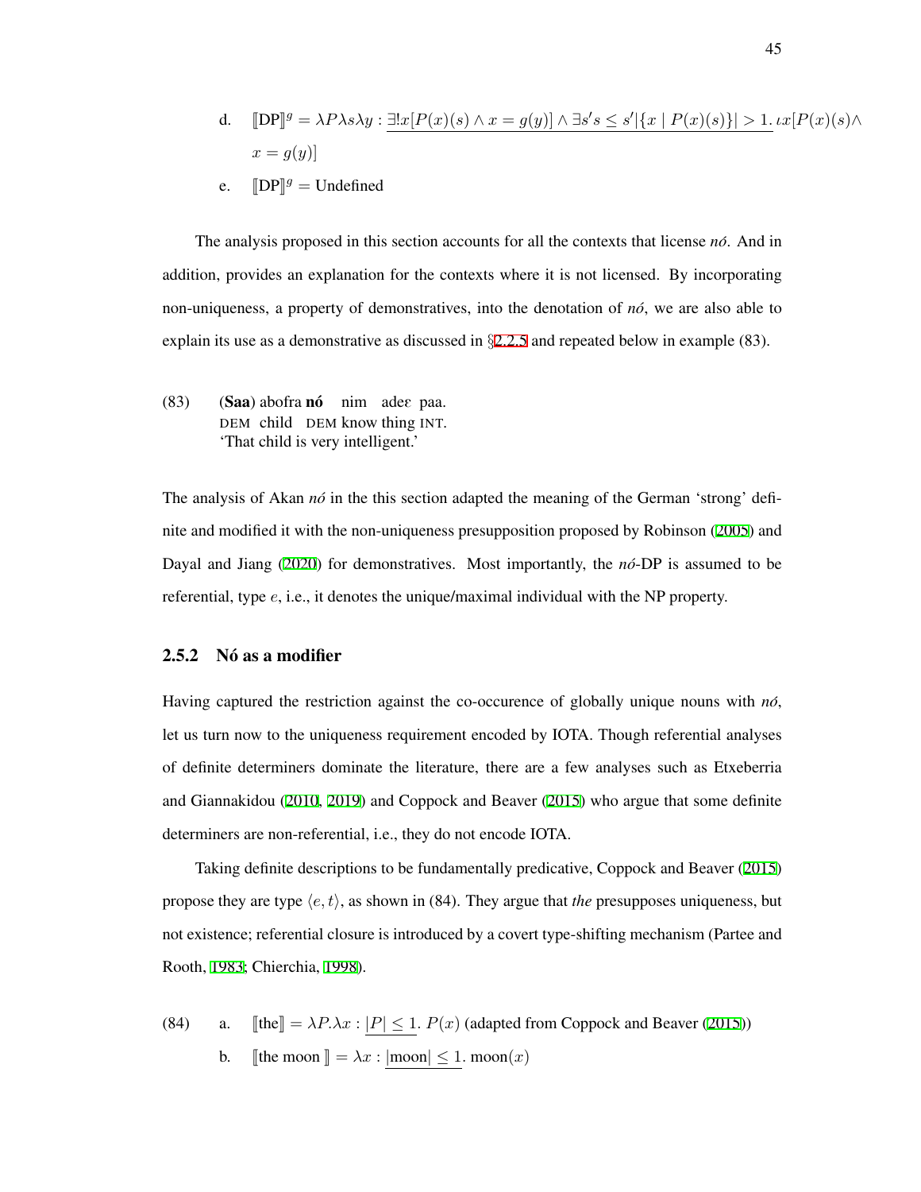d. $[\![\text{DP}]\!]^g = \lambda P \lambda s \lambda y : \underline{\exists! x[P(x)(s) \wedge x = g(y)] \wedge \exists s' s \leq s' |\{x \mid P(x)(s)\}| > 1}.\ \iota x[P(x)(s) \wedge x = g(y)]$

e. $[\![\text{DP}]\!]^g = \text{Undefined}$

The analysis proposed in this section accounts for all the contexts that license *nó*. And in addition, provides an explanation for the contexts where it is not licensed. By incorporating non-uniqueness, a property of demonstratives, into the denotation of *nó*, we are also able to explain its use as a demonstrative as discussed in §2.2.5 and repeated below in example (83).

(83) (**Saa**) abofra **nó** nim adeɛ paa.
DEM child DEM know thing INT.
'That child is very intelligent.'

The analysis of Akan *nó* in the this section adapted the meaning of the German 'strong' definite and modified it with the non-uniqueness presupposition proposed by Robinson (2005) and Dayal and Jiang (2020) for demonstratives. Most importantly, the *nó*-DP is assumed to be referential, type $e$, i.e., it denotes the unique/maximal individual with the NP property.

### 2.5.2 Nó as a modifier

Having captured the restriction against the co-occurence of globally unique nouns with *nó*, let us turn now to the uniqueness requirement encoded by IOTA. Though referential analyses of definite determiners dominate the literature, there are a few analyses such as Etxeberria and Giannakidou (2010, 2019) and Coppock and Beaver (2015) who argue that some definite determiners are non-referential, i.e., they do not encode IOTA.

Taking definite descriptions to be fundamentally predicative, Coppock and Beaver (2015) propose they are type $\langle e, t \rangle$, as shown in (84). They argue that *the* presupposes uniqueness, but not existence; referential closure is introduced by a covert type-shifting mechanism (Partee and Rooth, 1983; Chierchia, 1998).

(84) a. $[\![\text{the}]\!] = \lambda P.\lambda x : \underline{|P| \leq 1}.\ P(x)$ (adapted from Coppock and Beaver (2015))

b. $[\![\text{the moon}]\!] = \lambda x : \underline{|\text{moon}| \leq 1}.\ \text{moon}(x)$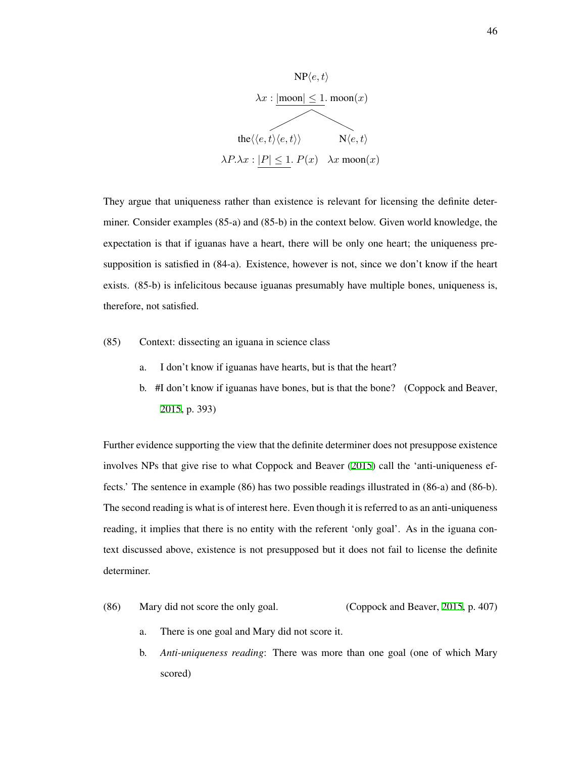$$
\begin{array}{c}
\text{NP}\langle e,t\rangle \\
\lambda x : \underline{|\text{moon}| \leq 1}.\ \text{moon}(x) \\
\diagup \qquad \diagdown \\
\text{the}\langle\langle e,t\rangle\langle e,t\rangle\rangle \qquad \text{N}\langle e,t\rangle \\
\lambda P.\lambda x : \underline{|P| \leq 1}.\ P(x) \quad \lambda x\ \text{moon}(x)
\end{array}
$$

They argue that uniqueness rather than existence is relevant for licensing the definite determiner. Consider examples (85-a) and (85-b) in the context below. Given world knowledge, the expectation is that if iguanas have a heart, there will be only one heart; the uniqueness presupposition is satisfied in (84-a). Existence, however is not, since we don't know if the heart exists. (85-b) is infelicitous because iguanas presumably have multiple bones, uniqueness is, therefore, not satisfied.

(85) Context: dissecting an iguana in science class

a. I don't know if iguanas have hearts, but is that the heart?

b. #I don't know if iguanas have bones, but is that the bone? (Coppock and Beaver, 2015, p. 393)

Further evidence supporting the view that the definite determiner does not presuppose existence involves NPs that give rise to what Coppock and Beaver (2015) call the 'anti-uniqueness effects.' The sentence in example (86) has two possible readings illustrated in (86-a) and (86-b). The second reading is what is of interest here. Even though it is referred to as an anti-uniqueness reading, it implies that there is no entity with the referent 'only goal'. As in the iguana context discussed above, existence is not presupposed but it does not fail to license the definite determiner.

(86) Mary did not score the only goal. (Coppock and Beaver, 2015, p. 407)

a. There is one goal and Mary did not score it.

b. *Anti-uniqueness reading*: There was more than one goal (one of which Mary scored)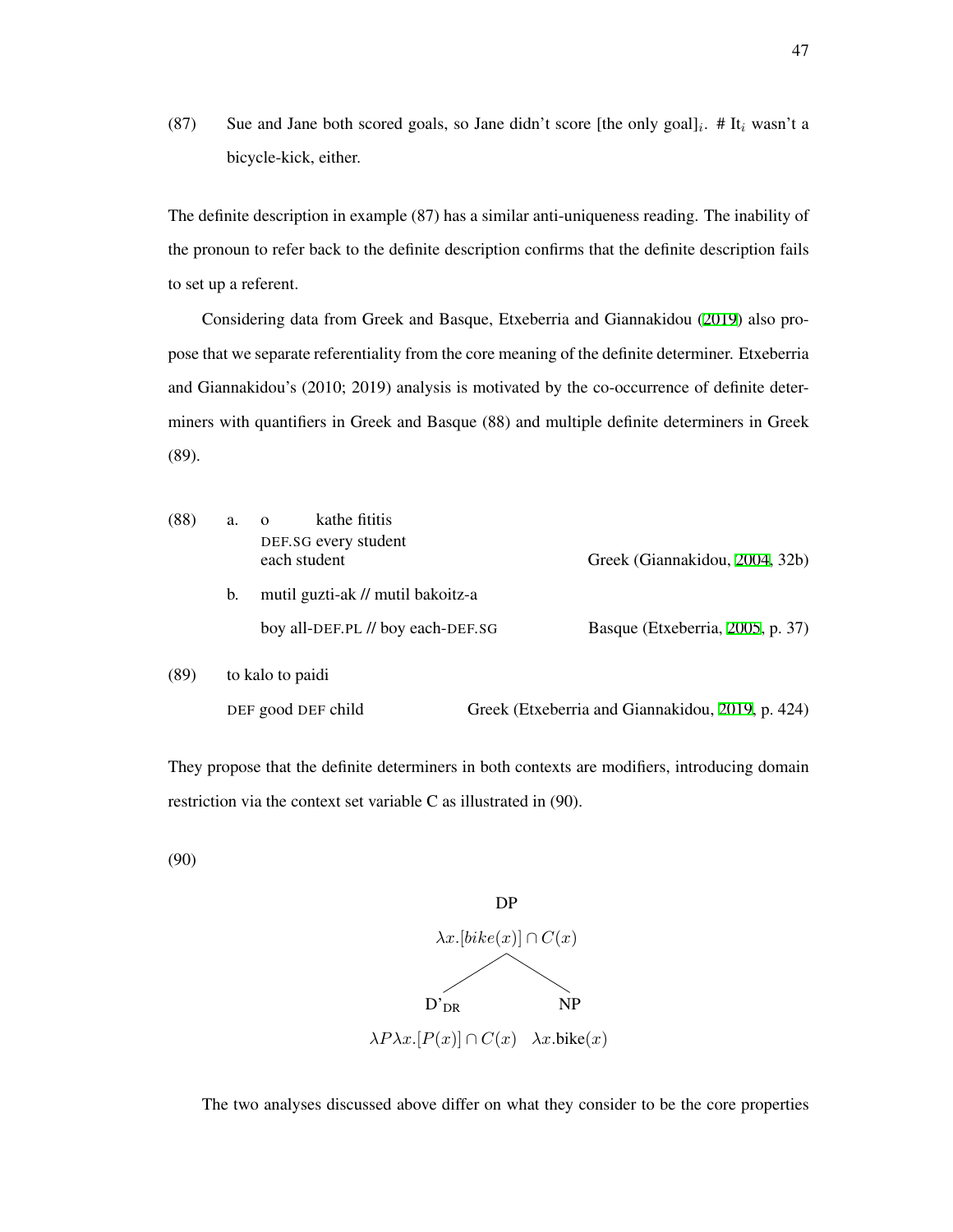(87) Sue and Jane both scored goals, so Jane didn't score [the only goal]$_i$. # It$_i$ wasn't a bicycle-kick, either.

The definite description in example (87) has a similar anti-uniqueness reading. The inability of the pronoun to refer back to the definite description confirms that the definite description fails to set up a referent.

Considering data from Greek and Basque, Etxeberria and Giannakidou (2019) also propose that we separate referentiality from the core meaning of the definite determiner. Etxeberria and Giannakidou's (2010; 2019) analysis is motivated by the co-occurrence of definite determiners with quantifiers in Greek and Basque (88) and multiple definite determiners in Greek (89).

(88) a. o kathe fititis
DEF.SG every student
each student — Greek (Giannakidou, 2004, 32b)

b. mutil guzti-ak // mutil bakoitz-a
boy all-DEF.PL // boy each-DEF.SG — Basque (Etxeberria, 2005, p. 37)

(89) to kalo to paidi
DEF good DEF child — Greek (Etxeberria and Giannakidou, 2019, p. 424)

They propose that the definite determiners in both contexts are modifiers, introducing domain restriction via the context set variable C as illustrated in (90).

(90)

DP: $\lambda x.[bike(x)] \cap C(x)$

- D'$_{DR}$: $\lambda P \lambda x.[P(x)] \cap C(x)$
- NP: $\lambda x.\text{bike}(x)$

The two analyses discussed above differ on what they consider to be the core properties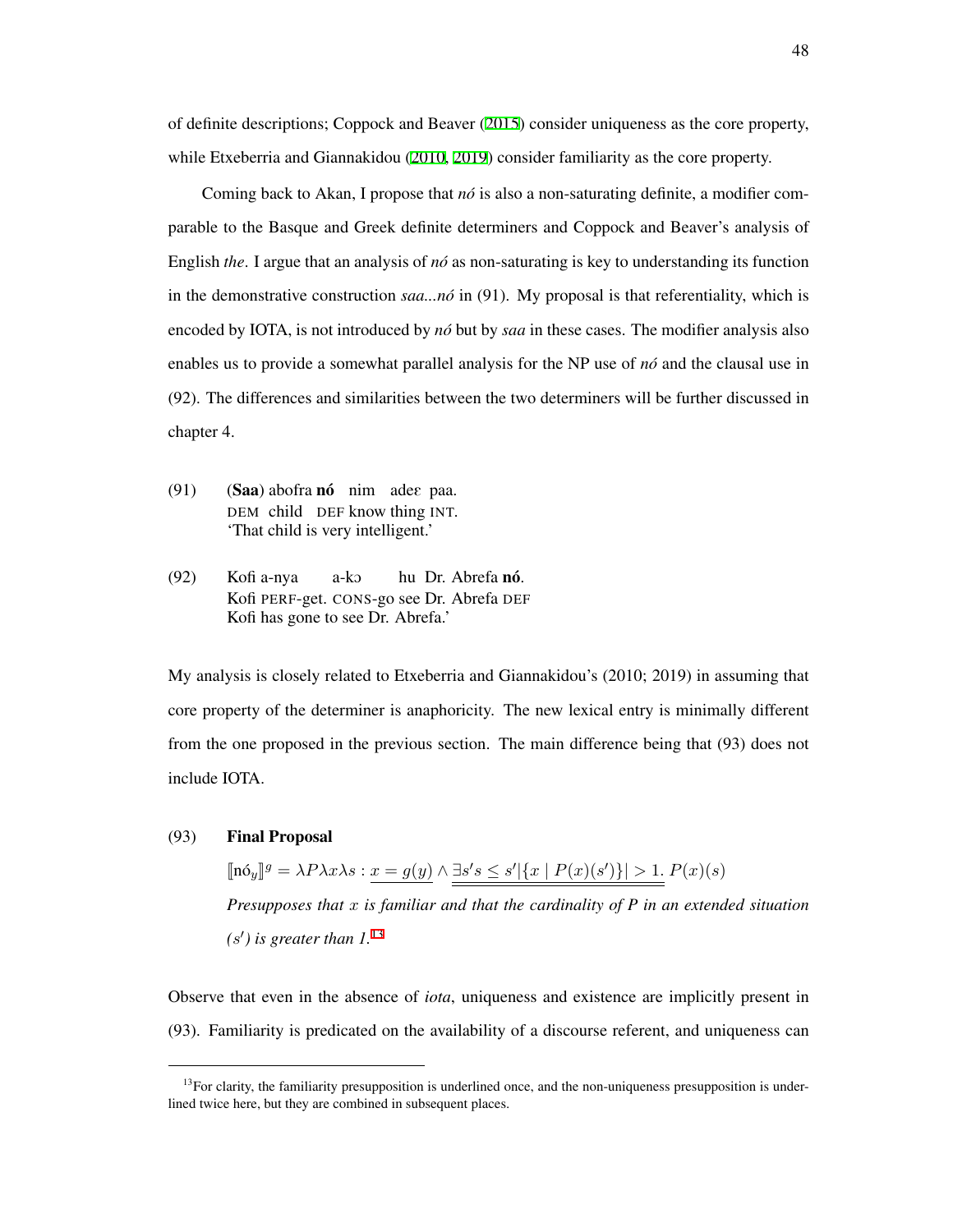of definite descriptions; Coppock and Beaver (2015) consider uniqueness as the core property, while Etxeberria and Giannakidou (2010, 2019) consider familiarity as the core property.

Coming back to Akan, I propose that *nó* is also a non-saturating definite, a modifier comparable to the Basque and Greek definite determiners and Coppock and Beaver's analysis of English *the*. I argue that an analysis of *nó* as non-saturating is key to understanding its function in the demonstrative construction *saa...nó* in (91). My proposal is that referentiality, which is encoded by IOTA, is not introduced by *nó* but by *saa* in these cases. The modifier analysis also enables us to provide a somewhat parallel analysis for the NP use of *nó* and the clausal use in (92). The differences and similarities between the two determiners will be further discussed in chapter 4.

(91) (**Saa**) abofra **nó** nim adeɛ paa.
DEM child DEF know thing INT.
'That child is very intelligent.'

(92) Kofi a-nya a-kɔ hu Dr. Abrefa **nó**.
Kofi PERF-get. CONS-go see Dr. Abrefa DEF
Kofi has gone to see Dr. Abrefa.'

My analysis is closely related to Etxeberria and Giannakidou's (2010; 2019) in assuming that core property of the determiner is anaphoricity. The new lexical entry is minimally different from the one proposed in the previous section. The main difference being that (93) does not include IOTA.

(93) **Final Proposal**

$$[\![\text{nó}_y]\!]^g = \lambda P \lambda x \lambda s : \underline{x = g(y)} \wedge \underline{\underline{\exists s' s \leq s' |\{x \mid P(x)(s')\}| > 1.}}\ P(x)(s)$$

*Presupposes that $x$ is familiar and that the cardinality of P in an extended situation ($s'$) is greater than 1.*[13]

Observe that even in the absence of *iota*, uniqueness and existence are implicitly present in (93). Familiarity is predicated on the availability of a discourse referent, and uniqueness can

[13] For clarity, the familiarity presupposition is underlined once, and the non-uniqueness presupposition is underlined twice here, but they are combined in subsequent places.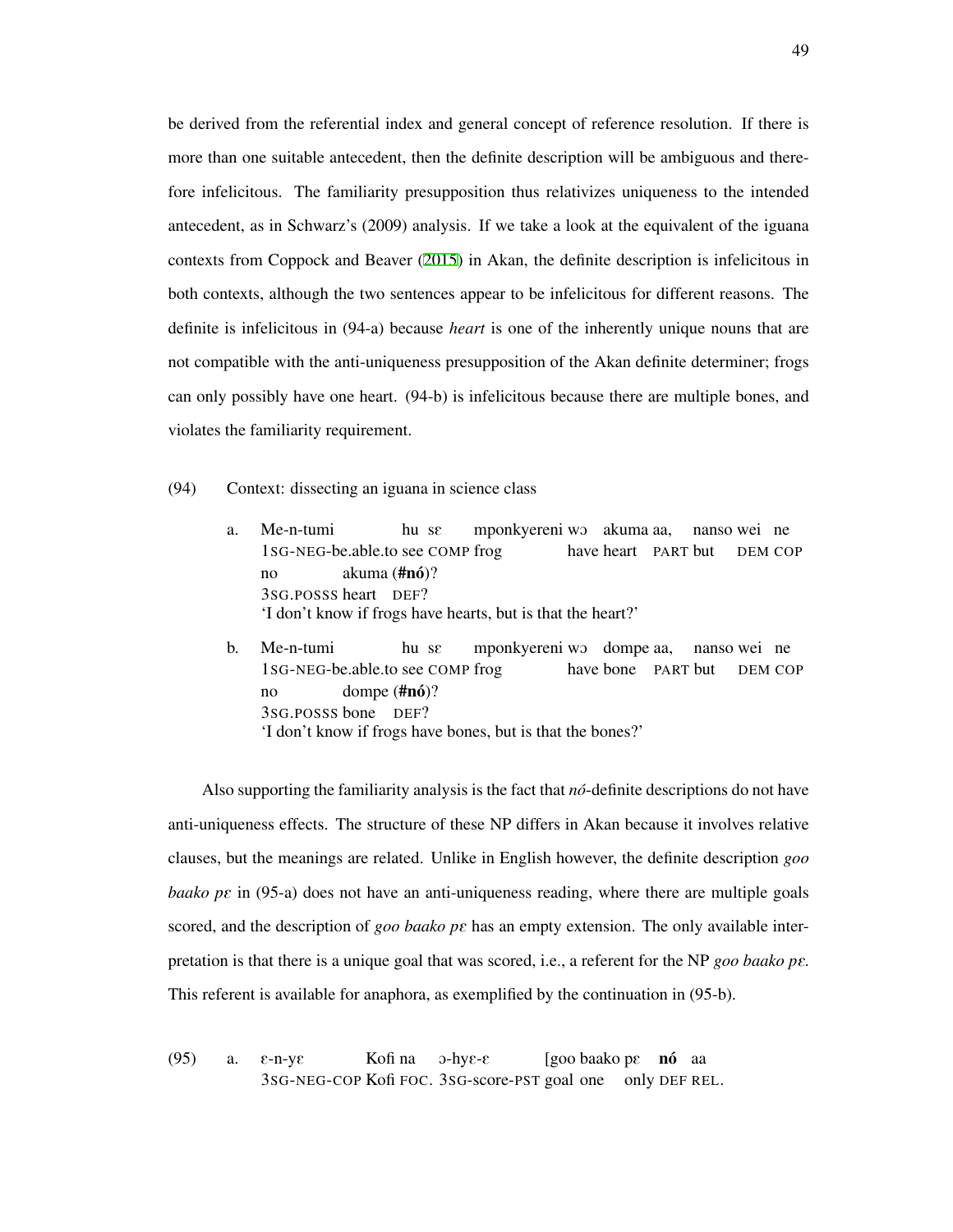be derived from the referential index and general concept of reference resolution. If there is more than one suitable antecedent, then the definite description will be ambiguous and therefore infelicitous. The familiarity presupposition thus relativizes uniqueness to the intended antecedent, as in Schwarz's (2009) analysis. If we take a look at the equivalent of the iguana contexts from Coppock and Beaver (2015) in Akan, the definite description is infelicitous in both contexts, although the two sentences appear to be infelicitous for different reasons. The definite is infelicitous in (94-a) because *heart* is one of the inherently unique nouns that are not compatible with the anti-uniqueness presupposition of the Akan definite determiner; frogs can only possibly have one heart. (94-b) is infelicitous because there are multiple bones, and violates the familiarity requirement.

(94) Context: dissecting an iguana in science class

a. Me-n-tumi hu sɛ mponkyereni wɔ akuma aa, nanso wei ne no akuma (**#nó**)?
   1SG-NEG-be.able.to see COMP frog have heart PART but DEM COP 3SG.POSSS heart DEF?
   'I don't know if frogs have hearts, but is that the heart?'

b. Me-n-tumi hu sɛ mponkyereni wɔ dompe aa, nanso wei ne no dompe (**#nó**)?
   1SG-NEG-be.able.to see COMP frog have bone PART but DEM COP 3SG.POSSS bone DEF?
   'I don't know if frogs have bones, but is that the bones?'

Also supporting the familiarity analysis is the fact that *nó*-definite descriptions do not have anti-uniqueness effects. The structure of these NP differs in Akan because it involves relative clauses, but the meanings are related. Unlike in English however, the definite description *goo baako pɛ* in (95-a) does not have an anti-uniqueness reading, where there are multiple goals scored, and the description of *goo baako pɛ* has an empty extension. The only available interpretation is that there is a unique goal that was scored, i.e., a referent for the NP *goo baako pɛ*. This referent is available for anaphora, as exemplified by the continuation in (95-b).

(95) a. ɛ-n-yɛ Kofi na ɔ-hyɛ-ɛ [goo baako pɛ **nó** aa
   3SG-NEG-COP Kofi FOC. 3SG-score-PST goal one only DEF REL.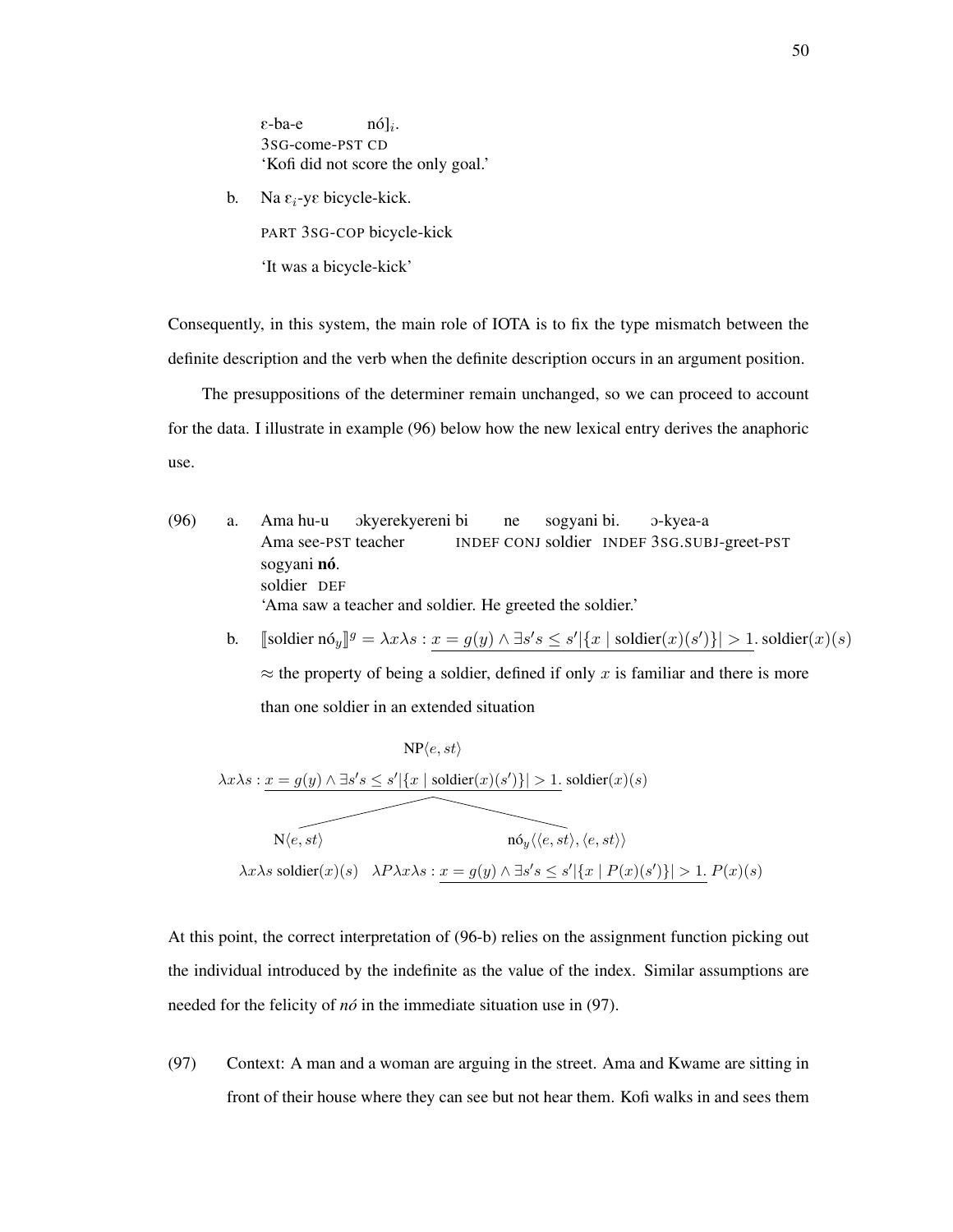ɛ-ba-e nó]$_i$.
3SG-come-PST CD
'Kofi did not score the only goal.'

b. Na ɛ$_i$-yɛ bicycle-kick.

PART 3SG-COP bicycle-kick

'It was a bicycle-kick'

Consequently, in this system, the main role of IOTA is to fix the type mismatch between the definite description and the verb when the definite description occurs in an argument position.

The presuppositions of the determiner remain unchanged, so we can proceed to account for the data. I illustrate in example (96) below how the new lexical entry derives the anaphoric use.

(96) a. Ama hu-u ɔkyerekyereni bi ne sogyani bi. ɔ-kyea-a
Ama see-PST teacher INDEF CONJ soldier INDEF 3SG.SUBJ-greet-PST
sogyani **nó**.
soldier DEF
'Ama saw a teacher and soldier. He greeted the soldier.'

b. $[\![\text{soldier nó}_y]\!]^g = \lambda x \lambda s : \underline{x = g(y) \wedge \exists s' s \leq s' |\{x \mid \text{soldier}(x)(s')\}| > 1}.\ \text{soldier}(x)(s)$

$\approx$ the property of being a soldier, defined if only $x$ is familiar and there is more than one soldier in an extended situation

NP$\langle e, st\rangle$
$\lambda x \lambda s : \underline{x = g(y) \wedge \exists s' s \leq s' |\{x \mid \text{soldier}(x)(s')\}| > 1}.\ \text{soldier}(x)(s)$

- N$\langle e, st\rangle$
  $\lambda x \lambda s\ \text{soldier}(x)(s)$
- nó$_y\langle\langle e, st\rangle, \langle e, st\rangle\rangle$
  $\lambda P \lambda x \lambda s : \underline{x = g(y) \wedge \exists s' s \leq s' |\{x \mid P(x)(s')\}| > 1}.\ P(x)(s)$

At this point, the correct interpretation of (96-b) relies on the assignment function picking out the individual introduced by the indefinite as the value of the index. Similar assumptions are needed for the felicity of *nó* in the immediate situation use in (97).

(97) Context: A man and a woman are arguing in the street. Ama and Kwame are sitting in front of their house where they can see but not hear them. Kofi walks in and sees them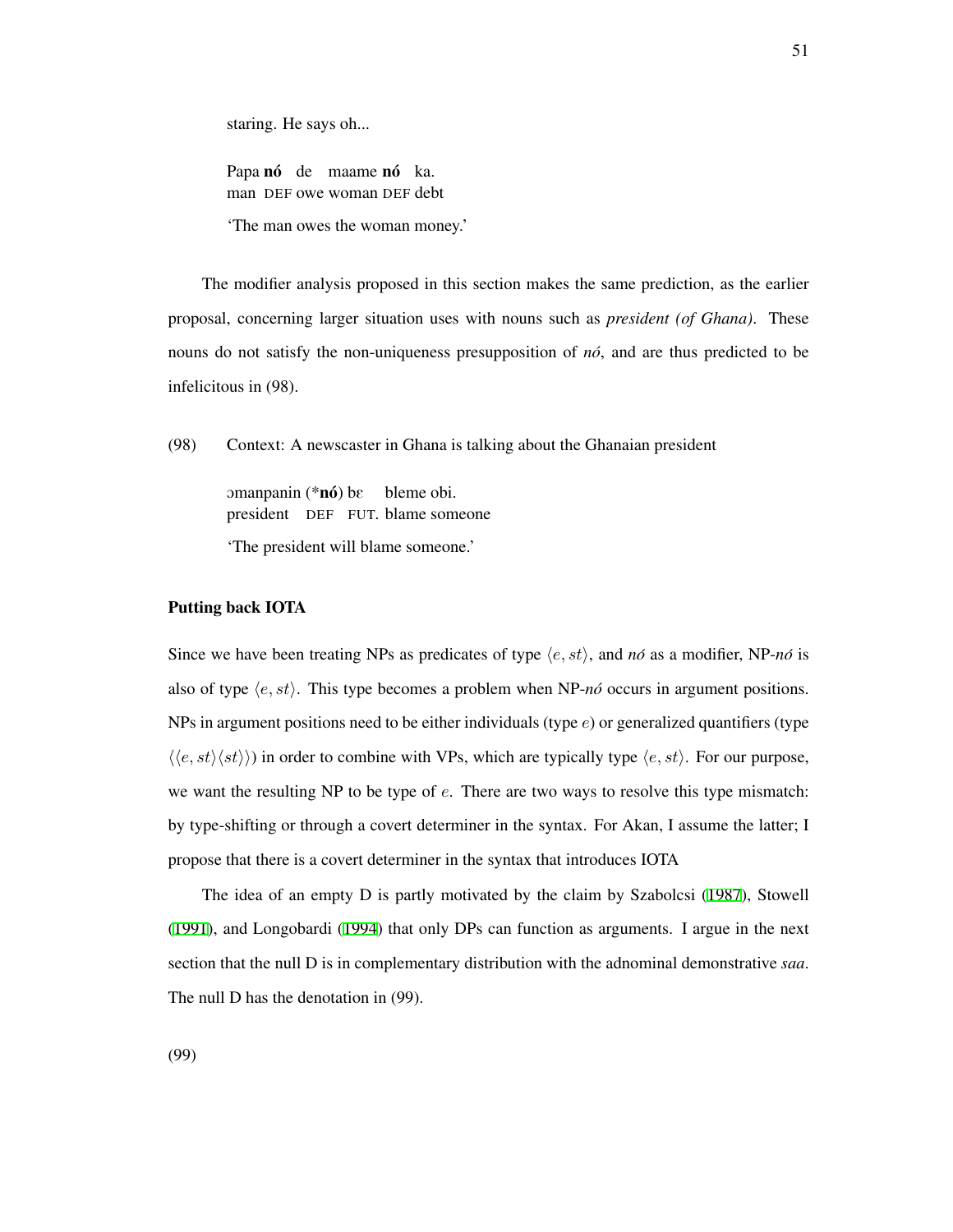staring. He says oh...

Papa **nó** de maame **nó** ka.
man DEF owe woman DEF debt

'The man owes the woman money.'

The modifier analysis proposed in this section makes the same prediction, as the earlier proposal, concerning larger situation uses with nouns such as *president (of Ghana)*. These nouns do not satisfy the non-uniqueness presupposition of *nó*, and are thus predicted to be infelicitous in (98).

(98) Context: A newscaster in Ghana is talking about the Ghanaian president

ɔmanpanin (***nó**) bɛ bleme obi.
president DEF FUT. blame someone

'The president will blame someone.'

### Putting back IOTA

Since we have been treating NPs as predicates of type $\langle e, st\rangle$, and *nó* as a modifier, NP-*nó* is also of type $\langle e, st\rangle$. This type becomes a problem when NP-*nó* occurs in argument positions. NPs in argument positions need to be either individuals (type $e$) or generalized quantifiers (type $\langle\langle e, st\rangle\langle st\rangle\rangle$) in order to combine with VPs, which are typically type $\langle e, st\rangle$. For our purpose, we want the resulting NP to be type of $e$. There are two ways to resolve this type mismatch: by type-shifting or through a covert determiner in the syntax. For Akan, I assume the latter; I propose that there is a covert determiner in the syntax that introduces IOTA

The idea of an empty D is partly motivated by the claim by Szabolcsi (1987), Stowell (1991), and Longobardi (1994) that only DPs can function as arguments. I argue in the next section that the null D is in complementary distribution with the adnominal demonstrative *saa*. The null D has the denotation in (99).

(99)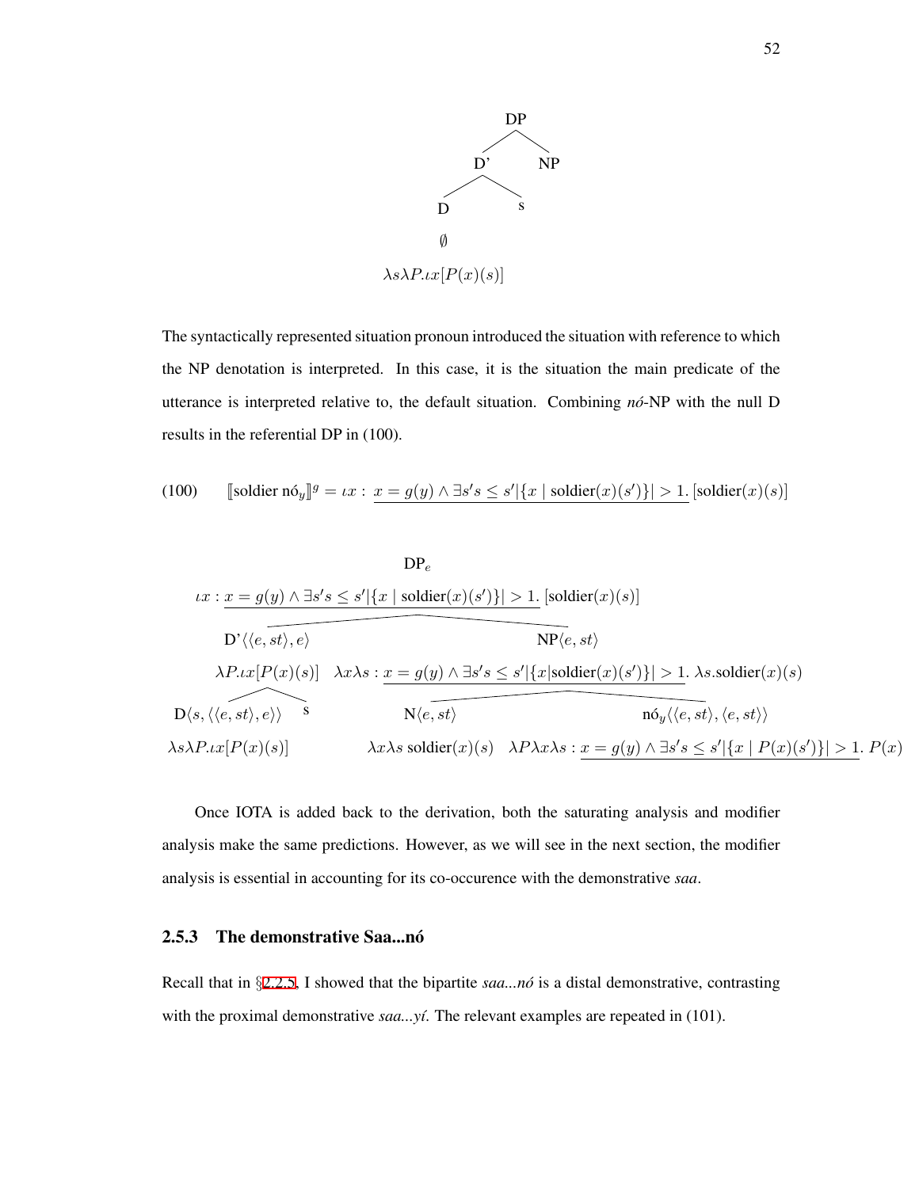```
            DP
           /  \
         D'    NP
        /  \
       D    s
       ∅
  λsλP.ιx[P(x)(s)]
```

The syntactically represented situation pronoun introduced the situation with reference to which the NP denotation is interpreted. In this case, it is the situation the main predicate of the utterance is interpreted relative to, the default situation. Combining *nó*-NP with the null D results in the referential DP in (100).

(100) $[\![\text{soldier nó}_y]\!]^g = \iota x : \underline{x = g(y) \wedge \exists s' s \leq s' |\{x \mid \text{soldier}(x)(s')\}| > 1}. [\text{soldier}(x)(s)]$

```
                                   DP_e
      ιx : x = g(y) ∧ ∃s's ≤ s'|{x | soldier(x)(s')}| > 1. [soldier(x)(s)]
                 /                                              \
      D'⟨⟨e,st⟩,e⟩                                               NP⟨e,st⟩
      λP.ιx[P(x)(s)]      λxλs : x = g(y) ∧ ∃s's ≤ s'|{x|soldier(x)(s')}| > 1. λs.soldier(x)(s)
        /        \                        /                              \
D⟨s,⟨⟨e,st⟩,e⟩⟩    s              N⟨e,st⟩                            nó_y⟨⟨e,st⟩,⟨e,st⟩⟩
λsλP.ιx[P(x)(s)]            λxλs soldier(x)(s)   λPλxλs : x = g(y) ∧ ∃s's ≤ s'|{x | P(x)(s')}| > 1. P(x)
```

Once IOTA is added back to the derivation, both the saturating analysis and modifier analysis make the same predictions. However, as we will see in the next section, the modifier analysis is essential in accounting for its co-occurence with the demonstrative *saa*.

### 2.5.3 The demonstrative Saa...nó

Recall that in §2.2.5, I showed that the bipartite *saa...nó* is a distal demonstrative, contrasting with the proximal demonstrative *saa...yí*. The relevant examples are repeated in (101).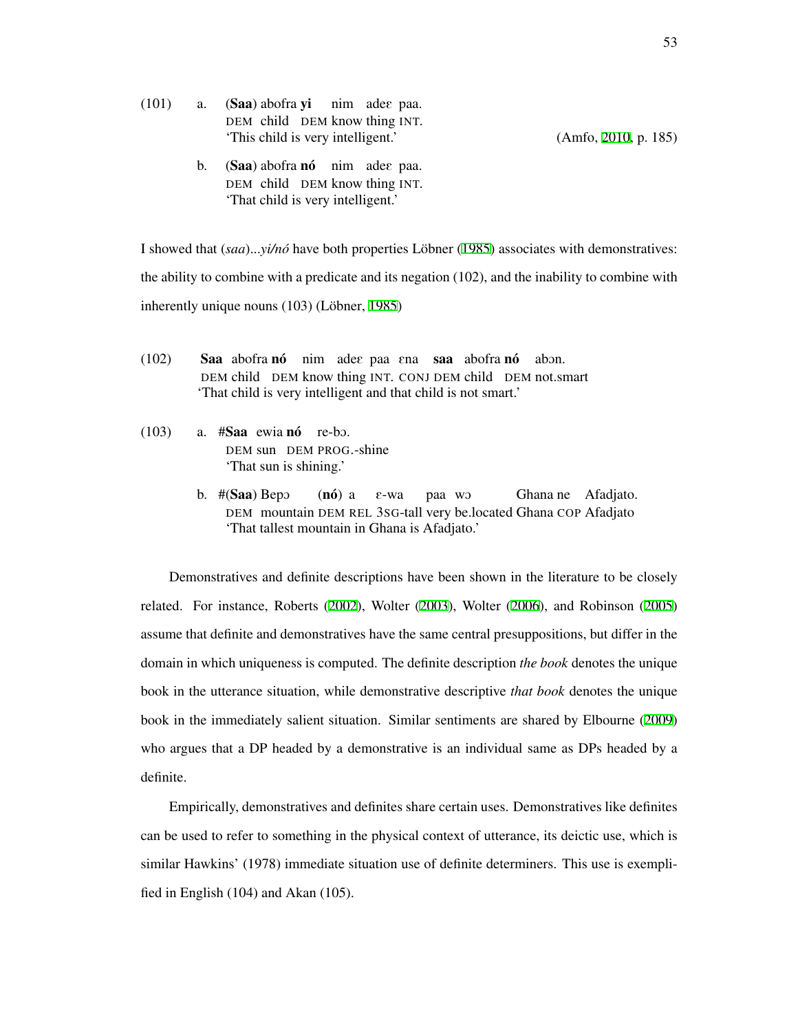(101) a. (**Saa**) abofra **yi** nim adeɛ paa.
DEM child DEM know thing INT.
'This child is very intelligent.' (Amfo, 2010, p. 185)

b. (**Saa**) abofra **nó** nim adeɛ paa.
DEM child DEM know thing INT.
'That child is very intelligent.'

I showed that (*saa*)...*yi/nó* have both properties Löbner (1985) associates with demonstratives: the ability to combine with a predicate and its negation (102), and the inability to combine with inherently unique nouns (103) (Löbner, 1985)

(102) **Saa** abofra **nó** nim adeɛ paa ɛna **saa** abofra **nó** abɔn.
DEM child DEM know thing INT. CONJ DEM child DEM not.smart
'That child is very intelligent and that child is not smart.'

(103) a. #**Saa** ewia **nó** re-bɔ.
DEM sun DEM PROG.-shine
'That sun is shining.'

b. #(**Saa**) Bepɔ (**nó**) a ɛ-wa paa wɔ Ghana ne Afadjato.
DEM mountain DEM REL 3SG-tall very be.located Ghana COP Afadjato
'That tallest mountain in Ghana is Afadjato.'

Demonstratives and definite descriptions have been shown in the literature to be closely related. For instance, Roberts (2002), Wolter (2003), Wolter (2006), and Robinson (2005) assume that definite and demonstratives have the same central presuppositions, but differ in the domain in which uniqueness is computed. The definite description *the book* denotes the unique book in the utterance situation, while demonstrative descriptive *that book* denotes the unique book in the immediately salient situation. Similar sentiments are shared by Elbourne (2009) who argues that a DP headed by a demonstrative is an individual same as DPs headed by a definite.

Empirically, demonstratives and definites share certain uses. Demonstratives like definites can be used to refer to something in the physical context of utterance, its deictic use, which is similar Hawkins' (1978) immediate situation use of definite determiners. This use is exemplified in English (104) and Akan (105).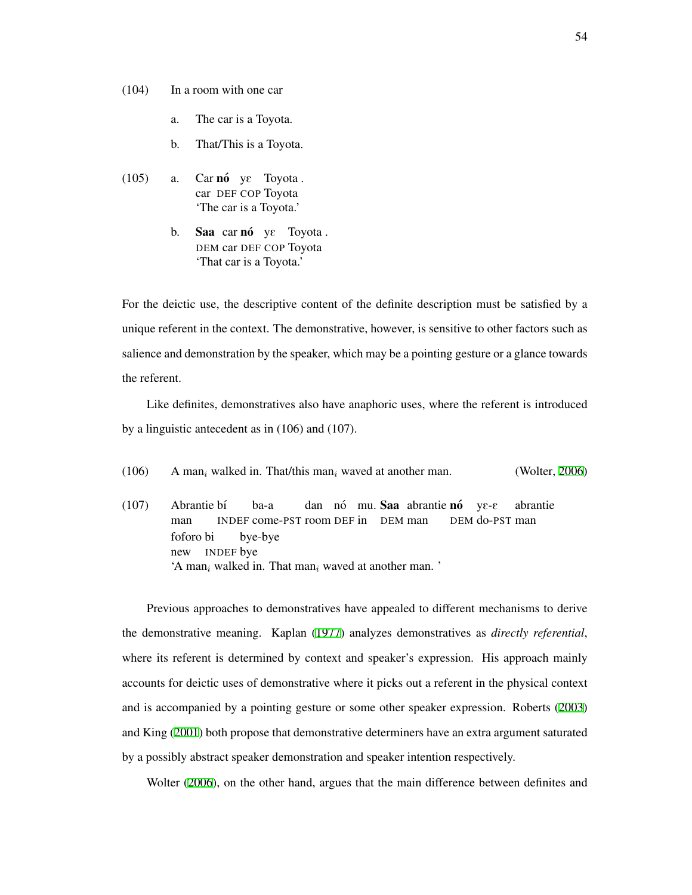(104) In a room with one car

a. The car is a Toyota.

b. That/This is a Toyota.

(105) a. Car **nó** yɛ Toyota .
car DEF COP Toyota
'The car is a Toyota.'

b. **Saa** car **nó** yɛ Toyota .
DEM car DEF COP Toyota
'That car is a Toyota.'

For the deictic use, the descriptive content of the definite description must be satisfied by a unique referent in the context. The demonstrative, however, is sensitive to other factors such as salience and demonstration by the speaker, which may be a pointing gesture or a glance towards the referent.

Like definites, demonstratives also have anaphoric uses, where the referent is introduced by a linguistic antecedent as in (106) and (107).

(106) A man$_i$ walked in. That/this man$_i$ waved at another man. (Wolter, 2006)

(107) Abrantie bí ba-a dan nó mu. **Saa** abrantie **nó** yɛ-ɛ abrantie
man INDEF come-PST room DEF in DEM man DEM do-PST man
foforo bi bye-bye
new INDEF bye
'A man$_i$ walked in. That man$_i$ waved at another man. '

Previous approaches to demonstratives have appealed to different mechanisms to derive the demonstrative meaning. Kaplan (1977) analyzes demonstratives as *directly referential*, where its referent is determined by context and speaker's expression. His approach mainly accounts for deictic uses of demonstrative where it picks out a referent in the physical context and is accompanied by a pointing gesture or some other speaker expression. Roberts (2003) and King (2001) both propose that demonstrative determiners have an extra argument saturated by a possibly abstract speaker demonstration and speaker intention respectively.

Wolter (2006), on the other hand, argues that the main difference between definites and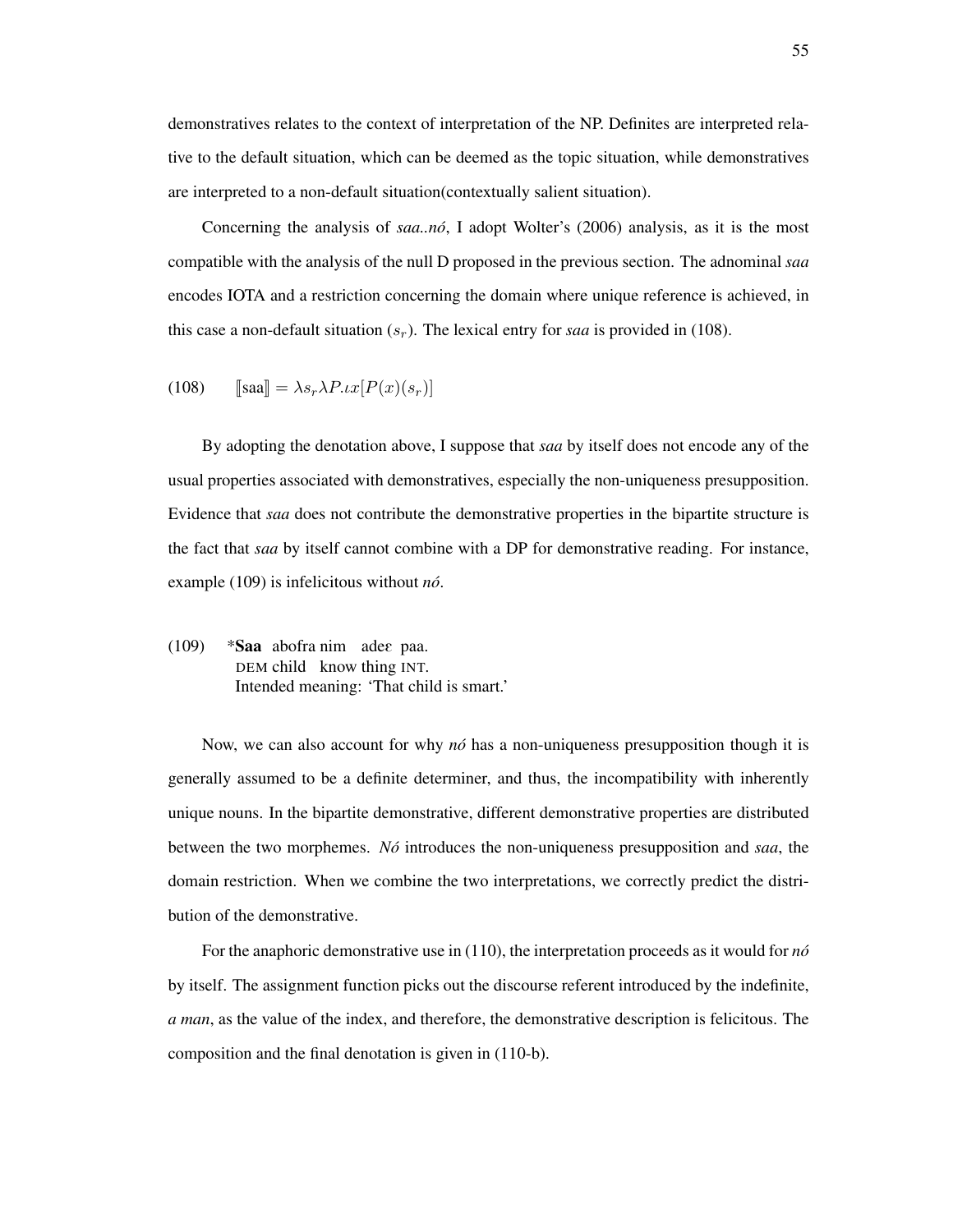demonstratives relates to the context of interpretation of the NP. Definites are interpreted relative to the default situation, which can be deemed as the topic situation, while demonstratives are interpreted to a non-default situation(contextually salient situation).

Concerning the analysis of *saa..nó*, I adopt Wolter's (2006) analysis, as it is the most compatible with the analysis of the null D proposed in the previous section. The adnominal *saa* encodes IOTA and a restriction concerning the domain where unique reference is achieved, in this case a non-default situation ($s_r$). The lexical entry for *saa* is provided in (108).

(108) $[\![\text{saa}]\!] = \lambda s_r \lambda P.\iota x[P(x)(s_r)]$

By adopting the denotation above, I suppose that *saa* by itself does not encode any of the usual properties associated with demonstratives, especially the non-uniqueness presupposition. Evidence that *saa* does not contribute the demonstrative properties in the bipartite structure is the fact that *saa* by itself cannot combine with a DP for demonstrative reading. For instance, example (109) is infelicitous without *nó*.

(109) ***Saa** abofra nim adeɛ paa.
 DEM child know thing INT.
 Intended meaning: 'That child is smart.'

Now, we can also account for why *nó* has a non-uniqueness presupposition though it is generally assumed to be a definite determiner, and thus, the incompatibility with inherently unique nouns. In the bipartite demonstrative, different demonstrative properties are distributed between the two morphemes. *Nó* introduces the non-uniqueness presupposition and *saa*, the domain restriction. When we combine the two interpretations, we correctly predict the distribution of the demonstrative.

For the anaphoric demonstrative use in (110), the interpretation proceeds as it would for *nó* by itself. The assignment function picks out the discourse referent introduced by the indefinite, *a man*, as the value of the index, and therefore, the demonstrative description is felicitous. The composition and the final denotation is given in (110-b).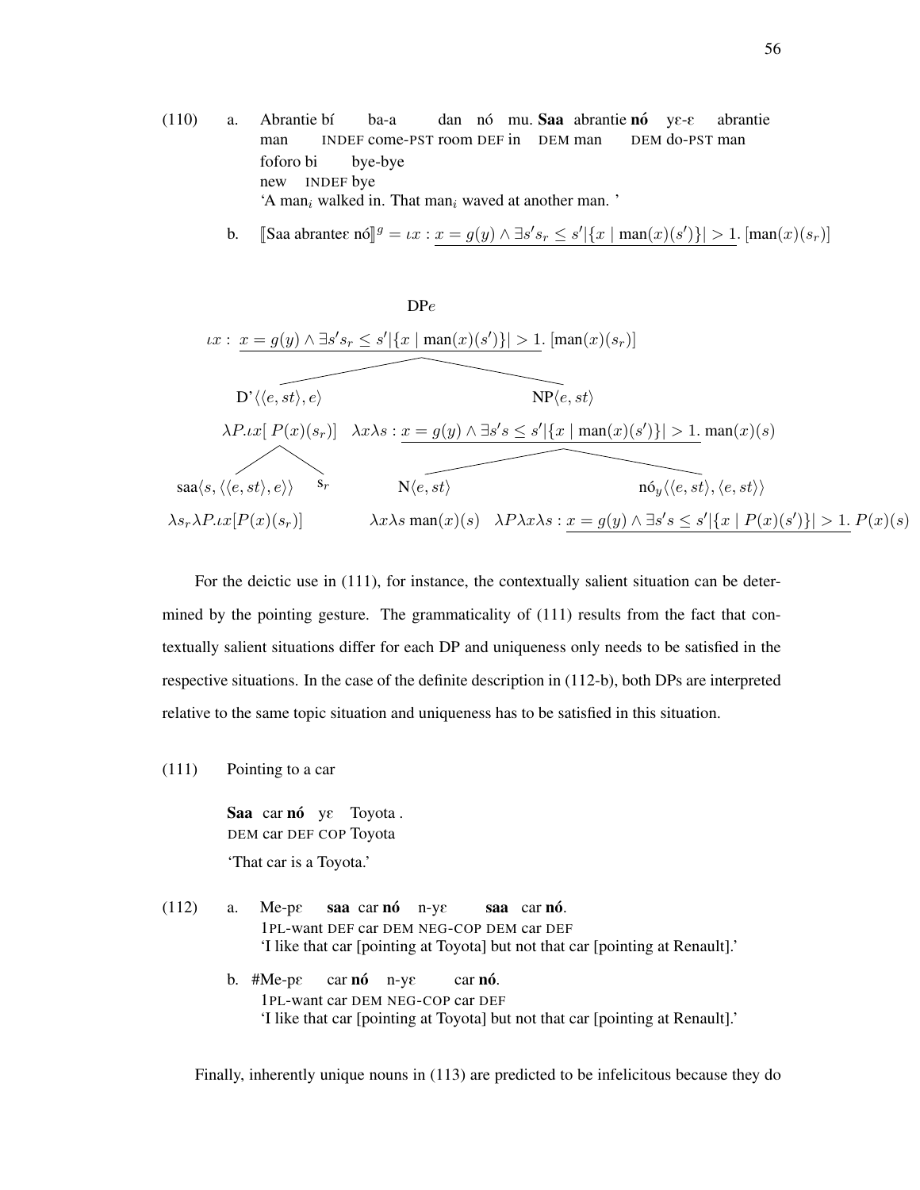(110) a. Abrantie bí ba-a dan nó mu. **Saa** abrantie **nó** yɛ-ɛ abrantie
man INDEF come-PST room DEF in DEM man DEM do-PST man
foforo bi bye-bye
new INDEF bye
'A man$_i$ walked in. That man$_i$ waved at another man.'

b. $[\![\text{Saa abranteɛ nó}]\!]^g = \iota x : \underline{x = g(y) \wedge \exists s' s_r \leq s' |\{x \mid \text{man}(x)(s')\}| > 1}. [\text{man}(x)(s_r)]$

DP$e$
$\iota x : \underline{x = g(y) \wedge \exists s' s_r \leq s' |\{x \mid \text{man}(x)(s')\}| > 1}. [\text{man}(x)(s_r)]$

- D'$\langle\langle e, st\rangle, e\rangle$
  $\lambda P.\iota x[P(x)(s_r)]$
  - saa$\langle s, \langle\langle e, st\rangle, e\rangle\rangle$
    $\lambda s_r \lambda P.\iota x[P(x)(s_r)]$
  - $s_r$
- NP$\langle e, st\rangle$
  $\lambda x \lambda s : \underline{x = g(y) \wedge \exists s' s \leq s' |\{x \mid \text{man}(x)(s')\}| > 1}. \text{man}(x)(s)$
  - N$\langle e, st\rangle$
    $\lambda x \lambda s\ \text{man}(x)(s)$
  - nó$_y\langle\langle e, st\rangle, \langle e, st\rangle\rangle$
    $\lambda P \lambda x \lambda s : \underline{x = g(y) \wedge \exists s' s \leq s' |\{x \mid P(x)(s')\}| > 1}. P(x)(s)$

For the deictic use in (111), for instance, the contextually salient situation can be determined by the pointing gesture. The grammaticality of (111) results from the fact that contextually salient situations differ for each DP and uniqueness only needs to be satisfied in the respective situations. In the case of the definite description in (112-b), both DPs are interpreted relative to the same topic situation and uniqueness has to be satisfied in this situation.

(111) Pointing to a car

**Saa** car **nó** yɛ Toyota .
DEM car DEF COP Toyota
'That car is a Toyota.'

(112) a. Me-pɛ **saa** car **nó** n-yɛ **saa** car **nó**.
1PL-want DEF car DEM NEG-COP DEM car DEF
'I like that car [pointing at Toyota] but not that car [pointing at Renault].'

b. #Me-pɛ car **nó** n-yɛ car **nó**.
1PL-want car DEM NEG-COP car DEF
'I like that car [pointing at Toyota] but not that car [pointing at Renault].'

Finally, inherently unique nouns in (113) are predicted to be infelicitous because they do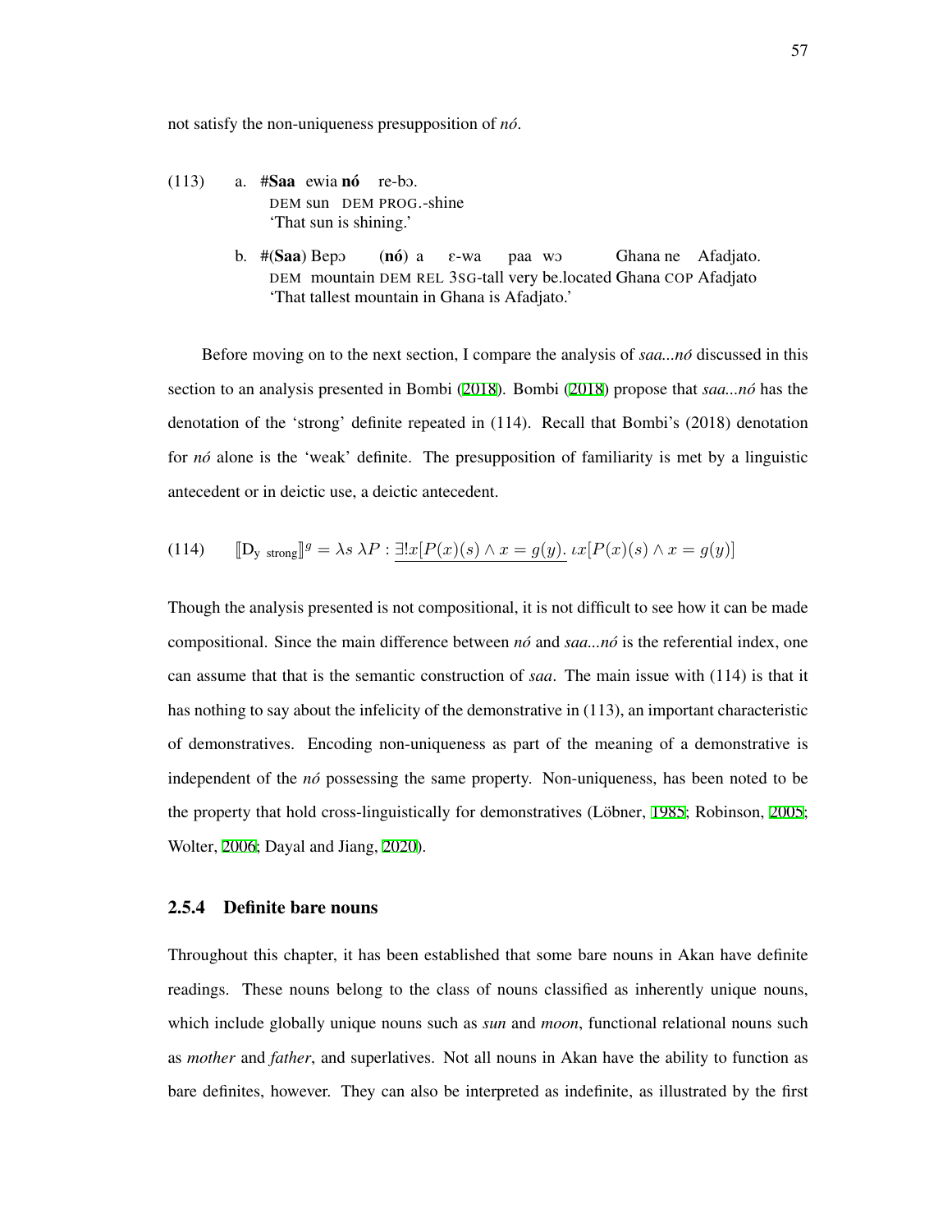not satisfy the non-uniqueness presupposition of *nó*.

(113) a. #**Saa** ewia **nó** re-bɔ.
DEM sun DEM PROG.-shine
'That sun is shining.'

b. #(**Saa**) Bepɔ (**nó**) a ɛ-wa paa wɔ Ghana ne Afadjato.
DEM mountain DEM REL 3SG-tall very be.located Ghana COP Afadjato
'That tallest mountain in Ghana is Afadjato.'

Before moving on to the next section, I compare the analysis of *saa...nó* discussed in this section to an analysis presented in Bombi (2018). Bombi (2018) propose that *saa...nó* has the denotation of the 'strong' definite repeated in (114). Recall that Bombi's (2018) denotation for *nó* alone is the 'weak' definite. The presupposition of familiarity is met by a linguistic antecedent or in deictic use, a deictic antecedent.

(114) $[\![\text{D}_{\text{y strong}}]\!]^g = \lambda s\ \lambda P : \underline{\exists! x[P(x)(s) \wedge x = g(y)].}\ \iota x[P(x)(s) \wedge x = g(y)]$

Though the analysis presented is not compositional, it is not difficult to see how it can be made compositional. Since the main difference between *nó* and *saa...nó* is the referential index, one can assume that that is the semantic construction of *saa*. The main issue with (114) is that it has nothing to say about the infelicity of the demonstrative in (113), an important characteristic of demonstratives. Encoding non-uniqueness as part of the meaning of a demonstrative is independent of the *nó* possessing the same property. Non-uniqueness, has been noted to be the property that hold cross-linguistically for demonstratives (Löbner, 1985; Robinson, 2005; Wolter, 2006; Dayal and Jiang, 2020).

### 2.5.4 Definite bare nouns

Throughout this chapter, it has been established that some bare nouns in Akan have definite readings. These nouns belong to the class of nouns classified as inherently unique nouns, which include globally unique nouns such as *sun* and *moon*, functional relational nouns such as *mother* and *father*, and superlatives. Not all nouns in Akan have the ability to function as bare definites, however. They can also be interpreted as indefinite, as illustrated by the first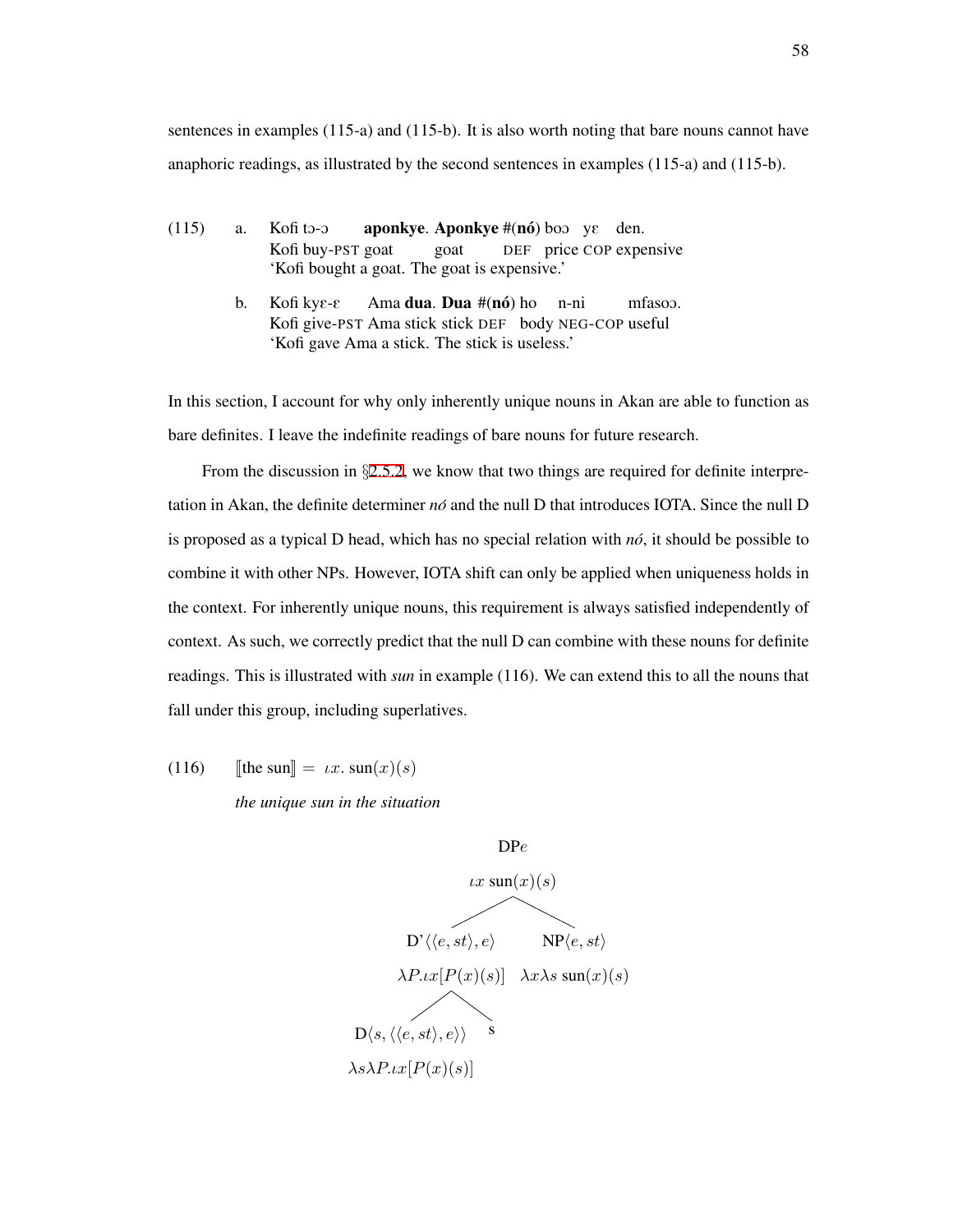sentences in examples (115-a) and (115-b). It is also worth noting that bare nouns cannot have anaphoric readings, as illustrated by the second sentences in examples (115-a) and (115-b).

(115) a. Kofi tɔ-ɔ **aponkye**. **Aponkye** #(**nó**) boɔ yɛ den.
   Kofi buy-PST goat goat DEF price COP expensive
   'Kofi bought a goat. The goat is expensive.'

b. Kofi kyɛ-ɛ Ama **dua**. **Dua** #(**nó**) ho n-ni mfasoɔ.
   Kofi give-PST Ama stick stick DEF body NEG-COP useful
   'Kofi gave Ama a stick. The stick is useless.'

In this section, I account for why only inherently unique nouns in Akan are able to function as bare definites. I leave the indefinite readings of bare nouns for future research.

From the discussion in §2.5.2, we know that two things are required for definite interpretation in Akan, the definite determiner *nó* and the null D that introduces IOTA. Since the null D is proposed as a typical D head, which has no special relation with *nó*, it should be possible to combine it with other NPs. However, IOTA shift can only be applied when uniqueness holds in the context. For inherently unique nouns, this requirement is always satisfied independently of context. As such, we correctly predict that the null D can combine with these nouns for definite readings. This is illustrated with *sun* in example (116). We can extend this to all the nouns that fall under this group, including superlatives.

(116) $[\![\text{the sun}]\!] = \iota x.\ \text{sun}(x)(s)$

*the unique sun in the situation*

```
                    DPe
                 ιx sun(x)(s)
                 /          \
      D'⟨⟨e,st⟩,e⟩          NP⟨e,st⟩
      λP.ιx[P(x)(s)]       λxλs sun(x)(s)
         /        \
D⟨s,⟨⟨e,st⟩,e⟩⟩    s
λsλP.ιx[P(x)(s)]
```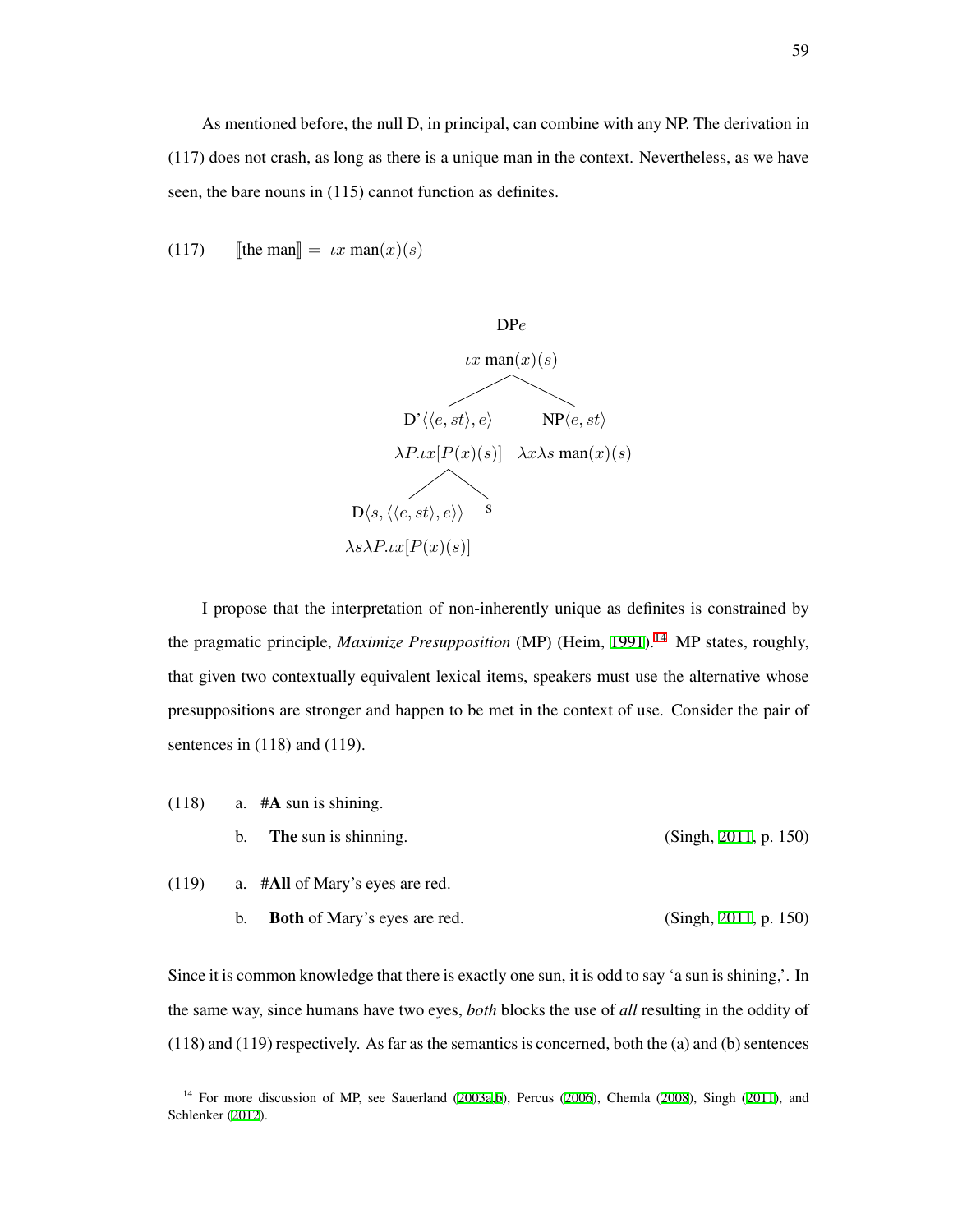As mentioned before, the null D, in principal, can combine with any NP. The derivation in (117) does not crash, as long as there is a unique man in the context. Nevertheless, as we have seen, the bare nouns in (115) cannot function as definites.

(117) $[\![\text{the man}]\!] = \iota x \ \text{man}(x)(s)$

```
                    DPe
               ιx man(x)(s)
              /            \
   D'⟨⟨e,st⟩,e⟩          NP⟨e,st⟩
   λP.ιx[P(x)(s)]     λxλs man(x)(s)
      /        \
D⟨s,⟨⟨e,st⟩,e⟩⟩   s
λsλP.ιx[P(x)(s)]
```

I propose that the interpretation of non-inherently unique as definites is constrained by the pragmatic principle, *Maximize Presupposition* (MP) (Heim, 1991).[14] MP states, roughly, that given two contextually equivalent lexical items, speakers must use the alternative whose presuppositions are stronger and happen to be met in the context of use. Consider the pair of sentences in (118) and (119).

(118) a. #**A** sun is shining.

b. **The** sun is shinning. (Singh, 2011, p. 150)

(119) a. #**All** of Mary's eyes are red.

b. **Both** of Mary's eyes are red. (Singh, 2011, p. 150)

Since it is common knowledge that there is exactly one sun, it is odd to say 'a sun is shining,'. In the same way, since humans have two eyes, *both* blocks the use of *all* resulting in the oddity of (118) and (119) respectively. As far as the semantics is concerned, both the (a) and (b) sentences

[14] For more discussion of MP, see Sauerland (2003a,b), Percus (2006), Chemla (2008), Singh (2011), and Schlenker (2012).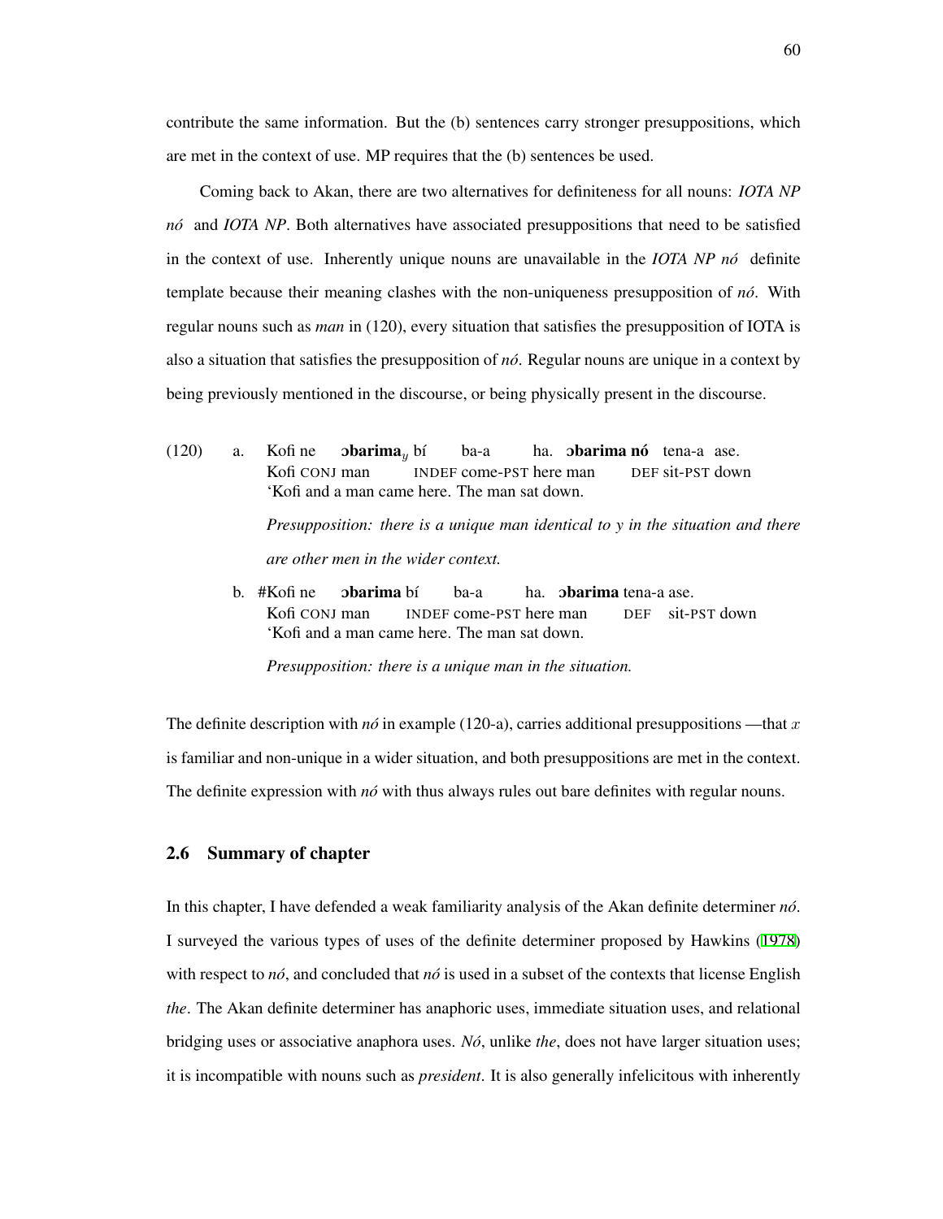contribute the same information. But the (b) sentences carry stronger presuppositions, which are met in the context of use. MP requires that the (b) sentences be used.

Coming back to Akan, there are two alternatives for definiteness for all nouns: *IOTA NP nó* and *IOTA NP*. Both alternatives have associated presuppositions that need to be satisfied in the context of use. Inherently unique nouns are unavailable in the *IOTA NP nó* definite template because their meaning clashes with the non-uniqueness presupposition of *nó*. With regular nouns such as *man* in (120), every situation that satisfies the presupposition of IOTA is also a situation that satisfies the presupposition of *nó*. Regular nouns are unique in a context by being previously mentioned in the discourse, or being physically present in the discourse.

(120) a. Kofi ne **ɔbarima**$_y$ bí ba-a ha. **ɔbarima nó** tena-a ase.
Kofi CONJ man INDEF come-PST here man DEF sit-PST down
'Kofi and a man came here. The man sat down.

*Presupposition: there is a unique man identical to y in the situation and there are other men in the wider context.*

b. #Kofi ne **ɔbarima** bí ba-a ha. **ɔbarima** tena-a ase.
Kofi CONJ man INDEF come-PST here man DEF sit-PST down
'Kofi and a man came here. The man sat down.

*Presupposition: there is a unique man in the situation.*

The definite description with *nó* in example (120-a), carries additional presuppositions —that $x$ is familiar and non-unique in a wider situation, and both presuppositions are met in the context. The definite expression with *nó* with thus always rules out bare definites with regular nouns.

## 2.6 Summary of chapter

In this chapter, I have defended a weak familiarity analysis of the Akan definite determiner *nó*. I surveyed the various types of uses of the definite determiner proposed by Hawkins (1978) with respect to *nó*, and concluded that *nó* is used in a subset of the contexts that license English *the*. The Akan definite determiner has anaphoric uses, immediate situation uses, and relational bridging uses or associative anaphora uses. *Nó*, unlike *the*, does not have larger situation uses; it is incompatible with nouns such as *president*. It is also generally infelicitous with inherently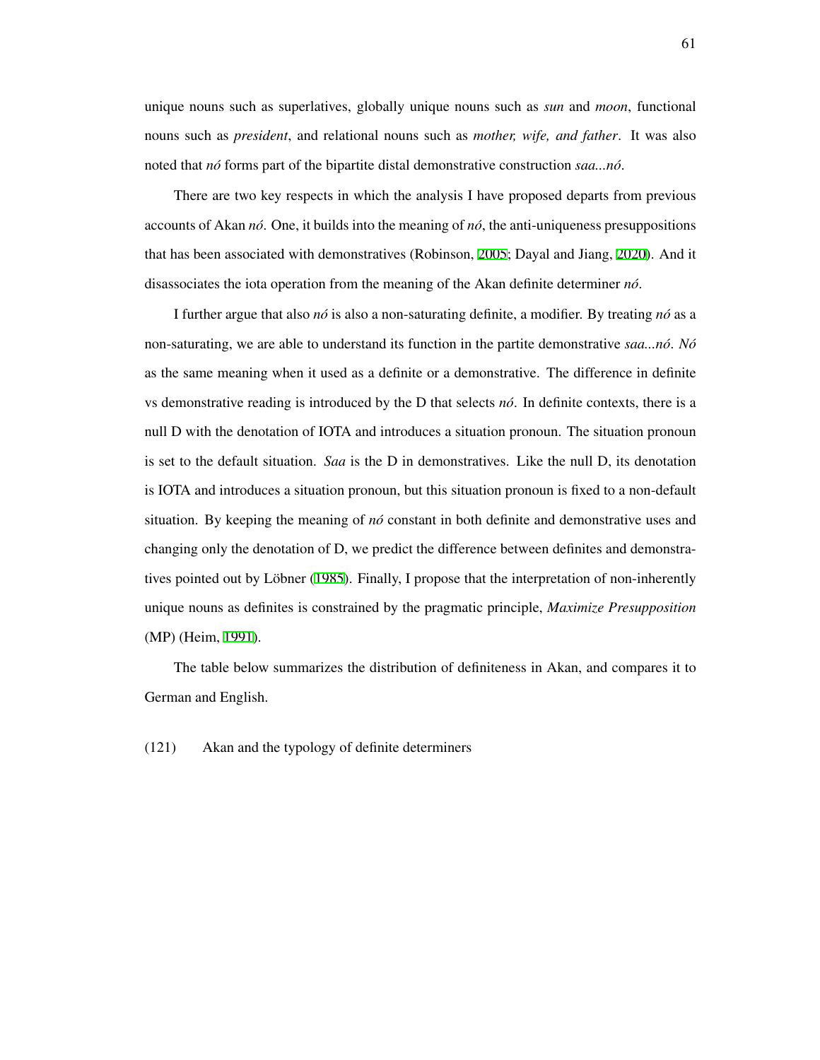unique nouns such as superlatives, globally unique nouns such as *sun* and *moon*, functional nouns such as *president*, and relational nouns such as *mother, wife, and father*. It was also noted that *nó* forms part of the bipartite distal demonstrative construction *saa...nó*.

There are two key respects in which the analysis I have proposed departs from previous accounts of Akan *nó*. One, it builds into the meaning of *nó*, the anti-uniqueness presuppositions that has been associated with demonstratives (Robinson, 2005; Dayal and Jiang, 2020). And it disassociates the iota operation from the meaning of the Akan definite determiner *nó*.

I further argue that also *nó* is also a non-saturating definite, a modifier. By treating *nó* as a non-saturating, we are able to understand its function in the partite demonstrative *saa...nó*. *Nó* as the same meaning when it used as a definite or a demonstrative. The difference in definite vs demonstrative reading is introduced by the D that selects *nó*. In definite contexts, there is a null D with the denotation of IOTA and introduces a situation pronoun. The situation pronoun is set to the default situation. *Saa* is the D in demonstratives. Like the null D, its denotation is IOTA and introduces a situation pronoun, but this situation pronoun is fixed to a non-default situation. By keeping the meaning of *nó* constant in both definite and demonstrative uses and changing only the denotation of D, we predict the difference between definites and demonstratives pointed out by Löbner (1985). Finally, I propose that the interpretation of non-inherently unique nouns as definites is constrained by the pragmatic principle, *Maximize Presupposition* (MP) (Heim, 1991).

The table below summarizes the distribution of definiteness in Akan, and compares it to German and English.

(121) Akan and the typology of definite determiners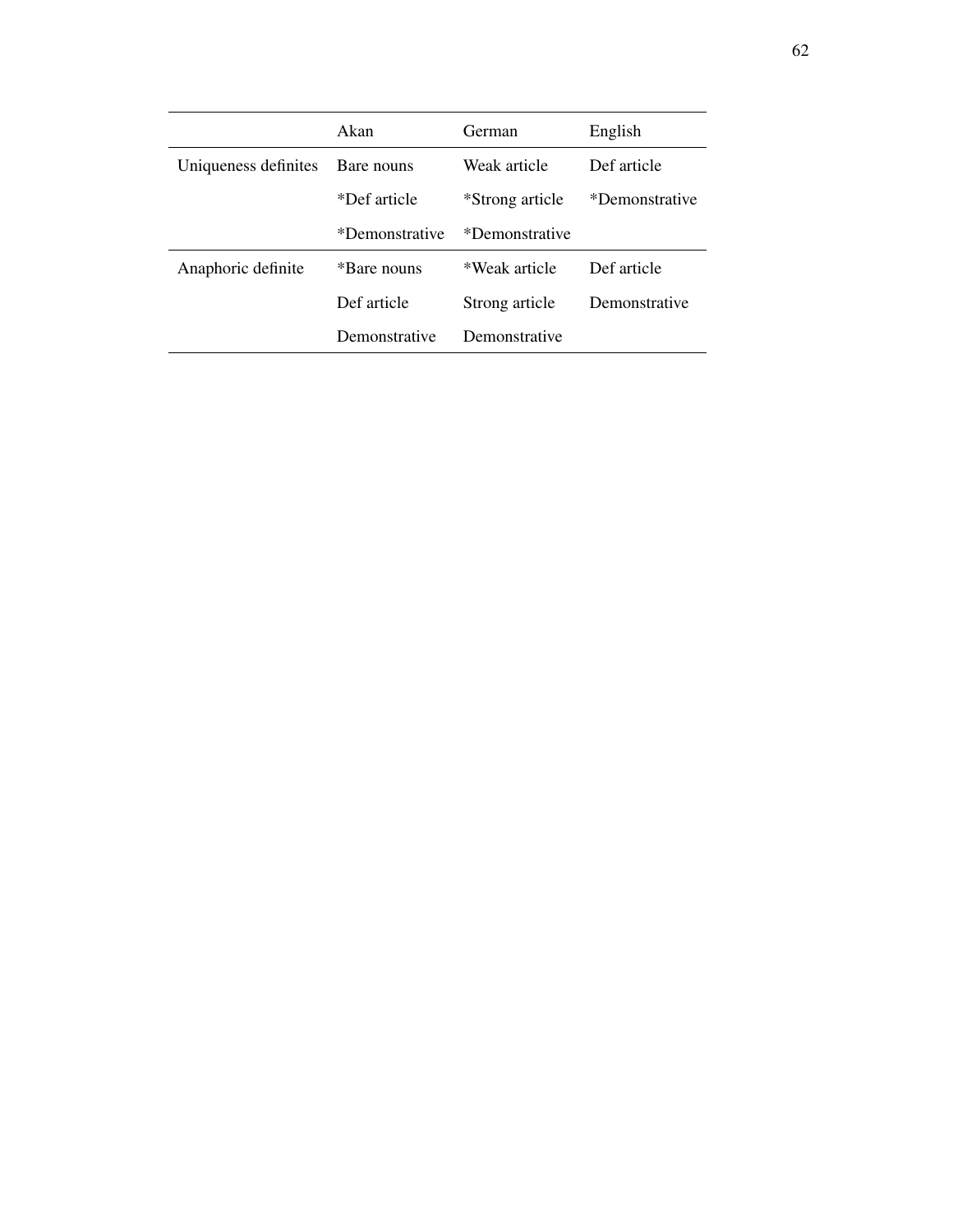| | Akan | German | English |
|---|---|---|---|
| Uniqueness definites | Bare nouns | Weak article | Def article |
| | *Def article | *Strong article | *Demonstrative |
| | *Demonstrative | *Demonstrative | |
| Anaphoric definite | *Bare nouns | *Weak article | Def article |
| | Def article | Strong article | Demonstrative |
| | Demonstrative | Demonstrative | |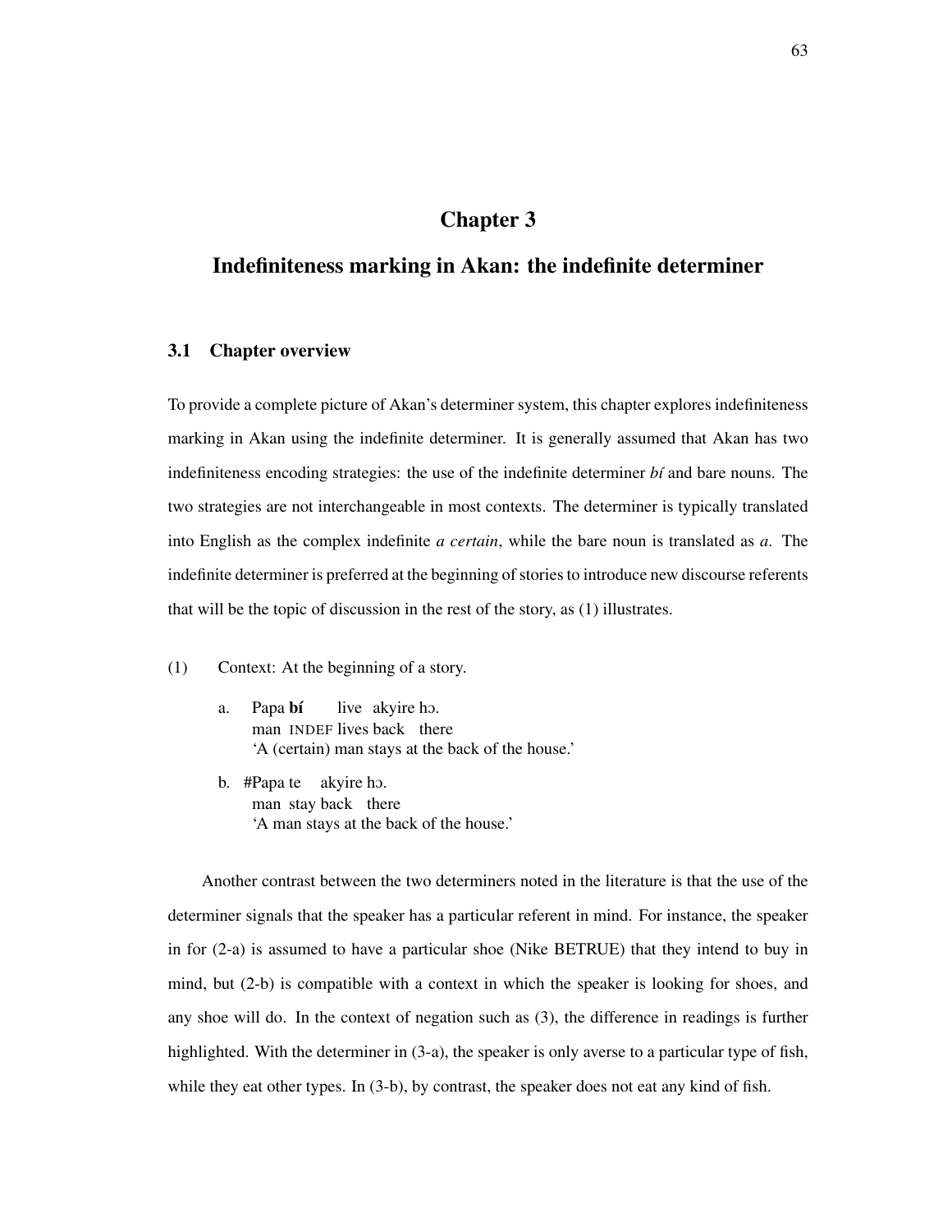# Chapter 3

## Indefiniteness marking in Akan: the indefinite determiner

### 3.1 Chapter overview

To provide a complete picture of Akan's determiner system, this chapter explores indefiniteness marking in Akan using the indefinite determiner. It is generally assumed that Akan has two indefiniteness encoding strategies: the use of the indefinite determiner *bí* and bare nouns. The two strategies are not interchangeable in most contexts. The determiner is typically translated into English as the complex indefinite *a certain*, while the bare noun is translated as *a*. The indefinite determiner is preferred at the beginning of stories to introduce new discourse referents that will be the topic of discussion in the rest of the story, as (1) illustrates.

(1) Context: At the beginning of a story.

a. Papa **bí** live akyire hɔ.
   man INDEF lives back there
   'A (certain) man stays at the back of the house.'

b. #Papa te akyire hɔ.
   man stay back there
   'A man stays at the back of the house.'

Another contrast between the two determiners noted in the literature is that the use of the determiner signals that the speaker has a particular referent in mind. For instance, the speaker in for (2-a) is assumed to have a particular shoe (Nike BETRUE) that they intend to buy in mind, but (2-b) is compatible with a context in which the speaker is looking for shoes, and any shoe will do. In the context of negation such as (3), the difference in readings is further highlighted. With the determiner in (3-a), the speaker is only averse to a particular type of fish, while they eat other types. In (3-b), by contrast, the speaker does not eat any kind of fish.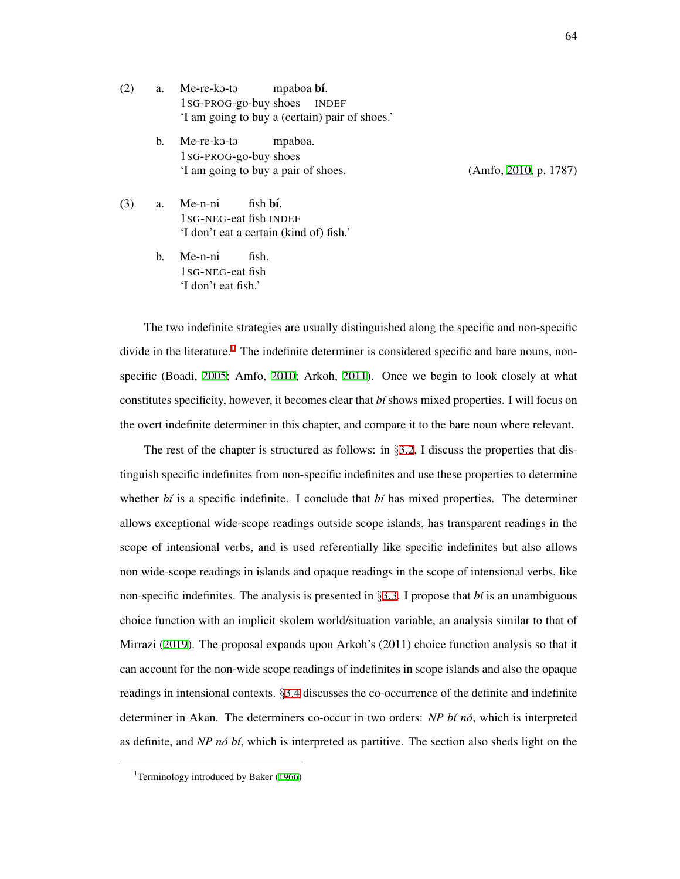(2) a. Me-re-kɔ-tɔ mpaboa **bí**.
 1SG-PROG-go-buy shoes INDEF
 'I am going to buy a (certain) pair of shoes.'

 b. Me-re-kɔ-tɔ mpaboa.
 1SG-PROG-go-buy shoes
 'I am going to buy a pair of shoes. (Amfo, 2010, p. 1787)

(3) a. Me-n-ni fish **bí**.
 1SG-NEG-eat fish INDEF
 'I don't eat a certain (kind of) fish.'

 b. Me-n-ni fish.
 1SG-NEG-eat fish
 'I don't eat fish.'

The two indefinite strategies are usually distinguished along the specific and non-specific divide in the literature.[1] The indefinite determiner is considered specific and bare nouns, non-specific (Boadi, 2005; Amfo, 2010; Arkoh, 2011). Once we begin to look closely at what constitutes specificity, however, it becomes clear that *bí* shows mixed properties. I will focus on the overt indefinite determiner in this chapter, and compare it to the bare noun where relevant.

The rest of the chapter is structured as follows: in §3.2, I discuss the properties that distinguish specific indefinites from non-specific indefinites and use these properties to determine whether *bí* is a specific indefinite. I conclude that *bí* has mixed properties. The determiner allows exceptional wide-scope readings outside scope islands, has transparent readings in the scope of intensional verbs, and is used referentially like specific indefinites but also allows non wide-scope readings in islands and opaque readings in the scope of intensional verbs, like non-specific indefinites. The analysis is presented in §3.3. I propose that *bí* is an unambiguous choice function with an implicit skolem world/situation variable, an analysis similar to that of Mirrazi (2019). The proposal expands upon Arkoh's (2011) choice function analysis so that it can account for the non-wide scope readings of indefinites in scope islands and also the opaque readings in intensional contexts. §3.4 discusses the co-occurrence of the definite and indefinite determiner in Akan. The determiners co-occur in two orders: *NP bí nó*, which is interpreted as definite, and *NP nó bí*, which is interpreted as partitive. The section also sheds light on the

[1] Terminology introduced by Baker (1966)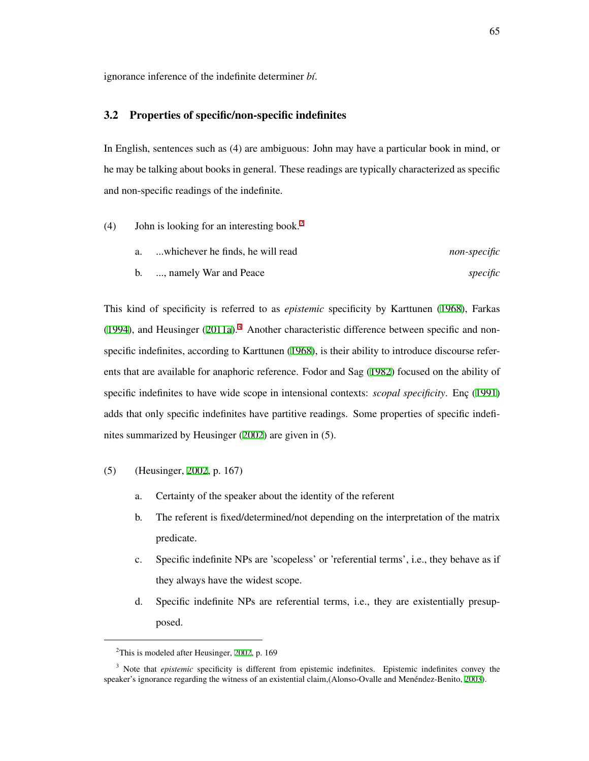ignorance inference of the indefinite determiner *bí*.

## 3.2 Properties of specific/non-specific indefinites

In English, sentences such as (4) are ambiguous: John may have a particular book in mind, or he may be talking about books in general. These readings are typically characterized as specific and non-specific readings of the indefinite.

(4) John is looking for an interesting book.[2]

a. ...whichever he finds, he will read *non-specific*

b. ..., namely War and Peace *specific*

This kind of specificity is referred to as *epistemic* specificity by Karttunen (1968), Farkas (1994), and Heusinger (2011a).[3] Another characteristic difference between specific and non-specific indefinites, according to Karttunen (1968), is their ability to introduce discourse referents that are available for anaphoric reference. Fodor and Sag (1982) focused on the ability of specific indefinites to have wide scope in intensional contexts: *scopal specificity*. Enç (1991) adds that only specific indefinites have partitive readings. Some properties of specific indefinites summarized by Heusinger (2002) are given in (5).

(5) (Heusinger, 2002, p. 167)

a. Certainty of the speaker about the identity of the referent

b. The referent is fixed/determined/not depending on the interpretation of the matrix predicate.

c. Specific indefinite NPs are 'scopeless' or 'referential terms', i.e., they behave as if they always have the widest scope.

d. Specific indefinite NPs are referential terms, i.e., they are existentially presupposed.

---

[2] This is modeled after Heusinger, 2002, p. 169

[3] Note that *epistemic* specificity is different from epistemic indefinites. Epistemic indefinites convey the speaker's ignorance regarding the witness of an existential claim,(Alonso-Ovalle and Menéndez-Benito, 2003).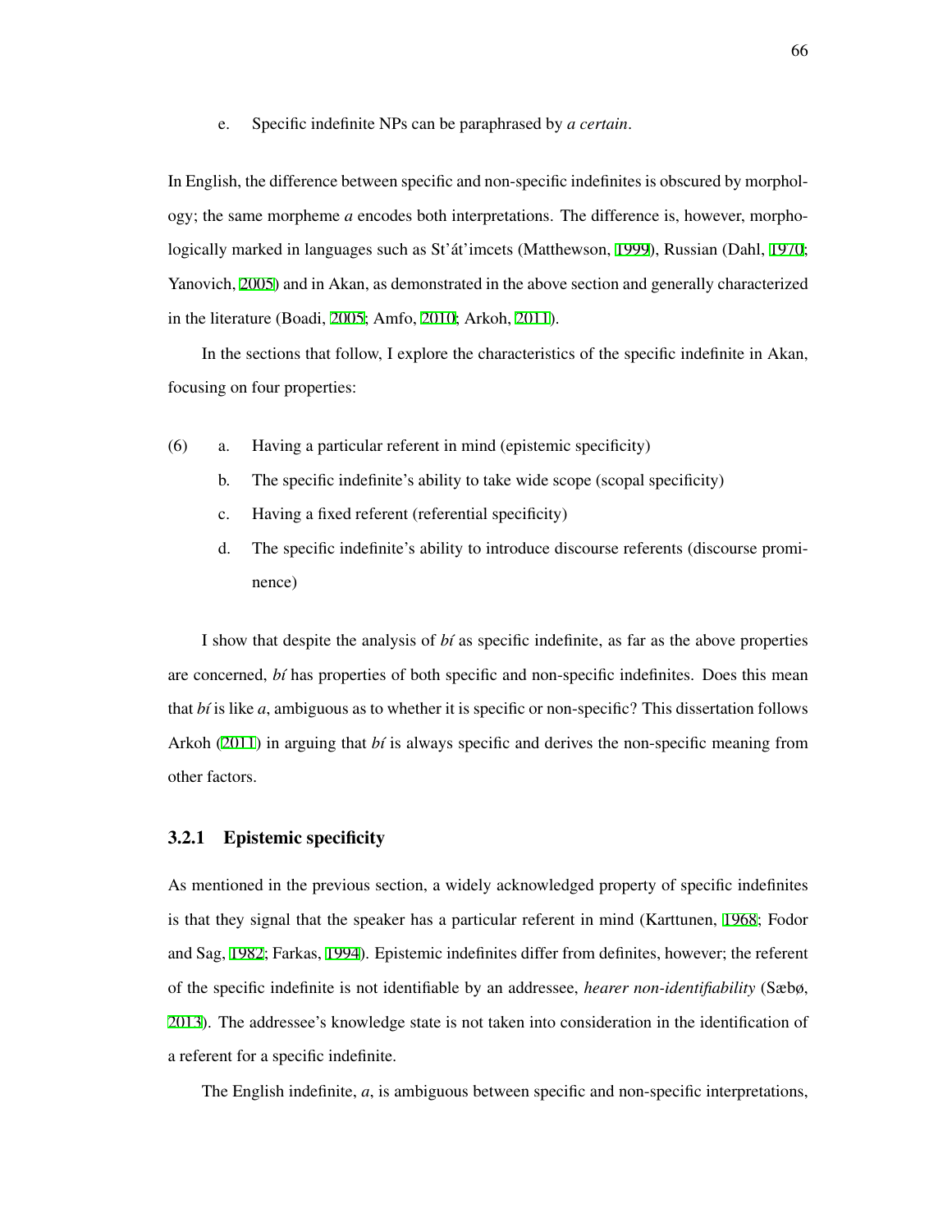e. Specific indefinite NPs can be paraphrased by *a certain*.

In English, the difference between specific and non-specific indefinites is obscured by morphology; the same morpheme *a* encodes both interpretations. The difference is, however, morphologically marked in languages such as St'át'imcets (Matthewson, 1999), Russian (Dahl, 1970; Yanovich, 2005) and in Akan, as demonstrated in the above section and generally characterized in the literature (Boadi, 2005; Amfo, 2010; Arkoh, 2011).

In the sections that follow, I explore the characteristics of the specific indefinite in Akan, focusing on four properties:

(6) a. Having a particular referent in mind (epistemic specificity)

b. The specific indefinite's ability to take wide scope (scopal specificity)

c. Having a fixed referent (referential specificity)

d. The specific indefinite's ability to introduce discourse referents (discourse prominence)

I show that despite the analysis of *bí* as specific indefinite, as far as the above properties are concerned, *bí* has properties of both specific and non-specific indefinites. Does this mean that *bí* is like *a*, ambiguous as to whether it is specific or non-specific? This dissertation follows Arkoh (2011) in arguing that *bí* is always specific and derives the non-specific meaning from other factors.

### 3.2.1 Epistemic specificity

As mentioned in the previous section, a widely acknowledged property of specific indefinites is that they signal that the speaker has a particular referent in mind (Karttunen, 1968; Fodor and Sag, 1982; Farkas, 1994). Epistemic indefinites differ from definites, however; the referent of the specific indefinite is not identifiable by an addressee, *hearer non-identifiability* (Sæbø, 2013). The addressee's knowledge state is not taken into consideration in the identification of a referent for a specific indefinite.

The English indefinite, *a*, is ambiguous between specific and non-specific interpretations,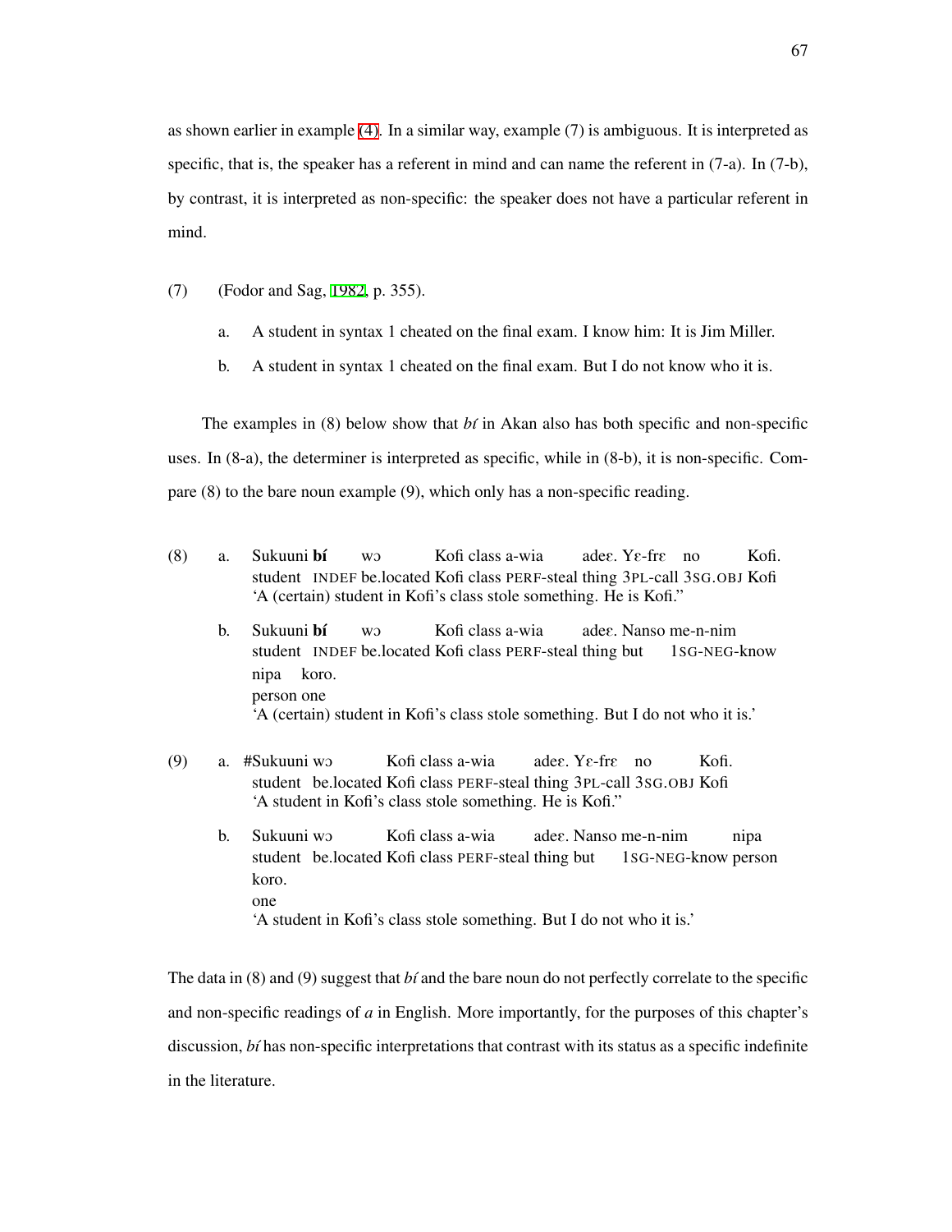as shown earlier in example (4). In a similar way, example (7) is ambiguous. It is interpreted as specific, that is, the speaker has a referent in mind and can name the referent in (7-a). In (7-b), by contrast, it is interpreted as non-specific: the speaker does not have a particular referent in mind.

(7) (Fodor and Sag, 1982, p. 355).

a. A student in syntax 1 cheated on the final exam. I know him: It is Jim Miller.

b. A student in syntax 1 cheated on the final exam. But I do not know who it is.

The examples in (8) below show that *bí* in Akan also has both specific and non-specific uses. In (8-a), the determiner is interpreted as specific, while in (8-b), it is non-specific. Compare (8) to the bare noun example (9), which only has a non-specific reading.

(8) a. Sukuuni **bí** wɔ Kofi class a-wia adeɛ. Yɛ-frɛ no Kofi.
student INDEF be.located Kofi class PERF-steal thing 3PL-call 3SG.OBJ Kofi
'A (certain) student in Kofi's class stole something. He is Kofi."

b. Sukuuni **bí** wɔ Kofi class a-wia adeɛ. Nanso me-n-nim nipa koro.
student INDEF be.located Kofi class PERF-steal thing but 1SG-NEG-know person one
'A (certain) student in Kofi's class stole something. But I do not who it is.'

(9) a. #Sukuuni wɔ Kofi class a-wia adeɛ. Yɛ-frɛ no Kofi.
student be.located Kofi class PERF-steal thing 3PL-call 3SG.OBJ Kofi
'A student in Kofi's class stole something. He is Kofi."

b. Sukuuni wɔ Kofi class a-wia adeɛ. Nanso me-n-nim nipa koro.
student be.located Kofi class PERF-steal thing but 1SG-NEG-know person one
'A student in Kofi's class stole something. But I do not who it is.'

The data in (8) and (9) suggest that *bí* and the bare noun do not perfectly correlate to the specific and non-specific readings of *a* in English. More importantly, for the purposes of this chapter's discussion, *bí* has non-specific interpretations that contrast with its status as a specific indefinite in the literature.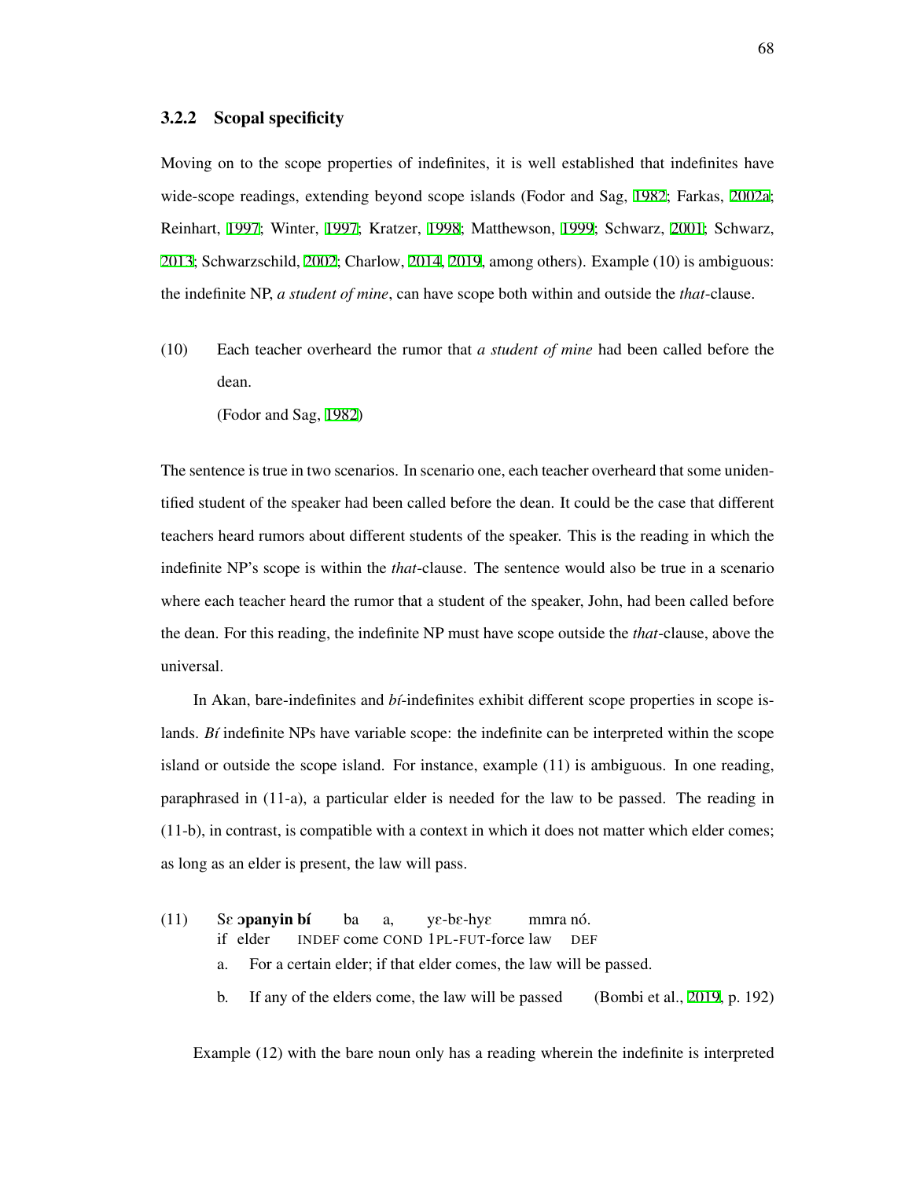### 3.2.2 Scopal specificity

Moving on to the scope properties of indefinites, it is well established that indefinites have wide-scope readings, extending beyond scope islands (Fodor and Sag, 1982; Farkas, 2002a; Reinhart, 1997; Winter, 1997; Kratzer, 1998; Matthewson, 1999; Schwarz, 2001; Schwarz, 2013; Schwarzschild, 2002; Charlow, 2014, 2019, among others). Example (10) is ambiguous: the indefinite NP, *a student of mine*, can have scope both within and outside the *that*-clause.

(10) Each teacher overheard the rumor that *a student of mine* had been called before the dean.
(Fodor and Sag, 1982)

The sentence is true in two scenarios. In scenario one, each teacher overheard that some unidentified student of the speaker had been called before the dean. It could be the case that different teachers heard rumors about different students of the speaker. This is the reading in which the indefinite NP's scope is within the *that*-clause. The sentence would also be true in a scenario where each teacher heard the rumor that a student of the speaker, John, had been called before the dean. For this reading, the indefinite NP must have scope outside the *that*-clause, above the universal.

In Akan, bare-indefinites and *bí*-indefinites exhibit different scope properties in scope islands. *Bí* indefinite NPs have variable scope: the indefinite can be interpreted within the scope island or outside the scope island. For instance, example (11) is ambiguous. In one reading, paraphrased in (11-a), a particular elder is needed for the law to be passed. The reading in (11-b), in contrast, is compatible with a context in which it does not matter which elder comes; as long as an elder is present, the law will pass.

(11) Sɛ **ɔpanyin bí** ba a, yɛ-bɛ-hyɛ mmra nó.
if elder INDEF come COND 1PL-FUT-force law DEF
 a. For a certain elder; if that elder comes, the law will be passed.
 b. If any of the elders come, the law will be passed (Bombi et al., 2019, p. 192)

Example (12) with the bare noun only has a reading wherein the indefinite is interpreted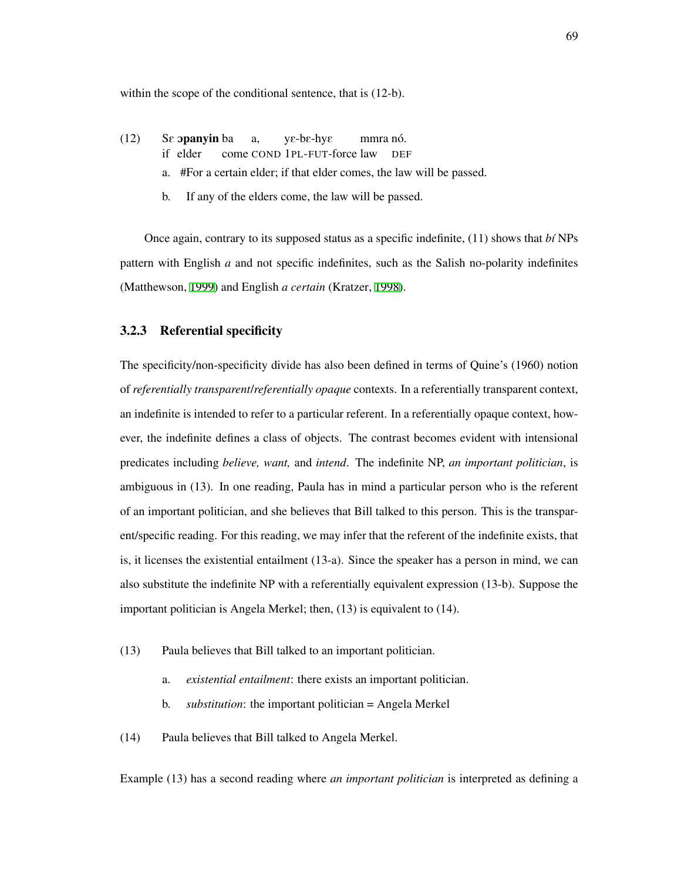within the scope of the conditional sentence, that is (12-b).

(12) Sɛ **ɔpanyin** ba a, yɛ-bɛ-hyɛ mmra nó.
     if elder come COND 1PL-FUT-force law DEF

  a. #For a certain elder; if that elder comes, the law will be passed.

  b. If any of the elders come, the law will be passed.

Once again, contrary to its supposed status as a specific indefinite, (11) shows that *bí* NPs pattern with English *a* and not specific indefinites, such as the Salish no-polarity indefinites (Matthewson, 1999) and English *a certain* (Kratzer, 1998).

### 3.2.3 Referential specificity

The specificity/non-specificity divide has also been defined in terms of Quine's (1960) notion of *referentially transparent*/*referentially opaque* contexts. In a referentially transparent context, an indefinite is intended to refer to a particular referent. In a referentially opaque context, however, the indefinite defines a class of objects. The contrast becomes evident with intensional predicates including *believe, want,* and *intend*. The indefinite NP, *an important politician*, is ambiguous in (13). In one reading, Paula has in mind a particular person who is the referent of an important politician, and she believes that Bill talked to this person. This is the transparent/specific reading. For this reading, we may infer that the referent of the indefinite exists, that is, it licenses the existential entailment (13-a). Since the speaker has a person in mind, we can also substitute the indefinite NP with a referentially equivalent expression (13-b). Suppose the important politician is Angela Merkel; then, (13) is equivalent to (14).

(13) Paula believes that Bill talked to an important politician.

  a. *existential entailment*: there exists an important politician.

  b. *substitution*: the important politician = Angela Merkel

(14) Paula believes that Bill talked to Angela Merkel.

Example (13) has a second reading where *an important politician* is interpreted as defining a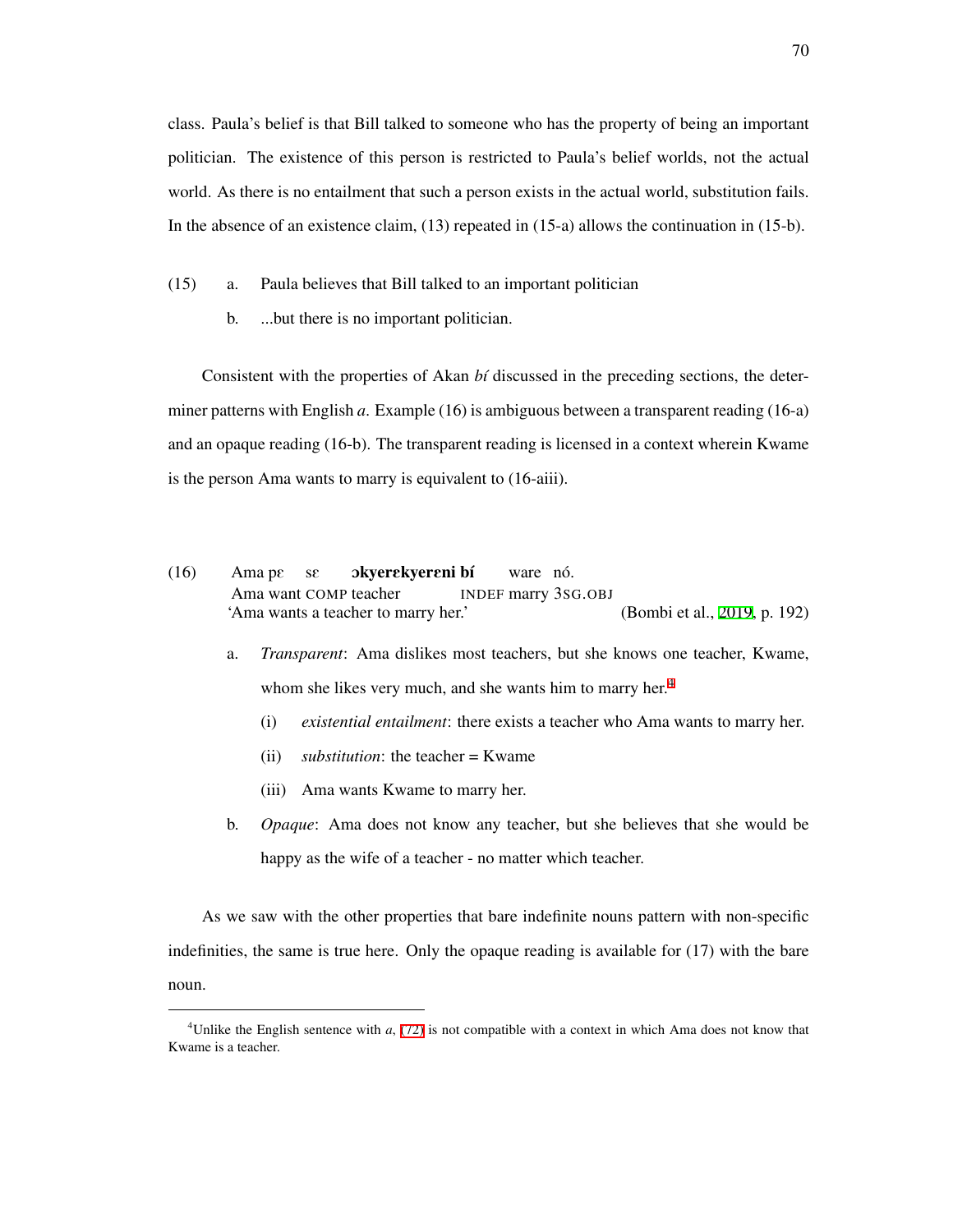class. Paula's belief is that Bill talked to someone who has the property of being an important politician. The existence of this person is restricted to Paula's belief worlds, not the actual world. As there is no entailment that such a person exists in the actual world, substitution fails. In the absence of an existence claim, (13) repeated in (15-a) allows the continuation in (15-b).

(15) a. Paula believes that Bill talked to an important politician

b. ...but there is no important politician.

Consistent with the properties of Akan *bí* discussed in the preceding sections, the determiner patterns with English *a*. Example (16) is ambiguous between a transparent reading (16-a) and an opaque reading (16-b). The transparent reading is licensed in a context wherein Kwame is the person Ama wants to marry is equivalent to (16-aiii).

(16) Ama pɛ sɛ **ɔkyerɛkyerɛni bí** ware nó.
Ama want COMP teacher INDEF marry 3SG.OBJ
'Ama wants a teacher to marry her.' (Bombi et al., 2019, p. 192)

a. *Transparent*: Ama dislikes most teachers, but she knows one teacher, Kwame, whom she likes very much, and she wants him to marry her.[4]

(i) *existential entailment*: there exists a teacher who Ama wants to marry her.

(ii) *substitution*: the teacher = Kwame

(iii) Ama wants Kwame to marry her.

b. *Opaque*: Ama does not know any teacher, but she believes that she would be happy as the wife of a teacher - no matter which teacher.

As we saw with the other properties that bare indefinite nouns pattern with non-specific indefinities, the same is true here. Only the opaque reading is available for (17) with the bare noun.

[4] Unlike the English sentence with *a*, (72) is not compatible with a context in which Ama does not know that Kwame is a teacher.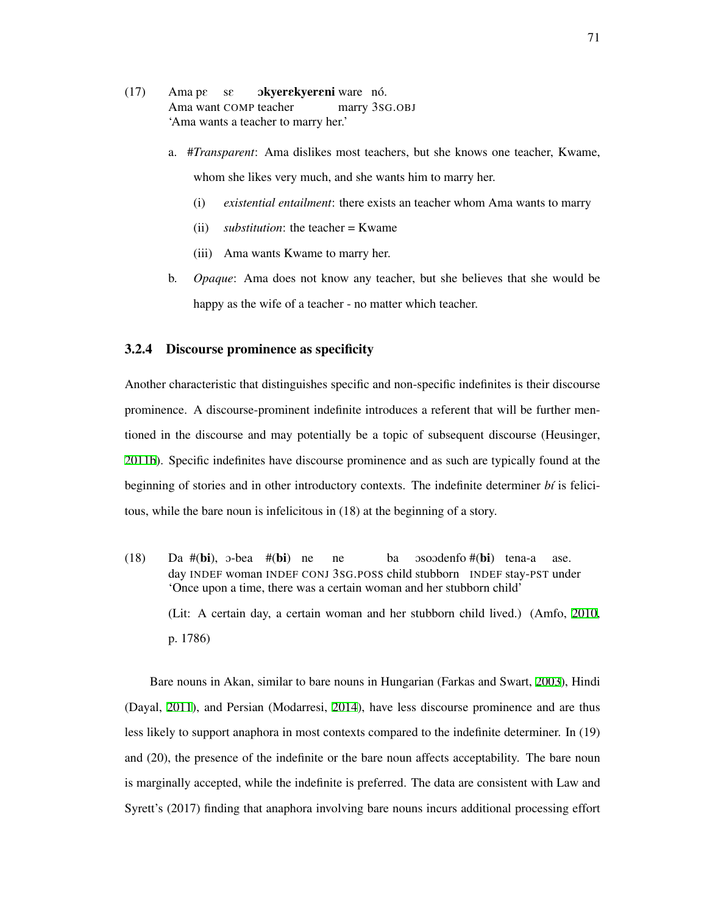(17) Ama pɛ sɛ **ɔkyerɛkyerɛni** ware nó.
Ama want COMP teacher marry 3SG.OBJ
'Ama wants a teacher to marry her.'

a. #*Transparent*: Ama dislikes most teachers, but she knows one teacher, Kwame, whom she likes very much, and she wants him to marry her.

   (i) *existential entailment*: there exists an teacher whom Ama wants to marry

   (ii) *substitution*: the teacher = Kwame

   (iii) Ama wants Kwame to marry her.

b. *Opaque*: Ama does not know any teacher, but she believes that she would be happy as the wife of a teacher - no matter which teacher.

### 3.2.4 Discourse prominence as specificity

Another characteristic that distinguishes specific and non-specific indefinites is their discourse prominence. A discourse-prominent indefinite introduces a referent that will be further mentioned in the discourse and may potentially be a topic of subsequent discourse (Heusinger, 2011b). Specific indefinites have discourse prominence and as such are typically found at the beginning of stories and in other introductory contexts. The indefinite determiner *bí* is felicitous, while the bare noun is infelicitous in (18) at the beginning of a story.

(18) Da #(**bi**), ɔ-bea #(**bi**) ne ne ba ɔsoɔdenfo #(**bi**) tena-a ase.
day INDEF woman INDEF CONJ 3SG.POSS child stubborn INDEF stay-PST under
'Once upon a time, there was a certain woman and her stubborn child'

(Lit: A certain day, a certain woman and her stubborn child lived.) (Amfo, 2010, p. 1786)

Bare nouns in Akan, similar to bare nouns in Hungarian (Farkas and Swart, 2003), Hindi (Dayal, 2011), and Persian (Modarresi, 2014), have less discourse prominence and are thus less likely to support anaphora in most contexts compared to the indefinite determiner. In (19) and (20), the presence of the indefinite or the bare noun affects acceptability. The bare noun is marginally accepted, while the indefinite is preferred. The data are consistent with Law and Syrett's (2017) finding that anaphora involving bare nouns incurs additional processing effort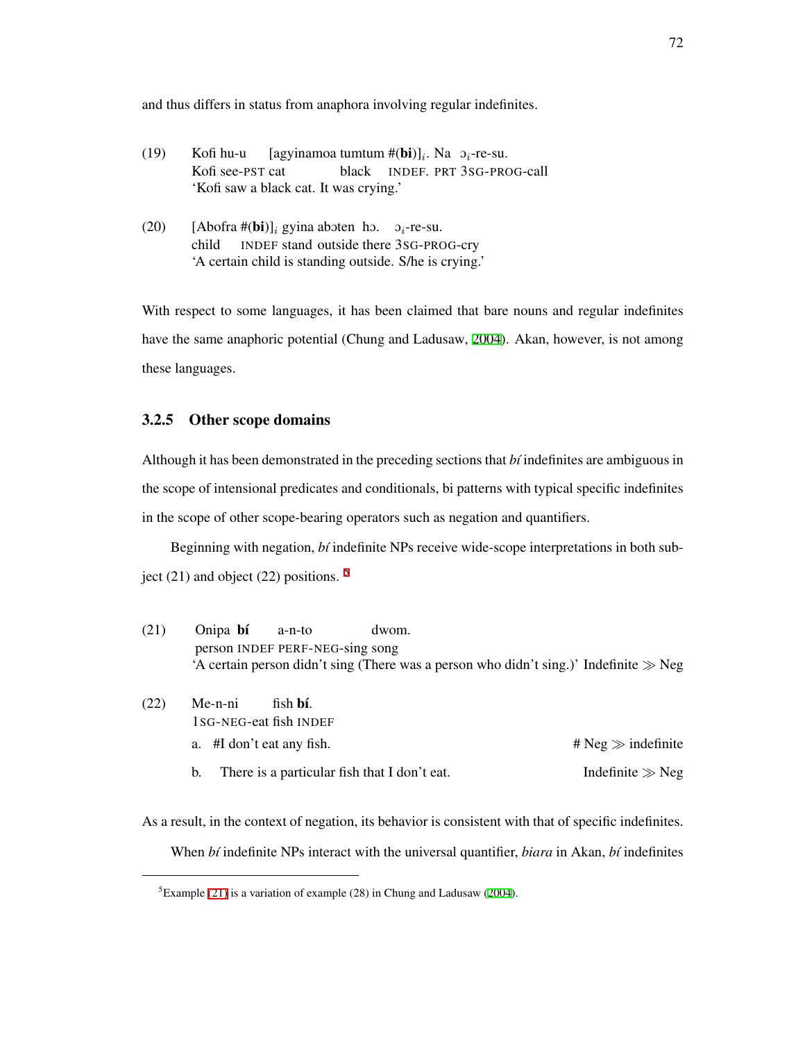and thus differs in status from anaphora involving regular indefinites.

(19) Kofi hu-u [agyinamoa tumtum #(**bi**)]$_i$. Na ɔ$_i$-re-su.
Kofi see-PST cat black INDEF. PRT 3SG-PROG-call
'Kofi saw a black cat. It was crying.'

(20) [Abofra #(**bi**)]$_i$ gyina abɔten hɔ. ɔ$_i$-re-su.
child INDEF stand outside there 3SG-PROG-cry
'A certain child is standing outside. S/he is crying.'

With respect to some languages, it has been claimed that bare nouns and regular indefinites have the same anaphoric potential (Chung and Ladusaw, 2004). Akan, however, is not among these languages.

### 3.2.5 Other scope domains

Although it has been demonstrated in the preceding sections that *bí* indefinites are ambiguous in the scope of intensional predicates and conditionals, bi patterns with typical specific indefinites in the scope of other scope-bearing operators such as negation and quantifiers.

Beginning with negation, *bí* indefinite NPs receive wide-scope interpretations in both subject (21) and object (22) positions. [5]

(21) Onipa **bí** a-n-to dwom.
person INDEF PERF-NEG-sing song
'A certain person didn't sing (There was a person who didn't sing.)' Indefinite ≫ Neg

(22) Me-n-ni fish **bí**.
1SG-NEG-eat fish INDEF
a. #I don't eat any fish. # Neg ≫ indefinite
b. There is a particular fish that I don't eat. Indefinite ≫ Neg

As a result, in the context of negation, its behavior is consistent with that of specific indefinites.

When *bí* indefinite NPs interact with the universal quantifier, *biara* in Akan, *bí* indefinites

[5] Example (21) is a variation of example (28) in Chung and Ladusaw (2004).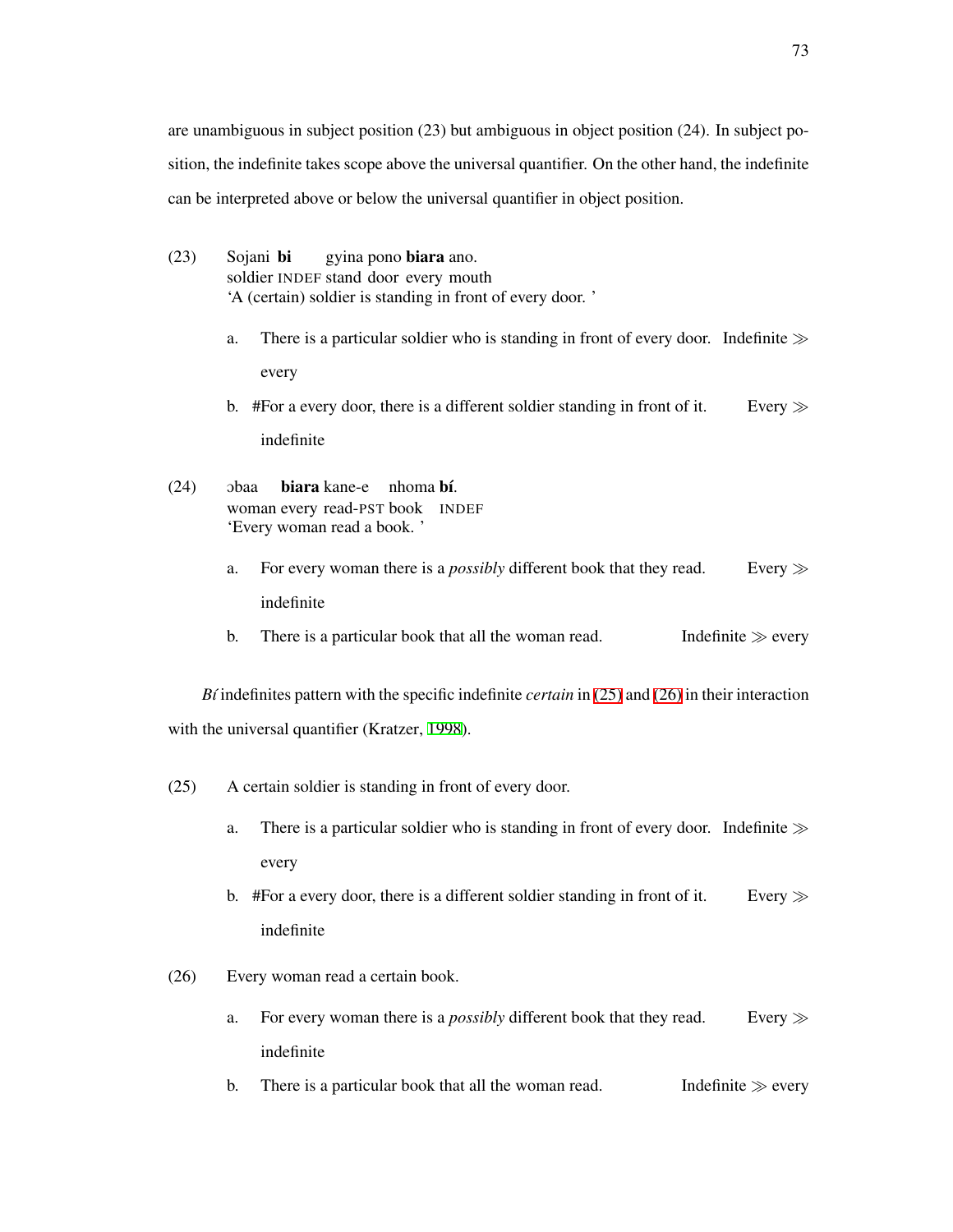are unambiguous in subject position (23) but ambiguous in object position (24). In subject position, the indefinite takes scope above the universal quantifier. On the other hand, the indefinite can be interpreted above or below the universal quantifier in object position.

(23) Sojani **bi** gyina pono **biara** ano.
soldier INDEF stand door every mouth
'A (certain) soldier is standing in front of every door. '

  a. There is a particular soldier who is standing in front of every door. Indefinite ≫ every

  b. #For a every door, there is a different soldier standing in front of it. Every ≫ indefinite

(24) ɔbaa **biara** kane-e nhoma **bí**.
woman every read-PST book INDEF
'Every woman read a book. '

  a. For every woman there is a *possibly* different book that they read. Every ≫ indefinite

  b. There is a particular book that all the woman read. Indefinite ≫ every

*Bí* indefinites pattern with the specific indefinite *certain* in (25) and (26) in their interaction with the universal quantifier (Kratzer, 1998).

(25) A certain soldier is standing in front of every door.

  a. There is a particular soldier who is standing in front of every door. Indefinite ≫ every

  b. #For a every door, there is a different soldier standing in front of it. Every ≫ indefinite

(26) Every woman read a certain book.

  a. For every woman there is a *possibly* different book that they read. Every ≫ indefinite

  b. There is a particular book that all the woman read. Indefinite ≫ every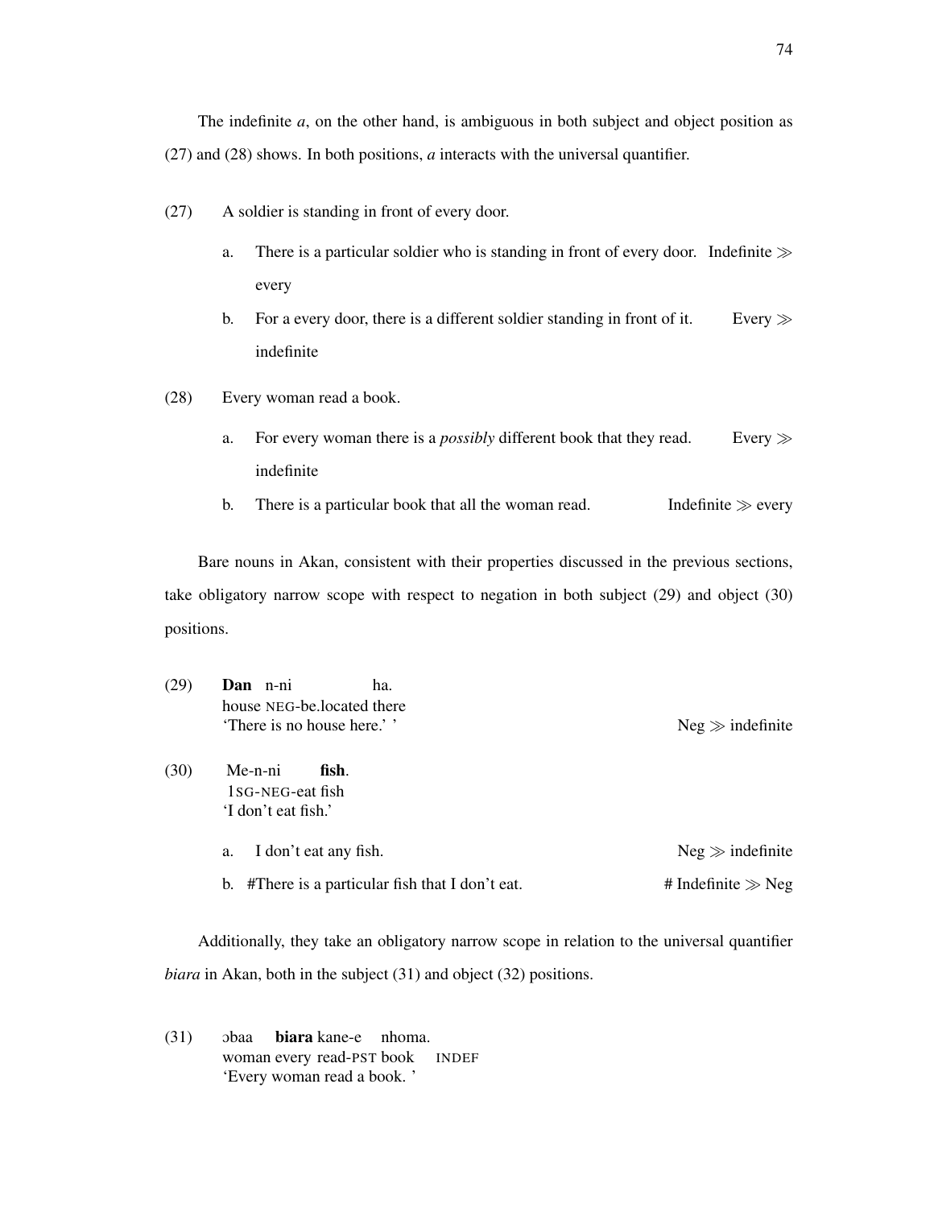The indefinite *a*, on the other hand, is ambiguous in both subject and object position as (27) and (28) shows. In both positions, *a* interacts with the universal quantifier.

(27) A soldier is standing in front of every door.

   a. There is a particular soldier who is standing in front of every door. Indefinite $\gg$ every

   b. For a every door, there is a different soldier standing in front of it. Every $\gg$ indefinite

(28) Every woman read a book.

   a. For every woman there is a *possibly* different book that they read. Every $\gg$ indefinite

   b. There is a particular book that all the woman read. Indefinite $\gg$ every

Bare nouns in Akan, consistent with their properties discussed in the previous sections, take obligatory narrow scope with respect to negation in both subject (29) and object (30) positions.

(29) **Dan** n-ni ha.
   house NEG-be.located there
   'There is no house here.' ' Neg $\gg$ indefinite

(30) Me-n-ni **fish**.
   1SG-NEG-eat fish
   'I don't eat fish.'

   a. I don't eat any fish. Neg $\gg$ indefinite

   b. #There is a particular fish that I don't eat. # Indefinite $\gg$ Neg

Additionally, they take an obligatory narrow scope in relation to the universal quantifier *biara* in Akan, both in the subject (31) and object (32) positions.

(31) ɔbaa **biara** kane-e nhoma.
   woman every read-PST book INDEF
   'Every woman read a book. '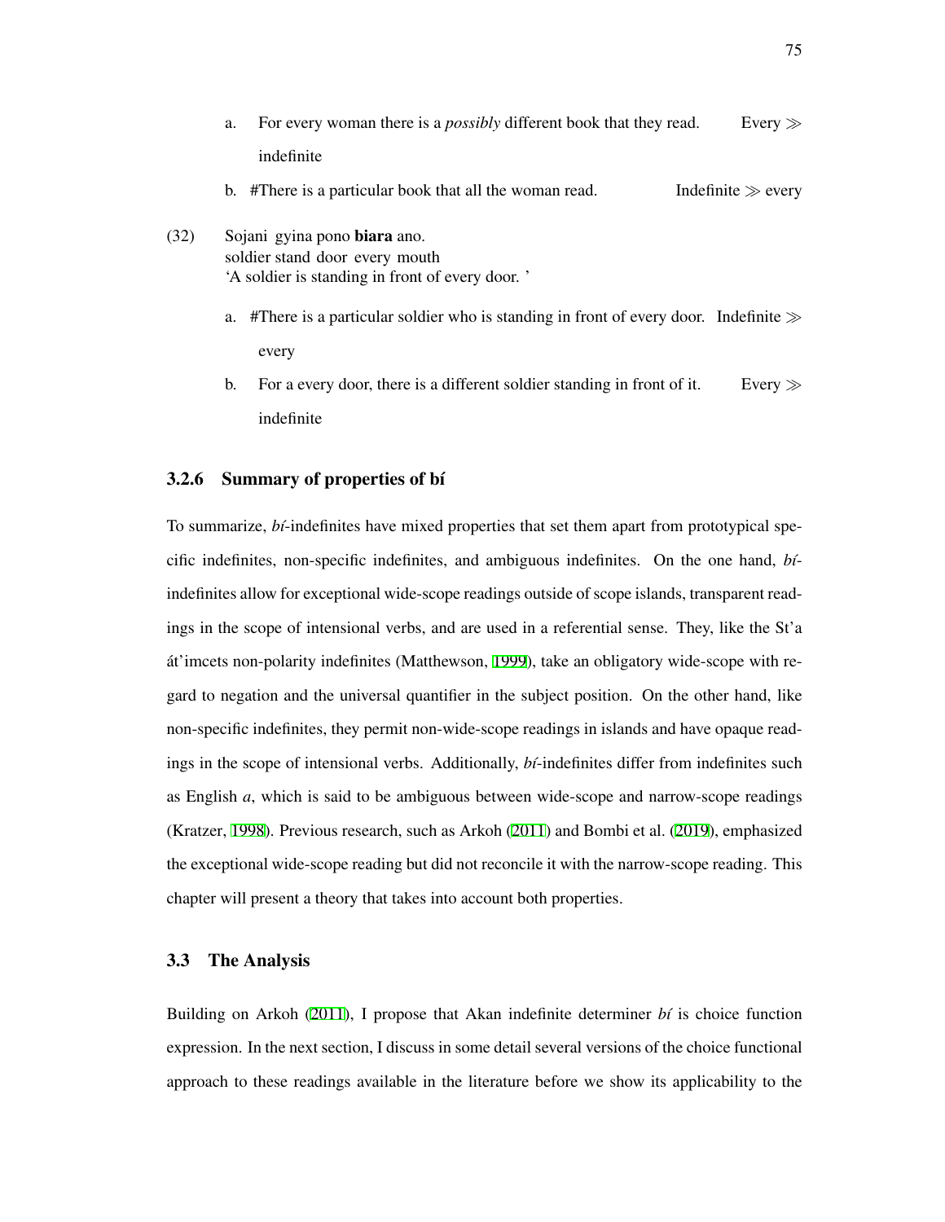a. For every woman there is a *possibly* different book that they read. Every $\gg$ indefinite

b. #There is a particular book that all the woman read. Indefinite $\gg$ every

(32) Sojani gyina pono **biara** ano.
soldier stand door every mouth
'A soldier is standing in front of every door. '

a. #There is a particular soldier who is standing in front of every door. Indefinite $\gg$ every

b. For a every door, there is a different soldier standing in front of it. Every $\gg$ indefinite

### 3.2.6 Summary of properties of bí

To summarize, *bí*-indefinites have mixed properties that set them apart from prototypical specific indefinites, non-specific indefinites, and ambiguous indefinites. On the one hand, *bí*-indefinites allow for exceptional wide-scope readings outside of scope islands, transparent readings in the scope of intensional verbs, and are used in a referential sense. They, like the St'a át'imcets non-polarity indefinites (Matthewson, 1999), take an obligatory wide-scope with regard to negation and the universal quantifier in the subject position. On the other hand, like non-specific indefinites, they permit non-wide-scope readings in islands and have opaque readings in the scope of intensional verbs. Additionally, *bí*-indefinites differ from indefinites such as English *a*, which is said to be ambiguous between wide-scope and narrow-scope readings (Kratzer, 1998). Previous research, such as Arkoh (2011) and Bombi et al. (2019), emphasized the exceptional wide-scope reading but did not reconcile it with the narrow-scope reading. This chapter will present a theory that takes into account both properties.

## 3.3 The Analysis

Building on Arkoh (2011), I propose that Akan indefinite determiner *bí* is choice function expression. In the next section, I discuss in some detail several versions of the choice functional approach to these readings available in the literature before we show its applicability to the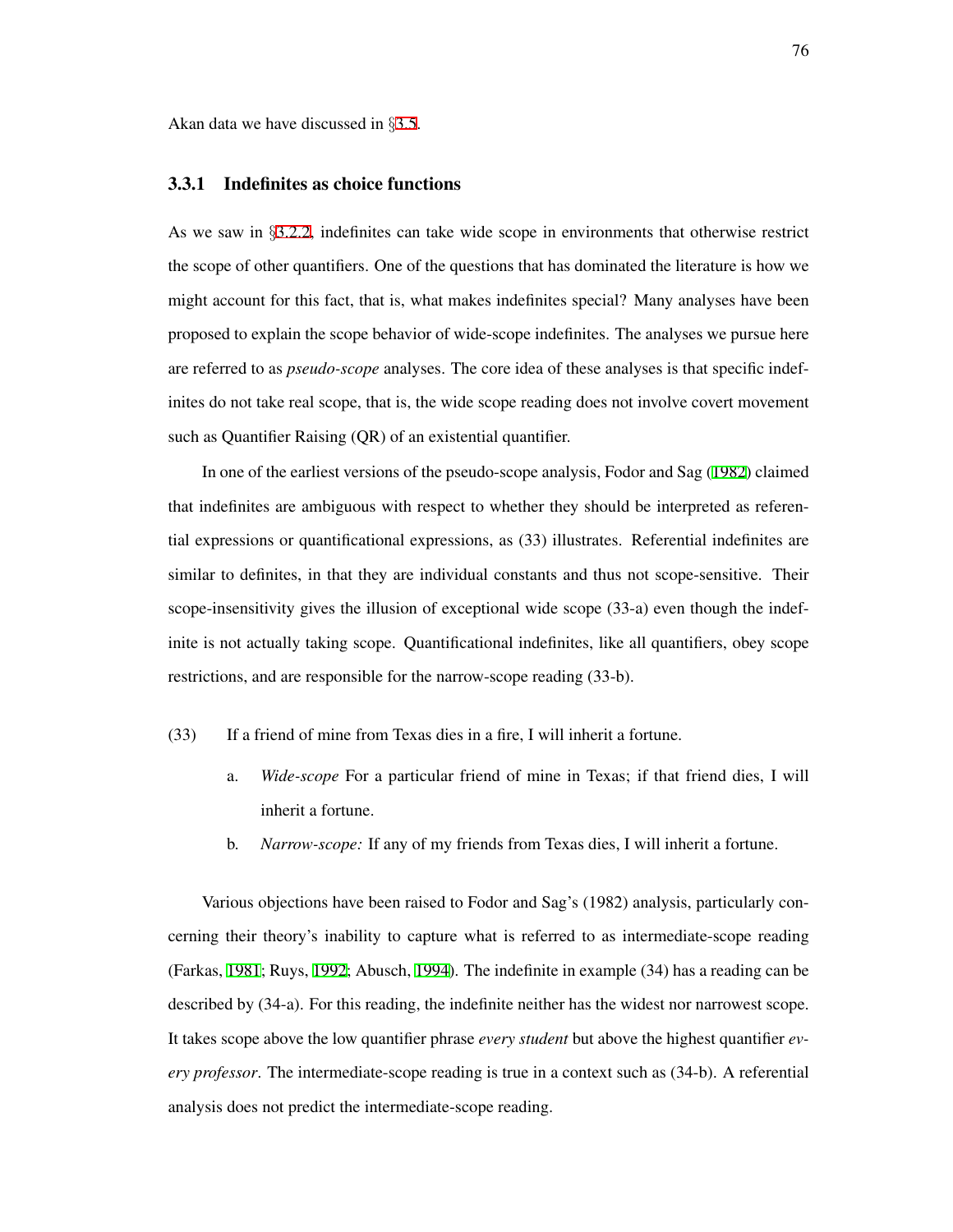Akan data we have discussed in §3.5.

### 3.3.1 Indefinites as choice functions

As we saw in §3.2.2, indefinites can take wide scope in environments that otherwise restrict the scope of other quantifiers. One of the questions that has dominated the literature is how we might account for this fact, that is, what makes indefinites special? Many analyses have been proposed to explain the scope behavior of wide-scope indefinites. The analyses we pursue here are referred to as *pseudo-scope* analyses. The core idea of these analyses is that specific indefinites do not take real scope, that is, the wide scope reading does not involve covert movement such as Quantifier Raising (QR) of an existential quantifier.

In one of the earliest versions of the pseudo-scope analysis, Fodor and Sag (1982) claimed that indefinites are ambiguous with respect to whether they should be interpreted as referential expressions or quantificational expressions, as (33) illustrates. Referential indefinites are similar to definites, in that they are individual constants and thus not scope-sensitive. Their scope-insensitivity gives the illusion of exceptional wide scope (33-a) even though the indefinite is not actually taking scope. Quantificational indefinites, like all quantifiers, obey scope restrictions, and are responsible for the narrow-scope reading (33-b).

(33) If a friend of mine from Texas dies in a fire, I will inherit a fortune.

a. *Wide-scope* For a particular friend of mine in Texas; if that friend dies, I will inherit a fortune.

b. *Narrow-scope:* If any of my friends from Texas dies, I will inherit a fortune.

Various objections have been raised to Fodor and Sag's (1982) analysis, particularly concerning their theory's inability to capture what is referred to as intermediate-scope reading (Farkas, 1981; Ruys, 1992; Abusch, 1994). The indefinite in example (34) has a reading can be described by (34-a). For this reading, the indefinite neither has the widest nor narrowest scope. It takes scope above the low quantifier phrase *every student* but above the highest quantifier *every professor*. The intermediate-scope reading is true in a context such as (34-b). A referential analysis does not predict the intermediate-scope reading.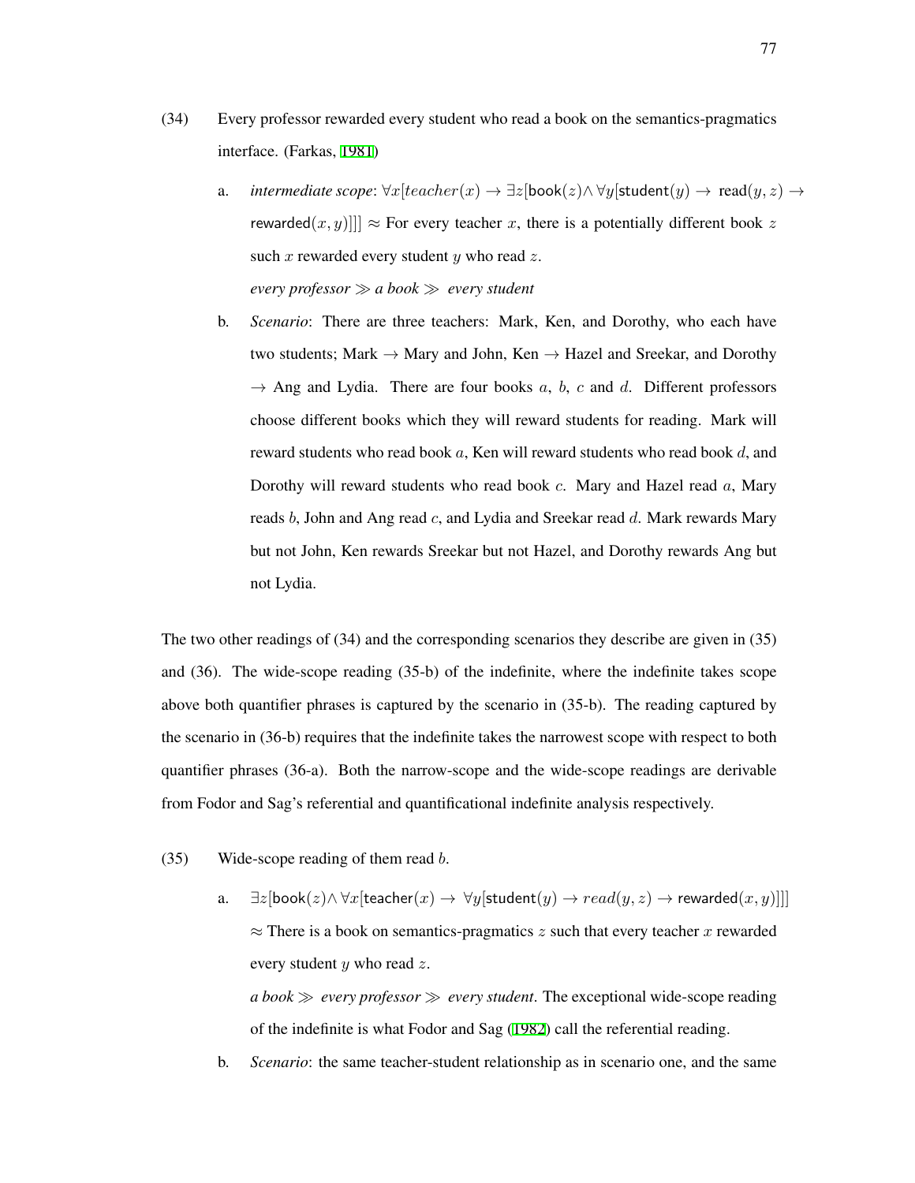(34) Every professor rewarded every student who read a book on the semantics-pragmatics interface. (Farkas, 1981)

a. *intermediate scope*: $\forall x[teacher(x) \rightarrow \exists z[\mathsf{book}(z) \wedge \forall y[\mathsf{student}(y) \rightarrow \mathsf{read}(y,z) \rightarrow \mathsf{rewarded}(x,y)]]] \approx$ For every teacher $x$, there is a potentially different book $z$ such $x$ rewarded every student $y$ who read $z$.

*every professor* $\gg$ *a book* $\gg$ *every student*

b. *Scenario*: There are three teachers: Mark, Ken, and Dorothy, who each have two students; Mark $\rightarrow$ Mary and John, Ken $\rightarrow$ Hazel and Sreekar, and Dorothy $\rightarrow$ Ang and Lydia. There are four books $a$, $b$, $c$ and $d$. Different professors choose different books which they will reward students for reading. Mark will reward students who read book $a$, Ken will reward students who read book $d$, and Dorothy will reward students who read book $c$. Mary and Hazel read $a$, Mary reads $b$, John and Ang read $c$, and Lydia and Sreekar read $d$. Mark rewards Mary but not John, Ken rewards Sreekar but not Hazel, and Dorothy rewards Ang but not Lydia.

The two other readings of (34) and the corresponding scenarios they describe are given in (35) and (36). The wide-scope reading (35-b) of the indefinite, where the indefinite takes scope above both quantifier phrases is captured by the scenario in (35-b). The reading captured by the scenario in (36-b) requires that the indefinite takes the narrowest scope with respect to both quantifier phrases (36-a). Both the narrow-scope and the wide-scope readings are derivable from Fodor and Sag's referential and quantificational indefinite analysis respectively.

(35) Wide-scope reading of them read $b$.

a. $\exists z[\mathsf{book}(z) \wedge \forall x[\mathsf{teacher}(x) \rightarrow \forall y[\mathsf{student}(y) \rightarrow read(y,z) \rightarrow \mathsf{rewarded}(x,y)]]]$ $\approx$ There is a book on semantics-pragmatics $z$ such that every teacher $x$ rewarded every student $y$ who read $z$.

*a book* $\gg$ *every professor* $\gg$ *every student*. The exceptional wide-scope reading of the indefinite is what Fodor and Sag (1982) call the referential reading.

b. *Scenario*: the same teacher-student relationship as in scenario one, and the same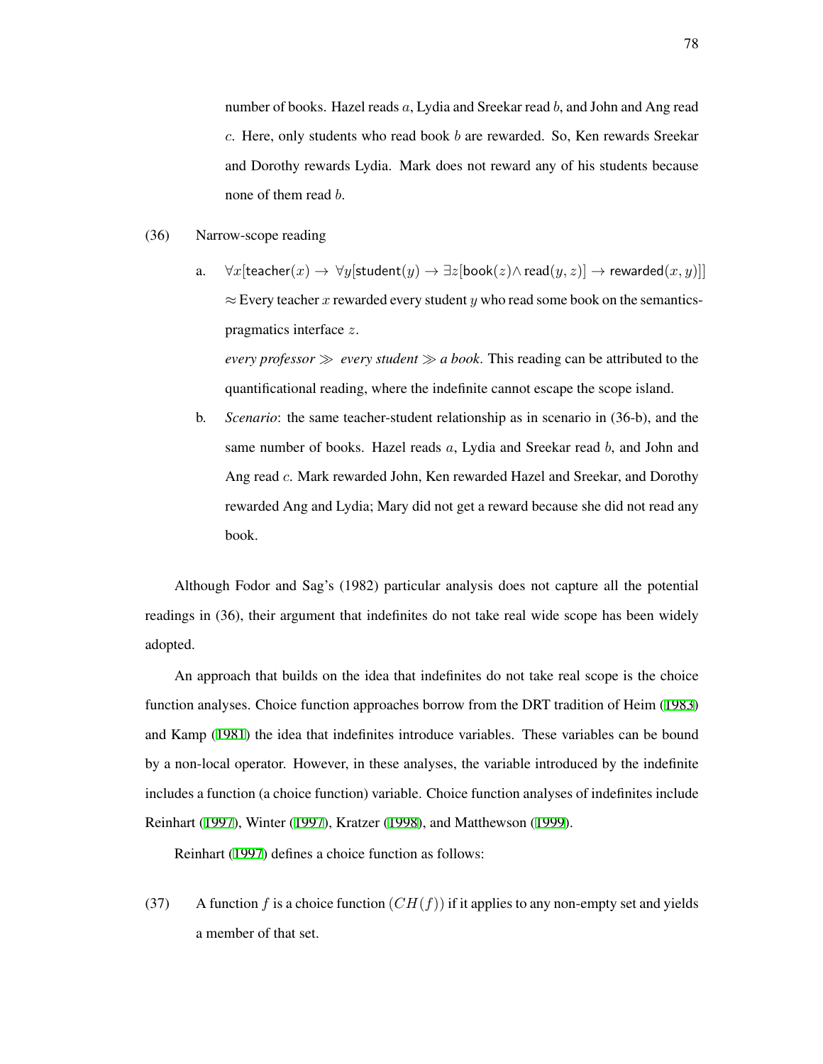number of books. Hazel reads $a$, Lydia and Sreekar read $b$, and John and Ang read $c$. Here, only students who read book $b$ are rewarded. So, Ken rewards Sreekar and Dorothy rewards Lydia. Mark does not reward any of his students because none of them read $b$.

(36) Narrow-scope reading

a. $\forall x[\mathsf{teacher}(x) \rightarrow \forall y[\mathsf{student}(y) \rightarrow \exists z[\mathsf{book}(z) \wedge \mathsf{read}(y,z)] \rightarrow \mathsf{rewarded}(x,y)]]$
$\approx$ Every teacher $x$ rewarded every student $y$ who read some book on the semantics-pragmatics interface $z$.
*every professor* $\gg$ *every student* $\gg$ *a book*. This reading can be attributed to the quantificational reading, where the indefinite cannot escape the scope island.

b. *Scenario*: the same teacher-student relationship as in scenario in (36-b), and the same number of books. Hazel reads $a$, Lydia and Sreekar read $b$, and John and Ang read $c$. Mark rewarded John, Ken rewarded Hazel and Sreekar, and Dorothy rewarded Ang and Lydia; Mary did not get a reward because she did not read any book.

Although Fodor and Sag's (1982) particular analysis does not capture all the potential readings in (36), their argument that indefinites do not take real wide scope has been widely adopted.

An approach that builds on the idea that indefinites do not take real scope is the choice function analyses. Choice function approaches borrow from the DRT tradition of Heim (1983) and Kamp (1981) the idea that indefinites introduce variables. These variables can be bound by a non-local operator. However, in these analyses, the variable introduced by the indefinite includes a function (a choice function) variable. Choice function analyses of indefinites include Reinhart (1997), Winter (1997), Kratzer (1998), and Matthewson (1999).

Reinhart (1997) defines a choice function as follows:

(37) A function $f$ is a choice function $(CH(f))$ if it applies to any non-empty set and yields a member of that set.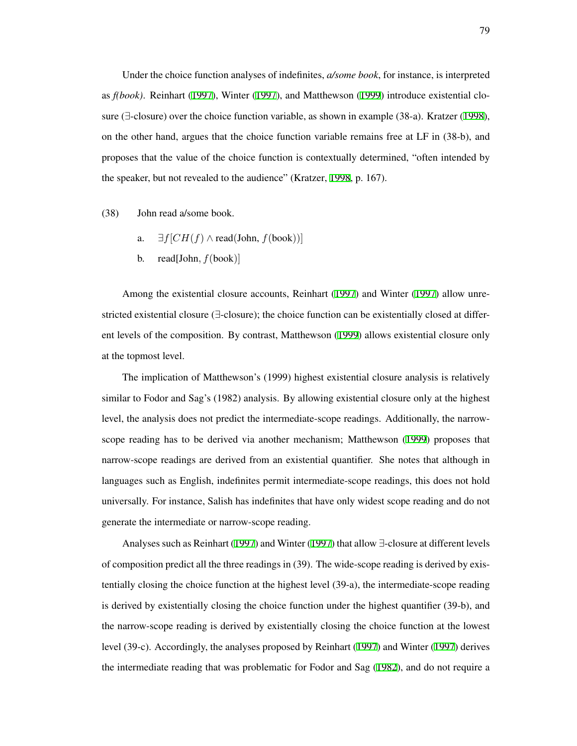Under the choice function analyses of indefinites, *a/some book*, for instance, is interpreted as *f(book)*. Reinhart (1997), Winter (1997), and Matthewson (1999) introduce existential closure (∃-closure) over the choice function variable, as shown in example (38-a). Kratzer (1998), on the other hand, argues that the choice function variable remains free at LF in (38-b), and proposes that the value of the choice function is contextually determined, "often intended by the speaker, but not revealed to the audience" (Kratzer, 1998, p. 167).

(38) John read a/some book.

a. $\exists f[CH(f) \wedge \text{read(John, } f\text{(book))}]$

b. $\text{read[John, } f\text{(book)]}$

Among the existential closure accounts, Reinhart (1997) and Winter (1997) allow unrestricted existential closure (∃-closure); the choice function can be existentially closed at different levels of the composition. By contrast, Matthewson (1999) allows existential closure only at the topmost level.

The implication of Matthewson's (1999) highest existential closure analysis is relatively similar to Fodor and Sag's (1982) analysis. By allowing existential closure only at the highest level, the analysis does not predict the intermediate-scope readings. Additionally, the narrow-scope reading has to be derived via another mechanism; Matthewson (1999) proposes that narrow-scope readings are derived from an existential quantifier. She notes that although in languages such as English, indefinites permit intermediate-scope readings, this does not hold universally. For instance, Salish has indefinites that have only widest scope reading and do not generate the intermediate or narrow-scope reading.

Analyses such as Reinhart (1997) and Winter (1997) that allow ∃-closure at different levels of composition predict all the three readings in (39). The wide-scope reading is derived by existentially closing the choice function at the highest level (39-a), the intermediate-scope reading is derived by existentially closing the choice function under the highest quantifier (39-b), and the narrow-scope reading is derived by existentially closing the choice function at the lowest level (39-c). Accordingly, the analyses proposed by Reinhart (1997) and Winter (1997) derives the intermediate reading that was problematic for Fodor and Sag (1982), and do not require a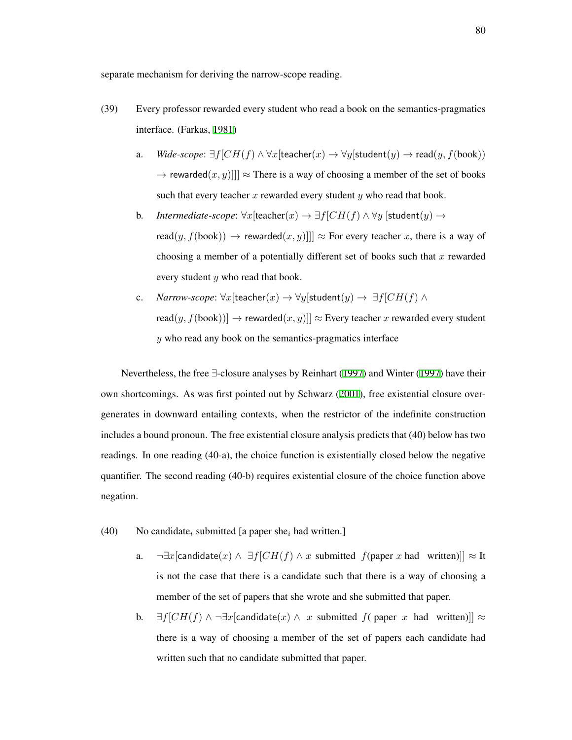separate mechanism for deriving the narrow-scope reading.

(39) Every professor rewarded every student who read a book on the semantics-pragmatics interface. (Farkas, 1981)

   a. *Wide-scope*: $\exists f[CH(f) \wedge \forall x[\textsf{teacher}(x) \rightarrow \forall y[\textsf{student}(y) \rightarrow \text{read}(y, f(\text{book})) \rightarrow \textsf{rewarded}(x, y)]]] \approx$ There is a way of choosing a member of the set of books such that every teacher $x$ rewarded every student $y$ who read that book.

   b. *Intermediate-scope*: $\forall x[\textsf{teacher}(x) \rightarrow \exists f[CH(f) \wedge \forall y\ [\textsf{student}(y) \rightarrow \text{read}(y, f(\text{book})) \rightarrow \textsf{rewarded}(x, y)]]] \approx$ For every teacher $x$, there is a way of choosing a member of a potentially different set of books such that $x$ rewarded every student $y$ who read that book.

   c. *Narrow-scope*: $\forall x[\textsf{teacher}(x) \rightarrow \forall y[\textsf{student}(y) \rightarrow\ \exists f[CH(f) \wedge \text{read}(y, f(\text{book}))] \rightarrow \textsf{rewarded}(x, y)]] \approx$ Every teacher $x$ rewarded every student $y$ who read any book on the semantics-pragmatics interface

Nevertheless, the free $\exists$-closure analyses by Reinhart (1997) and Winter (1997) have their own shortcomings. As was first pointed out by Schwarz (2001), free existential closure overgenerates in downward entailing contexts, when the restrictor of the indefinite construction includes a bound pronoun. The free existential closure analysis predicts that (40) below has two readings. In one reading (40-a), the choice function is existentially closed below the negative quantifier. The second reading (40-b) requires existential closure of the choice function above negation.

(40) No candidate$_i$ submitted [a paper she$_i$ had written.]

   a. $\neg\exists x[\textsf{candidate}(x) \wedge\ \exists f[CH(f) \wedge x \text{ submitted } f(\text{paper } x \text{ had written})]] \approx$ It is not the case that there is a candidate such that there is a way of choosing a member of the set of papers that she wrote and she submitted that paper.

   b. $\exists f[CH(f) \wedge \neg\exists x[\textsf{candidate}(x) \wedge\ x \text{ submitted } f(\text{ paper } x \text{ had written})]] \approx$ there is a way of choosing a member of the set of papers each candidate had written such that no candidate submitted that paper.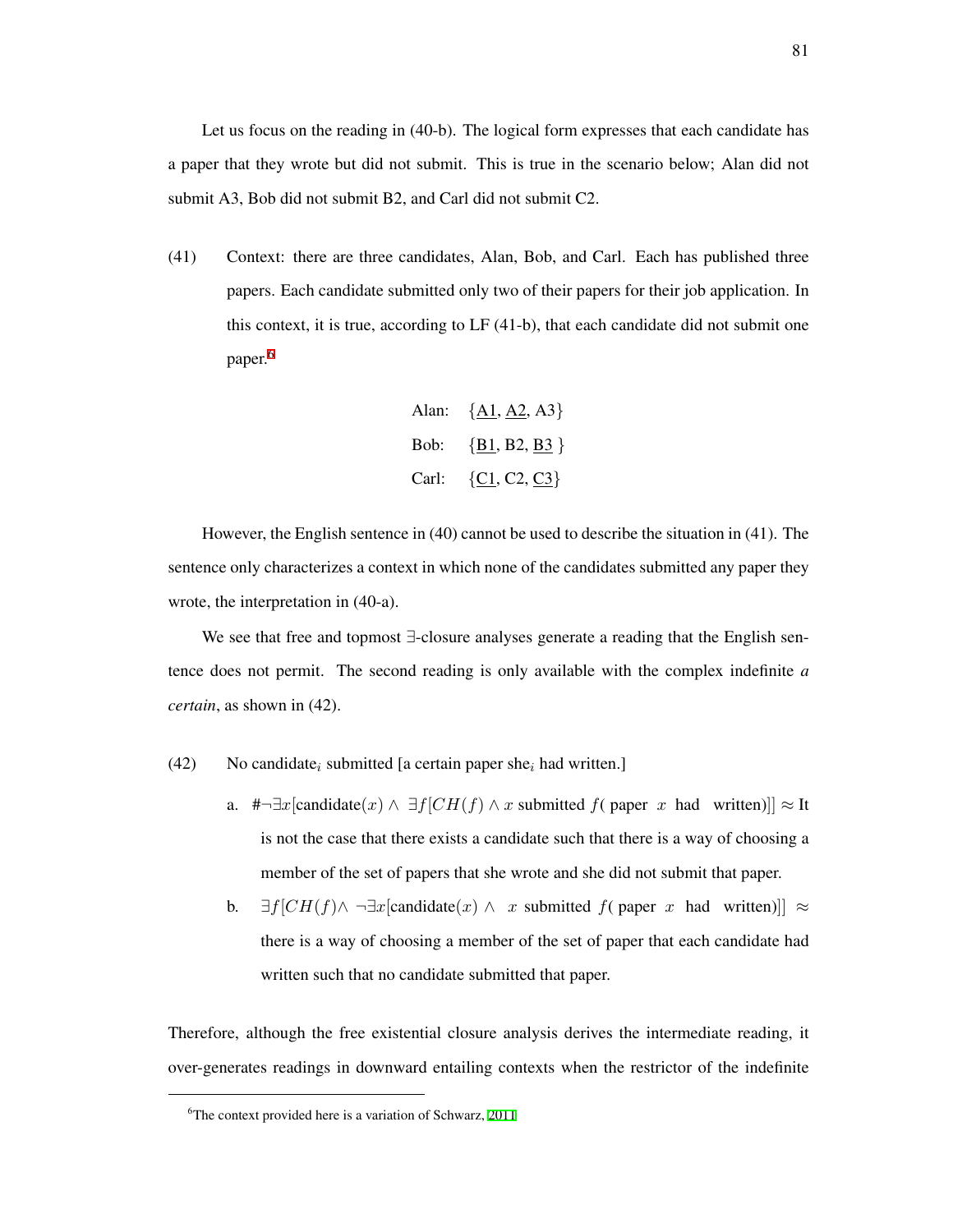Let us focus on the reading in (40-b). The logical form expresses that each candidate has a paper that they wrote but did not submit. This is true in the scenario below; Alan did not submit A3, Bob did not submit B2, and Carl did not submit C2.

(41) Context: there are three candidates, Alan, Bob, and Carl. Each has published three papers. Each candidate submitted only two of their papers for their job application. In this context, it is true, according to LF (41-b), that each candidate did not submit one paper.[6]

Alan: {<u>A1</u>, <u>A2</u>, A3}

Bob: {<u>B1</u>, B2, <u>B3</u> }

Carl: {<u>C1</u>, C2, <u>C3</u>}

However, the English sentence in (40) cannot be used to describe the situation in (41). The sentence only characterizes a context in which none of the candidates submitted any paper they wrote, the interpretation in (40-a).

We see that free and topmost $\exists$-closure analyses generate a reading that the English sentence does not permit. The second reading is only available with the complex indefinite *a certain*, as shown in (42).

(42) No candidate$_i$ submitted [a certain paper she$_i$ had written.]

a. $\#\neg\exists x[\text{candidate}(x) \wedge \exists f[CH(f) \wedge x \text{ submitted } f(\text{ paper } x \text{ had written})]] \approx$ It is not the case that there exists a candidate such that there is a way of choosing a member of the set of papers that she wrote and she did not submit that paper.

b. $\exists f[CH(f) \wedge \neg\exists x[\text{candidate}(x) \wedge x \text{ submitted } f(\text{ paper } x \text{ had written})]] \approx$ there is a way of choosing a member of the set of paper that each candidate had written such that no candidate submitted that paper.

Therefore, although the free existential closure analysis derives the intermediate reading, it over-generates readings in downward entailing contexts when the restrictor of the indefinite

[6] The context provided here is a variation of Schwarz, 2011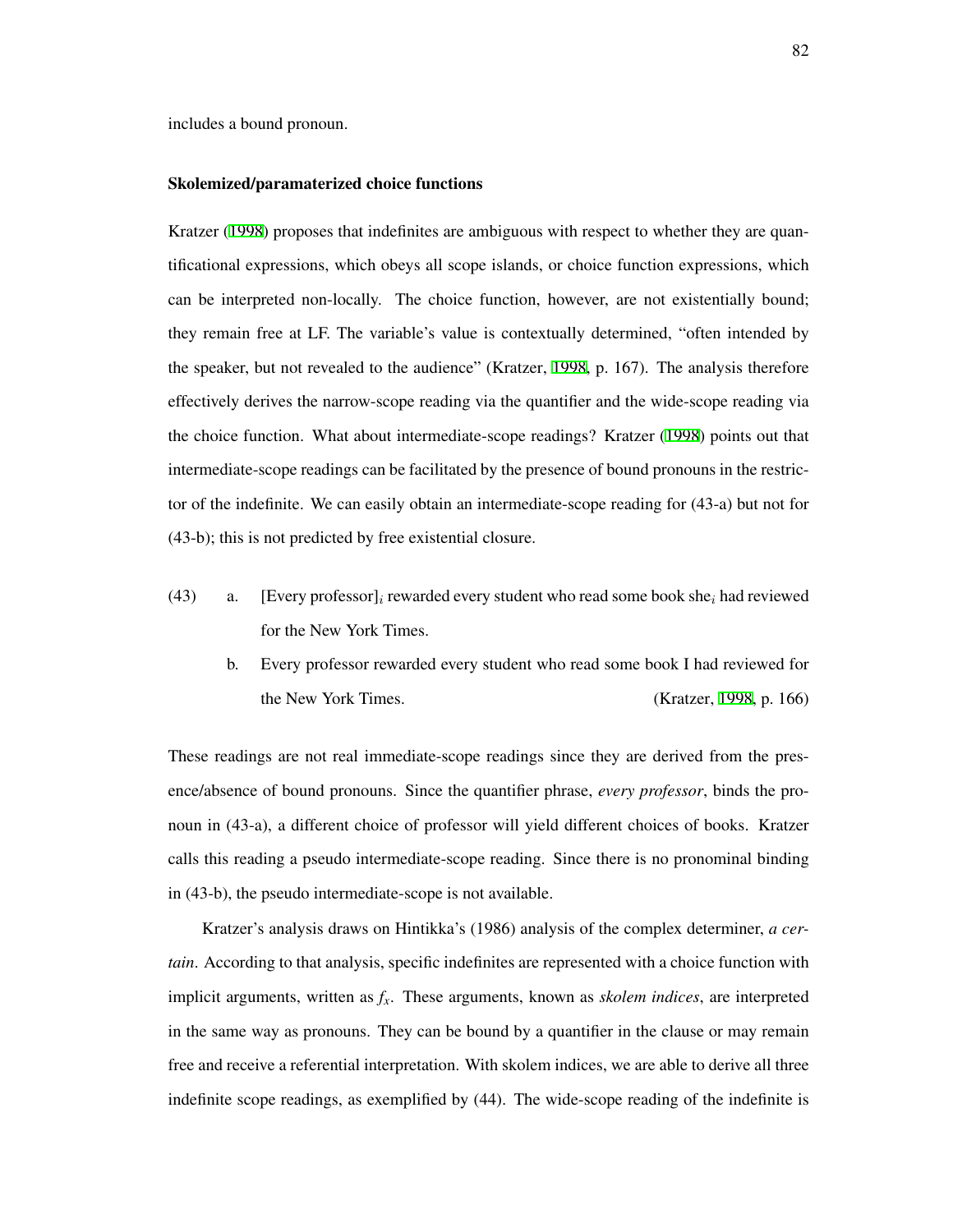includes a bound pronoun.

### Skolemized/paramaterized choice functions

Kratzer (1998) proposes that indefinites are ambiguous with respect to whether they are quantificational expressions, which obeys all scope islands, or choice function expressions, which can be interpreted non-locally. The choice function, however, are not existentially bound; they remain free at LF. The variable's value is contextually determined, "often intended by the speaker, but not revealed to the audience" (Kratzer, 1998, p. 167). The analysis therefore effectively derives the narrow-scope reading via the quantifier and the wide-scope reading via the choice function. What about intermediate-scope readings? Kratzer (1998) points out that intermediate-scope readings can be facilitated by the presence of bound pronouns in the restrictor of the indefinite. We can easily obtain an intermediate-scope reading for (43-a) but not for (43-b); this is not predicted by free existential closure.

(43) a. [Every professor]$_i$ rewarded every student who read some book she$_i$ had reviewed for the New York Times.

b. Every professor rewarded every student who read some book I had reviewed for the New York Times. (Kratzer, 1998, p. 166)

These readings are not real immediate-scope readings since they are derived from the presence/absence of bound pronouns. Since the quantifier phrase, *every professor*, binds the pronoun in (43-a), a different choice of professor will yield different choices of books. Kratzer calls this reading a pseudo intermediate-scope reading. Since there is no pronominal binding in (43-b), the pseudo intermediate-scope is not available.

Kratzer's analysis draws on Hintikka's (1986) analysis of the complex determiner, *a certain*. According to that analysis, specific indefinites are represented with a choice function with implicit arguments, written as $f_x$. These arguments, known as *skolem indices*, are interpreted in the same way as pronouns. They can be bound by a quantifier in the clause or may remain free and receive a referential interpretation. With skolem indices, we are able to derive all three indefinite scope readings, as exemplified by (44). The wide-scope reading of the indefinite is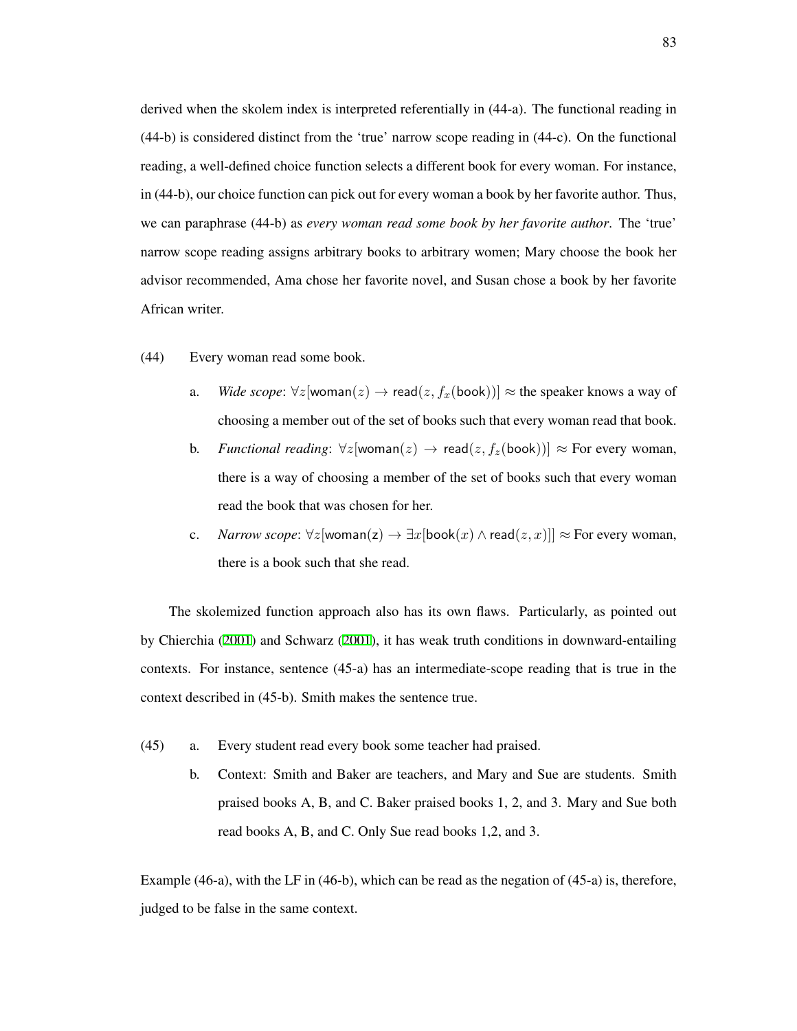derived when the skolem index is interpreted referentially in (44-a). The functional reading in (44-b) is considered distinct from the 'true' narrow scope reading in (44-c). On the functional reading, a well-defined choice function selects a different book for every woman. For instance, in (44-b), our choice function can pick out for every woman a book by her favorite author. Thus, we can paraphrase (44-b) as *every woman read some book by her favorite author*. The 'true' narrow scope reading assigns arbitrary books to arbitrary women; Mary choose the book her advisor recommended, Ama chose her favorite novel, and Susan chose a book by her favorite African writer.

(44) Every woman read some book.

a. *Wide scope*: $\forall z[\mathsf{woman}(z) \rightarrow \mathsf{read}(z, f_x(\mathsf{book}))] \approx$ the speaker knows a way of choosing a member out of the set of books such that every woman read that book.

b. *Functional reading*: $\forall z[\mathsf{woman}(z) \rightarrow \mathsf{read}(z, f_z(\mathsf{book}))] \approx$ For every woman, there is a way of choosing a member of the set of books such that every woman read the book that was chosen for her.

c. *Narrow scope*: $\forall z[\mathsf{woman(z)} \rightarrow \exists x[\mathsf{book}(x) \wedge \mathsf{read}(z, x)]] \approx$ For every woman, there is a book such that she read.

The skolemized function approach also has its own flaws. Particularly, as pointed out by Chierchia (2001) and Schwarz (2001), it has weak truth conditions in downward-entailing contexts. For instance, sentence (45-a) has an intermediate-scope reading that is true in the context described in (45-b). Smith makes the sentence true.

(45) a. Every student read every book some teacher had praised.

b. Context: Smith and Baker are teachers, and Mary and Sue are students. Smith praised books A, B, and C. Baker praised books 1, 2, and 3. Mary and Sue both read books A, B, and C. Only Sue read books 1,2, and 3.

Example (46-a), with the LF in (46-b), which can be read as the negation of (45-a) is, therefore, judged to be false in the same context.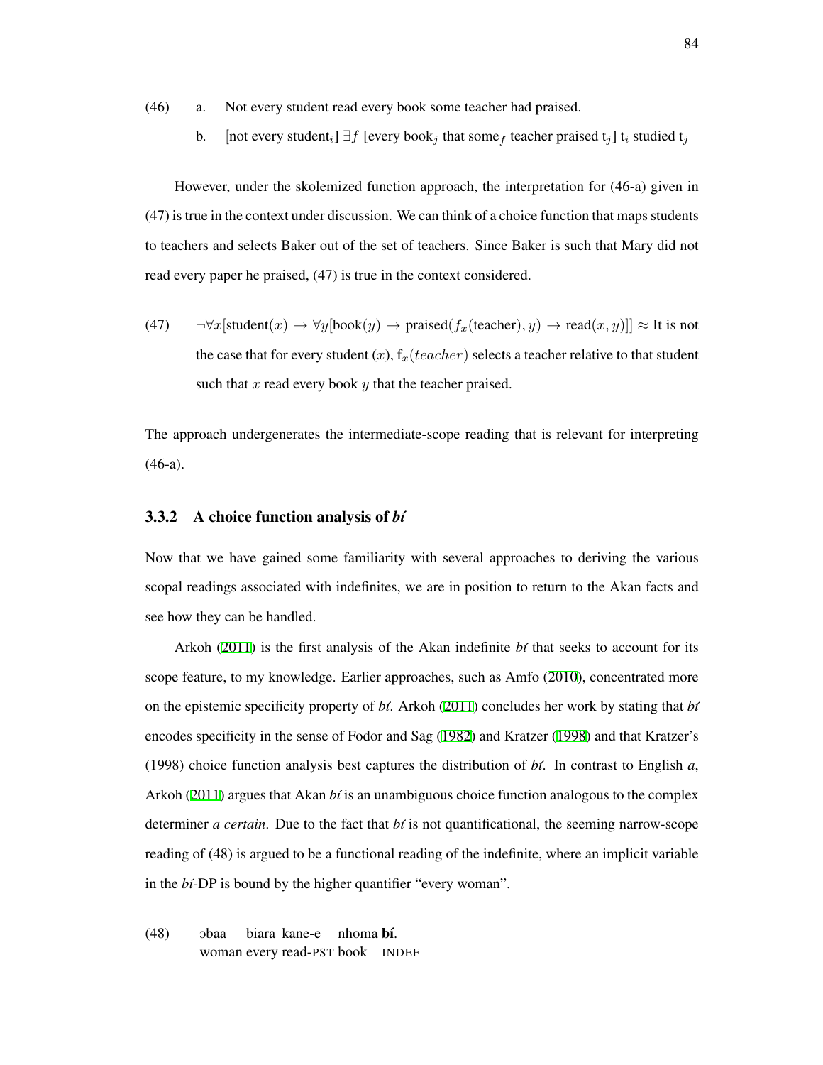(46) a. Not every student read every book some teacher had praised.

b. [not every student$_i$] $\exists f$ [every book$_j$ that some$_f$ teacher praised t$_j$] t$_i$ studied t$_j$

However, under the skolemized function approach, the interpretation for (46-a) given in (47) is true in the context under discussion. We can think of a choice function that maps students to teachers and selects Baker out of the set of teachers. Since Baker is such that Mary did not read every paper he praised, (47) is true in the context considered.

(47) $\neg\forall x[\text{student}(x) \rightarrow \forall y[\text{book}(y) \rightarrow \text{praised}(f_x(\text{teacher}), y) \rightarrow \text{read}(x, y)]] \approx$ It is not the case that for every student $(x)$, $\text{f}_x(teacher)$ selects a teacher relative to that student such that $x$ read every book $y$ that the teacher praised.

The approach undergenerates the intermediate-scope reading that is relevant for interpreting (46-a).

### 3.3.2 A choice function analysis of *bí*

Now that we have gained some familiarity with several approaches to deriving the various scopal readings associated with indefinites, we are in position to return to the Akan facts and see how they can be handled.

Arkoh (2011) is the first analysis of the Akan indefinite *bí* that seeks to account for its scope feature, to my knowledge. Earlier approaches, such as Amfo (2010), concentrated more on the epistemic specificity property of *bí*. Arkoh (2011) concludes her work by stating that *bí* encodes specificity in the sense of Fodor and Sag (1982) and Kratzer (1998) and that Kratzer's (1998) choice function analysis best captures the distribution of *bí*. In contrast to English *a*, Arkoh (2011) argues that Akan *bí* is an unambiguous choice function analogous to the complex determiner *a certain*. Due to the fact that *bí* is not quantificational, the seeming narrow-scope reading of (48) is argued to be a functional reading of the indefinite, where an implicit variable in the *bí*-DP is bound by the higher quantifier "every woman".

(48) ɔbaa biara kane-e nhoma **bí**.
woman every read-PST book INDEF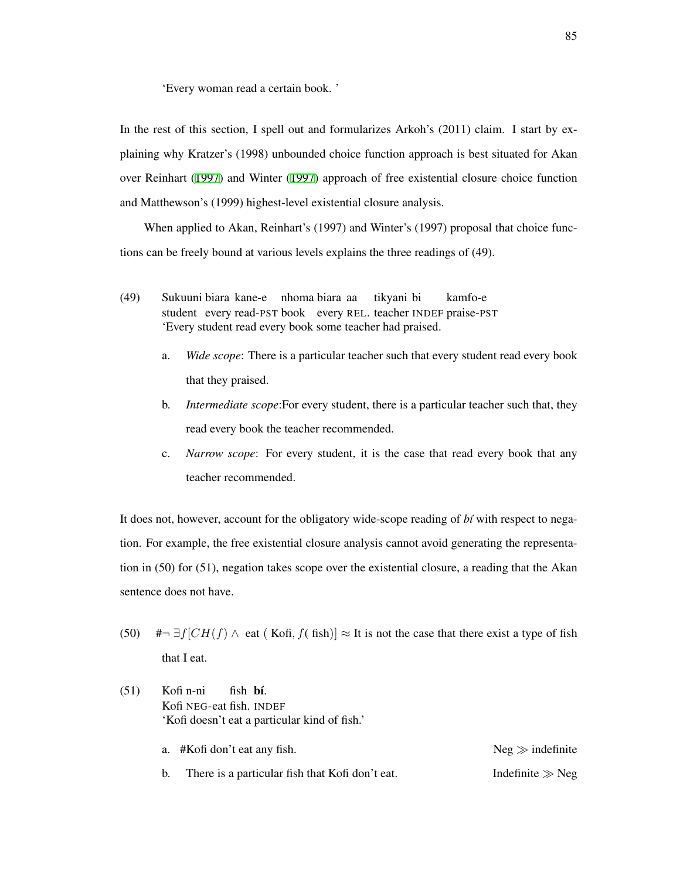'Every woman read a certain book. '

In the rest of this section, I spell out and formularizes Arkoh's (2011) claim. I start by explaining why Kratzer's (1998) unbounded choice function approach is best situated for Akan over Reinhart (1997) and Winter (1997) approach of free existential closure choice function and Matthewson's (1999) highest-level existential closure analysis.

When applied to Akan, Reinhart's (1997) and Winter's (1997) proposal that choice functions can be freely bound at various levels explains the three readings of (49).

(49) Sukuuni biara kane-e nhoma biara aa tikyani bi kamfo-e
student every read-PST book every REL. teacher INDEF praise-PST
'Every student read every book some teacher had praised.

a. *Wide scope*: There is a particular teacher such that every student read every book that they praised.

b. *Intermediate scope*:For every student, there is a particular teacher such that, they read every book the teacher recommended.

c. *Narrow scope*: For every student, it is the case that read every book that any teacher recommended.

It does not, however, account for the obligatory wide-scope reading of *bí* with respect to negation. For example, the free existential closure analysis cannot avoid generating the representation in (50) for (51), negation takes scope over the existential closure, a reading that the Akan sentence does not have.

(50) $\#\neg\, \exists f[CH(f) \wedge \text{ eat } (\text{ Kofi}, f(\text{ fish})]$ $\approx$ It is not the case that there exist a type of fish that I eat.

(51) Kofi n-ni fish **bí**.
Kofi NEG-eat fish. INDEF
'Kofi doesn't eat a particular kind of fish.'

a. #Kofi don't eat any fish. Neg $\gg$ indefinite

b. There is a particular fish that Kofi don't eat. Indefinite $\gg$ Neg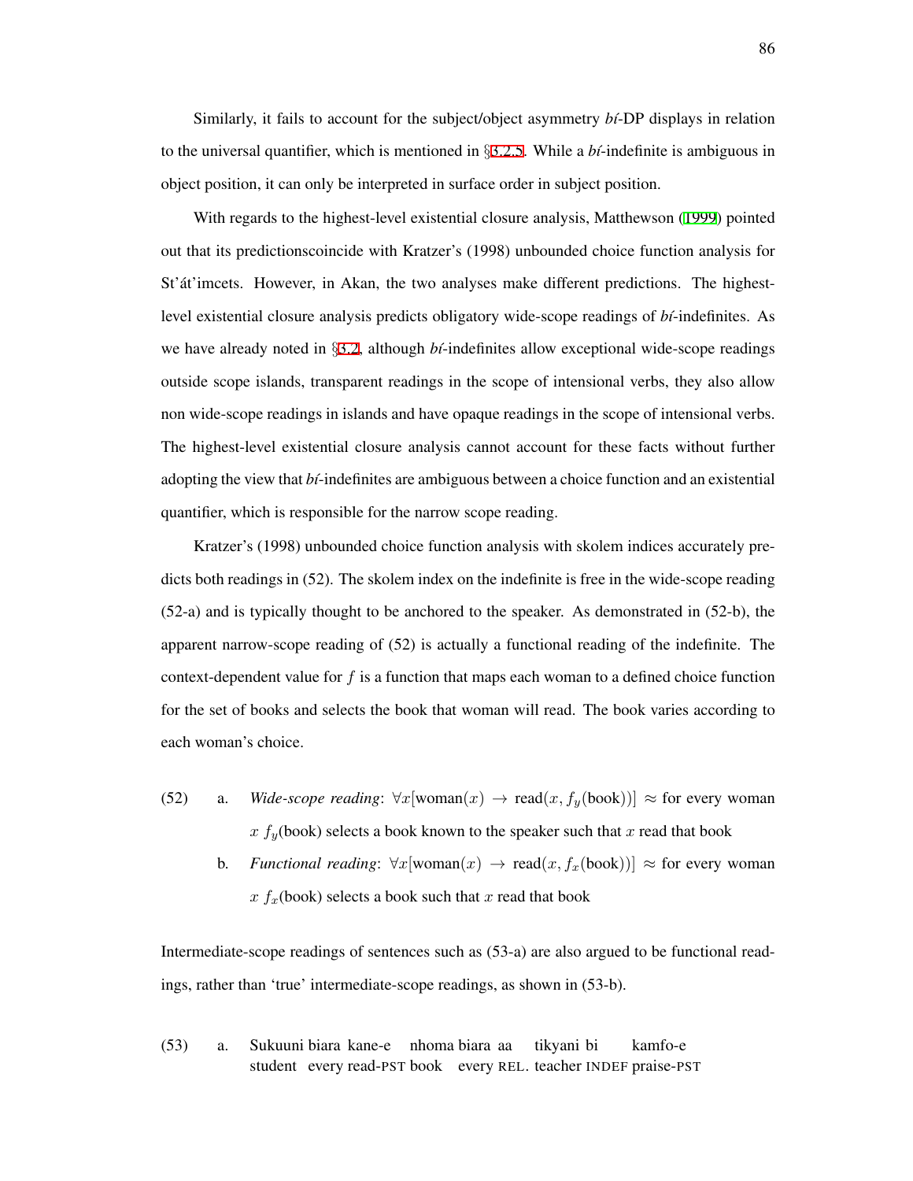Similarly, it fails to account for the subject/object asymmetry *bí*-DP displays in relation to the universal quantifier, which is mentioned in §3.2.5. While a *bí*-indefinite is ambiguous in object position, it can only be interpreted in surface order in subject position.

With regards to the highest-level existential closure analysis, Matthewson (1999) pointed out that its predictionscoincide with Kratzer's (1998) unbounded choice function analysis for St'át'imcets. However, in Akan, the two analyses make different predictions. The highest-level existential closure analysis predicts obligatory wide-scope readings of *bí*-indefinites. As we have already noted in §3.2, although *bí*-indefinites allow exceptional wide-scope readings outside scope islands, transparent readings in the scope of intensional verbs, they also allow non wide-scope readings in islands and have opaque readings in the scope of intensional verbs. The highest-level existential closure analysis cannot account for these facts without further adopting the view that *bí*-indefinites are ambiguous between a choice function and an existential quantifier, which is responsible for the narrow scope reading.

Kratzer's (1998) unbounded choice function analysis with skolem indices accurately predicts both readings in (52). The skolem index on the indefinite is free in the wide-scope reading (52-a) and is typically thought to be anchored to the speaker. As demonstrated in (52-b), the apparent narrow-scope reading of (52) is actually a functional reading of the indefinite. The context-dependent value for $f$ is a function that maps each woman to a defined choice function for the set of books and selects the book that woman will read. The book varies according to each woman's choice.

(52) a. *Wide-scope reading*: $\forall x[\text{woman}(x) \rightarrow \text{read}(x, f_y(\text{book}))] \approx$ for every woman $x$ $f_y$(book) selects a book known to the speaker such that $x$ read that book

b. *Functional reading*: $\forall x[\text{woman}(x) \rightarrow \text{read}(x, f_x(\text{book}))] \approx$ for every woman $x$ $f_x$(book) selects a book such that $x$ read that book

Intermediate-scope readings of sentences such as (53-a) are also argued to be functional readings, rather than 'true' intermediate-scope readings, as shown in (53-b).

(53) a. Sukuuni biara kane-e nhoma biara aa tikyani bi kamfo-e
student every read-PST book every REL. teacher INDEF praise-PST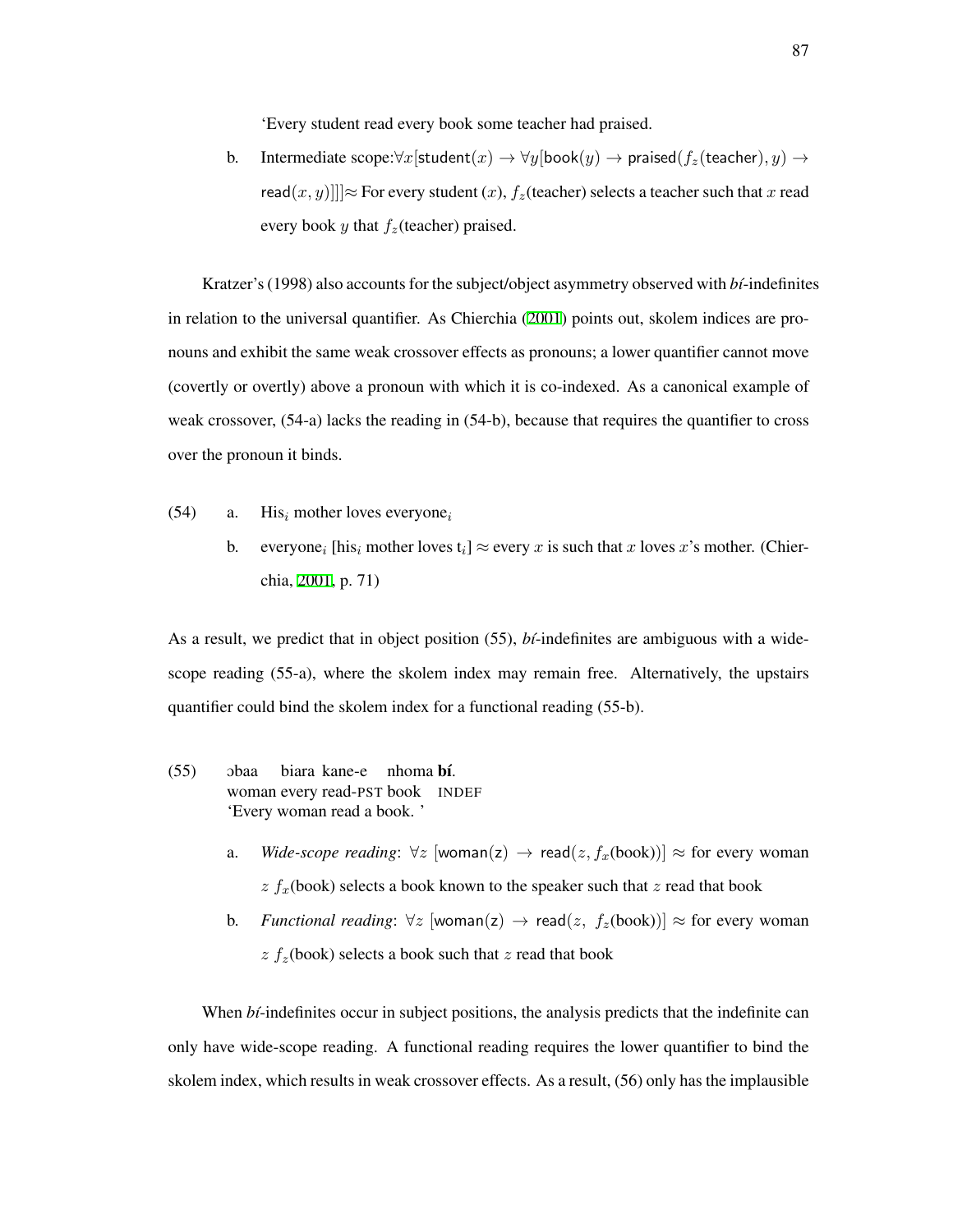'Every student read every book some teacher had praised.

b. Intermediate scope: $\forall x[\mathsf{student}(x) \rightarrow \forall y[\mathsf{book}(y) \rightarrow \mathsf{praised}(f_z(\mathsf{teacher}), y) \rightarrow \mathsf{read}(x, y)]]] \approx$ For every student ($x$), $f_z$(teacher) selects a teacher such that $x$ read every book $y$ that $f_z$(teacher) praised.

Kratzer's (1998) also accounts for the subject/object asymmetry observed with *bí*-indefinites in relation to the universal quantifier. As Chierchia (2001) points out, skolem indices are pronouns and exhibit the same weak crossover effects as pronouns; a lower quantifier cannot move (covertly or overtly) above a pronoun with which it is co-indexed. As a canonical example of weak crossover, (54-a) lacks the reading in (54-b), because that requires the quantifier to cross over the pronoun it binds.

(54) a. His$_i$ mother loves everyone$_i$

b. everyone$_i$ [his$_i$ mother loves t$_i$] $\approx$ every $x$ is such that $x$ loves $x$'s mother. (Chierchia, 2001, p. 71)

As a result, we predict that in object position (55), *bí*-indefinites are ambiguous with a wide-scope reading (55-a), where the skolem index may remain free. Alternatively, the upstairs quantifier could bind the skolem index for a functional reading (55-b).

(55) ɔbaa biara kane-e nhoma **bí**.
woman every read-PST book INDEF
'Every woman read a book. '

a. *Wide-scope reading*: $\forall z\ [\mathsf{woman(z)} \rightarrow \mathsf{read}(z, f_x(\text{book}))] \approx$ for every woman $z$ $f_x$(book) selects a book known to the speaker such that $z$ read that book

b. *Functional reading*: $\forall z\ [\mathsf{woman(z)} \rightarrow \mathsf{read}(z,\ f_z(\text{book}))] \approx$ for every woman $z$ $f_z$(book) selects a book such that $z$ read that book

When *bí*-indefinites occur in subject positions, the analysis predicts that the indefinite can only have wide-scope reading. A functional reading requires the lower quantifier to bind the skolem index, which results in weak crossover effects. As a result, (56) only has the implausible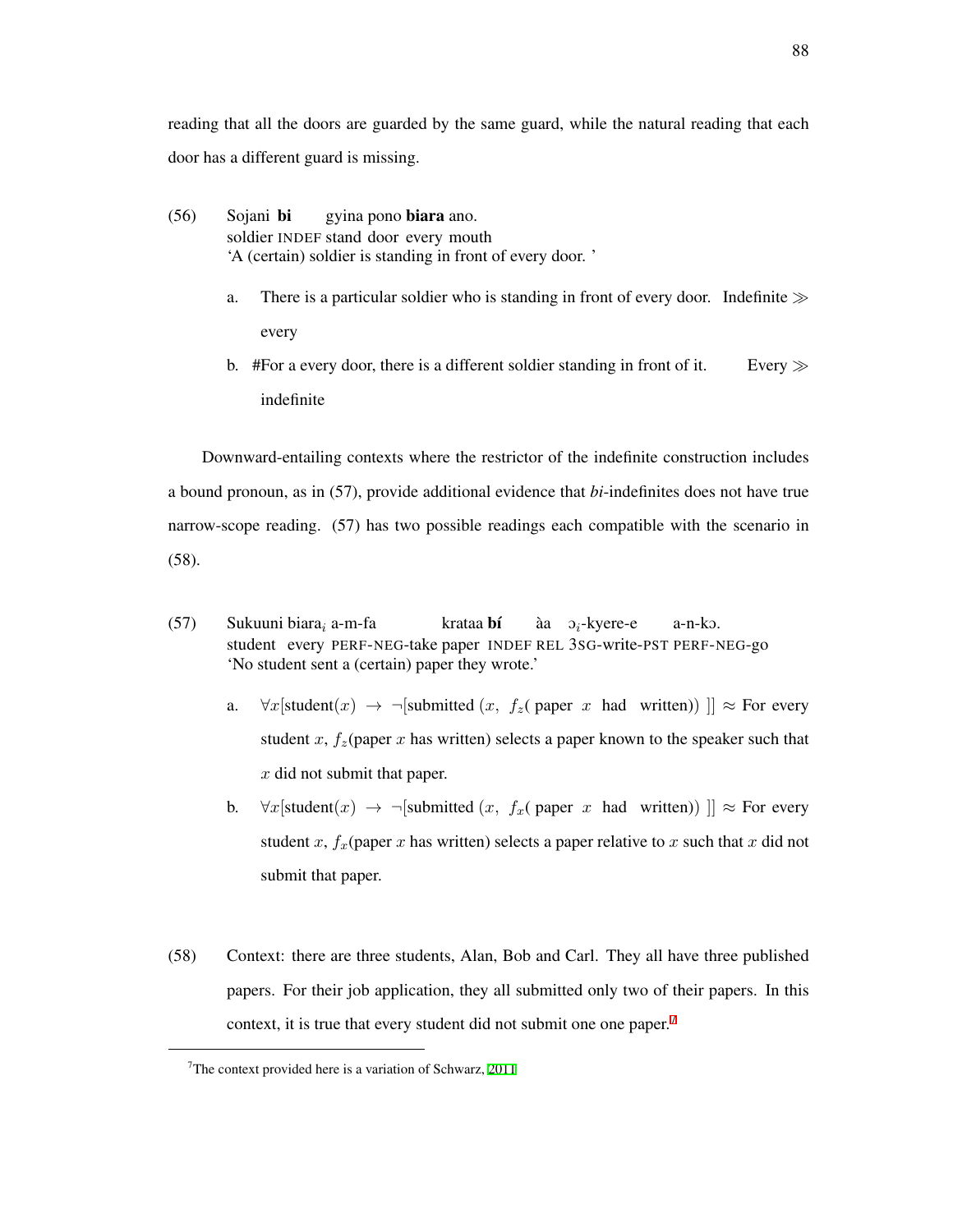reading that all the doors are guarded by the same guard, while the natural reading that each door has a different guard is missing.

(56) Sojani **bi** gyina pono **biara** ano.
soldier INDEF stand door every mouth
'A (certain) soldier is standing in front of every door. '

a. There is a particular soldier who is standing in front of every door. Indefinite ≫ every

b. #For a every door, there is a different soldier standing in front of it. Every ≫ indefinite

Downward-entailing contexts where the restrictor of the indefinite construction includes a bound pronoun, as in (57), provide additional evidence that *bi*-indefinites does not have true narrow-scope reading. (57) has two possible readings each compatible with the scenario in (58).

(57) Sukuuni biara$_i$ a-m-fa krataa **bí** àa ɔ$_i$-kyere-e a-n-kɔ.
student every PERF-NEG-take paper INDEF REL 3SG-write-PST PERF-NEG-go
'No student sent a (certain) paper they wrote.'

a. $\forall x[\text{student}(x) \rightarrow \neg[\text{submitted}\ (x,\ f_z(\ \text{paper}\ x\ \text{had}\ \text{written}))\ ]] \approx$ For every student $x$, $f_z$(paper $x$ has written) selects a paper known to the speaker such that $x$ did not submit that paper.

b. $\forall x[\text{student}(x) \rightarrow \neg[\text{submitted}\ (x,\ f_x(\ \text{paper}\ x\ \text{had}\ \text{written}))\ ]] \approx$ For every student $x$, $f_x$(paper $x$ has written) selects a paper relative to $x$ such that $x$ did not submit that paper.

(58) Context: there are three students, Alan, Bob and Carl. They all have three published papers. For their job application, they all submitted only two of their papers. In this context, it is true that every student did not submit one one paper.[7]

[7]The context provided here is a variation of Schwarz, 2011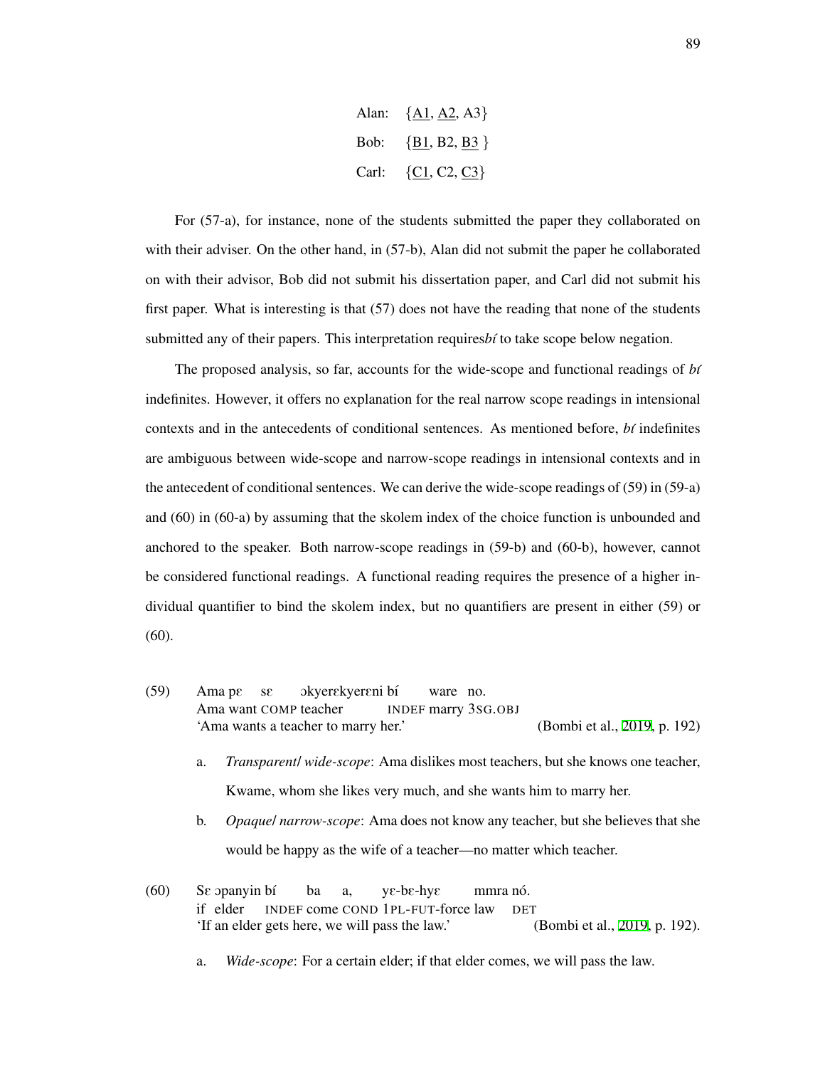Alan: {<u>A1</u>, <u>A2</u>, A3}

Bob: {<u>B1</u>, B2, <u>B3</u> }

Carl: {<u>C1</u>, C2, <u>C3</u>}

For (57-a), for instance, none of the students submitted the paper they collaborated on with their adviser. On the other hand, in (57-b), Alan did not submit the paper he collaborated on with their advisor, Bob did not submit his dissertation paper, and Carl did not submit his first paper. What is interesting is that (57) does not have the reading that none of the students submitted any of their papers. This interpretation requires*bí* to take scope below negation.

The proposed analysis, so far, accounts for the wide-scope and functional readings of *bí* indefinites. However, it offers no explanation for the real narrow scope readings in intensional contexts and in the antecedents of conditional sentences. As mentioned before, *bí* indefinites are ambiguous between wide-scope and narrow-scope readings in intensional contexts and in the antecedent of conditional sentences. We can derive the wide-scope readings of (59) in (59-a) and (60) in (60-a) by assuming that the skolem index of the choice function is unbounded and anchored to the speaker. Both narrow-scope readings in (59-b) and (60-b), however, cannot be considered functional readings. A functional reading requires the presence of a higher individual quantifier to bind the skolem index, but no quantifiers are present in either (59) or (60).

(59) Ama pɛ sɛ ɔkyerɛkyerɛni bí ware no.
Ama want COMP teacher INDEF marry 3SG.OBJ
'Ama wants a teacher to marry her.' (Bombi et al., 2019, p. 192)

a. *Transparent/ wide-scope*: Ama dislikes most teachers, but she knows one teacher, Kwame, whom she likes very much, and she wants him to marry her.

b. *Opaque/ narrow-scope*: Ama does not know any teacher, but she believes that she would be happy as the wife of a teacher—no matter which teacher.

(60) Sɛ ɔpanyin bí ba a, yɛ-bɛ-hyɛ mmra nó.
if elder INDEF come COND 1PL-FUT-force law DET
'If an elder gets here, we will pass the law.' (Bombi et al., 2019, p. 192).

a. *Wide-scope*: For a certain elder; if that elder comes, we will pass the law.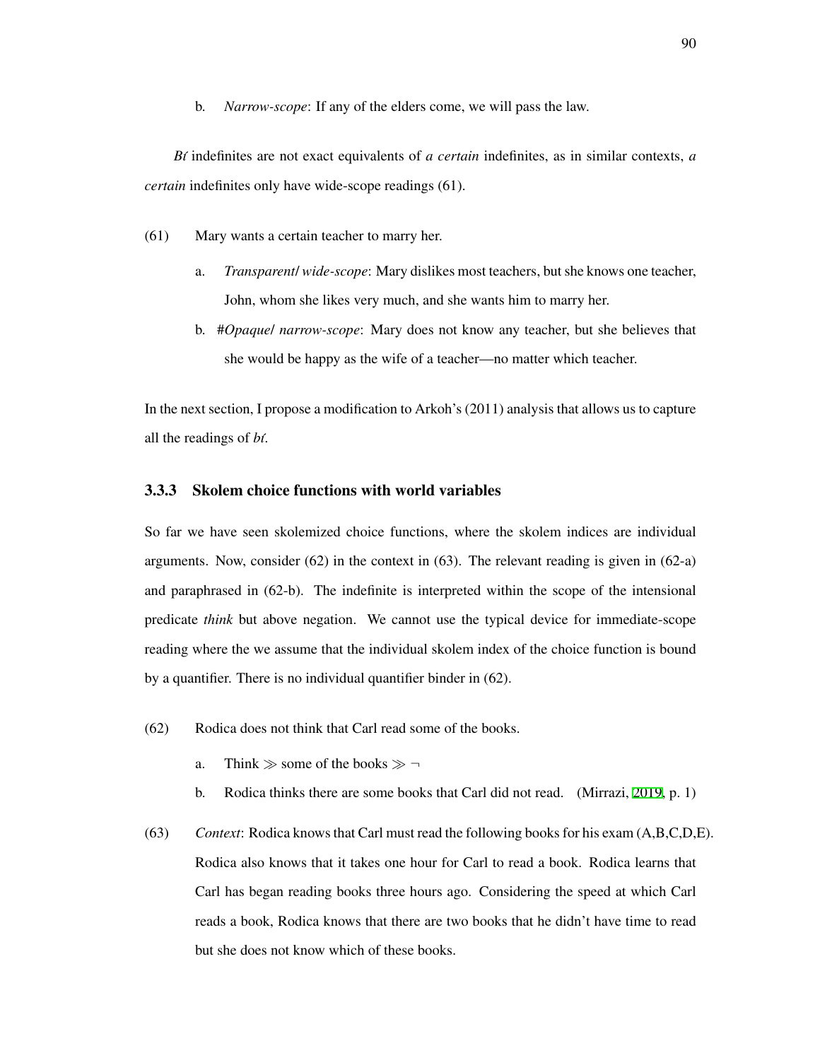b. *Narrow-scope*: If any of the elders come, we will pass the law.

*Bɪ́* indefinites are not exact equivalents of *a certain* indefinites, as in similar contexts, *a certain* indefinites only have wide-scope readings (61).

(61) Mary wants a certain teacher to marry her.

a. *Transparent/ wide-scope*: Mary dislikes most teachers, but she knows one teacher, John, whom she likes very much, and she wants him to marry her.

b. #*Opaque/ narrow-scope*: Mary does not know any teacher, but she believes that she would be happy as the wife of a teacher—no matter which teacher.

In the next section, I propose a modification to Arkoh's (2011) analysis that allows us to capture all the readings of *bɪ́*.

### 3.3.3 Skolem choice functions with world variables

So far we have seen skolemized choice functions, where the skolem indices are individual arguments. Now, consider (62) in the context in (63). The relevant reading is given in (62-a) and paraphrased in (62-b). The indefinite is interpreted within the scope of the intensional predicate *think* but above negation. We cannot use the typical device for immediate-scope reading where the we assume that the individual skolem index of the choice function is bound by a quantifier. There is no individual quantifier binder in (62).

(62) Rodica does not think that Carl read some of the books.

a. Think $\gg$ some of the books $\gg \neg$

b. Rodica thinks there are some books that Carl did not read. (Mirrazi, 2019, p. 1)

(63) *Context*: Rodica knows that Carl must read the following books for his exam (A,B,C,D,E). Rodica also knows that it takes one hour for Carl to read a book. Rodica learns that Carl has began reading books three hours ago. Considering the speed at which Carl reads a book, Rodica knows that there are two books that he didn't have time to read but she does not know which of these books.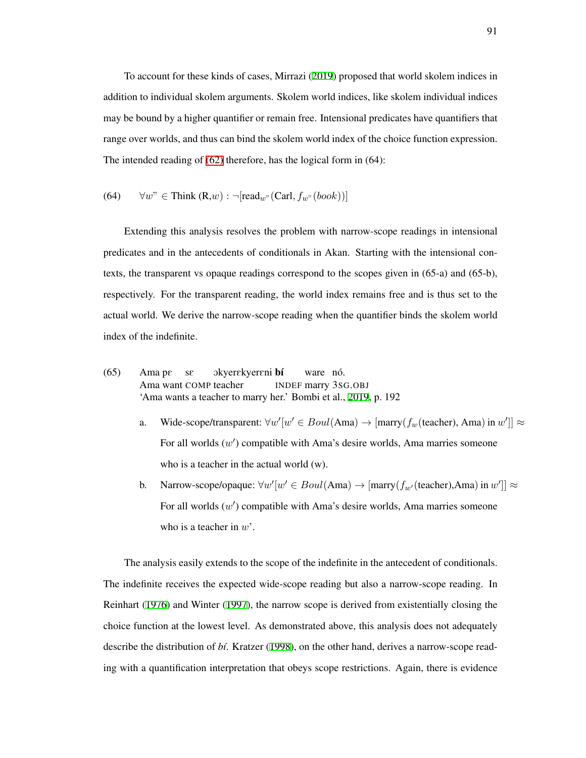To account for these kinds of cases, Mirrazi (2019) proposed that world skolem indices in addition to individual skolem arguments. Skolem world indices, like skolem individual indices may be bound by a higher quantifier or remain free. Intensional predicates have quantifiers that range over worlds, and thus can bind the skolem world index of the choice function expression. The intended reading of (62) therefore, has the logical form in (64):

(64) $\forall w" \in$ Think (R,$w$) : $\neg$[read$_{w"}$(Carl, $f_{w"}(book)$)]

Extending this analysis resolves the problem with narrow-scope readings in intensional predicates and in the antecedents of conditionals in Akan. Starting with the intensional contexts, the transparent vs opaque readings correspond to the scopes given in (65-a) and (65-b), respectively. For the transparent reading, the world index remains free and is thus set to the actual world. We derive the narrow-scope reading when the quantifier binds the skolem world index of the indefinite.

(65) Ama pɛ sɛ ɔkyerɛkyerɛni **bí** ware nó.
Ama want COMP teacher INDEF marry 3SG.OBJ
'Ama wants a teacher to marry her.' Bombi et al., 2019, p. 192

a. Wide-scope/transparent: $\forall w'[w' \in Boul(\text{Ama}) \rightarrow [\text{marry}(f_w(\text{teacher}), \text{Ama}) \text{ in } w']] \approx$ For all worlds ($w'$) compatible with Ama's desire worlds, Ama marries someone who is a teacher in the actual world (w).

b. Narrow-scope/opaque: $\forall w'[w' \in Boul(\text{Ama}) \rightarrow [\text{marry}(f_{w'}(\text{teacher}),\text{Ama}) \text{ in } w']] \approx$ For all worlds ($w'$) compatible with Ama's desire worlds, Ama marries someone who is a teacher in $w$'.

The analysis easily extends to the scope of the indefinite in the antecedent of conditionals. The indefinite receives the expected wide-scope reading but also a narrow-scope reading. In Reinhart (1976) and Winter (1997), the narrow scope is derived from existentially closing the choice function at the lowest level. As demonstrated above, this analysis does not adequately describe the distribution of *bí*. Kratzer (1998), on the other hand, derives a narrow-scope reading with a quantification interpretation that obeys scope restrictions. Again, there is evidence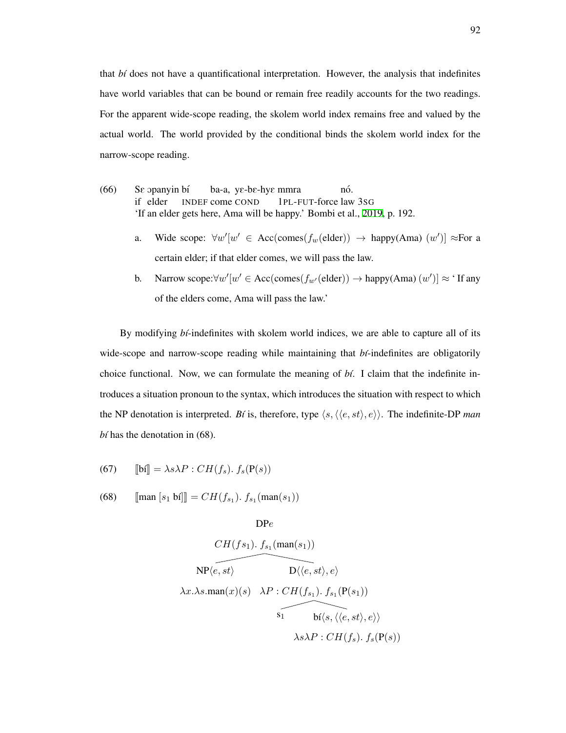that *bí* does not have a quantificational interpretation. However, the analysis that indefinites have world variables that can be bound or remain free readily accounts for the two readings. For the apparent wide-scope reading, the skolem world index remains free and valued by the actual world. The world provided by the conditional binds the skolem world index for the narrow-scope reading.

(66) Sɛ ɔpanyin bí ba-a, yɛ-bɛ-hyɛ mmra nó.
if elder INDEF come COND 1PL-FUT-force law 3SG
'If an elder gets here, Ama will be happy.' Bombi et al., 2019, p. 192.

a. Wide scope: $\forall w'[w' \in \text{Acc}(\text{comes}(f_w(\text{elder})) \rightarrow \text{happy(Ama)}\ (w')]$ ≈For a certain elder; if that elder comes, we will pass the law.

b. Narrow scope:$\forall w'[w' \in \text{Acc}(\text{comes}(f_{w'}(\text{elder})) \rightarrow \text{happy(Ama)}\ (w')]$ ≈ ' If any of the elders come, Ama will pass the law.'

By modifying *bí*-indefinites with skolem world indices, we are able to capture all of its wide-scope and narrow-scope reading while maintaining that *bí*-indefinites are obligatorily choice functional. Now, we can formulate the meaning of *bí*. I claim that the indefinite introduces a situation pronoun to the syntax, which introduces the situation with respect to which the NP denotation is interpreted. *Bí* is, therefore, type $\langle s, \langle\langle e, st\rangle, e\rangle\rangle$. The indefinite-DP *man bí* has the denotation in (68).

(67) $[\![\text{bí}]\!] = \lambda s \lambda P : CH(f_s).\ f_s(\text{P}(s))$

(68) $[\![\text{man}\ [s_1\ \text{bí}]]\!] = CH(f_{s_1}).\ f_{s_1}(\text{man}(s_1))$

DP$e$
$CH(fs_1).\ f_{s_1}(\text{man}(s_1))$

- NP$\langle e, st\rangle$: $\lambda x.\lambda s.\text{man}(x)(s)$
- D$\langle\langle e, st\rangle, e\rangle$: $\lambda P : CH(f_{s_1}).\ f_{s_1}(\text{P}(s_1))$
  - $s_1$
  - bí$\langle s, \langle\langle e, st\rangle, e\rangle\rangle$: $\lambda s \lambda P : CH(f_s).\ f_s(\text{P}(s))$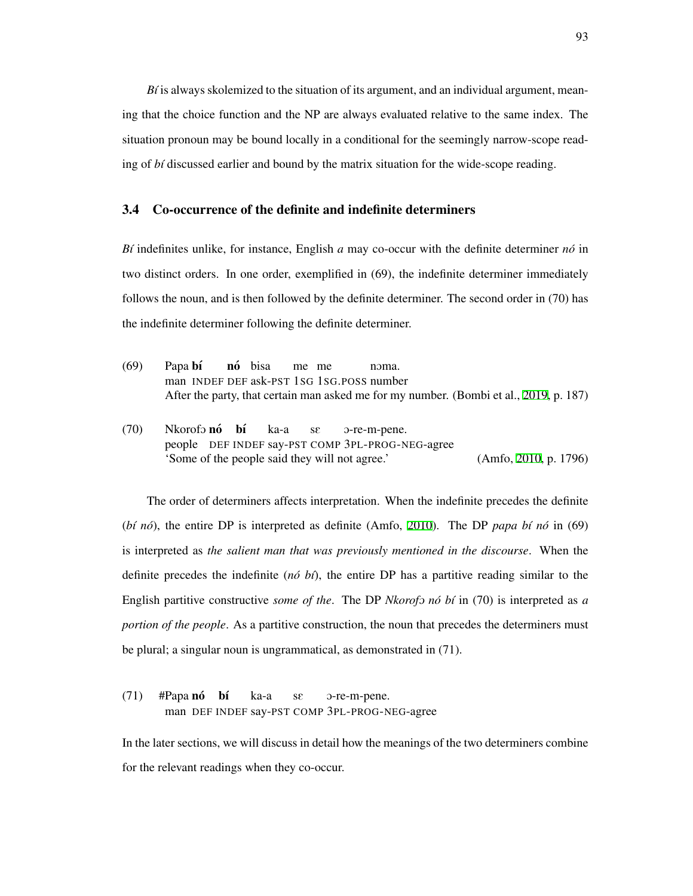*Bí* is always skolemized to the situation of its argument, and an individual argument, meaning that the choice function and the NP are always evaluated relative to the same index. The situation pronoun may be bound locally in a conditional for the seemingly narrow-scope reading of *bí* discussed earlier and bound by the matrix situation for the wide-scope reading.

## 3.4 Co-occurrence of the definite and indefinite determiners

*Bí* indefinites unlike, for instance, English *a* may co-occur with the definite determiner *nó* in two distinct orders. In one order, exemplified in (69), the indefinite determiner immediately follows the noun, and is then followed by the definite determiner. The second order in (70) has the indefinite determiner following the definite determiner.

(69) Papa **bí** **nó** bisa me me nɔma.
man INDEF DEF ask-PST 1SG 1SG.POSS number
After the party, that certain man asked me for my number. (Bombi et al., 2019, p. 187)

(70) Nkorofɔ **nó** **bí** ka-a sɛ ɔ-re-m-pene.
people DEF INDEF say-PST COMP 3PL-PROG-NEG-agree
'Some of the people said they will not agree.' (Amfo, 2010, p. 1796)

The order of determiners affects interpretation. When the indefinite precedes the definite (*bí nó*), the entire DP is interpreted as definite (Amfo, 2010). The DP *papa bí nó* in (69) is interpreted as *the salient man that was previously mentioned in the discourse*. When the definite precedes the indefinite (*nó bí*), the entire DP has a partitive reading similar to the English partitive constructive *some of the*. The DP *Nkorofɔ nó bí* in (70) is interpreted as *a portion of the people*. As a partitive construction, the noun that precedes the determiners must be plural; a singular noun is ungrammatical, as demonstrated in (71).

(71) #Papa **nó** **bí** ka-a sɛ ɔ-re-m-pene.
man DEF INDEF say-PST COMP 3PL-PROG-NEG-agree

In the later sections, we will discuss in detail how the meanings of the two determiners combine for the relevant readings when they co-occur.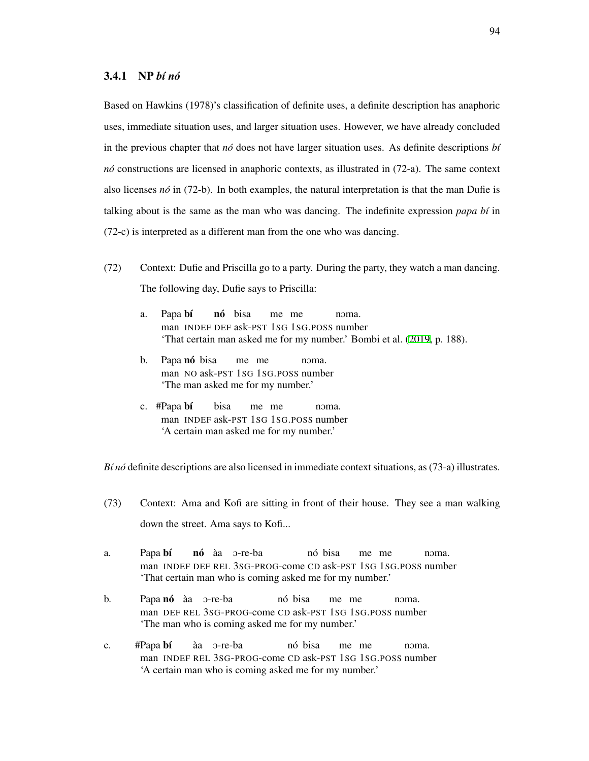### 3.4.1 NP *bí nó*

Based on Hawkins (1978)'s classification of definite uses, a definite description has anaphoric uses, immediate situation uses, and larger situation uses. However, we have already concluded in the previous chapter that *nó* does not have larger situation uses. As definite descriptions *bí nó* constructions are licensed in anaphoric contexts, as illustrated in (72-a). The same context also licenses *nó* in (72-b). In both examples, the natural interpretation is that the man Dufie is talking about is the same as the man who was dancing. The indefinite expression *papa bí* in (72-c) is interpreted as a different man from the one who was dancing.

(72) Context: Dufie and Priscilla go to a party. During the party, they watch a man dancing. The following day, Dufie says to Priscilla:

a. Papa **bí** **nó** bisa me me nɔma.
   man INDEF DEF ask-PST 1SG 1SG.POSS number
   'That certain man asked me for my number.' Bombi et al. (2019, p. 188).

b. Papa **nó** bisa me me nɔma.
   man NO ask-PST 1SG 1SG.POSS number
   'The man asked me for my number.'

c. #Papa **bí** bisa me me nɔma.
   man INDEF ask-PST 1SG 1SG.POSS number
   'A certain man asked me for my number.'

*Bí nó* definite descriptions are also licensed in immediate context situations, as (73-a) illustrates.

(73) Context: Ama and Kofi are sitting in front of their house. They see a man walking down the street. Ama says to Kofi...

a. Papa **bí** **nó** àa ɔ-re-ba nó bisa me me nɔma.
   man INDEF DEF REL 3SG-PROG-come CD ask-PST 1SG 1SG.POSS number
   'That certain man who is coming asked me for my number.'

b. Papa **nó** àa ɔ-re-ba nó bisa me me nɔma.
   man DEF REL 3SG-PROG-come CD ask-PST 1SG 1SG.POSS number
   'The man who is coming asked me for my number.'

c. #Papa **bí** àa ɔ-re-ba nó bisa me me nɔma.
   man INDEF REL 3SG-PROG-come CD ask-PST 1SG 1SG.POSS number
   'A certain man who is coming asked me for my number.'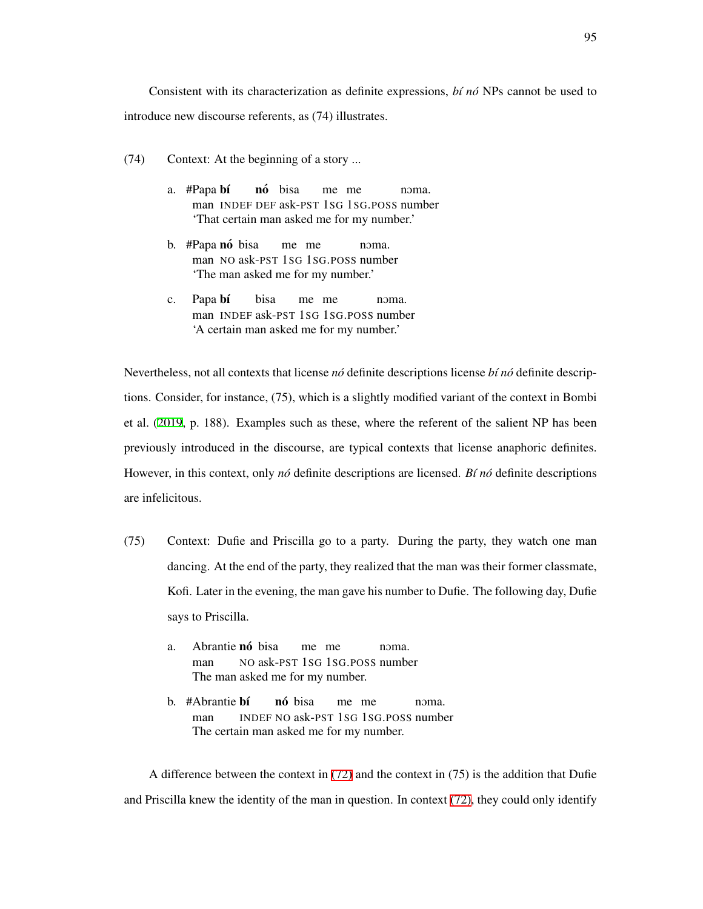Consistent with its characterization as definite expressions, *bí nó* NPs cannot be used to introduce new discourse referents, as (74) illustrates.

(74) Context: At the beginning of a story ...

a. #Papa **bí** **nó** bisa me me nɔma.
   man INDEF DEF ask-PST 1SG 1SG.POSS number
   'That certain man asked me for my number.'

b. #Papa **nó** bisa me me nɔma.
   man NO ask-PST 1SG 1SG.POSS number
   'The man asked me for my number.'

c. Papa **bí** bisa me me nɔma.
   man INDEF ask-PST 1SG 1SG.POSS number
   'A certain man asked me for my number.'

Nevertheless, not all contexts that license *nó* definite descriptions license *bí nó* definite descriptions. Consider, for instance, (75), which is a slightly modified variant of the context in Bombi et al. (2019, p. 188). Examples such as these, where the referent of the salient NP has been previously introduced in the discourse, are typical contexts that license anaphoric definites. However, in this context, only *nó* definite descriptions are licensed. *Bí nó* definite descriptions are infelicitous.

(75) Context: Dufie and Priscilla go to a party. During the party, they watch one man dancing. At the end of the party, they realized that the man was their former classmate, Kofi. Later in the evening, the man gave his number to Dufie. The following day, Dufie says to Priscilla.

a. Abrantie **nó** bisa me me nɔma.
   man NO ask-PST 1SG 1SG.POSS number
   The man asked me for my number.

b. #Abrantie **bí** **nó** bisa me me nɔma.
   man INDEF NO ask-PST 1SG 1SG.POSS number
   The certain man asked me for my number.

A difference between the context in (72) and the context in (75) is the addition that Dufie and Priscilla knew the identity of the man in question. In context (72), they could only identify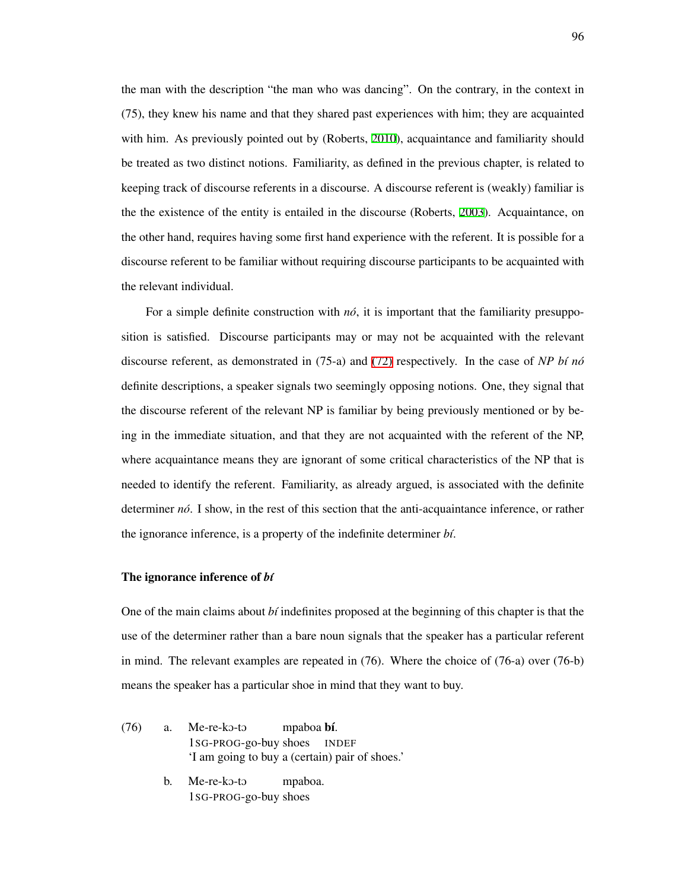the man with the description "the man who was dancing". On the contrary, in the context in (75), they knew his name and that they shared past experiences with him; they are acquainted with him. As previously pointed out by (Roberts, 2010), acquaintance and familiarity should be treated as two distinct notions. Familiarity, as defined in the previous chapter, is related to keeping track of discourse referents in a discourse. A discourse referent is (weakly) familiar is the the existence of the entity is entailed in the discourse (Roberts, 2003). Acquaintance, on the other hand, requires having some first hand experience with the referent. It is possible for a discourse referent to be familiar without requiring discourse participants to be acquainted with the relevant individual.

For a simple definite construction with *nó*, it is important that the familiarity presupposition is satisfied. Discourse participants may or may not be acquainted with the relevant discourse referent, as demonstrated in (75-a) and (72) respectively. In the case of *NP bí nó* definite descriptions, a speaker signals two seemingly opposing notions. One, they signal that the discourse referent of the relevant NP is familiar by being previously mentioned or by being in the immediate situation, and that they are not acquainted with the referent of the NP, where acquaintance means they are ignorant of some critical characteristics of the NP that is needed to identify the referent. Familiarity, as already argued, is associated with the definite determiner *nó*. I show, in the rest of this section that the anti-acquaintance inference, or rather the ignorance inference, is a property of the indefinite determiner *bí*.

#### The ignorance inference of *bí*

One of the main claims about *bí* indefinites proposed at the beginning of this chapter is that the use of the determiner rather than a bare noun signals that the speaker has a particular referent in mind. The relevant examples are repeated in (76). Where the choice of (76-a) over (76-b) means the speaker has a particular shoe in mind that they want to buy.

(76) a. Me-re-kɔ-tɔ mpaboa **bí**.
   1SG-PROG-go-buy shoes INDEF
   'I am going to buy a (certain) pair of shoes.'

  b. Me-re-kɔ-tɔ mpaboa.
   1SG-PROG-go-buy shoes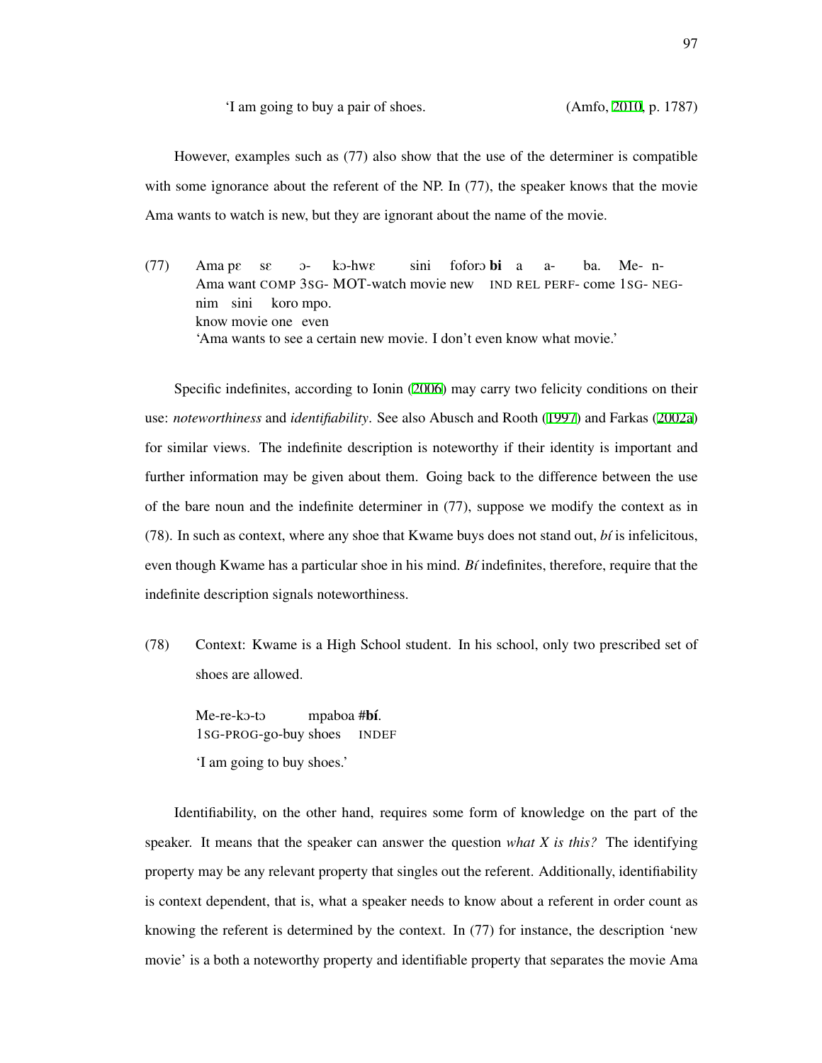'I am going to buy a pair of shoes. (Amfo, 2010, p. 1787)

However, examples such as (77) also show that the use of the determiner is compatible with some ignorance about the referent of the NP. In (77), the speaker knows that the movie Ama wants to watch is new, but they are ignorant about the name of the movie.

(77) Ama pɛ sɛ ɔ- kɔ-hwɛ sini foforɔ **bi** a a- ba. Me- n- nim sini koro mpo.
Ama want COMP 3SG- MOT-watch movie new IND REL PERF- come 1SG- NEG- know movie one even
'Ama wants to see a certain new movie. I don't even know what movie.'

Specific indefinites, according to Ionin (2006) may carry two felicity conditions on their use: *noteworthiness* and *identifiability*. See also Abusch and Rooth (1997) and Farkas (2002a) for similar views. The indefinite description is noteworthy if their identity is important and further information may be given about them. Going back to the difference between the use of the bare noun and the indefinite determiner in (77), suppose we modify the context as in (78). In such as context, where any shoe that Kwame buys does not stand out, *bí* is infelicitous, even though Kwame has a particular shoe in his mind. *Bí* indefinites, therefore, require that the indefinite description signals noteworthiness.

(78) Context: Kwame is a High School student. In his school, only two prescribed set of shoes are allowed.

Me-re-kɔ-tɔ mpaboa #**bí**.
1SG-PROG-go-buy shoes INDEF
'I am going to buy shoes.'

Identifiability, on the other hand, requires some form of knowledge on the part of the speaker. It means that the speaker can answer the question *what X is this?* The identifying property may be any relevant property that singles out the referent. Additionally, identifiability is context dependent, that is, what a speaker needs to know about a referent in order count as knowing the referent is determined by the context. In (77) for instance, the description 'new movie' is a both a noteworthy property and identifiable property that separates the movie Ama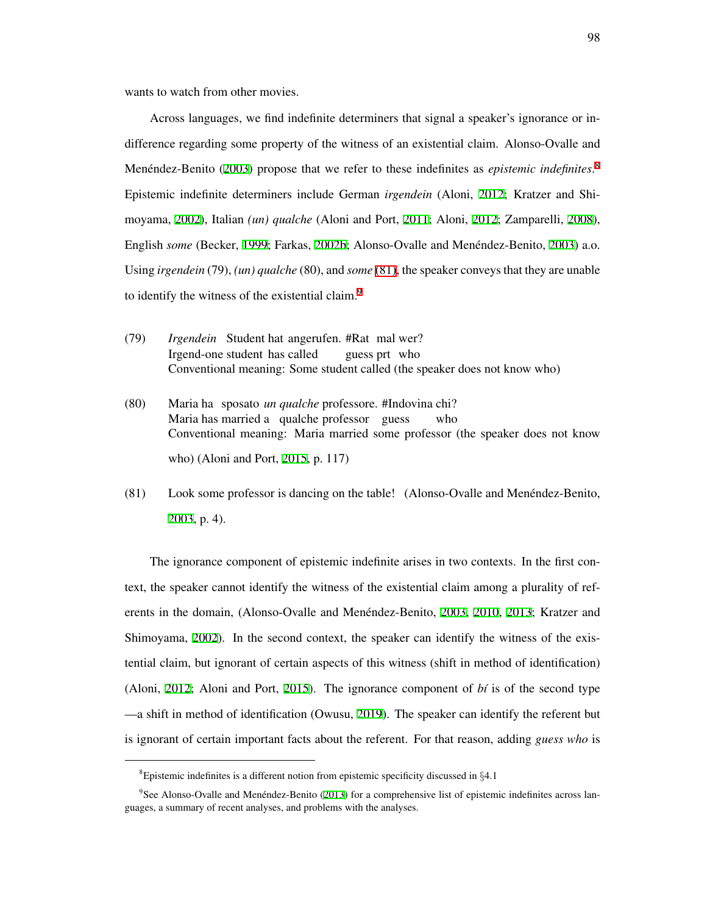wants to watch from other movies.

Across languages, we find indefinite determiners that signal a speaker's ignorance or indifference regarding some property of the witness of an existential claim. Alonso-Ovalle and Menéndez-Benito (2003) propose that we refer to these indefinites as *epistemic indefinites*.[8] Epistemic indefinite determiners include German *irgendein* (Aloni, 2012; Kratzer and Shimoyama, 2002), Italian *(un) qualche* (Aloni and Port, 2011; Aloni, 2012; Zamparelli, 2008), English *some* (Becker, 1999; Farkas, 2002b; Alonso-Ovalle and Menéndez-Benito, 2003) a.o. Using *irgendein* (79), *(un) qualche* (80), and *some* (81), the speaker conveys that they are unable to identify the witness of the existential claim.[9]

(79) *Irgendein* Student hat angerufen. #Rat mal wer?
Irgend-one student has called guess prt who
Conventional meaning: Some student called (the speaker does not know who)

(80) Maria ha sposato *un qualche* professore. #Indovina chi?
Maria has married a qualche professor guess who
Conventional meaning: Maria married some professor (the speaker does not know who) (Aloni and Port, 2015, p. 117)

(81) Look some professor is dancing on the table! (Alonso-Ovalle and Menéndez-Benito, 2003, p. 4).

The ignorance component of epistemic indefinite arises in two contexts. In the first context, the speaker cannot identify the witness of the existential claim among a plurality of referents in the domain, (Alonso-Ovalle and Menéndez-Benito, 2003, 2010, 2013; Kratzer and Shimoyama, 2002). In the second context, the speaker can identify the witness of the existential claim, but ignorant of certain aspects of this witness (shift in method of identification) (Aloni, 2012; Aloni and Port, 2015). The ignorance component of *bí* is of the second type —a shift in method of identification (Owusu, 2019). The speaker can identify the referent but is ignorant of certain important facts about the referent. For that reason, adding *guess who* is

[8] Epistemic indefinites is a different notion from epistemic specificity discussed in §4.1

[9] See Alonso-Ovalle and Menéndez-Benito (2013) for a comprehensive list of epistemic indefinites across languages, a summary of recent analyses, and problems with the analyses.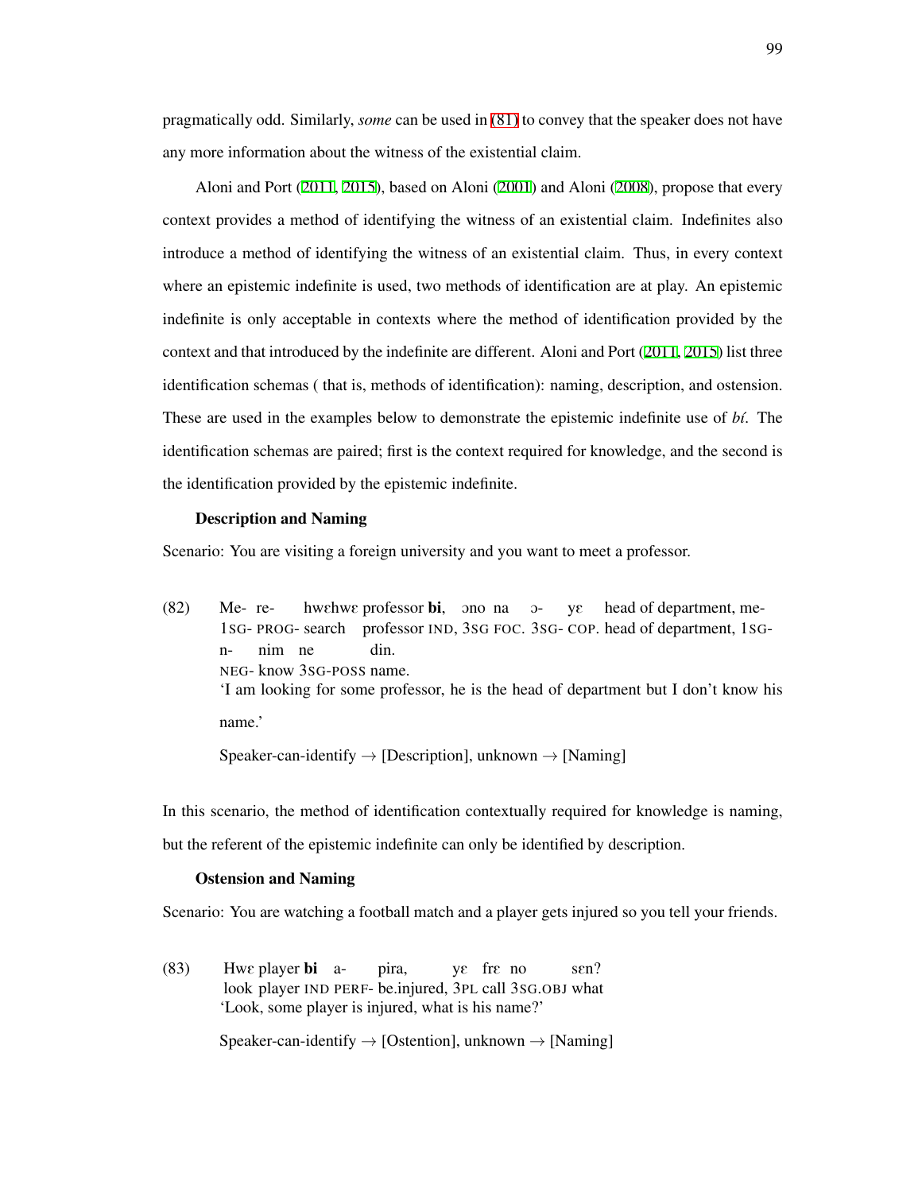pragmatically odd. Similarly, *some* can be used in (81) to convey that the speaker does not have any more information about the witness of the existential claim.

Aloni and Port (2011, 2015), based on Aloni (2001) and Aloni (2008), propose that every context provides a method of identifying the witness of an existential claim. Indefinites also introduce a method of identifying the witness of an existential claim. Thus, in every context where an epistemic indefinite is used, two methods of identification are at play. An epistemic indefinite is only acceptable in contexts where the method of identification provided by the context and that introduced by the indefinite are different. Aloni and Port (2011, 2015) list three identification schemas ( that is, methods of identification): naming, description, and ostension. These are used in the examples below to demonstrate the epistemic indefinite use of *bí*. The identification schemas are paired; first is the context required for knowledge, and the second is the identification provided by the epistemic indefinite.

**Description and Naming**

Scenario: You are visiting a foreign university and you want to meet a professor.

(82) Me- re- hwɛhwɛ professor **bi**, ɔno na ɔ- yɛ head of department, me- n- nim ne din.
1SG- PROG- search professor IND, 3SG FOC. 3SG- COP. head of department, 1SG- NEG- know 3SG-POSS name.
'I am looking for some professor, he is the head of department but I don't know his name.'

Speaker-can-identify → [Description], unknown → [Naming]

In this scenario, the method of identification contextually required for knowledge is naming, but the referent of the epistemic indefinite can only be identified by description.

**Ostension and Naming**

Scenario: You are watching a football match and a player gets injured so you tell your friends.

(83) Hwɛ player **bi** a- pira, yɛ frɛ no sɛn?
look player IND PERF- be.injured, 3PL call 3SG.OBJ what
'Look, some player is injured, what is his name?'

Speaker-can-identify → [Ostention], unknown → [Naming]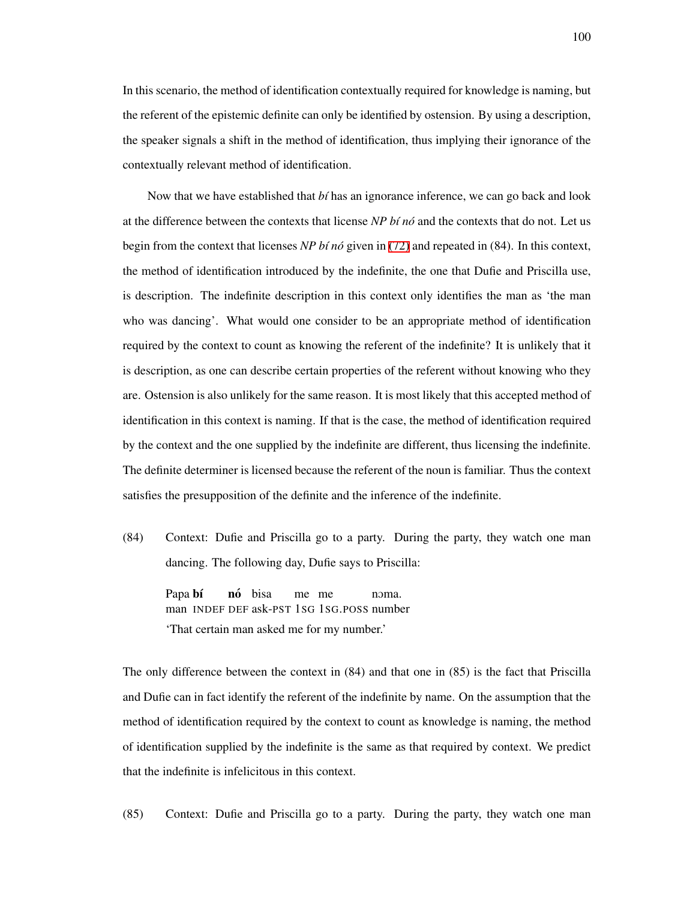In this scenario, the method of identification contextually required for knowledge is naming, but the referent of the epistemic definite can only be identified by ostension. By using a description, the speaker signals a shift in the method of identification, thus implying their ignorance of the contextually relevant method of identification.

Now that we have established that *bí* has an ignorance inference, we can go back and look at the difference between the contexts that license *NP bí nó* and the contexts that do not. Let us begin from the context that licenses *NP bí nó* given in (72) and repeated in (84). In this context, the method of identification introduced by the indefinite, the one that Dufie and Priscilla use, is description. The indefinite description in this context only identifies the man as 'the man who was dancing'. What would one consider to be an appropriate method of identification required by the context to count as knowing the referent of the indefinite? It is unlikely that it is description, as one can describe certain properties of the referent without knowing who they are. Ostension is also unlikely for the same reason. It is most likely that this accepted method of identification in this context is naming. If that is the case, the method of identification required by the context and the one supplied by the indefinite are different, thus licensing the indefinite. The definite determiner is licensed because the referent of the noun is familiar. Thus the context satisfies the presupposition of the definite and the inference of the indefinite.

(84) Context: Dufie and Priscilla go to a party. During the party, they watch one man dancing. The following day, Dufie says to Priscilla:

Papa **bí** **nó** bisa me me nɔma.
man INDEF DEF ask-PST 1SG 1SG.POSS number
'That certain man asked me for my number.'

The only difference between the context in (84) and that one in (85) is the fact that Priscilla and Dufie can in fact identify the referent of the indefinite by name. On the assumption that the method of identification required by the context to count as knowledge is naming, the method of identification supplied by the indefinite is the same as that required by context. We predict that the indefinite is infelicitous in this context.

(85) Context: Dufie and Priscilla go to a party. During the party, they watch one man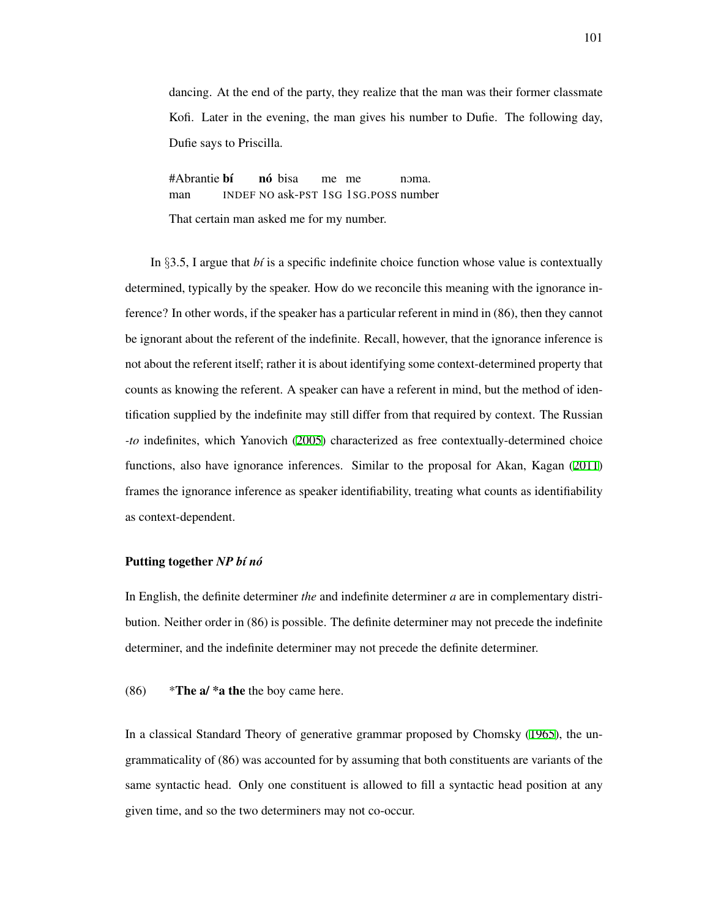dancing. At the end of the party, they realize that the man was their former classmate Kofi. Later in the evening, the man gives his number to Dufie. The following day, Dufie says to Priscilla.

#Abrantie **bí** **nó** bisa me me nɔma.
man INDEF NO ask-PST 1SG 1SG.POSS number

That certain man asked me for my number.

In §3.5, I argue that *bí* is a specific indefinite choice function whose value is contextually determined, typically by the speaker. How do we reconcile this meaning with the ignorance inference? In other words, if the speaker has a particular referent in mind in (86), then they cannot be ignorant about the referent of the indefinite. Recall, however, that the ignorance inference is not about the referent itself; rather it is about identifying some context-determined property that counts as knowing the referent. A speaker can have a referent in mind, but the method of identification supplied by the indefinite may still differ from that required by context. The Russian *-to* indefinites, which Yanovich (2005) characterized as free contextually-determined choice functions, also have ignorance inferences. Similar to the proposal for Akan, Kagan (2011) frames the ignorance inference as speaker identifiability, treating what counts as identifiability as context-dependent.

#### Putting together *NP bí nó*

In English, the definite determiner *the* and indefinite determiner *a* are in complementary distribution. Neither order in (86) is possible. The definite determiner may not precede the indefinite determiner, and the indefinite determiner may not precede the definite determiner.

(86) \***The a/ \*a the** the boy came here.

In a classical Standard Theory of generative grammar proposed by Chomsky (1965), the ungrammaticality of (86) was accounted for by assuming that both constituents are variants of the same syntactic head. Only one constituent is allowed to fill a syntactic head position at any given time, and so the two determiners may not co-occur.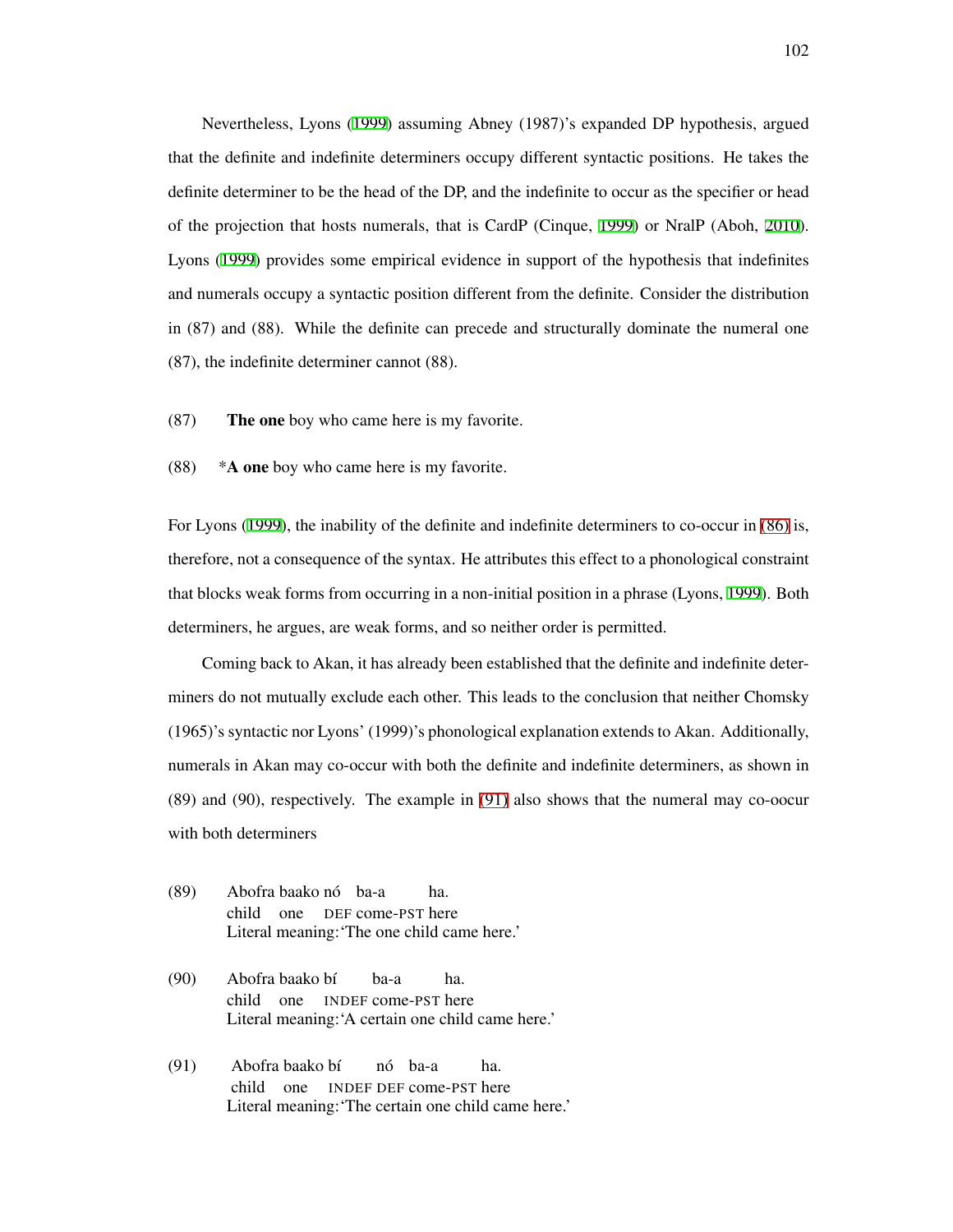Nevertheless, Lyons (1999) assuming Abney (1987)'s expanded DP hypothesis, argued that the definite and indefinite determiners occupy different syntactic positions. He takes the definite determiner to be the head of the DP, and the indefinite to occur as the specifier or head of the projection that hosts numerals, that is CardP (Cinque, 1999) or NralP (Aboh, 2010). Lyons (1999) provides some empirical evidence in support of the hypothesis that indefinites and numerals occupy a syntactic position different from the definite. Consider the distribution in (87) and (88). While the definite can precede and structurally dominate the numeral one (87), the indefinite determiner cannot (88).

(87) **The one** boy who came here is my favorite.

(88) \***A one** boy who came here is my favorite.

For Lyons (1999), the inability of the definite and indefinite determiners to co-occur in (86) is, therefore, not a consequence of the syntax. He attributes this effect to a phonological constraint that blocks weak forms from occurring in a non-initial position in a phrase (Lyons, 1999). Both determiners, he argues, are weak forms, and so neither order is permitted.

Coming back to Akan, it has already been established that the definite and indefinite determiners do not mutually exclude each other. This leads to the conclusion that neither Chomsky (1965)'s syntactic nor Lyons' (1999)'s phonological explanation extends to Akan. Additionally, numerals in Akan may co-occur with both the definite and indefinite determiners, as shown in (89) and (90), respectively. The example in (91) also shows that the numeral may co-oocur with both determiners

(89) Abofra baako nó ba-a ha.
child one DEF come-PST here
Literal meaning: 'The one child came here.'

(90) Abofra baako bí ba-a ha.
child one INDEF come-PST here
Literal meaning: 'A certain one child came here.'

(91) Abofra baako bí nó ba-a ha.
child one INDEF DEF come-PST here
Literal meaning: 'The certain one child came here.'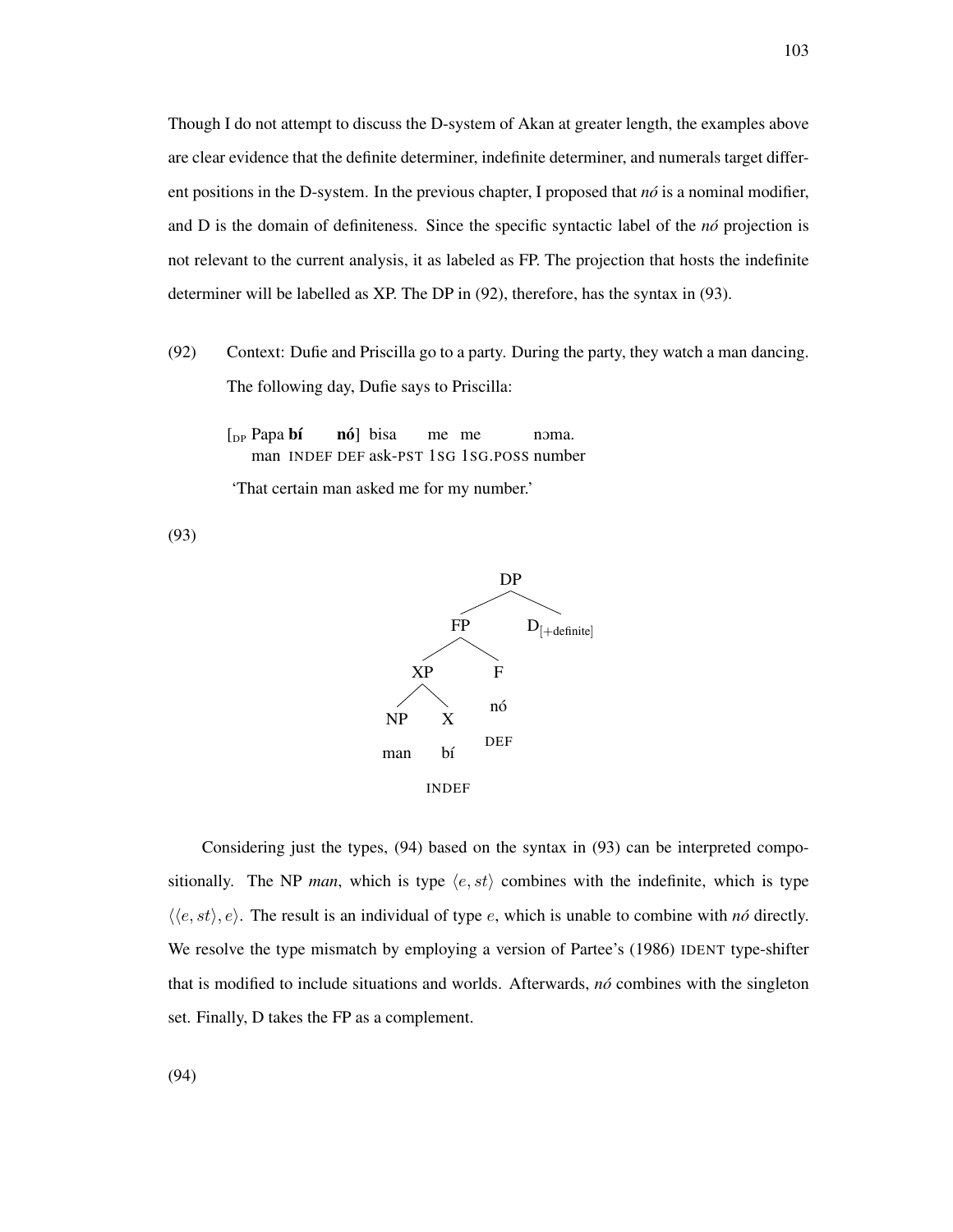Though I do not attempt to discuss the D-system of Akan at greater length, the examples above are clear evidence that the definite determiner, indefinite determiner, and numerals target different positions in the D-system. In the previous chapter, I proposed that *nó* is a nominal modifier, and D is the domain of definiteness. Since the specific syntactic label of the *nó* projection is not relevant to the current analysis, it as labeled as FP. The projection that hosts the indefinite determiner will be labelled as XP. The DP in (92), therefore, has the syntax in (93).

(92) Context: Dufie and Priscilla go to a party. During the party, they watch a man dancing. The following day, Dufie says to Priscilla:

[$_{DP}$ Papa **bí** **nó**] bisa me me nɔma.
man INDEF DEF ask-PST 1SG 1SG.POSS number

'That certain man asked me for my number.'

(93)

```
                DP
               /  \
             FP    D[+definite]
            /  \
          XP    F
         /  \   nó
       NP    X  DEF
       man   bí
             INDEF
```

Considering just the types, (94) based on the syntax in (93) can be interpreted compositionally. The NP *man*, which is type $\langle e, st\rangle$ combines with the indefinite, which is type $\langle\langle e, st\rangle, e\rangle$. The result is an individual of type $e$, which is unable to combine with *nó* directly. We resolve the type mismatch by employing a version of Partee's (1986) IDENT type-shifter that is modified to include situations and worlds. Afterwards, *nó* combines with the singleton set. Finally, D takes the FP as a complement.

(94)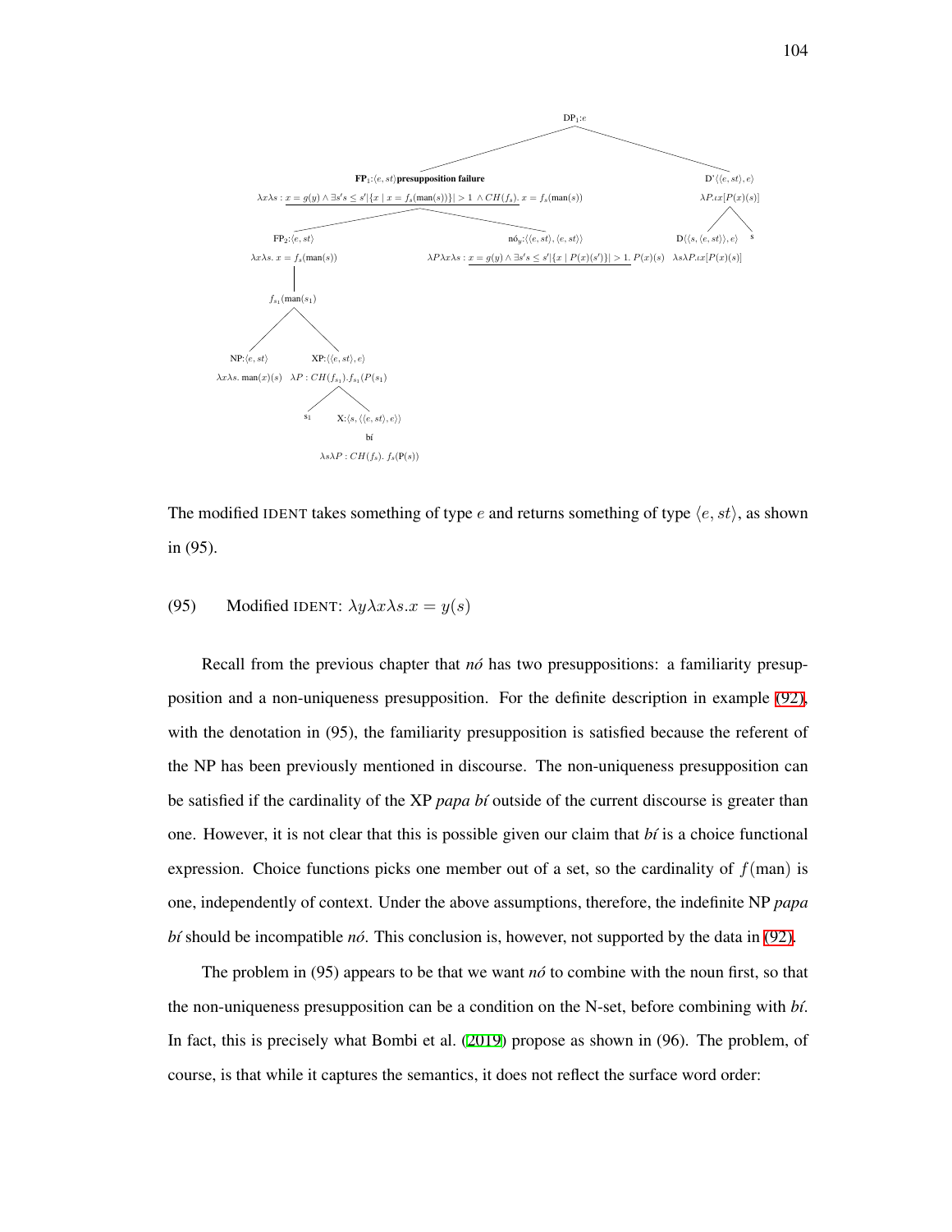DP$_1$:$e$

FP$_1$:$\langle e, st\rangle$ **presupposition failure**
$\lambda x \lambda s : \underline{x = g(y) \wedge \exists s' s \leq s' |\{x \mid x = f_s(\text{man}(s))\}| > 1 \wedge CH(f_s)}.\ x = f_s(\text{man}(s))$

D'$\langle\langle e, st\rangle, e\rangle$
$\lambda P.\iota x[P(x)(s)]$

FP$_2$:$\langle e, st\rangle$
$\lambda x \lambda s.\ x = f_s(\text{man}(s))$

nó$_y$:$\langle\langle e, st\rangle, \langle e, st\rangle\rangle$
$\lambda P \lambda x \lambda s : \underline{x = g(y) \wedge \exists s' s \leq s' |\{x \mid P(x)(s')\}| > 1}.\ P(x)(s)$

D$\langle\langle s, \langle e, st\rangle\rangle, e\rangle$
$\lambda s \lambda P.\iota x[P(x)(s)]$

s

$f_{s_1}(\text{man}(s_1))$

NP:$\langle e, st\rangle$
$\lambda x \lambda s.\ \text{man}(x)(s)$

XP:$\langle\langle e, st\rangle, e\rangle$
$\lambda P : CH(f_{s_1}).f_{s_1}(P(s_1))$

$s_1$

X:$\langle s, \langle\langle e, st\rangle, e\rangle\rangle$
bí
$\lambda s \lambda P : CH(f_s).\ f_s(\text{P}(s))$

The modified IDENT takes something of type $e$ and returns something of type $\langle e, st\rangle$, as shown in (95).

(95) Modified IDENT: $\lambda y \lambda x \lambda s.x = y(s)$

Recall from the previous chapter that *nó* has two presuppositions: a familiarity presupposition and a non-uniqueness presupposition. For the definite description in example (92), with the denotation in (95), the familiarity presupposition is satisfied because the referent of the NP has been previously mentioned in discourse. The non-uniqueness presupposition can be satisfied if the cardinality of the XP *papa bí* outside of the current discourse is greater than one. However, it is not clear that this is possible given our claim that *bí* is a choice functional expression. Choice functions picks one member out of a set, so the cardinality of $f(\text{man})$ is one, independently of context. Under the above assumptions, therefore, the indefinite NP *papa bí* should be incompatible *nó*. This conclusion is, however, not supported by the data in (92).

The problem in (95) appears to be that we want *nó* to combine with the noun first, so that the non-uniqueness presupposition can be a condition on the N-set, before combining with *bí*. In fact, this is precisely what Bombi et al. (2019) propose as shown in (96). The problem, of course, is that while it captures the semantics, it does not reflect the surface word order: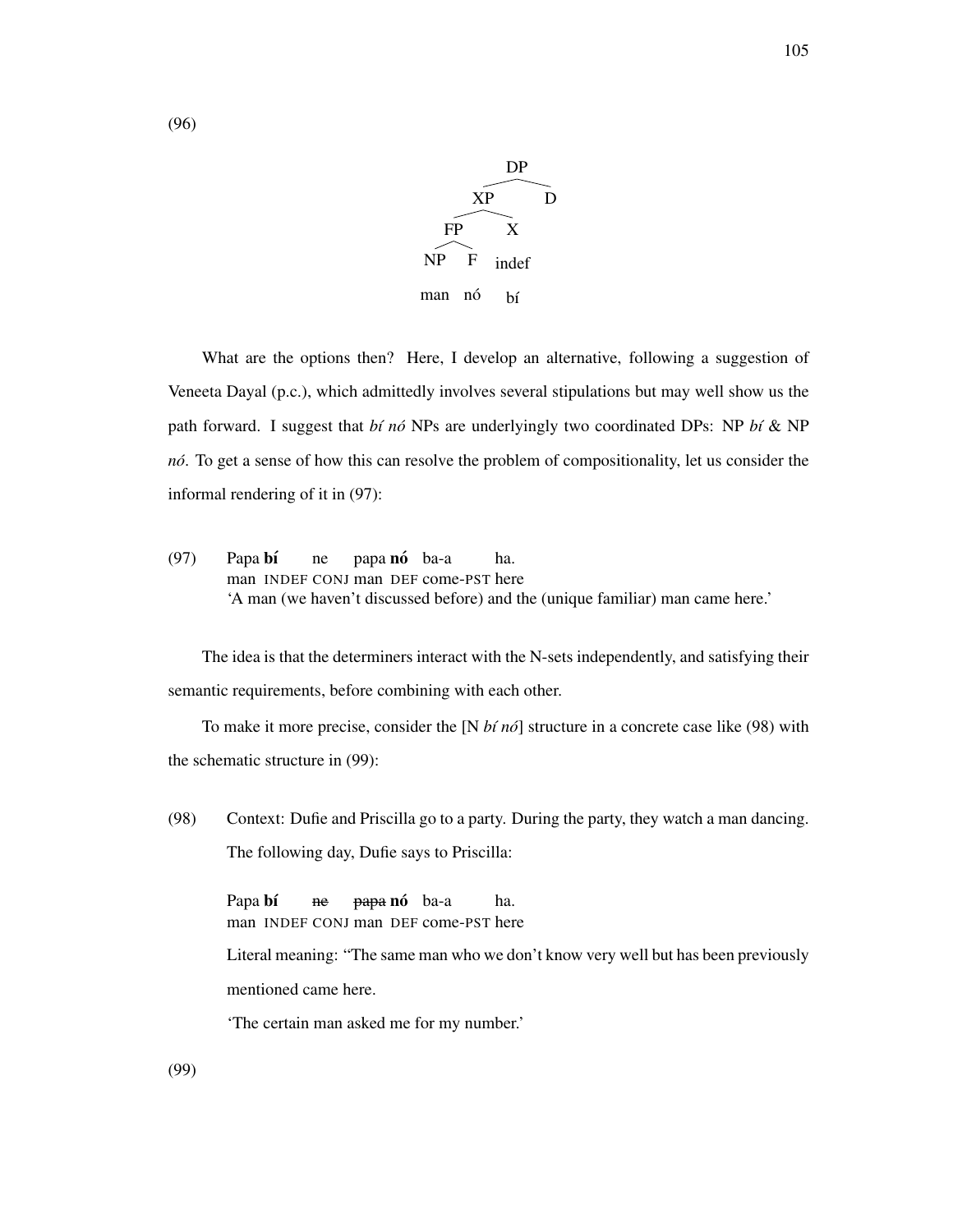(96)

```
            DP
         /      \
       XP        D
      /   \
    FP     X
   /  \   indef
  NP   F
 man   nó   bí
```

What are the options then? Here, I develop an alternative, following a suggestion of Veneeta Dayal (p.c.), which admittedly involves several stipulations but may well show us the path forward. I suggest that *bí nó* NPs are underlyingly two coordinated DPs: NP *bí* & NP *nó*. To get a sense of how this can resolve the problem of compositionality, let us consider the informal rendering of it in (97):

(97) Papa **bí** ne papa **nó** ba-a ha.
man INDEF CONJ man DEF come-PST here
'A man (we haven't discussed before) and the (unique familiar) man came here.'

The idea is that the determiners interact with the N-sets independently, and satisfying their semantic requirements, before combining with each other.

To make it more precise, consider the [N *bí nó*] structure in a concrete case like (98) with the schematic structure in (99):

(98) Context: Dufie and Priscilla go to a party. During the party, they watch a man dancing. The following day, Dufie says to Priscilla:

Papa **bí** ~~ne~~ ~~papa~~ **nó** ba-a ha.
man INDEF CONJ man DEF come-PST here

Literal meaning: "The same man who we don't know very well but has been previously mentioned came here.

'The certain man asked me for my number.'

(99)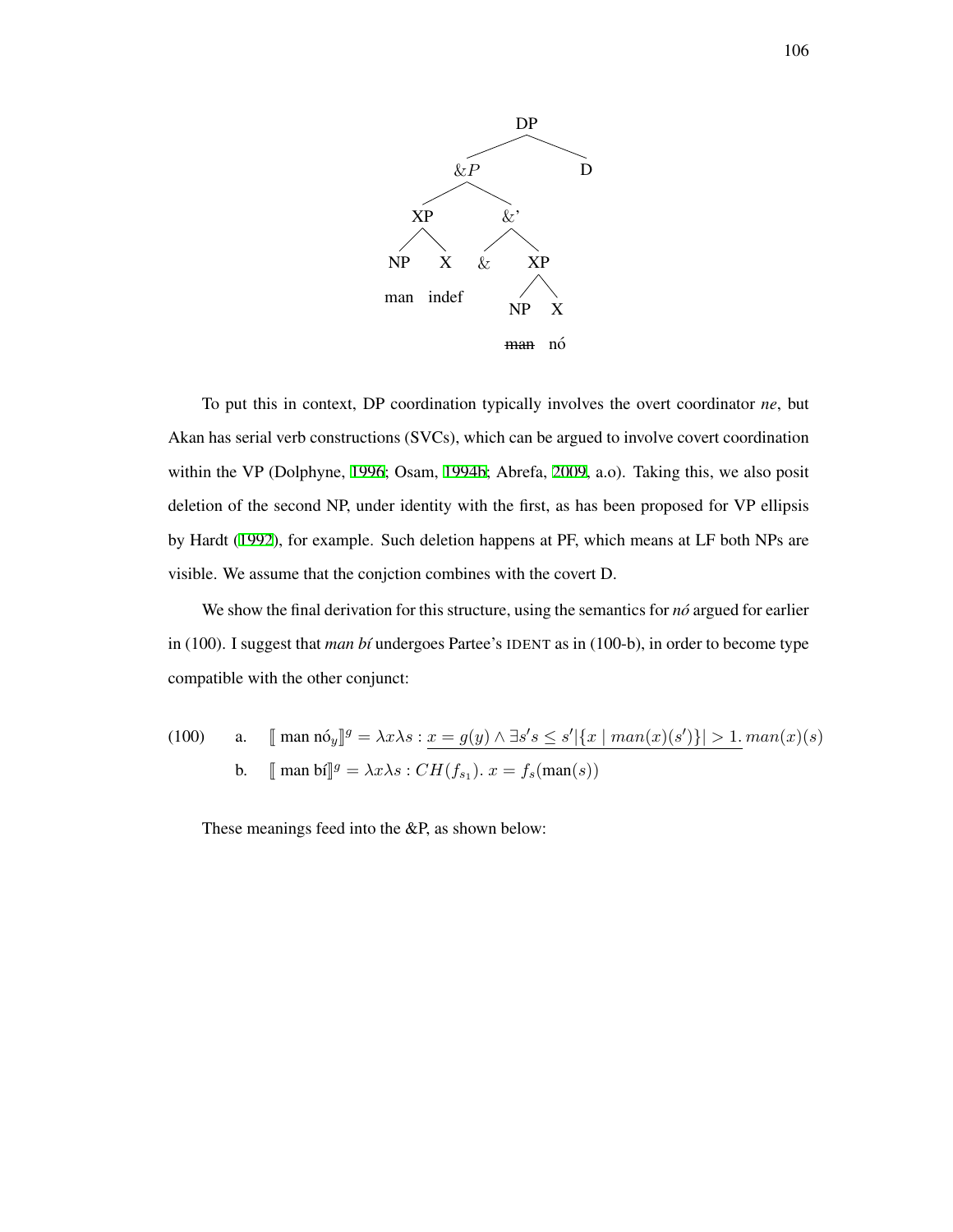```
                    DP
                  /    \
                &P      D
              /    \
            XP      &'
           /  \    /  \
         NP    X  &    XP
         man  indef   /  \
                     NP   X
                   ~~man~~ nó
```

To put this in context, DP coordination typically involves the overt coordinator *ne*, but Akan has serial verb constructions (SVCs), which can be argued to involve covert coordination within the VP (Dolphyne, 1996; Osam, 1994b; Abrefa, 2009, a.o). Taking this, we also posit deletion of the second NP, under identity with the first, as has been proposed for VP ellipsis by Hardt (1992), for example. Such deletion happens at PF, which means at LF both NPs are visible. We assume that the conjction combines with the covert D.

We show the final derivation for this structure, using the semantics for *nó* argued for earlier in (100). I suggest that *man bí* undergoes Partee's IDENT as in (100-b), in order to become type compatible with the other conjunct:

(100) a. $[\![\text{ man nó}_y]\!]^g = \lambda x \lambda s : \underline{x = g(y) \wedge \exists s' s \leq s' |\{x \mid man(x)(s')\}| > 1}.\, man(x)(s)$

b. $[\![\text{ man bí}]\!]^g = \lambda x \lambda s : CH(f_{s_1}).\, x = f_s(\text{man}(s))$

These meanings feed into the &P, as shown below: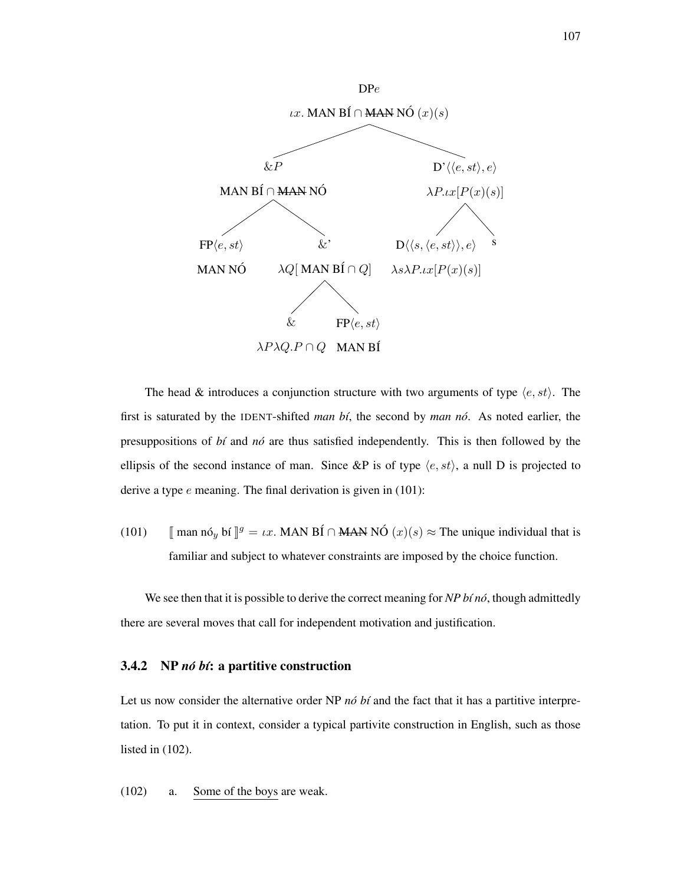$$
\begin{array}{c}
\text{DP}e \\
\iota x.\ \text{MAN BÍ} \cap \text{~~MAN~~ NÓ}\ (x)(s)
\end{array}
$$

- $\&P$: MAN BÍ $\cap$ ~~MAN~~ NÓ
  - FP$\langle e, st\rangle$: MAN NÓ
  - &': $\lambda Q[\text{ MAN BÍ} \cap Q]$
    - &: $\lambda P \lambda Q. P \cap Q$
    - FP$\langle e, st\rangle$: MAN BÍ
- D'$\langle\langle e, st\rangle, e\rangle$: $\lambda P.\iota x[P(x)(s)]$
  - D$\langle\langle s, \langle e, st\rangle\rangle, e\rangle$: $\lambda s \lambda P.\iota x[P(x)(s)]$
  - s

The head & introduces a conjunction structure with two arguments of type $\langle e, st\rangle$. The first is saturated by the IDENT-shifted *man bí*, the second by *man nó*. As noted earlier, the presuppositions of *bí* and *nó* are thus satisfied independently. This is then followed by the ellipsis of the second instance of man. Since &P is of type $\langle e, st\rangle$, a null D is projected to derive a type $e$ meaning. The final derivation is given in (101):

(101) $[\![$ man nó$_y$ bí $]\!]^g = \iota x.$ MAN BÍ $\cap$ ~~MAN~~ NÓ $(x)(s) \approx$ The unique individual that is familiar and subject to whatever constraints are imposed by the choice function.

We see then that it is possible to derive the correct meaning for *NP bí nó*, though admittedly there are several moves that call for independent motivation and justification.

### 3.4.2 NP *nó bí*: a partitive construction

Let us now consider the alternative order NP *nó bí* and the fact that it has a partitive interpretation. To put it in context, consider a typical partivite construction in English, such as those listed in (102).

(102) a. Some of the boys are weak.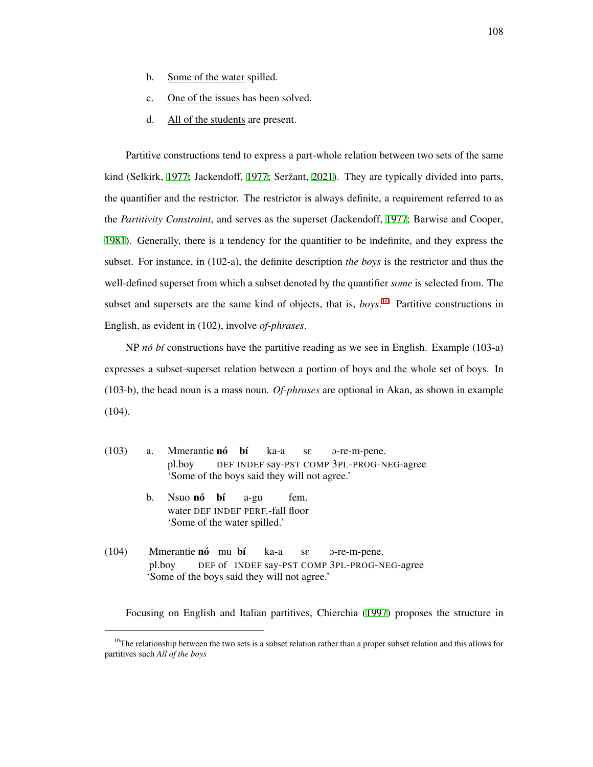b. Some of the water spilled.

c. One of the issues has been solved.

d. All of the students are present.

Partitive constructions tend to express a part-whole relation between two sets of the same kind (Selkirk, 1977; Jackendoff, 1977; Seržant, 2021). They are typically divided into parts, the quantifier and the restrictor. The restrictor is always definite, a requirement referred to as the *Partitivity Constraint*, and serves as the superset (Jackendoff, 1977; Barwise and Cooper, 1981). Generally, there is a tendency for the quantifier to be indefinite, and they express the subset. For instance, in (102-a), the definite description *the boys* is the restrictor and thus the well-defined superset from which a subset denoted by the quantifier *some* is selected from. The subset and supersets are the same kind of objects, that is, *boys*.[10] Partitive constructions in English, as evident in (102), involve *of-phrases*.

NP *nó bí* constructions have the partitive reading as we see in English. Example (103-a) expresses a subset-superset relation between a portion of boys and the whole set of boys. In (103-b), the head noun is a mass noun. *Of-phrases* are optional in Akan, as shown in example (104).

(103) a. Mmerantie **nó** **bí** ka-a sɛ ɔ-re-m-pene.
pl.boy DEF INDEF say-PST COMP 3PL-PROG-NEG-agree
'Some of the boys said they will not agree.'

b. Nsuo **nó** **bí** a-gu fem.
water DEF INDEF PERF.-fall floor
'Some of the water spilled.'

(104) Mmerantie **nó** mu **bí** ka-a sɛ ɔ-re-m-pene.
pl.boy DEF of INDEF say-PST COMP 3PL-PROG-NEG-agree
'Some of the boys said they will not agree.'

Focusing on English and Italian partitives, Chierchia (1997) proposes the structure in

[10] The relationship between the two sets is a subset relation rather than a proper subset relation and this allows for partitives such *All of the boys*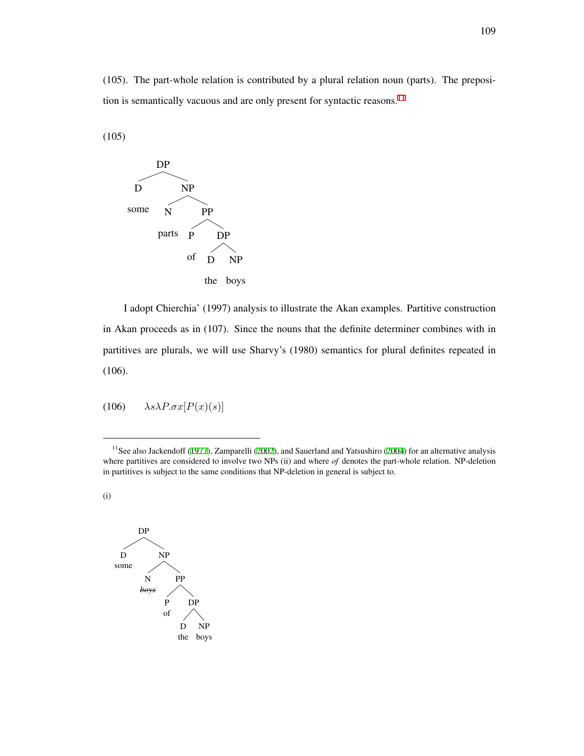(105). The part-whole relation is contributed by a plural relation noun (parts). The preposition is semantically vacuous and are only present for syntactic reasons.[11]

(105)

```
            DP
          /    \
         D      NP
       some    /   \
              N     PP
            parts  /  \
                  P    DP
                  of  /  \
                     D    NP
                    the  boys
```

I adopt Chierchia' (1997) analysis to illustrate the Akan examples. Partitive construction in Akan proceeds as in (107). Since the nouns that the definite determiner combines with in partitives are plurals, we will use Sharvy's (1980) semantics for plural definites repeated in (106).

(106) $\lambda s \lambda P.\sigma x[P(x)(s)]$

[11] See also Jackendoff (1977), Zamparelli (2002), and Sauerland and Yatsushiro (2004) for an alternative analysis where partitives are considered to involve two NPs (ii) and where *of* denotes the part-whole relation. NP-deletion in partitives is subject to the same conditions that NP-deletion in general is subject to.

(i)

```
            DP
          /    \
         D      NP
       some    /   \
              N     PP
            ~~boys~~ /  \
                  P    DP
                  of  /  \
                     D    NP
                    the  boys
```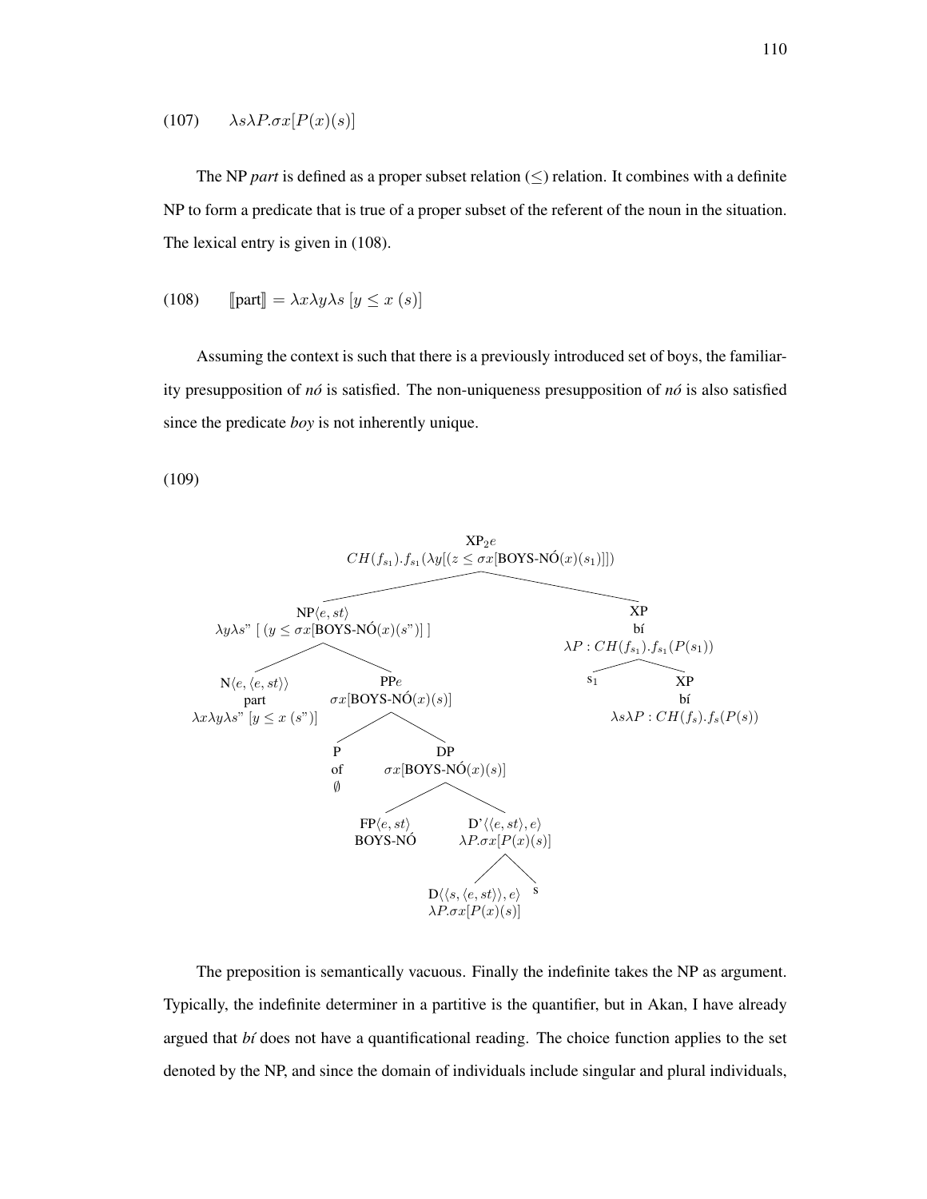(107) $\lambda s \lambda P.\sigma x[P(x)(s)]$

The NP *part* is defined as a proper subset relation ($\leq$) relation. It combines with a definite NP to form a predicate that is true of a proper subset of the referent of the noun in the situation. The lexical entry is given in (108).

(108) $[\![\text{part}]\!] = \lambda x \lambda y \lambda s\ [y \leq x\ (s)]$

Assuming the context is such that there is a previously introduced set of boys, the familiarity presupposition of *nó* is satisfied. The non-uniqueness presupposition of *nó* is also satisfied since the predicate *boy* is not inherently unique.

(109)

- $\text{XP}_2 e$: $CH(f_{s_1}).f_{s_1}(\lambda y[(z \leq \sigma x[\text{BOYS-NÓ}(x)(s_1)]])$
  - $\text{NP}\langle e, st\rangle$: $\lambda y \lambda s"\ [\ (y \leq \sigma x[\text{BOYS-NÓ}(x)(s")]\ ]$
    - $\text{N}\langle e, \langle e, st\rangle\rangle$ part: $\lambda x \lambda y \lambda s"\ [y \leq x\ (s")]$
    - $\text{PP}e$: $\sigma x[\text{BOYS-NÓ}(x)(s)]$
      - P of $\emptyset$
      - DP: $\sigma x[\text{BOYS-NÓ}(x)(s)]$
        - $\text{FP}\langle e, st\rangle$ BOYS-NÓ
        - $\text{D'}\langle\langle e, st\rangle, e\rangle$: $\lambda P.\sigma x[P(x)(s)]$
          - $\text{D}\langle\langle s, \langle e, st\rangle\rangle, e\rangle$: $\lambda P.\sigma x[P(x)(s)]$
          - s
  - XP bí: $\lambda P : CH(f_{s_1}).f_{s_1}(P(s_1))$
    - $s_1$
    - XP bí: $\lambda s \lambda P : CH(f_s).f_s(P(s))$

The preposition is semantically vacuous. Finally the indefinite takes the NP as argument. Typically, the indefinite determiner in a partitive is the quantifier, but in Akan, I have already argued that *bí* does not have a quantificational reading. The choice function applies to the set denoted by the NP, and since the domain of individuals include singular and plural individuals,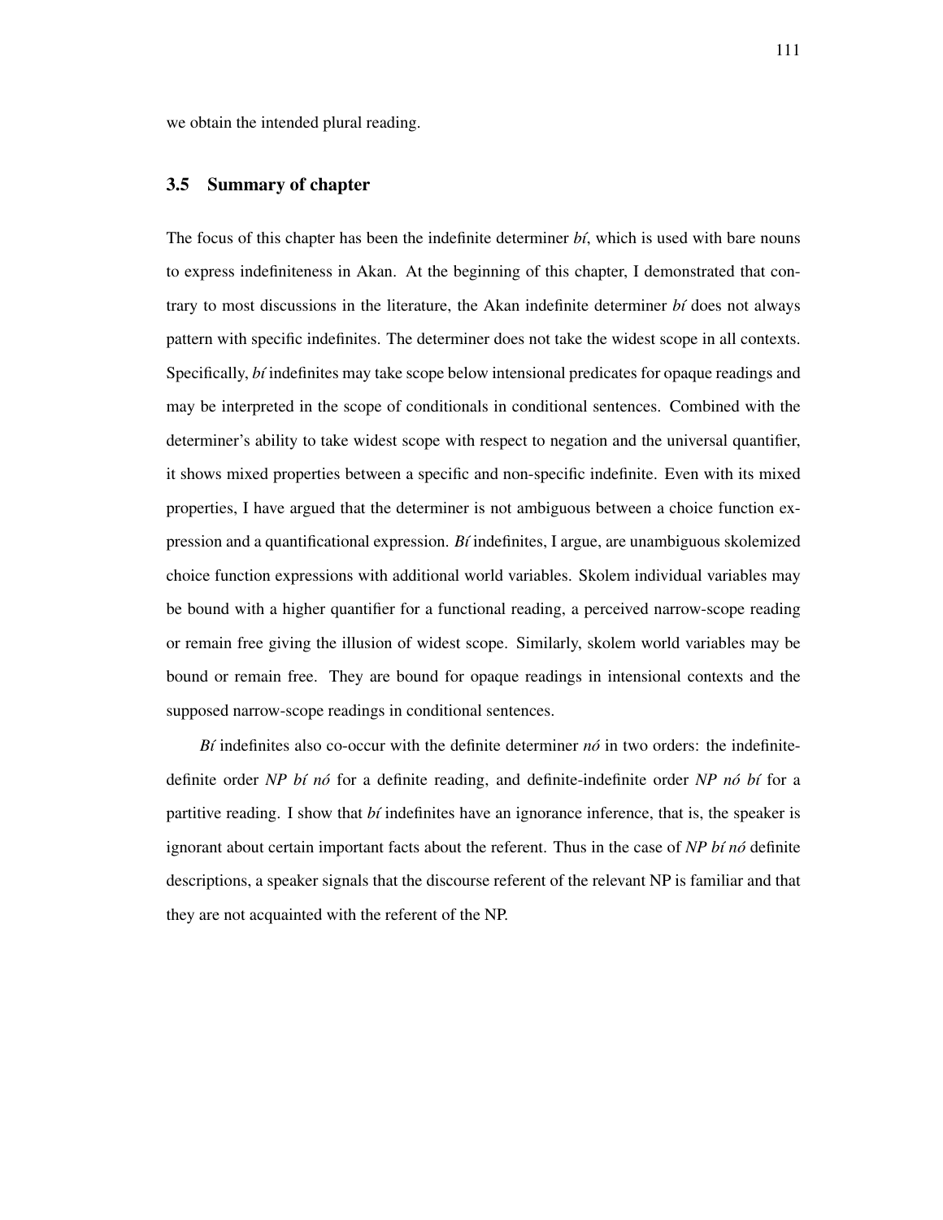we obtain the intended plural reading.

## 3.5 Summary of chapter

The focus of this chapter has been the indefinite determiner *bí*, which is used with bare nouns to express indefiniteness in Akan. At the beginning of this chapter, I demonstrated that contrary to most discussions in the literature, the Akan indefinite determiner *bí* does not always pattern with specific indefinites. The determiner does not take the widest scope in all contexts. Specifically, *bí* indefinites may take scope below intensional predicates for opaque readings and may be interpreted in the scope of conditionals in conditional sentences. Combined with the determiner's ability to take widest scope with respect to negation and the universal quantifier, it shows mixed properties between a specific and non-specific indefinite. Even with its mixed properties, I have argued that the determiner is not ambiguous between a choice function expression and a quantificational expression. *Bí* indefinites, I argue, are unambiguous skolemized choice function expressions with additional world variables. Skolem individual variables may be bound with a higher quantifier for a functional reading, a perceived narrow-scope reading or remain free giving the illusion of widest scope. Similarly, skolem world variables may be bound or remain free. They are bound for opaque readings in intensional contexts and the supposed narrow-scope readings in conditional sentences.

*Bí* indefinites also co-occur with the definite determiner *nó* in two orders: the indefinite-definite order *NP bí nó* for a definite reading, and definite-indefinite order *NP nó bí* for a partitive reading. I show that *bí* indefinites have an ignorance inference, that is, the speaker is ignorant about certain important facts about the referent. Thus in the case of *NP bí nó* definite descriptions, a speaker signals that the discourse referent of the relevant NP is familiar and that they are not acquainted with the referent of the NP.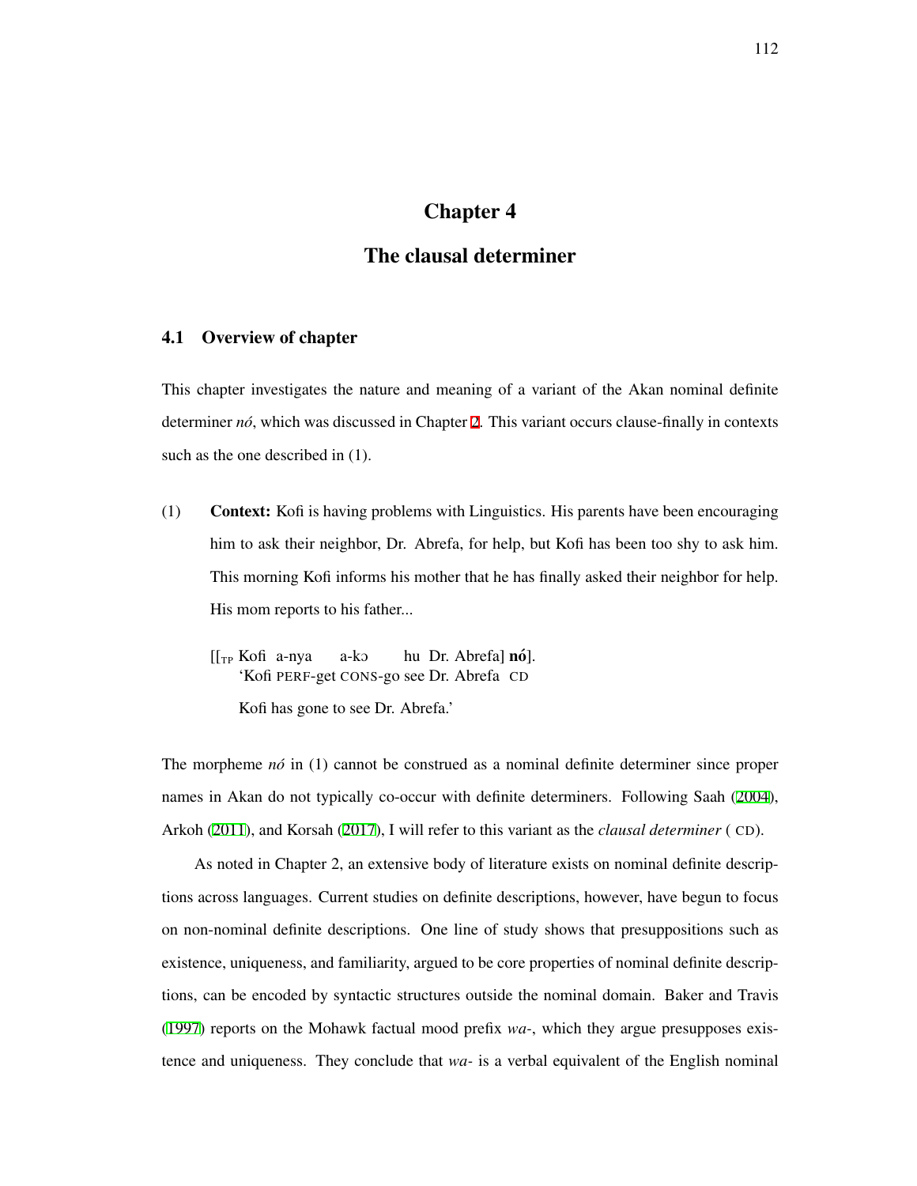# Chapter 4

# The clausal determiner

## 4.1 Overview of chapter

This chapter investigates the nature and meaning of a variant of the Akan nominal definite determiner *nó*, which was discussed in Chapter 2. This variant occurs clause-finally in contexts such as the one described in (1).

(1) **Context:** Kofi is having problems with Linguistics. His parents have been encouraging him to ask their neighbor, Dr. Abrefa, for help, but Kofi has been too shy to ask him. This morning Kofi informs his mother that he has finally asked their neighbor for help. His mom reports to his father...

[[$_{TP}$ Kofi a-nya a-kɔ hu Dr. Abrefa] **nó**].
'Kofi PERF-get CONS-go see Dr. Abrefa CD

Kofi has gone to see Dr. Abrefa.'

The morpheme *nó* in (1) cannot be construed as a nominal definite determiner since proper names in Akan do not typically co-occur with definite determiners. Following Saah (2004), Arkoh (2011), and Korsah (2017), I will refer to this variant as the *clausal determiner* ( CD).

As noted in Chapter 2, an extensive body of literature exists on nominal definite descriptions across languages. Current studies on definite descriptions, however, have begun to focus on non-nominal definite descriptions. One line of study shows that presuppositions such as existence, uniqueness, and familiarity, argued to be core properties of nominal definite descriptions, can be encoded by syntactic structures outside the nominal domain. Baker and Travis (1997) reports on the Mohawk factual mood prefix *wa-*, which they argue presupposes existence and uniqueness. They conclude that *wa-* is a verbal equivalent of the English nominal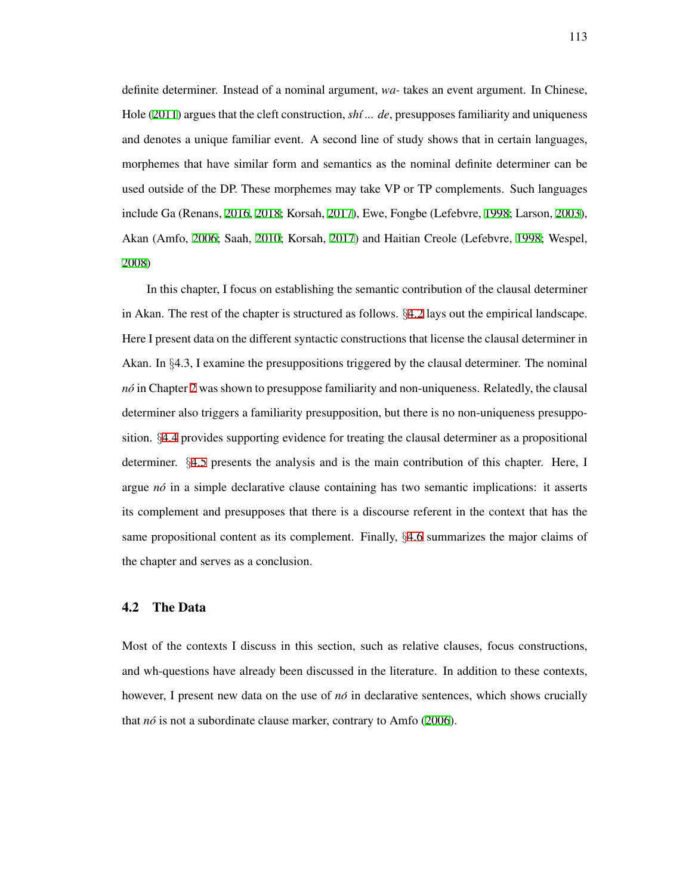definite determiner. Instead of a nominal argument, *wa-* takes an event argument. In Chinese, Hole (2011) argues that the cleft construction, *shí ... de*, presupposes familiarity and uniqueness and denotes a unique familiar event. A second line of study shows that in certain languages, morphemes that have similar form and semantics as the nominal definite determiner can be used outside of the DP. These morphemes may take VP or TP complements. Such languages include Ga (Renans, 2016, 2018; Korsah, 2017), Ewe, Fongbe (Lefebvre, 1998; Larson, 2003), Akan (Amfo, 2006; Saah, 2010; Korsah, 2017) and Haitian Creole (Lefebvre, 1998; Wespel, 2008)

In this chapter, I focus on establishing the semantic contribution of the clausal determiner in Akan. The rest of the chapter is structured as follows. §4.2 lays out the empirical landscape. Here I present data on the different syntactic constructions that license the clausal determiner in Akan. In §4.3, I examine the presuppositions triggered by the clausal determiner. The nominal *nó* in Chapter 2 was shown to presuppose familiarity and non-uniqueness. Relatedly, the clausal determiner also triggers a familiarity presupposition, but there is no non-uniqueness presupposition. §4.4 provides supporting evidence for treating the clausal determiner as a propositional determiner. §4.5 presents the analysis and is the main contribution of this chapter. Here, I argue *nó* in a simple declarative clause containing has two semantic implications: it asserts its complement and presupposes that there is a discourse referent in the context that has the same propositional content as its complement. Finally, §4.6 summarizes the major claims of the chapter and serves as a conclusion.

## 4.2 The Data

Most of the contexts I discuss in this section, such as relative clauses, focus constructions, and wh-questions have already been discussed in the literature. In addition to these contexts, however, I present new data on the use of *nó* in declarative sentences, which shows crucially that *nó* is not a subordinate clause marker, contrary to Amfo (2006).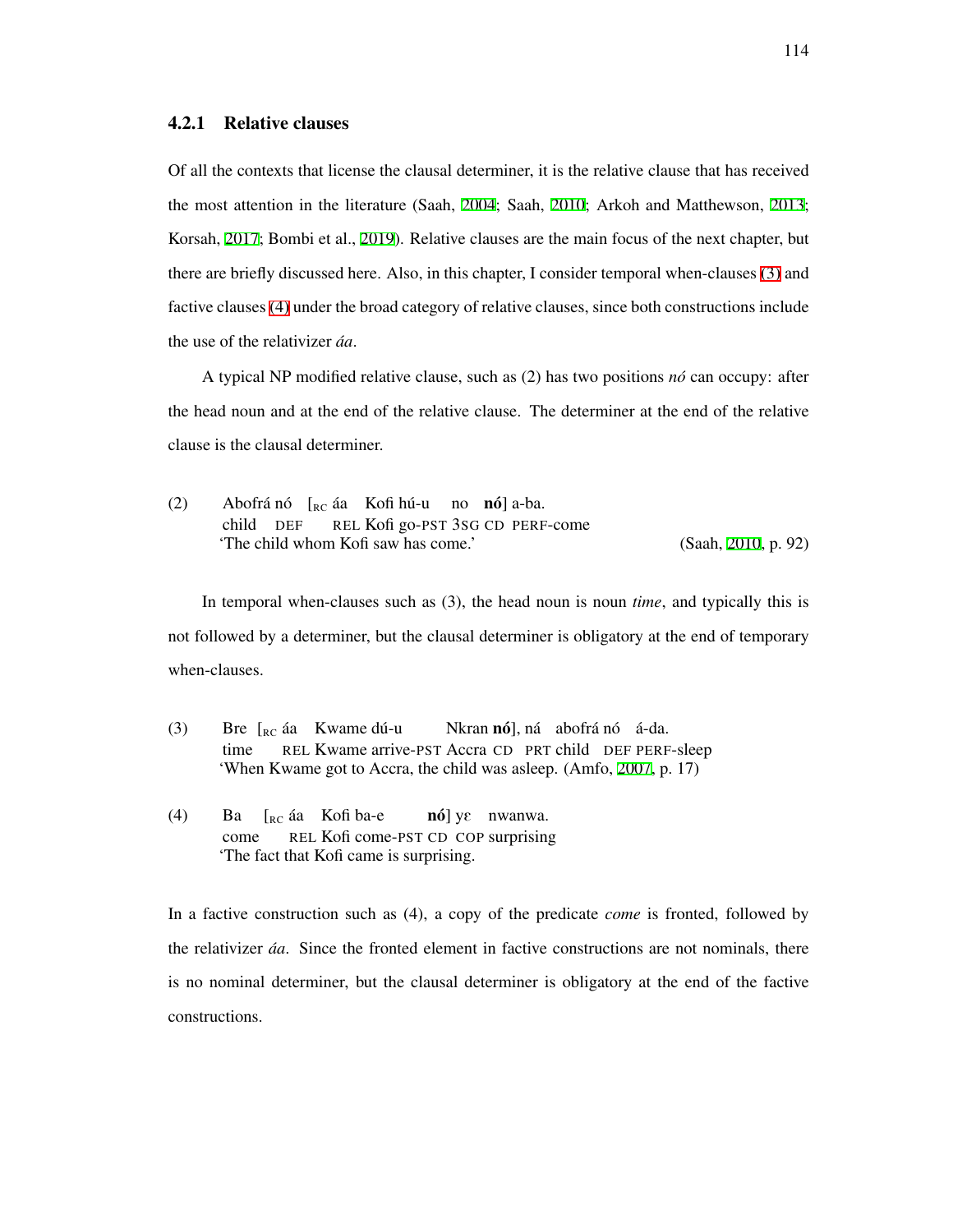### 4.2.1 Relative clauses

Of all the contexts that license the clausal determiner, it is the relative clause that has received the most attention in the literature (Saah, 2004; Saah, 2010; Arkoh and Matthewson, 2013; Korsah, 2017; Bombi et al., 2019). Relative clauses are the main focus of the next chapter, but there are briefly discussed here. Also, in this chapter, I consider temporal when-clauses (3) and factive clauses (4) under the broad category of relative clauses, since both constructions include the use of the relativizer *áa*.

A typical NP modified relative clause, such as (2) has two positions *nó* can occupy: after the head noun and at the end of the relative clause. The determiner at the end of the relative clause is the clausal determiner.

(2) Abofrá nó [RC áa Kofi hú-u no **nó**] a-ba.
child DEF REL Kofi go-PST 3SG CD PERF-come
'The child whom Kofi saw has come.' (Saah, 2010, p. 92)

In temporal when-clauses such as (3), the head noun is noun *time*, and typically this is not followed by a determiner, but the clausal determiner is obligatory at the end of temporary when-clauses.

(3) Bre [RC áa Kwame dú-u Nkran **nó**], ná abofrá nó á-da.
time REL Kwame arrive-PST Accra CD PRT child DEF PERF-sleep
'When Kwame got to Accra, the child was asleep. (Amfo, 2007, p. 17)

(4) Ba [RC áa Kofi ba-e **nó**] yɛ nwanwa.
come REL Kofi come-PST CD COP surprising
'The fact that Kofi came is surprising.

In a factive construction such as (4), a copy of the predicate *come* is fronted, followed by the relativizer *áa*. Since the fronted element in factive constructions are not nominals, there is no nominal determiner, but the clausal determiner is obligatory at the end of the factive constructions.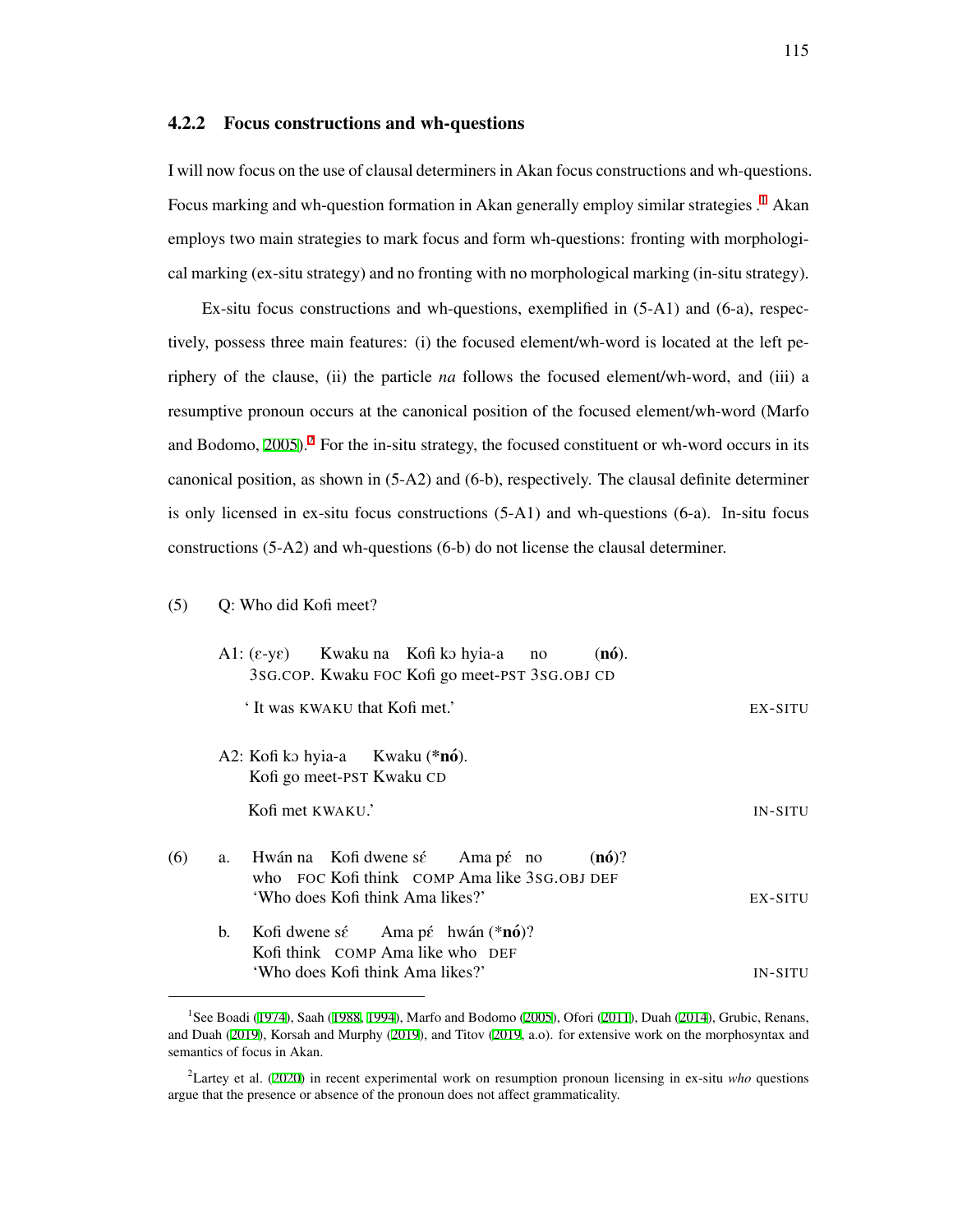### 4.2.2 Focus constructions and wh-questions

I will now focus on the use of clausal determiners in Akan focus constructions and wh-questions. Focus marking and wh-question formation in Akan generally employ similar strategies .[1] Akan employs two main strategies to mark focus and form wh-questions: fronting with morphological marking (ex-situ strategy) and no fronting with no morphological marking (in-situ strategy).

Ex-situ focus constructions and wh-questions, exemplified in (5-A1) and (6-a), respectively, possess three main features: (i) the focused element/wh-word is located at the left periphery of the clause, (ii) the particle *na* follows the focused element/wh-word, and (iii) a resumptive pronoun occurs at the canonical position of the focused element/wh-word (Marfo and Bodomo, 2005).[2] For the in-situ strategy, the focused constituent or wh-word occurs in its canonical position, as shown in (5-A2) and (6-b), respectively. The clausal definite determiner is only licensed in ex-situ focus constructions (5-A1) and wh-questions (6-a). In-situ focus constructions (5-A2) and wh-questions (6-b) do not license the clausal determiner.

(5) Q: Who did Kofi meet?

A1: (ɛ-yɛ) Kwaku na Kofi kɔ hyia-a no (**nó**).
3SG.COP. Kwaku FOC Kofi go meet-PST 3SG.OBJ CD
' It was KWAKU that Kofi met.' — EX-SITU

A2: Kofi kɔ hyia-a Kwaku (***nó**).
Kofi go meet-PST Kwaku CD
Kofi met KWAKU.' — IN-SITU

(6) a. Hwán na Kofi dwene sɛ́ Ama pɛ́ no (**nó**)?
who FOC Kofi think COMP Ama like 3SG.OBJ DEF
'Who does Kofi think Ama likes?' — EX-SITU

b. Kofi dwene sɛ́ Ama pɛ́ hwán (***nó**)?
Kofi think COMP Ama like who DEF
'Who does Kofi think Ama likes?' — IN-SITU

---

[1] See Boadi (1974), Saah (1988, 1994), Marfo and Bodomo (2005), Ofori (2011), Duah (2014), Grubic, Renans, and Duah (2019), Korsah and Murphy (2019), and Titov (2019, a.o). for extensive work on the morphosyntax and semantics of focus in Akan.

[2] Lartey et al. (2020) in recent experimental work on resumption pronoun licensing in ex-situ *who* questions argue that the presence or absence of the pronoun does not affect grammaticality.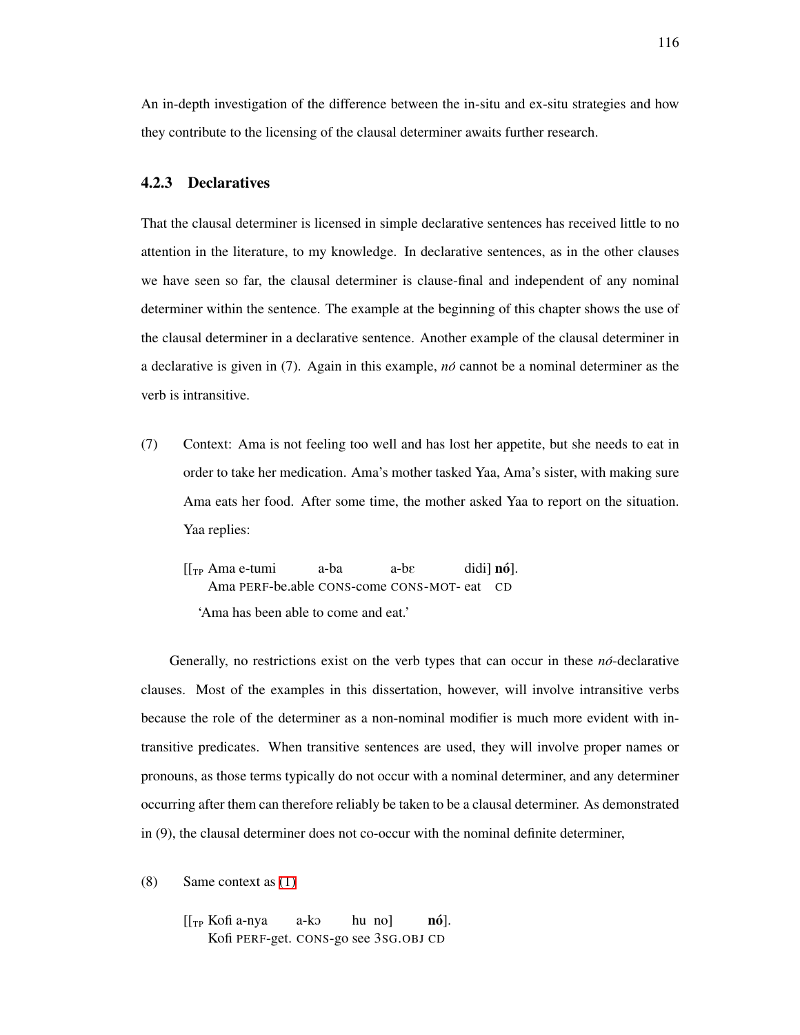An in-depth investigation of the difference between the in-situ and ex-situ strategies and how they contribute to the licensing of the clausal determiner awaits further research.

### 4.2.3 Declaratives

That the clausal determiner is licensed in simple declarative sentences has received little to no attention in the literature, to my knowledge. In declarative sentences, as in the other clauses we have seen so far, the clausal determiner is clause-final and independent of any nominal determiner within the sentence. The example at the beginning of this chapter shows the use of the clausal determiner in a declarative sentence. Another example of the clausal determiner in a declarative is given in (7). Again in this example, *nó* cannot be a nominal determiner as the verb is intransitive.

(7) Context: Ama is not feeling too well and has lost her appetite, but she needs to eat in order to take her medication. Ama's mother tasked Yaa, Ama's sister, with making sure Ama eats her food. After some time, the mother asked Yaa to report on the situation. Yaa replies:

[[$_{TP}$ Ama e-tumi a-ba a-bɛ didi] **nó**].
Ama PERF-be.able CONS-come CONS-MOT- eat CD
'Ama has been able to come and eat.'

Generally, no restrictions exist on the verb types that can occur in these *nó*-declarative clauses. Most of the examples in this dissertation, however, will involve intransitive verbs because the role of the determiner as a non-nominal modifier is much more evident with intransitive predicates. When transitive sentences are used, they will involve proper names or pronouns, as those terms typically do not occur with a nominal determiner, and any determiner occurring after them can therefore reliably be taken to be a clausal determiner. As demonstrated in (9), the clausal determiner does not co-occur with the nominal definite determiner,

(8) Same context as (1)

[[$_{TP}$ Kofi a-nya a-kɔ hu no] **nó**].
Kofi PERF-get. CONS-go see 3SG.OBJ CD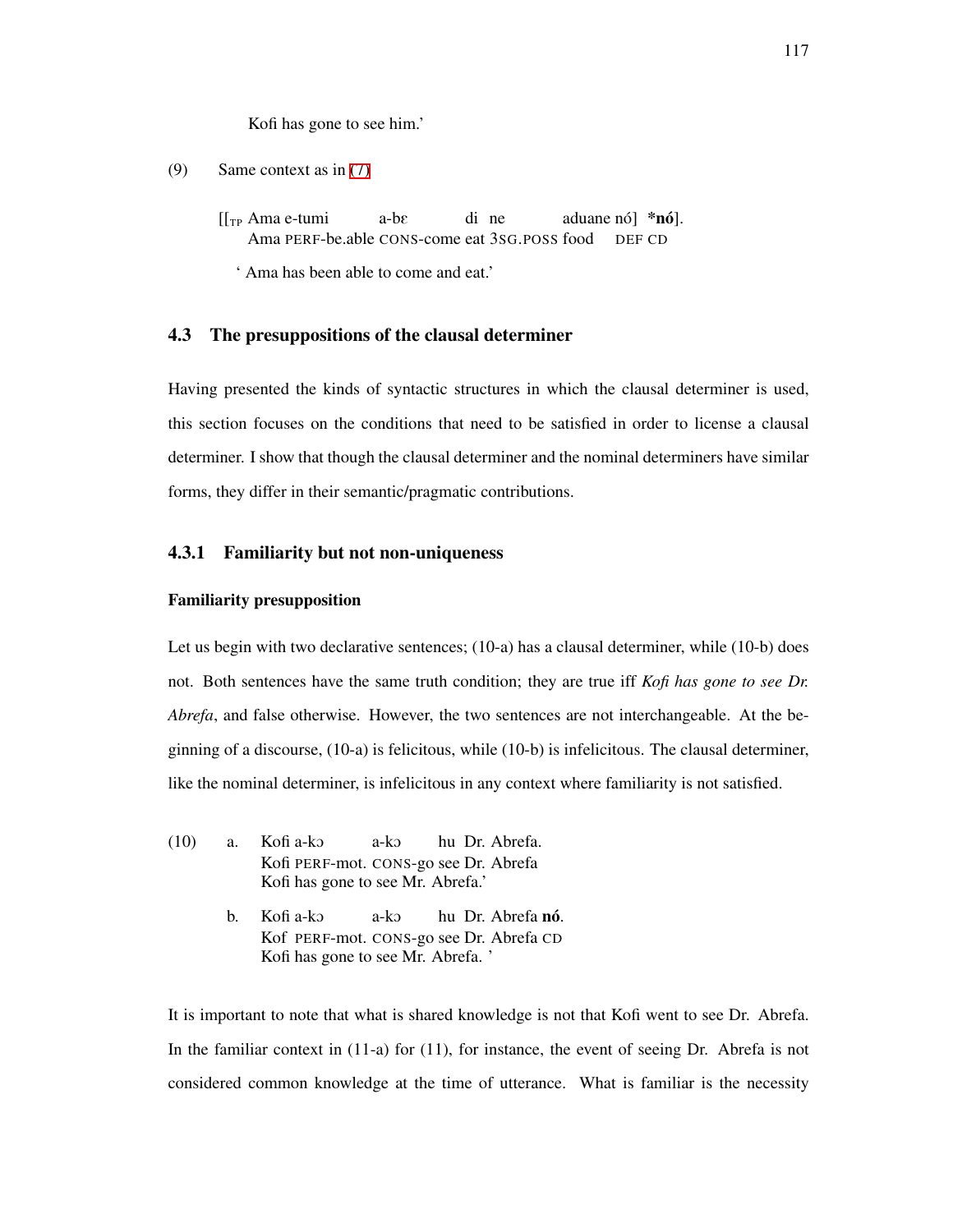Kofi has gone to see him.'

(9) Same context as in (7)

[[$_{TP}$ Ama e-tumi a-bɛ di ne aduane nó] ***nó**].
Ama PERF-be.able CONS-come eat 3SG.POSS food DEF CD

' Ama has been able to come and eat.'

### 4.3 The presuppositions of the clausal determiner

Having presented the kinds of syntactic structures in which the clausal determiner is used, this section focuses on the conditions that need to be satisfied in order to license a clausal determiner. I show that though the clausal determiner and the nominal determiners have similar forms, they differ in their semantic/pragmatic contributions.

#### 4.3.1 Familiarity but not non-uniqueness

**Familiarity presupposition**

Let us begin with two declarative sentences; (10-a) has a clausal determiner, while (10-b) does not. Both sentences have the same truth condition; they are true iff *Kofi has gone to see Dr. Abrefa*, and false otherwise. However, the two sentences are not interchangeable. At the beginning of a discourse, (10-a) is felicitous, while (10-b) is infelicitous. The clausal determiner, like the nominal determiner, is infelicitous in any context where familiarity is not satisfied.

(10) a. Kofi a-kɔ a-kɔ hu Dr. Abrefa.
Kofi PERF-mot. CONS-go see Dr. Abrefa
Kofi has gone to see Mr. Abrefa.'

b. Kofi a-kɔ a-kɔ hu Dr. Abrefa **nó**.
Kof PERF-mot. CONS-go see Dr. Abrefa CD
Kofi has gone to see Mr. Abrefa. '

It is important to note that what is shared knowledge is not that Kofi went to see Dr. Abrefa. In the familiar context in (11-a) for (11), for instance, the event of seeing Dr. Abrefa is not considered common knowledge at the time of utterance. What is familiar is the necessity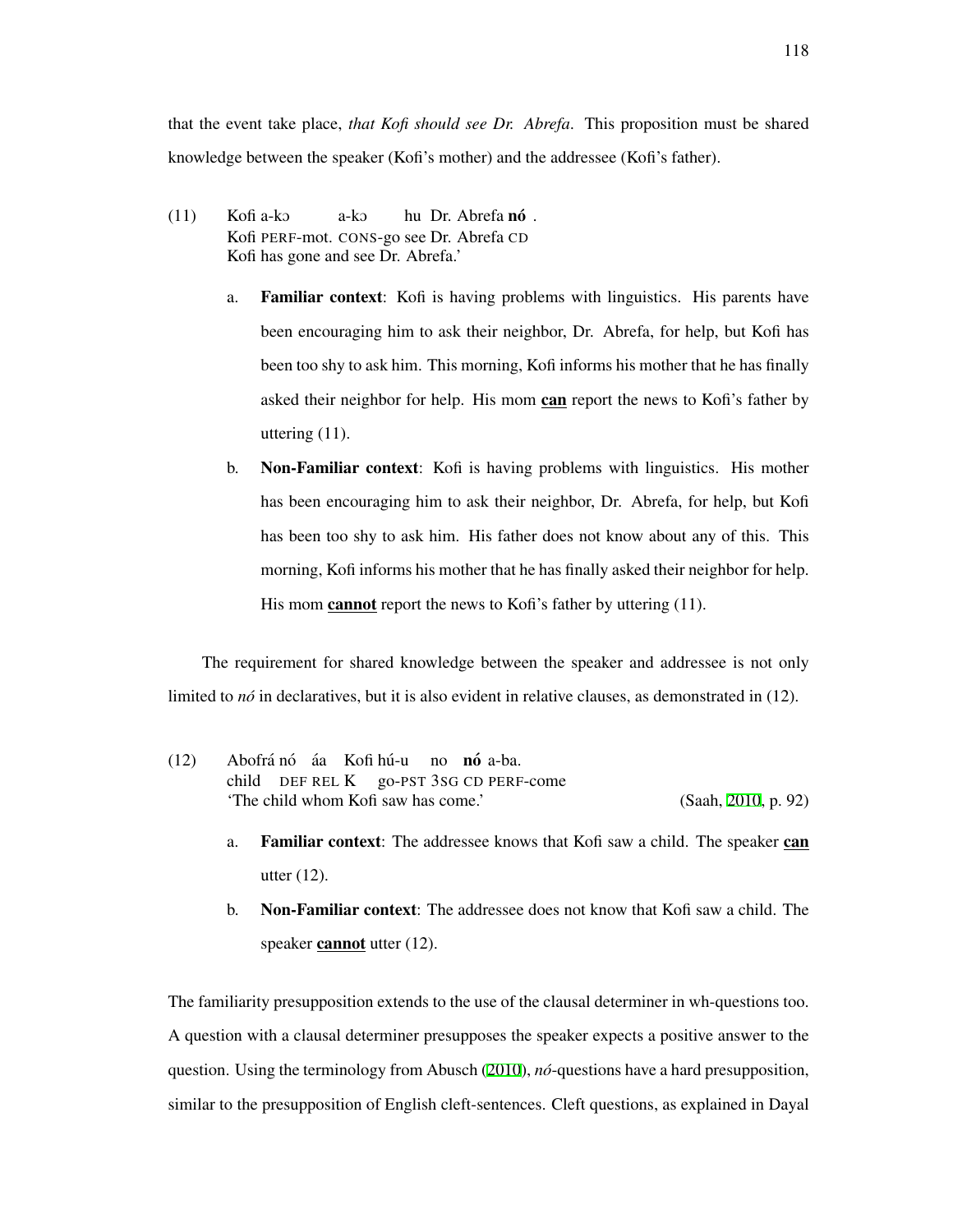that the event take place, *that Kofi should see Dr. Abrefa*. This proposition must be shared knowledge between the speaker (Kofi's mother) and the addressee (Kofi's father).

(11) Kofi a-kɔ a-kɔ hu Dr. Abrefa **nó** .
Kofi PERF-mot. CONS-go see Dr. Abrefa CD
Kofi has gone and see Dr. Abrefa.'

a. **Familiar context**: Kofi is having problems with linguistics. His parents have been encouraging him to ask their neighbor, Dr. Abrefa, for help, but Kofi has been too shy to ask him. This morning, Kofi informs his mother that he has finally asked their neighbor for help. His mom **can** report the news to Kofi's father by uttering (11).

b. **Non-Familiar context**: Kofi is having problems with linguistics. His mother has been encouraging him to ask their neighbor, Dr. Abrefa, for help, but Kofi has been too shy to ask him. His father does not know about any of this. This morning, Kofi informs his mother that he has finally asked their neighbor for help. His mom **cannot** report the news to Kofi's father by uttering (11).

The requirement for shared knowledge between the speaker and addressee is not only limited to *nó* in declaratives, but it is also evident in relative clauses, as demonstrated in (12).

(12) Abofrá nó áa Kofi hú-u no **nó** a-ba.
child DEF REL K go-PST 3SG CD PERF-come
'The child whom Kofi saw has come.' (Saah, 2010, p. 92)

a. **Familiar context**: The addressee knows that Kofi saw a child. The speaker **can** utter (12).

b. **Non-Familiar context**: The addressee does not know that Kofi saw a child. The speaker **cannot** utter (12).

The familiarity presupposition extends to the use of the clausal determiner in wh-questions too. A question with a clausal determiner presupposes the speaker expects a positive answer to the question. Using the terminology from Abusch (2010), *nó*-questions have a hard presupposition, similar to the presupposition of English cleft-sentences. Cleft questions, as explained in Dayal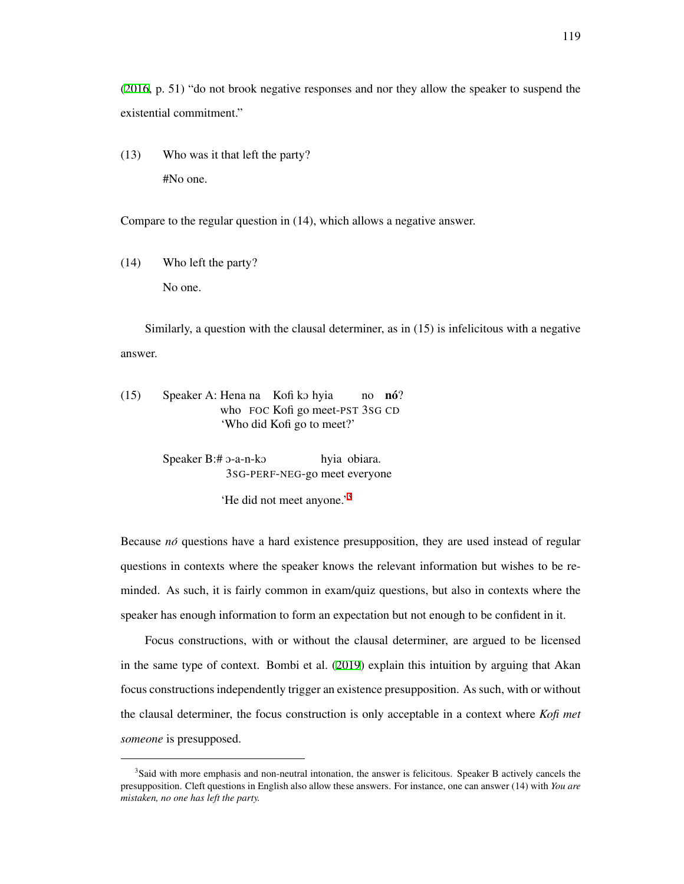(2016, p. 51) "do not brook negative responses and nor they allow the speaker to suspend the existential commitment."

(13) Who was it that left the party?

#No one.

Compare to the regular question in (14), which allows a negative answer.

(14) Who left the party?

No one.

Similarly, a question with the clausal determiner, as in (15) is infelicitous with a negative answer.

(15) Speaker A: Hena na Kofi kɔ hyia no **nó**?
who FOC Kofi go meet-PST 3SG CD
'Who did Kofi go to meet?'

Speaker B:# ɔ-a-n-kɔ hyia obiara.
3SG-PERF-NEG-go meet everyone
'He did not meet anyone.'[3]

Because *nó* questions have a hard existence presupposition, they are used instead of regular questions in contexts where the speaker knows the relevant information but wishes to be reminded. As such, it is fairly common in exam/quiz questions, but also in contexts where the speaker has enough information to form an expectation but not enough to be confident in it.

Focus constructions, with or without the clausal determiner, are argued to be licensed in the same type of context. Bombi et al. (2019) explain this intuition by arguing that Akan focus constructions independently trigger an existence presupposition. As such, with or without the clausal determiner, the focus construction is only acceptable in a context where *Kofi met someone* is presupposed.

[3] Said with more emphasis and non-neutral intonation, the answer is felicitous. Speaker B actively cancels the presupposition. Cleft questions in English also allow these answers. For instance, one can answer (14) with *You are mistaken, no one has left the party.*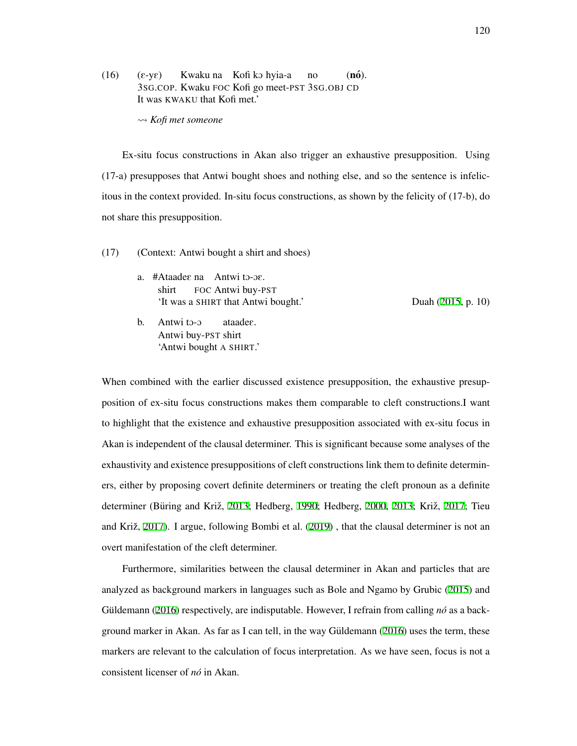(16) (ɛ-yɛ) Kwaku na Kofi kɔ hyia-a no (**nó**).
3SG.COP. Kwaku FOC Kofi go meet-PST 3SG.OBJ CD
It was KWAKU that Kofi met.'

⇝ *Kofi met someone*

Ex-situ focus constructions in Akan also trigger an exhaustive presupposition. Using (17-a) presupposes that Antwi bought shoes and nothing else, and so the sentence is infelicitous in the context provided. In-situ focus constructions, as shown by the felicity of (17-b), do not share this presupposition.

(17) (Context: Antwi bought a shirt and shoes)

a. #Ataadeɛ na Antwi tɔ-ɔɛ.
shirt FOC Antwi buy-PST
'It was a SHIRT that Antwi bought.' Duah (2015, p. 10)

b. Antwi tɔ-ɔ ataadeɛ.
Antwi buy-PST shirt
'Antwi bought A SHIRT.'

When combined with the earlier discussed existence presupposition, the exhaustive presupposition of ex-situ focus constructions makes them comparable to cleft constructions.I want to highlight that the existence and exhaustive presupposition associated with ex-situ focus in Akan is independent of the clausal determiner. This is significant because some analyses of the exhaustivity and existence presuppositions of cleft constructions link them to definite determiners, either by proposing covert definite determiners or treating the cleft pronoun as a definite determiner (Büring and Križ, 2013; Hedberg, 1990; Hedberg, 2000, 2013; Križ, 2017; Tieu and Križ, 2017). I argue, following Bombi et al. (2019) , that the clausal determiner is not an overt manifestation of the cleft determiner.

Furthermore, similarities between the clausal determiner in Akan and particles that are analyzed as background markers in languages such as Bole and Ngamo by Grubic (2015) and Güldemann (2016) respectively, are indisputable. However, I refrain from calling *nó* as a background marker in Akan. As far as I can tell, in the way Güldemann (2016) uses the term, these markers are relevant to the calculation of focus interpretation. As we have seen, focus is not a consistent licenser of *nó* in Akan.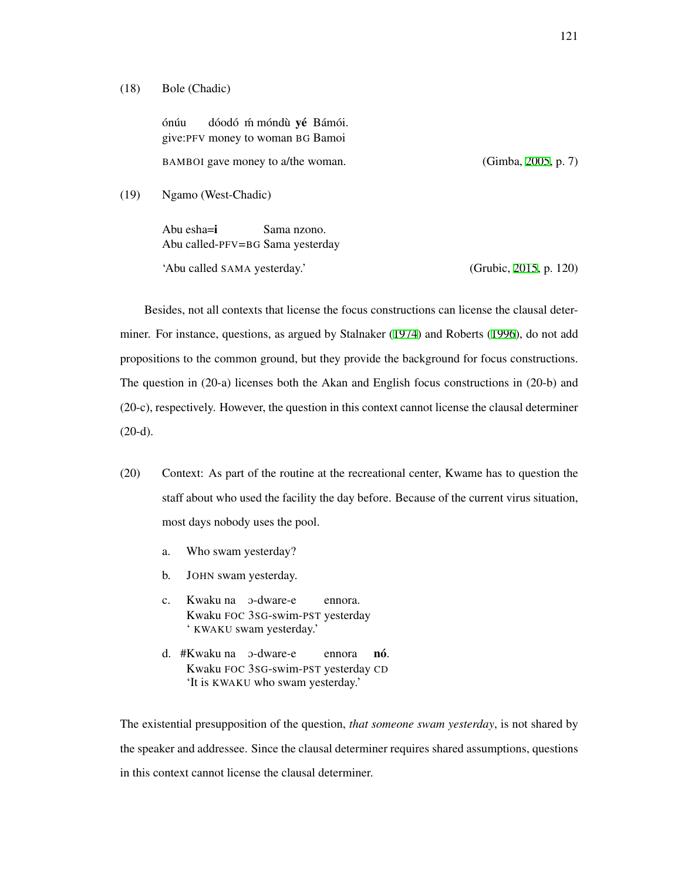(18) Bole (Chadic)

ónúu dóodó ḿ móndù **yé** Bámói.
give:PFV money to woman BG Bamoi

BAMBOI gave money to a/the woman. (Gimba, 2005, p. 7)

(19) Ngamo (West-Chadic)

Abu esha=**i** Sama nzono.
Abu called-PFV=BG Sama yesterday

'Abu called SAMA yesterday.' (Grubic, 2015, p. 120)

Besides, not all contexts that license the focus constructions can license the clausal determiner. For instance, questions, as argued by Stalnaker (1974) and Roberts (1996), do not add propositions to the common ground, but they provide the background for focus constructions. The question in (20-a) licenses both the Akan and English focus constructions in (20-b) and (20-c), respectively. However, the question in this context cannot license the clausal determiner (20-d).

(20) Context: As part of the routine at the recreational center, Kwame has to question the staff about who used the facility the day before. Because of the current virus situation, most days nobody uses the pool.

a. Who swam yesterday?

b. JOHN swam yesterday.

c. Kwaku na ɔ-dware-e ennora.
   Kwaku FOC 3SG-swim-PST yesterday
   ' KWAKU swam yesterday.'

d. #Kwaku na ɔ-dware-e ennora **nó**.
   Kwaku FOC 3SG-swim-PST yesterday CD
   'It is KWAKU who swam yesterday.'

The existential presupposition of the question, *that someone swam yesterday*, is not shared by the speaker and addressee. Since the clausal determiner requires shared assumptions, questions in this context cannot license the clausal determiner.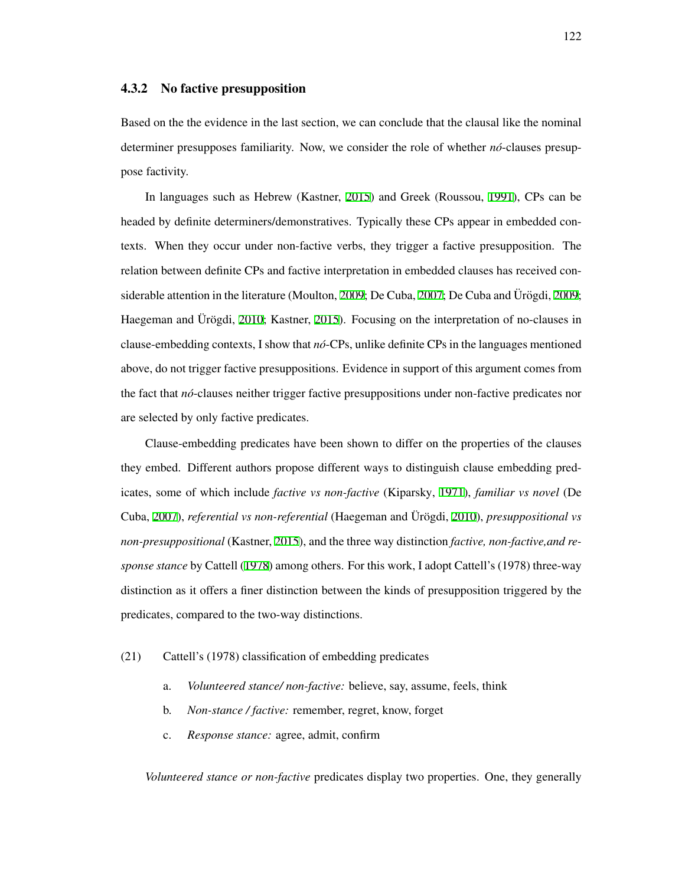### 4.3.2 No factive presupposition

Based on the the evidence in the last section, we can conclude that the clausal like the nominal determiner presupposes familiarity. Now, we consider the role of whether *nó*-clauses presuppose factivity.

In languages such as Hebrew (Kastner, 2015) and Greek (Roussou, 1991), CPs can be headed by definite determiners/demonstratives. Typically these CPs appear in embedded contexts. When they occur under non-factive verbs, they trigger a factive presupposition. The relation between definite CPs and factive interpretation in embedded clauses has received considerable attention in the literature (Moulton, 2009; De Cuba, 2007; De Cuba and Ürögdi, 2009; Haegeman and Ürögdi, 2010; Kastner, 2015). Focusing on the interpretation of no-clauses in clause-embedding contexts, I show that *nó*-CPs, unlike definite CPs in the languages mentioned above, do not trigger factive presuppositions. Evidence in support of this argument comes from the fact that *nó*-clauses neither trigger factive presuppositions under non-factive predicates nor are selected by only factive predicates.

Clause-embedding predicates have been shown to differ on the properties of the clauses they embed. Different authors propose different ways to distinguish clause embedding predicates, some of which include *factive vs non-factive* (Kiparsky, 1971), *familiar vs novel* (De Cuba, 2007), *referential vs non-referential* (Haegeman and Ürögdi, 2010), *presuppositional vs non-presuppositional* (Kastner, 2015), and the three way distinction *factive, non-factive,and response stance* by Cattell (1978) among others. For this work, I adopt Cattell's (1978) three-way distinction as it offers a finer distinction between the kinds of presupposition triggered by the predicates, compared to the two-way distinctions.

(21) Cattell's (1978) classification of embedding predicates

a. *Volunteered stance/ non-factive:* believe, say, assume, feels, think

b. *Non-stance / factive:* remember, regret, know, forget

c. *Response stance:* agree, admit, confirm

*Volunteered stance or non-factive* predicates display two properties. One, they generally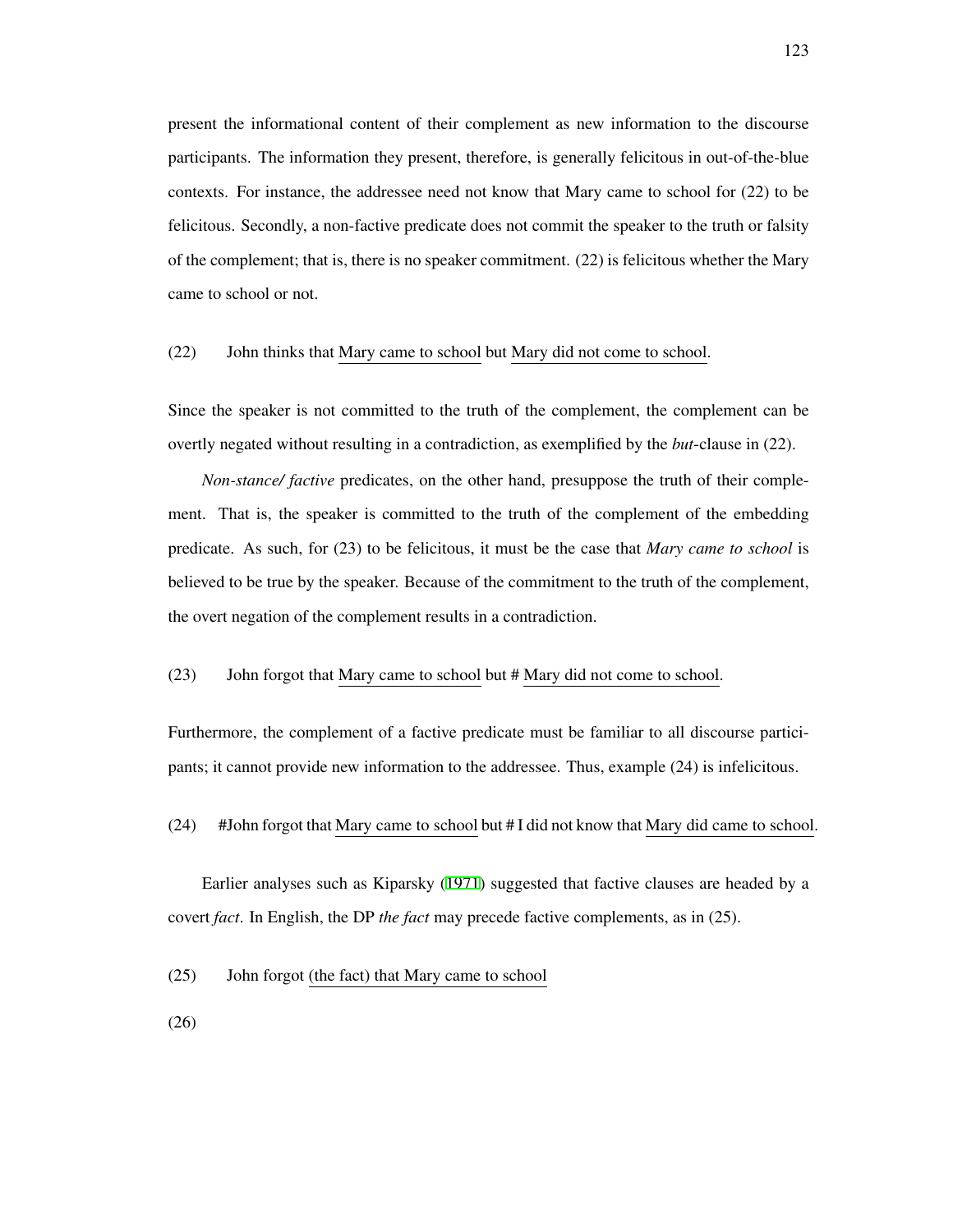present the informational content of their complement as new information to the discourse participants. The information they present, therefore, is generally felicitous in out-of-the-blue contexts. For instance, the addressee need not know that Mary came to school for (22) to be felicitous. Secondly, a non-factive predicate does not commit the speaker to the truth or falsity of the complement; that is, there is no speaker commitment. (22) is felicitous whether the Mary came to school or not.

(22) John thinks that Mary came to school but Mary did not come to school.

Since the speaker is not committed to the truth of the complement, the complement can be overtly negated without resulting in a contradiction, as exemplified by the *but*-clause in (22).

*Non-stance/ factive* predicates, on the other hand, presuppose the truth of their complement. That is, the speaker is committed to the truth of the complement of the embedding predicate. As such, for (23) to be felicitous, it must be the case that *Mary came to school* is believed to be true by the speaker. Because of the commitment to the truth of the complement, the overt negation of the complement results in a contradiction.

(23) John forgot that Mary came to school but # Mary did not come to school.

Furthermore, the complement of a factive predicate must be familiar to all discourse participants; it cannot provide new information to the addressee. Thus, example (24) is infelicitous.

(24) #John forgot that Mary came to school but # I did not know that Mary did came to school.

Earlier analyses such as Kiparsky (1971) suggested that factive clauses are headed by a covert *fact*. In English, the DP *the fact* may precede factive complements, as in (25).

(25) John forgot (the fact) that Mary came to school

(26)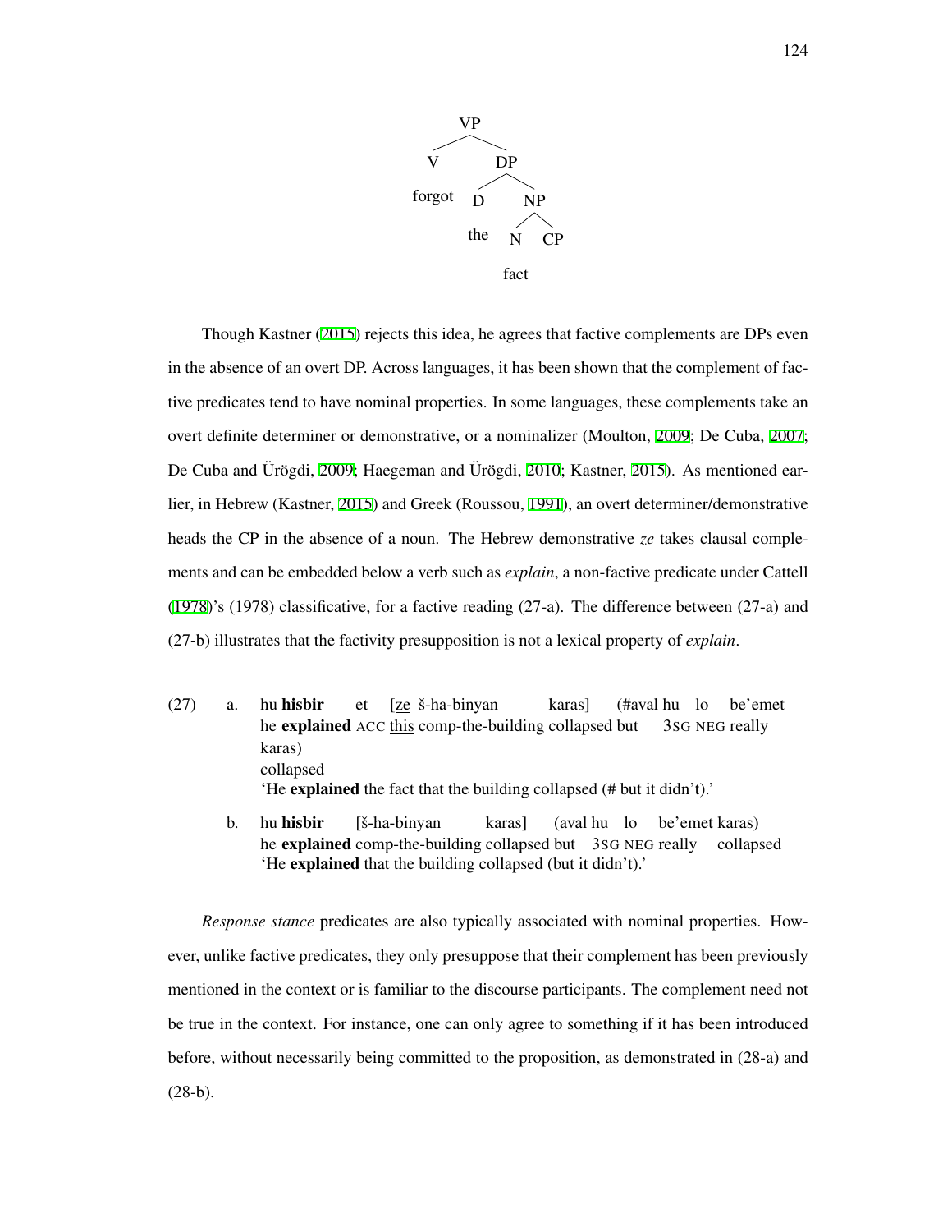```
VP
├── V
│   └── forgot
└── DP
    ├── D
    │   └── the
    └── NP
        ├── N
        │   └── fact
        └── CP
```

Though Kastner (2015) rejects this idea, he agrees that factive complements are DPs even in the absence of an overt DP. Across languages, it has been shown that the complement of factive predicates tend to have nominal properties. In some languages, these complements take an overt definite determiner or demonstrative, or a nominalizer (Moulton, 2009; De Cuba, 2007; De Cuba and Ürögdi, 2009; Haegeman and Ürögdi, 2010; Kastner, 2015). As mentioned earlier, in Hebrew (Kastner, 2015) and Greek (Roussou, 1991), an overt determiner/demonstrative heads the CP in the absence of a noun. The Hebrew demonstrative *ze* takes clausal complements and can be embedded below a verb such as *explain*, a non-factive predicate under Cattell (1978)'s (1978) classificative, for a factive reading (27-a). The difference between (27-a) and (27-b) illustrates that the factivity presupposition is not a lexical property of *explain*.

(27) a. hu **hisbir** et [<u>ze</u> š-ha-binyan karas] (#aval hu lo be'emet karas)
he **explained** ACC <u>this</u> comp-the-building collapsed but 3SG NEG really collapsed
'He **explained** the fact that the building collapsed (# but it didn't).'

b. hu **hisbir** [š-ha-binyan karas] (aval hu lo be'emet karas)
he **explained** comp-the-building collapsed but 3SG NEG really collapsed
'He **explained** that the building collapsed (but it didn't).'

*Response stance* predicates are also typically associated with nominal properties. However, unlike factive predicates, they only presuppose that their complement has been previously mentioned in the context or is familiar to the discourse participants. The complement need not be true in the context. For instance, one can only agree to something if it has been introduced before, without necessarily being committed to the proposition, as demonstrated in (28-a) and (28-b).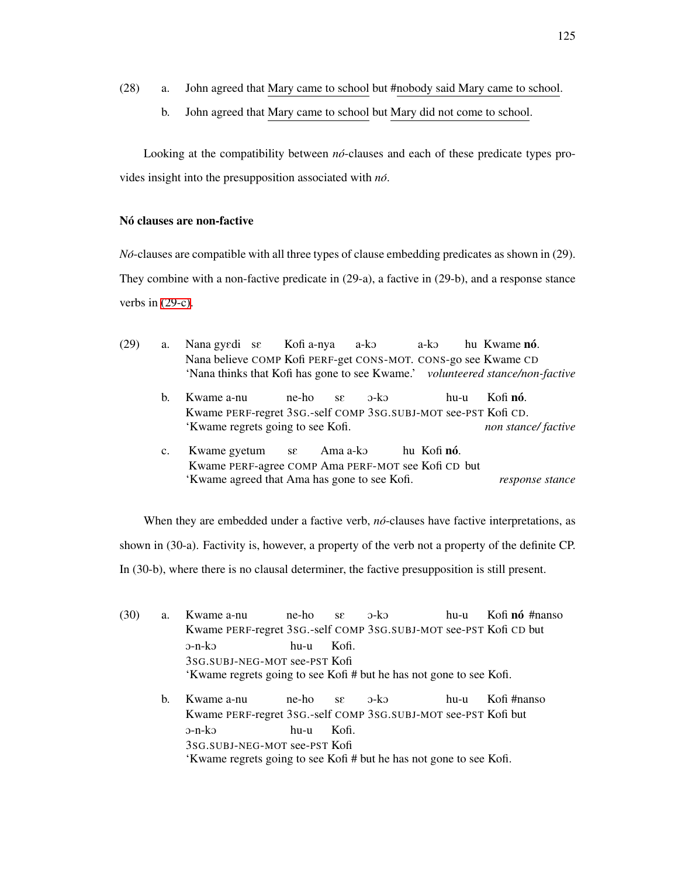(28) a. John agreed that Mary came to school but #nobody said Mary came to school.

b. John agreed that Mary came to school but Mary did not come to school.

Looking at the compatibility between *nó*-clauses and each of these predicate types provides insight into the presupposition associated with *nó*.

### Nó clauses are non-factive

*Nó*-clauses are compatible with all three types of clause embedding predicates as shown in (29). They combine with a non-factive predicate in (29-a), a factive in (29-b), and a response stance verbs in (29-c).

(29) a. Nana gyɛdi sɛ Kofi a-nya a-kɔ a-kɔ hu Kwame **nó**.
Nana believe COMP Kofi PERF-get CONS-MOT. CONS-go see Kwame CD
'Nana thinks that Kofi has gone to see Kwame.' *volunteered stance/non-factive*

b. Kwame a-nu ne-ho sɛ ɔ-kɔ hu-u Kofi **nó**.
Kwame PERF-regret 3SG.-self COMP 3SG.SUBJ-MOT see-PST Kofi CD.
'Kwame regrets going to see Kofi. *non stance/ factive*

c. Kwame gyetum sɛ Ama a-kɔ hu Kofi **nó**.
Kwame PERF-agree COMP Ama PERF-MOT see Kofi CD but
'Kwame agreed that Ama has gone to see Kofi. *response stance*

When they are embedded under a factive verb, *nó*-clauses have factive interpretations, as shown in (30-a). Factivity is, however, a property of the verb not a property of the definite CP. In (30-b), where there is no clausal determiner, the factive presupposition is still present.

(30) a. Kwame a-nu ne-ho sɛ ɔ-kɔ hu-u Kofi **nó** #nanso ɔ-n-kɔ hu-u Kofi.
Kwame PERF-regret 3SG.-self COMP 3SG.SUBJ-MOT see-PST Kofi CD but 3SG.SUBJ-NEG-MOT see-PST Kofi
'Kwame regrets going to see Kofi # but he has not gone to see Kofi.

b. Kwame a-nu ne-ho sɛ ɔ-kɔ hu-u Kofi #nanso ɔ-n-kɔ hu-u Kofi.
Kwame PERF-regret 3SG.-self COMP 3SG.SUBJ-MOT see-PST Kofi but 3SG.SUBJ-NEG-MOT see-PST Kofi
'Kwame regrets going to see Kofi # but he has not gone to see Kofi.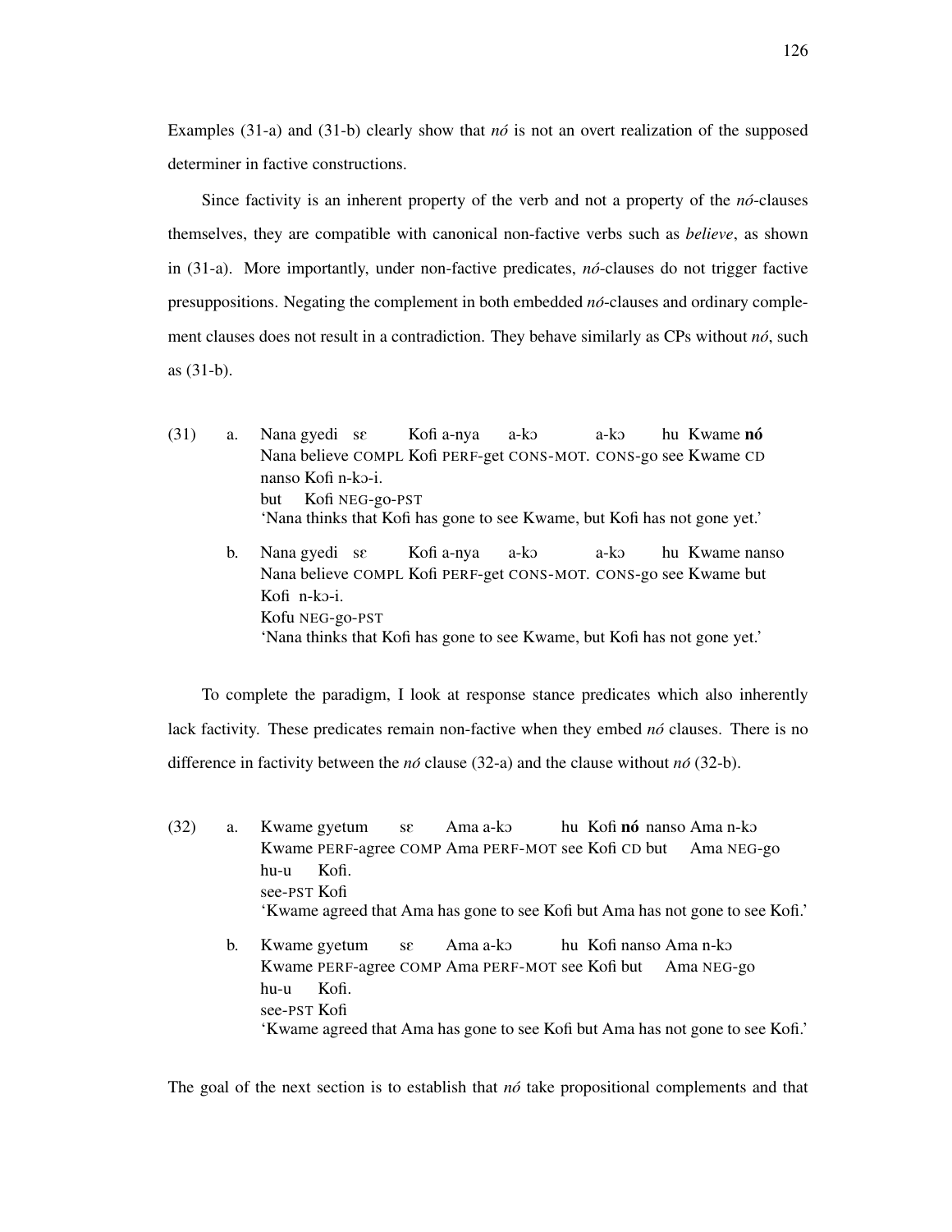Examples (31-a) and (31-b) clearly show that *nó* is not an overt realization of the supposed determiner in factive constructions.

Since factivity is an inherent property of the verb and not a property of the *nó*-clauses themselves, they are compatible with canonical non-factive verbs such as *believe*, as shown in (31-a). More importantly, under non-factive predicates, *nó*-clauses do not trigger factive presuppositions. Negating the complement in both embedded *nó*-clauses and ordinary complement clauses does not result in a contradiction. They behave similarly as CPs without *nó*, such as (31-b).

(31) a. Nana gyedi sɛ Kofi a-nya a-kɔ a-kɔ hu Kwame **nó** nanso Kofi n-kɔ-i.
Nana believe COMPL Kofi PERF-get CONS-MOT. CONS-go see Kwame CD but Kofi NEG-go-PST
'Nana thinks that Kofi has gone to see Kwame, but Kofi has not gone yet.'

b. Nana gyedi sɛ Kofi a-nya a-kɔ a-kɔ hu Kwame nanso Kofi n-kɔ-i.
Nana believe COMPL Kofi PERF-get CONS-MOT. CONS-go see Kwame but Kofu NEG-go-PST
'Nana thinks that Kofi has gone to see Kwame, but Kofi has not gone yet.'

To complete the paradigm, I look at response stance predicates which also inherently lack factivity. These predicates remain non-factive when they embed *nó* clauses. There is no difference in factivity between the *nó* clause (32-a) and the clause without *nó* (32-b).

(32) a. Kwame gyetum sɛ Ama a-kɔ hu Kofi **nó** nanso Ama n-kɔ hu-u Kofi.
Kwame PERF-agree COMP Ama PERF-MOT see Kofi CD but Ama NEG-go see-PST Kofi
'Kwame agreed that Ama has gone to see Kofi but Ama has not gone to see Kofi.'

b. Kwame gyetum sɛ Ama a-kɔ hu Kofi nanso Ama n-kɔ hu-u Kofi.
Kwame PERF-agree COMP Ama PERF-MOT see Kofi but Ama NEG-go see-PST Kofi
'Kwame agreed that Ama has gone to see Kofi but Ama has not gone to see Kofi.'

The goal of the next section is to establish that *nó* take propositional complements and that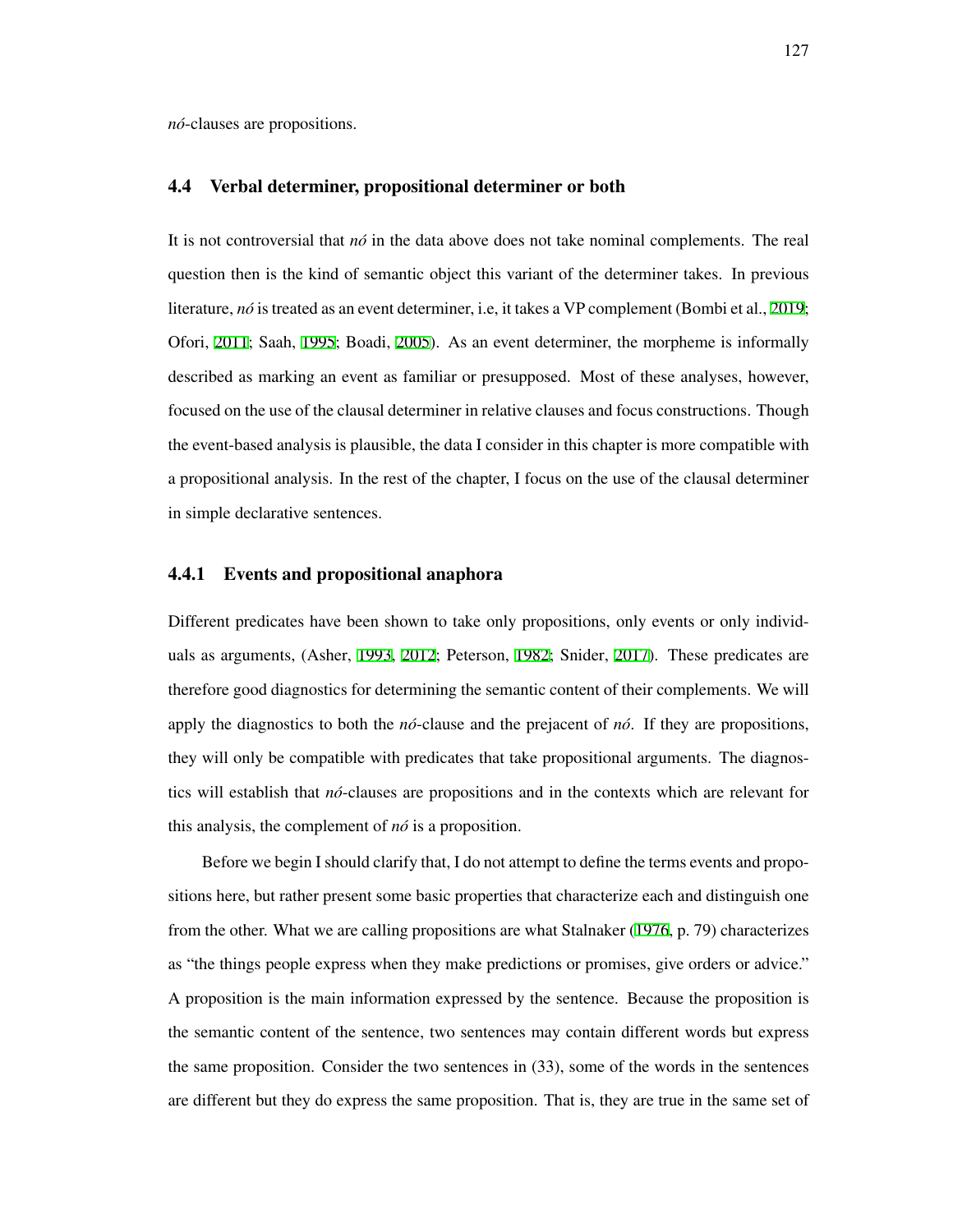*nó*-clauses are propositions.

## 4.4 Verbal determiner, propositional determiner or both

It is not controversial that *nó* in the data above does not take nominal complements. The real question then is the kind of semantic object this variant of the determiner takes. In previous literature, *nó* is treated as an event determiner, i.e, it takes a VP complement (Bombi et al., 2019; Ofori, 2011; Saah, 1995; Boadi, 2005). As an event determiner, the morpheme is informally described as marking an event as familiar or presupposed. Most of these analyses, however, focused on the use of the clausal determiner in relative clauses and focus constructions. Though the event-based analysis is plausible, the data I consider in this chapter is more compatible with a propositional analysis. In the rest of the chapter, I focus on the use of the clausal determiner in simple declarative sentences.

### 4.4.1 Events and propositional anaphora

Different predicates have been shown to take only propositions, only events or only individuals as arguments, (Asher, 1993, 2012; Peterson, 1982; Snider, 2017). These predicates are therefore good diagnostics for determining the semantic content of their complements. We will apply the diagnostics to both the *nó*-clause and the prejacent of *nó*. If they are propositions, they will only be compatible with predicates that take propositional arguments. The diagnostics will establish that *nó*-clauses are propositions and in the contexts which are relevant for this analysis, the complement of *nó* is a proposition.

Before we begin I should clarify that, I do not attempt to define the terms events and propositions here, but rather present some basic properties that characterize each and distinguish one from the other. What we are calling propositions are what Stalnaker (1976, p. 79) characterizes as "the things people express when they make predictions or promises, give orders or advice." A proposition is the main information expressed by the sentence. Because the proposition is the semantic content of the sentence, two sentences may contain different words but express the same proposition. Consider the two sentences in (33), some of the words in the sentences are different but they do express the same proposition. That is, they are true in the same set of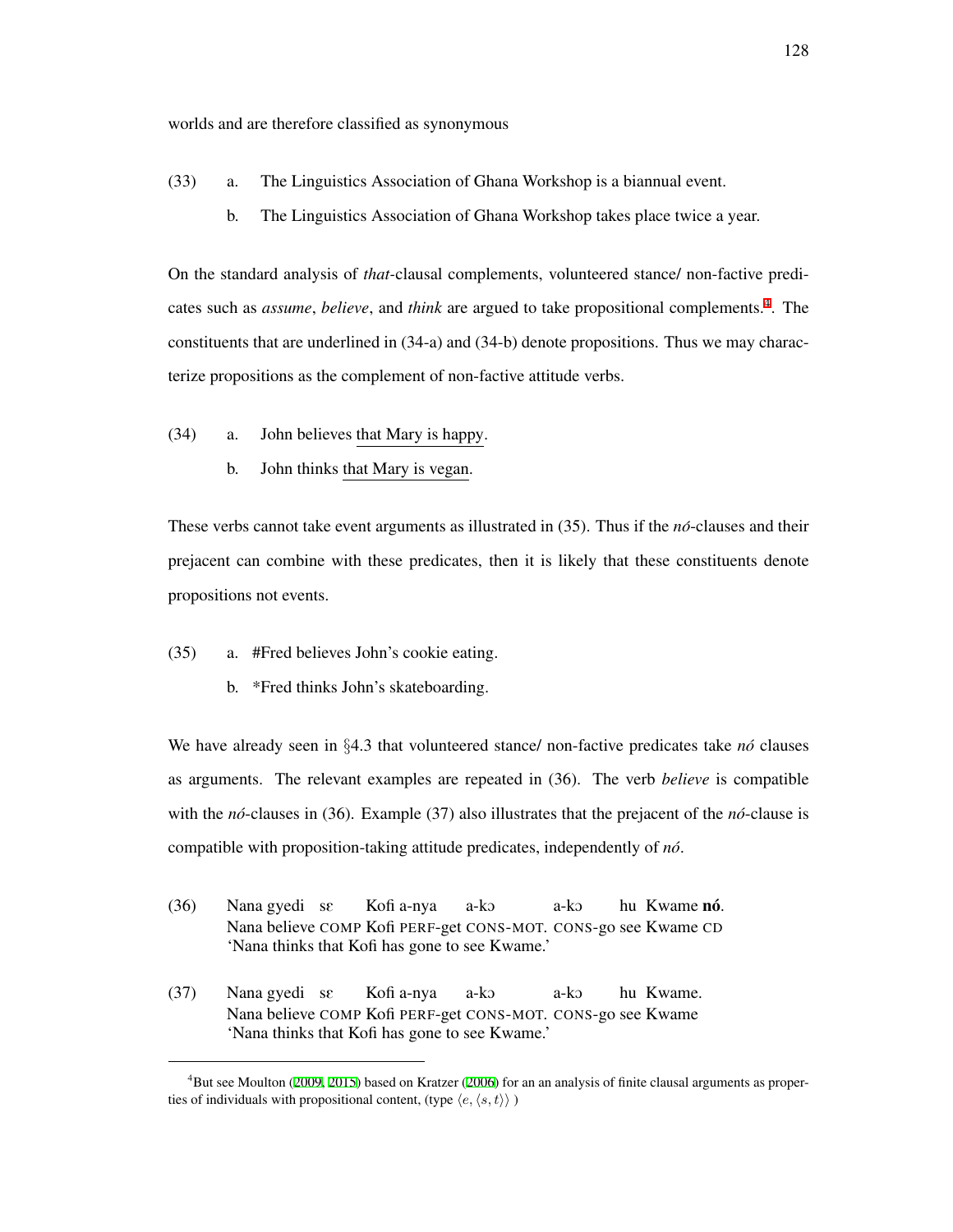worlds and are therefore classified as synonymous

(33) a. The Linguistics Association of Ghana Workshop is a biannual event.

b. The Linguistics Association of Ghana Workshop takes place twice a year.

On the standard analysis of *that*-clausal complements, volunteered stance/ non-factive predicates such as *assume*, *believe*, and *think* are argued to take propositional complements.[4]. The constituents that are underlined in (34-a) and (34-b) denote propositions. Thus we may characterize propositions as the complement of non-factive attitude verbs.

(34) a. John believes <u>that Mary is happy</u>.

b. John thinks <u>that Mary is vegan</u>.

These verbs cannot take event arguments as illustrated in (35). Thus if the *nó*-clauses and their prejacent can combine with these predicates, then it is likely that these constituents denote propositions not events.

(35) a. #Fred believes John's cookie eating.

b. *Fred thinks John's skateboarding.

We have already seen in §4.3 that volunteered stance/ non-factive predicates take *nó* clauses as arguments. The relevant examples are repeated in (36). The verb *believe* is compatible with the *nó*-clauses in (36). Example (37) also illustrates that the prejacent of the *nó*-clause is compatible with proposition-taking attitude predicates, independently of *nó*.

(36) Nana gyedi sɛ Kofi a-nya a-kɔ a-kɔ hu Kwame **nó**.
Nana believe COMP Kofi PERF-get CONS-MOT. CONS-go see Kwame CD
'Nana thinks that Kofi has gone to see Kwame.'

(37) Nana gyedi sɛ Kofi a-nya a-kɔ a-kɔ hu Kwame.
Nana believe COMP Kofi PERF-get CONS-MOT. CONS-go see Kwame
'Nana thinks that Kofi has gone to see Kwame.'

[4] But see Moulton (2009, 2015) based on Kratzer (2006) for an an analysis of finite clausal arguments as properties of individuals with propositional content, (type $\langle e, \langle s, t \rangle \rangle$ )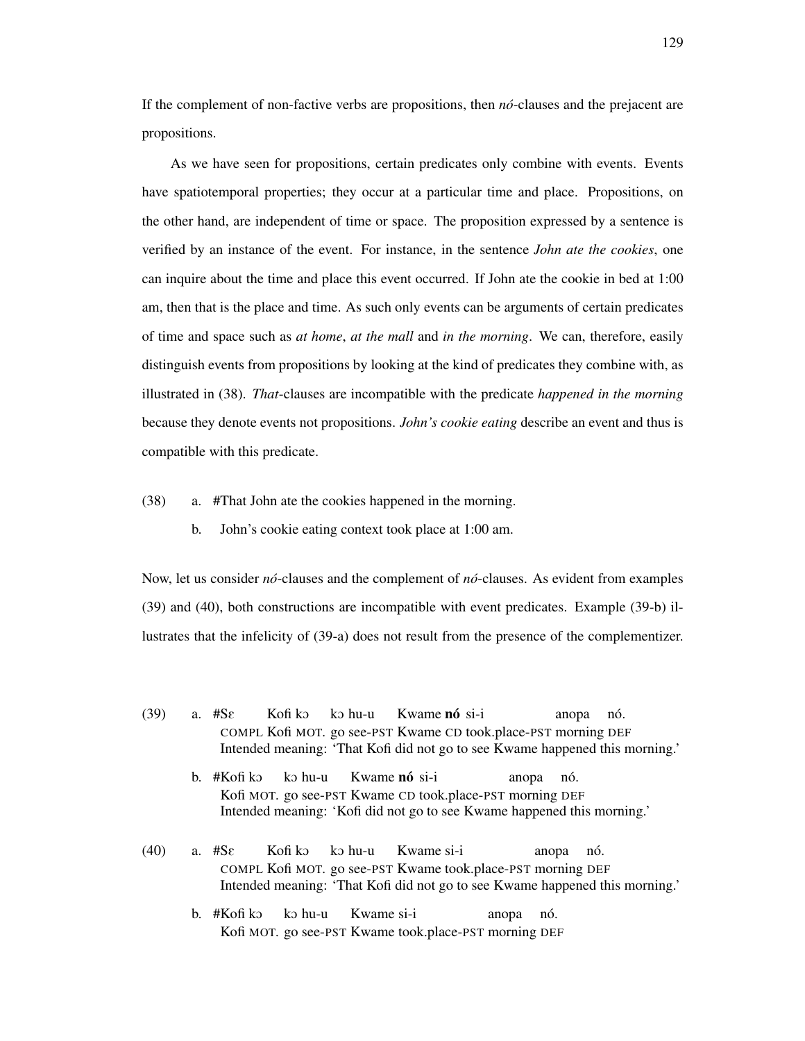If the complement of non-factive verbs are propositions, then *nó*-clauses and the prejacent are propositions.

As we have seen for propositions, certain predicates only combine with events. Events have spatiotemporal properties; they occur at a particular time and place. Propositions, on the other hand, are independent of time or space. The proposition expressed by a sentence is verified by an instance of the event. For instance, in the sentence *John ate the cookies*, one can inquire about the time and place this event occurred. If John ate the cookie in bed at 1:00 am, then that is the place and time. As such only events can be arguments of certain predicates of time and space such as *at home*, *at the mall* and *in the morning*. We can, therefore, easily distinguish events from propositions by looking at the kind of predicates they combine with, as illustrated in (38). *That*-clauses are incompatible with the predicate *happened in the morning* because they denote events not propositions. *John's cookie eating* describe an event and thus is compatible with this predicate.

(38) a. #That John ate the cookies happened in the morning.

b. John's cookie eating context took place at 1:00 am.

Now, let us consider *nó*-clauses and the complement of *nó*-clauses. As evident from examples (39) and (40), both constructions are incompatible with event predicates. Example (39-b) illustrates that the infelicity of (39-a) does not result from the presence of the complementizer.

(39) a. #Sɛ Kofi kɔ kɔ hu-u Kwame **nó** si-i anopa nó.
COMPL Kofi MOT. go see-PST Kwame CD took.place-PST morning DEF
Intended meaning: 'That Kofi did not go to see Kwame happened this morning.'

b. #Kofi kɔ kɔ hu-u Kwame **nó** si-i anopa nó.
Kofi MOT. go see-PST Kwame CD took.place-PST morning DEF
Intended meaning: 'Kofi did not go to see Kwame happened this morning.'

(40) a. #Sɛ Kofi kɔ kɔ hu-u Kwame si-i anopa nó.
COMPL Kofi MOT. go see-PST Kwame took.place-PST morning DEF
Intended meaning: 'That Kofi did not go to see Kwame happened this morning.'

b. #Kofi kɔ kɔ hu-u Kwame si-i anopa nó.
Kofi MOT. go see-PST Kwame took.place-PST morning DEF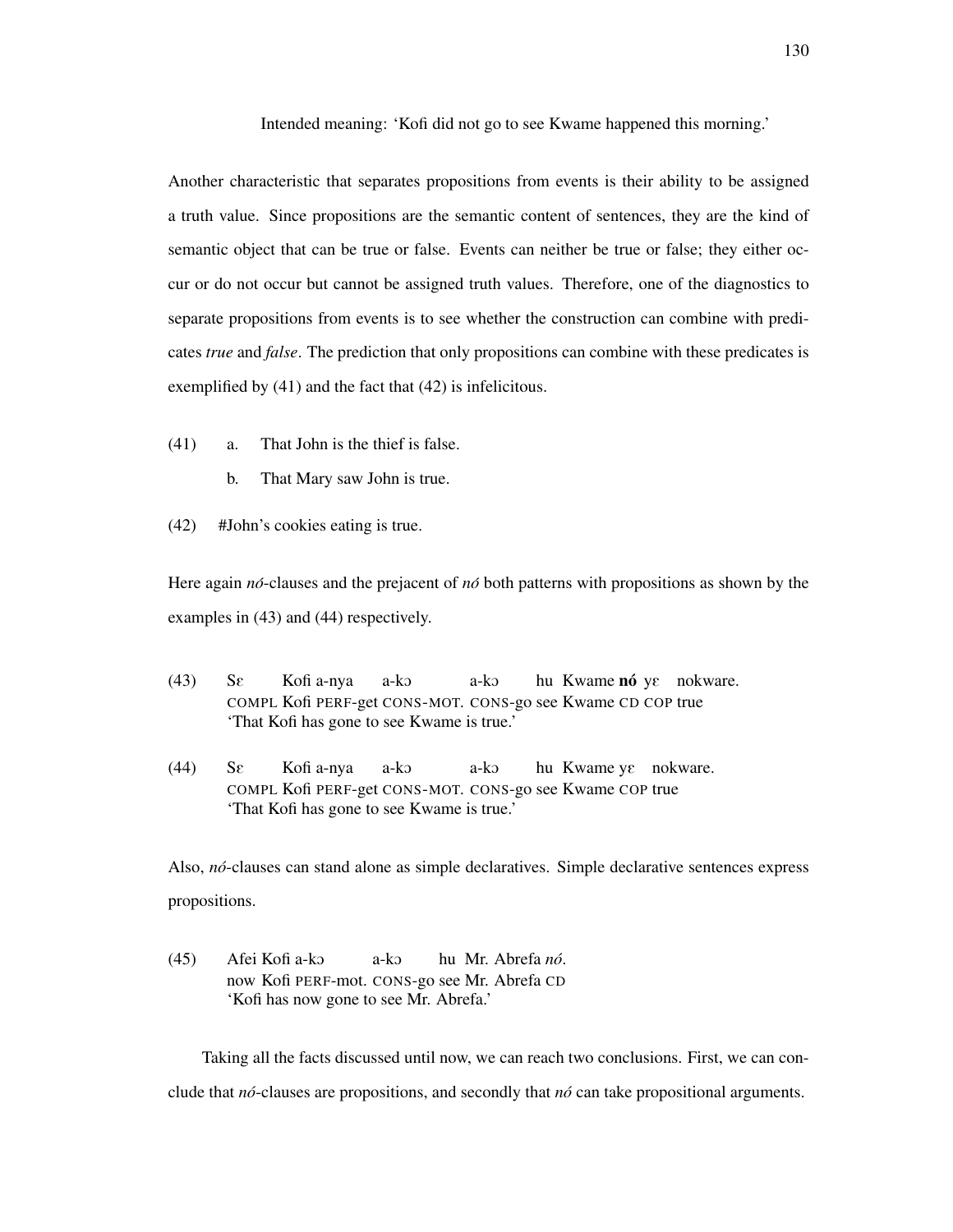Intended meaning: 'Kofi did not go to see Kwame happened this morning.'

Another characteristic that separates propositions from events is their ability to be assigned a truth value. Since propositions are the semantic content of sentences, they are the kind of semantic object that can be true or false. Events can neither be true or false; they either occur or do not occur but cannot be assigned truth values. Therefore, one of the diagnostics to separate propositions from events is to see whether the construction can combine with predicates *true* and *false*. The prediction that only propositions can combine with these predicates is exemplified by (41) and the fact that (42) is infelicitous.

(41) a. That John is the thief is false.

b. That Mary saw John is true.

(42) #John's cookies eating is true.

Here again *nó*-clauses and the prejacent of *nó* both patterns with propositions as shown by the examples in (43) and (44) respectively.

(43) Sɛ Kofi a-nya a-kɔ a-kɔ hu Kwame **nó** yɛ nokware.
COMPL Kofi PERF-get CONS-MOT. CONS-go see Kwame CD COP true
'That Kofi has gone to see Kwame is true.'

(44) Sɛ Kofi a-nya a-kɔ a-kɔ hu Kwame yɛ nokware.
COMPL Kofi PERF-get CONS-MOT. CONS-go see Kwame COP true
'That Kofi has gone to see Kwame is true.'

Also, *nó*-clauses can stand alone as simple declaratives. Simple declarative sentences express propositions.

(45) Afei Kofi a-kɔ a-kɔ hu Mr. Abrefa *nó*.
now Kofi PERF-mot. CONS-go see Mr. Abrefa CD
'Kofi has now gone to see Mr. Abrefa.'

Taking all the facts discussed until now, we can reach two conclusions. First, we can conclude that *nó*-clauses are propositions, and secondly that *nó* can take propositional arguments.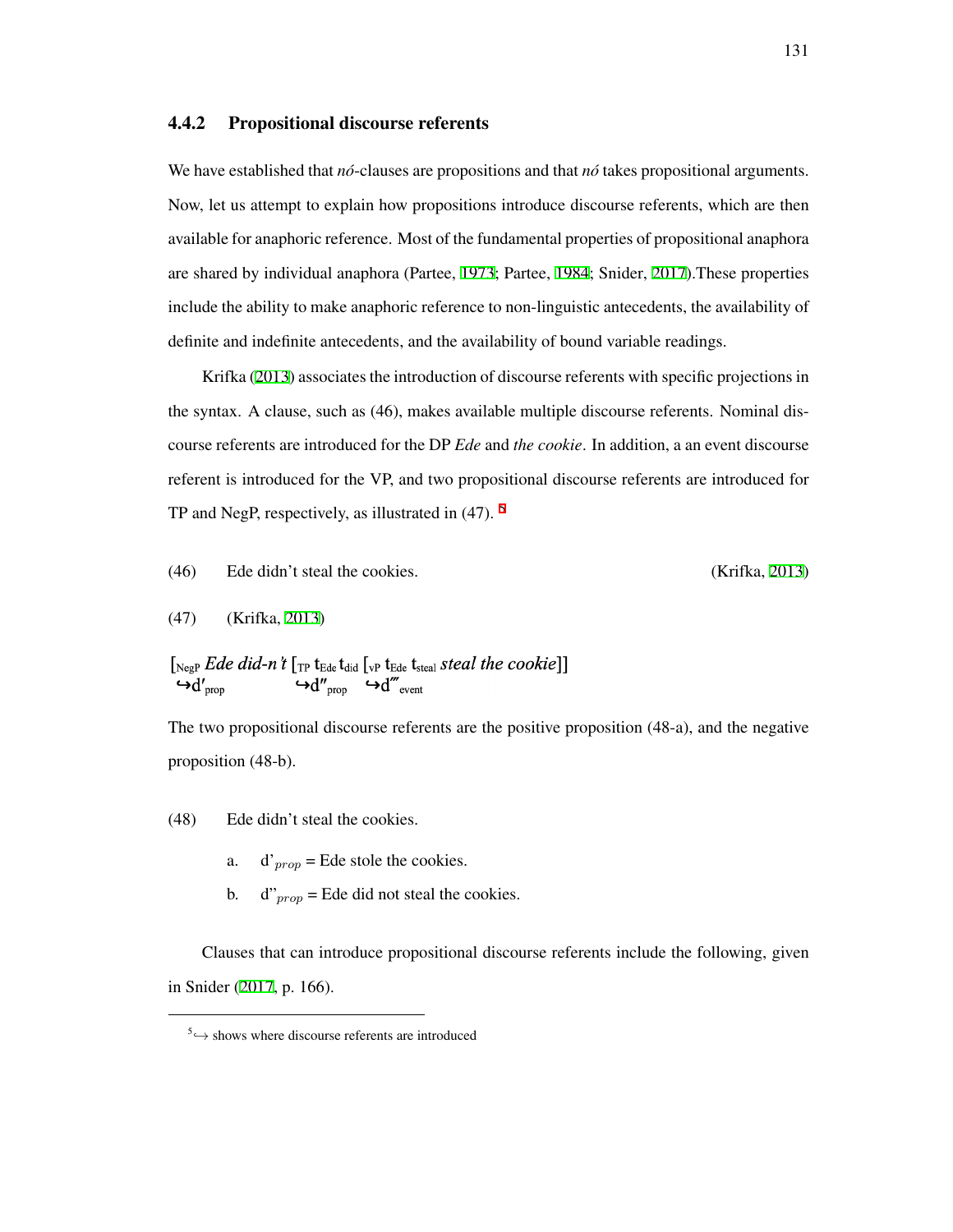### 4.4.2 Propositional discourse referents

We have established that *nó*-clauses are propositions and that *nó* takes propositional arguments. Now, let us attempt to explain how propositions introduce discourse referents, which are then available for anaphoric reference. Most of the fundamental properties of propositional anaphora are shared by individual anaphora (Partee, 1973; Partee, 1984; Snider, 2017).These properties include the ability to make anaphoric reference to non-linguistic antecedents, the availability of definite and indefinite antecedents, and the availability of bound variable readings.

Krifka (2013) associates the introduction of discourse referents with specific projections in the syntax. A clause, such as (46), makes available multiple discourse referents. Nominal discourse referents are introduced for the DP *Ede* and *the cookie*. In addition, a an event discourse referent is introduced for the VP, and two propositional discourse referents are introduced for TP and NegP, respectively, as illustrated in (47). [5]

(46) Ede didn't steal the cookies. (Krifka, 2013)

(47) (Krifka, 2013)

$[_{\text{NegP}}$ ***Ede did-n't*** $[_{\text{TP}}$ $t_{\text{Ede}}$ $t_{\text{did}}$ $[_{\text{vP}}$ $t_{\text{Ede}}$ $t_{\text{steal}}$ ***steal the cookie***$]]$
$\hookrightarrow d'_{\text{prop}}$ $\hookrightarrow d''_{\text{prop}}$ $\hookrightarrow d'''_{\text{event}}$

The two propositional discourse referents are the positive proposition (48-a), and the negative proposition (48-b).

(48) Ede didn't steal the cookies.

a. d'$_{prop}$ = Ede stole the cookies.

b. d''$_{prop}$ = Ede did not steal the cookies.

Clauses that can introduce propositional discourse referents include the following, given in Snider (2017, p. 166).

---

[5] $\hookrightarrow$ shows where discourse referents are introduced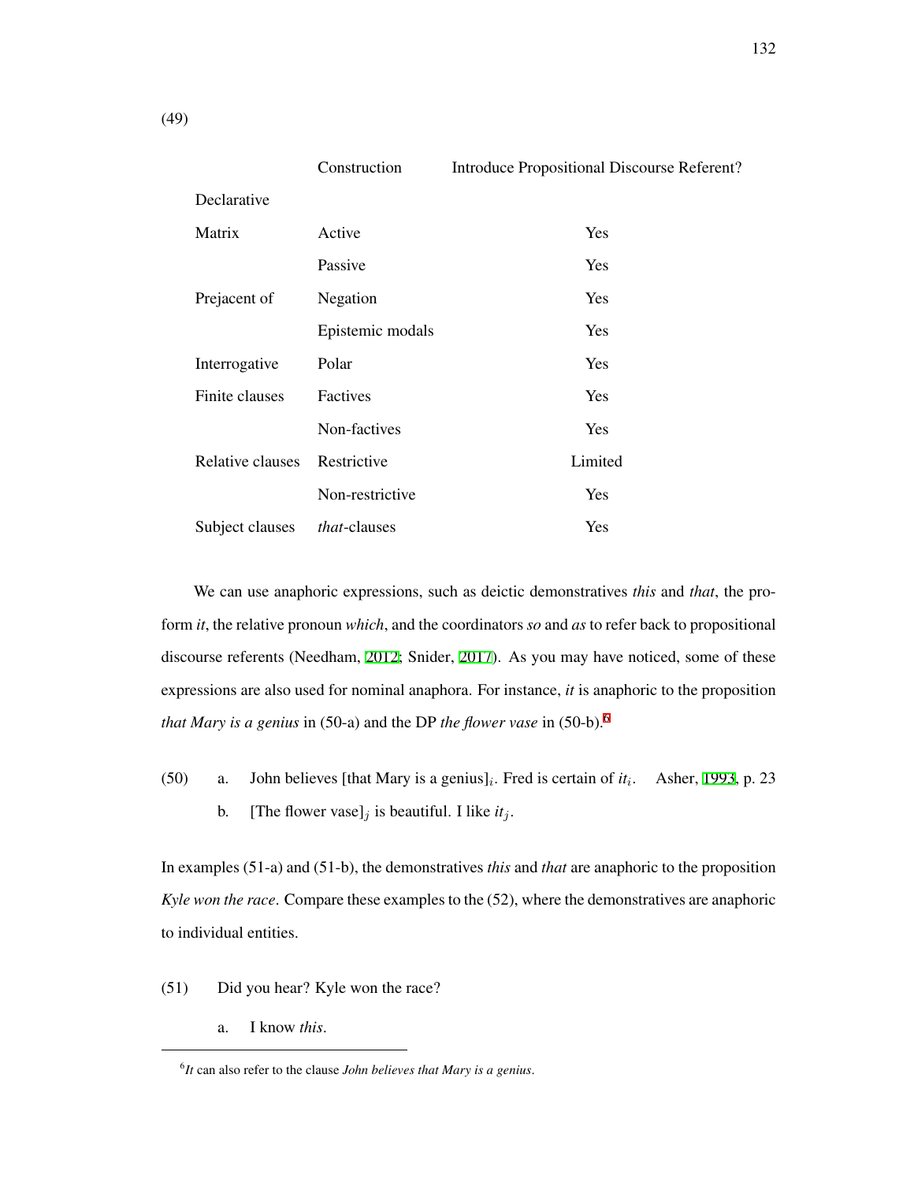(49)

| | Construction | Introduce Propositional Discourse Referent? |
|---|---|---|
| Declarative | | |
| Matrix | Active | Yes |
| | Passive | Yes |
| Prejacent of | Negation | Yes |
| | Epistemic modals | Yes |
| Interrogative | Polar | Yes |
| Finite clauses | Factives | Yes |
| | Non-factives | Yes |
| Relative clauses | Restrictive | Limited |
| | Non-restrictive | Yes |
| Subject clauses | *that*-clauses | Yes |

We can use anaphoric expressions, such as deictic demonstratives *this* and *that*, the pro-form *it*, the relative pronoun *which*, and the coordinators *so* and *as* to refer back to propositional discourse referents (Needham, 2012; Snider, 2017). As you may have noticed, some of these expressions are also used for nominal anaphora. For instance, *it* is anaphoric to the proposition *that Mary is a genius* in (50-a) and the DP *the flower vase* in (50-b).[6]

(50) a. John believes [that Mary is a genius]$_i$. Fred is certain of *it*$_i$. Asher, 1993, p. 23

b. [The flower vase]$_j$ is beautiful. I like *it*$_j$.

In examples (51-a) and (51-b), the demonstratives *this* and *that* are anaphoric to the proposition *Kyle won the race*. Compare these examples to the (52), where the demonstratives are anaphoric to individual entities.

(51) Did you hear? Kyle won the race?

a. I know *this*.

[6] *It* can also refer to the clause *John believes that Mary is a genius*.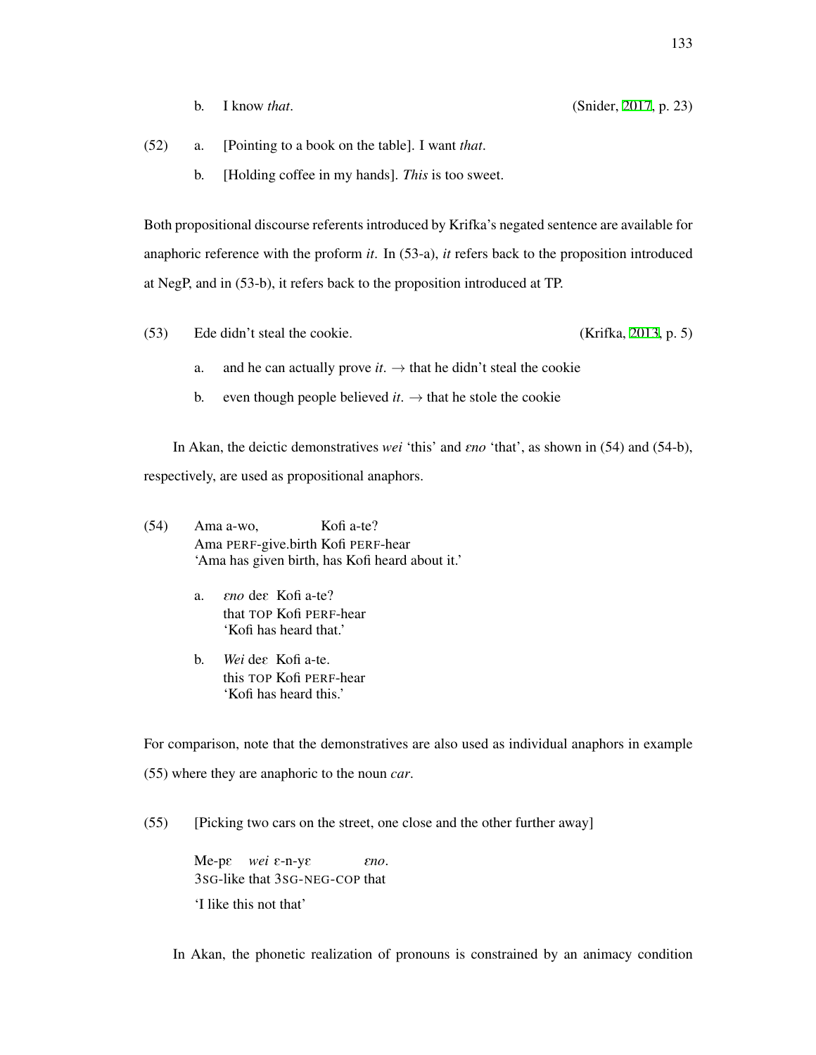b. I know *that*. (Snider, 2017, p. 23)

(52) a. [Pointing to a book on the table]. I want *that*.

b. [Holding coffee in my hands]. *This* is too sweet.

Both propositional discourse referents introduced by Krifka's negated sentence are available for anaphoric reference with the proform *it*. In (53-a), *it* refers back to the proposition introduced at NegP, and in (53-b), it refers back to the proposition introduced at TP.

(53) Ede didn't steal the cookie. (Krifka, 2013, p. 5)

a. and he can actually prove *it*. → that he didn't steal the cookie

b. even though people believed *it*. → that he stole the cookie

In Akan, the deictic demonstratives *wei* 'this' and *ɛno* 'that', as shown in (54) and (54-b), respectively, are used as propositional anaphors.

(54) Ama a-wo, Kofi a-te?
Ama PERF-give.birth Kofi PERF-hear
'Ama has given birth, has Kofi heard about it.'

a. *ɛno* deɛ Kofi a-te?
that TOP Kofi PERF-hear
'Kofi has heard that.'

b. *Wei* deɛ Kofi a-te.
this TOP Kofi PERF-hear
'Kofi has heard this.'

For comparison, note that the demonstratives are also used as individual anaphors in example (55) where they are anaphoric to the noun *car*.

(55) [Picking two cars on the street, one close and the other further away]

Me-pɛ *wei* ɛ-n-yɛ *ɛno*.
3SG-like that 3SG-NEG-COP that

'I like this not that'

In Akan, the phonetic realization of pronouns is constrained by an animacy condition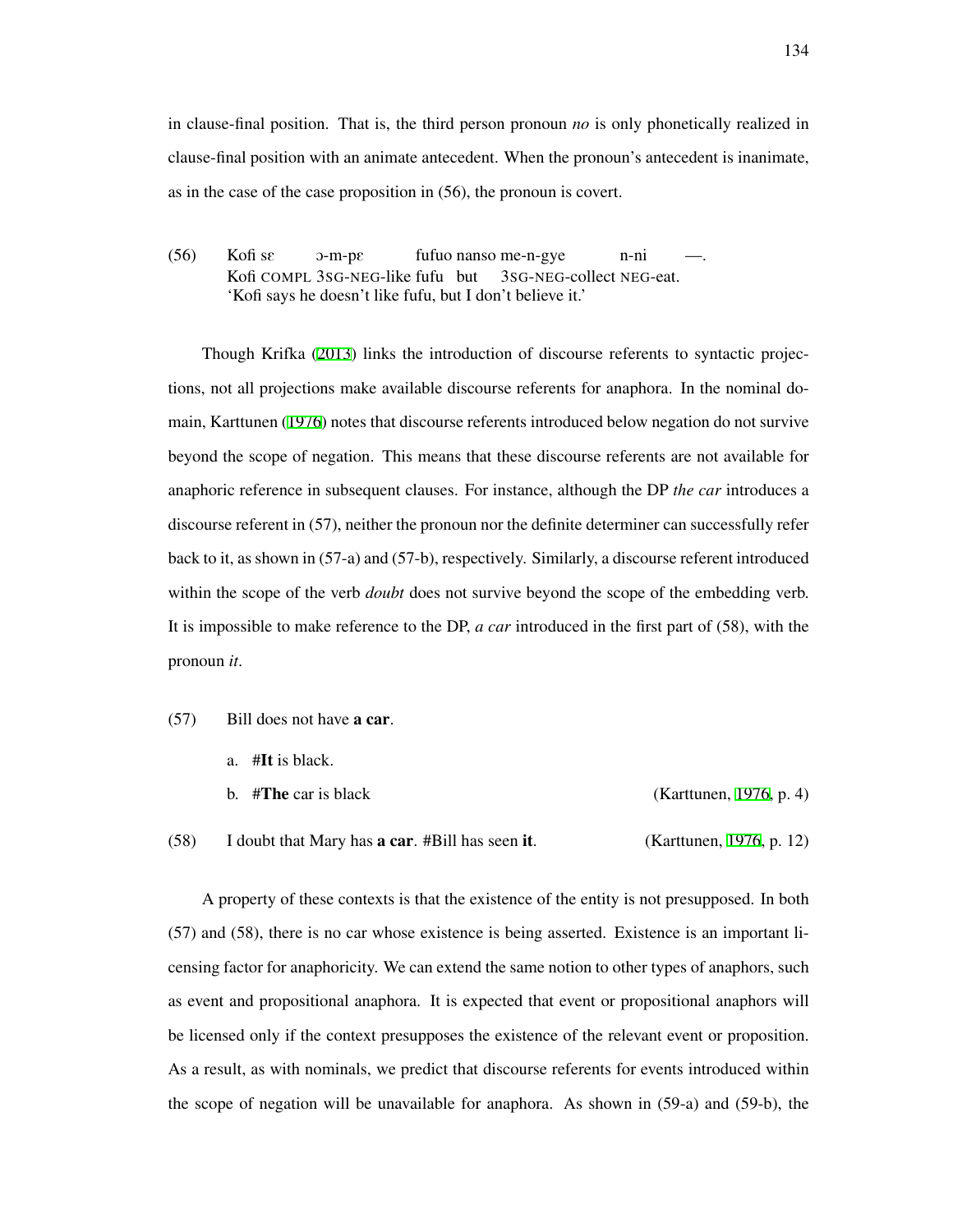in clause-final position. That is, the third person pronoun *no* is only phonetically realized in clause-final position with an animate antecedent. When the pronoun's antecedent is inanimate, as in the case of the case proposition in (56), the pronoun is covert.

(56) Kofi sɛ ɔ-m-pɛ fufuo nanso me-n-gye n-ni —.
Kofi COMPL 3SG-NEG-like fufu but 3SG-NEG-collect NEG-eat.
'Kofi says he doesn't like fufu, but I don't believe it.'

Though Krifka (2013) links the introduction of discourse referents to syntactic projections, not all projections make available discourse referents for anaphora. In the nominal domain, Karttunen (1976) notes that discourse referents introduced below negation do not survive beyond the scope of negation. This means that these discourse referents are not available for anaphoric reference in subsequent clauses. For instance, although the DP *the car* introduces a discourse referent in (57), neither the pronoun nor the definite determiner can successfully refer back to it, as shown in (57-a) and (57-b), respectively. Similarly, a discourse referent introduced within the scope of the verb *doubt* does not survive beyond the scope of the embedding verb. It is impossible to make reference to the DP, *a car* introduced in the first part of (58), with the pronoun *it*.

(57) Bill does not have **a car**.

a. #**It** is black.

b. #**The** car is black (Karttunen, 1976, p. 4)

(58) I doubt that Mary has **a car**. #Bill has seen **it**. (Karttunen, 1976, p. 12)

A property of these contexts is that the existence of the entity is not presupposed. In both (57) and (58), there is no car whose existence is being asserted. Existence is an important licensing factor for anaphoricity. We can extend the same notion to other types of anaphors, such as event and propositional anaphora. It is expected that event or propositional anaphors will be licensed only if the context presupposes the existence of the relevant event or proposition. As a result, as with nominals, we predict that discourse referents for events introduced within the scope of negation will be unavailable for anaphora. As shown in (59-a) and (59-b), the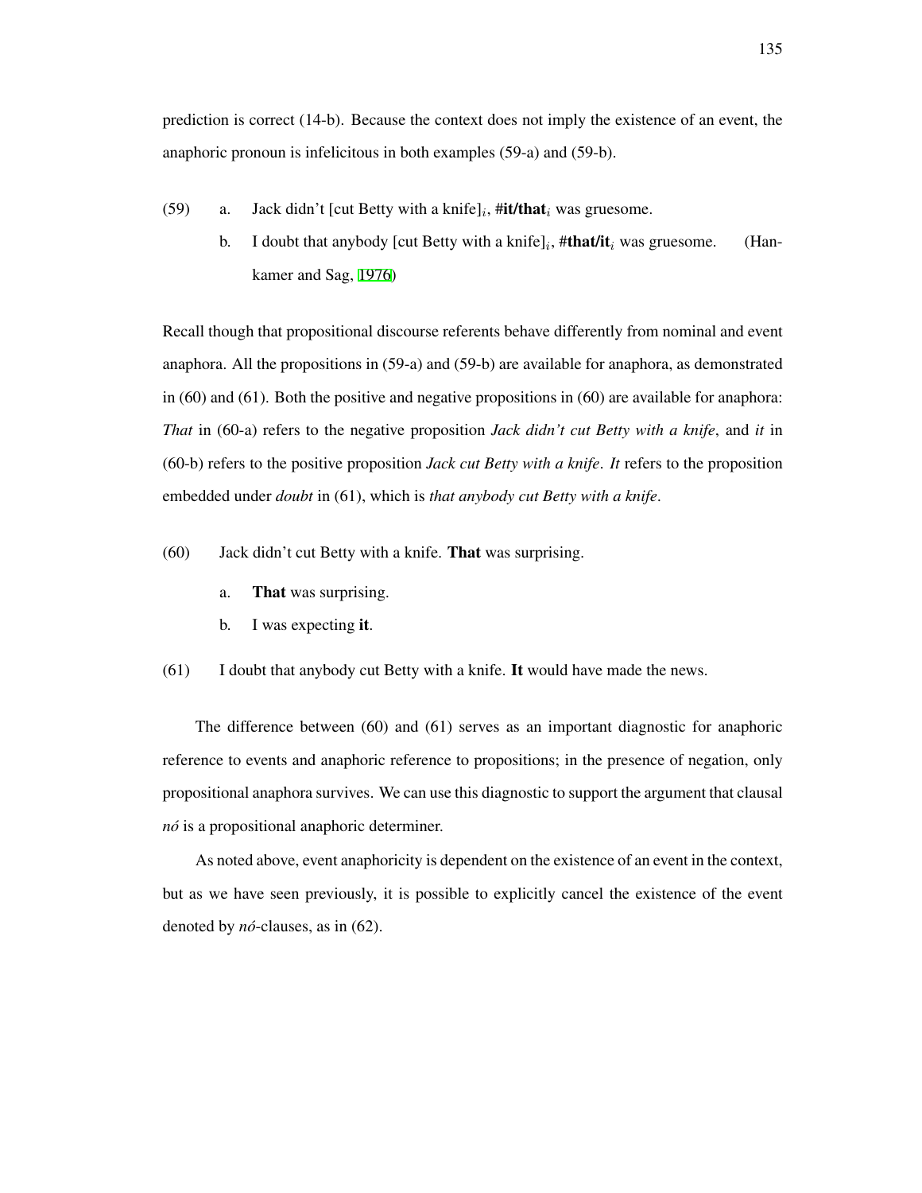prediction is correct (14-b). Because the context does not imply the existence of an event, the anaphoric pronoun is infelicitous in both examples (59-a) and (59-b).

(59) a. Jack didn't [cut Betty with a knife]$_i$, #**it/that**$_i$ was gruesome.

b. I doubt that anybody [cut Betty with a knife]$_i$, #**that/it**$_i$ was gruesome. (Hankamer and Sag, 1976)

Recall though that propositional discourse referents behave differently from nominal and event anaphora. All the propositions in (59-a) and (59-b) are available for anaphora, as demonstrated in (60) and (61). Both the positive and negative propositions in (60) are available for anaphora: *That* in (60-a) refers to the negative proposition *Jack didn't cut Betty with a knife*, and *it* in (60-b) refers to the positive proposition *Jack cut Betty with a knife*. *It* refers to the proposition embedded under *doubt* in (61), which is *that anybody cut Betty with a knife*.

(60) Jack didn't cut Betty with a knife. **That** was surprising.

a. **That** was surprising.

b. I was expecting **it**.

(61) I doubt that anybody cut Betty with a knife. **It** would have made the news.

The difference between (60) and (61) serves as an important diagnostic for anaphoric reference to events and anaphoric reference to propositions; in the presence of negation, only propositional anaphora survives. We can use this diagnostic to support the argument that clausal *nó* is a propositional anaphoric determiner.

As noted above, event anaphoricity is dependent on the existence of an event in the context, but as we have seen previously, it is possible to explicitly cancel the existence of the event denoted by *nó*-clauses, as in (62).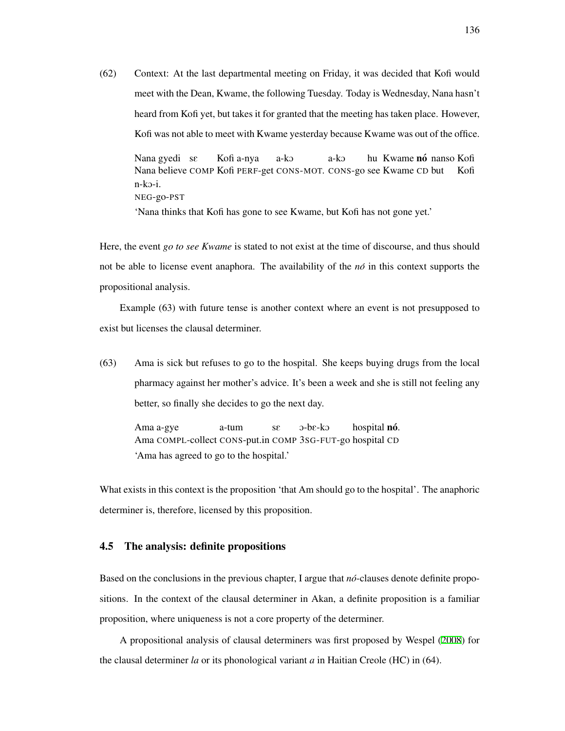(62) Context: At the last departmental meeting on Friday, it was decided that Kofi would meet with the Dean, Kwame, the following Tuesday. Today is Wednesday, Nana hasn't heard from Kofi yet, but takes it for granted that the meeting has taken place. However, Kofi was not able to meet with Kwame yesterday because Kwame was out of the office.

    Nana gyedi sɛ Kofi a-nya a-kɔ a-kɔ hu Kwame **nó** nanso Kofi n-kɔ-i.
    Nana believe COMP Kofi PERF-get CONS-MOT. CONS-go see Kwame CD but Kofi NEG-go-PST
    'Nana thinks that Kofi has gone to see Kwame, but Kofi has not gone yet.'

Here, the event *go to see Kwame* is stated to not exist at the time of discourse, and thus should not be able to license event anaphora. The availability of the *nó* in this context supports the propositional analysis.

Example (63) with future tense is another context where an event is not presupposed to exist but licenses the clausal determiner.

(63) Ama is sick but refuses to go to the hospital. She keeps buying drugs from the local pharmacy against her mother's advice. It's been a week and she is still not feeling any better, so finally she decides to go the next day.

    Ama a-gye a-tum sɛ ɔ-bɛ-kɔ hospital **nó**.
    Ama COMPL-collect CONS-put.in COMP 3SG-FUT-go hospital CD
    'Ama has agreed to go to the hospital.'

What exists in this context is the proposition 'that Am should go to the hospital'. The anaphoric determiner is, therefore, licensed by this proposition.

## 4.5 The analysis: definite propositions

Based on the conclusions in the previous chapter, I argue that *nó*-clauses denote definite propositions. In the context of the clausal determiner in Akan, a definite proposition is a familiar proposition, where uniqueness is not a core property of the determiner.

A propositional analysis of clausal determiners was first proposed by Wespel (2008) for the clausal determiner *la* or its phonological variant *a* in Haitian Creole (HC) in (64).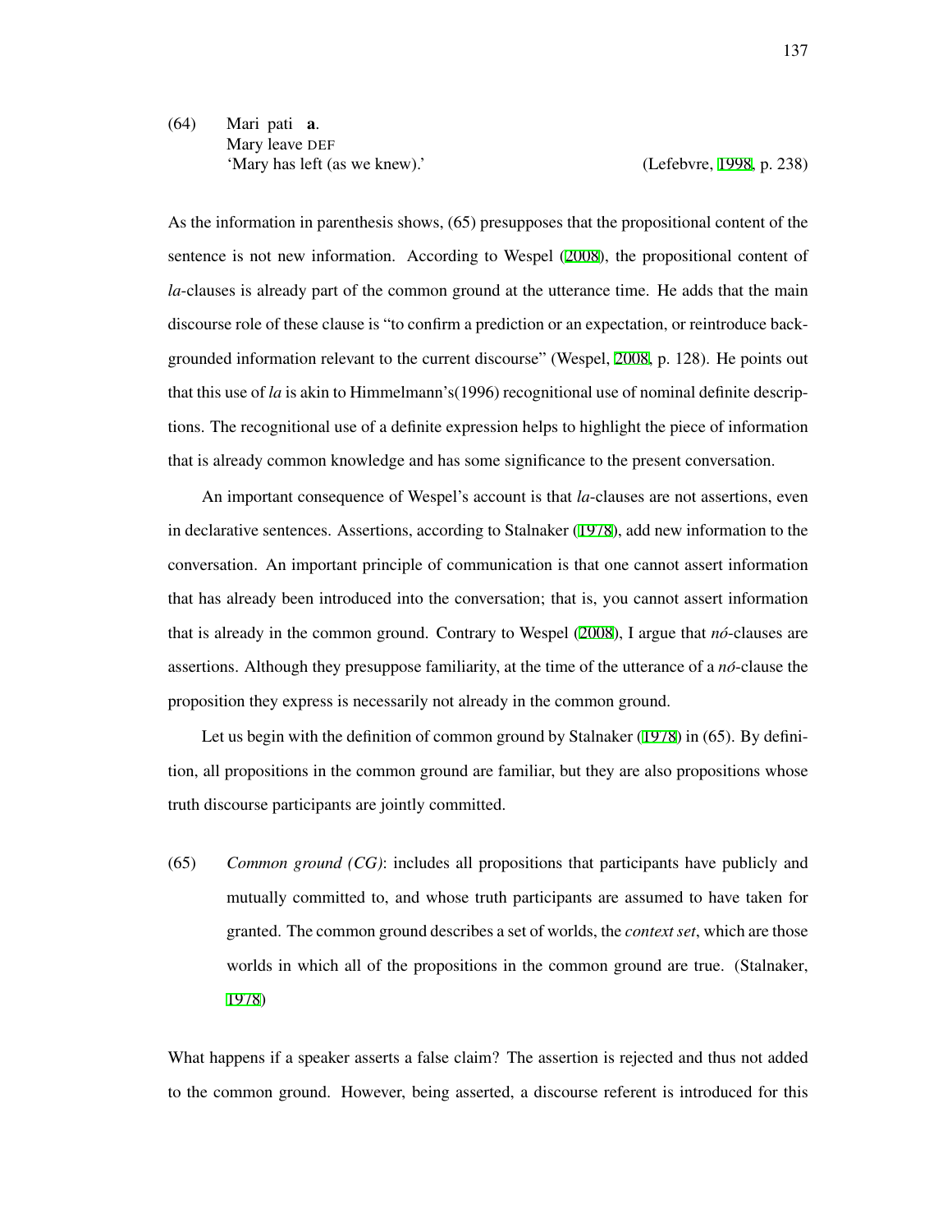(64) Mari pati **a**.
Mary leave DEF
'Mary has left (as we knew).' (Lefebvre, 1998, p. 238)

As the information in parenthesis shows, (65) presupposes that the propositional content of the sentence is not new information. According to Wespel (2008), the propositional content of *la*-clauses is already part of the common ground at the utterance time. He adds that the main discourse role of these clause is "to confirm a prediction or an expectation, or reintroduce backgrounded information relevant to the current discourse" (Wespel, 2008, p. 128). He points out that this use of *la* is akin to Himmelmann's(1996) recognitional use of nominal definite descriptions. The recognitional use of a definite expression helps to highlight the piece of information that is already common knowledge and has some significance to the present conversation.

An important consequence of Wespel's account is that *la*-clauses are not assertions, even in declarative sentences. Assertions, according to Stalnaker (1978), add new information to the conversation. An important principle of communication is that one cannot assert information that has already been introduced into the conversation; that is, you cannot assert information that is already in the common ground. Contrary to Wespel (2008), I argue that *nó*-clauses are assertions. Although they presuppose familiarity, at the time of the utterance of a *nó*-clause the proposition they express is necessarily not already in the common ground.

Let us begin with the definition of common ground by Stalnaker (1978) in (65). By definition, all propositions in the common ground are familiar, but they are also propositions whose truth discourse participants are jointly committed.

(65) *Common ground (CG)*: includes all propositions that participants have publicly and mutually committed to, and whose truth participants are assumed to have taken for granted. The common ground describes a set of worlds, the *context set*, which are those worlds in which all of the propositions in the common ground are true. (Stalnaker, 1978)

What happens if a speaker asserts a false claim? The assertion is rejected and thus not added to the common ground. However, being asserted, a discourse referent is introduced for this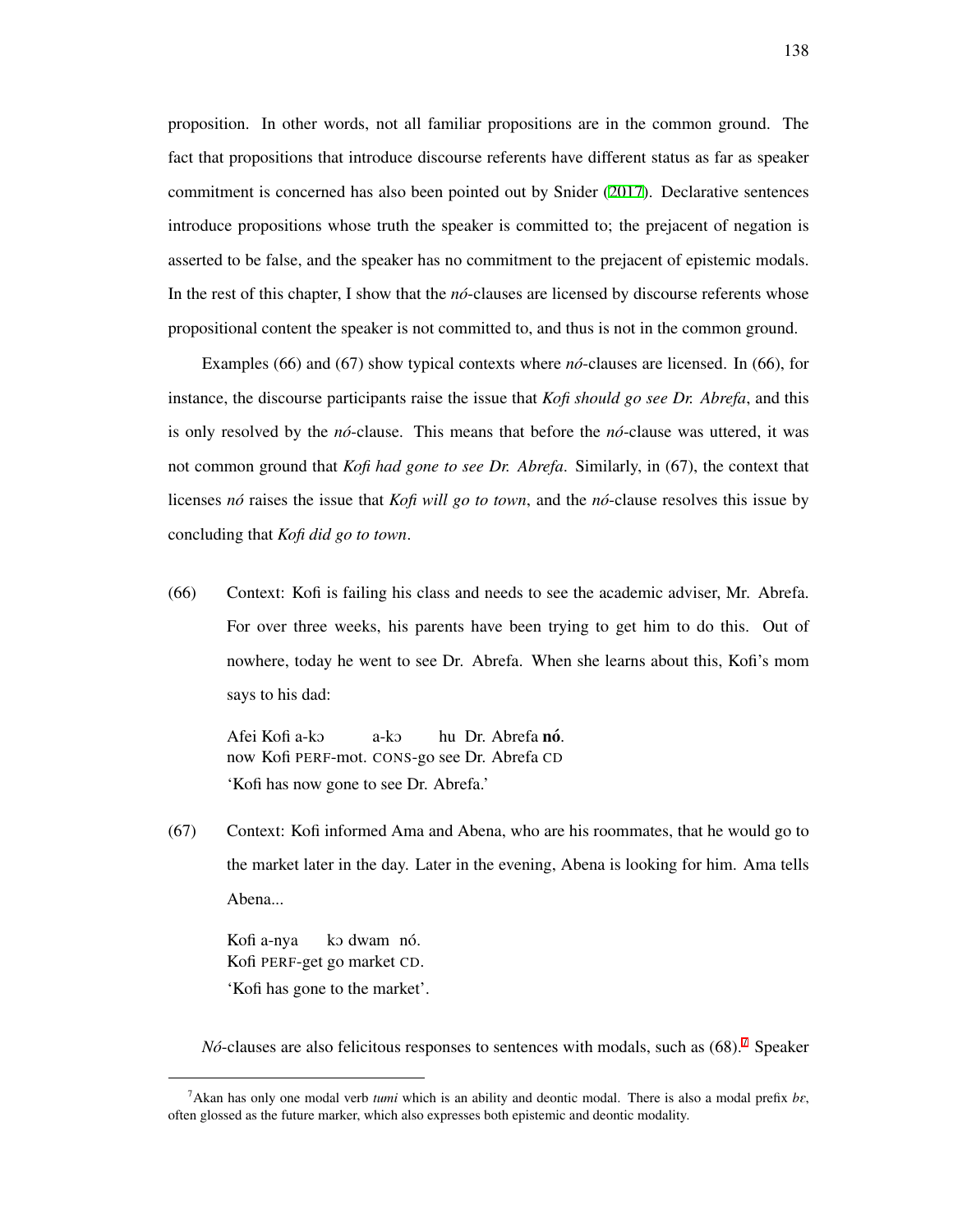proposition. In other words, not all familiar propositions are in the common ground. The fact that propositions that introduce discourse referents have different status as far as speaker commitment is concerned has also been pointed out by Snider (2017). Declarative sentences introduce propositions whose truth the speaker is committed to; the prejacent of negation is asserted to be false, and the speaker has no commitment to the prejacent of epistemic modals. In the rest of this chapter, I show that the *nó*-clauses are licensed by discourse referents whose propositional content the speaker is not committed to, and thus is not in the common ground.

Examples (66) and (67) show typical contexts where *nó*-clauses are licensed. In (66), for instance, the discourse participants raise the issue that *Kofi should go see Dr. Abrefa*, and this is only resolved by the *nó*-clause. This means that before the *nó*-clause was uttered, it was not common ground that *Kofi had gone to see Dr. Abrefa*. Similarly, in (67), the context that licenses *nó* raises the issue that *Kofi will go to town*, and the *nó*-clause resolves this issue by concluding that *Kofi did go to town*.

(66) Context: Kofi is failing his class and needs to see the academic adviser, Mr. Abrefa. For over three weeks, his parents have been trying to get him to do this. Out of nowhere, today he went to see Dr. Abrefa. When she learns about this, Kofi's mom says to his dad:

Afei Kofi a-kɔ a-kɔ hu Dr. Abrefa **nó**.
now Kofi PERF-mot. CONS-go see Dr. Abrefa CD
'Kofi has now gone to see Dr. Abrefa.'

(67) Context: Kofi informed Ama and Abena, who are his roommates, that he would go to the market later in the day. Later in the evening, Abena is looking for him. Ama tells Abena...

Kofi a-nya kɔ dwam nó.
Kofi PERF-get go market CD.
'Kofi has gone to the market'.

*Nó*-clauses are also felicitous responses to sentences with modals, such as (68).[7] Speaker

[7] Akan has only one modal verb *tumi* which is an ability and deontic modal. There is also a modal prefix *bɛ*, often glossed as the future marker, which also expresses both epistemic and deontic modality.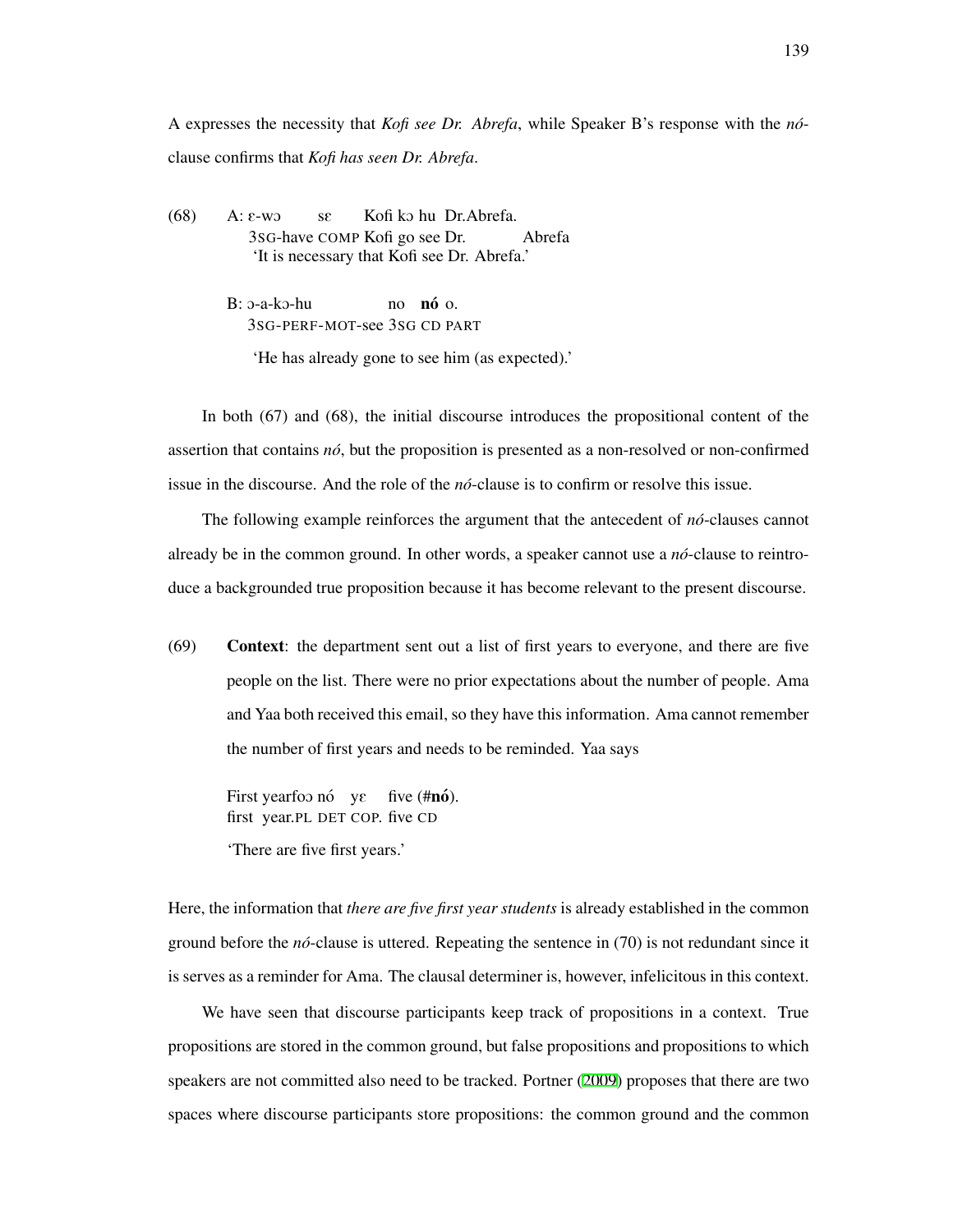A expresses the necessity that *Kofi see Dr. Abrefa*, while Speaker B's response with the *nó*-clause confirms that *Kofi has seen Dr. Abrefa*.

(68) A: ɛ-wɔ sɛ Kofi kɔ hu Dr.Abrefa.
 3SG-have COMP Kofi go see Dr. Abrefa
 'It is necessary that Kofi see Dr. Abrefa.'

 B: ɔ-a-kɔ-hu no **nó** o.
 3SG-PERF-MOT-see 3SG CD PART

 'He has already gone to see him (as expected).'

In both (67) and (68), the initial discourse introduces the propositional content of the assertion that contains *nó*, but the proposition is presented as a non-resolved or non-confirmed issue in the discourse. And the role of the *nó*-clause is to confirm or resolve this issue.

The following example reinforces the argument that the antecedent of *nó*-clauses cannot already be in the common ground. In other words, a speaker cannot use a *nó*-clause to reintroduce a backgrounded true proposition because it has become relevant to the present discourse.

(69) **Context**: the department sent out a list of first years to everyone, and there are five people on the list. There were no prior expectations about the number of people. Ama and Yaa both received this email, so they have this information. Ama cannot remember the number of first years and needs to be reminded. Yaa says

 First yearfoɔ nó yɛ five (#**nó**).
 first year.PL DET COP. five CD

 'There are five first years.'

Here, the information that *there are five first year students* is already established in the common ground before the *nó*-clause is uttered. Repeating the sentence in (70) is not redundant since it is serves as a reminder for Ama. The clausal determiner is, however, infelicitous in this context.

We have seen that discourse participants keep track of propositions in a context. True propositions are stored in the common ground, but false propositions and propositions to which speakers are not committed also need to be tracked. Portner (2009) proposes that there are two spaces where discourse participants store propositions: the common ground and the common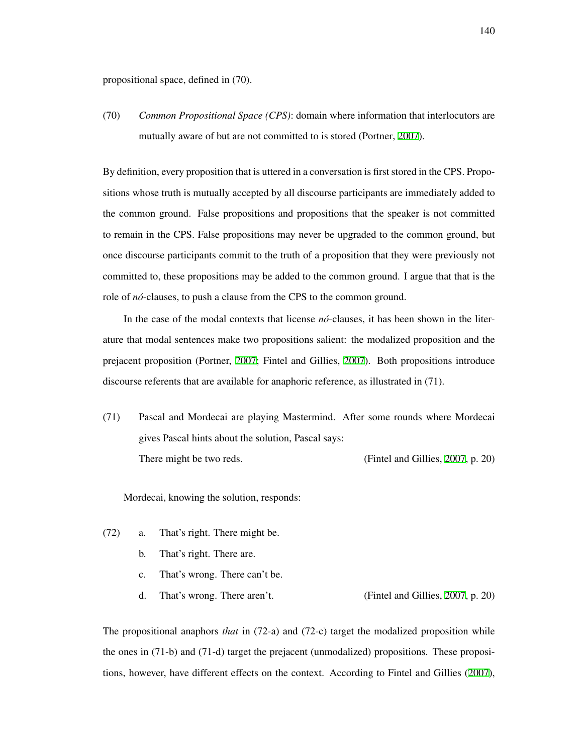propositional space, defined in (70).

(70) *Common Propositional Space (CPS)*: domain where information that interlocutors are mutually aware of but are not committed to is stored (Portner, 2007).

By definition, every proposition that is uttered in a conversation is first stored in the CPS. Propositions whose truth is mutually accepted by all discourse participants are immediately added to the common ground. False propositions and propositions that the speaker is not committed to remain in the CPS. False propositions may never be upgraded to the common ground, but once discourse participants commit to the truth of a proposition that they were previously not committed to, these propositions may be added to the common ground. I argue that that is the role of *nó*-clauses, to push a clause from the CPS to the common ground.

In the case of the modal contexts that license *nó*-clauses, it has been shown in the literature that modal sentences make two propositions salient: the modalized proposition and the prejacent proposition (Portner, 2007; Fintel and Gillies, 2007). Both propositions introduce discourse referents that are available for anaphoric reference, as illustrated in (71).

(71) Pascal and Mordecai are playing Mastermind. After some rounds where Mordecai gives Pascal hints about the solution, Pascal says:
There might be two reds. (Fintel and Gillies, 2007, p. 20)

Mordecai, knowing the solution, responds:

(72)
a. That's right. There might be.
b. That's right. There are.
c. That's wrong. There can't be.
d. That's wrong. There aren't. (Fintel and Gillies, 2007, p. 20)

The propositional anaphors *that* in (72-a) and (72-c) target the modalized proposition while the ones in (71-b) and (71-d) target the prejacent (unmodalized) propositions. These propositions, however, have different effects on the context. According to Fintel and Gillies (2007),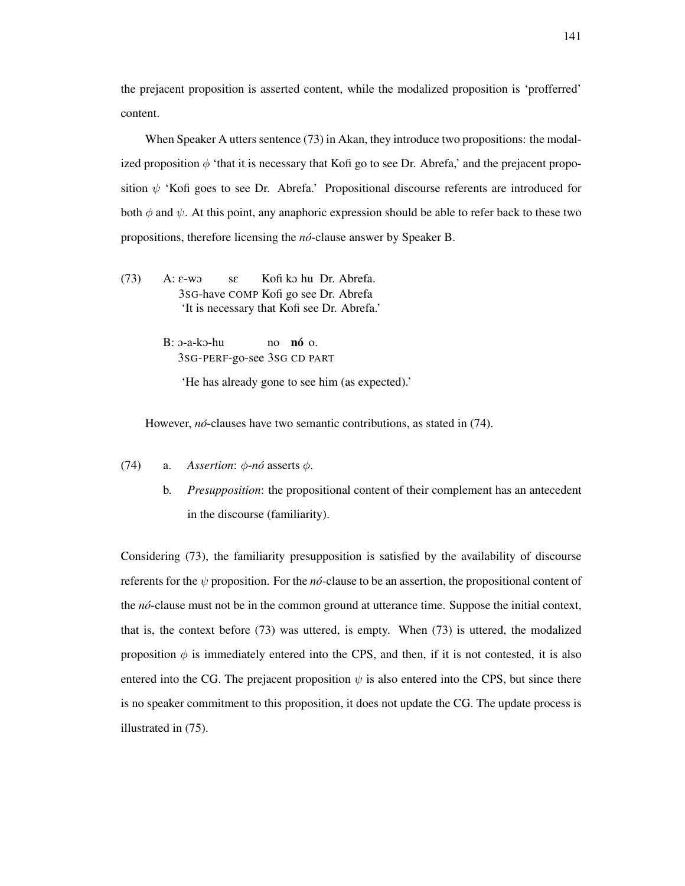the prejacent proposition is asserted content, while the modalized proposition is 'profferred' content.

When Speaker A utters sentence (73) in Akan, they introduce two propositions: the modalized proposition $\phi$ 'that it is necessary that Kofi go to see Dr. Abrefa,' and the prejacent proposition $\psi$ 'Kofi goes to see Dr. Abrefa.' Propositional discourse referents are introduced for both $\phi$ and $\psi$. At this point, any anaphoric expression should be able to refer back to these two propositions, therefore licensing the *nó*-clause answer by Speaker B.

(73) A: ɛ-wɔ sɛ Kofi kɔ hu Dr. Abrefa.
3SG-have COMP Kofi go see Dr. Abrefa
'It is necessary that Kofi see Dr. Abrefa.'

B: ɔ-a-kɔ-hu no **nó** o.
3SG-PERF-go-see 3SG CD PART
'He has already gone to see him (as expected).'

However, *nó*-clauses have two semantic contributions, as stated in (74).

(74) a. *Assertion*: $\phi$-*nó* asserts $\phi$.

b. *Presupposition*: the propositional content of their complement has an antecedent in the discourse (familiarity).

Considering (73), the familiarity presupposition is satisfied by the availability of discourse referents for the $\psi$ proposition. For the *nó*-clause to be an assertion, the propositional content of the *nó*-clause must not be in the common ground at utterance time. Suppose the initial context, that is, the context before (73) was uttered, is empty. When (73) is uttered, the modalized proposition $\phi$ is immediately entered into the CPS, and then, if it is not contested, it is also entered into the CG. The prejacent proposition $\psi$ is also entered into the CPS, but since there is no speaker commitment to this proposition, it does not update the CG. The update process is illustrated in (75).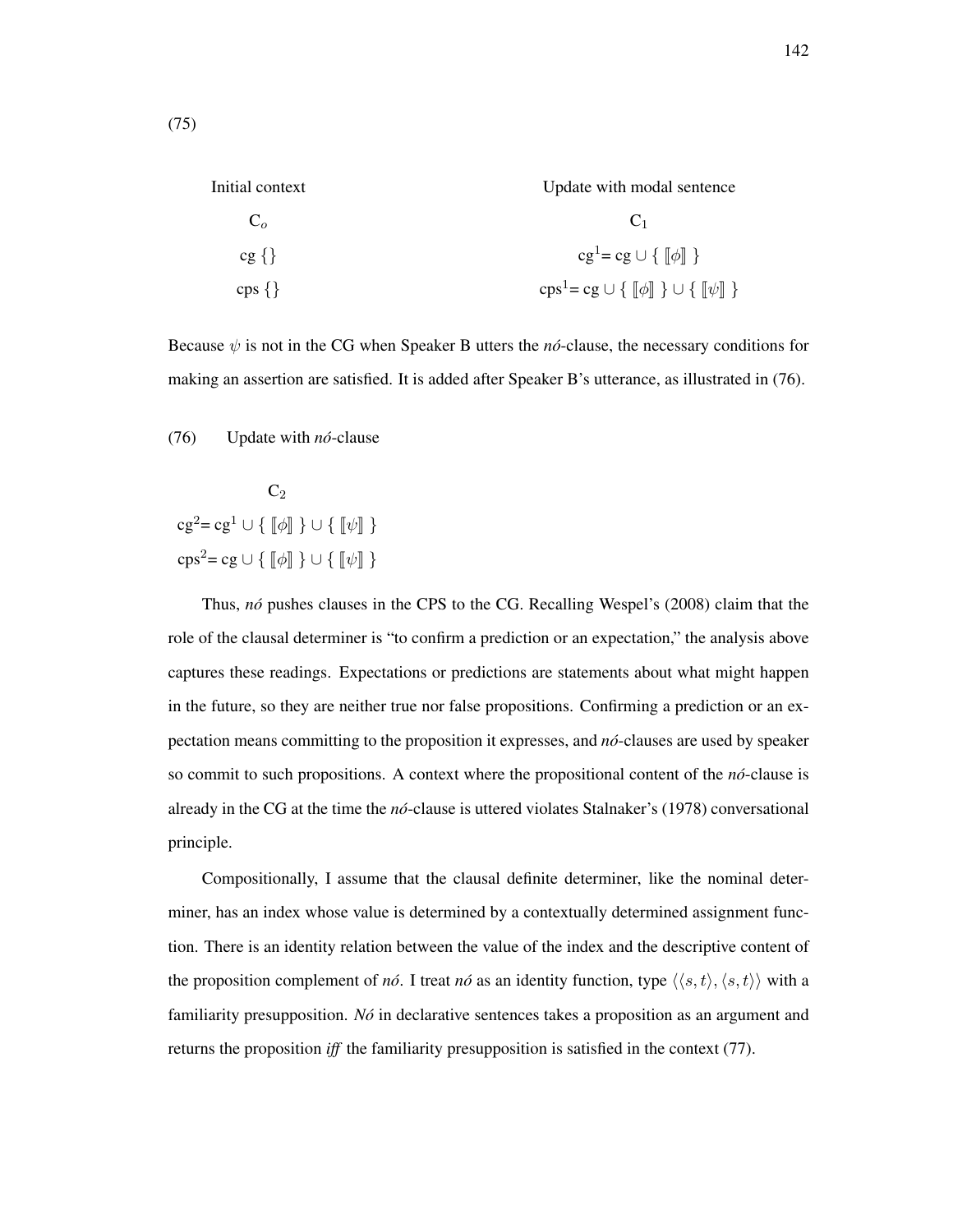(75)

| Initial context | Update with modal sentence |
| --- | --- |
| $C_o$ | $C_1$ |
| cg {} | $cg^1 = cg \cup \{ [\![\phi]\!] \}$ |
| cps {} | $cps^1 = cg \cup \{ [\![\phi]\!] \} \cup \{ [\![\psi]\!] \}$ |

Because $\psi$ is not in the CG when Speaker B utters the *nó*-clause, the necessary conditions for making an assertion are satisfied. It is added after Speaker B's utterance, as illustrated in (76).

(76) Update with *nó*-clause

$$C_2$$

$$cg^2 = cg^1 \cup \{ [\![\phi]\!] \} \cup \{ [\![\psi]\!] \}$$

$$cps^2 = cg \cup \{ [\![\phi]\!] \} \cup \{ [\![\psi]\!] \}$$

Thus, *nó* pushes clauses in the CPS to the CG. Recalling Wespel's (2008) claim that the role of the clausal determiner is "to confirm a prediction or an expectation," the analysis above captures these readings. Expectations or predictions are statements about what might happen in the future, so they are neither true nor false propositions. Confirming a prediction or an expectation means committing to the proposition it expresses, and *nó*-clauses are used by speaker so commit to such propositions. A context where the propositional content of the *nó*-clause is already in the CG at the time the *nó*-clause is uttered violates Stalnaker's (1978) conversational principle.

Compositionally, I assume that the clausal definite determiner, like the nominal determiner, has an index whose value is determined by a contextually determined assignment function. There is an identity relation between the value of the index and the descriptive content of the proposition complement of *nó*. I treat *nó* as an identity function, type $\langle\langle s,t\rangle,\langle s,t\rangle\rangle$ with a familiarity presupposition. *Nó* in declarative sentences takes a proposition as an argument and returns the proposition *iff* the familiarity presupposition is satisfied in the context (77).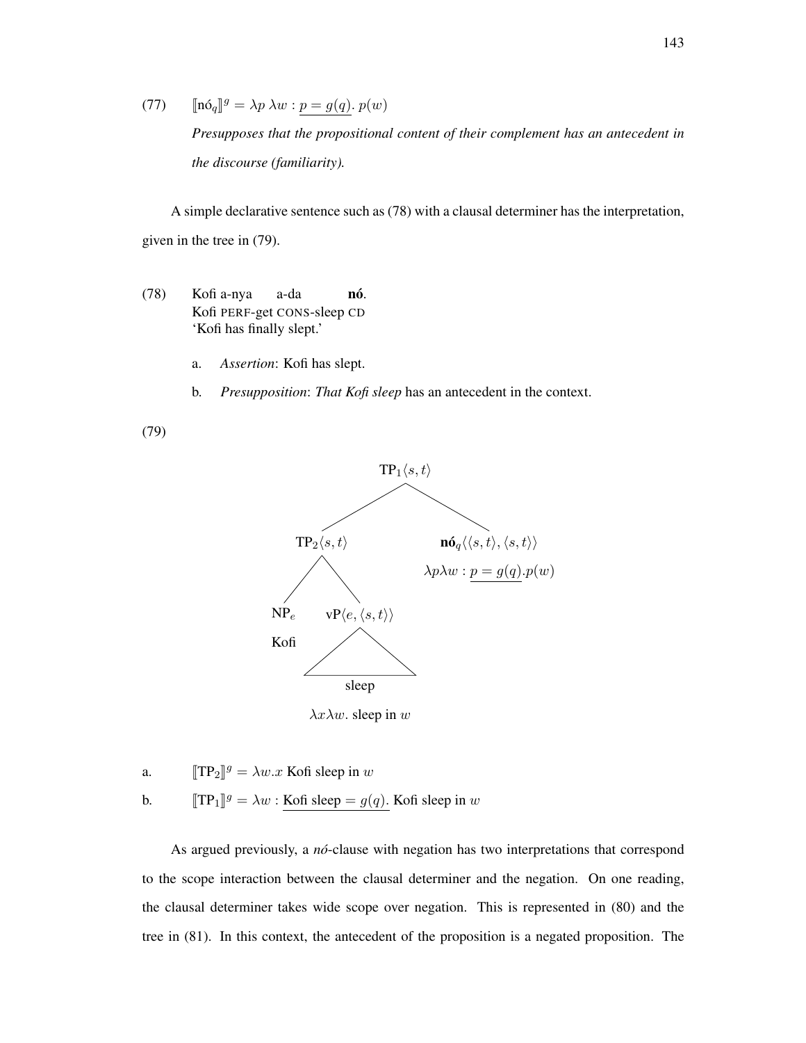(77) $[\![\text{nó}_q]\!]^g = \lambda p\ \lambda w : \underline{p = g(q)}.\ p(w)$

*Presupposes that the propositional content of their complement has an antecedent in the discourse (familiarity).*

A simple declarative sentence such as (78) with a clausal determiner has the interpretation, given in the tree in (79).

(78) Kofi a-nya a-da **nó**.
Kofi PERF-get CONS-sleep CD
'Kofi has finally slept.'

a. *Assertion*: Kofi has slept.

b. *Presupposition*: *That Kofi sleep* has an antecedent in the context.

(79)

- $\text{TP}_1\langle s,t\rangle$
  - $\text{TP}_2\langle s,t\rangle$
    - $\text{NP}_e$ — Kofi
    - $\text{vP}\langle e,\langle s,t\rangle\rangle$ — sleep — $\lambda x\lambda w.$ sleep in $w$
  - $\textbf{nó}_q\langle\langle s,t\rangle,\langle s,t\rangle\rangle$ — $\lambda p\lambda w : \underline{p = g(q)}.p(w)$

a. $[\![\text{TP}_2]\!]^g = \lambda w.x$ Kofi sleep in $w$

b. $[\![\text{TP}_1]\!]^g = \lambda w :$ $\underline{\text{Kofi sleep} = g(q)}$. Kofi sleep in $w$

As argued previously, a *nó*-clause with negation has two interpretations that correspond to the scope interaction between the clausal determiner and the negation. On one reading, the clausal determiner takes wide scope over negation. This is represented in (80) and the tree in (81). In this context, the antecedent of the proposition is a negated proposition. The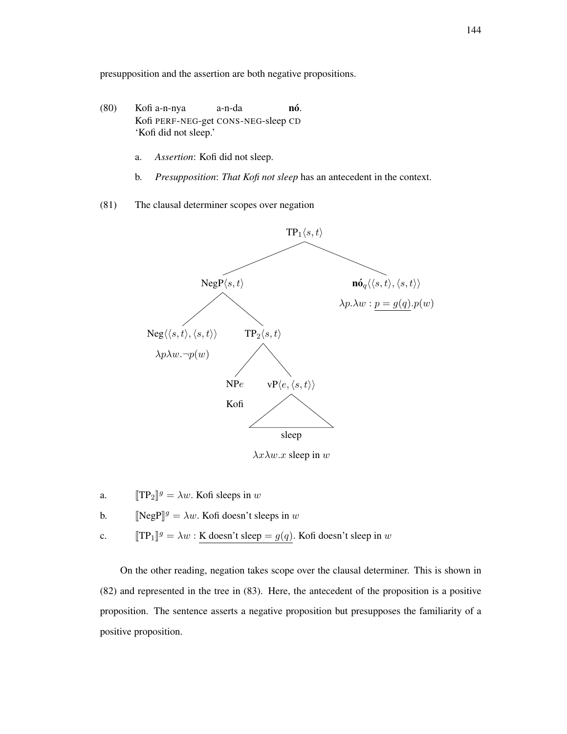presupposition and the assertion are both negative propositions.

(80) Kofi a-n-nya a-n-da **nó**.
Kofi PERF-NEG-get CONS-NEG-sleep CD
'Kofi did not sleep.'

a. *Assertion*: Kofi did not sleep.

b. *Presupposition*: *That Kofi not sleep* has an antecedent in the context.

(81) The clausal determiner scopes over negation

- $\text{TP}_1\langle s,t\rangle$
  - $\text{NegP}\langle s,t\rangle$
    - $\text{Neg}\langle\langle s,t\rangle,\langle s,t\rangle\rangle$ — $\lambda p \lambda w.\neg p(w)$
    - $\text{TP}_2\langle s,t\rangle$
      - $\text{NP}e$ — Kofi
      - $\text{vP}\langle e,\langle s,t\rangle\rangle$ — sleep — $\lambda x \lambda w.x$ sleep in $w$
  - $\textbf{nó}_q\langle\langle s,t\rangle,\langle s,t\rangle\rangle$ — $\lambda p.\lambda w : \underline{p = g(q)}.p(w)$

a. $[\![\text{TP}_2]\!]^g = \lambda w$. Kofi sleeps in $w$

b. $[\![\text{NegP}]\!]^g = \lambda w$. Kofi doesn't sleeps in $w$

c. $[\![\text{TP}_1]\!]^g = \lambda w : \underline{\text{K doesn't sleep} = g(q)}$. Kofi doesn't sleep in $w$

On the other reading, negation takes scope over the clausal determiner. This is shown in (82) and represented in the tree in (83). Here, the antecedent of the proposition is a positive proposition. The sentence asserts a negative proposition but presupposes the familiarity of a positive proposition.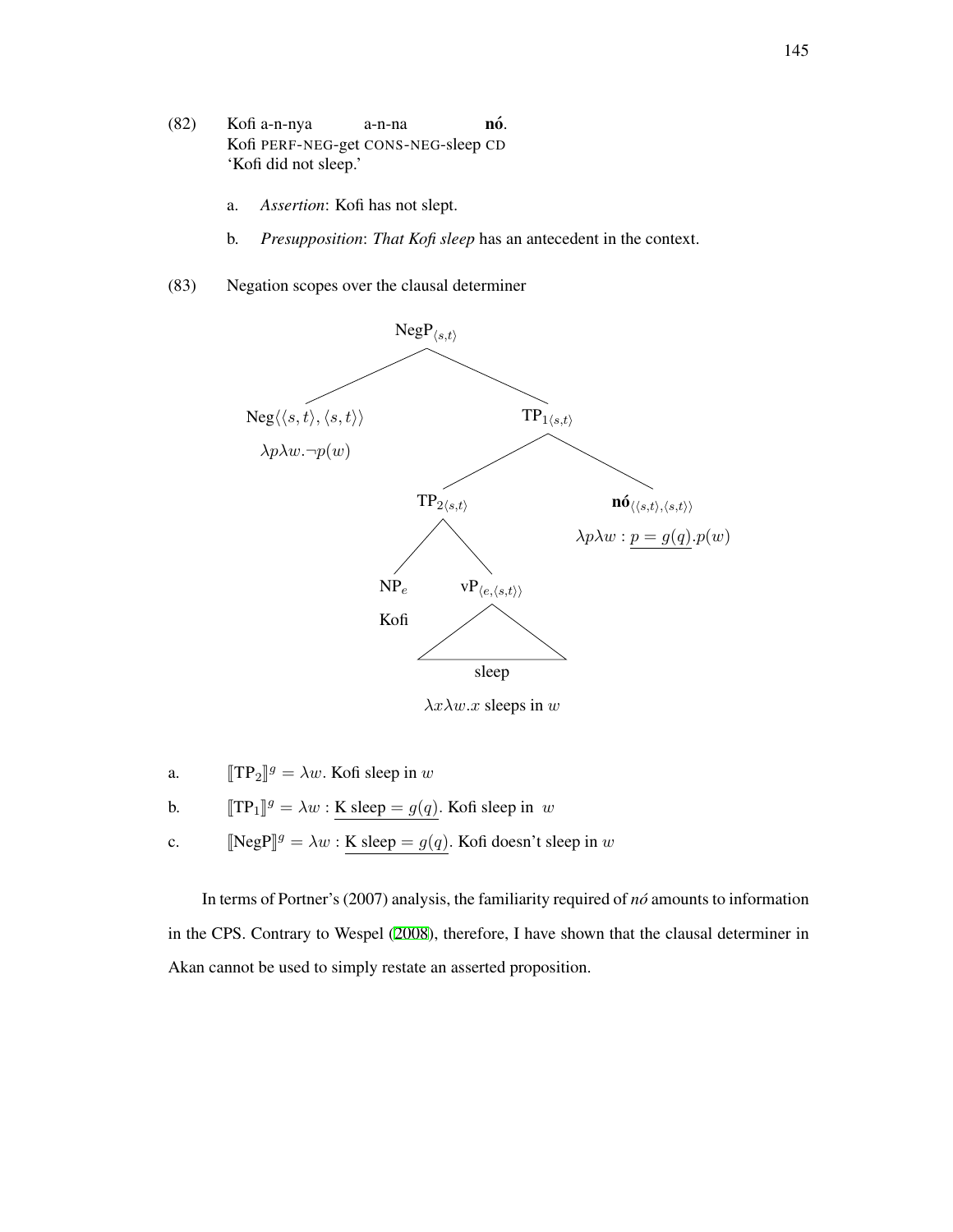(82) Kofi a-n-nya a-n-na **nó**.
Kofi PERF-NEG-get CONS-NEG-sleep CD
'Kofi did not sleep.'

a. *Assertion*: Kofi has not slept.

b. *Presupposition*: *That Kofi sleep* has an antecedent in the context.

(83) Negation scopes over the clausal determiner

- $\text{NegP}_{\langle s,t\rangle}$
  - $\text{Neg}\langle\langle s,t\rangle,\langle s,t\rangle\rangle$: $\lambda p \lambda w.\neg p(w)$
  - $\text{TP}_{1\langle s,t\rangle}$
    - $\text{TP}_{2\langle s,t\rangle}$
      - $\text{NP}_e$: Kofi
      - $\text{vP}_{\langle e,\langle s,t\rangle\rangle}$: sleep — $\lambda x \lambda w.x$ sleeps in $w$
    - $\textbf{nó}_{\langle\langle s,t\rangle,\langle s,t\rangle\rangle}$: $\lambda p \lambda w : \underline{p = g(q)}.p(w)$

a. $[\![\text{TP}_2]\!]^g = \lambda w.$ Kofi sleep in $w$

b. $[\![\text{TP}_1]\!]^g = \lambda w : \underline{\text{K sleep} = g(q)}.$ Kofi sleep in $w$

c. $[\![\text{NegP}]\!]^g = \lambda w : \underline{\text{K sleep} = g(q)}.$ Kofi doesn't sleep in $w$

In terms of Portner's (2007) analysis, the familiarity required of *nó* amounts to information in the CPS. Contrary to Wespel (2008), therefore, I have shown that the clausal determiner in Akan cannot be used to simply restate an asserted proposition.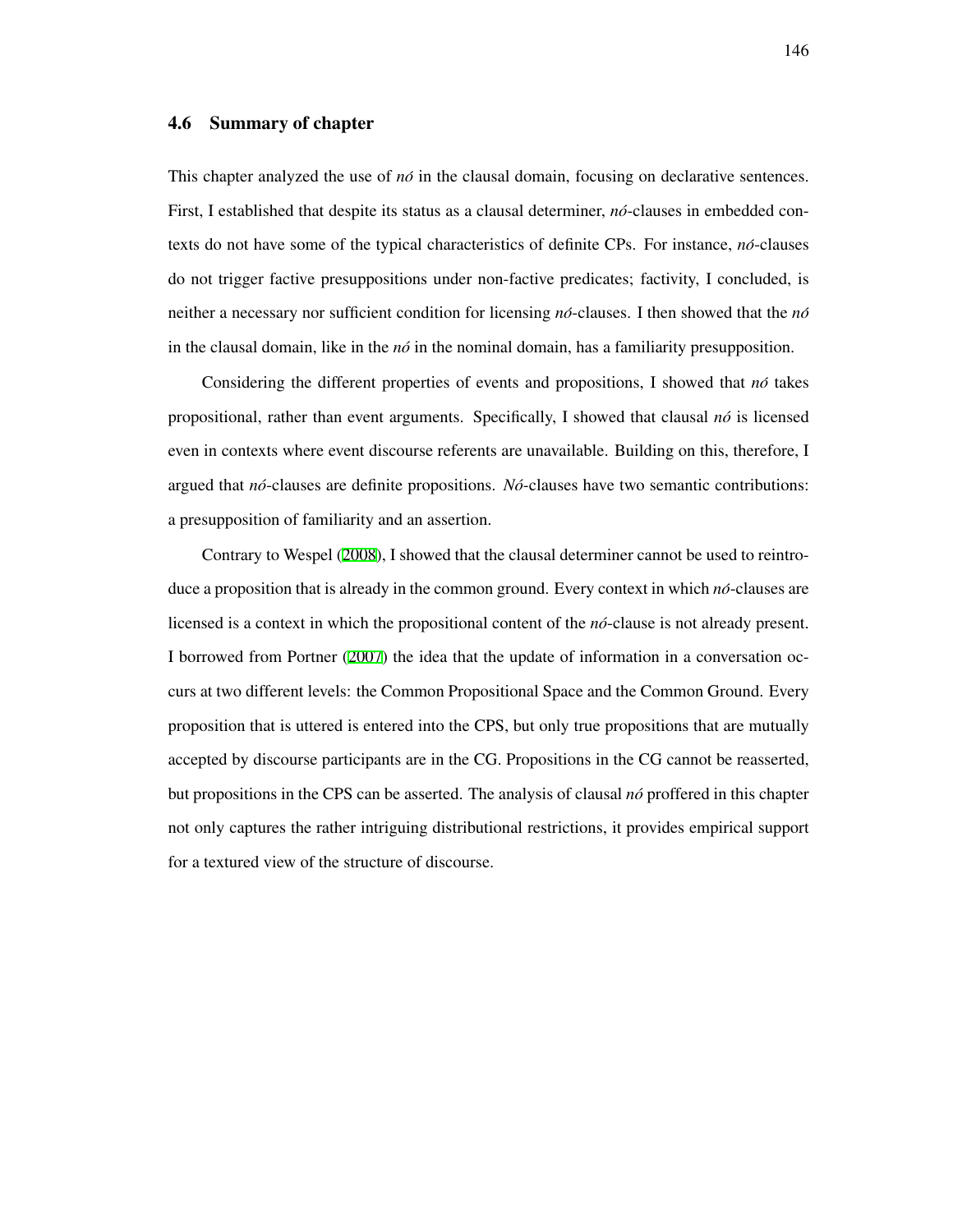## 4.6 Summary of chapter

This chapter analyzed the use of *nó* in the clausal domain, focusing on declarative sentences. First, I established that despite its status as a clausal determiner, *nó*-clauses in embedded contexts do not have some of the typical characteristics of definite CPs. For instance, *nó*-clauses do not trigger factive presuppositions under non-factive predicates; factivity, I concluded, is neither a necessary nor sufficient condition for licensing *nó*-clauses. I then showed that the *nó* in the clausal domain, like in the *nó* in the nominal domain, has a familiarity presupposition.

Considering the different properties of events and propositions, I showed that *nó* takes propositional, rather than event arguments. Specifically, I showed that clausal *nó* is licensed even in contexts where event discourse referents are unavailable. Building on this, therefore, I argued that *nó*-clauses are definite propositions. *Nó*-clauses have two semantic contributions: a presupposition of familiarity and an assertion.

Contrary to Wespel (2008), I showed that the clausal determiner cannot be used to reintroduce a proposition that is already in the common ground. Every context in which *nó*-clauses are licensed is a context in which the propositional content of the *nó*-clause is not already present. I borrowed from Portner (2007) the idea that the update of information in a conversation occurs at two different levels: the Common Propositional Space and the Common Ground. Every proposition that is uttered is entered into the CPS, but only true propositions that are mutually accepted by discourse participants are in the CG. Propositions in the CG cannot be reasserted, but propositions in the CPS can be asserted. The analysis of clausal *nó* proffered in this chapter not only captures the rather intriguing distributional restrictions, it provides empirical support for a textured view of the structure of discourse.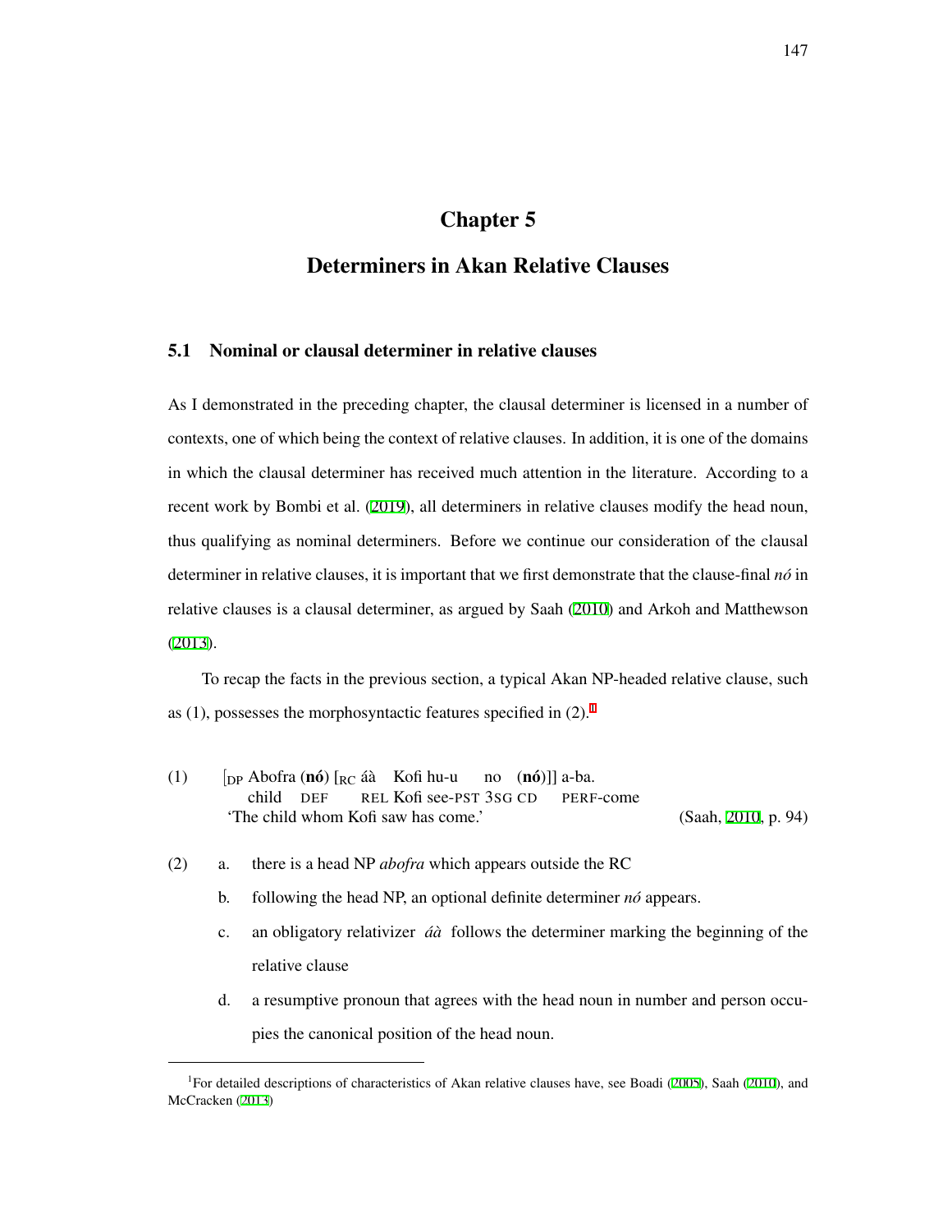# Chapter 5

# Determiners in Akan Relative Clauses

## 5.1 Nominal or clausal determiner in relative clauses

As I demonstrated in the preceding chapter, the clausal determiner is licensed in a number of contexts, one of which being the context of relative clauses. In addition, it is one of the domains in which the clausal determiner has received much attention in the literature. According to a recent work by Bombi et al. (2019), all determiners in relative clauses modify the head noun, thus qualifying as nominal determiners. Before we continue our consideration of the clausal determiner in relative clauses, it is important that we first demonstrate that the clause-final *nó* in relative clauses is a clausal determiner, as argued by Saah (2010) and Arkoh and Matthewson (2013).

To recap the facts in the previous section, a typical Akan NP-headed relative clause, such as (1), possesses the morphosyntactic features specified in (2).[1]

(1) $[_{\text{DP}}$ Abofra (**nó**) $[_{\text{RC}}$ áà Kofi hu-u no (**nó**)]] a-ba.
child DEF REL Kofi see-PST 3SG CD PERF-come
'The child whom Kofi saw has come.' (Saah, 2010, p. 94)

(2) a. there is a head NP *abofra* which appears outside the RC
   b. following the head NP, an optional definite determiner *nó* appears.
   c. an obligatory relativizer *áà* follows the determiner marking the beginning of the relative clause
   d. a resumptive pronoun that agrees with the head noun in number and person occupies the canonical position of the head noun.

[1]For detailed descriptions of characteristics of Akan relative clauses have, see Boadi (2005), Saah (2010), and McCracken (2013)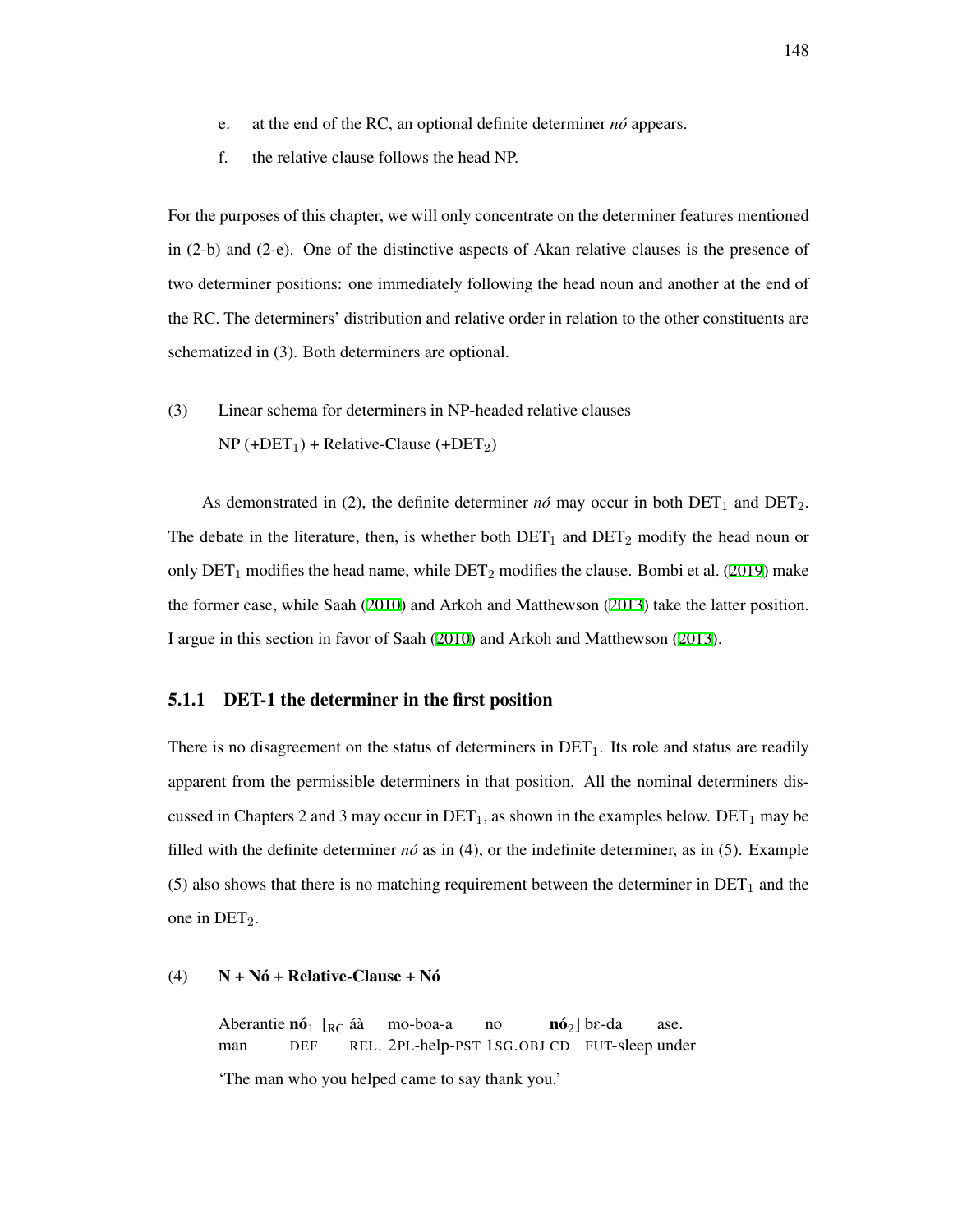e. at the end of the RC, an optional definite determiner *nó* appears.

f. the relative clause follows the head NP.

For the purposes of this chapter, we will only concentrate on the determiner features mentioned in (2-b) and (2-e). One of the distinctive aspects of Akan relative clauses is the presence of two determiner positions: one immediately following the head noun and another at the end of the RC. The determiners' distribution and relative order in relation to the other constituents are schematized in (3). Both determiners are optional.

(3) Linear schema for determiners in NP-headed relative clauses
NP (+$\text{DET}_1$) + Relative-Clause (+$\text{DET}_2$)

As demonstrated in (2), the definite determiner *nó* may occur in both $\text{DET}_1$ and $\text{DET}_2$. The debate in the literature, then, is whether both $\text{DET}_1$ and $\text{DET}_2$ modify the head noun or only $\text{DET}_1$ modifies the head name, while $\text{DET}_2$ modifies the clause. Bombi et al. (2019) make the former case, while Saah (2010) and Arkoh and Matthewson (2013) take the latter position. I argue in this section in favor of Saah (2010) and Arkoh and Matthewson (2013).

### 5.1.1 DET-1 the determiner in the first position

There is no disagreement on the status of determiners in $\text{DET}_1$. Its role and status are readily apparent from the permissible determiners in that position. All the nominal determiners discussed in Chapters 2 and 3 may occur in $\text{DET}_1$, as shown in the examples below. $\text{DET}_1$ may be filled with the definite determiner *nó* as in (4), or the indefinite determiner, as in (5). Example (5) also shows that there is no matching requirement between the determiner in $\text{DET}_1$ and the one in $\text{DET}_2$.

(4) **N + Nó + Relative-Clause + Nó**

Aberantie **nó**$_1$ [$_{\text{RC}}$ áà mo-boa-a no **nó**$_2$] bɛ-da ase.
man DEF REL. 2PL-help-PST 1SG.OBJ CD FUT-sleep under

'The man who you helped came to say thank you.'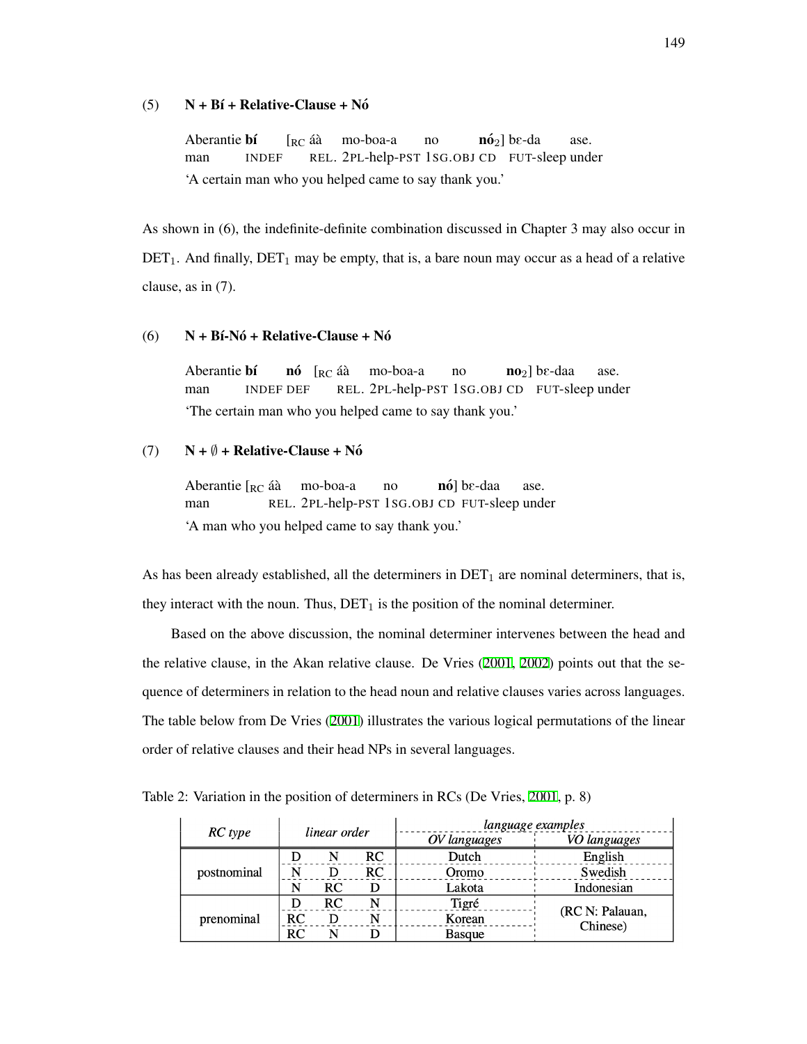(5) **N + Bí + Relative-Clause + Nó**

Aberantie **bí** [$_{RC}$ áà mo-boa-a no **nó**$_2$] bɛ-da ase.
man INDEF REL. 2PL-help-PST 1SG.OBJ CD FUT-sleep under
'A certain man who you helped came to say thank you.'

As shown in (6), the indefinite-definite combination discussed in Chapter 3 may also occur in $\text{DET}_1$. And finally, $\text{DET}_1$ may be empty, that is, a bare noun may occur as a head of a relative clause, as in (7).

(6) **N + Bí-Nó + Relative-Clause + Nó**

Aberantie **bí** **nó** [$_{RC}$ áà mo-boa-a no **no**$_2$] bɛ-daa ase.
man INDEF DEF REL. 2PL-help-PST 1SG.OBJ CD FUT-sleep under
'The certain man who you helped came to say thank you.'

(7) **N + ∅ + Relative-Clause + Nó**

Aberantie [$_{RC}$ áà mo-boa-a no **nó**] bɛ-daa ase.
man REL. 2PL-help-PST 1SG.OBJ CD FUT-sleep under
'A man who you helped came to say thank you.'

As has been already established, all the determiners in $\text{DET}_1$ are nominal determiners, that is, they interact with the noun. Thus, $\text{DET}_1$ is the position of the nominal determiner.

Based on the above discussion, the nominal determiner intervenes between the head and the relative clause, in the Akan relative clause. De Vries (2001, 2002) points out that the sequence of determiners in relation to the head noun and relative clauses varies across languages. The table below from De Vries (2001) illustrates the various logical permutations of the linear order of relative clauses and their head NPs in several languages.

Table 2: Variation in the position of determiners in RCs (De Vries, 2001, p. 8)

| *RC type* | *linear order* | | | *language examples* | |
|---|---|---|---|---|---|
| | | | | *OV languages* | *VO languages* |
| postnominal | D | N | RC | Dutch | English |
| | N | D | RC | Oromo | Swedish |
| | N | RC | D | Lakota | Indonesian |
| prenominal | D | RC | N | Tigré | (RC N: Palauan, Chinese) |
| | RC | D | N | Korean | |
| | RC | N | D | Basque | |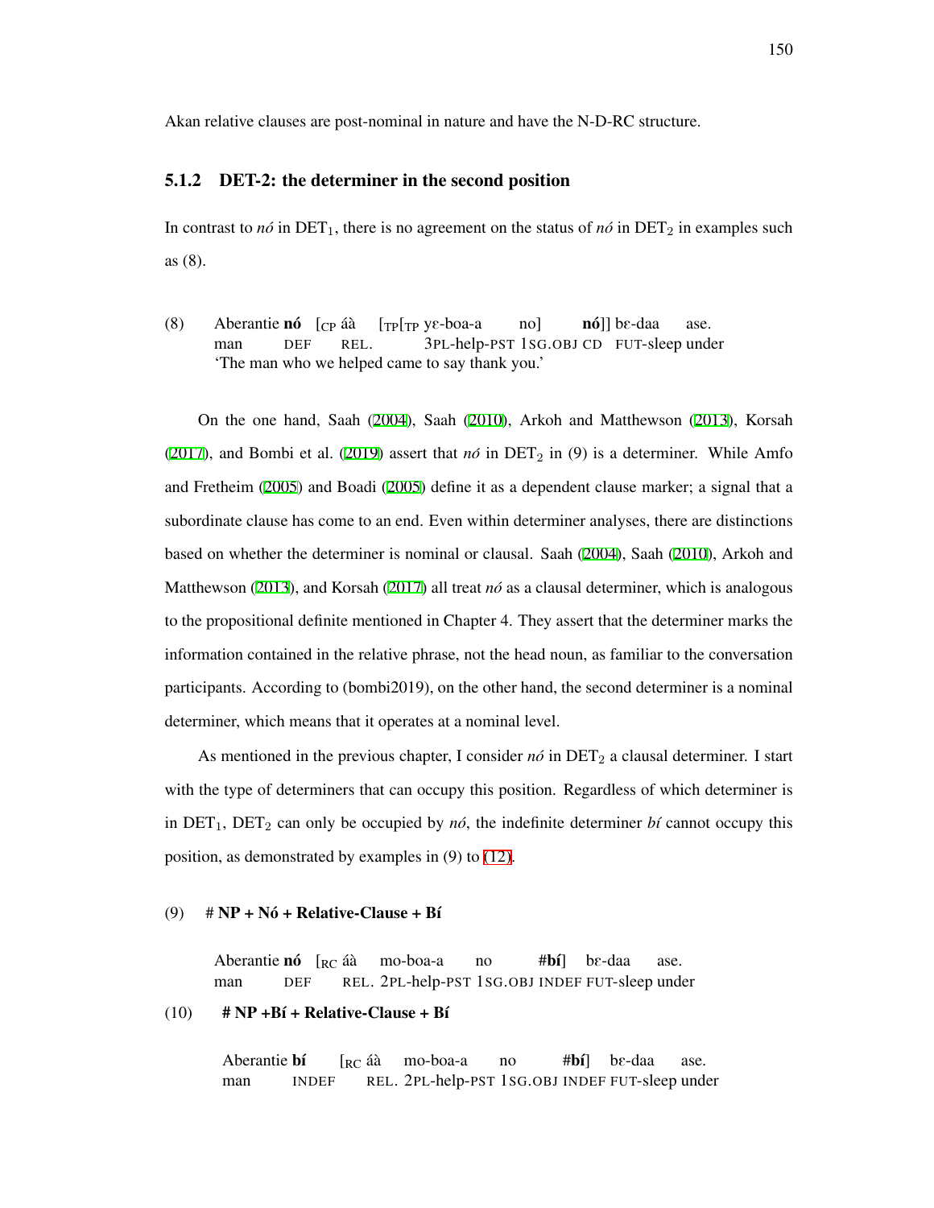Akan relative clauses are post-nominal in nature and have the N-D-RC structure.

### 5.1.2 DET-2: the determiner in the second position

In contrast to *nó* in $\text{DET}_1$, there is no agreement on the status of *nó* in $\text{DET}_2$ in examples such as (8).

(8) Aberantie **nó** [$_{\text{CP}}$ áà [$_{\text{TP}}$[$_{\text{TP}}$ yɛ-boa-a no] **nó**]] bɛ-daa ase.
man DEF REL. 3PL-help-PST 1SG.OBJ CD FUT-sleep under
'The man who we helped came to say thank you.'

On the one hand, Saah (2004), Saah (2010), Arkoh and Matthewson (2013), Korsah (2017), and Bombi et al. (2019) assert that *nó* in $\text{DET}_2$ in (9) is a determiner. While Amfo and Fretheim (2005) and Boadi (2005) define it as a dependent clause marker; a signal that a subordinate clause has come to an end. Even within determiner analyses, there are distinctions based on whether the determiner is nominal or clausal. Saah (2004), Saah (2010), Arkoh and Matthewson (2013), and Korsah (2017) all treat *nó* as a clausal determiner, which is analogous to the propositional definite mentioned in Chapter 4. They assert that the determiner marks the information contained in the relative phrase, not the head noun, as familiar to the conversation participants. According to (bombi2019), on the other hand, the second determiner is a nominal determiner, which means that it operates at a nominal level.

As mentioned in the previous chapter, I consider *nó* in $\text{DET}_2$ a clausal determiner. I start with the type of determiners that can occupy this position. Regardless of which determiner is in $\text{DET}_1$, $\text{DET}_2$ can only be occupied by *nó*, the indefinite determiner *bí* cannot occupy this position, as demonstrated by examples in (9) to (12).

(9) **# NP + Nó + Relative-Clause + Bí**

Aberantie **nó** [$_{\text{RC}}$ áà mo-boa-a no **#bí**] bɛ-daa ase.
man DEF REL. 2PL-help-PST 1SG.OBJ INDEF FUT-sleep under

(10) **# NP +Bí + Relative-Clause + Bí**

Aberantie **bí** [$_{\text{RC}}$ áà mo-boa-a no **#bí**] bɛ-daa ase.
man INDEF REL. 2PL-help-PST 1SG.OBJ INDEF FUT-sleep under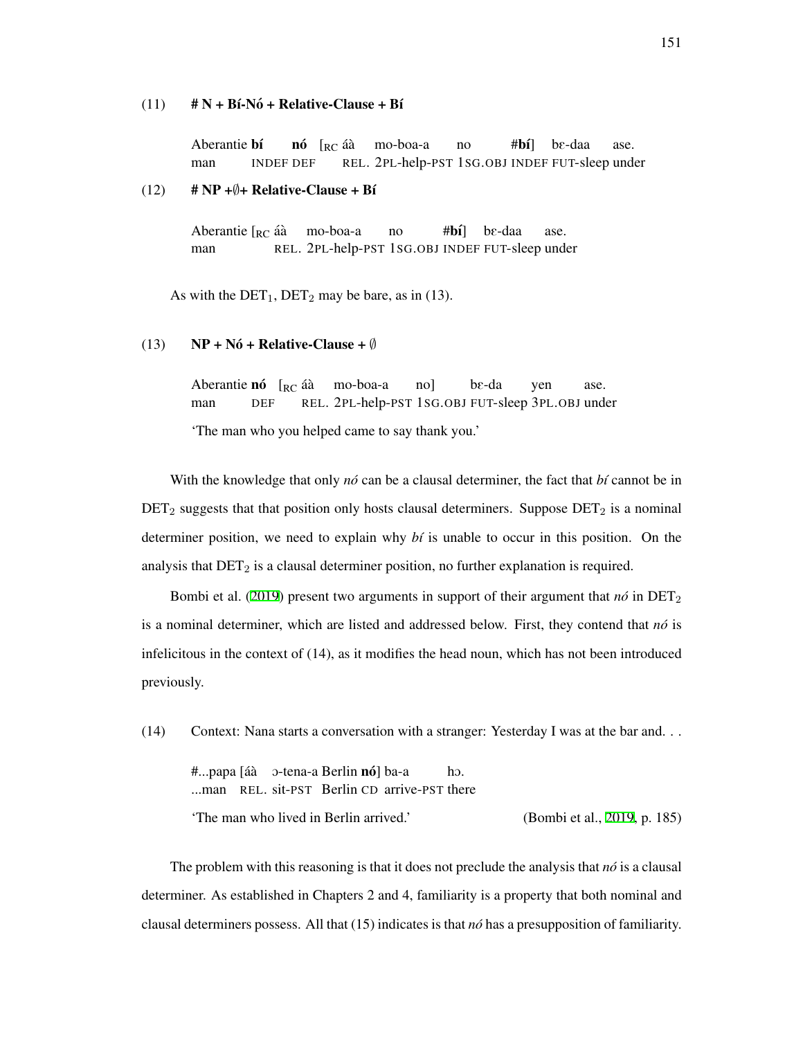(11) **# N + Bí-Nó + Relative-Clause + Bí**

Aberantie **bí** **nó** [$_{RC}$ áà mo-boa-a no **#bí**] bɛ-daa ase.
man INDEF DEF REL. 2PL-help-PST 1SG.OBJ INDEF FUT-sleep under

(12) **# NP +∅+ Relative-Clause + Bí**

Aberantie [$_{RC}$ áà mo-boa-a no **#bí**] bɛ-daa ase.
man REL. 2PL-help-PST 1SG.OBJ INDEF FUT-sleep under

As with the $\text{DET}_1$, $\text{DET}_2$ may be bare, as in (13).

(13) **NP + Nó + Relative-Clause + ∅**

Aberantie **nó** [$_{RC}$ áà mo-boa-a no] bɛ-da yen ase.
man DEF REL. 2PL-help-PST 1SG.OBJ FUT-sleep 3PL.OBJ under

'The man who you helped came to say thank you.'

With the knowledge that only *nó* can be a clausal determiner, the fact that *bí* cannot be in $\text{DET}_2$ suggests that that position only hosts clausal determiners. Suppose $\text{DET}_2$ is a nominal determiner position, we need to explain why *bí* is unable to occur in this position. On the analysis that $\text{DET}_2$ is a clausal determiner position, no further explanation is required.

Bombi et al. (2019) present two arguments in support of their argument that *nó* in $\text{DET}_2$ is a nominal determiner, which are listed and addressed below. First, they contend that *nó* is infelicitous in the context of (14), as it modifies the head noun, which has not been introduced previously.

(14) Context: Nana starts a conversation with a stranger: Yesterday I was at the bar and. . .

#...papa [áà ɔ-tena-a Berlin **nó**] ba-a hɔ.
...man REL. sit-PST Berlin CD arrive-PST there

'The man who lived in Berlin arrived.' (Bombi et al., 2019, p. 185)

The problem with this reasoning is that it does not preclude the analysis that *nó* is a clausal determiner. As established in Chapters 2 and 4, familiarity is a property that both nominal and clausal determiners possess. All that (15) indicates is that *nó* has a presupposition of familiarity.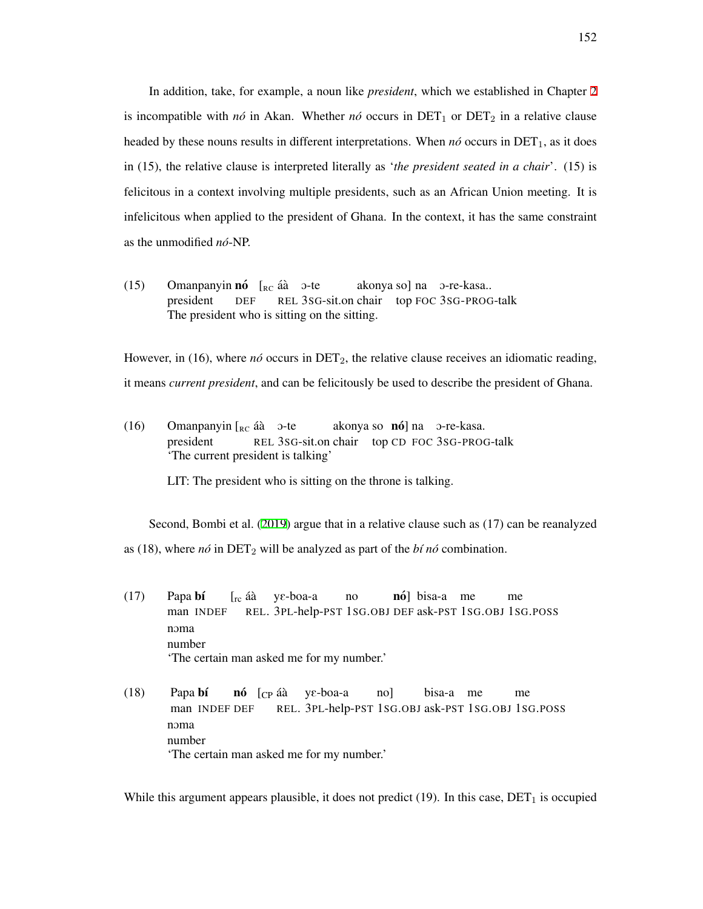In addition, take, for example, a noun like *president*, which we established in Chapter 2 is incompatible with *nó* in Akan. Whether *nó* occurs in $\text{DET}_1$ or $\text{DET}_2$ in a relative clause headed by these nouns results in different interpretations. When *nó* occurs in $\text{DET}_1$, as it does in (15), the relative clause is interpreted literally as '*the president seated in a chair*'. (15) is felicitous in a context involving multiple presidents, such as an African Union meeting. It is infelicitous when applied to the president of Ghana. In the context, it has the same constraint as the unmodified *nó*-NP.

(15) Omanpanyin **nó** [$_{\text{RC}}$ áà ɔ-te akonya so] na ɔ-re-kasa..
president DEF REL 3SG-sit.on chair top FOC 3SG-PROG-talk
The president who is sitting on the sitting.

However, in (16), where *nó* occurs in $\text{DET}_2$, the relative clause receives an idiomatic reading, it means *current president*, and can be felicitously be used to describe the president of Ghana.

(16) Omanpanyin [$_{\text{RC}}$ áà ɔ-te akonya so **nó**] na ɔ-re-kasa.
president REL 3SG-sit.on chair top CD FOC 3SG-PROG-talk
'The current president is talking'

LIT: The president who is sitting on the throne is talking.

Second, Bombi et al. (2019) argue that in a relative clause such as (17) can be reanalyzed as (18), where *nó* in $\text{DET}_2$ will be analyzed as part of the *bí nó* combination.

(17) Papa **bí** [$_{\text{rc}}$ áà yɛ-boa-a no **nó**] bisa-a me me
man INDEF REL. 3PL-help-PST 1SG.OBJ DEF ask-PST 1SG.OBJ 1SG.POSS
nɔma
number
'The certain man asked me for my number.'

(18) Papa **bí** **nó** [$_{\text{CP}}$ áà yɛ-boa-a no] bisa-a me me
man INDEF DEF REL. 3PL-help-PST 1SG.OBJ ask-PST 1SG.OBJ 1SG.POSS
nɔma
number
'The certain man asked me for my number.'

While this argument appears plausible, it does not predict (19). In this case, $\text{DET}_1$ is occupied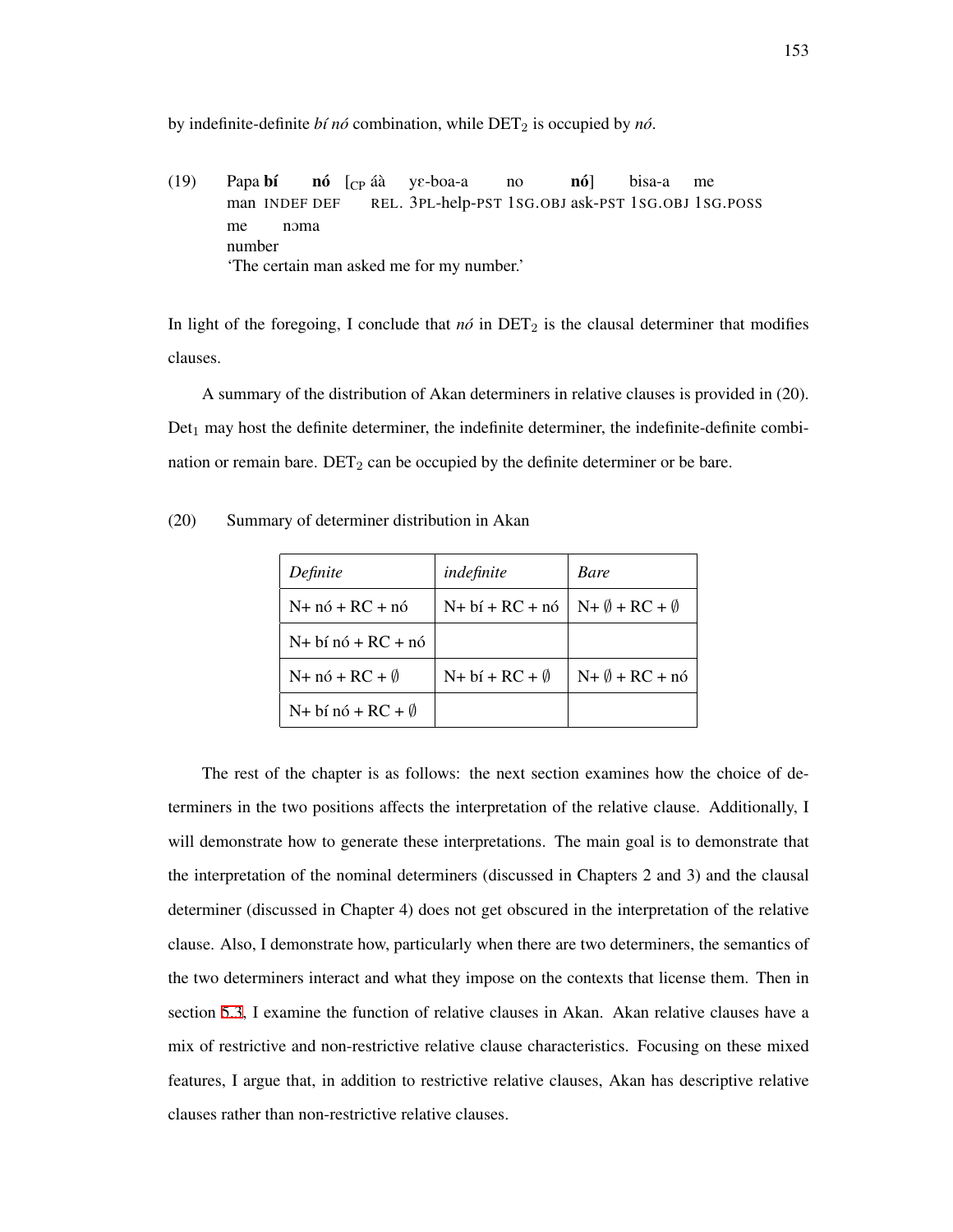by indefinite-definite *bí nó* combination, while $DET_2$ is occupied by *nó*.

(19) Papa **bí** **nó** [$_{CP}$ áà yɛ-boa-a no **nó**] bisa-a me
man INDEF DEF REL. 3PL-help-PST 1SG.OBJ ask-PST 1SG.OBJ 1SG.POSS
me nɔma
number
'The certain man asked me for my number.'

In light of the foregoing, I conclude that *nó* in $DET_2$ is the clausal determiner that modifies clauses.

A summary of the distribution of Akan determiners in relative clauses is provided in (20). $Det_1$ may host the definite determiner, the indefinite determiner, the indefinite-definite combination or remain bare. $DET_2$ can be occupied by the definite determiner or be bare.

(20) Summary of determiner distribution in Akan

| *Definite* | *indefinite* | *Bare* |
|---|---|---|
| N+ nó + RC + nó | N+ bí + RC + nó | N+ ∅ + RC + ∅ |
| N+ bí nó + RC + nó | | |
| N+ nó + RC + ∅ | N+ bí + RC + ∅ | N+ ∅ + RC + nó |
| N+ bí nó + RC + ∅ | | |

The rest of the chapter is as follows: the next section examines how the choice of determiners in the two positions affects the interpretation of the relative clause. Additionally, I will demonstrate how to generate these interpretations. The main goal is to demonstrate that the interpretation of the nominal determiners (discussed in Chapters 2 and 3) and the clausal determiner (discussed in Chapter 4) does not get obscured in the interpretation of the relative clause. Also, I demonstrate how, particularly when there are two determiners, the semantics of the two determiners interact and what they impose on the contexts that license them. Then in section 5.3, I examine the function of relative clauses in Akan. Akan relative clauses have a mix of restrictive and non-restrictive relative clause characteristics. Focusing on these mixed features, I argue that, in addition to restrictive relative clauses, Akan has descriptive relative clauses rather than non-restrictive relative clauses.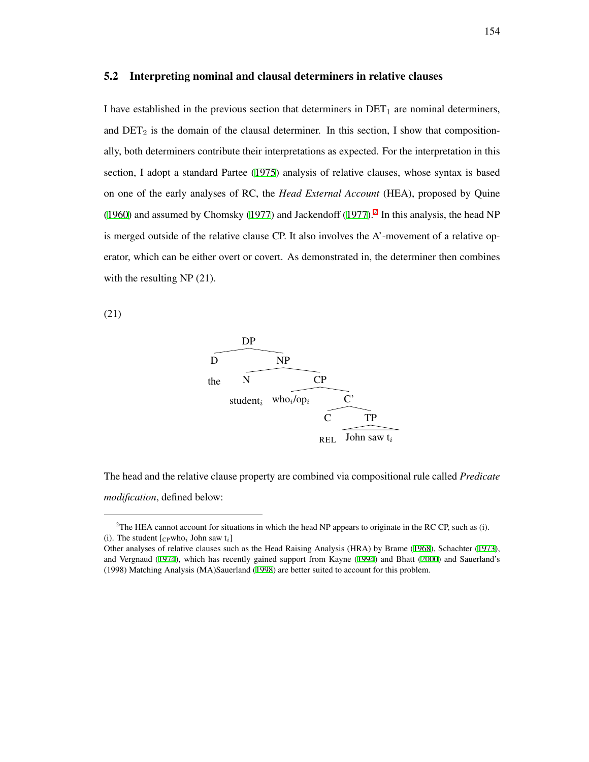## 5.2 Interpreting nominal and clausal determiners in relative clauses

I have established in the previous section that determiners in $\text{DET}_1$ are nominal determiners, and $\text{DET}_2$ is the domain of the clausal determiner. In this section, I show that compositionally, both determiners contribute their interpretations as expected. For the interpretation in this section, I adopt a standard Partee (1975) analysis of relative clauses, whose syntax is based on one of the early analyses of RC, the *Head External Account* (HEA), proposed by Quine (1960) and assumed by Chomsky (1977) and Jackendoff (1977).[2] In this analysis, the head NP is merged outside of the relative clause CP. It also involves the A'-movement of a relative operator, which can be either overt or covert. As demonstrated in, the determiner then combines with the resulting NP (21).

(21)

```
DP
├── D
│   └── the
└── NP
    ├── N
    │   └── student_i
    └── CP
        ├── who_i/op_i
        └── C'
            ├── C
            │   └── REL
            └── TP
                └── John saw t_i
```

The head and the relative clause property are combined via compositional rule called *Predicate modification*, defined below:

---

[2]The HEA cannot account for situations in which the head NP appears to originate in the RC CP, such as (i).
(i). The student [$_{\text{CP}}$who$_i$ John saw t$_i$]
Other analyses of relative clauses such as the Head Raising Analysis (HRA) by Brame (1968), Schachter (1973), and Vergnaud (1974), which has recently gained support from Kayne (1994) and Bhatt (2000) and Sauerland's (1998) Matching Analysis (MA)Sauerland (1998) are better suited to account for this problem.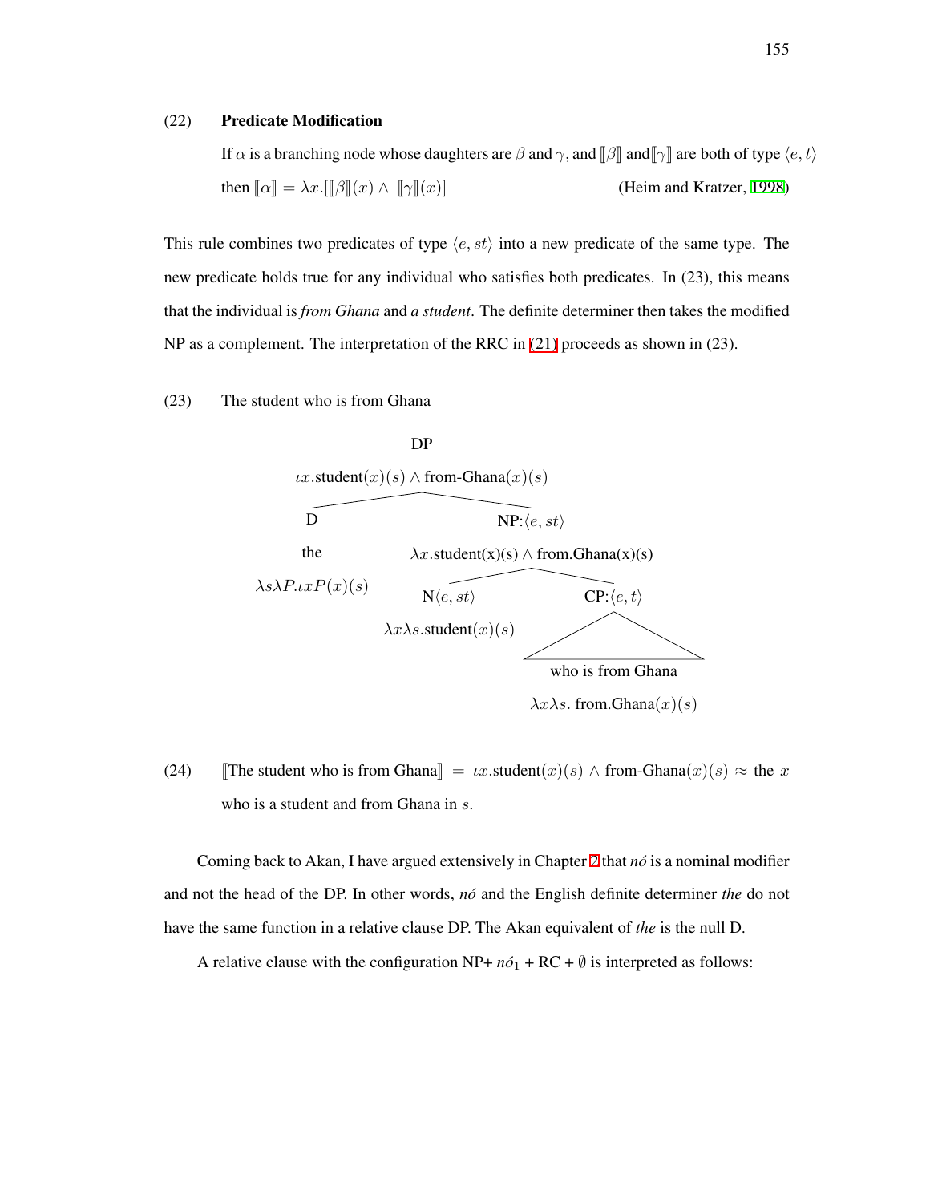(22) **Predicate Modification**

If $\alpha$ is a branching node whose daughters are $\beta$ and $\gamma$, and $[\![\beta]\!]$ and $[\![\gamma]\!]$ are both of type $\langle e,t\rangle$ then $[\![\alpha]\!] = \lambda x.[[\![\beta]\!](x) \wedge [\![\gamma]\!](x)]$ (Heim and Kratzer, 1998)

This rule combines two predicates of type $\langle e, st\rangle$ into a new predicate of the same type. The new predicate holds true for any individual who satisfies both predicates. In (23), this means that the individual is *from Ghana* and *a student*. The definite determiner then takes the modified NP as a complement. The interpretation of the RRC in (21) proceeds as shown in (23).

(23) The student who is from Ghana

- DP: $\iota x.\text{student}(x)(s) \wedge \text{from-Ghana}(x)(s)$
  - D: the, $\lambda s \lambda P.\iota x P(x)(s)$
  - NP: $\langle e, st\rangle$, $\lambda x.\text{student(x)(s)} \wedge \text{from.Ghana(x)(s)}$
    - N $\langle e, st\rangle$: $\lambda x \lambda s.\text{student}(x)(s)$
    - CP: $\langle e, t\rangle$: who is from Ghana, $\lambda x \lambda s.\ \text{from.Ghana}(x)(s)$

(24) $[\![$The student who is from Ghana$]\!]$ $= \iota x.\text{student}(x)(s) \wedge \text{from-Ghana}(x)(s) \approx$ the $x$ who is a student and from Ghana in $s$.

Coming back to Akan, I have argued extensively in Chapter 2 that *nó* is a nominal modifier and not the head of the DP. In other words, *nó* and the English definite determiner *the* do not have the same function in a relative clause DP. The Akan equivalent of *the* is the null D.

A relative clause with the configuration NP+ *nó*$_1$ + RC + $\emptyset$ is interpreted as follows: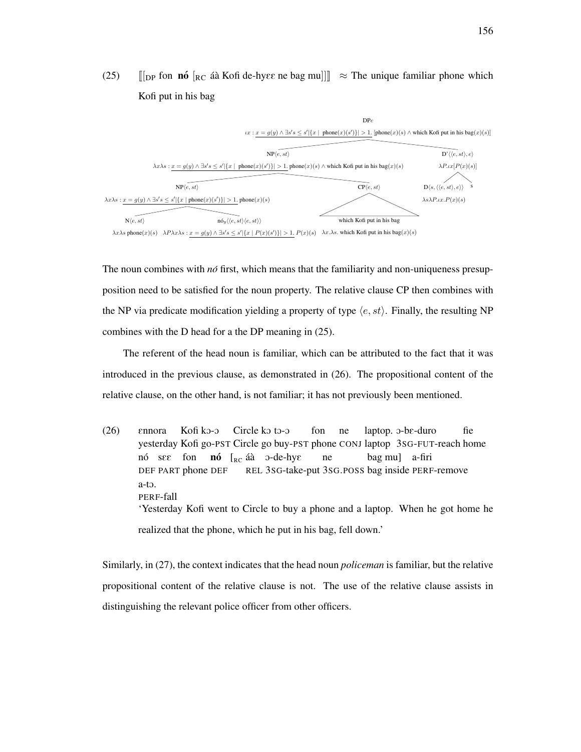(25) ⟦[$_{DP}$ fon **nó** [$_{RC}$ áà Kofi de-hyɛɛ ne bag mu]]⟧ ≈ The unique familiar phone which Kofi put in his bag

DP$e$
$\iota x: \underline{x = g(y) \wedge \exists s' s \leq s' |\{x \mid \text{phone}(x)(s')\}| > 1}. [\text{phone}(x)(s) \wedge \text{which Kofi put in his bag}(x)(s)]$

NP$\langle e, st\rangle$
$\lambda x \lambda s: \underline{x = g(y) \wedge \exists s' s \leq s' |\{x \mid \text{phone}(x)(s')\}| > 1}. \text{phone}(x)(s) \wedge \text{which Kofi put in his bag}(x)(s)$

D'$\langle\langle e, st\rangle, e\rangle$
$\lambda P.\iota x[P(x)(s)]$

D$\langle s, \langle\langle e, st\rangle, e\rangle\rangle$
$\lambda s \lambda P.\iota x.P(x)(s)$

s

NP$\langle e, st\rangle$
$\lambda x \lambda s: \underline{x = g(y) \wedge \exists s' s \leq s' |\{x \mid \text{phone}(x)(s')\}| > 1}. \text{phone}(x)(s)$

CP$\langle e, st\rangle$
which Kofi put in his bag
$\lambda x.\lambda s.$ which Kofi put in his bag$(x)(s)$

N$\langle e, st\rangle$
$\lambda x \lambda s$ phone$(x)(s)$

nó$_y\langle\langle e, st\rangle\langle e, st\rangle\rangle$
$\lambda P \lambda x \lambda s: \underline{x = g(y) \wedge \exists s' s \leq s' |\{x \mid P(x)(s')\}| > 1}. P(x)(s)$

The noun combines with *nó* first, which means that the familiarity and non-uniqueness presupposition need to be satisfied for the noun property. The relative clause CP then combines with the NP via predicate modification yielding a property of type $\langle e, st\rangle$. Finally, the resulting NP combines with the D head for a the DP meaning in (25).

The referent of the head noun is familiar, which can be attributed to the fact that it was introduced in the previous clause, as demonstrated in (26). The propositional content of the relative clause, on the other hand, is not familiar; it has not previously been mentioned.

(26) ɛnnora Kofi kɔ-ɔ Circle kɔ tɔ-ɔ fon ne laptop. ɔ-bɛ-duro fie
yesterday Kofi go-PST Circle go buy-PST phone CONJ laptop 3SG-FUT-reach home
nó sɛɛ fon **nó** [$_{RC}$ áà ɔ-de-hyɛ ne bag mu] a-firi
DEF PART phone DEF REL 3SG-take-put 3SG.POSS bag inside PERF-remove
a-tɔ.
PERF-fall
'Yesterday Kofi went to Circle to buy a phone and a laptop. When he got home he realized that the phone, which he put in his bag, fell down.'

Similarly, in (27), the context indicates that the head noun *policeman* is familiar, but the relative propositional content of the relative clause is not. The use of the relative clause assists in distinguishing the relevant police officer from other officers.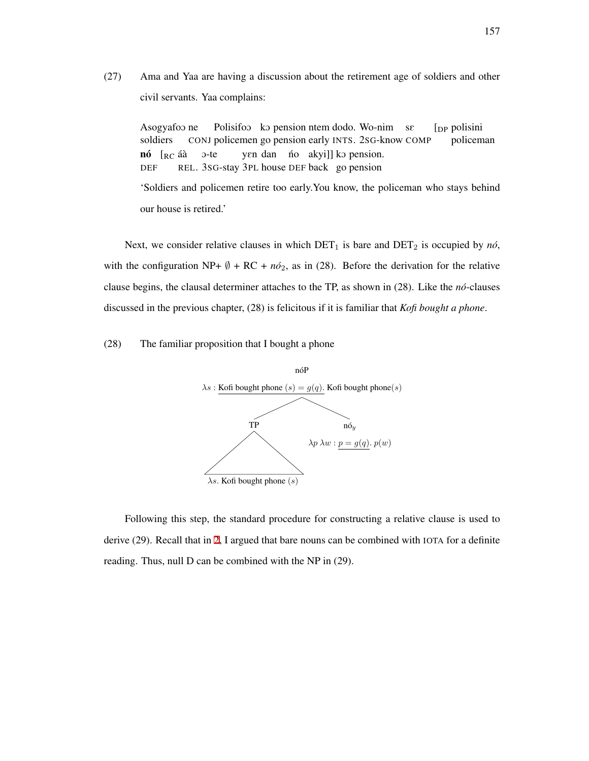(27) Ama and Yaa are having a discussion about the retirement age of soldiers and other civil servants. Yaa complains:

Asogyafoɔ ne Polisifoɔ kɔ pension ntem dodo. Wo-nim sɛ [$_{DP}$ polisini
soldiers CONJ policemen go pension early INTS. 2SG-know COMP policeman
**nó** [$_{RC}$ áà ɔ-te yɛn dan ńo akyi]] kɔ pension.
DEF REL. 3SG-stay 3PL house DEF back go pension

'Soldiers and policemen retire too early.You know, the policeman who stays behind our house is retired.'

Next, we consider relative clauses in which $\text{DET}_1$ is bare and $\text{DET}_2$ is occupied by *nó*, with the configuration NP+ $\emptyset$ + RC + $nó_2$, as in (28). Before the derivation for the relative clause begins, the clausal determiner attaches to the TP, as shown in (28). Like the *nó*-clauses discussed in the previous chapter, (28) is felicitous if it is familiar that *Kofi bought a phone*.

(28) The familiar proposition that I bought a phone

nóP
$\lambda s : \underline{\text{Kofi bought phone } (s) = g(q)}. \text{ Kofi bought phone}(s)$

- TP: $\lambda s.$ Kofi bought phone $(s)$
- $\text{nó}_y$: $\lambda p \; \lambda w : \underline{p = g(q)}. \; p(w)$

Following this step, the standard procedure for constructing a relative clause is used to derive (29). Recall that in 2, I argued that bare nouns can be combined with IOTA for a definite reading. Thus, null D can be combined with the NP in (29).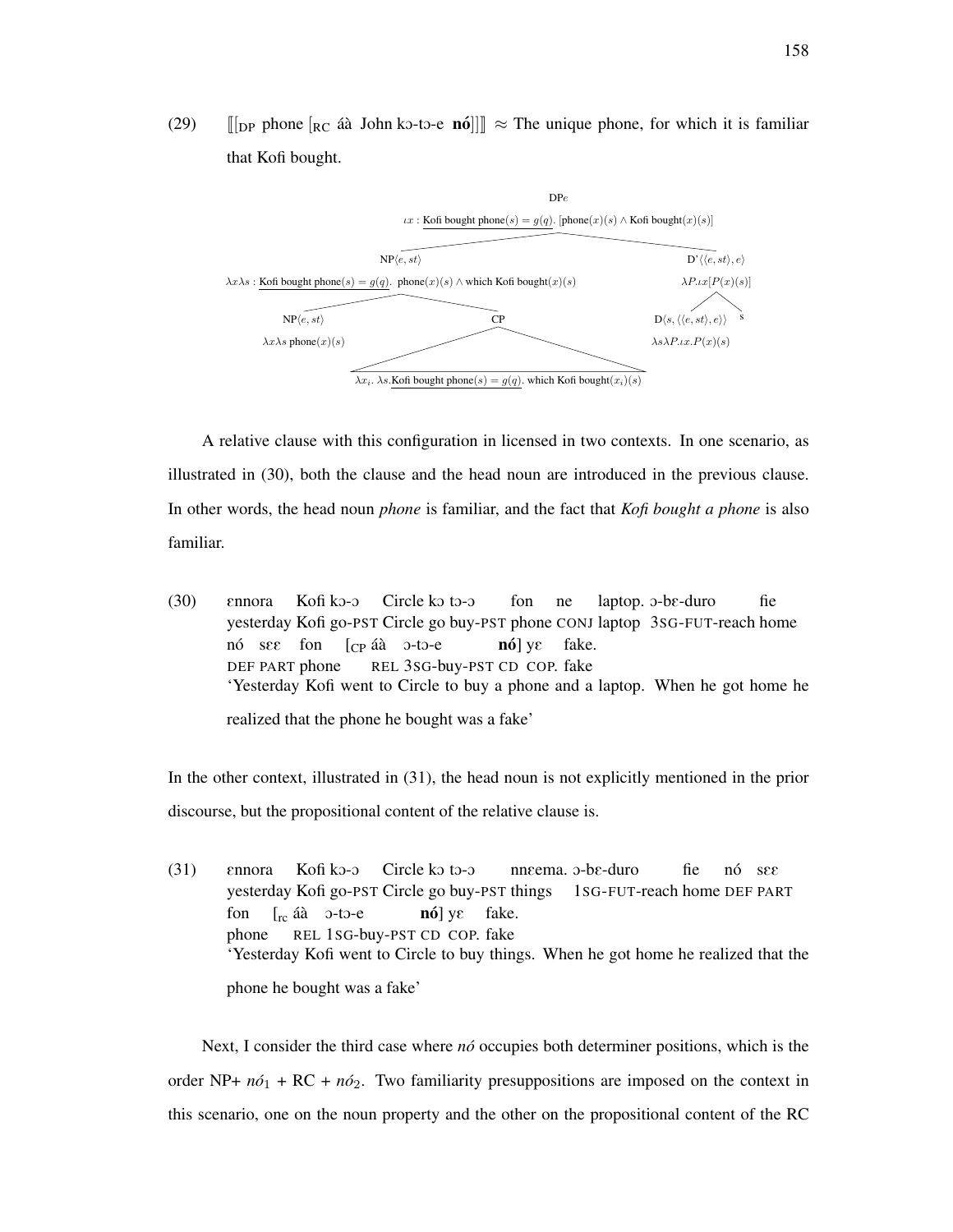(29) $[\![[_{DP}$ phone $[_{RC}$ áà John kɔ-tɔ-e **nó**$]]]\!] \approx$ The unique phone, for which it is familiar that Kofi bought.

DP$e$

$\iota x$ : $\underline{\text{Kofi bought phone}(s) = g(q)}$. $[\text{phone}(x)(s) \wedge \text{Kofi bought}(x)(s)]$

NP$\langle e, st\rangle$

$\lambda x \lambda s$ : $\underline{\text{Kofi bought phone}(s) = g(q)}$. $\text{phone}(x)(s) \wedge \text{which Kofi bought}(x)(s)$

NP$\langle e, st\rangle$

$\lambda x \lambda s\ \text{phone}(x)(s)$

CP

$\lambda x_i.\ \lambda s.\underline{\text{Kofi bought phone}(s) = g(q)}$. $\text{which Kofi bought}(x_i)(s)$

D'$\langle\langle e, st\rangle, e\rangle$

$\lambda P.\iota x[P(x)(s)]$

D$\langle s, \langle\langle e, st\rangle, e\rangle\rangle$ s

$\lambda s \lambda P.\iota x.P(x)(s)$

A relative clause with this configuration in licensed in two contexts. In one scenario, as illustrated in (30), both the clause and the head noun are introduced in the previous clause. In other words, the head noun *phone* is familiar, and the fact that *Kofi bought a phone* is also familiar.

(30) ɛnnora Kofi kɔ-ɔ Circle kɔ tɔ-ɔ fon ne laptop. ɔ-bɛ-duro fie
yesterday Kofi go-PST Circle go buy-PST phone CONJ laptop 3SG-FUT-reach home
nó sɛɛ fon $[_{CP}$ áà ɔ-tɔ-e **nó**] yɛ fake.
DEF PART phone REL 3SG-buy-PST CD COP. fake
'Yesterday Kofi went to Circle to buy a phone and a laptop. When he got home he realized that the phone he bought was a fake'

In the other context, illustrated in (31), the head noun is not explicitly mentioned in the prior discourse, but the propositional content of the relative clause is.

(31) ɛnnora Kofi kɔ-ɔ Circle kɔ tɔ-ɔ nnɛema. ɔ-bɛ-duro fie nó sɛɛ
yesterday Kofi go-PST Circle go buy-PST things 1SG-FUT-reach home DEF PART
fon $[_{rc}$ áà ɔ-tɔ-e **nó**] yɛ fake.
phone REL 1SG-buy-PST CD COP. fake
'Yesterday Kofi went to Circle to buy things. When he got home he realized that the phone he bought was a fake'

Next, I consider the third case where *nó* occupies both determiner positions, which is the order NP+ $nó_1$ + RC + $nó_2$. Two familiarity presuppositions are imposed on the context in this scenario, one on the noun property and the other on the propositional content of the RC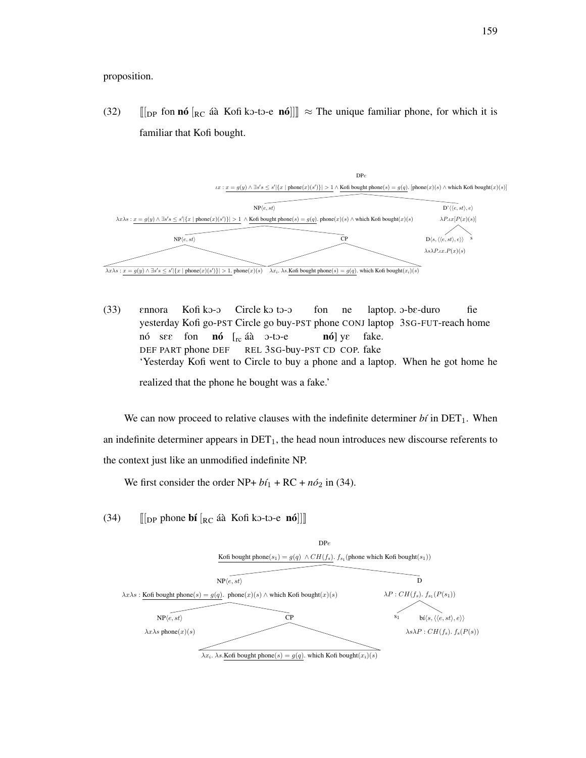proposition.

(32) $[\![$[DP fon **nó** [RC áà Kofi kɔ-tɔ-e **nó**]]$]\!]$ ≈ The unique familiar phone, for which it is familiar that Kofi bought.

DP$e$
$\iota x$ : $\underline{x = g(y) \wedge \exists s' s \leq s' |\{x \mid \text{phone}(x)(s')\}| > 1} \wedge \underline{\text{Kofi bought phone}(s) = g(q)}$. [phone$(x)(s) \wedge$ which Kofi bought$(x)(s)$]

NP$\langle e, st\rangle$
$\lambda x \lambda s$ : $\underline{x = g(y) \wedge \exists s' s \leq s' |\{x \mid \text{phone}(x)(s')\}| > 1} \wedge \underline{\text{Kofi bought phone}(s) = g(q)}$. phone$(x)(s) \wedge$ which Kofi bought$(x)(s)$

D'$\langle\langle e, st\rangle, e\rangle$
$\lambda P.\iota x[P(x)(s)]$

NP$\langle e, st\rangle$
$\lambda x \lambda s$ : $\underline{x = g(y) \wedge \exists s' s \leq s' |\{x \mid \text{phone}(x)(s')\}| > 1}$. phone$(x)(s)$

CP
$\lambda x_i . \lambda s . \underline{\text{Kofi bought phone}(s) = g(q)}$. which Kofi bought$(x_i)(s)$

D$\langle s, \langle\langle e, st\rangle, e\rangle\rangle$
$\lambda s \lambda P.\iota x.P(x)(s)$

s

(33) ɛnnora Kofi kɔ-ɔ Circle kɔ tɔ-ɔ fon ne laptop. ɔ-bɛ-duro fie
yesterday Kofi go-PST Circle go buy-PST phone CONJ laptop 3SG-FUT-reach home
nó sɛɛ fon **nó** [rc áà ɔ-tɔ-e **nó**] yɛ fake.
DEF PART phone DEF REL 3SG-buy-PST CD COP. fake
'Yesterday Kofi went to Circle to buy a phone and a laptop. When he got home he realized that the phone he bought was a fake.'

We can now proceed to relative clauses with the indefinite determiner *bí* in DET$_1$. When an indefinite determiner appears in DET$_1$, the head noun introduces new discourse referents to the context just like an unmodified indefinite NP.

We first consider the order NP+ *bí*$_1$ + RC + *nó*$_2$ in (34).

(34) $[\![$[DP phone **bí** [RC áà Kofi kɔ-tɔ-e **nó**]]$]\!]$

DP$e$
$\underline{\text{Kofi bought phone}(s_1) = g(q)} \wedge CH(f_s)$. $f_{s_1}$(phone which Kofi bought$(s_1)$)

NP$\langle e, st\rangle$
$\lambda x \lambda s$ : $\underline{\text{Kofi bought phone}(s) = g(q)}$. phone$(x)(s) \wedge$ which Kofi bought$(x)(s)$

D
$\lambda P : CH(f_s)$. $f_{s_1}(P(s_1))$

NP$\langle e, st\rangle$
$\lambda x \lambda s$ phone$(x)(s)$

CP
$\lambda x_i . \lambda s . \underline{\text{Kofi bought phone}(s) = g(q)}$. which Kofi bought$(x_i)(s)$

s$_1$

bí$\langle s, \langle\langle e, st\rangle, e\rangle\rangle$
$\lambda s \lambda P : CH(f_s)$. $f_s(P(s))$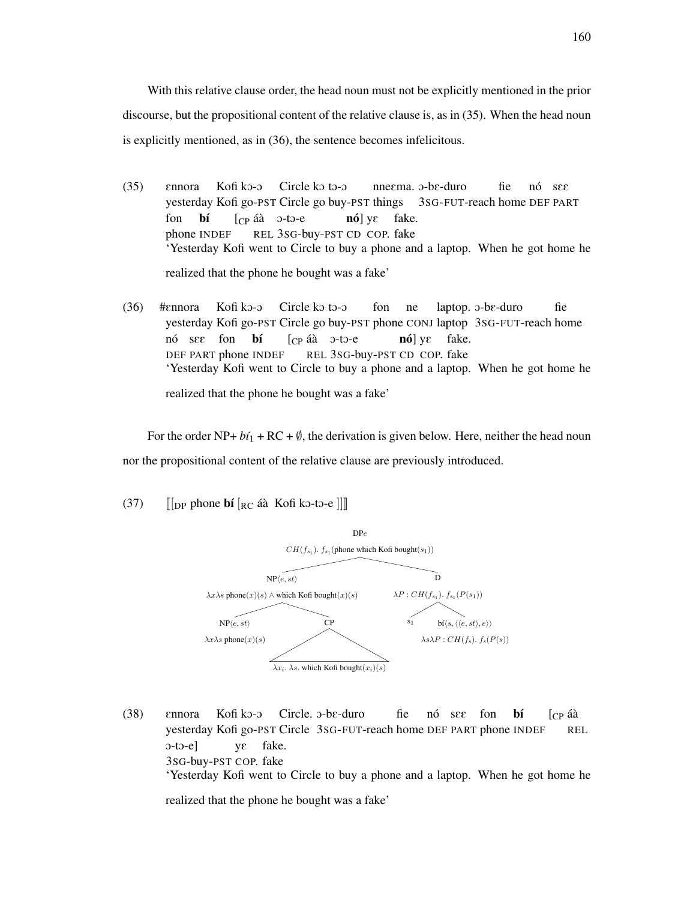With this relative clause order, the head noun must not be explicitly mentioned in the prior discourse, but the propositional content of the relative clause is, as in (35). When the head noun is explicitly mentioned, as in (36), the sentence becomes infelicitous.

(35) ɛnnora Kofi kɔ-ɔ Circle kɔ tɔ-ɔ nneɛma. ɔ-bɛ-duro fie nó sɛɛ fon **bí** [$_{CP}$ áà ɔ-tɔ-e **nó**] yɛ fake.
yesterday Kofi go-PST Circle go buy-PST things 3SG-FUT-reach home DEF PART phone INDEF REL 3SG-buy-PST CD COP. fake
'Yesterday Kofi went to Circle to buy a phone and a laptop. When he got home he realized that the phone he bought was a fake'

(36) #ɛnnora Kofi kɔ-ɔ Circle kɔ tɔ-ɔ fon ne laptop. ɔ-bɛ-duro fie nó sɛɛ fon **bí** [$_{CP}$ áà ɔ-tɔ-e **nó**] yɛ fake.
yesterday Kofi go-PST Circle go buy-PST phone CONJ laptop 3SG-FUT-reach home DEF PART phone INDEF REL 3SG-buy-PST CD COP. fake
'Yesterday Kofi went to Circle to buy a phone and a laptop. When he got home he realized that the phone he bought was a fake'

For the order NP+ $bí_1$ + RC + $\emptyset$, the derivation is given below. Here, neither the head noun nor the propositional content of the relative clause are previously introduced.

(37) $[\![$[$_{DP}$ phone **bí** [$_{RC}$ áà Kofi kɔ-tɔ-e ]]$]\!]$

DP$e$: $CH(f_{s_1}).\ f_{s_1}$(phone which Kofi bought$(s_1)$)
- NP$\langle e, st\rangle$: $\lambda x \lambda s$ phone$(x)(s) \wedge$ which Kofi bought$(x)(s)$
  - NP$\langle e, st\rangle$: $\lambda x \lambda s$ phone$(x)(s)$
  - CP: $\lambda x_i.\ \lambda s.$ which Kofi bought$(x_i)(s)$
- D: $\lambda P : CH(f_{s_1}).\ f_{s_1}(P(s_1))$
  - $s_1$
  - bí$\langle s, \langle\langle e, st\rangle, e\rangle\rangle$: $\lambda s \lambda P : CH(f_s).\ f_s(P(s))$

(38) ɛnnora Kofi kɔ-ɔ Circle. ɔ-bɛ-duro fie nó sɛɛ fon **bí** [$_{CP}$ áà ɔ-tɔ-e] yɛ fake.
yesterday Kofi go-PST Circle 3SG-FUT-reach home DEF PART phone INDEF REL 3SG-buy-PST COP. fake
'Yesterday Kofi went to Circle to buy a phone and a laptop. When he got home he realized that the phone he bought was a fake'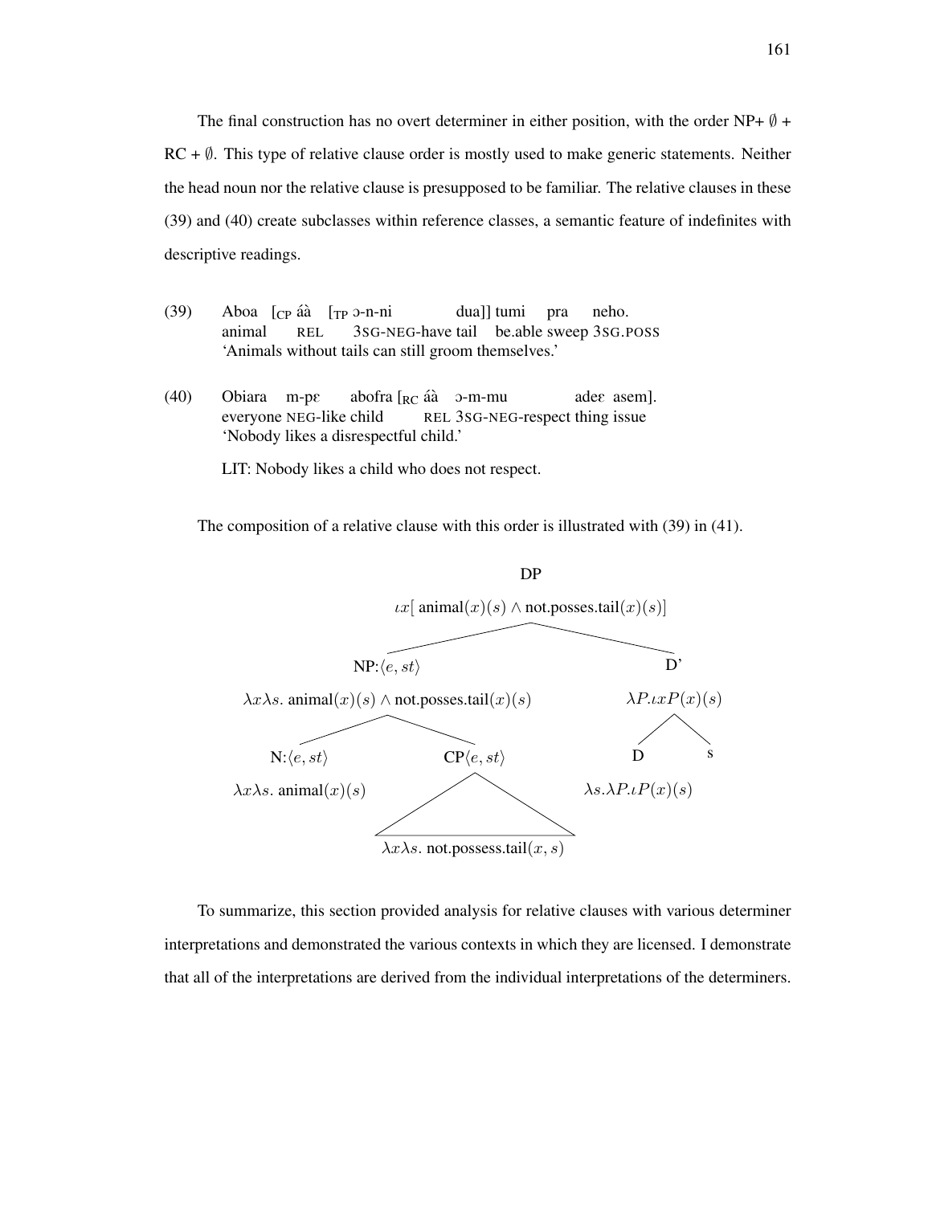The final construction has no overt determiner in either position, with the order NP+ $\emptyset$ + RC + $\emptyset$. This type of relative clause order is mostly used to make generic statements. Neither the head noun nor the relative clause is presupposed to be familiar. The relative clauses in these (39) and (40) create subclasses within reference classes, a semantic feature of indefinites with descriptive readings.

(39) Aboa [$_{CP}$ áà [$_{TP}$ ɔ-n-ni dua]] tumi pra neho.
animal REL 3SG-NEG-have tail be.able sweep 3SG.POSS
'Animals without tails can still groom themselves.'

(40) Obiara m-pɛ abofra [$_{RC}$ áà ɔ-m-mu adeɛ asem].
everyone NEG-like child REL 3SG-NEG-respect thing issue
'Nobody likes a disrespectful child.'

LIT: Nobody likes a child who does not respect.

The composition of a relative clause with this order is illustrated with (39) in (41).

(41)
- DP: $\iota x[\text{ animal}(x)(s) \wedge \text{not.posses.tail}(x)(s)]$
  - NP:$\langle e, st\rangle$ $\lambda x \lambda s.\text{ animal}(x)(s) \wedge \text{not.posses.tail}(x)(s)$
    - N:$\langle e, st\rangle$ $\lambda x \lambda s.\text{ animal}(x)(s)$
    - CP$\langle e, st\rangle$ $\lambda x \lambda s.\text{ not.possess.tail}(x, s)$
  - D' $\lambda P.\iota x P(x)(s)$
    - D $\lambda s.\lambda P.\iota P(x)(s)$
    - s

To summarize, this section provided analysis for relative clauses with various determiner interpretations and demonstrated the various contexts in which they are licensed. I demonstrate that all of the interpretations are derived from the individual interpretations of the determiners.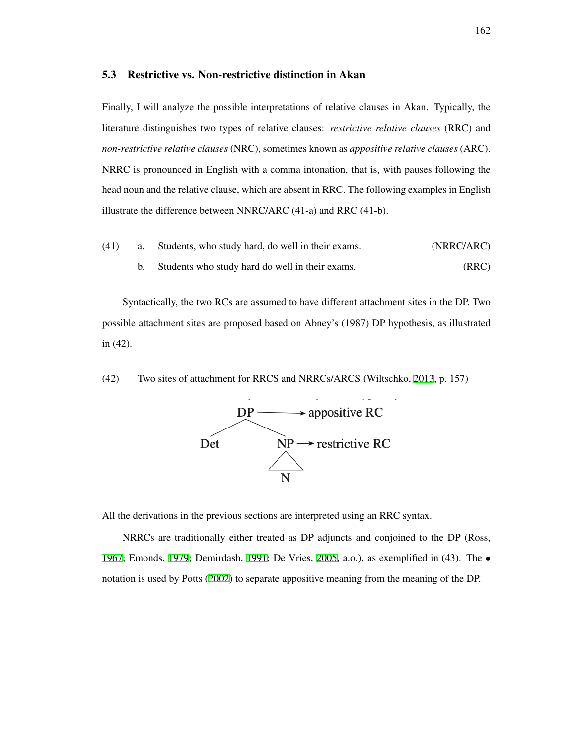## 5.3 Restrictive vs. Non-restrictive distinction in Akan

Finally, I will analyze the possible interpretations of relative clauses in Akan. Typically, the literature distinguishes two types of relative clauses: *restrictive relative clauses* (RRC) and *non-restrictive relative clauses* (NRC), sometimes known as *appositive relative clauses* (ARC). NRRC is pronounced in English with a comma intonation, that is, with pauses following the head noun and the relative clause, which are absent in RRC. The following examples in English illustrate the difference between NNRC/ARC (41-a) and RRC (41-b).

(41) a. Students, who study hard, do well in their exams. (NRRC/ARC)

b. Students who study hard do well in their exams. (RRC)

Syntactically, the two RCs are assumed to have different attachment sites in the DP. Two possible attachment sites are proposed based on Abney's (1987) DP hypothesis, as illustrated in (42).

(42) Two sites of attachment for RRCS and NRRCs/ARCS (Wiltschko, 2013, p. 157)

```
        DP ———→ appositive RC
       /  \
    Det    NP ——→ restrictive RC
           /\
            N
```

All the derivations in the previous sections are interpreted using an RRC syntax.

NRRCs are traditionally either treated as DP adjuncts and conjoined to the DP (Ross, 1967; Emonds, 1979; Demirdash, 1991; De Vries, 2005, a.o.), as exemplified in (43). The • notation is used by Potts (2002) to separate appositive meaning from the meaning of the DP.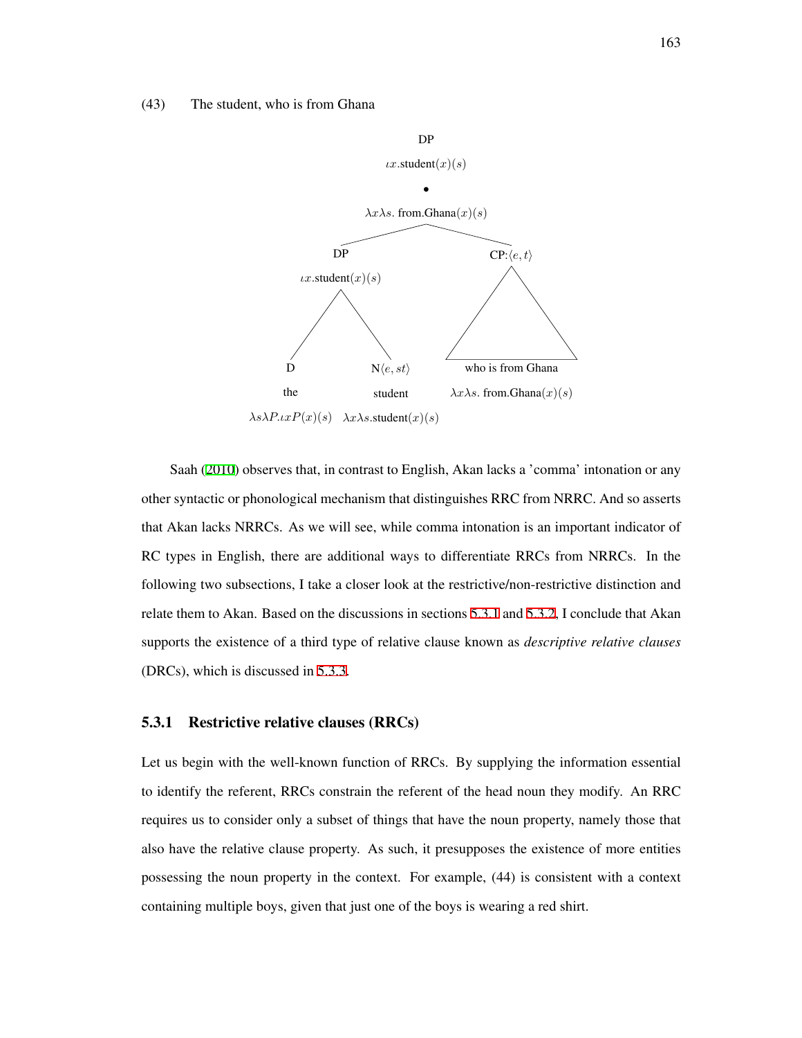(43) The student, who is from Ghana

```
                                DP
                        ιx.student(x)(s)
                                •
                    λxλs. from.Ghana(x)(s)
                    /                       \
                 DP                        CP:⟨e,t⟩
          ιx.student(x)(s)                    /\
              /        \                     /  \
             D        N⟨e,st⟩              /____\
            the       student          who is from Ghana
  λsλP.ιxP(x)(s)   λxλs.student(x)(s)   λxλs. from.Ghana(x)(s)
```

Saah (2010) observes that, in contrast to English, Akan lacks a 'comma' intonation or any other syntactic or phonological mechanism that distinguishes RRC from NRRC. And so asserts that Akan lacks NRRCs. As we will see, while comma intonation is an important indicator of RC types in English, there are additional ways to differentiate RRCs from NRRCs. In the following two subsections, I take a closer look at the restrictive/non-restrictive distinction and relate them to Akan. Based on the discussions in sections 5.3.1 and 5.3.2, I conclude that Akan supports the existence of a third type of relative clause known as *descriptive relative clauses* (DRCs), which is discussed in 5.3.3.

### 5.3.1 Restrictive relative clauses (RRCs)

Let us begin with the well-known function of RRCs. By supplying the information essential to identify the referent, RRCs constrain the referent of the head noun they modify. An RRC requires us to consider only a subset of things that have the noun property, namely those that also have the relative clause property. As such, it presupposes the existence of more entities possessing the noun property in the context. For example, (44) is consistent with a context containing multiple boys, given that just one of the boys is wearing a red shirt.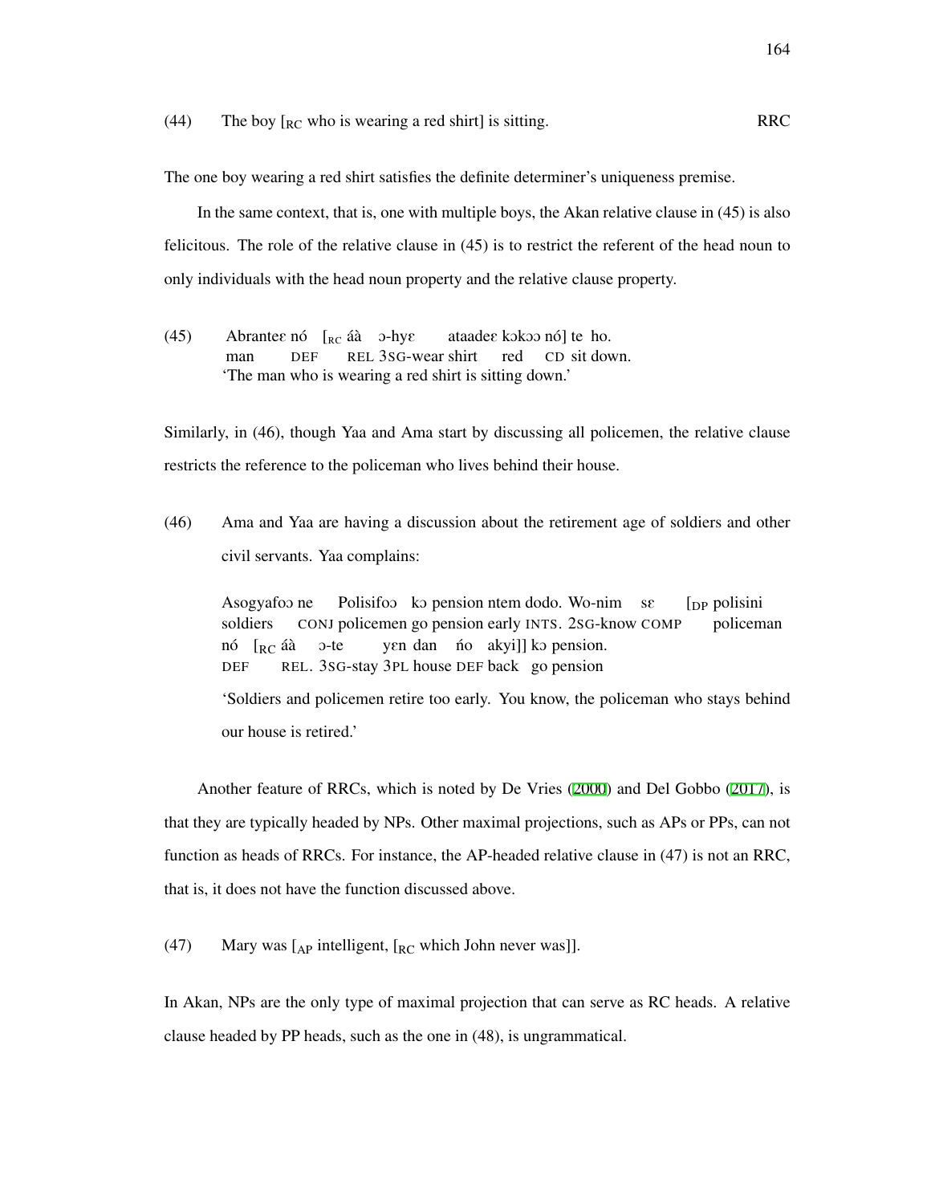(44) The boy [$_{\text{RC}}$ who is wearing a red shirt] is sitting. RRC

The one boy wearing a red shirt satisfies the definite determiner's uniqueness premise.

In the same context, that is, one with multiple boys, the Akan relative clause in (45) is also felicitous. The role of the relative clause in (45) is to restrict the referent of the head noun to only individuals with the head noun property and the relative clause property.

(45) Abrantɛɛ nó [$_{\text{RC}}$ áà ɔ-hyɛ ataadeɛ kɔkɔɔ nó] te ho.
man DEF REL 3SG-wear shirt red CD sit down.
'The man who is wearing a red shirt is sitting down.'

Similarly, in (46), though Yaa and Ama start by discussing all policemen, the relative clause restricts the reference to the policeman who lives behind their house.

(46) Ama and Yaa are having a discussion about the retirement age of soldiers and other civil servants. Yaa complains:

Asogyafoɔ ne Polisifoɔ kɔ pension ntem dodo. Wo-nim sɛ [$_{\text{DP}}$ polisini nó [$_{\text{RC}}$ áà ɔ-te yɛn dan ńo akyi]] kɔ pension.
soldiers CONJ policemen go pension early INTS. 2SG-know COMP policeman DEF REL. 3SG-stay 3PL house DEF back go pension

'Soldiers and policemen retire too early. You know, the policeman who stays behind our house is retired.'

Another feature of RRCs, which is noted by De Vries (2000) and Del Gobbo (2017), is that they are typically headed by NPs. Other maximal projections, such as APs or PPs, can not function as heads of RRCs. For instance, the AP-headed relative clause in (47) is not an RRC, that is, it does not have the function discussed above.

(47) Mary was [$_{\text{AP}}$ intelligent, [$_{\text{RC}}$ which John never was]].

In Akan, NPs are the only type of maximal projection that can serve as RC heads. A relative clause headed by PP heads, such as the one in (48), is ungrammatical.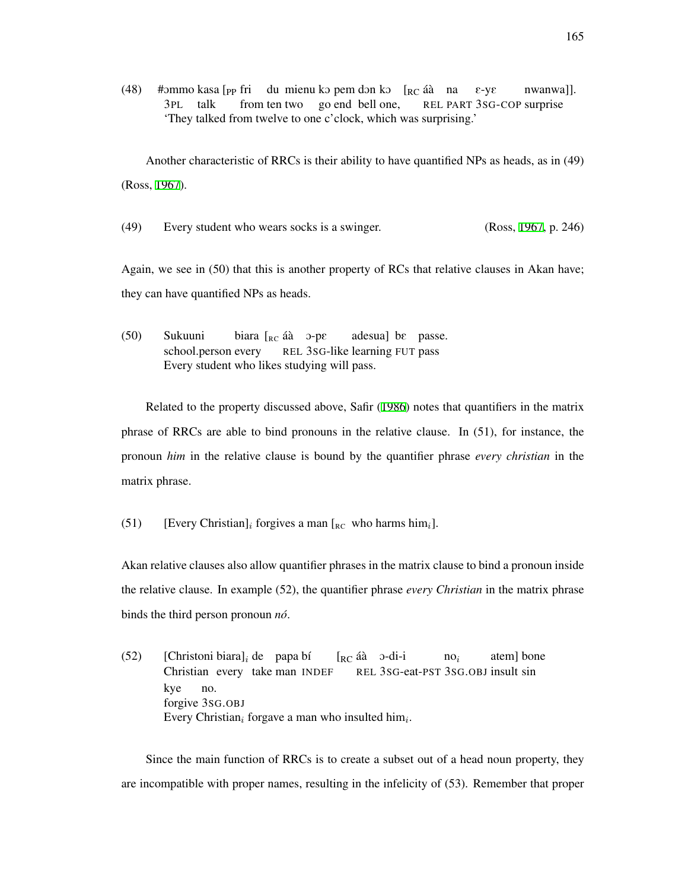(48) #ɔmmo kasa [$_{PP}$ fri du mienu kɔ pem dɔn kɔ [$_{RC}$ áà na ɛ-yɛ nwanwa]].
     3PL talk from ten two go end bell one, REL PART 3SG-COP surprise
     'They talked from twelve to one c'clock, which was surprising.'

Another characteristic of RRCs is their ability to have quantified NPs as heads, as in (49) (Ross, 1967).

(49) Every student who wears socks is a swinger. (Ross, 1967, p. 246)

Again, we see in (50) that this is another property of RCs that relative clauses in Akan have; they can have quantified NPs as heads.

(50) Sukuuni biara [$_{RC}$ áà ɔ-pɛ adesua] bɛ passe.
     school.person every REL 3SG-like learning FUT pass
     Every student who likes studying will pass.

Related to the property discussed above, Safir (1986) notes that quantifiers in the matrix phrase of RRCs are able to bind pronouns in the relative clause. In (51), for instance, the pronoun *him* in the relative clause is bound by the quantifier phrase *every christian* in the matrix phrase.

(51) [Every Christian]$_i$ forgives a man [$_{RC}$ who harms him$_i$].

Akan relative clauses also allow quantifier phrases in the matrix clause to bind a pronoun inside the relative clause. In example (52), the quantifier phrase *every Christian* in the matrix phrase binds the third person pronoun *nó*.

(52) [Christoni biara]$_i$ de papa bí [$_{RC}$ áà ɔ-di-i no$_i$ atem] bone
     Christian every take man INDEF REL 3SG-eat-PST 3SG.OBJ insult sin
     kye no.
     forgive 3SG.OBJ
     Every Christian$_i$ forgave a man who insulted him$_i$.

Since the main function of RRCs is to create a subset out of a head noun property, they are incompatible with proper names, resulting in the infelicity of (53). Remember that proper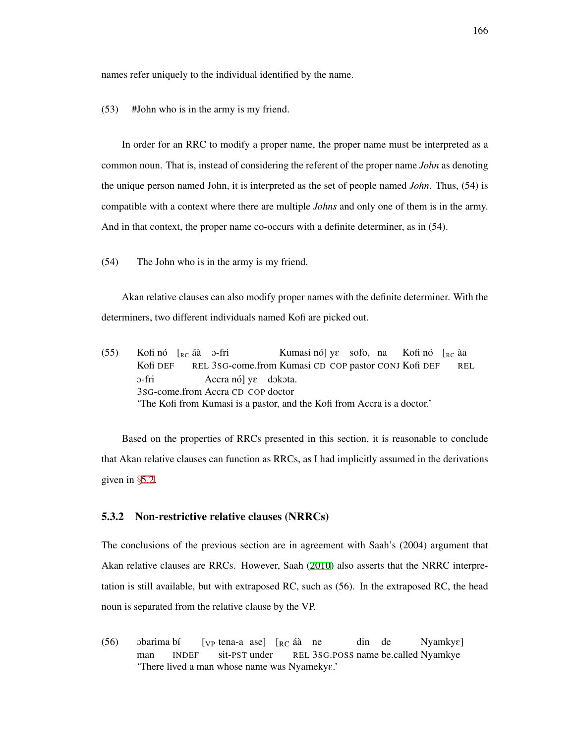names refer uniquely to the individual identified by the name.

(53) #John who is in the army is my friend.

In order for an RRC to modify a proper name, the proper name must be interpreted as a common noun. That is, instead of considering the referent of the proper name *John* as denoting the unique person named John, it is interpreted as the set of people named *John*. Thus, (54) is compatible with a context where there are multiple *Johns* and only one of them is in the army. And in that context, the proper name co-occurs with a definite determiner, as in (54).

(54) The John who is in the army is my friend.

Akan relative clauses can also modify proper names with the definite determiner. With the determiners, two different individuals named Kofi are picked out.

(55) Kofi nó [$_{RC}$ áà ɔ-fri Kumasi nó] yɛ sofo, na Kofi nó [$_{RC}$ àa ɔ-fri Accra nó] yɛ dɔkɔta.
Kofi DEF REL 3SG-come.from Kumasi CD COP pastor CONJ Kofi DEF REL 3SG-come.from Accra CD COP doctor
'The Kofi from Kumasi is a pastor, and the Kofi from Accra is a doctor.'

Based on the properties of RRCs presented in this section, it is reasonable to conclude that Akan relative clauses can function as RRCs, as I had implicitly assumed in the derivations given in §5.2.

### 5.3.2 Non-restrictive relative clauses (NRRCs)

The conclusions of the previous section are in agreement with Saah's (2004) argument that Akan relative clauses are RRCs. However, Saah (2010) also asserts that the NRRC interpretation is still available, but with extraposed RC, such as (56). In the extraposed RC, the head noun is separated from the relative clause by the VP.

(56) ɔbarima bí [$_{VP}$ tena-a ase] [$_{RC}$ áà ne din de Nyamkyɛ]
man INDEF sit-PST under REL 3SG.POSS name be.called Nyamkye
'There lived a man whose name was Nyamekyɛ.'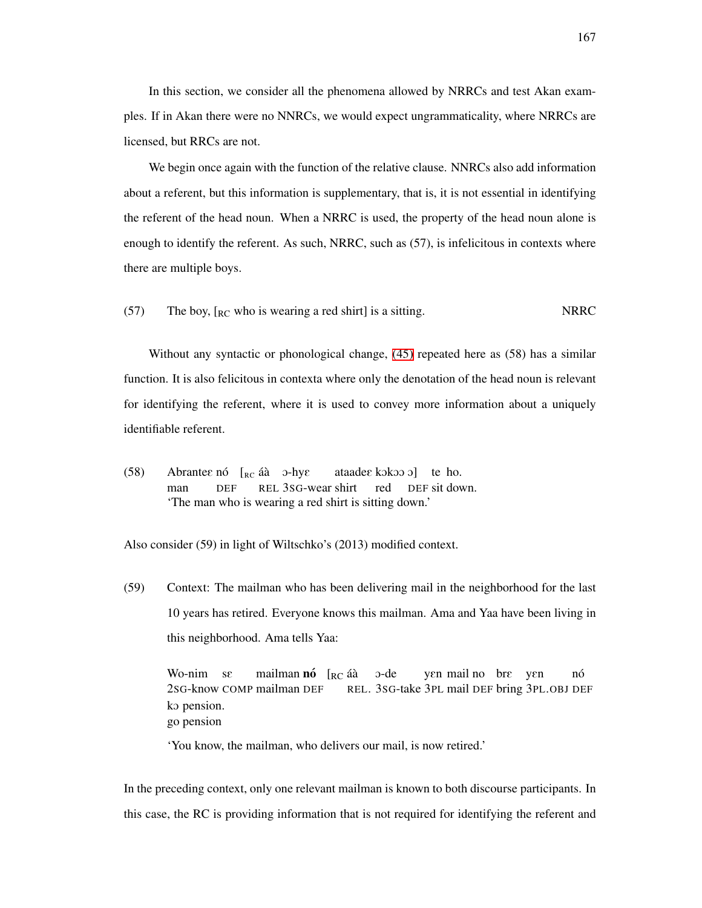In this section, we consider all the phenomena allowed by NRRCs and test Akan examples. If in Akan there were no NNRCs, we would expect ungrammaticality, where NRRCs are licensed, but RRCs are not.

We begin once again with the function of the relative clause. NNRCs also add information about a referent, but this information is supplementary, that is, it is not essential in identifying the referent of the head noun. When a NRRC is used, the property of the head noun alone is enough to identify the referent. As such, NRRC, such as (57), is infelicitous in contexts where there are multiple boys.

(57) The boy, [$_{RC}$ who is wearing a red shirt] is a sitting. NRRC

Without any syntactic or phonological change, (45) repeated here as (58) has a similar function. It is also felicitous in contexta where only the denotation of the head noun is relevant for identifying the referent, where it is used to convey more information about a uniquely identifiable referent.

(58) Abrantee nó [$_{RC}$ áà ɔ-hyɛ ataadeɛ kɔkɔɔ ɔ] te ho.
man DEF REL 3SG-wear shirt red DEF sit down.
'The man who is wearing a red shirt is sitting down.'

Also consider (59) in light of Wiltschko's (2013) modified context.

(59) Context: The mailman who has been delivering mail in the neighborhood for the last 10 years has retired. Everyone knows this mailman. Ama and Yaa have been living in this neighborhood. Ama tells Yaa:

Wo-nim sɛ mailman **nó** [$_{RC}$ áà ɔ-de yɛn mail no brɛ yɛn nó kɔ pension.
2SG-know COMP mailman DEF REL. 3SG-take 3PL mail DEF bring 3PL.OBJ DEF go pension

'You know, the mailman, who delivers our mail, is now retired.'

In the preceding context, only one relevant mailman is known to both discourse participants. In this case, the RC is providing information that is not required for identifying the referent and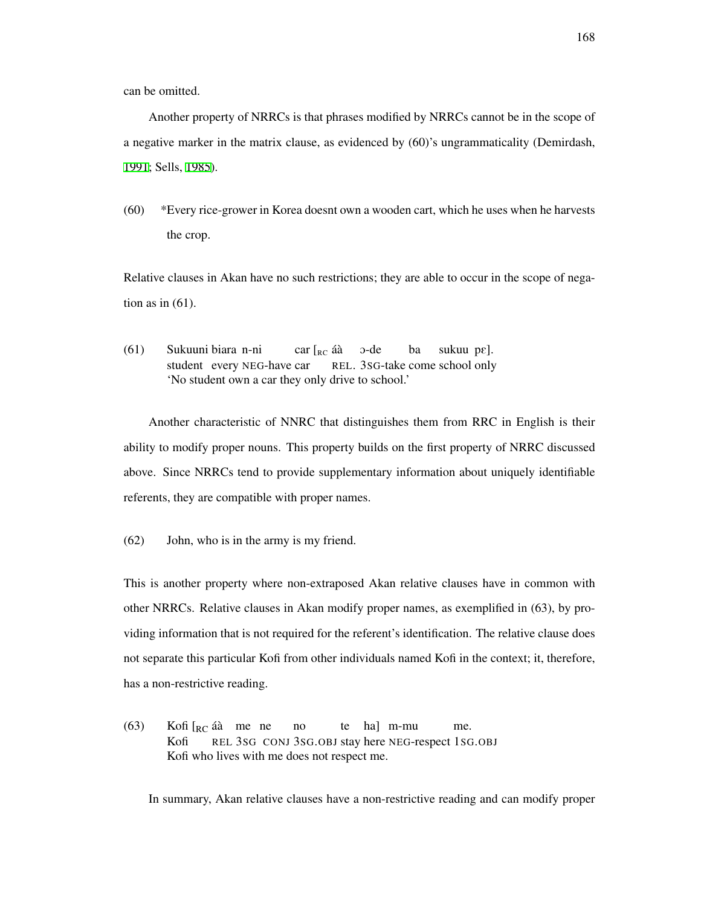can be omitted.

Another property of NRRCs is that phrases modified by NRRCs cannot be in the scope of a negative marker in the matrix clause, as evidenced by (60)'s ungrammaticality (Demirdash, 1991; Sells, 1985).

(60) *Every rice-grower in Korea doesnt own a wooden cart, which he uses when he harvests the crop.

Relative clauses in Akan have no such restrictions; they are able to occur in the scope of negation as in (61).

(61) Sukuuni biara n-ni car [$_{RC}$ áà ɔ-de ba sukuu pɛ].
student every NEG-have car REL. 3SG-take come school only
'No student own a car they only drive to school.'

Another characteristic of NNRC that distinguishes them from RRC in English is their ability to modify proper nouns. This property builds on the first property of NRRC discussed above. Since NRRCs tend to provide supplementary information about uniquely identifiable referents, they are compatible with proper names.

(62) John, who is in the army is my friend.

This is another property where non-extraposed Akan relative clauses have in common with other NRRCs. Relative clauses in Akan modify proper names, as exemplified in (63), by providing information that is not required for the referent's identification. The relative clause does not separate this particular Kofi from other individuals named Kofi in the context; it, therefore, has a non-restrictive reading.

(63) Kofi [$_{RC}$ áà me ne no te ha] m-mu me.
Kofi REL 3SG CONJ 3SG.OBJ stay here NEG-respect 1SG.OBJ
Kofi who lives with me does not respect me.

In summary, Akan relative clauses have a non-restrictive reading and can modify proper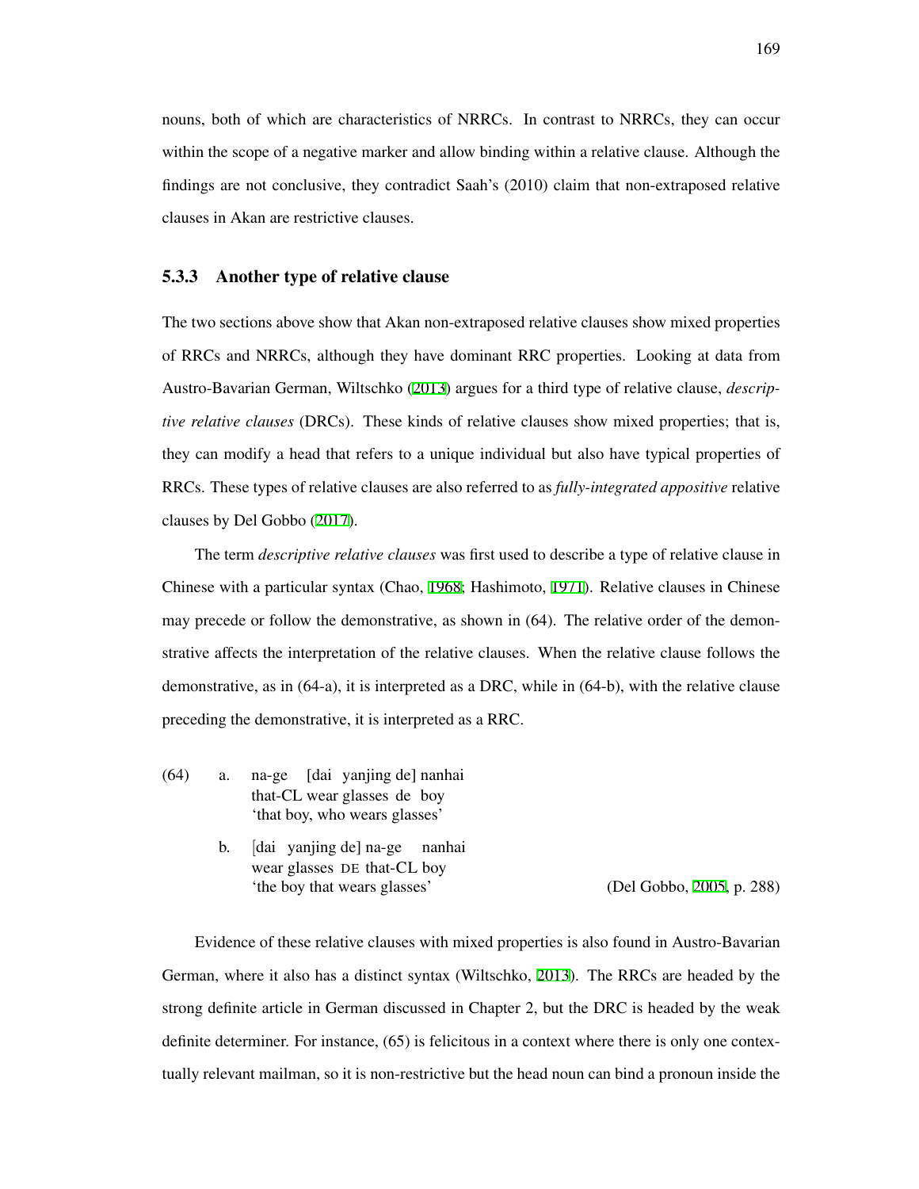nouns, both of which are characteristics of NRRCs. In contrast to NRRCs, they can occur within the scope of a negative marker and allow binding within a relative clause. Although the findings are not conclusive, they contradict Saah's (2010) claim that non-extraposed relative clauses in Akan are restrictive clauses.

### 5.3.3 Another type of relative clause

The two sections above show that Akan non-extraposed relative clauses show mixed properties of RRCs and NRRCs, although they have dominant RRC properties. Looking at data from Austro-Bavarian German, Wiltschko (2013) argues for a third type of relative clause, *descriptive relative clauses* (DRCs). These kinds of relative clauses show mixed properties; that is, they can modify a head that refers to a unique individual but also have typical properties of RRCs. These types of relative clauses are also referred to as *fully-integrated appositive* relative clauses by Del Gobbo (2017).

The term *descriptive relative clauses* was first used to describe a type of relative clause in Chinese with a particular syntax (Chao, 1968; Hashimoto, 1971). Relative clauses in Chinese may precede or follow the demonstrative, as shown in (64). The relative order of the demonstrative affects the interpretation of the relative clauses. When the relative clause follows the demonstrative, as in (64-a), it is interpreted as a DRC, while in (64-b), with the relative clause preceding the demonstrative, it is interpreted as a RRC.

(64) a. na-ge [dai yanjing de] nanhai
 that-CL wear glasses de boy
 'that boy, who wears glasses'

 b. [dai yanjing de] na-ge nanhai
 wear glasses DE that-CL boy
 'the boy that wears glasses' (Del Gobbo, 2005, p. 288)

Evidence of these relative clauses with mixed properties is also found in Austro-Bavarian German, where it also has a distinct syntax (Wiltschko, 2013). The RRCs are headed by the strong definite article in German discussed in Chapter 2, but the DRC is headed by the weak definite determiner. For instance, (65) is felicitous in a context where there is only one contextually relevant mailman, so it is non-restrictive but the head noun can bind a pronoun inside the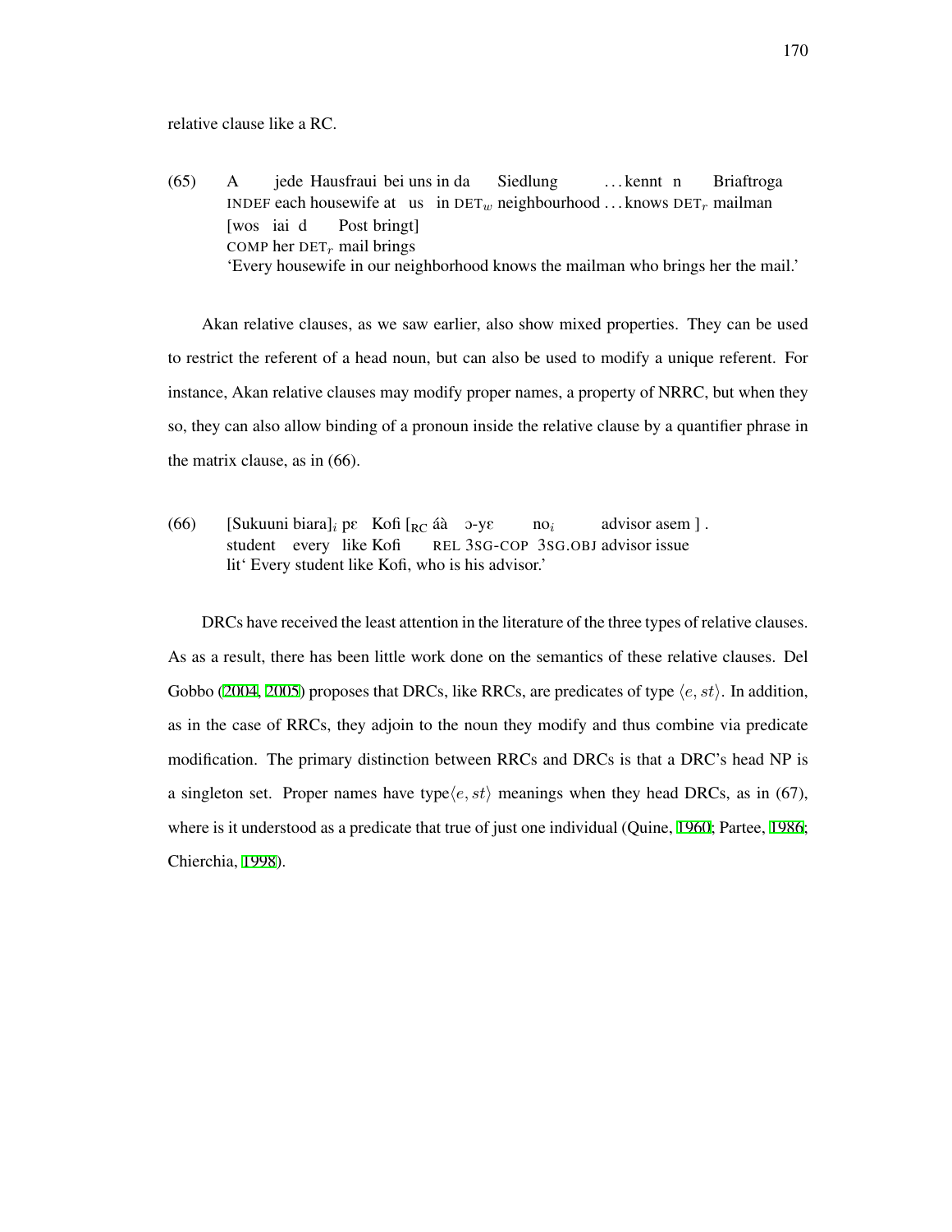relative clause like a RC.

(65) A jede Hausfrau$_i$ bei uns in da Siedlung ... kennt n Briaftroga
INDEF each housewife at us in DET$_w$ neighbourhood ... knows DET$_r$ mailman
[wos iai d Post bringt]
COMP her DET$_r$ mail brings
'Every housewife in our neighborhood knows the mailman who brings her the mail.'

Akan relative clauses, as we saw earlier, also show mixed properties. They can be used to restrict the referent of a head noun, but can also be used to modify a unique referent. For instance, Akan relative clauses may modify proper names, a property of NRRC, but when they so, they can also allow binding of a pronoun inside the relative clause by a quantifier phrase in the matrix clause, as in (66).

(66) [Sukuuni biara]$_i$ pɛ Kofi [$_{RC}$ áà ɔ-yɛ no$_i$ advisor asem ] .
student every like Kofi REL 3SG-COP 3SG.OBJ advisor issue
lit' Every student like Kofi, who is his advisor.'

DRCs have received the least attention in the literature of the three types of relative clauses. As as a result, there has been little work done on the semantics of these relative clauses. Del Gobbo (2004, 2005) proposes that DRCs, like RRCs, are predicates of type $\langle e, st\rangle$. In addition, as in the case of RRCs, they adjoin to the noun they modify and thus combine via predicate modification. The primary distinction between RRCs and DRCs is that a DRC's head NP is a singleton set. Proper names have type$\langle e, st\rangle$ meanings when they head DRCs, as in (67), where is it understood as a predicate that true of just one individual (Quine, 1960; Partee, 1986; Chierchia, 1998).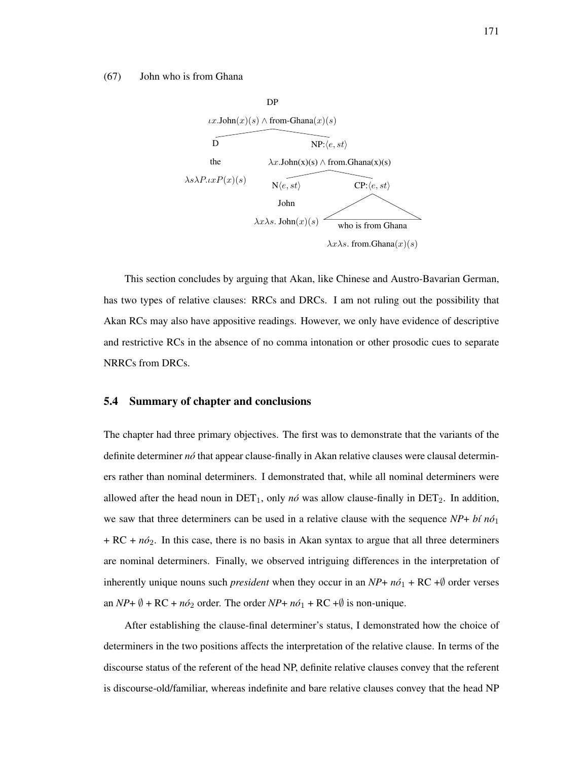(67) John who is from Ghana

```
                                  DP
              ιx.John(x)(s) ∧ from-Ghana(x)(s)
              /                              \
             D                              NP:⟨e, st⟩
            the                  λx.John(x)(s) ∧ from.Ghana(x)(s)
     λsλP.ιxP(x)(s)              /                          \
                          N⟨e, st⟩                        CP:⟨e, st⟩
                            John                    who is from Ghana
                    λxλs. John(x)(s)          λxλs. from.Ghana(x)(s)
```

This section concludes by arguing that Akan, like Chinese and Austro-Bavarian German, has two types of relative clauses: RRCs and DRCs. I am not ruling out the possibility that Akan RCs may also have appositive readings. However, we only have evidence of descriptive and restrictive RCs in the absence of no comma intonation or other prosodic cues to separate NRRCs from DRCs.

## 5.4 Summary of chapter and conclusions

The chapter had three primary objectives. The first was to demonstrate that the variants of the definite determiner *nó* that appear clause-finally in Akan relative clauses were clausal determiners rather than nominal determiners. I demonstrated that, while all nominal determiners were allowed after the head noun in $\text{DET}_1$, only *nó* was allow clause-finally in $\text{DET}_2$. In addition, we saw that three determiners can be used in a relative clause with the sequence *NP+ bí* $\textit{nó}_1$ + RC + $\textit{nó}_2$. In this case, there is no basis in Akan syntax to argue that all three determiners are nominal determiners. Finally, we observed intriguing differences in the interpretation of inherently unique nouns such *president* when they occur in an *NP+* $\textit{nó}_1$ + RC +$\emptyset$ order verses an *NP+* $\emptyset$ + RC + $\textit{nó}_2$ order. The order *NP+* $\textit{nó}_1$ + RC +$\emptyset$ is non-unique.

After establishing the clause-final determiner's status, I demonstrated how the choice of determiners in the two positions affects the interpretation of the relative clause. In terms of the discourse status of the referent of the head NP, definite relative clauses convey that the referent is discourse-old/familiar, whereas indefinite and bare relative clauses convey that the head NP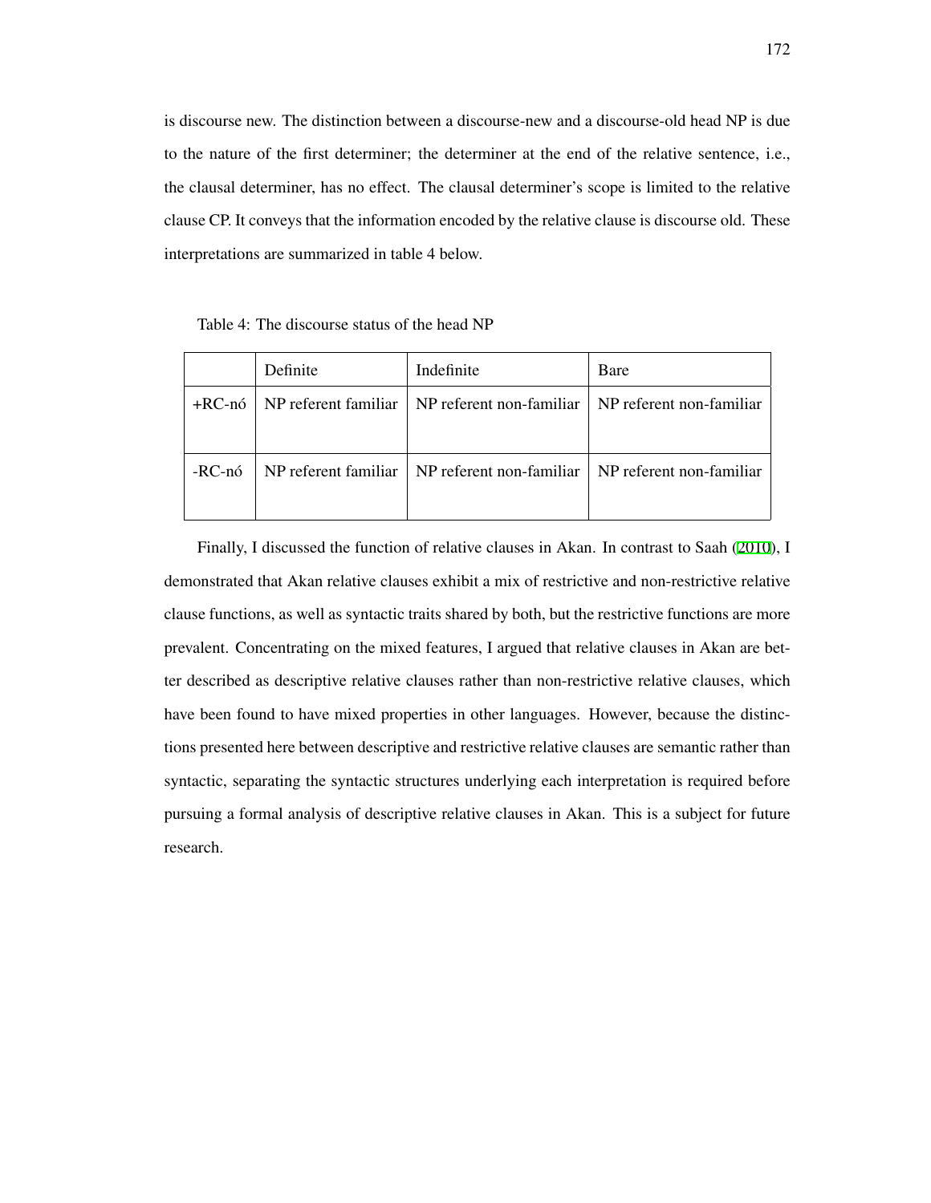is discourse new. The distinction between a discourse-new and a discourse-old head NP is due to the nature of the first determiner; the determiner at the end of the relative sentence, i.e., the clausal determiner, has no effect. The clausal determiner's scope is limited to the relative clause CP. It conveys that the information encoded by the relative clause is discourse old. These interpretations are summarized in table 4 below.

Table 4: The discourse status of the head NP

| | Definite | Indefinite | Bare |
|---|---|---|---|
| +RC-nó | NP referent familiar | NP referent non-familiar | NP referent non-familiar |
| -RC-nó | NP referent familiar | NP referent non-familiar | NP referent non-familiar |

Finally, I discussed the function of relative clauses in Akan. In contrast to Saah (2010), I demonstrated that Akan relative clauses exhibit a mix of restrictive and non-restrictive relative clause functions, as well as syntactic traits shared by both, but the restrictive functions are more prevalent. Concentrating on the mixed features, I argued that relative clauses in Akan are better described as descriptive relative clauses rather than non-restrictive relative clauses, which have been found to have mixed properties in other languages. However, because the distinctions presented here between descriptive and restrictive relative clauses are semantic rather than syntactic, separating the syntactic structures underlying each interpretation is required before pursuing a formal analysis of descriptive relative clauses in Akan. This is a subject for future research.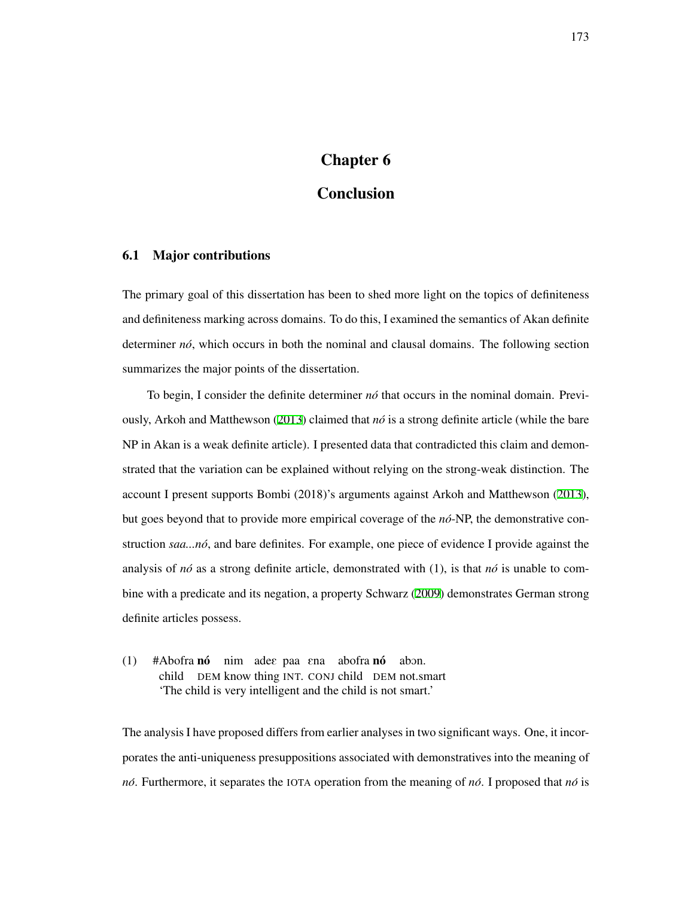# Chapter 6

# Conclusion

## 6.1 Major contributions

The primary goal of this dissertation has been to shed more light on the topics of definiteness and definiteness marking across domains. To do this, I examined the semantics of Akan definite determiner *nó*, which occurs in both the nominal and clausal domains. The following section summarizes the major points of the dissertation.

To begin, I consider the definite determiner *nó* that occurs in the nominal domain. Previously, Arkoh and Matthewson (2013) claimed that *nó* is a strong definite article (while the bare NP in Akan is a weak definite article). I presented data that contradicted this claim and demonstrated that the variation can be explained without relying on the strong-weak distinction. The account I present supports Bombi (2018)'s arguments against Arkoh and Matthewson (2013), but goes beyond that to provide more empirical coverage of the *nó*-NP, the demonstrative construction *saa...nó*, and bare definites. For example, one piece of evidence I provide against the analysis of *nó* as a strong definite article, demonstrated with (1), is that *nó* is unable to combine with a predicate and its negation, a property Schwarz (2009) demonstrates German strong definite articles possess.

(1) #Abofra **nó** nim adeɛ paa ɛna abofra **nó** abɔn.
 child DEM know thing INT. CONJ child DEM not.smart
 'The child is very intelligent and the child is not smart.'

The analysis I have proposed differs from earlier analyses in two significant ways. One, it incorporates the anti-uniqueness presuppositions associated with demonstratives into the meaning of *nó*. Furthermore, it separates the IOTA operation from the meaning of *nó*. I proposed that *nó* is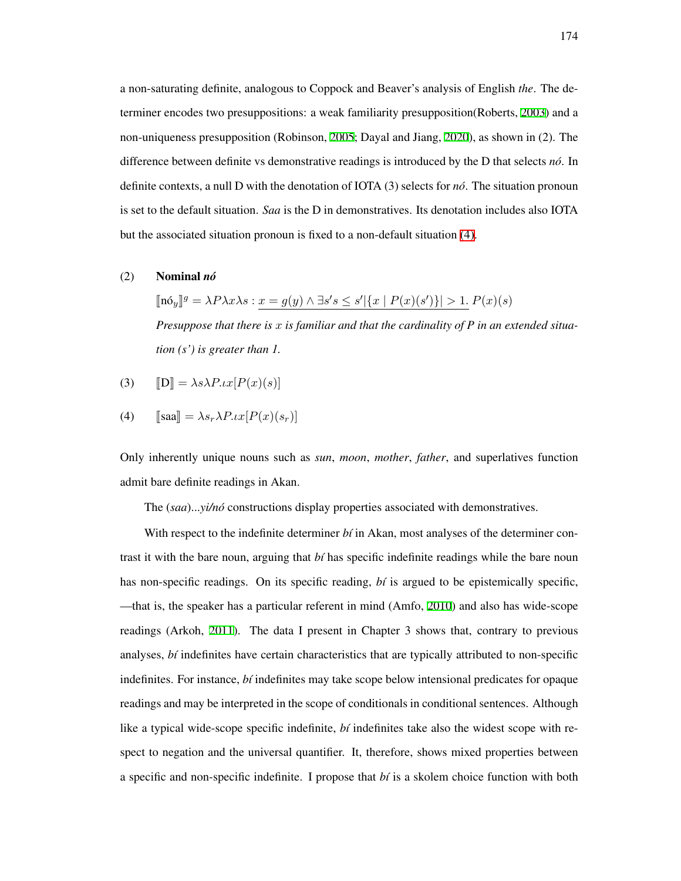a non-saturating definite, analogous to Coppock and Beaver's analysis of English *the*. The determiner encodes two presuppositions: a weak familiarity presupposition(Roberts, 2003) and a non-uniqueness presupposition (Robinson, 2005; Dayal and Jiang, 2020), as shown in (2). The difference between definite vs demonstrative readings is introduced by the D that selects *nó*. In definite contexts, a null D with the denotation of IOTA (3) selects for *nó*. The situation pronoun is set to the default situation. *Saa* is the D in demonstratives. Its denotation includes also IOTA but the associated situation pronoun is fixed to a non-default situation (4).

(2) **Nominal *nó***

$[\![\text{nó}_y]\!]^g = \lambda P \lambda x \lambda s : \underline{x = g(y) \wedge \exists s' s \leq s' |\{x \mid P(x)(s')\}| > 1}.\ P(x)(s)$

*Presuppose that there is $x$ is familiar and that the cardinality of P in an extended situation (s') is greater than 1.*

(3) $[\![\text{D}]\!] = \lambda s \lambda P.\iota x[P(x)(s)]$

(4) $[\![\text{saa}]\!] = \lambda s_r \lambda P.\iota x[P(x)(s_r)]$

Only inherently unique nouns such as *sun*, *moon*, *mother*, *father*, and superlatives function admit bare definite readings in Akan.

The (*saa*)...*yi/nó* constructions display properties associated with demonstratives.

With respect to the indefinite determiner *bí* in Akan, most analyses of the determiner contrast it with the bare noun, arguing that *bí* has specific indefinite readings while the bare noun has non-specific readings. On its specific reading, *bí* is argued to be epistemically specific, —that is, the speaker has a particular referent in mind (Amfo, 2010) and also has wide-scope readings (Arkoh, 2011). The data I present in Chapter 3 shows that, contrary to previous analyses, *bí* indefinites have certain characteristics that are typically attributed to non-specific indefinites. For instance, *bí* indefinites may take scope below intensional predicates for opaque readings and may be interpreted in the scope of conditionals in conditional sentences. Although like a typical wide-scope specific indefinite, *bí* indefinites take also the widest scope with respect to negation and the universal quantifier. It, therefore, shows mixed properties between a specific and non-specific indefinite. I propose that *bí* is a skolem choice function with both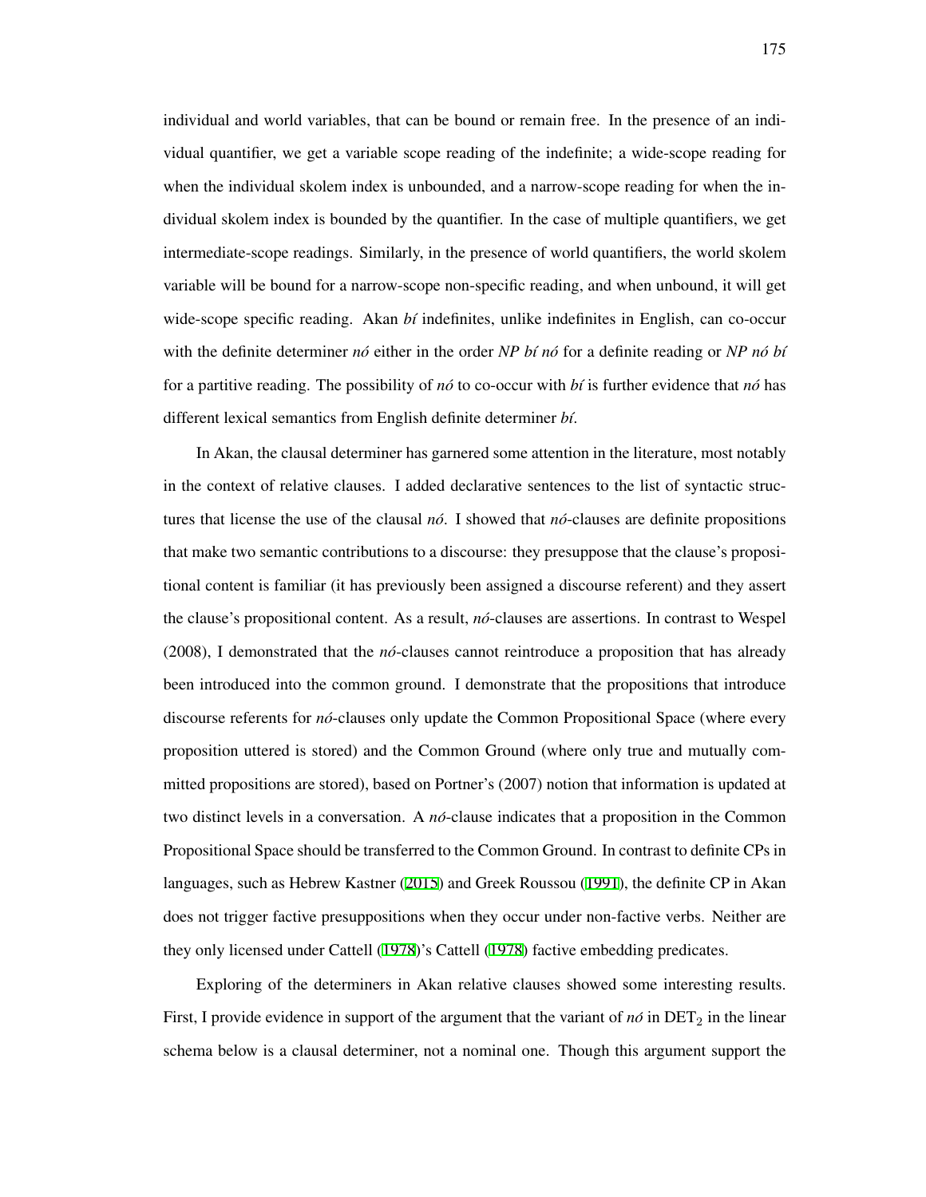individual and world variables, that can be bound or remain free. In the presence of an individual quantifier, we get a variable scope reading of the indefinite; a wide-scope reading for when the individual skolem index is unbounded, and a narrow-scope reading for when the individual skolem index is bounded by the quantifier. In the case of multiple quantifiers, we get intermediate-scope readings. Similarly, in the presence of world quantifiers, the world skolem variable will be bound for a narrow-scope non-specific reading, and when unbound, it will get wide-scope specific reading. Akan *bí* indefinites, unlike indefinites in English, can co-occur with the definite determiner *nó* either in the order *NP bí nó* for a definite reading or *NP nó bí* for a partitive reading. The possibility of *nó* to co-occur with *bí* is further evidence that *nó* has different lexical semantics from English definite determiner *bí*.

In Akan, the clausal determiner has garnered some attention in the literature, most notably in the context of relative clauses. I added declarative sentences to the list of syntactic structures that license the use of the clausal *nó*. I showed that *nó*-clauses are definite propositions that make two semantic contributions to a discourse: they presuppose that the clause's propositional content is familiar (it has previously been assigned a discourse referent) and they assert the clause's propositional content. As a result, *nó*-clauses are assertions. In contrast to Wespel (2008), I demonstrated that the *nó*-clauses cannot reintroduce a proposition that has already been introduced into the common ground. I demonstrate that the propositions that introduce discourse referents for *nó*-clauses only update the Common Propositional Space (where every proposition uttered is stored) and the Common Ground (where only true and mutually committed propositions are stored), based on Portner's (2007) notion that information is updated at two distinct levels in a conversation. A *nó*-clause indicates that a proposition in the Common Propositional Space should be transferred to the Common Ground. In contrast to definite CPs in languages, such as Hebrew Kastner (2015) and Greek Roussou (1991), the definite CP in Akan does not trigger factive presuppositions when they occur under non-factive verbs. Neither are they only licensed under Cattell (1978)'s Cattell (1978) factive embedding predicates.

Exploring of the determiners in Akan relative clauses showed some interesting results. First, I provide evidence in support of the argument that the variant of *nó* in $\text{DET}_2$ in the linear schema below is a clausal determiner, not a nominal one. Though this argument support the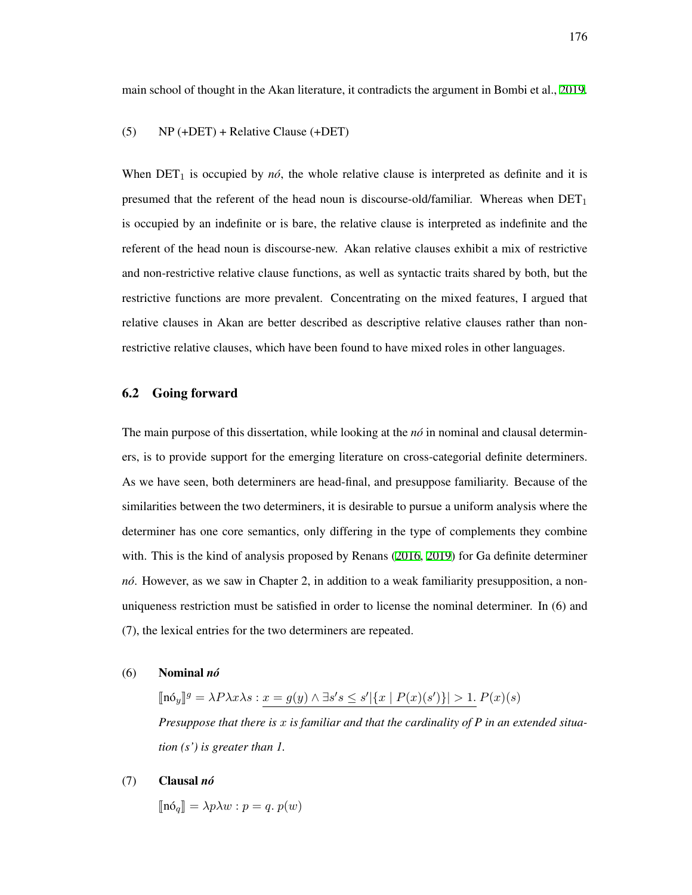main school of thought in the Akan literature, it contradicts the argument in Bombi et al., 2019.

(5) NP (+DET) + Relative Clause (+DET)

When $\text{DET}_1$ is occupied by *nó*, the whole relative clause is interpreted as definite and it is presumed that the referent of the head noun is discourse-old/familiar. Whereas when $\text{DET}_1$ is occupied by an indefinite or is bare, the relative clause is interpreted as indefinite and the referent of the head noun is discourse-new. Akan relative clauses exhibit a mix of restrictive and non-restrictive relative clause functions, as well as syntactic traits shared by both, but the restrictive functions are more prevalent. Concentrating on the mixed features, I argued that relative clauses in Akan are better described as descriptive relative clauses rather than non-restrictive relative clauses, which have been found to have mixed roles in other languages.

## 6.2 Going forward

The main purpose of this dissertation, while looking at the *nó* in nominal and clausal determiners, is to provide support for the emerging literature on cross-categorial definite determiners. As we have seen, both determiners are head-final, and presuppose familiarity. Because of the similarities between the two determiners, it is desirable to pursue a uniform analysis where the determiner has one core semantics, only differing in the type of complements they combine with. This is the kind of analysis proposed by Renans (2016, 2019) for Ga definite determiner *nó*. However, as we saw in Chapter 2, in addition to a weak familiarity presupposition, a non-uniqueness restriction must be satisfied in order to license the nominal determiner. In (6) and (7), the lexical entries for the two determiners are repeated.

(6) **Nominal *nó***

$$[\![\text{nó}_y]\!]^g = \lambda P \lambda x \lambda s : \underline{x = g(y) \wedge \exists s' s \leq s' |\{x \mid P(x)(s')\}| > 1.}\ P(x)(s)$$

*Presuppose that there is $x$ is familiar and that the cardinality of P in an extended situation (s') is greater than 1.*

(7) **Clausal *nó***

$$[\![\text{nó}_q]\!] = \lambda p \lambda w : p = q.\ p(w)$$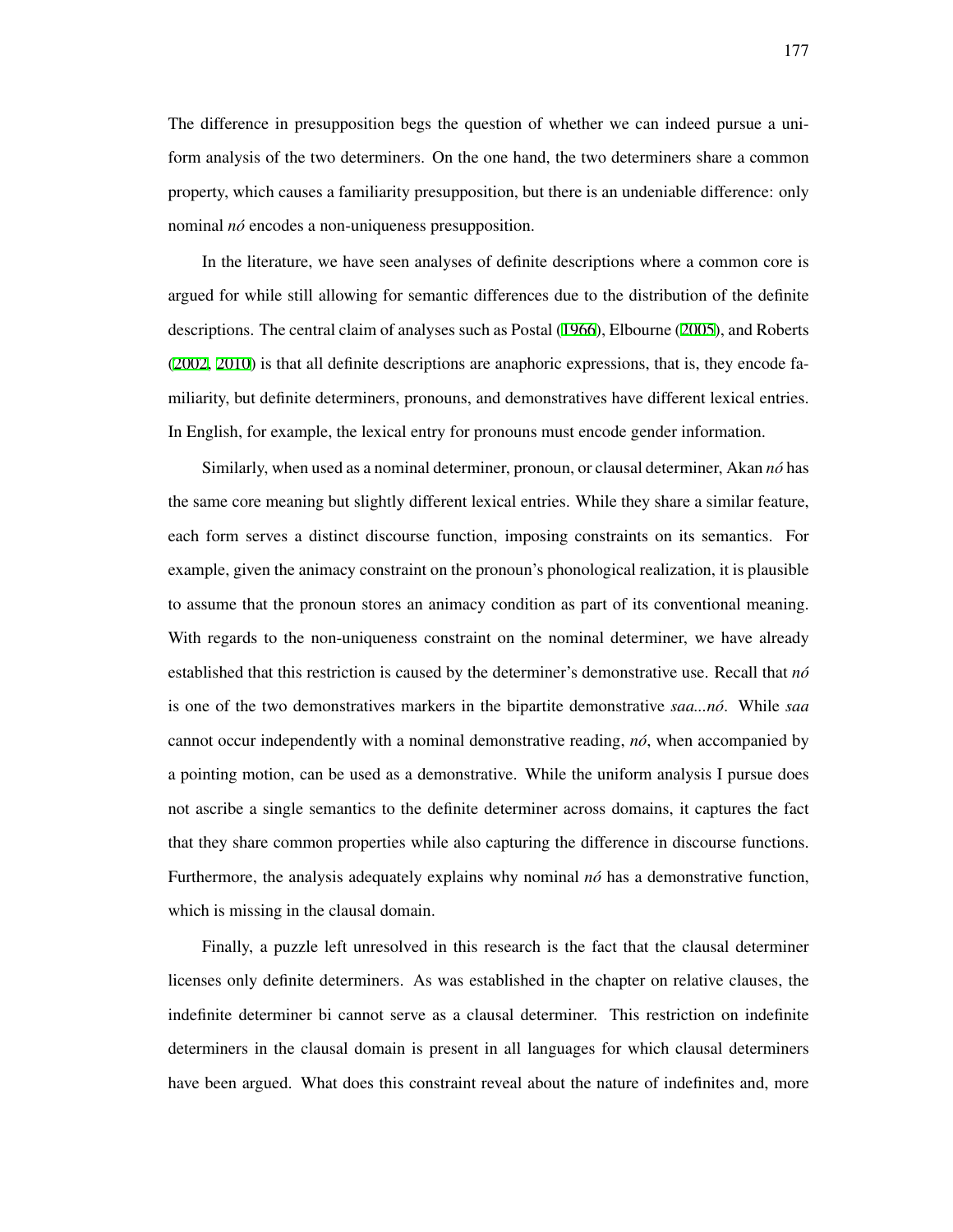The difference in presupposition begs the question of whether we can indeed pursue a uniform analysis of the two determiners. On the one hand, the two determiners share a common property, which causes a familiarity presupposition, but there is an undeniable difference: only nominal *nó* encodes a non-uniqueness presupposition.

In the literature, we have seen analyses of definite descriptions where a common core is argued for while still allowing for semantic differences due to the distribution of the definite descriptions. The central claim of analyses such as Postal (1966), Elbourne (2005), and Roberts (2002, 2010) is that all definite descriptions are anaphoric expressions, that is, they encode familiarity, but definite determiners, pronouns, and demonstratives have different lexical entries. In English, for example, the lexical entry for pronouns must encode gender information.

Similarly, when used as a nominal determiner, pronoun, or clausal determiner, Akan *nó* has the same core meaning but slightly different lexical entries. While they share a similar feature, each form serves a distinct discourse function, imposing constraints on its semantics. For example, given the animacy constraint on the pronoun's phonological realization, it is plausible to assume that the pronoun stores an animacy condition as part of its conventional meaning. With regards to the non-uniqueness constraint on the nominal determiner, we have already established that this restriction is caused by the determiner's demonstrative use. Recall that *nó* is one of the two demonstratives markers in the bipartite demonstrative *saa...nó*. While *saa* cannot occur independently with a nominal demonstrative reading, *nó*, when accompanied by a pointing motion, can be used as a demonstrative. While the uniform analysis I pursue does not ascribe a single semantics to the definite determiner across domains, it captures the fact that they share common properties while also capturing the difference in discourse functions. Furthermore, the analysis adequately explains why nominal *nó* has a demonstrative function, which is missing in the clausal domain.

Finally, a puzzle left unresolved in this research is the fact that the clausal determiner licenses only definite determiners. As was established in the chapter on relative clauses, the indefinite determiner bi cannot serve as a clausal determiner. This restriction on indefinite determiners in the clausal domain is present in all languages for which clausal determiners have been argued. What does this constraint reveal about the nature of indefinites and, more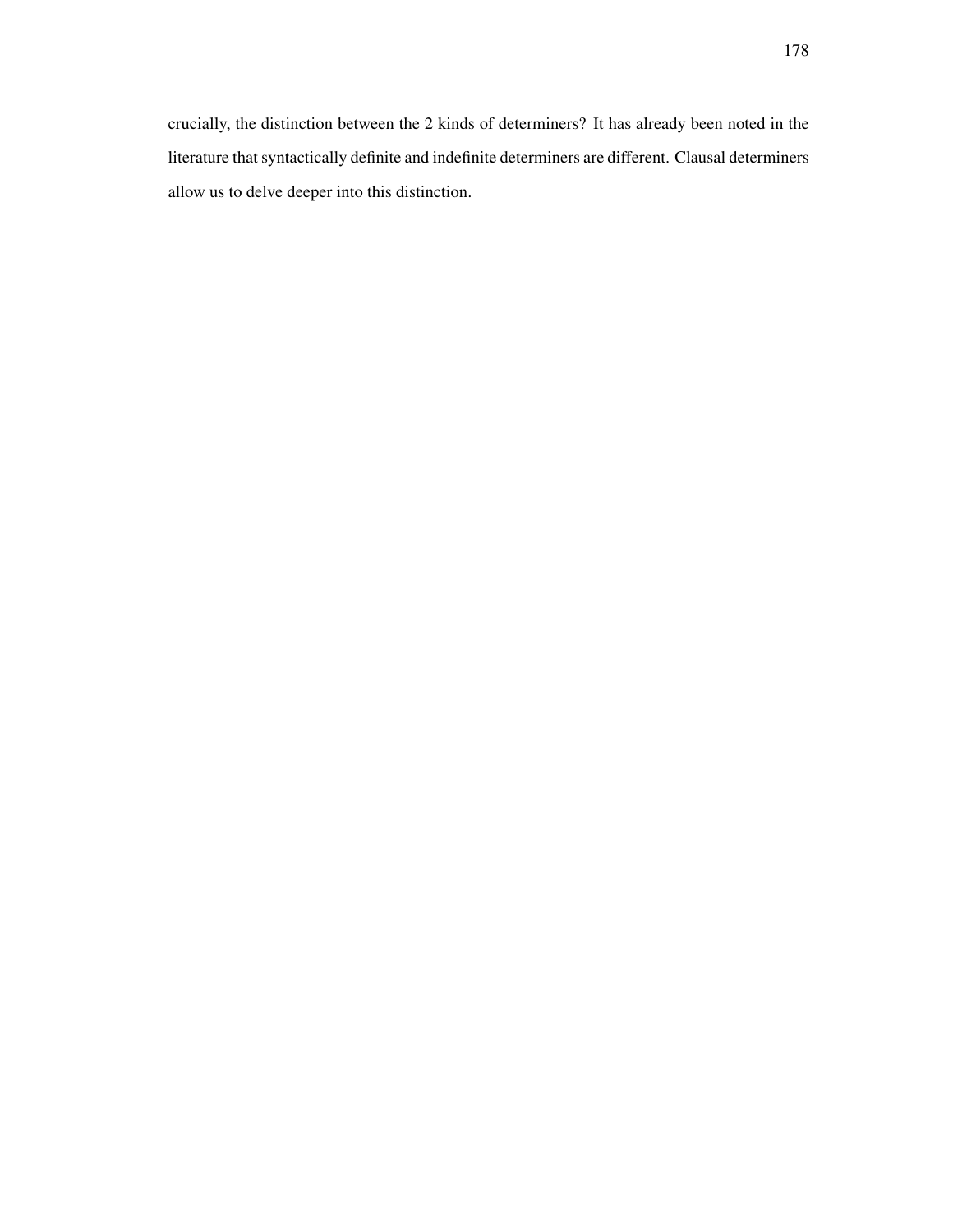crucially, the distinction between the 2 kinds of determiners? It has already been noted in the literature that syntactically definite and indefinite determiners are different. Clausal determiners allow us to delve deeper into this distinction.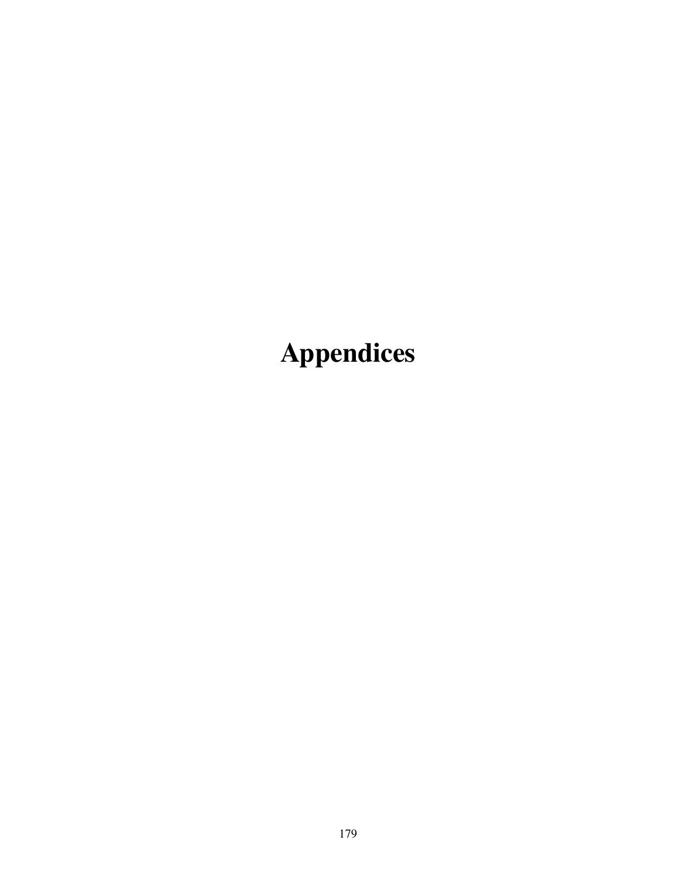# Appendices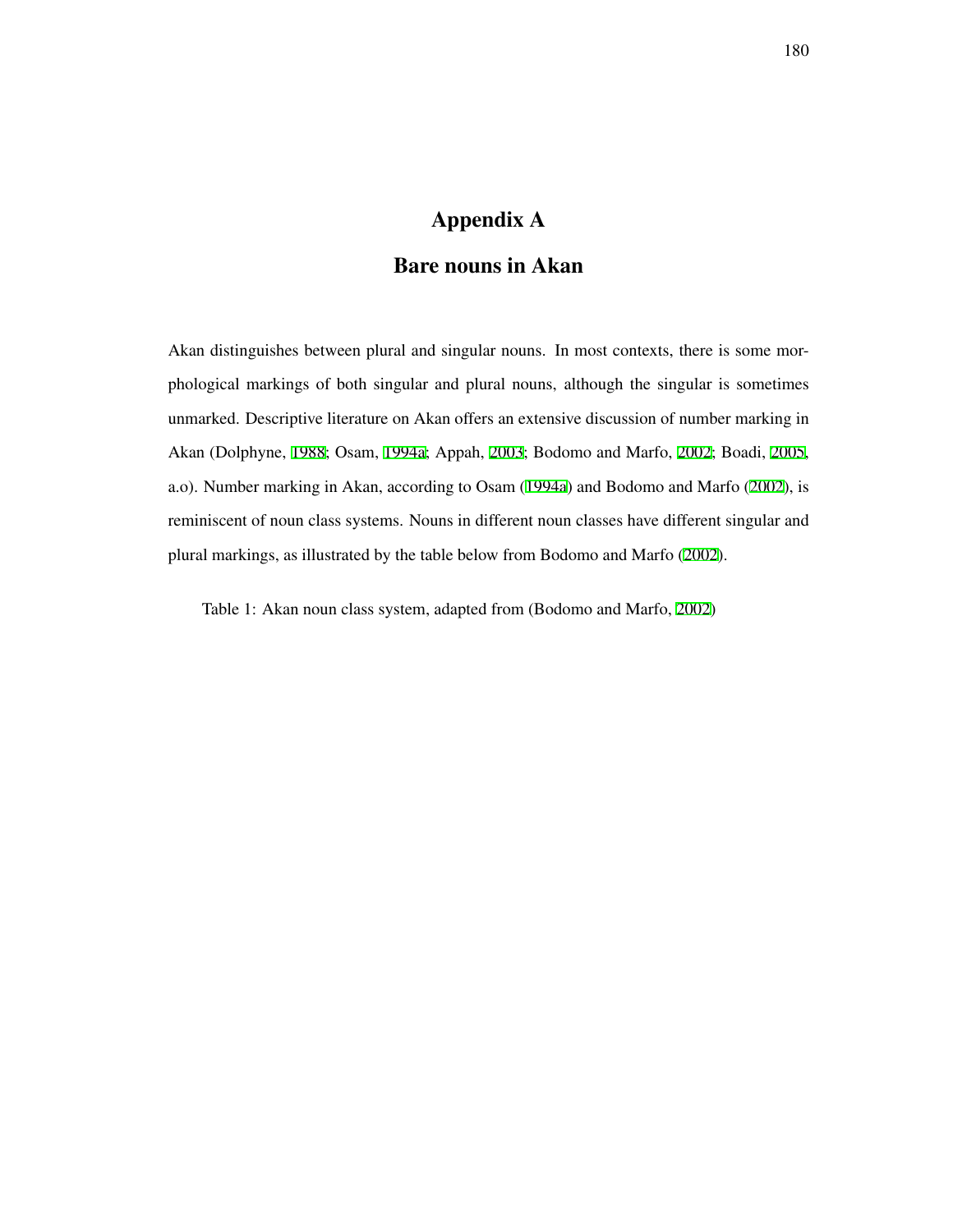# Appendix A

# Bare nouns in Akan

Akan distinguishes between plural and singular nouns. In most contexts, there is some morphological markings of both singular and plural nouns, although the singular is sometimes unmarked. Descriptive literature on Akan offers an extensive discussion of number marking in Akan (Dolphyne, 1988; Osam, 1994a; Appah, 2003; Bodomo and Marfo, 2002; Boadi, 2005, a.o). Number marking in Akan, according to Osam (1994a) and Bodomo and Marfo (2002), is reminiscent of noun class systems. Nouns in different noun classes have different singular and plural markings, as illustrated by the table below from Bodomo and Marfo (2002).

Table 1: Akan noun class system, adapted from (Bodomo and Marfo, 2002)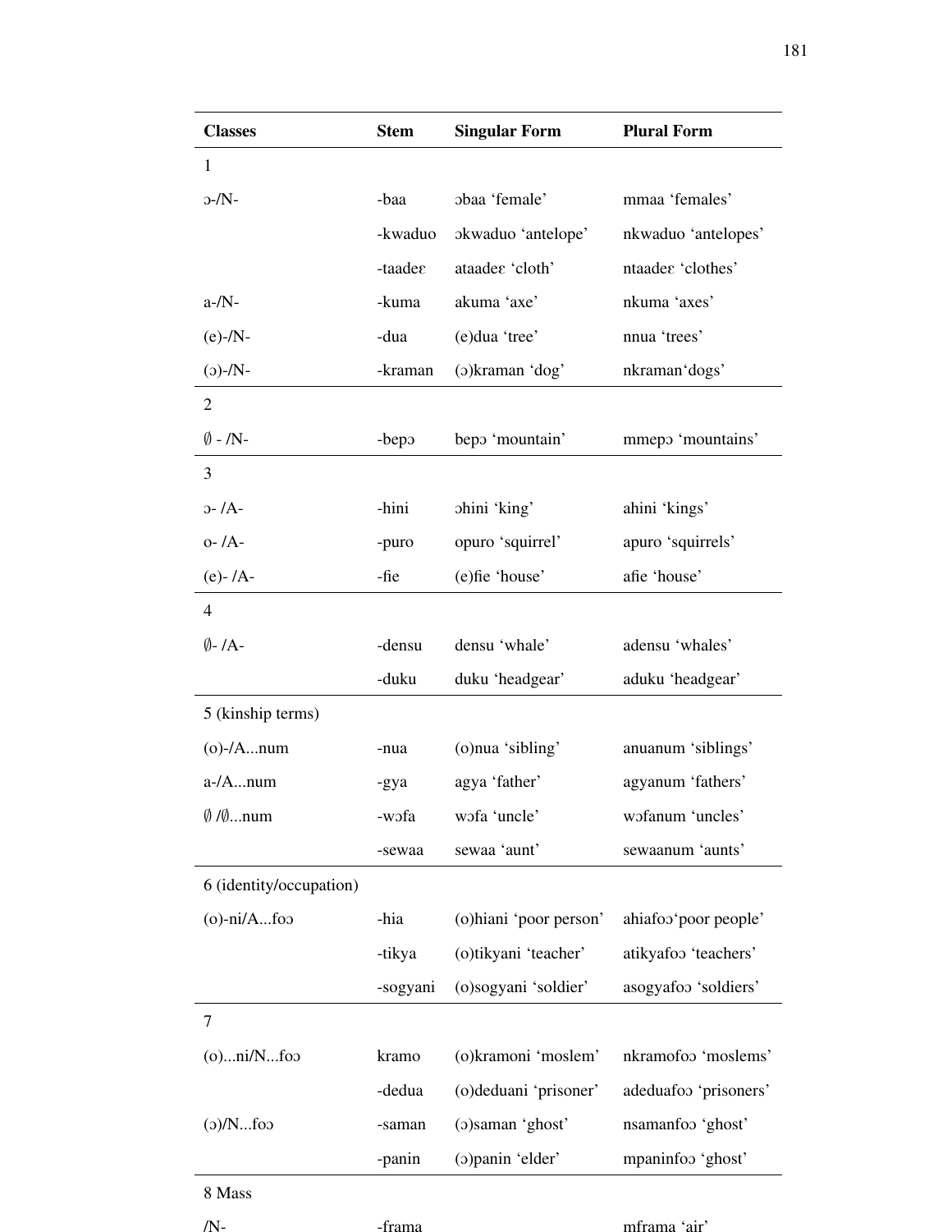| Classes | Stem | Singular Form | Plural Form |
|---|---|---|---|
| 1 | | | |
| ɔ-/N- | -baa | ɔbaa 'female' | mmaa 'females' |
| | -kwaduo | ɔkwaduo 'antelope' | nkwaduo 'antelopes' |
| | -taadeɛ | ataadeɛ 'cloth' | ntaadeɛ 'clothes' |
| a-/N- | -kuma | akuma 'axe' | nkuma 'axes' |
| (e)-/N- | -dua | (e)dua 'tree' | nnua 'trees' |
| (ɔ)-/N- | -kraman | (ɔ)kraman 'dog' | nkraman'dogs' |
| 2 | | | |
| ∅ - /N- | -bepɔ | bepɔ 'mountain' | mmepɔ 'mountains' |
| 3 | | | |
| ɔ- /A- | -hini | ɔhini 'king' | ahini 'kings' |
| o- /A- | -puro | opuro 'squirrel' | apuro 'squirrels' |
| (e)- /A- | -fie | (e)fie 'house' | afie 'house' |
| 4 | | | |
| ∅- /A- | -densu | densu 'whale' | adensu 'whales' |
| | -duku | duku 'headgear' | aduku 'headgear' |
| 5 (kinship terms) | | | |
| (o)-/A...num | -nua | (o)nua 'sibling' | anuanum 'siblings' |
| a-/A...num | -gya | agya 'father' | agyanum 'fathers' |
| ∅ /∅...num | -wɔfa | wɔfa 'uncle' | wɔfanum 'uncles' |
| | -sewaa | sewaa 'aunt' | sewaanum 'aunts' |
| 6 (identity/occupation) | | | |
| (o)-ni/A...foɔ | -hia | (o)hiani 'poor person' | ahiafoɔ'poor people' |
| | -tikya | (o)tikyani 'teacher' | atikyafoɔ 'teachers' |
| | -sogyani | (o)sogyani 'soldier' | asogyafoɔ 'soldiers' |
| 7 | | | |
| (o)...ni/N...foɔ | kramo | (o)kramoni 'moslem' | nkramofoɔ 'moslems' |
| | -dedua | (o)deduani 'prisoner' | adeduafoɔ 'prisoners' |
| (ɔ)/N...foɔ | -saman | (ɔ)saman 'ghost' | nsamanfoɔ 'ghost' |
| | -panin | (ɔ)panin 'elder' | mpaninfoɔ 'ghost' |
| 8 Mass | | | |
| /N- | -frama | | mframa 'air' |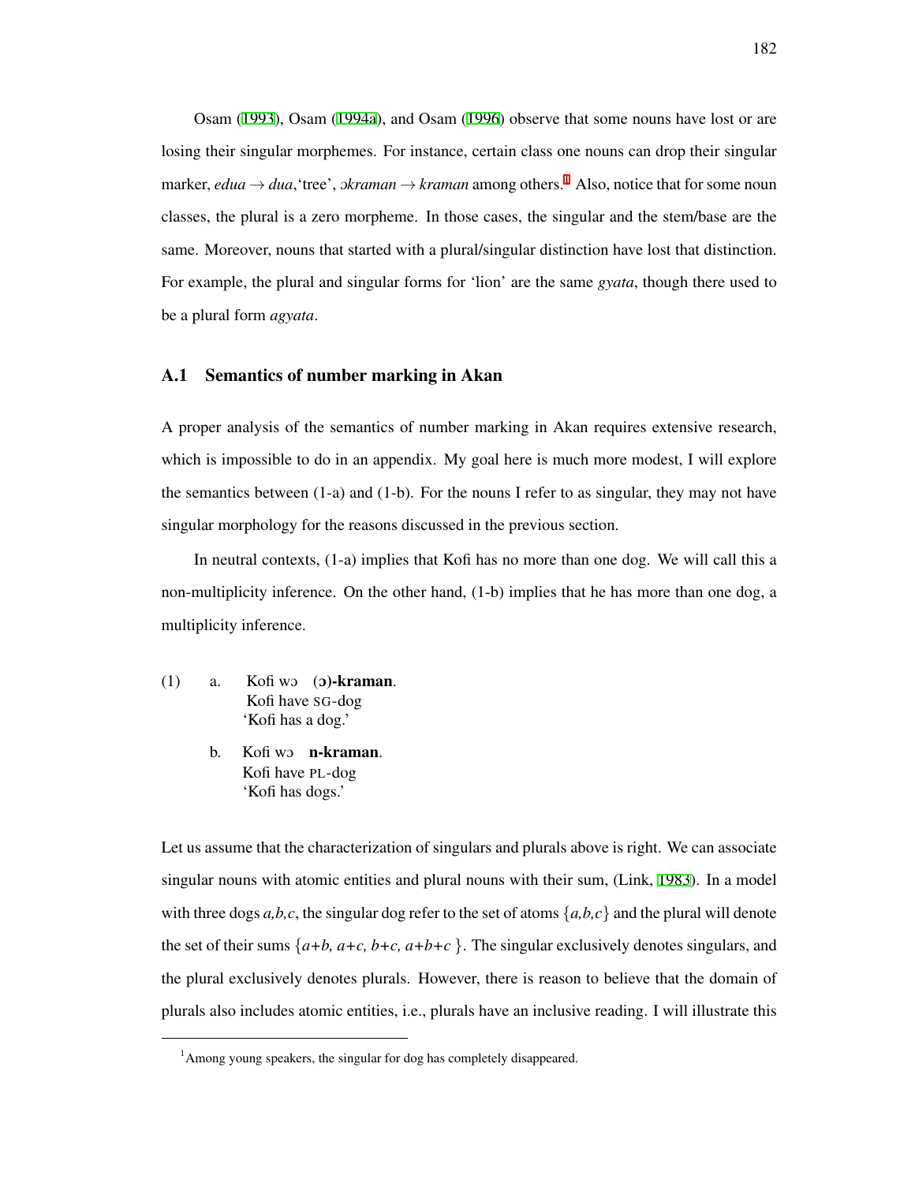Osam (1993), Osam (1994a), and Osam (1996) observe that some nouns have lost or are losing their singular morphemes. For instance, certain class one nouns can drop their singular marker, *edua* → *dua*,'tree', *ɔkraman* → *kraman* among others.[1] Also, notice that for some noun classes, the plural is a zero morpheme. In those cases, the singular and the stem/base are the same. Moreover, nouns that started with a plural/singular distinction have lost that distinction. For example, the plural and singular forms for 'lion' are the same *gyata*, though there used to be a plural form *agyata*.

## A.1 Semantics of number marking in Akan

A proper analysis of the semantics of number marking in Akan requires extensive research, which is impossible to do in an appendix. My goal here is much more modest, I will explore the semantics between (1-a) and (1-b). For the nouns I refer to as singular, they may not have singular morphology for the reasons discussed in the previous section.

In neutral contexts, (1-a) implies that Kofi has no more than one dog. We will call this a non-multiplicity inference. On the other hand, (1-b) implies that he has more than one dog, a multiplicity inference.

(1) a. Kofi wɔ **(ɔ)-kraman**.
   Kofi have SG-dog
   'Kofi has a dog.'

  b. Kofi wɔ **n-kraman**.
   Kofi have PL-dog
   'Kofi has dogs.'

Let us assume that the characterization of singulars and plurals above is right. We can associate singular nouns with atomic entities and plural nouns with their sum, (Link, 1983). In a model with three dogs *a,b,c*, the singular dog refer to the set of atoms $\{a,b,c\}$ and the plural will denote the set of their sums $\{a+b,\ a+c,\ b+c,\ a+b+c\}$. The singular exclusively denotes singulars, and the plural exclusively denotes plurals. However, there is reason to believe that the domain of plurals also includes atomic entities, i.e., plurals have an inclusive reading. I will illustrate this

[1] Among young speakers, the singular for dog has completely disappeared.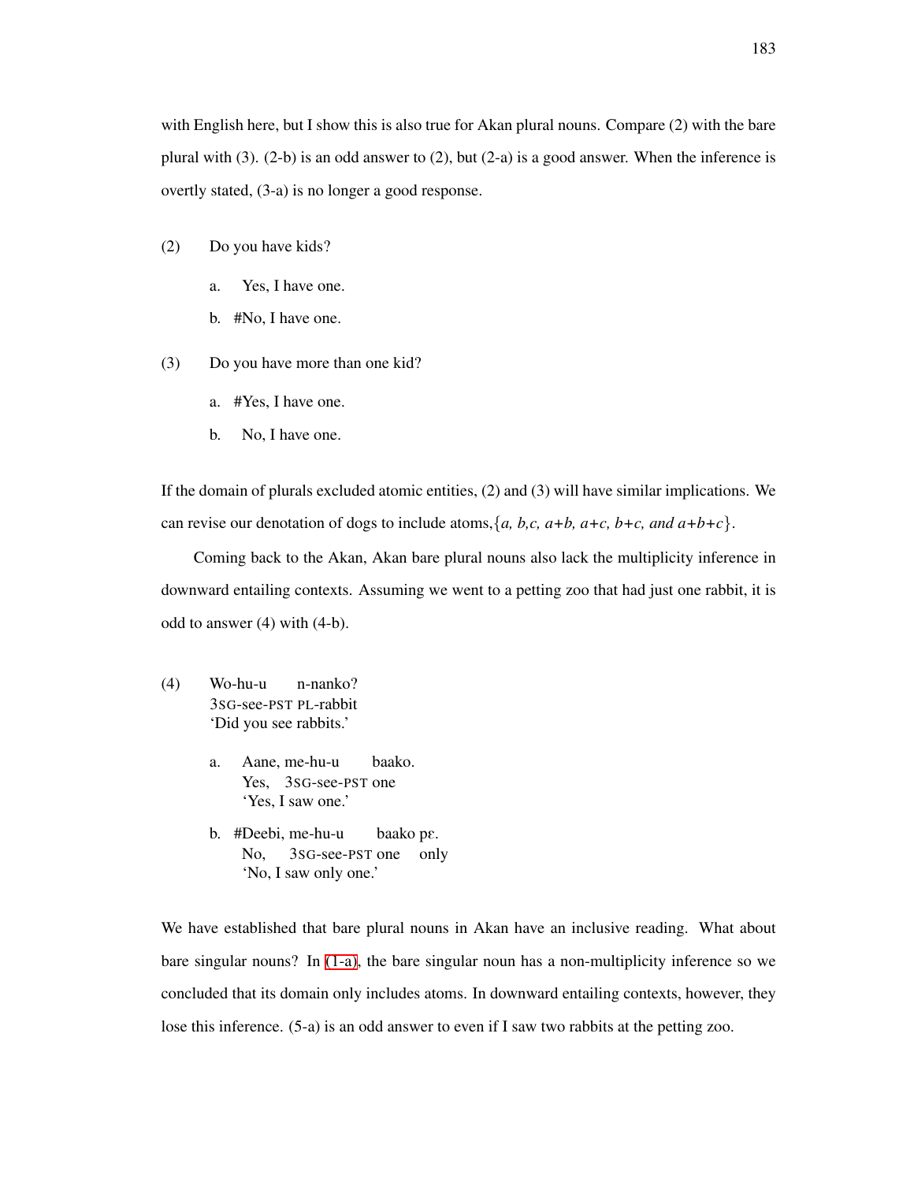with English here, but I show this is also true for Akan plural nouns. Compare (2) with the bare plural with (3). (2-b) is an odd answer to (2), but (2-a) is a good answer. When the inference is overtly stated, (3-a) is no longer a good response.

(2) Do you have kids?

   a. Yes, I have one.

   b. #No, I have one.

(3) Do you have more than one kid?

   a. #Yes, I have one.

   b. No, I have one.

If the domain of plurals excluded atomic entities, (2) and (3) will have similar implications. We can revise our denotation of dogs to include atoms,{*a, b,c, a+b, a+c, b+c, and a+b+c*}.

Coming back to the Akan, Akan bare plural nouns also lack the multiplicity inference in downward entailing contexts. Assuming we went to a petting zoo that had just one rabbit, it is odd to answer (4) with (4-b).

(4) Wo-hu-u n-nanko?
   3SG-see-PST PL-rabbit
   'Did you see rabbits.'

   a. Aane, me-hu-u baako.
      Yes, 3SG-see-PST one
      'Yes, I saw one.'

   b. #Deebi, me-hu-u baako pɛ.
      No, 3SG-see-PST one only
      'No, I saw only one.'

We have established that bare plural nouns in Akan have an inclusive reading. What about bare singular nouns? In (1-a), the bare singular noun has a non-multiplicity inference so we concluded that its domain only includes atoms. In downward entailing contexts, however, they lose this inference. (5-a) is an odd answer to even if I saw two rabbits at the petting zoo.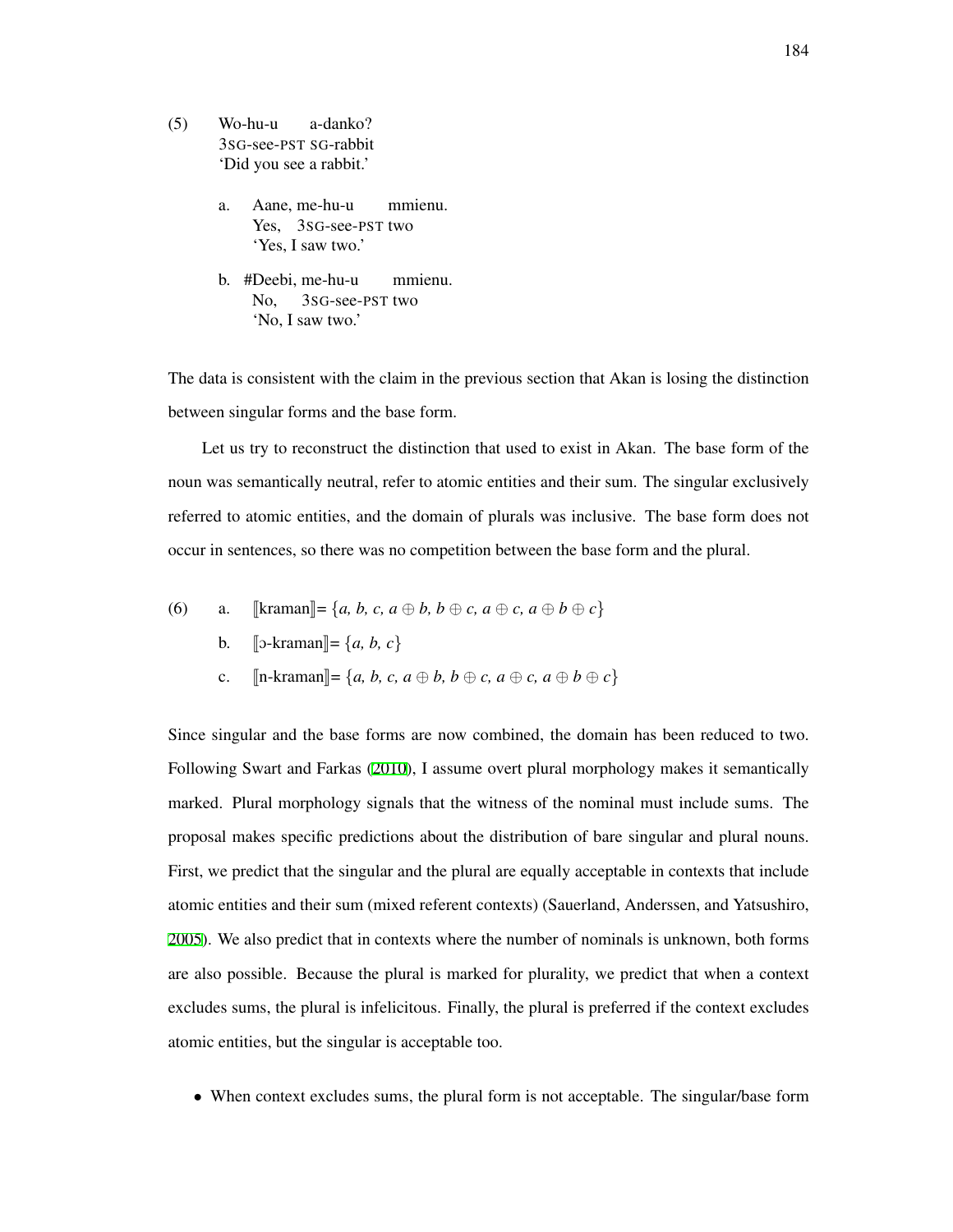(5) Wo-hu-u a-danko?
3SG-see-PST SG-rabbit
'Did you see a rabbit.'

a. Aane, me-hu-u mmienu.
Yes, 3SG-see-PST two
'Yes, I saw two.'

b. #Deebi, me-hu-u mmienu.
No, 3SG-see-PST two
'No, I saw two.'

The data is consistent with the claim in the previous section that Akan is losing the distinction between singular forms and the base form.

Let us try to reconstruct the distinction that used to exist in Akan. The base form of the noun was semantically neutral, refer to atomic entities and their sum. The singular exclusively referred to atomic entities, and the domain of plurals was inclusive. The base form does not occur in sentences, so there was no competition between the base form and the plural.

(6) a. ⟦kraman⟧= $\{a, b, c, a \oplus b, b \oplus c, a \oplus c, a \oplus b \oplus c\}$

b. ⟦ɔ-kraman⟧= $\{a, b, c\}$

c. ⟦n-kraman⟧= $\{a, b, c, a \oplus b, b \oplus c, a \oplus c, a \oplus b \oplus c\}$

Since singular and the base forms are now combined, the domain has been reduced to two. Following Swart and Farkas (2010), I assume overt plural morphology makes it semantically marked. Plural morphology signals that the witness of the nominal must include sums. The proposal makes specific predictions about the distribution of bare singular and plural nouns. First, we predict that the singular and the plural are equally acceptable in contexts that include atomic entities and their sum (mixed referent contexts) (Sauerland, Anderssen, and Yatsushiro, 2005). We also predict that in contexts where the number of nominals is unknown, both forms are also possible. Because the plural is marked for plurality, we predict that when a context excludes sums, the plural is infelicitous. Finally, the plural is preferred if the context excludes atomic entities, but the singular is acceptable too.

- When context excludes sums, the plural form is not acceptable. The singular/base form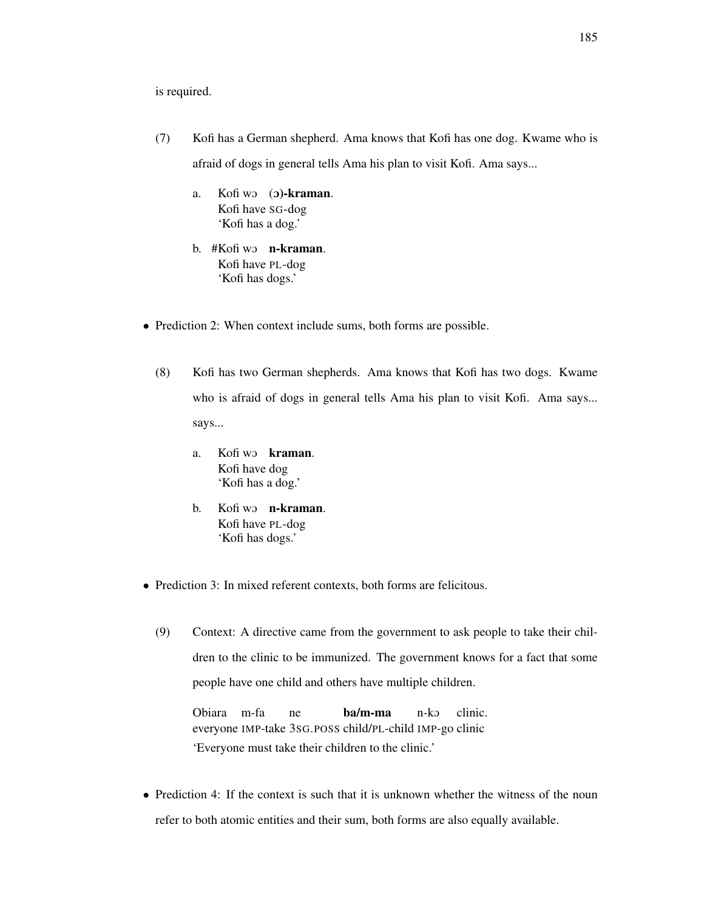is required.

(7) Kofi has a German shepherd. Ama knows that Kofi has one dog. Kwame who is afraid of dogs in general tells Ama his plan to visit Kofi. Ama says...

  a. Kofi wɔ **(ɔ)-kraman**.
     Kofi have SG-dog
     'Kofi has a dog.'

  b. #Kofi wɔ **n-kraman**.
     Kofi have PL-dog
     'Kofi has dogs.'

- Prediction 2: When context include sums, both forms are possible.

(8) Kofi has two German shepherds. Ama knows that Kofi has two dogs. Kwame who is afraid of dogs in general tells Ama his plan to visit Kofi. Ama says... says...

  a. Kofi wɔ **kraman**.
     Kofi have dog
     'Kofi has a dog.'

  b. Kofi wɔ **n-kraman**.
     Kofi have PL-dog
     'Kofi has dogs.'

- Prediction 3: In mixed referent contexts, both forms are felicitous.

(9) Context: A directive came from the government to ask people to take their children to the clinic to be immunized. The government knows for a fact that some people have one child and others have multiple children.

  Obiara m-fa ne **ba/m-ma** n-kɔ clinic.
  everyone IMP-take 3SG.POSS child/PL-child IMP-go clinic
  'Everyone must take their children to the clinic.'

- Prediction 4: If the context is such that it is unknown whether the witness of the noun refer to both atomic entities and their sum, both forms are also equally available.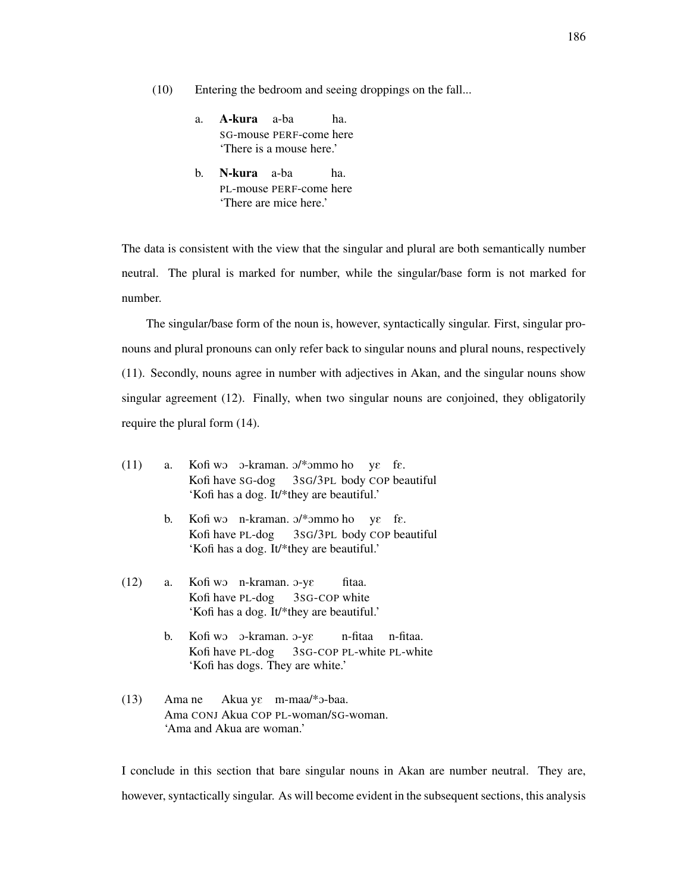(10) Entering the bedroom and seeing droppings on the fall...

a. **A-kura** a-ba ha.
SG-mouse PERF-come here
'There is a mouse here.'

b. **N-kura** a-ba ha.
PL-mouse PERF-come here
'There are mice here.'

The data is consistent with the view that the singular and plural are both semantically number neutral. The plural is marked for number, while the singular/base form is not marked for number.

The singular/base form of the noun is, however, syntactically singular. First, singular pronouns and plural pronouns can only refer back to singular nouns and plural nouns, respectively (11). Secondly, nouns agree in number with adjectives in Akan, and the singular nouns show singular agreement (12). Finally, when two singular nouns are conjoined, they obligatorily require the plural form (14).

(11) a. Kofi wɔ ɔ-kraman. ɔ/*ɔmmo ho yɛ fɛ.
Kofi have SG-dog 3SG/3PL body COP beautiful
'Kofi has a dog. It/*they are beautiful.'

b. Kofi wɔ n-kraman. ɔ/*ɔmmo ho yɛ fɛ.
Kofi have PL-dog 3SG/3PL body COP beautiful
'Kofi has a dog. It/*they are beautiful.'

(12) a. Kofi wɔ n-kraman. ɔ-yɛ fitaa.
Kofi have PL-dog 3SG-COP white
'Kofi has a dog. It/*they are beautiful.'

b. Kofi wɔ ɔ-kraman. ɔ-yɛ n-fitaa n-fitaa.
Kofi have PL-dog 3SG-COP PL-white PL-white
'Kofi has dogs. They are white.'

(13) Ama ne Akua yɛ m-maa/*ɔ-baa.
Ama CONJ Akua COP PL-woman/SG-woman.
'Ama and Akua are woman.'

I conclude in this section that bare singular nouns in Akan are number neutral. They are, however, syntactically singular. As will become evident in the subsequent sections, this analysis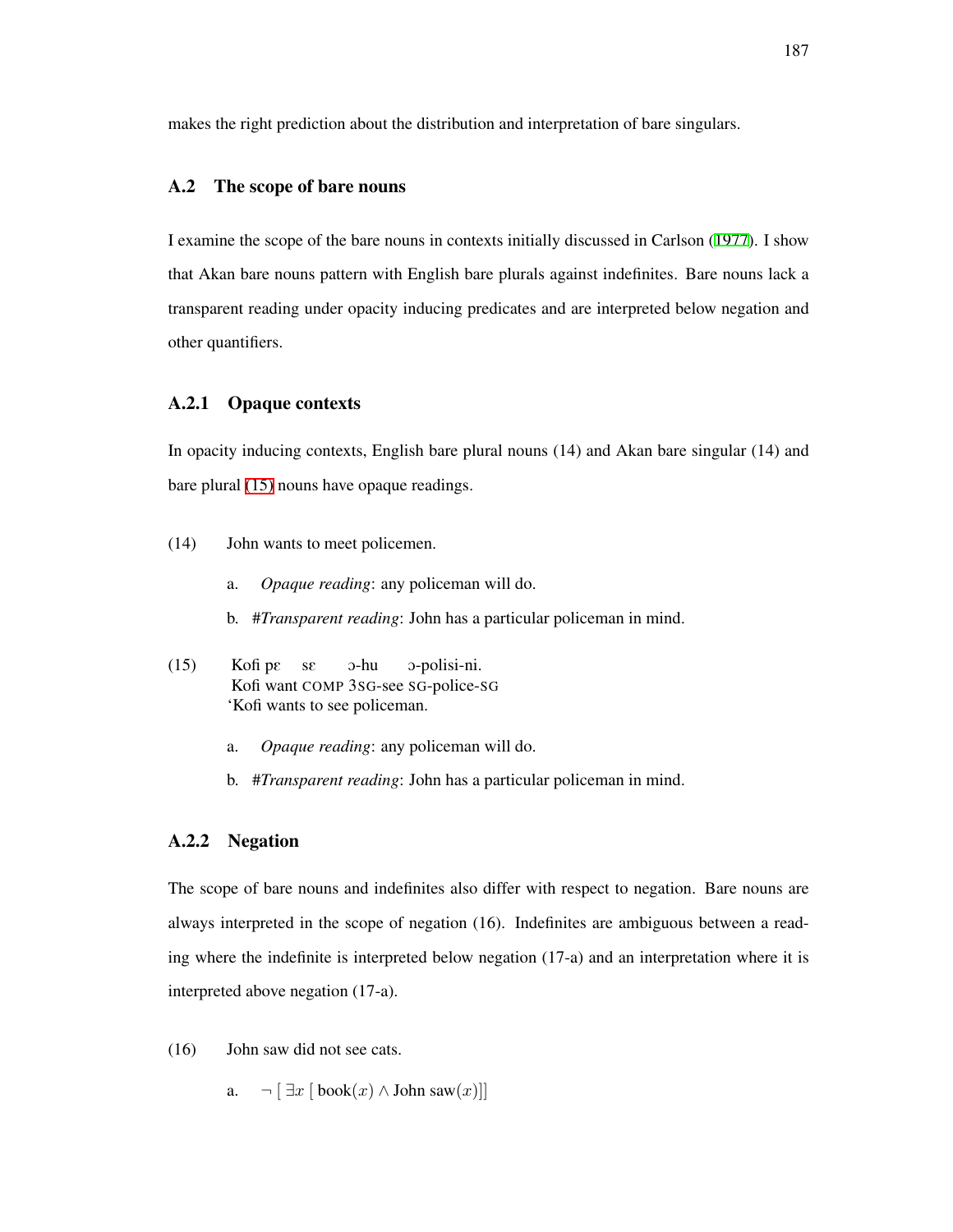makes the right prediction about the distribution and interpretation of bare singulars.

## A.2 The scope of bare nouns

I examine the scope of the bare nouns in contexts initially discussed in Carlson (1977). I show that Akan bare nouns pattern with English bare plurals against indefinites. Bare nouns lack a transparent reading under opacity inducing predicates and are interpreted below negation and other quantifiers.

### A.2.1 Opaque contexts

In opacity inducing contexts, English bare plural nouns (14) and Akan bare singular (14) and bare plural (15) nouns have opaque readings.

(14) John wants to meet policemen.

a. *Opaque reading*: any policeman will do.

b. #*Transparent reading*: John has a particular policeman in mind.

(15) Kofi pɛ sɛ ɔ-hu ɔ-polisi-ni.
Kofi want COMP 3SG-see SG-police-SG
'Kofi wants to see policeman.

a. *Opaque reading*: any policeman will do.

b. #*Transparent reading*: John has a particular policeman in mind.

### A.2.2 Negation

The scope of bare nouns and indefinites also differ with respect to negation. Bare nouns are always interpreted in the scope of negation (16). Indefinites are ambiguous between a reading where the indefinite is interpreted below negation (17-a) and an interpretation where it is interpreted above negation (17-a).

(16) John saw did not see cats.

a. $\neg$ [ $\exists x$ [ book($x$) $\wedge$ John saw($x$)]]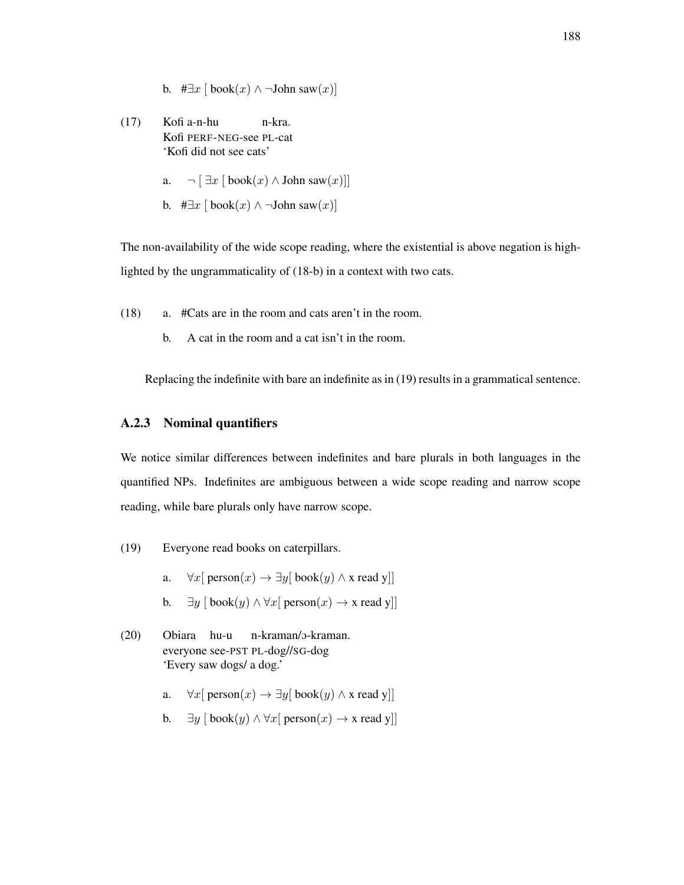b. $\#\exists x$ [ book$(x) \wedge \neg$John saw$(x)$]

(17) Kofi a-n-hu n-kra.
Kofi PERF-NEG-see PL-cat
'Kofi did not see cats'

a. $\neg$ [ $\exists x$ [ book$(x) \wedge$ John saw$(x)$]]

b. $\#\exists x$ [ book$(x) \wedge \neg$John saw$(x)$]

The non-availability of the wide scope reading, where the existential is above negation is highlighted by the ungrammaticality of (18-b) in a context with two cats.

(18) a. #Cats are in the room and cats aren't in the room.

b. A cat in the room and a cat isn't in the room.

Replacing the indefinite with bare an indefinite as in (19) results in a grammatical sentence.

### A.2.3 Nominal quantifiers

We notice similar differences between indefinites and bare plurals in both languages in the quantified NPs. Indefinites are ambiguous between a wide scope reading and narrow scope reading, while bare plurals only have narrow scope.

(19) Everyone read books on caterpillars.

a. $\forall x$[ person$(x) \rightarrow \exists y$[ book$(y) \wedge$ x read y]]

b. $\exists y$ [ book$(y) \wedge \forall x$[ person$(x) \rightarrow$ x read y]]

(20) Obiara hu-u n-kraman/ɔ-kraman.
everyone see-PST PL-dog//SG-dog
'Every saw dogs/ a dog.'

a. $\forall x$[ person$(x) \rightarrow \exists y$[ book$(y) \wedge$ x read y]]

b. $\exists y$ [ book$(y) \wedge \forall x$[ person$(x) \rightarrow$ x read y]]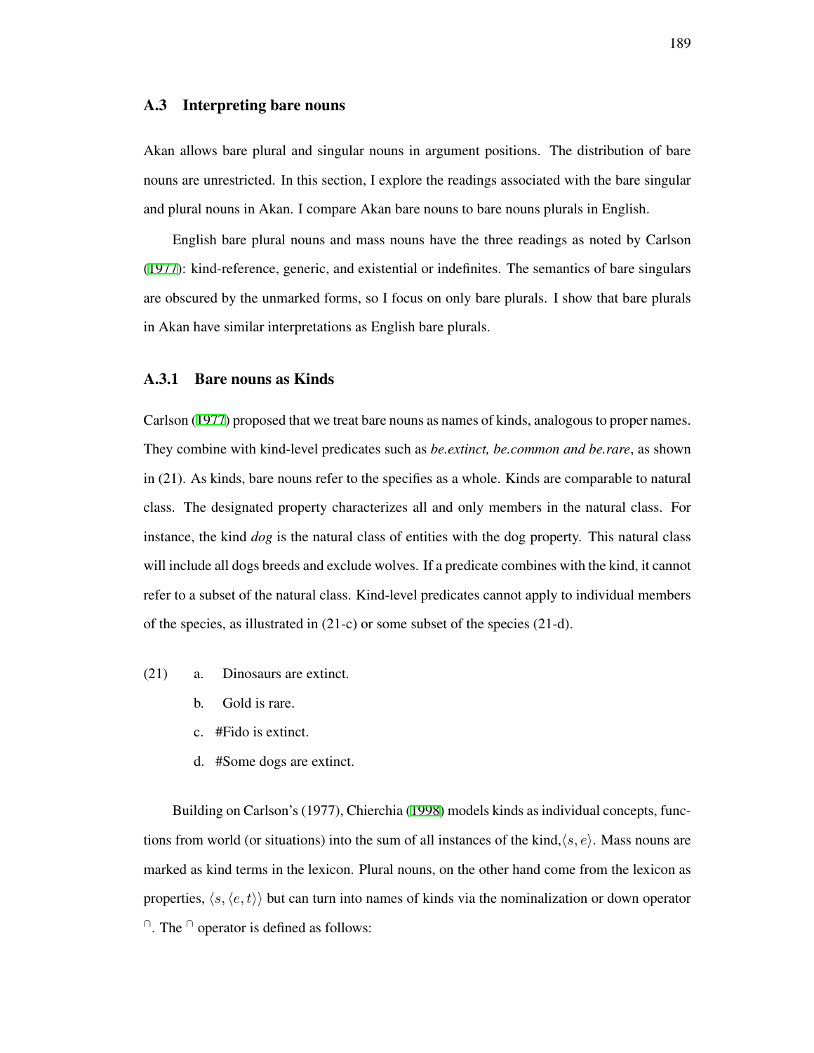## A.3 Interpreting bare nouns

Akan allows bare plural and singular nouns in argument positions. The distribution of bare nouns are unrestricted. In this section, I explore the readings associated with the bare singular and plural nouns in Akan. I compare Akan bare nouns to bare nouns plurals in English.

English bare plural nouns and mass nouns have the three readings as noted by Carlson (1977): kind-reference, generic, and existential or indefinites. The semantics of bare singulars are obscured by the unmarked forms, so I focus on only bare plurals. I show that bare plurals in Akan have similar interpretations as English bare plurals.

### A.3.1 Bare nouns as Kinds

Carlson (1977) proposed that we treat bare nouns as names of kinds, analogous to proper names. They combine with kind-level predicates such as *be.extinct, be.common and be.rare*, as shown in (21). As kinds, bare nouns refer to the specifies as a whole. Kinds are comparable to natural class. The designated property characterizes all and only members in the natural class. For instance, the kind *dog* is the natural class of entities with the dog property. This natural class will include all dogs breeds and exclude wolves. If a predicate combines with the kind, it cannot refer to a subset of the natural class. Kind-level predicates cannot apply to individual members of the species, as illustrated in (21-c) or some subset of the species (21-d).

(21)
  a. Dinosaurs are extinct.
  b. Gold is rare.
  c. #Fido is extinct.
  d. #Some dogs are extinct.

Building on Carlson's (1977), Chierchia (1998) models kinds as individual concepts, functions from world (or situations) into the sum of all instances of the kind, $\langle s, e \rangle$. Mass nouns are marked as kind terms in the lexicon. Plural nouns, on the other hand come from the lexicon as properties, $\langle s, \langle e, t \rangle \rangle$ but can turn into names of kinds via the nominalization or down operator $^{\cap}$. The $^{\cap}$ operator is defined as follows: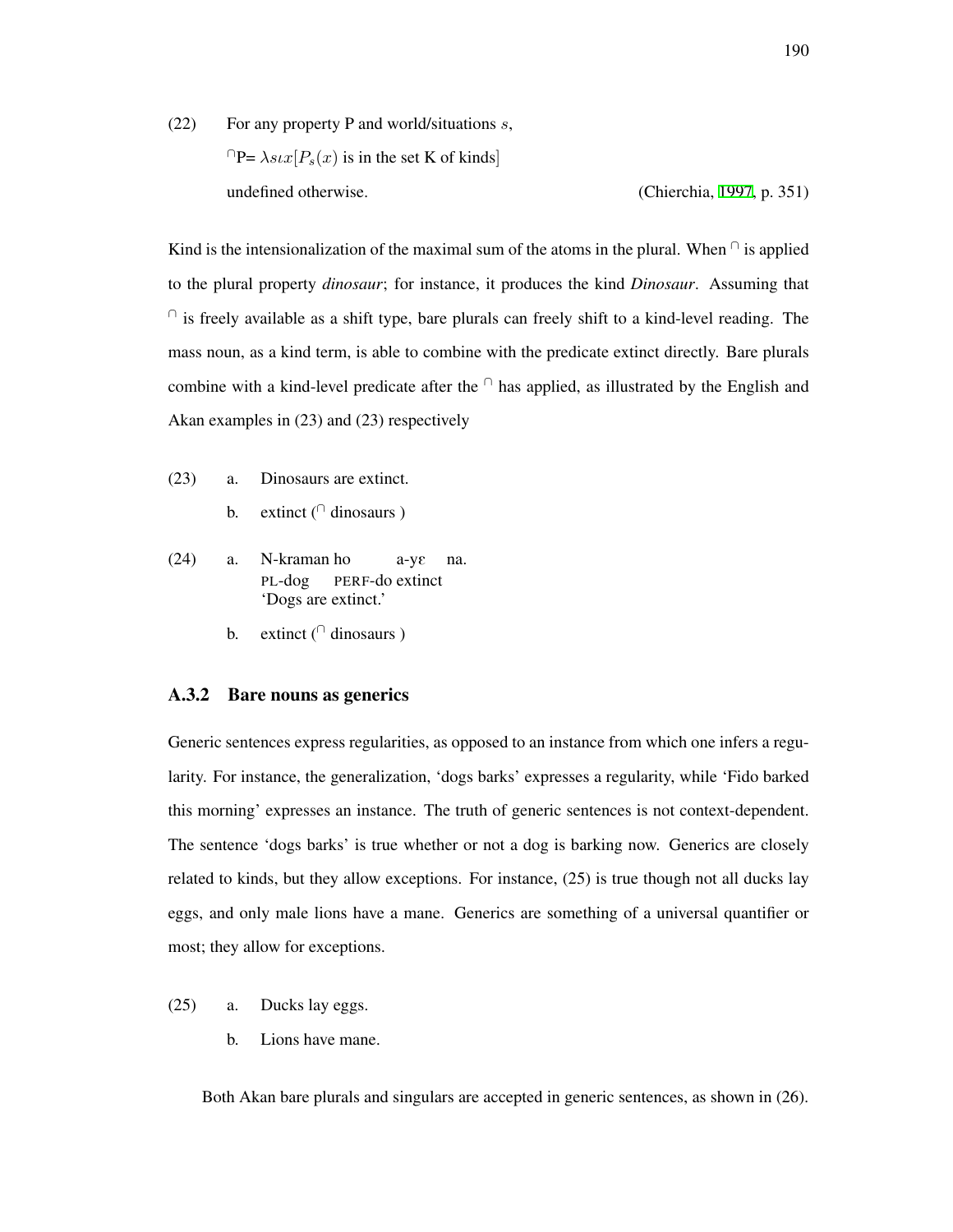(22) For any property P and world/situations $s$,

$^{\cap}$P= $\lambda s \iota x[P_s(x)$ is in the set K of kinds]

undefined otherwise. (Chierchia, 1997, p. 351)

Kind is the intensionalization of the maximal sum of the atoms in the plural. When $^{\cap}$ is applied to the plural property *dinosaur*; for instance, it produces the kind *Dinosaur*. Assuming that $^{\cap}$ is freely available as a shift type, bare plurals can freely shift to a kind-level reading. The mass noun, as a kind term, is able to combine with the predicate extinct directly. Bare plurals combine with a kind-level predicate after the $^{\cap}$ has applied, as illustrated by the English and Akan examples in (23) and (23) respectively

(23) a. Dinosaurs are extinct.

b. extinct ($^{\cap}$ dinosaurs )

(24) a. N-kraman ho a-yɛ na.
PL-dog PERF-do extinct
'Dogs are extinct.'

b. extinct ($^{\cap}$ dinosaurs )

### A.3.2 Bare nouns as generics

Generic sentences express regularities, as opposed to an instance from which one infers a regularity. For instance, the generalization, 'dogs barks' expresses a regularity, while 'Fido barked this morning' expresses an instance. The truth of generic sentences is not context-dependent. The sentence 'dogs barks' is true whether or not a dog is barking now. Generics are closely related to kinds, but they allow exceptions. For instance, (25) is true though not all ducks lay eggs, and only male lions have a mane. Generics are something of a universal quantifier or most; they allow for exceptions.

(25) a. Ducks lay eggs.

b. Lions have mane.

Both Akan bare plurals and singulars are accepted in generic sentences, as shown in (26).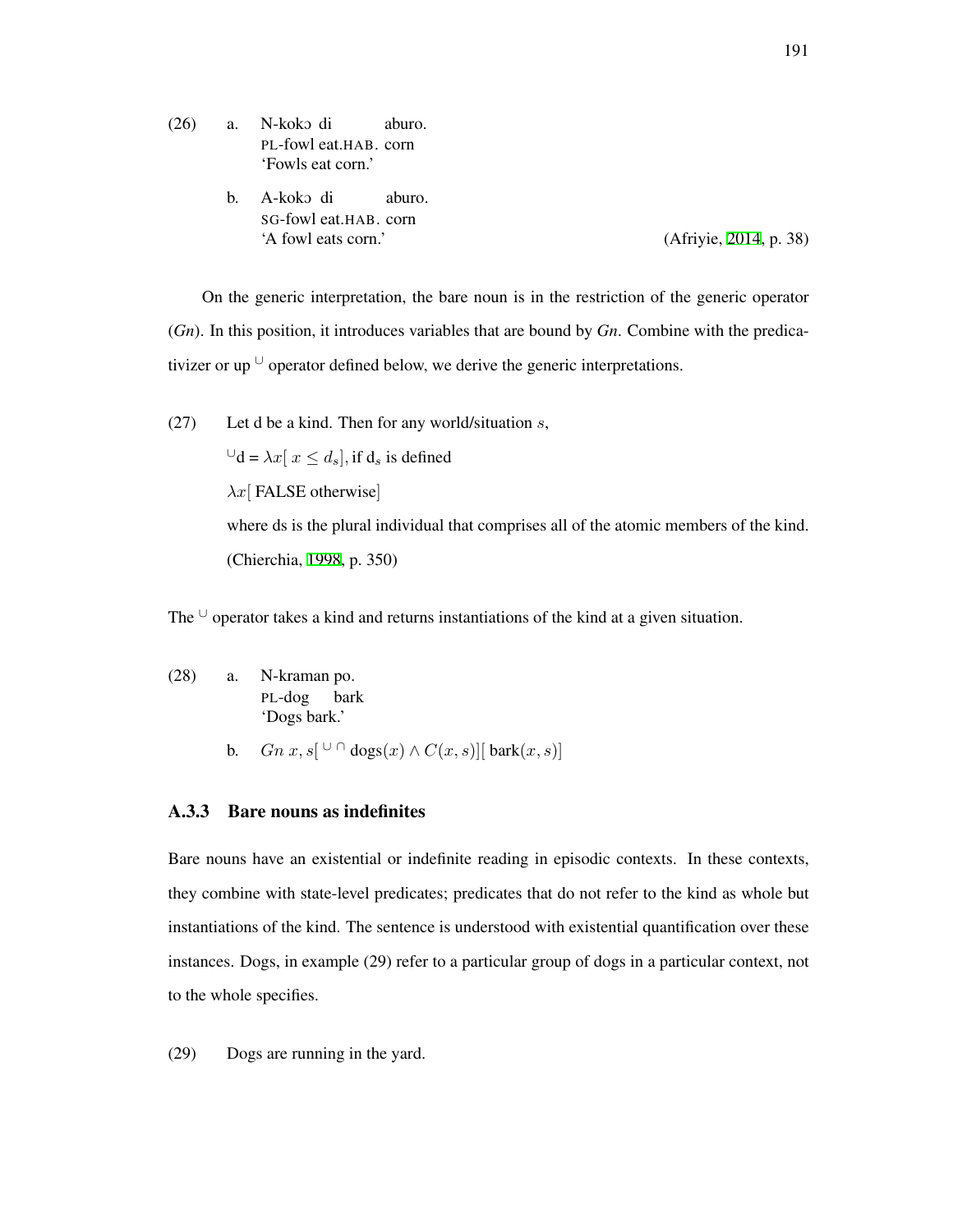(26) a. N-kokɔ di aburo.
PL-fowl eat.HAB. corn
'Fowls eat corn.'

b. A-kokɔ di aburo.
SG-fowl eat.HAB. corn
'A fowl eats corn.' (Afriyie, 2014, p. 38)

On the generic interpretation, the bare noun is in the restriction of the generic operator (*Gn*). In this position, it introduces variables that are bound by *Gn*. Combine with the predicativizer or up $^{\cup}$ operator defined below, we derive the generic interpretations.

(27) Let d be a kind. Then for any world/situation $s$,

$^{\cup}$d = $\lambda x[\, x \leq d_s]$, if d$_s$ is defined

$\lambda x[$ FALSE otherwise$]$

where ds is the plural individual that comprises all of the atomic members of the kind.

(Chierchia, 1998, p. 350)

The $^{\cup}$ operator takes a kind and returns instantiations of the kind at a given situation.

(28) a. N-kraman po.
PL-dog bark
'Dogs bark.'

b. $Gn\ x, s[\ ^{\cup\,\cap}\,\text{dogs}(x) \wedge C(x, s)][\ \text{bark}(x, s)]$

### A.3.3 Bare nouns as indefinites

Bare nouns have an existential or indefinite reading in episodic contexts. In these contexts, they combine with state-level predicates; predicates that do not refer to the kind as whole but instantiations of the kind. The sentence is understood with existential quantification over these instances. Dogs, in example (29) refer to a particular group of dogs in a particular context, not to the whole specifies.

(29) Dogs are running in the yard.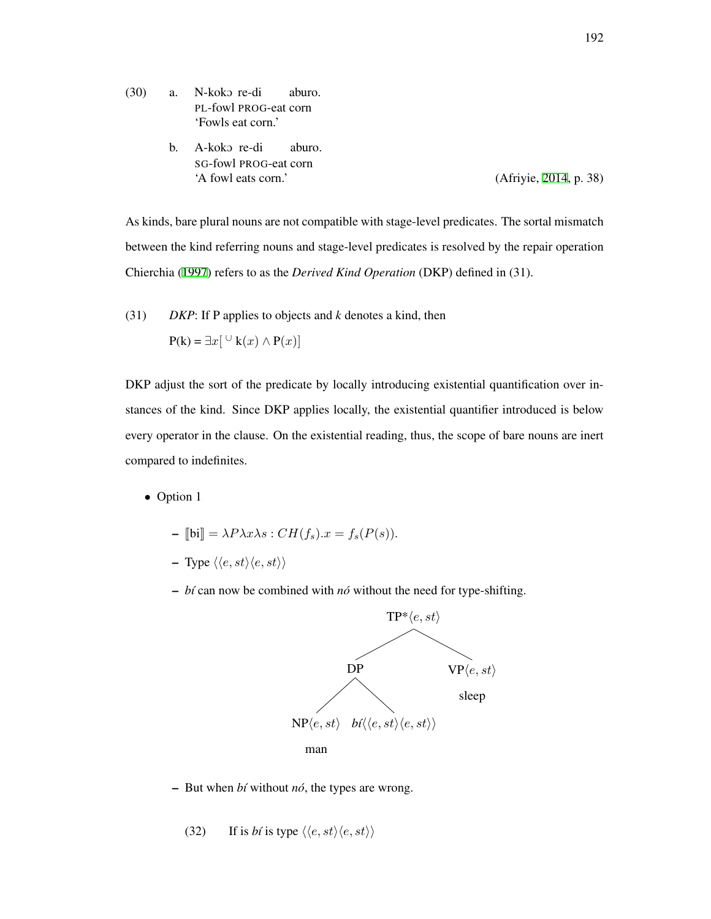(30) a. N-kokɔ re-di aburo.
PL-fowl PROG-eat corn
'Fowls eat corn.'

b. A-kokɔ re-di aburo.
SG-fowl PROG-eat corn
'A fowl eats corn.' (Afriyie, 2014, p. 38)

As kinds, bare plural nouns are not compatible with stage-level predicates. The sortal mismatch between the kind referring nouns and stage-level predicates is resolved by the repair operation Chierchia (1997) refers to as the *Derived Kind Operation* (DKP) defined in (31).

(31) *DKP*: If P applies to objects and *k* denotes a kind, then

P(k) = $\exists x[\,^{\cup}\mathrm{k}(x) \wedge \mathrm{P}(x)]$

DKP adjust the sort of the predicate by locally introducing existential quantification over instances of the kind. Since DKP applies locally, the existential quantifier introduced is below every operator in the clause. On the existential reading, thus, the scope of bare nouns are inert compared to indefinites.

- Option 1
  - $[\![\mathrm{bi}]\!] = \lambda P \lambda x \lambda s : CH(f_s).x = f_s(P(s))$.
  - Type $\langle\langle e, st\rangle\langle e, st\rangle\rangle$
  - *bí* can now be combined with *nó* without the need for type-shifting.

```
                TP*⟨e,st⟩
               /         \
             DP           VP⟨e,st⟩
            /  \            sleep
   NP⟨e,st⟩    bí⟨⟨e,st⟩⟨e,st⟩⟩
     man
```

  - But when *bí* without *nó*, the types are wrong.

(32) If is *bí* is type $\langle\langle e, st\rangle\langle e, st\rangle\rangle$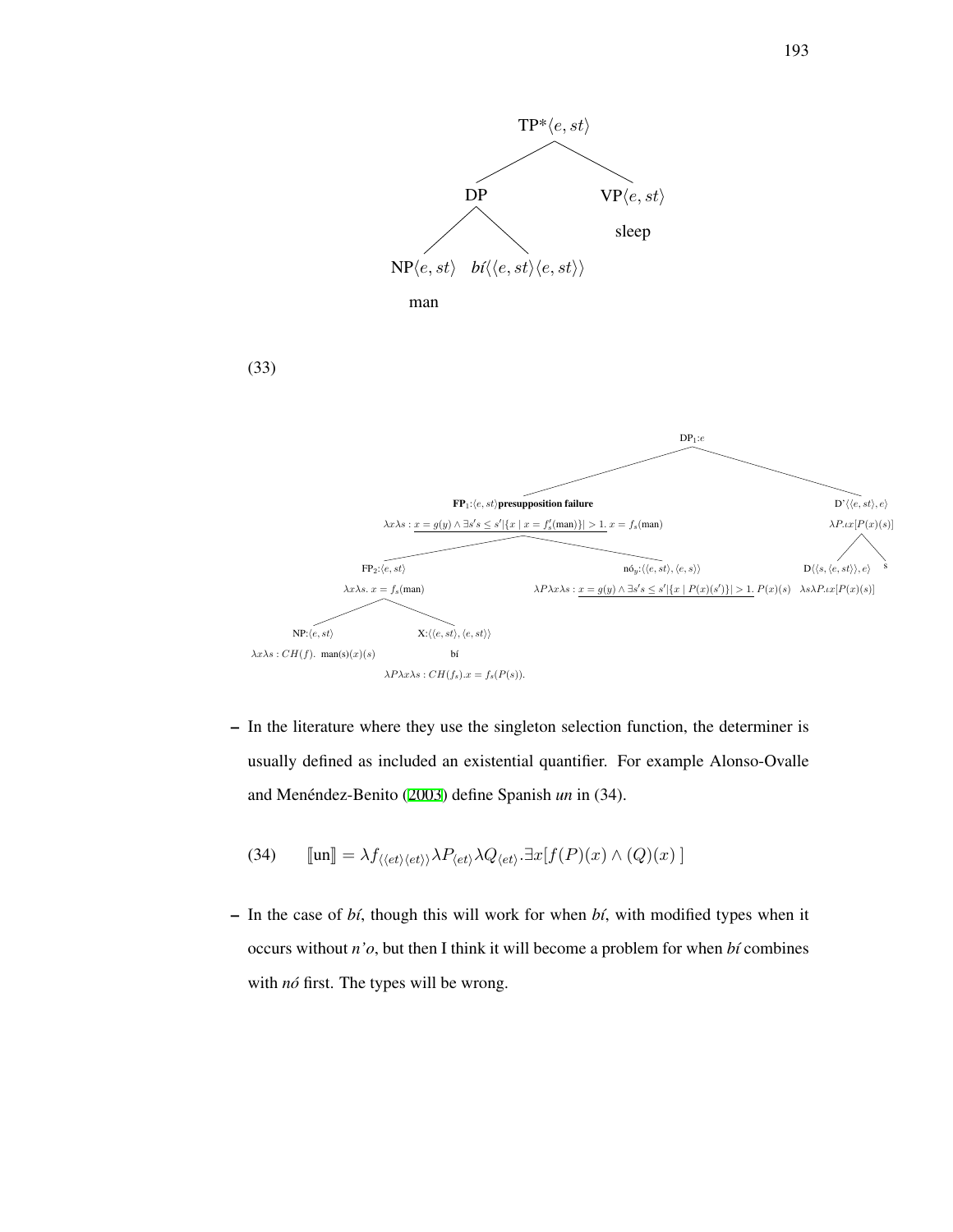TP*$\langle e, st \rangle$

- DP
  - NP$\langle e, st \rangle$ man
  - *bí*$\langle\langle e, st \rangle\langle e, st \rangle\rangle$
- VP$\langle e, st \rangle$ sleep

(33)

DP$_1$:$e$

- **FP$_1$**:$\langle e, st \rangle$**presupposition failure**
  $\lambda x \lambda s : \underline{x = g(y) \wedge \exists s' s \leq s' |\{x \mid x = f'_s(\text{man})\}| > 1}.\ x = f_s(\text{man})$
  - FP$_2$:$\langle e, st \rangle$
    $\lambda x \lambda s.\ x = f_s(\text{man})$
    - NP:$\langle e, st \rangle$
      $\lambda x \lambda s : CH(f).\ \text{man}(s)(x)(s)$
    - X:$\langle\langle e, st \rangle, \langle e, st \rangle\rangle$
      bí
      $\lambda P \lambda x \lambda s : CH(f_s).x = f_s(P(s)).$
  - nó$_y$:$\langle\langle e, st \rangle, \langle e, s \rangle\rangle$
    $\lambda P \lambda x \lambda s : \underline{x = g(y) \wedge \exists s' s \leq s' |\{x \mid P(x)(s')\}| > 1}.\ P(x)(s)$
- D'$\langle\langle e, st \rangle, e \rangle$
  $\lambda P.\iota x[P(x)(s)]$
  - D$\langle\langle s, \langle e, st \rangle\rangle, e \rangle$
    $\lambda s \lambda P.\iota x[P(x)(s)]$
  - s

– In the literature where they use the singleton selection function, the determiner is usually defined as included an existential quantifier. For example Alonso-Ovalle and Menéndez-Benito (2003) define Spanish *un* in (34).

(34) $$[\![\text{un}]\!] = \lambda f_{\langle\langle et \rangle \langle et \rangle\rangle} \lambda P_{\langle et \rangle} \lambda Q_{\langle et \rangle}.\exists x[f(P)(x) \wedge (Q)(x)\ ]$$

– In the case of *bí*, though this will work for when *bí*, with modified types when it occurs without *n'o*, but then I think it will become a problem for when *bí* combines with *nó* first. The types will be wrong.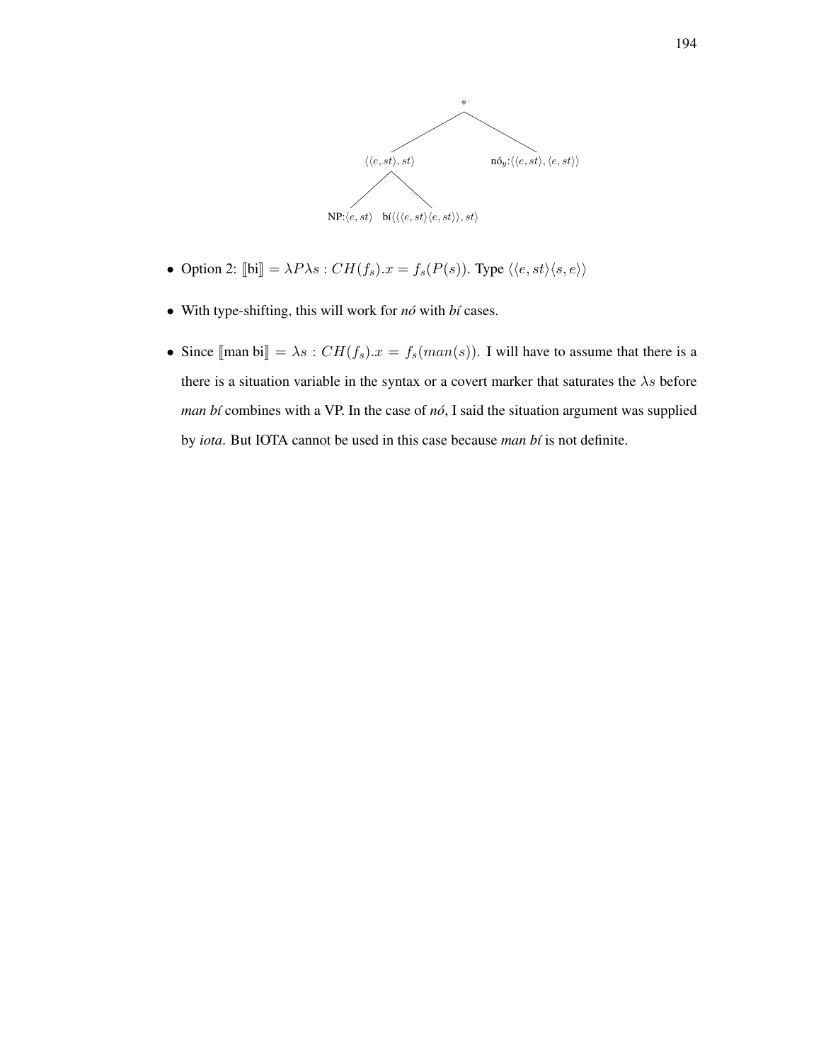```
                         *
              /                   \
   ⟨⟨e,st⟩,st⟩            nó_y:⟨⟨e,st⟩,⟨e,st⟩⟩
      /        \
NP:⟨e,st⟩   bí⟨⟨⟨e,st⟩⟨e,st⟩⟩,st⟩
```

- Option 2: $[\![\text{bi}]\!] = \lambda P \lambda s : CH(f_s).x = f_s(P(s))$. Type $\langle\langle e, st\rangle\langle s, e\rangle\rangle$
- With type-shifting, this will work for *nó* with *bí* cases.
- Since $[\![\text{man bi}]\!] = \lambda s : CH(f_s).x = f_s(man(s))$. I will have to assume that there is a there is a situation variable in the syntax or a covert marker that saturates the $\lambda s$ before *man bí* combines with a VP. In the case of *nó*, I said the situation argument was supplied by *iota*. But IOTA cannot be used in this case because *man bí* is not definite.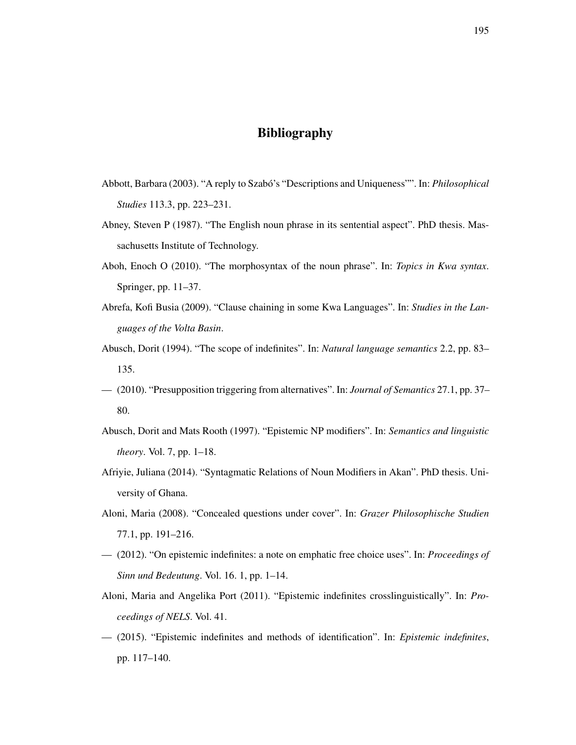# Bibliography

Abbott, Barbara (2003). "A reply to Szabó's "Descriptions and Uniqueness"". In: *Philosophical Studies* 113.3, pp. 223–231.

Abney, Steven P (1987). "The English noun phrase in its sentential aspect". PhD thesis. Massachusetts Institute of Technology.

Aboh, Enoch O (2010). "The morphosyntax of the noun phrase". In: *Topics in Kwa syntax*. Springer, pp. 11–37.

Abrefa, Kofi Busia (2009). "Clause chaining in some Kwa Languages". In: *Studies in the Languages of the Volta Basin*.

Abusch, Dorit (1994). "The scope of indefinites". In: *Natural language semantics* 2.2, pp. 83–135.

— (2010). "Presupposition triggering from alternatives". In: *Journal of Semantics* 27.1, pp. 37–80.

Abusch, Dorit and Mats Rooth (1997). "Epistemic NP modifiers". In: *Semantics and linguistic theory*. Vol. 7, pp. 1–18.

Afriyie, Juliana (2014). "Syntagmatic Relations of Noun Modifiers in Akan". PhD thesis. University of Ghana.

Aloni, Maria (2008). "Concealed questions under cover". In: *Grazer Philosophische Studien* 77.1, pp. 191–216.

— (2012). "On epistemic indefinites: a note on emphatic free choice uses". In: *Proceedings of Sinn und Bedeutung*. Vol. 16. 1, pp. 1–14.

Aloni, Maria and Angelika Port (2011). "Epistemic indefinites crosslinguistically". In: *Proceedings of NELS*. Vol. 41.

— (2015). "Epistemic indefinites and methods of identification". In: *Epistemic indefinites*, pp. 117–140.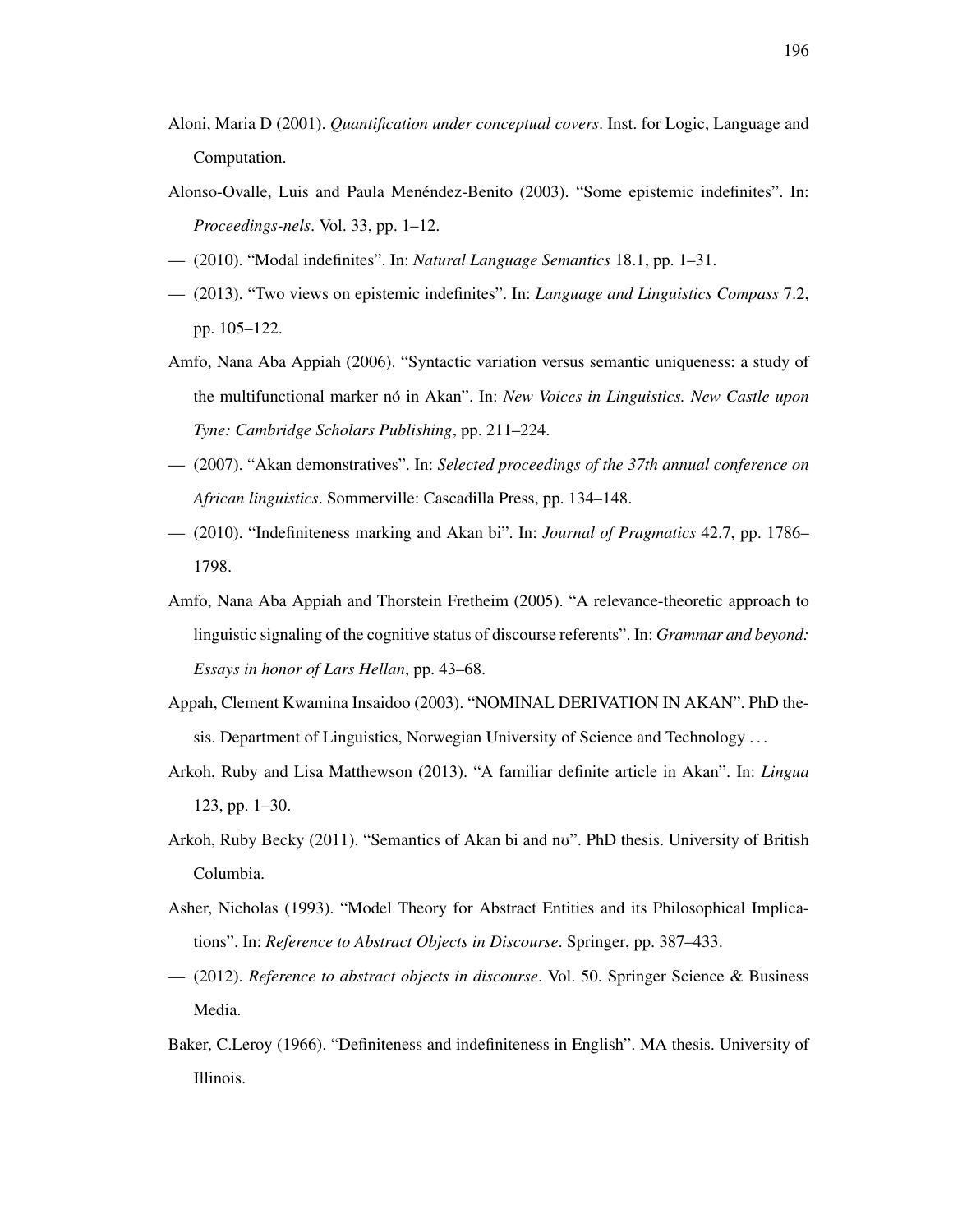Aloni, Maria D (2001). *Quantification under conceptual covers*. Inst. for Logic, Language and Computation.

Alonso-Ovalle, Luis and Paula Menéndez-Benito (2003). "Some epistemic indefinites". In: *Proceedings-nels*. Vol. 33, pp. 1–12.

— (2010). "Modal indefinites". In: *Natural Language Semantics* 18.1, pp. 1–31.

— (2013). "Two views on epistemic indefinites". In: *Language and Linguistics Compass* 7.2, pp. 105–122.

Amfo, Nana Aba Appiah (2006). "Syntactic variation versus semantic uniqueness: a study of the multifunctional marker nó in Akan". In: *New Voices in Linguistics. New Castle upon Tyne: Cambridge Scholars Publishing*, pp. 211–224.

— (2007). "Akan demonstratives". In: *Selected proceedings of the 37th annual conference on African linguistics*. Sommerville: Cascadilla Press, pp. 134–148.

— (2010). "Indefiniteness marking and Akan bi". In: *Journal of Pragmatics* 42.7, pp. 1786–1798.

Amfo, Nana Aba Appiah and Thorstein Fretheim (2005). "A relevance-theoretic approach to linguistic signaling of the cognitive status of discourse referents". In: *Grammar and beyond: Essays in honor of Lars Hellan*, pp. 43–68.

Appah, Clement Kwamina Insaidoo (2003). "NOMINAL DERIVATION IN AKAN". PhD thesis. Department of Linguistics, Norwegian University of Science and Technology ...

Arkoh, Ruby and Lisa Matthewson (2013). "A familiar definite article in Akan". In: *Lingua* 123, pp. 1–30.

Arkoh, Ruby Becky (2011). "Semantics of Akan bi and nʊ". PhD thesis. University of British Columbia.

Asher, Nicholas (1993). "Model Theory for Abstract Entities and its Philosophical Implications". In: *Reference to Abstract Objects in Discourse*. Springer, pp. 387–433.

— (2012). *Reference to abstract objects in discourse*. Vol. 50. Springer Science & Business Media.

Baker, C.Leroy (1966). "Definiteness and indefiniteness in English". MA thesis. University of Illinois.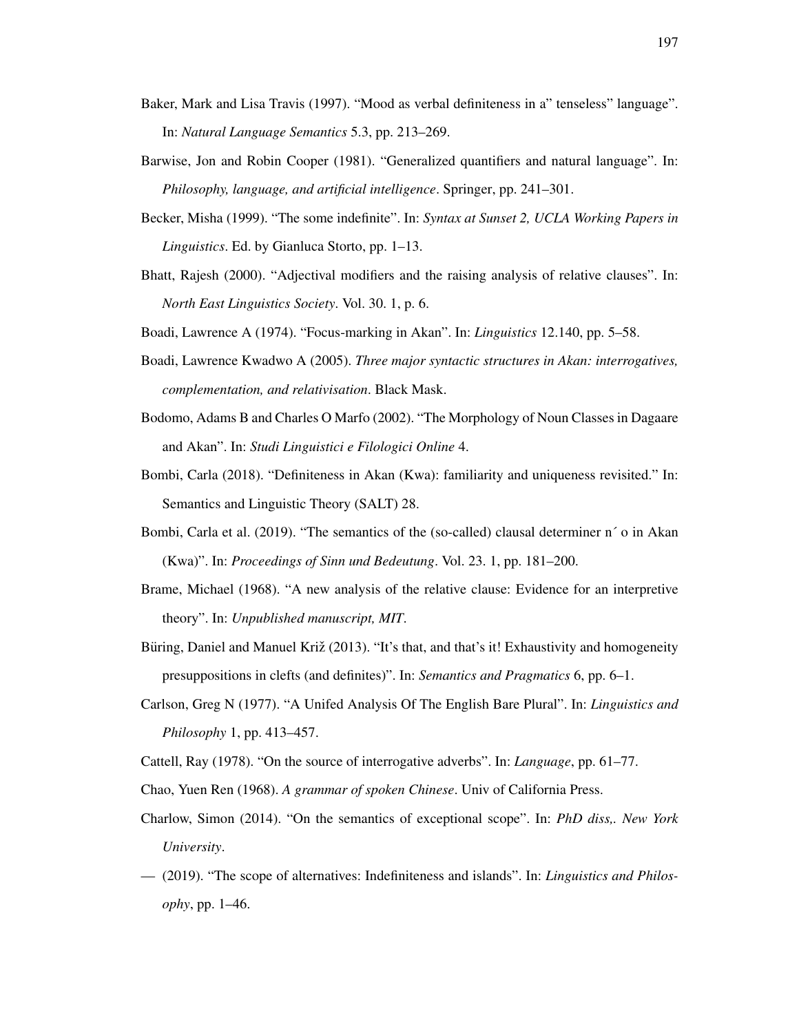Baker, Mark and Lisa Travis (1997). “Mood as verbal definiteness in a” tenseless” language”. In: *Natural Language Semantics* 5.3, pp. 213–269.

Barwise, Jon and Robin Cooper (1981). “Generalized quantifiers and natural language”. In: *Philosophy, language, and artificial intelligence*. Springer, pp. 241–301.

Becker, Misha (1999). “The some indefinite”. In: *Syntax at Sunset 2, UCLA Working Papers in Linguistics*. Ed. by Gianluca Storto, pp. 1–13.

Bhatt, Rajesh (2000). “Adjectival modifiers and the raising analysis of relative clauses”. In: *North East Linguistics Society*. Vol. 30. 1, p. 6.

Boadi, Lawrence A (1974). “Focus-marking in Akan”. In: *Linguistics* 12.140, pp. 5–58.

Boadi, Lawrence Kwadwo A (2005). *Three major syntactic structures in Akan: interrogatives, complementation, and relativisation*. Black Mask.

Bodomo, Adams B and Charles O Marfo (2002). “The Morphology of Noun Classes in Dagaare and Akan”. In: *Studi Linguistici e Filologici Online* 4.

Bombi, Carla (2018). “Definiteness in Akan (Kwa): familiarity and uniqueness revisited.” In: Semantics and Linguistic Theory (SALT) 28.

Bombi, Carla et al. (2019). “The semantics of the (so-called) clausal determiner n´ o in Akan (Kwa)”. In: *Proceedings of Sinn und Bedeutung*. Vol. 23. 1, pp. 181–200.

Brame, Michael (1968). “A new analysis of the relative clause: Evidence for an interpretive theory”. In: *Unpublished manuscript, MIT*.

Büring, Daniel and Manuel Križ (2013). “It’s that, and that’s it! Exhaustivity and homogeneity presuppositions in clefts (and definites)”. In: *Semantics and Pragmatics* 6, pp. 6–1.

Carlson, Greg N (1977). “A Unifed Analysis Of The English Bare Plural”. In: *Linguistics and Philosophy* 1, pp. 413–457.

Cattell, Ray (1978). “On the source of interrogative adverbs”. In: *Language*, pp. 61–77.

Chao, Yuen Ren (1968). *A grammar of spoken Chinese*. Univ of California Press.

Charlow, Simon (2014). “On the semantics of exceptional scope”. In: *PhD diss,. New York University*.

— (2019). “The scope of alternatives: Indefiniteness and islands”. In: *Linguistics and Philosophy*, pp. 1–46.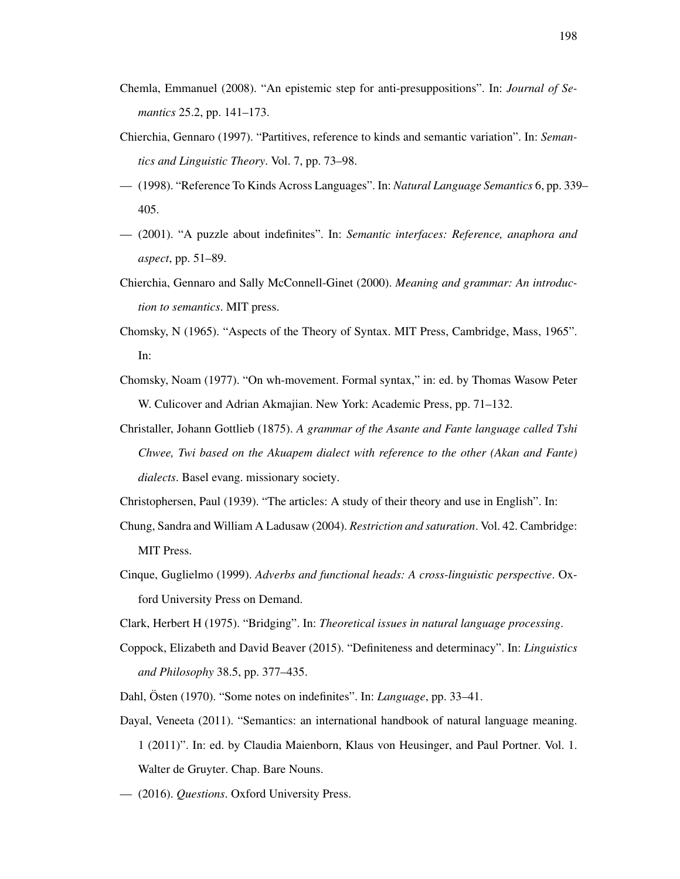Chemla, Emmanuel (2008). "An epistemic step for anti-presuppositions". In: *Journal of Semantics* 25.2, pp. 141–173.

Chierchia, Gennaro (1997). "Partitives, reference to kinds and semantic variation". In: *Semantics and Linguistic Theory*. Vol. 7, pp. 73–98.

— (1998). "Reference To Kinds Across Languages". In: *Natural Language Semantics* 6, pp. 339–405.

— (2001). "A puzzle about indefinites". In: *Semantic interfaces: Reference, anaphora and aspect*, pp. 51–89.

Chierchia, Gennaro and Sally McConnell-Ginet (2000). *Meaning and grammar: An introduction to semantics*. MIT press.

Chomsky, N (1965). "Aspects of the Theory of Syntax. MIT Press, Cambridge, Mass, 1965". In:

Chomsky, Noam (1977). "On wh-movement. Formal syntax," in: ed. by Thomas Wasow Peter W. Culicover and Adrian Akmajian. New York: Academic Press, pp. 71–132.

Christaller, Johann Gottlieb (1875). *A grammar of the Asante and Fante language called Tshi Chwee, Twi based on the Akuapem dialect with reference to the other (Akan and Fante) dialects*. Basel evang. missionary society.

Christophersen, Paul (1939). "The articles: A study of their theory and use in English". In:

Chung, Sandra and William A Ladusaw (2004). *Restriction and saturation*. Vol. 42. Cambridge: MIT Press.

Cinque, Guglielmo (1999). *Adverbs and functional heads: A cross-linguistic perspective*. Oxford University Press on Demand.

Clark, Herbert H (1975). "Bridging". In: *Theoretical issues in natural language processing*.

Coppock, Elizabeth and David Beaver (2015). "Definiteness and determinacy". In: *Linguistics and Philosophy* 38.5, pp. 377–435.

Dahl, Östen (1970). "Some notes on indefinites". In: *Language*, pp. 33–41.

Dayal, Veneeta (2011). "Semantics: an international handbook of natural language meaning. 1 (2011)". In: ed. by Claudia Maienborn, Klaus von Heusinger, and Paul Portner. Vol. 1. Walter de Gruyter. Chap. Bare Nouns.

— (2016). *Questions*. Oxford University Press.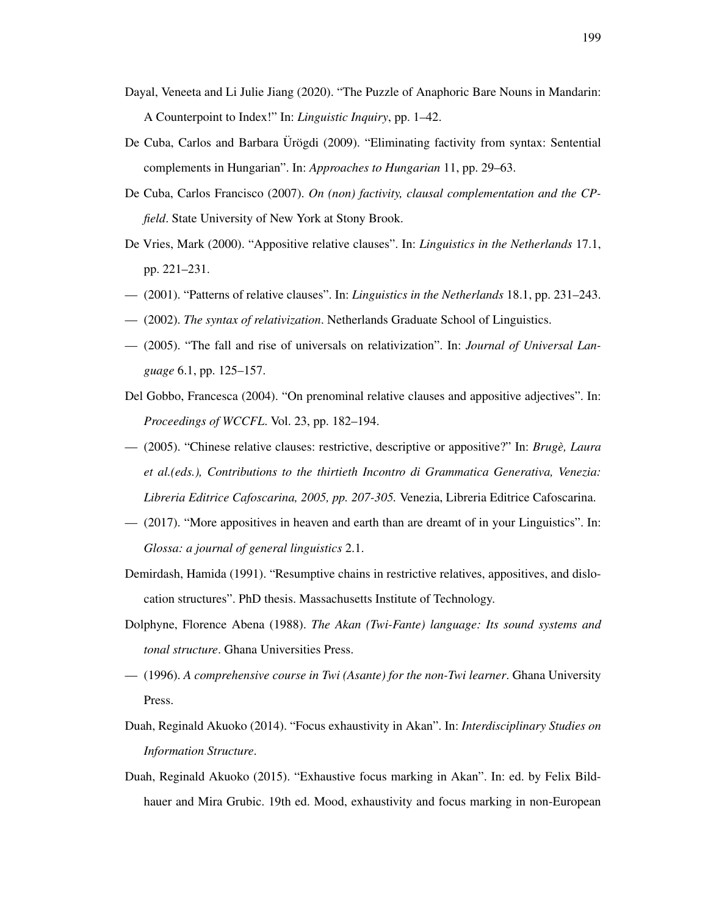Dayal, Veneeta and Li Julie Jiang (2020). "The Puzzle of Anaphoric Bare Nouns in Mandarin: A Counterpoint to Index!" In: *Linguistic Inquiry*, pp. 1–42.

De Cuba, Carlos and Barbara Ürögdi (2009). "Eliminating factivity from syntax: Sentential complements in Hungarian". In: *Approaches to Hungarian* 11, pp. 29–63.

De Cuba, Carlos Francisco (2007). *On (non) factivity, clausal complementation and the CP-field*. State University of New York at Stony Brook.

De Vries, Mark (2000). "Appositive relative clauses". In: *Linguistics in the Netherlands* 17.1, pp. 221–231.

— (2001). "Patterns of relative clauses". In: *Linguistics in the Netherlands* 18.1, pp. 231–243.

— (2002). *The syntax of relativization*. Netherlands Graduate School of Linguistics.

— (2005). "The fall and rise of universals on relativization". In: *Journal of Universal Language* 6.1, pp. 125–157.

Del Gobbo, Francesca (2004). "On prenominal relative clauses and appositive adjectives". In: *Proceedings of WCCFL*. Vol. 23, pp. 182–194.

— (2005). "Chinese relative clauses: restrictive, descriptive or appositive?" In: *Brugè, Laura et al.(eds.), Contributions to the thirtieth Incontro di Grammatica Generativa, Venezia: Libreria Editrice Cafoscarina, 2005, pp. 207-305.* Venezia, Libreria Editrice Cafoscarina.

— (2017). "More appositives in heaven and earth than are dreamt of in your Linguistics". In: *Glossa: a journal of general linguistics* 2.1.

Demirdash, Hamida (1991). "Resumptive chains in restrictive relatives, appositives, and dislocation structures". PhD thesis. Massachusetts Institute of Technology.

Dolphyne, Florence Abena (1988). *The Akan (Twi-Fante) language: Its sound systems and tonal structure*. Ghana Universities Press.

— (1996). *A comprehensive course in Twi (Asante) for the non-Twi learner*. Ghana University Press.

Duah, Reginald Akuoko (2014). "Focus exhaustivity in Akan". In: *Interdisciplinary Studies on Information Structure*.

Duah, Reginald Akuoko (2015). "Exhaustive focus marking in Akan". In: ed. by Felix Bildhauer and Mira Grubic. 19th ed. Mood, exhaustivity and focus marking in non-European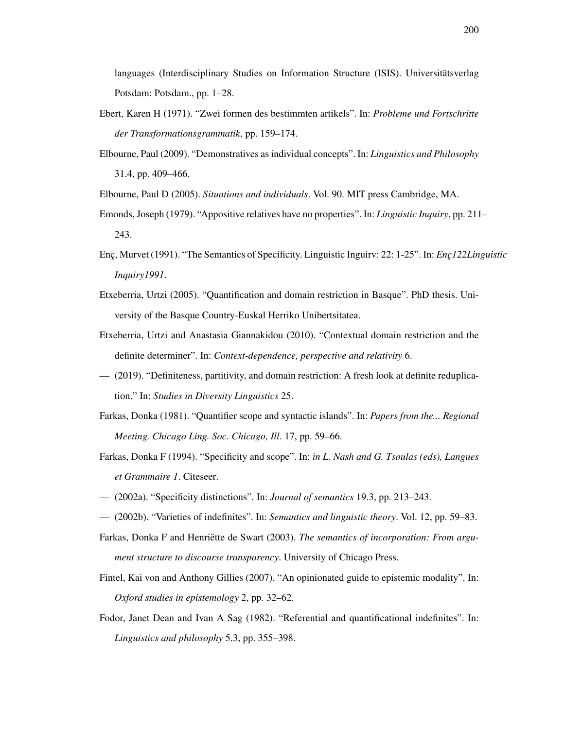languages (Interdisciplinary Studies on Information Structure (ISIS). Universitätsverlag Potsdam: Potsdam., pp. 1–28.

Ebert, Karen H (1971). "Zwei formen des bestimmten artikels". In: *Probleme und Fortschritte der Transformationsgrammatik*, pp. 159–174.

Elbourne, Paul (2009). "Demonstratives as individual concepts". In: *Linguistics and Philosophy* 31.4, pp. 409–466.

Elbourne, Paul D (2005). *Situations and individuals*. Vol. 90. MIT press Cambridge, MA.

Emonds, Joseph (1979). "Appositive relatives have no properties". In: *Linguistic Inquiry*, pp. 211–243.

Enç, Murvet (1991). "The Semantics of Specificity. Linguistic Inguirv: 22: 1-25". In: *Enç122Linguistic Inquiry1991*.

Etxeberria, Urtzi (2005). "Quantification and domain restriction in Basque". PhD thesis. University of the Basque Country-Euskal Herriko Unibertsitatea.

Etxeberria, Urtzi and Anastasia Giannakidou (2010). "Contextual domain restriction and the definite determiner". In: *Context-dependence, perspective and relativity* 6.

— (2019). "Definiteness, partitivity, and domain restriction: A fresh look at definite reduplication." In: *Studies in Diversity Linguistics* 25.

Farkas, Donka (1981). "Quantifier scope and syntactic islands". In: *Papers from the... Regional Meeting. Chicago Ling. Soc. Chicago, Ill*. 17, pp. 59–66.

Farkas, Donka F (1994). "Specificity and scope". In: *in L. Nash and G. Tsoulas (eds), Langues et Grammaire 1*. Citeseer.

— (2002a). "Specificity distinctions". In: *Journal of semantics* 19.3, pp. 213–243.

— (2002b). "Varieties of indefinites". In: *Semantics and linguistic theory*. Vol. 12, pp. 59–83.

Farkas, Donka F and Henriëtte de Swart (2003). *The semantics of incorporation: From argument structure to discourse transparency*. University of Chicago Press.

Fintel, Kai von and Anthony Gillies (2007). "An opinionated guide to epistemic modality". In: *Oxford studies in epistemology* 2, pp. 32–62.

Fodor, Janet Dean and Ivan A Sag (1982). "Referential and quantificational indefinites". In: *Linguistics and philosophy* 5.3, pp. 355–398.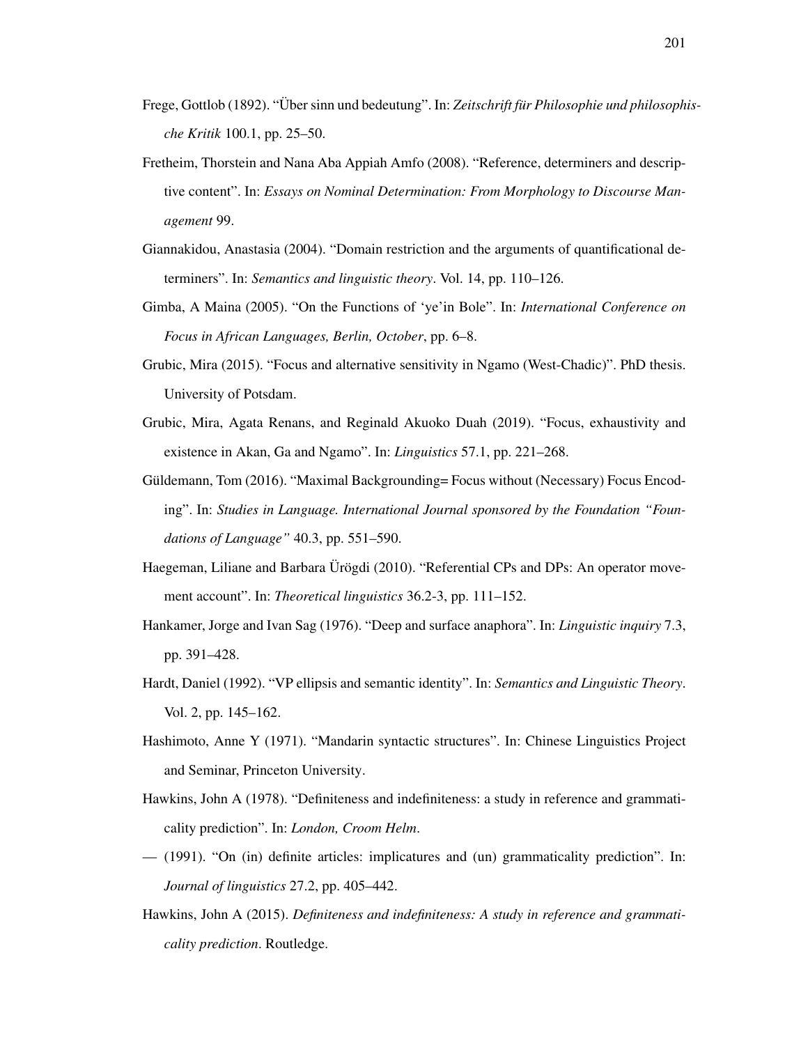Frege, Gottlob (1892). "Über sinn und bedeutung". In: *Zeitschrift für Philosophie und philosophische Kritik* 100.1, pp. 25–50.

Fretheim, Thorstein and Nana Aba Appiah Amfo (2008). "Reference, determiners and descriptive content". In: *Essays on Nominal Determination: From Morphology to Discourse Management* 99.

Giannakidou, Anastasia (2004). "Domain restriction and the arguments of quantificational determiners". In: *Semantics and linguistic theory*. Vol. 14, pp. 110–126.

Gimba, A Maina (2005). "On the Functions of 'ye'in Bole". In: *International Conference on Focus in African Languages, Berlin, October*, pp. 6–8.

Grubic, Mira (2015). "Focus and alternative sensitivity in Ngamo (West-Chadic)". PhD thesis. University of Potsdam.

Grubic, Mira, Agata Renans, and Reginald Akuoko Duah (2019). "Focus, exhaustivity and existence in Akan, Ga and Ngamo". In: *Linguistics* 57.1, pp. 221–268.

Güldemann, Tom (2016). "Maximal Backgrounding= Focus without (Necessary) Focus Encoding". In: *Studies in Language. International Journal sponsored by the Foundation "Foundations of Language"* 40.3, pp. 551–590.

Haegeman, Liliane and Barbara Ürögdi (2010). "Referential CPs and DPs: An operator movement account". In: *Theoretical linguistics* 36.2-3, pp. 111–152.

Hankamer, Jorge and Ivan Sag (1976). "Deep and surface anaphora". In: *Linguistic inquiry* 7.3, pp. 391–428.

Hardt, Daniel (1992). "VP ellipsis and semantic identity". In: *Semantics and Linguistic Theory*. Vol. 2, pp. 145–162.

Hashimoto, Anne Y (1971). "Mandarin syntactic structures". In: Chinese Linguistics Project and Seminar, Princeton University.

Hawkins, John A (1978). "Definiteness and indefiniteness: a study in reference and grammaticality prediction". In: *London, Croom Helm*.

— (1991). "On (in) definite articles: implicatures and (un) grammaticality prediction". In: *Journal of linguistics* 27.2, pp. 405–442.

Hawkins, John A (2015). *Definiteness and indefiniteness: A study in reference and grammaticality prediction*. Routledge.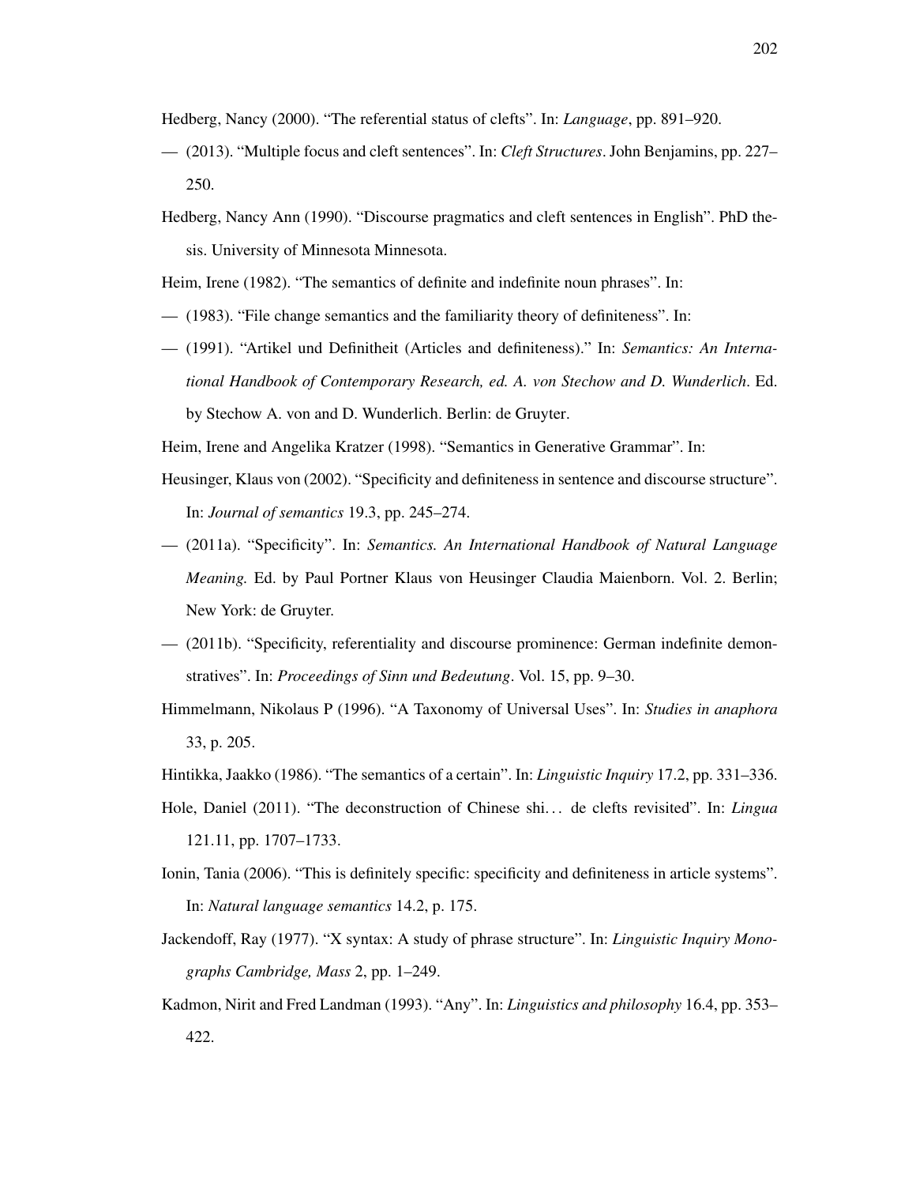Hedberg, Nancy (2000). “The referential status of clefts”. In: *Language*, pp. 891–920.

— (2013). “Multiple focus and cleft sentences”. In: *Cleft Structures*. John Benjamins, pp. 227–250.

Hedberg, Nancy Ann (1990). “Discourse pragmatics and cleft sentences in English”. PhD thesis. University of Minnesota Minnesota.

Heim, Irene (1982). “The semantics of definite and indefinite noun phrases”. In:

— (1983). “File change semantics and the familiarity theory of definiteness”. In:

— (1991). “Artikel und Definitheit (Articles and definiteness).” In: *Semantics: An International Handbook of Contemporary Research, ed. A. von Stechow and D. Wunderlich*. Ed. by Stechow A. von and D. Wunderlich. Berlin: de Gruyter.

Heim, Irene and Angelika Kratzer (1998). “Semantics in Generative Grammar”. In:

Heusinger, Klaus von (2002). “Specificity and definiteness in sentence and discourse structure”. In: *Journal of semantics* 19.3, pp. 245–274.

— (2011a). “Specificity”. In: *Semantics. An International Handbook of Natural Language Meaning.* Ed. by Paul Portner Klaus von Heusinger Claudia Maienborn. Vol. 2. Berlin; New York: de Gruyter.

— (2011b). “Specificity, referentiality and discourse prominence: German indefinite demonstratives”. In: *Proceedings of Sinn und Bedeutung*. Vol. 15, pp. 9–30.

Himmelmann, Nikolaus P (1996). “A Taxonomy of Universal Uses”. In: *Studies in anaphora* 33, p. 205.

Hintikka, Jaakko (1986). “The semantics of a certain”. In: *Linguistic Inquiry* 17.2, pp. 331–336.

Hole, Daniel (2011). “The deconstruction of Chinese shi… de clefts revisited”. In: *Lingua* 121.11, pp. 1707–1733.

Ionin, Tania (2006). “This is definitely specific: specificity and definiteness in article systems”. In: *Natural language semantics* 14.2, p. 175.

Jackendoff, Ray (1977). “X syntax: A study of phrase structure”. In: *Linguistic Inquiry Monographs Cambridge, Mass* 2, pp. 1–249.

Kadmon, Nirit and Fred Landman (1993). “Any”. In: *Linguistics and philosophy* 16.4, pp. 353–422.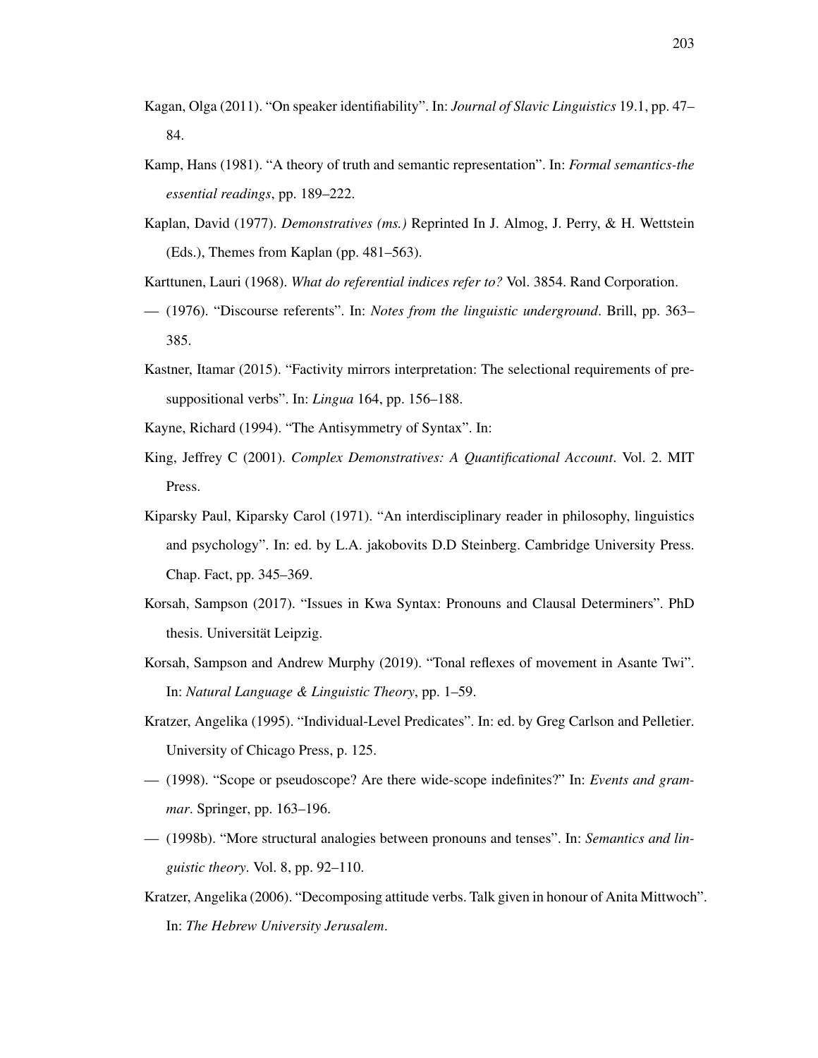Kagan, Olga (2011). "On speaker identifiability". In: *Journal of Slavic Linguistics* 19.1, pp. 47–84.

Kamp, Hans (1981). "A theory of truth and semantic representation". In: *Formal semantics-the essential readings*, pp. 189–222.

Kaplan, David (1977). *Demonstratives (ms.)* Reprinted In J. Almog, J. Perry, & H. Wettstein (Eds.), Themes from Kaplan (pp. 481–563).

Karttunen, Lauri (1968). *What do referential indices refer to?* Vol. 3854. Rand Corporation.

— (1976). "Discourse referents". In: *Notes from the linguistic underground*. Brill, pp. 363–385.

Kastner, Itamar (2015). "Factivity mirrors interpretation: The selectional requirements of presuppositional verbs". In: *Lingua* 164, pp. 156–188.

Kayne, Richard (1994). "The Antisymmetry of Syntax". In:

King, Jeffrey C (2001). *Complex Demonstratives: A Quantificational Account*. Vol. 2. MIT Press.

Kiparsky Paul, Kiparsky Carol (1971). "An interdisciplinary reader in philosophy, linguistics and psychology". In: ed. by L.A. jakobovits D.D Steinberg. Cambridge University Press. Chap. Fact, pp. 345–369.

Korsah, Sampson (2017). "Issues in Kwa Syntax: Pronouns and Clausal Determiners". PhD thesis. Universität Leipzig.

Korsah, Sampson and Andrew Murphy (2019). "Tonal reflexes of movement in Asante Twi". In: *Natural Language & Linguistic Theory*, pp. 1–59.

Kratzer, Angelika (1995). "Individual-Level Predicates". In: ed. by Greg Carlson and Pelletier. University of Chicago Press, p. 125.

— (1998). "Scope or pseudoscope? Are there wide-scope indefinites?" In: *Events and grammar*. Springer, pp. 163–196.

— (1998b). "More structural analogies between pronouns and tenses". In: *Semantics and linguistic theory*. Vol. 8, pp. 92–110.

Kratzer, Angelika (2006). "Decomposing attitude verbs. Talk given in honour of Anita Mittwoch". In: *The Hebrew University Jerusalem*.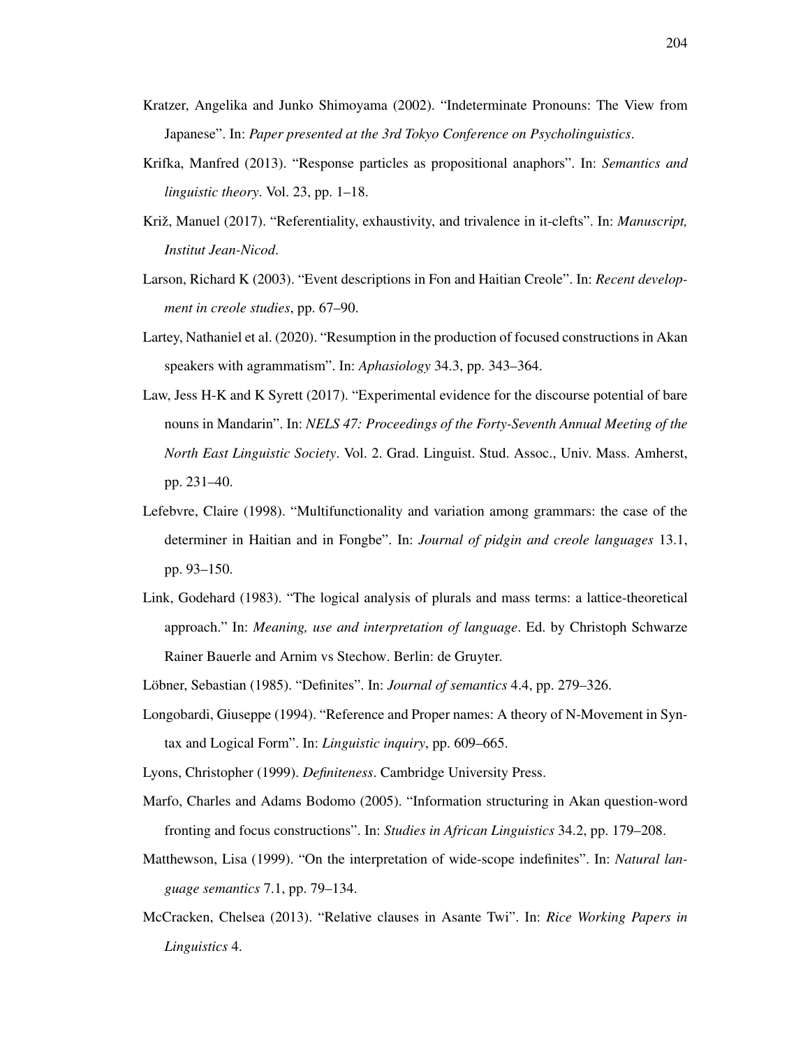Kratzer, Angelika and Junko Shimoyama (2002). "Indeterminate Pronouns: The View from Japanese". In: *Paper presented at the 3rd Tokyo Conference on Psycholinguistics*.

Krifka, Manfred (2013). "Response particles as propositional anaphors". In: *Semantics and linguistic theory*. Vol. 23, pp. 1–18.

Križ, Manuel (2017). "Referentiality, exhaustivity, and trivalence in it-clefts". In: *Manuscript, Institut Jean-Nicod*.

Larson, Richard K (2003). "Event descriptions in Fon and Haitian Creole". In: *Recent development in creole studies*, pp. 67–90.

Lartey, Nathaniel et al. (2020). "Resumption in the production of focused constructions in Akan speakers with agrammatism". In: *Aphasiology* 34.3, pp. 343–364.

Law, Jess H-K and K Syrett (2017). "Experimental evidence for the discourse potential of bare nouns in Mandarin". In: *NELS 47: Proceedings of the Forty-Seventh Annual Meeting of the North East Linguistic Society*. Vol. 2. Grad. Linguist. Stud. Assoc., Univ. Mass. Amherst, pp. 231–40.

Lefebvre, Claire (1998). "Multifunctionality and variation among grammars: the case of the determiner in Haitian and in Fongbe". In: *Journal of pidgin and creole languages* 13.1, pp. 93–150.

Link, Godehard (1983). "The logical analysis of plurals and mass terms: a lattice-theoretical approach." In: *Meaning, use and interpretation of language*. Ed. by Christoph Schwarze Rainer Bauerle and Arnim vs Stechow. Berlin: de Gruyter.

Löbner, Sebastian (1985). "Definites". In: *Journal of semantics* 4.4, pp. 279–326.

Longobardi, Giuseppe (1994). "Reference and Proper names: A theory of N-Movement in Syntax and Logical Form". In: *Linguistic inquiry*, pp. 609–665.

Lyons, Christopher (1999). *Definiteness*. Cambridge University Press.

Marfo, Charles and Adams Bodomo (2005). "Information structuring in Akan question-word fronting and focus constructions". In: *Studies in African Linguistics* 34.2, pp. 179–208.

Matthewson, Lisa (1999). "On the interpretation of wide-scope indefinites". In: *Natural language semantics* 7.1, pp. 79–134.

McCracken, Chelsea (2013). "Relative clauses in Asante Twi". In: *Rice Working Papers in Linguistics* 4.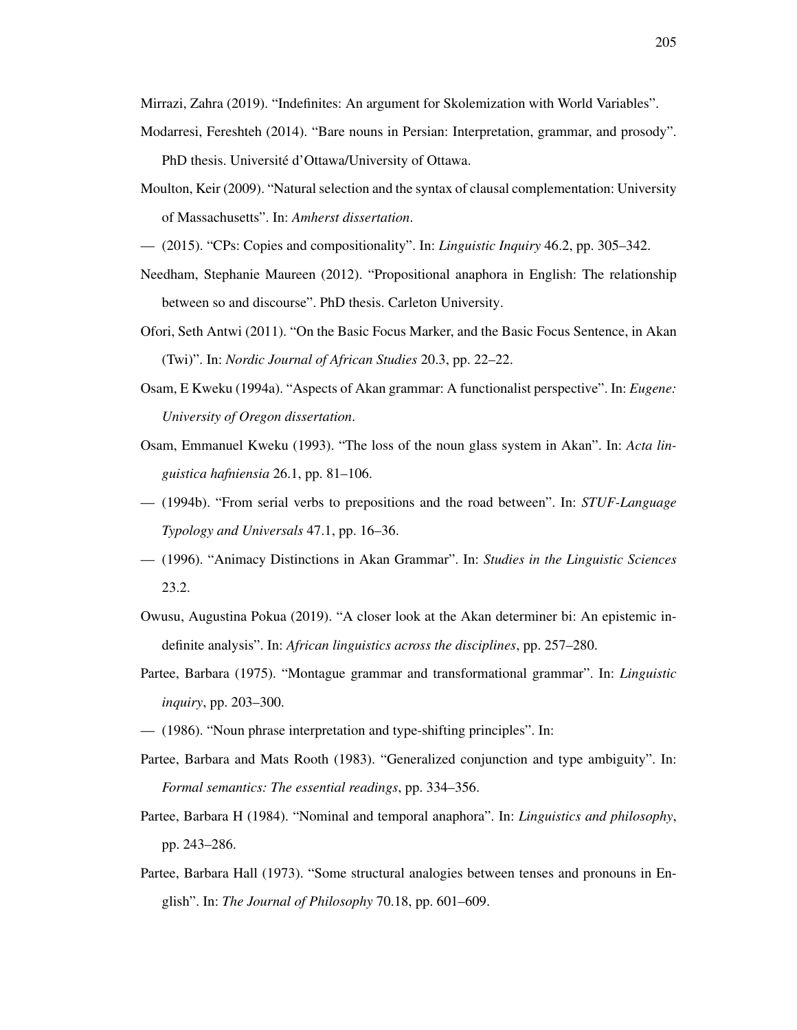Mirrazi, Zahra (2019). "Indefinites: An argument for Skolemization with World Variables".

Modarresi, Fereshteh (2014). "Bare nouns in Persian: Interpretation, grammar, and prosody". PhD thesis. Université d'Ottawa/University of Ottawa.

Moulton, Keir (2009). "Natural selection and the syntax of clausal complementation: University of Massachusetts". In: *Amherst dissertation*.

— (2015). "CPs: Copies and compositionality". In: *Linguistic Inquiry* 46.2, pp. 305–342.

Needham, Stephanie Maureen (2012). "Propositional anaphora in English: The relationship between so and discourse". PhD thesis. Carleton University.

Ofori, Seth Antwi (2011). "On the Basic Focus Marker, and the Basic Focus Sentence, in Akan (Twi)". In: *Nordic Journal of African Studies* 20.3, pp. 22–22.

Osam, E Kweku (1994a). "Aspects of Akan grammar: A functionalist perspective". In: *Eugene: University of Oregon dissertation*.

Osam, Emmanuel Kweku (1993). "The loss of the noun glass system in Akan". In: *Acta linguistica hafniensia* 26.1, pp. 81–106.

— (1994b). "From serial verbs to prepositions and the road between". In: *STUF-Language Typology and Universals* 47.1, pp. 16–36.

— (1996). "Animacy Distinctions in Akan Grammar". In: *Studies in the Linguistic Sciences* 23.2.

Owusu, Augustina Pokua (2019). "A closer look at the Akan determiner bi: An epistemic indefinite analysis". In: *African linguistics across the disciplines*, pp. 257–280.

Partee, Barbara (1975). "Montague grammar and transformational grammar". In: *Linguistic inquiry*, pp. 203–300.

— (1986). "Noun phrase interpretation and type-shifting principles". In:

Partee, Barbara and Mats Rooth (1983). "Generalized conjunction and type ambiguity". In: *Formal semantics: The essential readings*, pp. 334–356.

Partee, Barbara H (1984). "Nominal and temporal anaphora". In: *Linguistics and philosophy*, pp. 243–286.

Partee, Barbara Hall (1973). "Some structural analogies between tenses and pronouns in English". In: *The Journal of Philosophy* 70.18, pp. 601–609.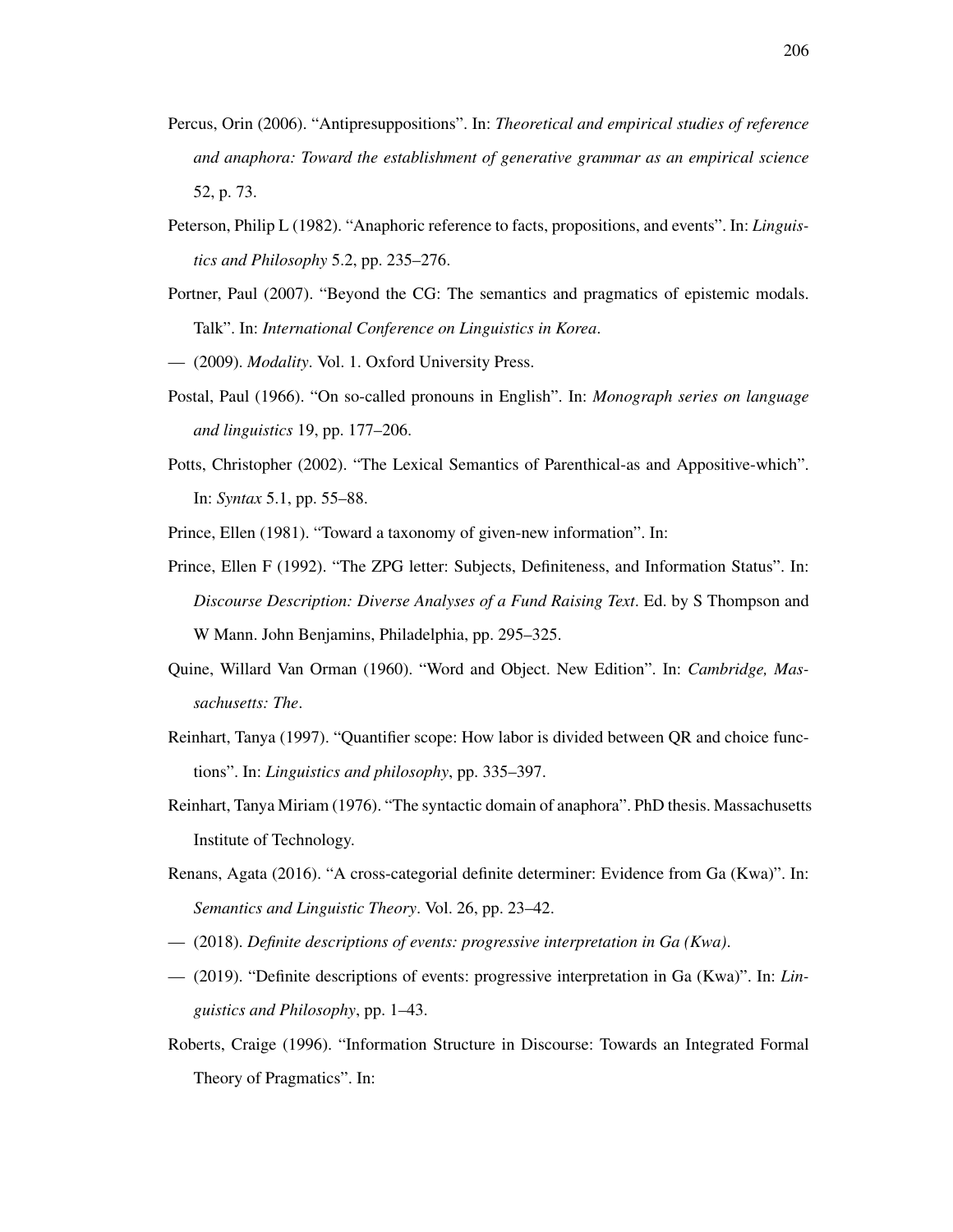Percus, Orin (2006). "Antipresuppositions". In: *Theoretical and empirical studies of reference and anaphora: Toward the establishment of generative grammar as an empirical science* 52, p. 73.

Peterson, Philip L (1982). "Anaphoric reference to facts, propositions, and events". In: *Linguistics and Philosophy* 5.2, pp. 235–276.

Portner, Paul (2007). "Beyond the CG: The semantics and pragmatics of epistemic modals. Talk". In: *International Conference on Linguistics in Korea*.

— (2009). *Modality*. Vol. 1. Oxford University Press.

Postal, Paul (1966). "On so-called pronouns in English". In: *Monograph series on language and linguistics* 19, pp. 177–206.

Potts, Christopher (2002). "The Lexical Semantics of Parenthical-as and Appositive-which". In: *Syntax* 5.1, pp. 55–88.

Prince, Ellen (1981). "Toward a taxonomy of given-new information". In:

Prince, Ellen F (1992). "The ZPG letter: Subjects, Definiteness, and Information Status". In: *Discourse Description: Diverse Analyses of a Fund Raising Text*. Ed. by S Thompson and W Mann. John Benjamins, Philadelphia, pp. 295–325.

Quine, Willard Van Orman (1960). "Word and Object. New Edition". In: *Cambridge, Massachusetts: The*.

Reinhart, Tanya (1997). "Quantifier scope: How labor is divided between QR and choice functions". In: *Linguistics and philosophy*, pp. 335–397.

Reinhart, Tanya Miriam (1976). "The syntactic domain of anaphora". PhD thesis. Massachusetts Institute of Technology.

Renans, Agata (2016). "A cross-categorial definite determiner: Evidence from Ga (Kwa)". In: *Semantics and Linguistic Theory*. Vol. 26, pp. 23–42.

— (2018). *Definite descriptions of events: progressive interpretation in Ga (Kwa)*.

— (2019). "Definite descriptions of events: progressive interpretation in Ga (Kwa)". In: *Linguistics and Philosophy*, pp. 1–43.

Roberts, Craige (1996). "Information Structure in Discourse: Towards an Integrated Formal Theory of Pragmatics". In: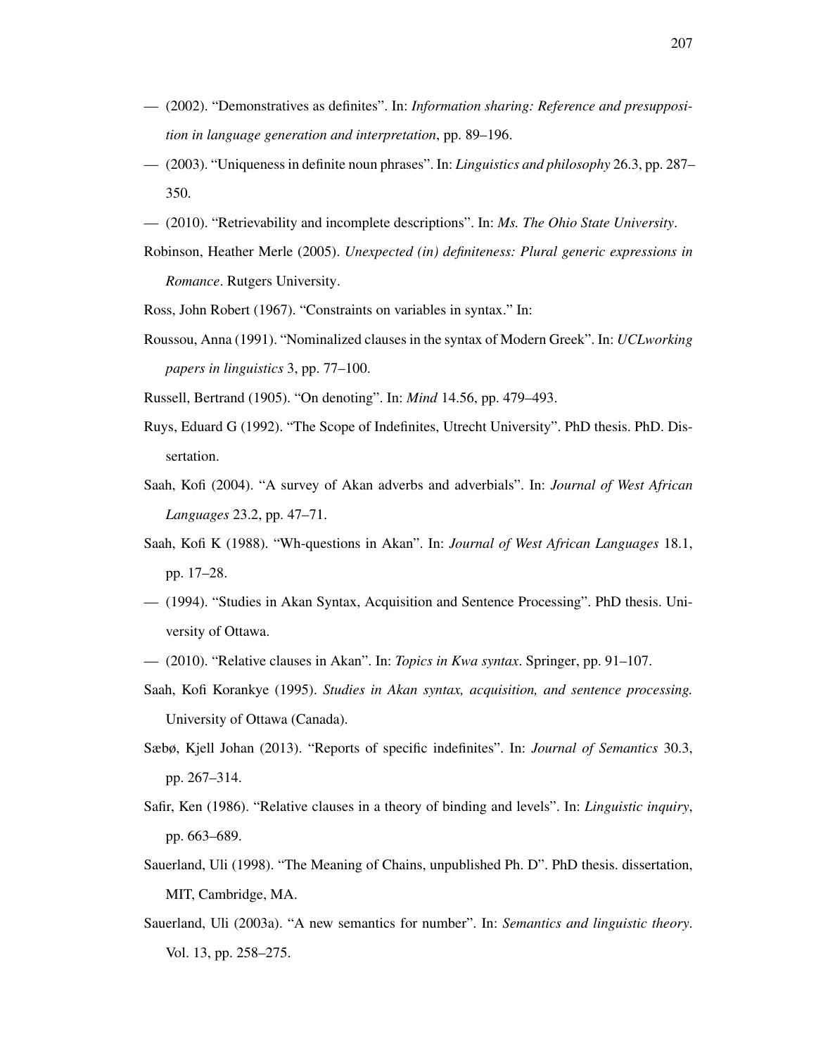— (2002). “Demonstratives as definites”. In: *Information sharing: Reference and presupposition in language generation and interpretation*, pp. 89–196.

— (2003). “Uniqueness in definite noun phrases”. In: *Linguistics and philosophy* 26.3, pp. 287–350.

— (2010). “Retrievability and incomplete descriptions”. In: *Ms. The Ohio State University*.

Robinson, Heather Merle (2005). *Unexpected (in) definiteness: Plural generic expressions in Romance*. Rutgers University.

Ross, John Robert (1967). “Constraints on variables in syntax.” In:

Roussou, Anna (1991). “Nominalized clauses in the syntax of Modern Greek”. In: *UCLworking papers in linguistics* 3, pp. 77–100.

Russell, Bertrand (1905). “On denoting”. In: *Mind* 14.56, pp. 479–493.

Ruys, Eduard G (1992). “The Scope of Indefinites, Utrecht University”. PhD thesis. PhD. Dissertation.

Saah, Kofi (2004). “A survey of Akan adverbs and adverbials”. In: *Journal of West African Languages* 23.2, pp. 47–71.

Saah, Kofi K (1988). “Wh-questions in Akan”. In: *Journal of West African Languages* 18.1, pp. 17–28.

— (1994). “Studies in Akan Syntax, Acquisition and Sentence Processing”. PhD thesis. University of Ottawa.

— (2010). “Relative clauses in Akan”. In: *Topics in Kwa syntax*. Springer, pp. 91–107.

Saah, Kofi Korankye (1995). *Studies in Akan syntax, acquisition, and sentence processing.* University of Ottawa (Canada).

Sæbø, Kjell Johan (2013). “Reports of specific indefinites”. In: *Journal of Semantics* 30.3, pp. 267–314.

Safir, Ken (1986). “Relative clauses in a theory of binding and levels”. In: *Linguistic inquiry*, pp. 663–689.

Sauerland, Uli (1998). “The Meaning of Chains, unpublished Ph. D”. PhD thesis. dissertation, MIT, Cambridge, MA.

Sauerland, Uli (2003a). “A new semantics for number”. In: *Semantics and linguistic theory*. Vol. 13, pp. 258–275.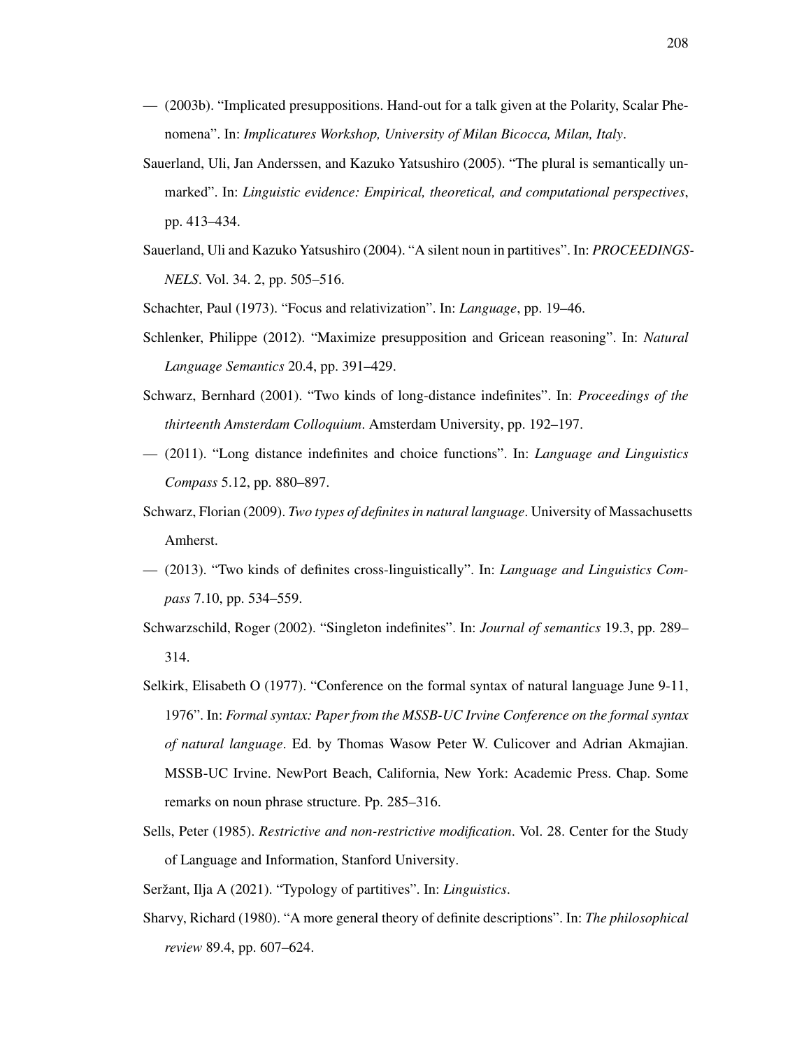— (2003b). “Implicated presuppositions. Hand-out for a talk given at the Polarity, Scalar Phenomena”. In: *Implicatures Workshop, University of Milan Bicocca, Milan, Italy*.

Sauerland, Uli, Jan Anderssen, and Kazuko Yatsushiro (2005). “The plural is semantically unmarked”. In: *Linguistic evidence: Empirical, theoretical, and computational perspectives*, pp. 413–434.

Sauerland, Uli and Kazuko Yatsushiro (2004). “A silent noun in partitives”. In: *PROCEEDINGS-NELS*. Vol. 34. 2, pp. 505–516.

Schachter, Paul (1973). “Focus and relativization”. In: *Language*, pp. 19–46.

Schlenker, Philippe (2012). “Maximize presupposition and Gricean reasoning”. In: *Natural Language Semantics* 20.4, pp. 391–429.

Schwarz, Bernhard (2001). “Two kinds of long-distance indefinites”. In: *Proceedings of the thirteenth Amsterdam Colloquium*. Amsterdam University, pp. 192–197.

— (2011). “Long distance indefinites and choice functions”. In: *Language and Linguistics Compass* 5.12, pp. 880–897.

Schwarz, Florian (2009). *Two types of definites in natural language*. University of Massachusetts Amherst.

— (2013). “Two kinds of definites cross-linguistically”. In: *Language and Linguistics Compass* 7.10, pp. 534–559.

Schwarzschild, Roger (2002). “Singleton indefinites”. In: *Journal of semantics* 19.3, pp. 289–314.

Selkirk, Elisabeth O (1977). “Conference on the formal syntax of natural language June 9-11, 1976”. In: *Formal syntax: Paper from the MSSB-UC Irvine Conference on the formal syntax of natural language*. Ed. by Thomas Wasow Peter W. Culicover and Adrian Akmajian. MSSB-UC Irvine. NewPort Beach, California, New York: Academic Press. Chap. Some remarks on noun phrase structure. Pp. 285–316.

Sells, Peter (1985). *Restrictive and non-restrictive modification*. Vol. 28. Center for the Study of Language and Information, Stanford University.

Seržant, Ilja A (2021). “Typology of partitives”. In: *Linguistics*.

Sharvy, Richard (1980). “A more general theory of definite descriptions”. In: *The philosophical review* 89.4, pp. 607–624.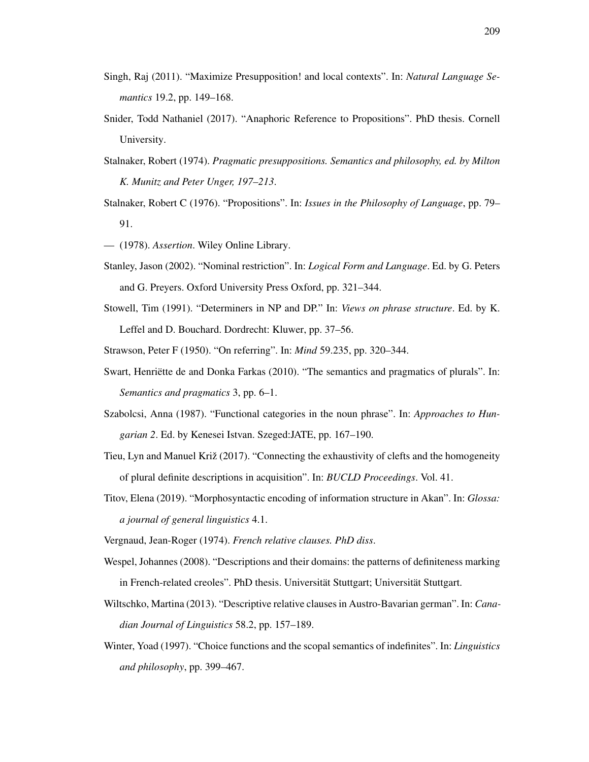Singh, Raj (2011). "Maximize Presupposition! and local contexts". In: *Natural Language Semantics* 19.2, pp. 149–168.

Snider, Todd Nathaniel (2017). "Anaphoric Reference to Propositions". PhD thesis. Cornell University.

Stalnaker, Robert (1974). *Pragmatic presuppositions. Semantics and philosophy, ed. by Milton K. Munitz and Peter Unger, 197–213*.

Stalnaker, Robert C (1976). "Propositions". In: *Issues in the Philosophy of Language*, pp. 79–91.

— (1978). *Assertion*. Wiley Online Library.

Stanley, Jason (2002). "Nominal restriction". In: *Logical Form and Language*. Ed. by G. Peters and G. Preyers. Oxford University Press Oxford, pp. 321–344.

Stowell, Tim (1991). "Determiners in NP and DP." In: *Views on phrase structure*. Ed. by K. Leffel and D. Bouchard. Dordrecht: Kluwer, pp. 37–56.

Strawson, Peter F (1950). "On referring". In: *Mind* 59.235, pp. 320–344.

Swart, Henriëtte de and Donka Farkas (2010). "The semantics and pragmatics of plurals". In: *Semantics and pragmatics* 3, pp. 6–1.

Szabolcsi, Anna (1987). "Functional categories in the noun phrase". In: *Approaches to Hungarian 2*. Ed. by Kenesei Istvan. Szeged:JATE, pp. 167–190.

Tieu, Lyn and Manuel Križ (2017). "Connecting the exhaustivity of clefts and the homogeneity of plural definite descriptions in acquisition". In: *BUCLD Proceedings*. Vol. 41.

Titov, Elena (2019). "Morphosyntactic encoding of information structure in Akan". In: *Glossa: a journal of general linguistics* 4.1.

Vergnaud, Jean-Roger (1974). *French relative clauses. PhD diss.*

Wespel, Johannes (2008). "Descriptions and their domains: the patterns of definiteness marking in French-related creoles". PhD thesis. Universität Stuttgart; Universität Stuttgart.

Wiltschko, Martina (2013). "Descriptive relative clauses in Austro-Bavarian german". In: *Canadian Journal of Linguistics* 58.2, pp. 157–189.

Winter, Yoad (1997). "Choice functions and the scopal semantics of indefinites". In: *Linguistics and philosophy*, pp. 399–467.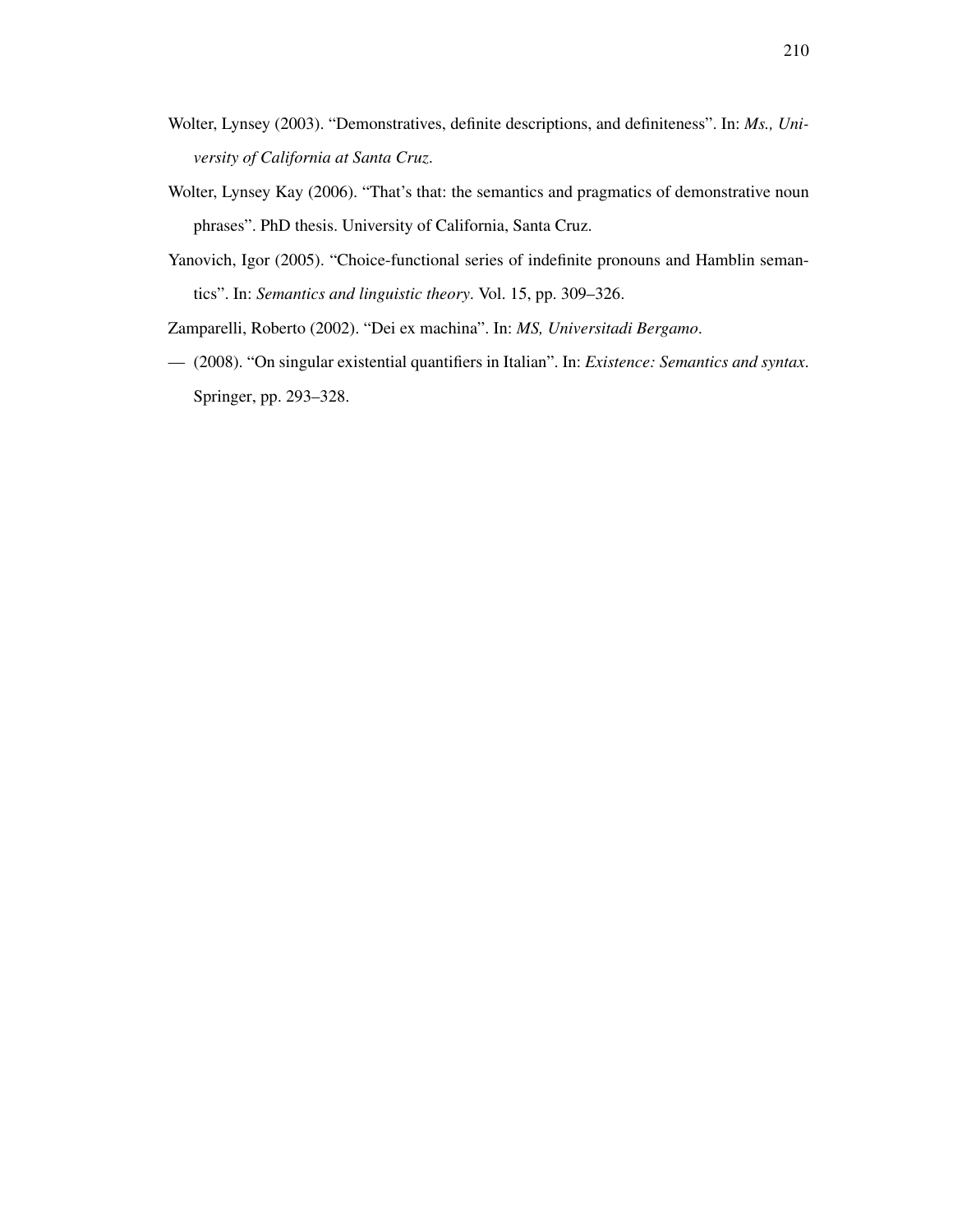Wolter, Lynsey (2003). "Demonstratives, definite descriptions, and definiteness". In: *Ms., University of California at Santa Cruz*.

Wolter, Lynsey Kay (2006). "That's that: the semantics and pragmatics of demonstrative noun phrases". PhD thesis. University of California, Santa Cruz.

Yanovich, Igor (2005). "Choice-functional series of indefinite pronouns and Hamblin semantics". In: *Semantics and linguistic theory*. Vol. 15, pp. 309–326.

Zamparelli, Roberto (2002). "Dei ex machina". In: *MS, Universitadi Bergamo*.

— (2008). "On singular existential quantifiers in Italian". In: *Existence: Semantics and syntax*. Springer, pp. 293–328.